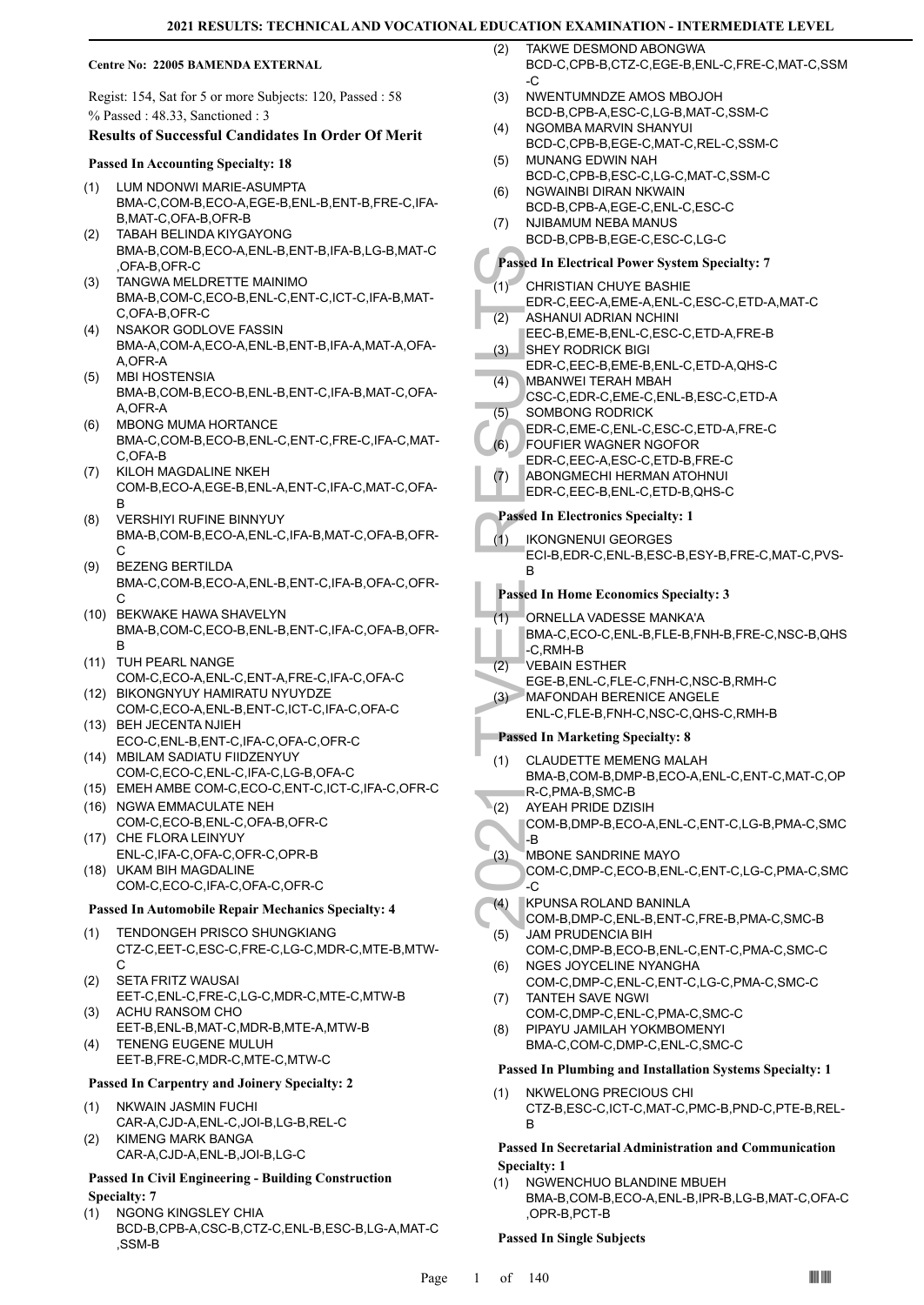# 2021 RESULTS: TECHNICAL AND VOCATIONAL EDUCATION EXAMINATION - INTERMEDIATE LEVEL

**Centre No: 22005 BAMENDA EXTERNAL**

Regist: 154, Sat for 5 or more Subjects: 120, Passed : 58

% Passed : 48.33, Sanctioned : 3

### Results of Successful Candidates In Order Of Merit

#### Passed In Accounting Specialty: 18

(1) LUM NDONWI MARIE-ASUMPTA
BMA-C,COM-B,ECO-A,EGE-B,ENL-B,ENT-B,FRE-C,IFA-B,MAT-C,OFA-B,OFR-B

(2) TABAH BELINDA KIYGAYONG
BMA-B,COM-B,ECO-A,ENL-B,ENT-B,IFA-B,LG-B,MAT-C,OFA-B,OFR-C

(3) TANGWA MELDRETTE MAINIMO
BMA-B,COM-C,ECO-B,ENL-C,ENT-C,ICT-C,IFA-B,MAT-C,OFA-B,OFR-C

(4) NSAKOR GODLOVE FASSIN
BMA-A,COM-A,ECO-A,ENL-B,ENT-B,IFA-A,MAT-A,OFA-A,OFR-A

(5) MBI HOSTENSIA
BMA-B,COM-B,ECO-B,ENL-B,ENT-C,IFA-B,MAT-C,OFA-A,OFR-A

(6) MBONG MUMA HORTANCE
BMA-C,COM-B,ECO-B,ENL-C,ENT-C,FRE-C,IFA-C,MAT-C,OFA-B

(7) KILOH MAGDALINE NKEH
COM-B,ECO-A,EGE-B,ENL-A,ENT-C,IFA-C,MAT-C,OFA-B

(8) VERSHIYI RUFINE BINNYUY
BMA-B,COM-B,ECO-A,ENL-C,IFA-B,MAT-C,OFA-B,OFR-C

(9) BEZENG BERTILDA
BMA-C,COM-B,ECO-A,ENL-B,ENT-C,IFA-B,OFA-C,OFR-C

(10) BEKWAKE HAWA SHAVELYN
BMA-B,COM-C,ECO-B,ENL-B,ENT-C,IFA-C,OFA-B,OFR-B

(11) TUH PEARL NANGE
COM-C,ECO-A,ENL-C,ENT-A,FRE-C,IFA-C,OFA-C

(12) BIKONGNYUY HAMIRATU NYUYDZE
COM-C,ECO-A,ENL-B,ENT-C,ICT-C,IFA-C,OFA-C

(13) BEH JECENTA NJIEH
ECO-C,ENL-B,ENT-C,IFA-C,OFA-C,OFR-C

(14) MBILAM SADIATU FIIDZENYUY
COM-C,ECO-C,ENL-C,IFA-C,LG-B,OFA-C

(15) EMEH AMBE COM-C,ECO-C,ENT-C,ICT-C,IFA-C,OFR-C

(16) NGWA EMMACULATE NEH
COM-C,ECO-B,ENL-C,OFA-B,OFR-C

(17) CHE FLORA LEINYUY
ENL-C,IFA-C,OFA-C,OFR-C,OPR-B

(18) UKAM BIH MAGDALINE
COM-C,ECO-C,IFA-C,OFA-C,OFR-C

#### Passed In Automobile Repair Mechanics Specialty: 4

(1) TENDONGEH PRISCO SHUNGKIANG
CTZ-C,EET-C,ESC-C,FRE-C,LG-C,MDR-C,MTE-B,MTW-C

(2) SETA FRITZ WAUSAI
EET-C,ENL-C,FRE-C,LG-C,MDR-C,MTE-C,MTW-B

(3) ACHU RANSOM CHO
EET-B,ENL-B,MAT-C,MDR-B,MTE-A,MTW-B

(4) TENENG EUGENE MULUH
EET-B,FRE-C,MDR-C,MTE-C,MTW-C

#### Passed In Carpentry and Joinery Specialty: 2

(1) NKWAIN JASMIN FUCHI
CAR-A,CJD-A,ENL-C,JOI-B,LG-B,REL-C

(2) KIMENG MARK BANGA
CAR-A,CJD-A,ENL-B,JOI-B,LG-C

#### Passed In Civil Engineering - Building Construction Specialty: 7

(1) NGONG KINGSLEY CHIA
BCD-B,CPB-A,CSC-B,CTZ-C,ENL-B,ESC-B,LG-A,MAT-C,SSM-B

(2) TAKWE DESMOND ABONGWA
BCD-C,CPB-B,CTZ-C,EGE-B,ENL-C,FRE-C,MAT-C,SSM-C

(3) NWENTUMNDZE AMOS MBOJOH
BCD-B,CPB-A,ESC-C,LG-B,MAT-C,SSM-C

(4) NGOMBA MARVIN SHANYUI
BCD-C,CPB-B,EGE-C,MAT-C,REL-C,SSM-C

(5) MUNANG EDWIN NAH
BCD-C,CPB-B,ESC-C,LG-C,MAT-C,SSM-C

(6) NGWAINBI DIRAN NKWAIN
BCD-B,CPB-A,EGE-C,ENL-C,ESC-C

(7) NJIBAMUM NEBA MANUS
BCD-B,CPB-B,EGE-C,ESC-C,LG-C

#### Passed In Electrical Power System Specialty: 7

(1) CHRISTIAN CHUYE BASHIE
EDR-C,EEC-A,EME-A,ENL-C,ESC-C,ETD-A,MAT-C

(2) ASHANUI ADRIAN NCHINI
EEC-B,EME-B,ENL-C,ESC-C,ETD-A,FRE-B

(3) SHEY RODRICK BIGI
EDR-C,EEC-B,EME-B,ENL-C,ETD-A,QHS-C

(4) MBANWEI TERAH MBAH
CSC-C,EDR-C,EME-C,ENL-B,ESC-C,ETD-A

(5) SOMBONG RODRICK
EDR-C,EME-C,ENL-C,ESC-C,ETD-A,FRE-C

(6) FOUFIER WAGNER NGOFOR
EDR-C,EEC-A,ESC-C,ETD-B,FRE-C

(7) ABONGMECHI HERMAN ATOHNUI
EDR-C,EEC-B,ENL-C,ETD-B,QHS-C

#### Passed In Electronics Specialty: 1

(1) IKONGNENUI GEORGES
ECI-B,EDR-C,ENL-B,ESC-B,ESY-B,FRE-C,MAT-C,PVS-B

#### Passed In Home Economics Specialty: 3

(1) ORNELLA VADESSE MANKA'A
BMA-C,ECO-C,ENL-B,FLE-B,FNH-B,FRE-C,NSC-B,QHS-C,RMH-B

(2) VEBAIN ESTHER
EGE-B,ENL-C,FLE-C,FNH-C,NSC-B,RMH-C

(3) MAFONDAH BERENICE ANGELE
ENL-C,FLE-B,FNH-C,NSC-C,QHS-C,RMH-B

#### Passed In Marketing Specialty: 8

(1) CLAUDETTE MEMENG MALAH
BMA-B,COM-B,DMP-B,ECO-A,ENL-C,ENT-C,MAT-C,OPR-C,PMA-B,SMC-B

(2) AYEAH PRIDE DZISIH
COM-B,DMP-B,ECO-A,ENL-C,ENT-C,LG-B,PMA-C,SMC-B

(3) MBONE SANDRINE MAYO
COM-C,DMP-C,ECO-B,ENL-C,ENT-C,LG-C,PMA-C,SMC-C

(4) KPUNSA ROLAND BANINLA
COM-B,DMP-C,ENL-B,ENT-C,FRE-B,PMA-C,SMC-B

(5) JAM PRUDENCIA BIH
COM-C,DMP-B,ECO-B,ENL-C,ENT-C,PMA-C,SMC-C

(6) NGES JOYCELINE NYANGHA
COM-C,DMP-C,ENL-C,ENT-C,LG-C,PMA-C,SMC-C

(7) TANTEH SAVE NGWI
COM-C,DMP-C,ENL-C,PMA-C,SMC-C

(8) PIPAYU JAMILAH YOKMBOMENYI
BMA-C,COM-C,DMP-C,ENL-C,SMC-C

#### Passed In Plumbing and Installation Systems Specialty: 1

(1) NKWELONG PRECIOUS CHI
CTZ-B,ESC-C,ICT-C,MAT-C,PMC-B,PND-C,PTE-B,REL-B

#### Passed In Secretarial Administration and Communication Specialty: 1

(1) NGWENCHUO BLANDINE MBUEH
BMA-C,COM-B,ECO-A,ENL-B,IPR-B,LG-B,MAT-C,OFA-C,OPR-B,PCT-B

#### Passed In Single Subjects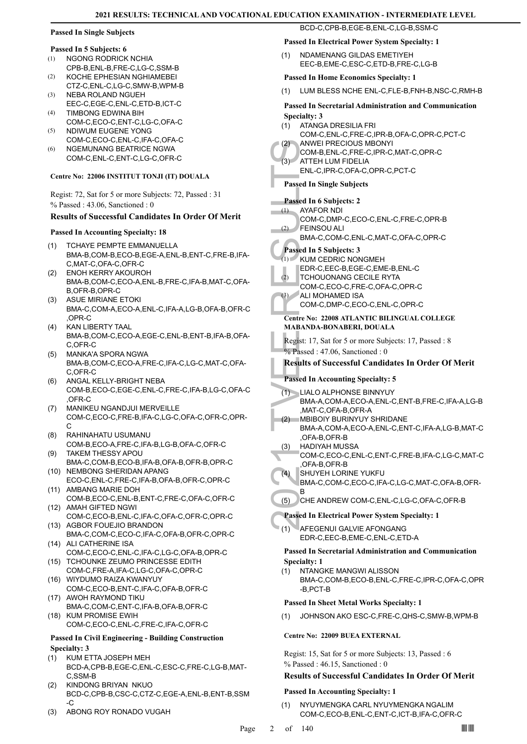### Passed In Single Subjects

**Passed In 5 Subjects: 6**

(1) NGONG RODRICK NCHIA
CPB-B,ENL-B,FRE-C,LG-C,SSM-B
(2) KOCHE EPHESIAN NGHIAMEBEI
CTZ-C,ENL-C,LG-C,SMW-B,WPM-B
(3) NEBA ROLAND NGUEH
EEC-C,EGE-C,ENL-C,ETD-B,ICT-C
(4) TIMBONG EDWINA BIH
COM-C,ECO-C,ENT-C,LG-C,OFA-C
(5) NDIWUM EUGENE YONG
COM-C,ECO-C,ENL-C,IFA-C,OFA-C
(6) NGEMUNANG BEATRICE NGWA
COM-C,ENL-C,ENT-C,LG-C,OFR-C

#### Centre No: 22006 INSTITUT TONJI (IT) DOUALA

Regist: 72, Sat for 5 or more Subjects: 72, Passed : 31
% Passed : 43.06, Sanctioned : 0

### Results of Successful Candidates In Order Of Merit

**Passed In Accounting Specialty: 18**

(1) TCHAYE PEMPTE EMMANUELLA
BMA-B,COM-B,ECO-B,EGE-A,ENL-B,ENT-C,FRE-B,IFA-C,MAT-C,OFA-C,OFR-C
(2) ENOH KERRY AKOUROH
BMA-B,COM-C,ECO-A,ENL-B,FRE-C,IFA-B,MAT-C,OFA-B,OFR-B,OPR-C
(3) ASUE MIRIANE ETOKI
BMA-C,COM-A,ECO-A,ENL-C,IFA-A,LG-B,OFA-B,OFR-C,OPR-C
(4) KAN LIBERTY TAAL
BMA-B,COM-C,ECO-A,EGE-C,ENL-B,ENT-B,IFA-B,OFA-C,OFR-C
(5) MANKA'A SPORA NGWA
BMA-B,COM-C,ECO-A,FRE-C,IFA-C,LG-C,MAT-C,OFA-C,OFR-C
(6) ANGAL KELLY-BRIGHT NEBA
COM-B,ECO-C,EGE-C,ENL-C,FRE-C,IFA-B,LG-C,OFA-C,OFR-C
(7) MANIKEU NGANDJUI MERVEILLE
COM-C,ECO-C,FRE-B,IFA-C,LG-C,OFA-C,OFR-C,OPR-C
(8) RAHINAHATU USUMANU
COM-B,ECO-A,FRE-C,IFA-B,LG-B,OFA-C,OFR-C
(9) TAKEM THESSY APOU
BMA-C,COM-B,ECO-B,IFA-B,OFA-B,OFR-B,OPR-C
(10) NEMBONG SHERIDAN APANG
ECO-C,ENL-C,FRE-C,IFA-B,OFA-B,OFR-C,OPR-C
(11) AMBANG MARIE DOH
COM-B,ECO-C,ENL-B,ENT-C,FRE-C,OFA-C,OFR-C
(12) AMAH GIFTED NGWI
COM-C,ECO-B,ENL-C,IFA-C,OFA-C,OFR-C,OPR-C
(13) AGBOR FOUEJIO BRANDON
BMA-C,COM-C,ECO-C,IFA-C,OFA-B,OFR-C,OPR-C
(14) ALI CATHERINE ISA
COM-C,ECO-C,ENL-C,IFA-C,LG-C,OFA-B,OPR-C
(15) TCHOUNKE ZEUMO PRINCESSE EDITH
COM-C,FRE-A,IFA-C,LG-C,OFA-C,OPR-C
(16) WIYDUMO RAIZA KWANYUY
COM-C,ECO-B,ENT-C,IFA-C,OFA-B,OFR-C
(17) AWOH RAYMOND TIKU
BMA-C,COM-C,ENT-C,IFA-B,OFA-B,OFR-C
(18) KUM PROMISE EWIH
COM-C,ECO-C,ENL-C,FRE-C,IFA-C,OFR-C

**Passed In Civil Engineering - Building Construction Specialty: 3**

(1) KUM ETTA JOSEPH MEH
BCD-A,CPB-B,EGE-C,ENL-C,ESC-C,FRE-C,LG-B,MAT-C,SSM-B
(2) KINDONG BRIYAN NKUO
BCD-C,CPB-B,CSC-C,CTZ-C,EGE-A,ENL-B,ENT-B,SSM-C
(3) ABONG ROY RONADO VUGAH
BCD-C,CPB-B,EGE-B,ENL-C,LG-B,SSM-C

**Passed In Electrical Power System Specialty: 1**

(1) NDAMENANG GILDAS EMETIYEH
EEC-B,EME-C,ESC-C,ETD-B,FRE-C,LG-B

**Passed In Home Economics Specialty: 1**

(1) LUM BLESS NCHE ENL-C,FLE-B,FNH-B,NSC-C,RMH-B

**Passed In Secretarial Administration and Communication Specialty: 3**

(1) ATANGA DRESILIA FRI
COM-C,ENL-C,FRE-C,IPR-B,OFA-C,OPR-C,PCT-C
(2) ANWEI PRECIOUS MBONYI
COM-B,ENL-C,FRE-C,IPR-C,MAT-C,OPR-C
(3) ATTEH LUM FIDELIA
ENL-C,IPR-C,OFA-C,OPR-C,PCT-C

### Passed In Single Subjects

**Passed In 6 Subjects: 2**

(1) AYAFOR NDI
COM-C,DMP-C,ECO-C,ENL-C,FRE-C,OPR-B
(2) FEINSOU ALI
BMA-C,COM-C,ENL-C,MAT-C,OFA-C,OPR-C

**Passed In 5 Subjects: 3**

(1) KUM CEDRIC NONGMEH
EDR-C,EEC-B,EGE-C,EME-B,ENL-C
(2) TCHOUONANG CECILE RYTA
COM-C,ECO-C,FRE-C,OFA-C,OPR-C
(3) ALI MOHAMED ISA
COM-C,DMP-C,ECO-C,ENL-C,OPR-C

#### Centre No: 22008 ATLANTIC BILINGUAL COLLEGE MABANDA-BONABERI, DOUALA

Regist: 17, Sat for 5 or more Subjects: 17, Passed : 8
% Passed : 47.06, Sanctioned : 0

### Results of Successful Candidates In Order Of Merit

**Passed In Accounting Specialty: 5**

(1) LIALO ALPHONSE BINNYUY
BMA-A,COM-A,ECO-A,ENL-C,ENT-B,FRE-C,IFA-A,LG-B,MAT-C,OFA-B,OFR-A
(2) MBIBOIY BURINYUY SHRIDANE
BMA-A,COM-A,ECO-A,ENL-C,ENT-C,IFA-A,LG-B,MAT-C,OFA-B,OFR-B
(3) HADIYAH MUSSA
COM-C,ECO-C,ENL-C,ENT-C,FRE-B,IFA-C,LG-C,MAT-C,OFA-B,OFR-B
(4) SHUYEH LORINE YUKFU
BMA-C,COM-C,ECO-C,IFA-C,LG-C,MAT-C,OFA-B,OFR-B
(5) CHE ANDREW COM-C,ENL-C,LG-C,OFA-C,OFR-B

**Passed In Electrical Power System Specialty: 1**

(1) AFEGENUI GALVIE AFONGANG
EDR-C,EEC-B,EME-C,ENL-C,ETD-A

**Passed In Secretarial Administration and Communication Specialty: 1**

(1) NTANGKE MANGWI ALISSON
BMA-C,COM-B,ECO-B,ENL-C,FRE-C,IPR-C,OFA-C,OPR-B,PCT-B

**Passed In Sheet Metal Works Specialty: 1**

(1) JOHNSON AKO ESC-C,FRE-C,QHS-C,SMW-B,WPM-B

#### Centre No: 22009 BUEA EXTERNAL

Regist: 15, Sat for 5 or more Subjects: 13, Passed : 6
% Passed : 46.15, Sanctioned : 0

### Results of Successful Candidates In Order Of Merit

**Passed In Accounting Specialty: 1**

(1) NYUYMENGKA CARL NYUYMENGKA NGALIM
COM-C,ECO-B,ENL-C,ENT-C,ICT-B,IFA-C,OFR-C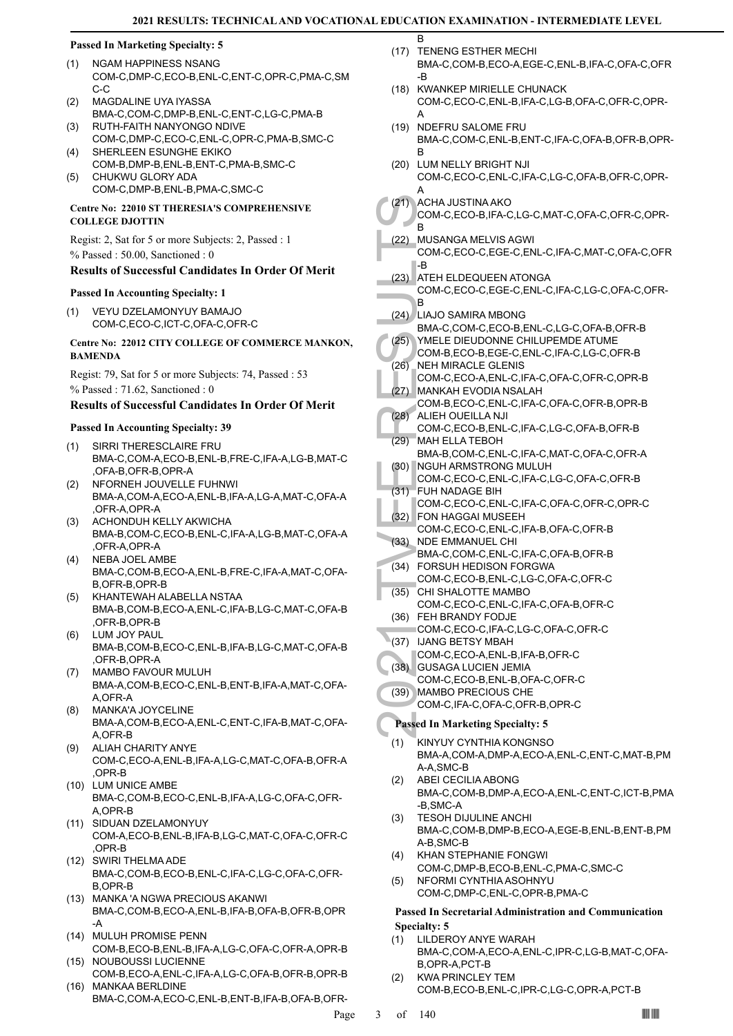#### Passed In Marketing Specialty: 5

(1) NGAM HAPPINESS NSANG
COM-C,DMP-C,ECO-B,ENL-C,ENT-C,OPR-C,PMA-C,SMC-C

(2) MAGDALINE UYA IYASSA
BMA-C,COM-C,DMP-B,ENL-C,ENT-C,LG-C,PMA-B

(3) RUTH-FAITH NANYONGO NDIVE
COM-C,DMP-C,ECO-C,ENL-C,OPR-C,PMA-B,SMC-C

(4) SHERLEEN ESUNGHE EKIKO
COM-B,DMP-B,ENL-B,ENT-C,PMA-B,SMC-C

(5) CHUKWU GLORY ADA
COM-C,DMP-B,ENL-B,PMA-C,SMC-C

### Centre No: 22010 ST THERESIA'S COMPREHENSIVE COLLEGE DJOTTIN

Regist: 2, Sat for 5 or more Subjects: 2, Passed : 1

% Passed : 50.00, Sanctioned : 0

### Results of Successful Candidates In Order Of Merit

#### Passed In Accounting Specialty: 1

(1) VEYU DZELAMONYUY BAMAJO
COM-C,ECO-C,ICT-C,OFA-C,OFR-C

### Centre No: 22012 CITY COLLEGE OF COMMERCE MANKON, BAMENDA

Regist: 79, Sat for 5 or more Subjects: 74, Passed : 53

% Passed : 71.62, Sanctioned : 0

### Results of Successful Candidates In Order Of Merit

#### Passed In Accounting Specialty: 39

(1) SIRRI THERESCLAIRE FRU
BMA-C,COM-A,ECO-B,ENL-B,FRE-C,IFA-A,LG-B,MAT-C,OFA-B,OFR-B,OPR-A

(2) NFORNEH JOUVELLE FUHNWI
BMA-A,COM-A,ECO-A,ENL-B,IFA-A,LG-A,MAT-C,OFA-A,OFR-A,OPR-A

(3) ACHONDUH KELLY AKWICHA
BMA-B,COM-C,ECO-B,ENL-C,IFA-A,LG-B,MAT-C,OFA-A,OFR-A,OPR-A

(4) NEBA JOEL AMBE
BMA-C,COM-B,ECO-A,ENL-B,FRE-C,IFA-A,MAT-C,OFA-B,OFR-B,OPR-B

(5) KHANTEWAH ALABELLA NSTAA
BMA-B,COM-B,ECO-A,ENL-C,IFA-B,LG-C,MAT-C,OFA-B,OFR-B,OPR-B

(6) LUM JOY PAUL
BMA-B,COM-B,ECO-C,ENL-B,IFA-B,LG-C,MAT-C,OFA-B,OFR-B,OPR-A

(7) MAMBO FAVOUR MULUH
BMA-A,COM-B,ECO-C,ENL-B,ENT-B,IFA-A,MAT-C,OFA-A,OFR-A

(8) MANKA'A JOYCELINE
BMA-A,COM-B,ECO-A,ENL-C,ENT-C,IFA-B,MAT-C,OFA-A,OFR-B

(9) ALIAH CHARITY ANYE
COM-C,ECO-A,ENL-B,IFA-A,LG-C,MAT-C,OFA-B,OFR-A,OPR-B

(10) LUM UNICE AMBE
BMA-C,COM-B,ECO-C,ENL-B,IFA-A,LG-C,OFA-C,OFR-A,OPR-B

(11) SIDUAN DZELAMONYUY
COM-A,ECO-B,ENL-B,IFA-B,LG-C,MAT-C,OFA-C,OFR-C,OPR-B

(12) SWIRI THELMA ADE
BMA-C,COM-B,ECO-B,ENL-C,IFA-C,LG-C,OFA-C,OFR-B,OPR-B

(13) MANKA 'A NGWA PRECIOUS AKANWI
BMA-C,COM-B,ECO-A,ENL-B,IFA-B,OFA-B,OFR-B,OPR-A

(14) MULUH PROMISE PENN
COM-B,ECO-B,ENL-B,IFA-A,LG-C,OFA-C,OFR-A,OPR-B

(15) NOUBOUSSI LUCIENNE
COM-B,ECO-A,ENL-C,IFA-A,LG-C,OFA-B,OFR-B,OPR-B

(16) MANKAA BERLDINE
BMA-C,COM-A,ECO-C,ENL-B,ENT-B,IFA-B,OFA-B,OFR-B

(17) TENENG ESTHER MECHI
BMA-C,COM-B,ECO-A,EGE-C,ENL-B,IFA-C,OFA-C,OFR-B

(18) KWANKEP MIRIELLE CHUNACK
COM-C,ECO-C,ENL-B,IFA-C,LG-B,OFA-C,OFR-C,OPR-A

(19) NDEFRU SALOME FRU
BMA-C,COM-C,ENL-B,ENT-C,IFA-C,OFA-B,OFR-B,OPR-B

(20) LUM NELLY BRIGHT NJI
COM-C,ECO-C,ENL-C,IFA-C,LG-C,OFA-B,OFR-C,OPR-A

(21) ACHA JUSTINA AKO
COM-C,ECO-B,IFA-C,LG-C,MAT-C,OFA-C,OFR-C,OPR-B

(22) MUSANGA MELVIS AGWI
COM-C,ECO-C,EGE-C,ENL-C,IFA-C,MAT-C,OFA-C,OFR-B

(23) ATEH ELDEQUEEN ATONGA
COM-C,ECO-C,EGE-C,ENL-C,IFA-C,LG-C,OFA-C,OFR-B

(24) LIAJO SAMIRA MBONG
BMA-C,COM-C,ECO-B,ENL-C,LG-C,OFA-B,OFR-B

(25) YMELE DIEUDONNE CHILUPEMDE ATUME
COM-B,ECO-B,EGE-C,ENL-C,IFA-C,LG-C,OFR-B

(26) NEH MIRACLE GLENIS
COM-C,ECO-A,ENL-C,IFA-C,OFA-C,OFR-C,OPR-B

(27) MANKAH EVODIA NSALAH
COM-B,ECO-C,ENL-C,IFA-C,OFA-C,OFR-B,OPR-B

(28) ALIEH OUEILLA NJI
COM-C,ECO-B,ENL-C,IFA-C,LG-C,OFA-B,OFR-B

(29) MAH ELLA TEBOH
BMA-B,COM-C,ENL-C,IFA-C,MAT-C,OFA-C,OFR-A

(30) NGUH ARMSTRONG MULUH
COM-C,ECO-C,ENL-C,IFA-C,LG-C,OFA-C,OFR-B

(31) FUH NADAGE BIH
COM-C,ECO-C,ENL-C,IFA-C,OFA-C,OFR-C,OPR-C

(32) FON HAGGAI MUSEEH
COM-C,ECO-C,ENL-C,IFA-B,OFA-C,OFR-B

(33) NDE EMMANUEL CHI
BMA-C,COM-C,ENL-C,IFA-C,OFA-B,OFR-B

(34) FORSUH HEDISON FORGWA
COM-C,ECO-B,ENL-C,LG-C,OFA-C,OFR-C

(35) CHI SHALOTTE MAMBO
COM-C,ECO-C,ENL-C,IFA-C,OFA-B,OFR-C

(36) FEH BRANDY FODJE
COM-C,ECO-C,IFA-C,LG-C,OFA-C,OFR-C

(37) IJANG BETSY MBAH
COM-C,ECO-A,ENL-B,IFA-B,OFR-C

(38) GUSAGA LUCIEN JEMIA
COM-C,ECO-B,ENL-B,OFA-C,OFR-C

(39) MAMBO PRECIOUS CHE
COM-C,IFA-C,OFA-C,OFR-B,OPR-C

#### Passed In Marketing Specialty: 5

(1) KINYUY CYNTHIA KONGNSO
BMA-A,COM-A,DMP-A,ECO-A,ENL-C,ENT-C,MAT-B,PMA-A,SMC-B

(2) ABEI CECILIA ABONG
BMA-C,COM-B,DMP-A,ECO-A,ENL-C,ENT-C,ICT-B,PMA-B,SMC-A

(3) TESOH DIJULINE ANCHI
BMA-C,COM-B,DMP-B,ECO-A,EGE-B,ENL-B,ENT-B,PMA-B,SMC-B

(4) KHAN STEPHANIE FONGWI
COM-C,DMP-B,ECO-B,ENL-C,PMA-C,SMC-C

(5) NFORMI CYNTHIA ASOHNYU
COM-C,DMP-C,ENL-C,OPR-B,PMA-C

#### Passed In Secretarial Administration and Communication Specialty: 5

(1) LILDEROY ANYE WARAH
BMA-C,COM-A,ECO-A,ENL-C,IPR-C,LG-B,MAT-C,OFA-B,OPR-A,PCT-B

(2) KWA PRINCLEY TEM
COM-B,ECO-B,ENL-C,IPR-C,LG-C,OPR-A,PCT-B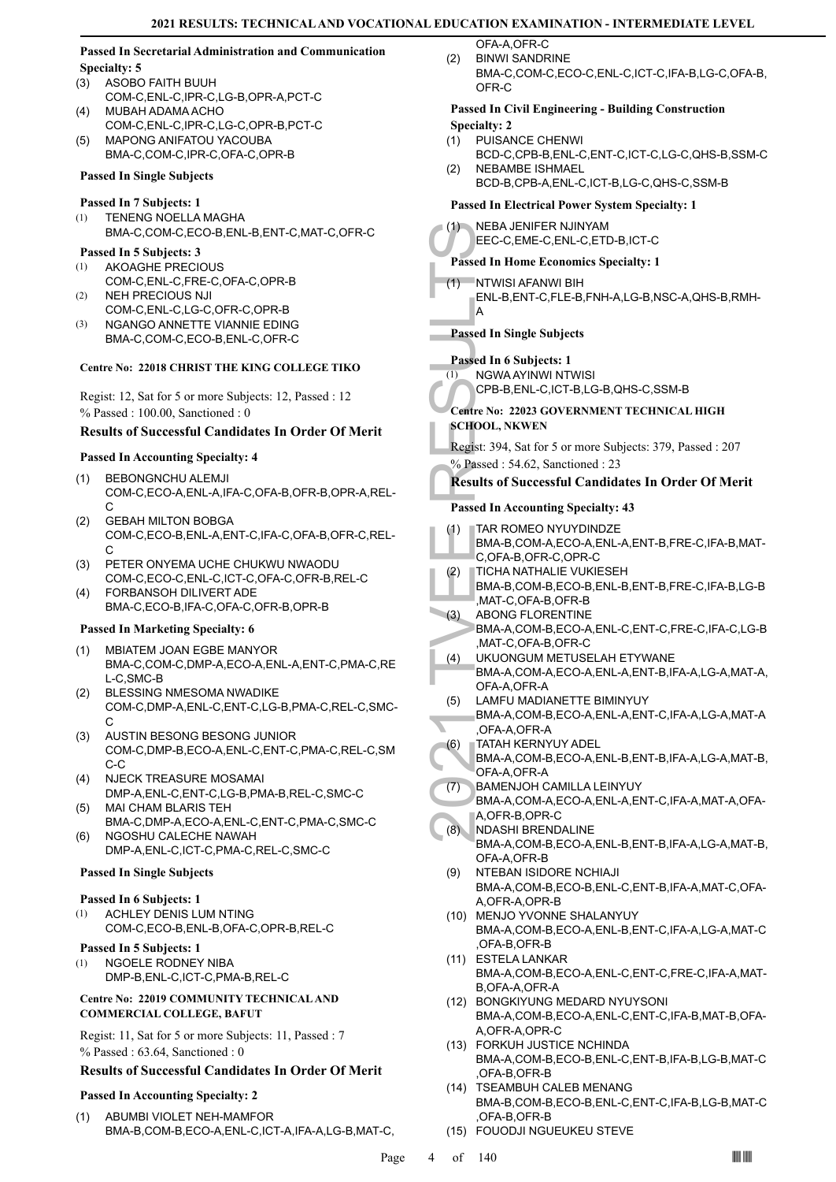#### Passed In Secretarial Administration and Communication Specialty: 5

(3) ASOBO FAITH BUUH
COM-C,ENL-C,IPR-C,LG-B,OPR-A,PCT-C

(4) MUBAH ADAMA ACHO
COM-C,ENL-C,IPR-C,LG-C,OPR-B,PCT-C

(5) MAPONG ANIFATOU YACOUBA
BMA-C,COM-C,IPR-C,OFA-C,OPR-B

#### Passed In Single Subjects

#### Passed In 7 Subjects: 1

(1) TENENG NOELLA MAGHA
BMA-C,COM-C,ECO-B,ENL-B,ENT-C,MAT-C,OFR-C

#### Passed In 5 Subjects: 3

(1) AKOAGHE PRECIOUS
COM-C,ENL-C,FRE-C,OFA-C,OPR-B

(2) NEH PRECIOUS NJI
COM-C,ENL-C,LG-C,OFR-C,OPR-B

(3) NGANGO ANNETTE VIANNIE EDING
BMA-C,COM-C,ECO-B,ENL-C,OFR-C

#### Centre No: 22018 CHRIST THE KING COLLEGE TIKO

Regist: 12, Sat for 5 or more Subjects: 12, Passed : 12
% Passed : 100.00, Sanctioned : 0

### Results of Successful Candidates In Order Of Merit

#### Passed In Accounting Specialty: 4

(1) BEBONGNCHU ALEMJI
COM-C,ECO-A,ENL-A,IFA-C,OFA-B,OFR-B,OPR-A,REL-C

(2) GEBAH MILTON BOBGA
COM-C,ECO-B,ENL-A,ENT-C,IFA-C,OFA-B,OFR-C,REL-C

(3) PETER ONYEMA UCHE CHUKWU NWAODU
COM-C,ECO-C,ENL-C,ICT-C,OFA-C,OFR-B,REL-C

(4) FORBANSOH DILIVERT ADE
BMA-C,ECO-B,IFA-C,OFA-C,OFR-B,OPR-B

#### Passed In Marketing Specialty: 6

(1) MBIATEM JOAN EGBE MANYOR
BMA-C,COM-C,DMP-A,ECO-A,ENL-A,ENT-C,PMA-C,REL-C,SMC-B

(2) BLESSING NMESOMA NWADIKE
COM-C,DMP-A,ENL-C,ENT-C,LG-B,PMA-C,REL-C,SMC-C

(3) AUSTIN BESONG BESONG JUNIOR
COM-C,DMP-B,ECO-A,ENL-C,ENT-C,PMA-C,REL-C,SMC-C

(4) NJECK TREASURE MOSAMAI
DMP-A,ENL-C,ENT-C,LG-B,PMA-B,REL-C,SMC-C

(5) MAI CHAM BLARIS TEH
BMA-C,DMP-A,ECO-A,ENL-C,ENT-C,PMA-C,SMC-C

(6) NGOSHU CALECHE NAWAH
DMP-A,ENL-C,ICT-C,PMA-C,REL-C,SMC-C

#### Passed In Single Subjects

#### Passed In 6 Subjects: 1

(1) ACHLEY DENIS LUM NTING
COM-C,ECO-B,ENL-B,OFA-C,OPR-B,REL-C

#### Passed In 5 Subjects: 1

(1) NGOELE RODNEY NIBA
DMP-B,ENL-C,ICT-C,PMA-B,REL-C

#### Centre No: 22019 COMMUNITY TECHNICAL AND COMMERCIAL COLLEGE, BAFUT

Regist: 11, Sat for 5 or more Subjects: 11, Passed : 7
% Passed : 63.64, Sanctioned : 0

### Results of Successful Candidates In Order Of Merit

#### Passed In Accounting Specialty: 2

(1) ABUMBI VIOLET NEH-MAMFOR
BMA-B,COM-B,ECO-A,ENL-C,ICT-A,IFA-A,LG-B,MAT-C,OFA-A,OFR-C

(2) BINWI SANDRINE
BMA-C,COM-C,ECO-C,ENL-C,ICT-C,IFA-B,LG-C,OFA-B,OFR-C

#### Passed In Civil Engineering - Building Construction Specialty: 2

(1) PUISANCE CHENWI
BCD-C,CPB-B,ENL-C,ENT-C,ICT-C,LG-C,QHS-B,SSM-C

(2) NEBAMBE ISHMAEL
BCD-B,CPB-A,ENL-C,ICT-B,LG-C,QHS-C,SSM-B

#### Passed In Electrical Power System Specialty: 1

(1) NEBA JENIFER NJINYAM
EEC-C,EME-C,ENL-C,ETD-B,ICT-C

#### Passed In Home Economics Specialty: 1

(1) NTWISI AFANWI BIH
ENL-B,ENT-C,FLE-B,FNH-A,LG-B,NSC-A,QHS-B,RMH-A

#### Passed In Single Subjects

#### Passed In 6 Subjects: 1

(1) NGWA AYINWI NTWISI
CPB-B,ENL-C,ICT-B,LG-B,QHS-C,SSM-B

#### Centre No: 22023 GOVERNMENT TECHNICAL HIGH SCHOOL, NKWEN

Regist: 394, Sat for 5 or more Subjects: 379, Passed : 207
% Passed : 54.62, Sanctioned : 23

### Results of Successful Candidates In Order Of Merit

#### Passed In Accounting Specialty: 43

(1) TAR ROMEO NYUYDINDZE
BMA-B,COM-A,ECO-A,ENL-A,ENT-B,FRE-C,IFA-B,MAT-C,OFA-B,OFR-C,OPR-C

(2) TICHA NATHALIE VUKIESEH
BMA-B,COM-B,ECO-B,ENL-B,ENT-B,FRE-C,IFA-B,LG-B,MAT-C,OFA-B,OFR-B

(3) ABONG FLORENTINE
BMA-A,COM-B,ECO-A,ENL-C,ENT-C,FRE-C,IFA-C,LG-B,MAT-C,OFA-B,OFR-C

(4) UKUONGUM METUSELAH ETYWANE
BMA-A,COM-A,ECO-A,ENL-A,ENT-B,IFA-A,LG-A,MAT-A,OFA-A,OFR-A

(5) LAMFU MADIANETTE BIMINYUY
BMA-A,COM-B,ECO-A,ENL-A,ENT-C,IFA-A,LG-A,MAT-A,OFA-A,OFR-A

(6) TATAH KERNYUY ADEL
BMA-A,COM-B,ECO-A,ENL-B,ENT-B,IFA-A,LG-A,MAT-B,OFA-A,OFR-A

(7) BAMENJOH CAMILLA LEINYUY
BMA-A,COM-A,ECO-A,ENL-A,ENT-C,IFA-A,MAT-A,OFA-A,OFR-B,OPR-C

(8) NDASHI BRENDALINE
BMA-A,COM-B,ECO-A,ENL-B,ENT-B,IFA-A,LG-A,MAT-B,OFA-A,OFR-B

(9) NTEBAN ISIDORE NCHIAJI
BMA-A,COM-B,ECO-B,ENL-C,ENT-B,IFA-A,MAT-C,OFA-A,OFR-A,OPR-B

(10) MENJO YVONNE SHALANYUY
BMA-A,COM-B,ECO-A,ENL-B,ENT-C,IFA-A,LG-A,MAT-C,OFA-B,OFR-B

(11) ESTELA LANKAR
BMA-A,COM-B,ECO-A,ENL-C,ENT-C,FRE-C,IFA-A,MAT-B,OFA-A,OFR-A

(12) BONGKIYUNG MEDARD NYUYSONI
BMA-A,COM-B,ECO-A,ENL-C,ENT-C,IFA-B,MAT-B,OFA-A,OFR-A,OPR-C

(13) FORKUH JUSTICE NCHINDA
BMA-A,COM-B,ECO-B,ENL-C,ENT-B,IFA-B,LG-B,MAT-C,OFA-B,OFR-B

(14) TSEAMBUH CALEB MENANG
BMA-B,COM-B,ECO-B,ENL-C,ENT-C,IFA-B,LG-B,MAT-C,OFA-B,OFR-B

(15) FOUODJI NGUEUKEU STEVE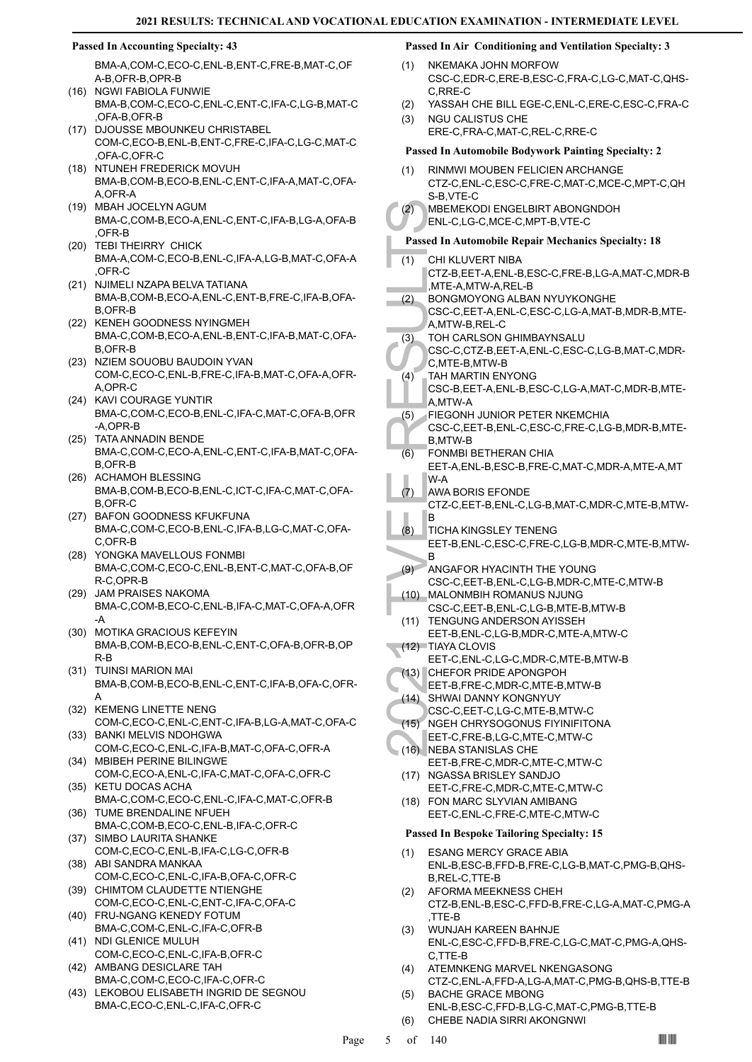### Passed In Accounting Specialty: 43

BMA-A,COM-C,ECO-C,ENL-B,ENT-C,FRE-B,MAT-C,OFA-B,OFR-B,OPR-B

(16) NGWI FABIOLA FUNWIE
BMA-B,COM-C,ECO-C,ENL-C,ENT-C,IFA-C,LG-B,MAT-C,OFA-B,OFR-B

(17) DJOUSSE MBOUNKEU CHRISTABEL
COM-C,ECO-B,ENL-B,ENT-C,FRE-C,IFA-C,LG-C,MAT-C,OFA-C,OFR-C

(18) NTUNEH FREDERICK MOVUH
BMA-B,COM-B,ECO-B,ENL-C,ENT-C,IFA-A,MAT-C,OFA-A,OFR-A

(19) MBAH JOCELYN AGUM
BMA-C,COM-B,ECO-A,ENL-C,ENT-C,IFA-B,LG-A,OFA-B,OFR-B

(20) TEBI THEIRRY CHICK
BMA-A,COM-C,ECO-B,ENL-C,IFA-A,LG-B,MAT-C,OFA-A,OFR-C

(21) NJIMELI NZAPA BELVA TATIANA
BMA-B,COM-B,ECO-A,ENL-C,ENT-B,FRE-C,IFA-B,OFA-B,OFR-B

(22) KENEH GOODNESS NYINGMEH
BMA-C,COM-B,ECO-A,ENL-B,ENT-C,IFA-B,MAT-C,OFA-B,OFR-B

(23) NZIEM SOUOBU BAUDOIN YVAN
COM-C,ECO-C,ENL-B,FRE-C,IFA-B,MAT-C,OFA-A,OFR-A,OPR-C

(24) KAVI COURAGE YUNTIR
BMA-C,COM-C,ECO-B,ENL-C,IFA-C,MAT-C,OFA-B,OFR-A,OPR-B

(25) TATA ANNADIN BENDE
BMA-C,COM-C,ECO-A,ENL-C,ENT-C,IFA-B,MAT-C,OFA-B,OFR-B

(26) ACHAMOH BLESSING
BMA-B,COM-B,ECO-B,ENL-C,ICT-C,IFA-C,MAT-C,OFA-B,OFR-C

(27) BAFON GOODNESS KFUKFUNA
BMA-C,COM-C,ECO-B,ENL-C,IFA-B,LG-C,MAT-C,OFA-C,OFR-B

(28) YONGKA MAVELLOUS FONMBI
BMA-C,COM-C,ECO-C,ENL-B,ENT-C,MAT-C,OFA-B,OFR-C,OPR-B

(29) JAM PRAISES NAKOMA
BMA-C,COM-B,ECO-C,ENL-B,IFA-C,MAT-C,OFA-A,OFR-A

(30) MOTIKA GRACIOUS KEFEYIN
BMA-B,COM-B,ECO-B,ENL-C,ENT-C,OFA-B,OFR-B,OPR-B

(31) TUINSI MARION MAI
BMA-B,COM-B,ECO-B,ENL-C,ENT-C,IFA-B,OFA-C,OFR-A

(32) KEMENG LINETTE NENG
COM-C,ECO-C,ENL-C,ENT-C,IFA-B,LG-A,MAT-C,OFA-C

(33) BANKI MELVIS NDOHGWA
COM-C,ECO-C,ENL-C,IFA-B,MAT-C,OFA-C,OFR-A

(34) MBIBEH PERINE BILINGWE
COM-C,ECO-A,ENL-C,IFA-C,MAT-C,OFA-C,OFR-C

(35) KETU DOCAS ACHA
BMA-C,COM-C,ECO-C,ENL-C,IFA-C,MAT-C,OFR-B

(36) TUME BRENDALINE NFUEH
BMA-C,COM-B,ECO-C,ENL-B,IFA-C,OFR-C

(37) SIMBO LAURITA SHANKE
COM-C,ECO-C,ENL-B,IFA-C,LG-C,OFR-B

(38) ABI SANDRA MANKAA
COM-C,ECO-C,ENL-C,IFA-B,OFA-C,OFR-C

(39) CHIMTOM CLAUDETTE NTIENGHE
COM-C,ECO-C,ENL-C,ENT-C,IFA-C,OFA-C

(40) FRU-NGANG KENEDY FOTUM
BMA-C,COM-C,ENL-C,IFA-C,OFR-B

(41) NDI GLENICE MULUH
COM-C,ECO-C,ENL-C,IFA-B,OFR-C

(42) AMBANG DESICLARE TAH
BMA-C,COM-C,ECO-C,IFA-C,OFR-C

(43) LEKOBOU ELISABETH INGRID DE SEGNOU
BMA-C,ECO-C,ENL-C,IFA-C,OFR-C

### Passed In Air Conditioning and Ventilation Specialty: 3

(1) NKEMAKA JOHN MORFOW
CSC-C,EDR-C,ERE-B,ESC-C,FRA-C,LG-C,MAT-C,QHS-C,RRE-C

(2) YASSAH CHE BILL EGE-C,ENL-C,ERE-C,ESC-C,FRA-C

(3) NGU CALISTUS CHE
ERE-C,FRA-C,MAT-C,REL-C,RRE-C

### Passed In Automobile Bodywork Painting Specialty: 2

(1) RINMWI MOUBEN FELICIEN ARCHANGE
CTZ-C,ENL-C,ESC-C,FRE-C,MAT-C,MCE-C,MPT-C,QHS-B,VTE-C

(2) MBEMEKODI ENGELBIRT ABONGNDOH
ENL-C,LG-C,MCE-C,MPT-B,VTE-C

### Passed In Automobile Repair Mechanics Specialty: 18

(1) CHI KLUVERT NIBA
CTZ-B,EET-A,ENL-B,ESC-C,FRE-B,LG-A,MAT-C,MDR-B,MTE-A,MTW-A,REL-B

(2) BONGMOYONG ALBAN NYUYKONGHE
CSC-C,EET-A,ENL-C,ESC-C,LG-A,MAT-B,MDR-B,MTE-A,MTW-B,REL-C

(3) TOH CARLSON GHIMBAYNSALU
CSC-C,CTZ-B,EET-A,ENL-C,ESC-C,LG-B,MAT-C,MDR-C,MTE-B,MTW-B

(4) TAH MARTIN ENYONG
CSC-B,EET-A,ENL-B,ESC-C,LG-A,MAT-C,MDR-B,MTE-A,MTW-A

(5) FIEGONH JUNIOR PETER NKEMCHIA
CSC-C,EET-B,ENL-C,ESC-C,FRE-C,LG-B,MDR-B,MTE-B,MTW-B

(6) FONMBI BETHERAN CHIA
EET-A,ENL-B,ESC-B,FRE-C,MAT-C,MDR-A,MTE-A,MTW-A

(7) AWA BORIS EFONDE
CTZ-C,EET-B,ENL-C,LG-B,MAT-C,MDR-C,MTE-B,MTW-B

(8) TICHA KINGSLEY TENENG
EET-B,ENL-C,ESC-C,FRE-C,LG-B,MDR-C,MTE-B,MTW-B

(9) ANGAFOR HYACINTH THE YOUNG
CSC-C,EET-B,ENL-C,LG-B,MDR-C,MTE-C,MTW-B

(10) MALONMBIH ROMANUS NJUNG
CSC-C,EET-B,ENL-C,LG-B,MTE-B,MTW-B

(11) TENGUNG ANDERSON AYISSEH
EET-B,ENL-C,LG-B,MDR-C,MTE-A,MTW-C

(12) TIAYA CLOVIS
EET-C,ENL-C,LG-C,MDR-C,MTE-B,MTW-B

(13) CHEFOR PRIDE APONGPOH
EET-B,FRE-C,MDR-C,MTE-B,MTW-B

(14) SHWAI DANNY KONGNYUY
CSC-C,EET-C,LG-C,MTE-B,MTW-C

(15) NGEH CHRYSOGONUS FIYINIFITONA
EET-C,FRE-B,LG-C,MTE-C,MTW-C

(16) NEBA STANISLAS CHE
EET-B,FRE-C,MDR-C,MTE-C,MTW-C

(17) NGASSA BRISLEY SANDJO
EET-C,FRE-C,MDR-C,MTE-C,MTW-C

(18) FON MARC SLYVIAN AMIBANG
EET-C,ENL-C,FRE-C,MTE-C,MTW-C

### Passed In Bespoke Tailoring Specialty: 15

(1) ESANG MERCY GRACE ABIA
ENL-B,ESC-B,FFD-B,FRE-C,LG-B,MAT-C,PMG-B,QHS-B,REL-C,TTE-B

(2) AFORMA MEEKNESS CHEH
CTZ-B,ENL-B,ESC-C,FFD-B,FRE-C,LG-A,MAT-C,PMG-A,TTE-B

(3) WUNJAH KAREEN BAHNJE
ENL-C,ESC-C,FFD-B,FRE-C,LG-C,MAT-C,PMG-A,QHS-C,TTE-B

(4) ATEMNKENG MARVEL NKENGASONG
CTZ-C,ENL-A,FFD-A,LG-A,MAT-C,PMG-B,QHS-B,TTE-B

(5) BACHE GRACE MBONG
ENL-B,ESC-C,FFD-B,LG-C,MAT-C,PMG-B,TTE-B

(6) CHEBE NADIA SIRRI AKONGNWI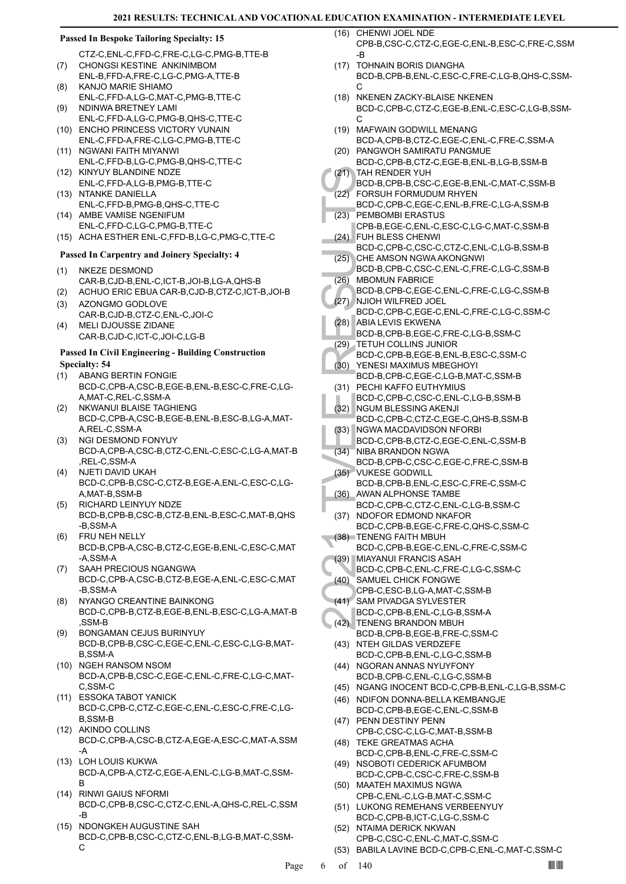### Passed In Bespoke Tailoring Specialty: 15

CTZ-C,ENL-C,FFD-C,FRE-C,LG-C,PMG-B,TTE-B

(7) CHONGSI KESTINE ANKINIMBOM ENL-B,FFD-A,FRE-C,LG-C,PMG-A,TTE-B
(8) KANJO MARIE SHIAMO ENL-C,FFD-A,LG-C,MAT-C,PMG-B,TTE-C
(9) NDINWA BRETNEY LAMI ENL-C,FFD-A,LG-C,PMG-B,QHS-C,TTE-C
(10) ENCHO PRINCESS VICTORY VUNAIN ENL-C,FFD-A,FRE-C,LG-C,PMG-B,TTE-C
(11) NGWANI FAITH MIYANWI ENL-C,FFD-B,LG-C,PMG-B,QHS-C,TTE-C
(12) KINYUY BLANDINE NDZE ENL-C,FFD-A,LG-B,PMG-B,TTE-C
(13) NTANKE DANIELLA ENL-C,FFD-B,PMG-B,QHS-C,TTE-C
(14) AMBE VAMISE NGENIFUM ENL-C,FFD-C,LG-C,PMG-B,TTE-C
(15) ACHA ESTHER ENL-C,FFD-B,LG-C,PMG-C,TTE-C

### Passed In Carpentry and Joinery Specialty: 4

(1) NKEZE DESMOND CAR-B,CJD-B,ENL-C,ICT-B,JOI-B,LG-A,QHS-B
(2) ACHUO ERIC EBUA CAR-B,CJD-B,CTZ-C,ICT-B,JOI-B
(3) AZONGMO GODLOVE CAR-B,CJD-B,CTZ-C,ENL-C,JOI-C
(4) MELI DJOUSSE ZIDANE CAR-B,CJD-C,ICT-C,JOI-C,LG-B

### Passed In Civil Engineering - Building Construction Specialty: 54

(1) ABANG BERTIN FONGIE BCD-C,CPB-A,CSC-B,EGE-B,ENL-B,ESC-C,FRE-C,LG-A,MAT-C,REL-C,SSM-A
(2) NKWANUI BLAISE TAGHIENG BCD-C,CPB-A,CSC-B,EGE-B,ENL-B,ESC-B,LG-A,MAT-A,REL-C,SSM-A
(3) NGI DESMOND FONYUY BCD-A,CPB-A,CSC-B,CTZ-C,ENL-C,ESC-C,LG-A,MAT-B,REL-C,SSM-A
(4) NJETI DAVID UKAH BCD-C,CPB-B,CSC-C,CTZ-B,EGE-A,ENL-C,ESC-C,LG-A,MAT-B,SSM-B
(5) RICHARD LEINYUY NDZE BCD-B,CPB-B,CSC-B,CTZ-B,ENL-B,ESC-C,MAT-B,QHS-B,SSM-A
(6) FRU NEH NELLY BCD-B,CPB-A,CSC-B,CTZ-C,EGE-B,ENL-C,ESC-C,MAT-A,SSM-A
(7) SAAH PRECIOUS NGANGWA BCD-C,CPB-A,CSC-B,CTZ-B,EGE-A,ENL-C,ESC-C,MAT-B,SSM-A
(8) NYANGO CREANTINE BAINKONG BCD-C,CPB-B,CTZ-B,EGE-B,ENL-B,ESC-C,LG-A,MAT-B,SSM-B
(9) BONGAMAN CEJUS BURINYUY BCD-B,CPB-B,CSC-C,EGE-C,ENL-C,ESC-C,LG-B,MAT-B,SSM-A
(10) NGEH RANSOM NSOM BCD-A,CPB-B,CSC-C,EGE-C,ENL-C,FRE-C,LG-C,MAT-C,SSM-C
(11) ESSOKA TABOT YANICK BCD-C,CPB-C,CTZ-C,EGE-C,ENL-C,ESC-C,FRE-C,LG-B,SSM-B
(12) AKINDO COLLINS BCD-C,CPB-A,CSC-B,CTZ-A,EGE-A,ESC-C,MAT-A,SSM-A
(13) LOH LOUIS KUKWA BCD-A,CPB-A,CTZ-C,EGE-A,ENL-C,LG-B,MAT-C,SSM-B
(14) RINWI GAIUS NFORMI BCD-C,CPB-B,CSC-C,CTZ-C,ENL-A,QHS-C,REL-C,SSM-B
(15) NDONGKEH AUGUSTINE SAH BCD-C,CPB-B,CSC-C,CTZ-C,ENL-B,LG-B,MAT-C,SSM-C
(16) CHENWI JOEL NDE CPB-B,CSC-C,CTZ-C,EGE-C,ENL-B,ESC-C,FRE-C,SSM-B
(17) TOHNAIN BORIS DIANGHA BCD-B,CPB-B,ENL-C,ESC-C,FRE-C,LG-B,QHS-C,SSM-C
(18) NKENEN ZACKY-BLAISE NKENEN BCD-C,CPB-C,CTZ-C,EGE-B,ENL-C,ESC-C,LG-B,SSM-C
(19) MAFWAIN GODWILL MENANG BCD-A,CPB-B,CTZ-C,EGE-C,ENL-C,FRE-C,SSM-A
(20) PANGWOH SAMIRATU PANGMUE BCD-C,CPB-B,CTZ-C,EGE-B,ENL-B,LG-B,SSM-B
(21) TAH RENDER YUH BCD-B,CPB-B,CSC-C,EGE-B,ENL-C,MAT-C,SSM-B
(22) FORSUH FORMUDUM RHYEN BCD-C,CPB-C,EGE-C,ENL-B,FRE-C,LG-A,SSM-B
(23) PEMBOMBI ERASTUS CPB-B,EGE-C,ENL-C,ESC-C,LG-C,MAT-C,SSM-B
(24) FUH BLESS CHENWI BCD-C,CPB-C,CSC-C,CTZ-C,ENL-C,LG-B,SSM-B
(25) CHE AMSON NGWA AKONGNWI BCD-B,CPB-C,CSC-C,ENL-C,FRE-C,LG-C,SSM-B
(26) MBOMUN FABRICE BCD-B,CPB-C,EGE-C,ENL-C,FRE-C,LG-C,SSM-B
(27) NJIOH WILFRED JOEL BCD-C,CPB-C,EGE-C,ENL-C,FRE-C,LG-C,SSM-C
(28) ABIA LEVIS EKWENA BCD-B,CPB-B,EGE-C,FRE-C,LG-B,SSM-C
(29) TETUH COLLINS JUNIOR BCD-C,CPB-B,EGE-B,ENL-B,ESC-C,SSM-C
(30) YENESI MAXIMUS MBEGHOYI BCD-B,CPB-C,EGE-C,LG-B,MAT-C,SSM-B
(31) PECHI KAFFO EUTHYMIUS BCD-C,CPB-C,CSC-C,ENL-C,LG-B,SSM-B
(32) NGUM BLESSING AKENJI BCD-C,CPB-C,CTZ-C,EGE-C,QHS-B,SSM-B
(33) NGWA MACDAVIDSON NFORBI BCD-C,CPB-B,CTZ-C,EGE-C,ENL-C,SSM-B
(34) NIBA BRANDON NGWA BCD-B,CPB-C,CSC-C,EGE-C,FRE-C,SSM-B
(35) VUKESE GODWILL BCD-B,CPB-B,ENL-C,ESC-C,FRE-C,SSM-C
(36) AWAN ALPHONSE TAMBE BCD-C,CPB-C,CTZ-C,ENL-C,LG-B,SSM-C
(37) NDOFOR EDMOND NKAFOR BCD-C,CPB-B,EGE-C,FRE-C,QHS-C,SSM-C
(38) TENENG FAITH MBUH BCD-C,CPB-B,EGE-C,ENL-C,FRE-C,SSM-C
(39) MIAYANUI FRANCIS ASAH BCD-C,CPB-C,ENL-C,FRE-C,LG-C,SSM-C
(40) SAMUEL CHICK FONGWE CPB-C,ESC-B,LG-A,MAT-C,SSM-B
(41) SAM PIVADGA SYLVESTER BCD-C,CPB-B,ENL-C,LG-B,SSM-A
(42) TENENG BRANDON MBUH BCD-B,CPB-B,EGE-B,FRE-C,SSM-C
(43) NTEH GILDAS VERDZEFE BCD-C,CPB-B,ENL-C,LG-C,SSM-B
(44) NGORAN ANNAS NYUYFONY BCD-B,CPB-C,ENL-C,LG-C,SSM-B
(45) NGANG INOCENT BCD-C,CPB-B,ENL-C,LG-B,SSM-C
(46) NDIFON DONNA-BELLA KEMBANGJE BCD-C,CPB-B,EGE-C,ENL-C,SSM-B
(47) PENN DESTINY PENN CPB-C,CSC-C,LG-C,MAT-B,SSM-B
(48) TEKE GREATMAS ACHA BCD-C,CPB-B,ENL-C,FRE-C,SSM-C
(49) NSOBOTI CEDERICK AFUMBOM BCD-C,CPB-C,CSC-C,FRE-C,SSM-B
(50) MAATEH MAXIMUS NGWA CPB-C,ENL-C,LG-B,MAT-C,SSM-C
(51) LUKONG REMEHANS VERBEENYUY BCD-C,CPB-B,ICT-C,LG-C,SSM-C
(52) NTAIMA DERICK NKWAN CPB-C,CSC-C,ENL-C,MAT-C,SSM-C
(53) BABILA LAVINE BCD-C,CPB-C,ENL-C,MAT-C,SSM-C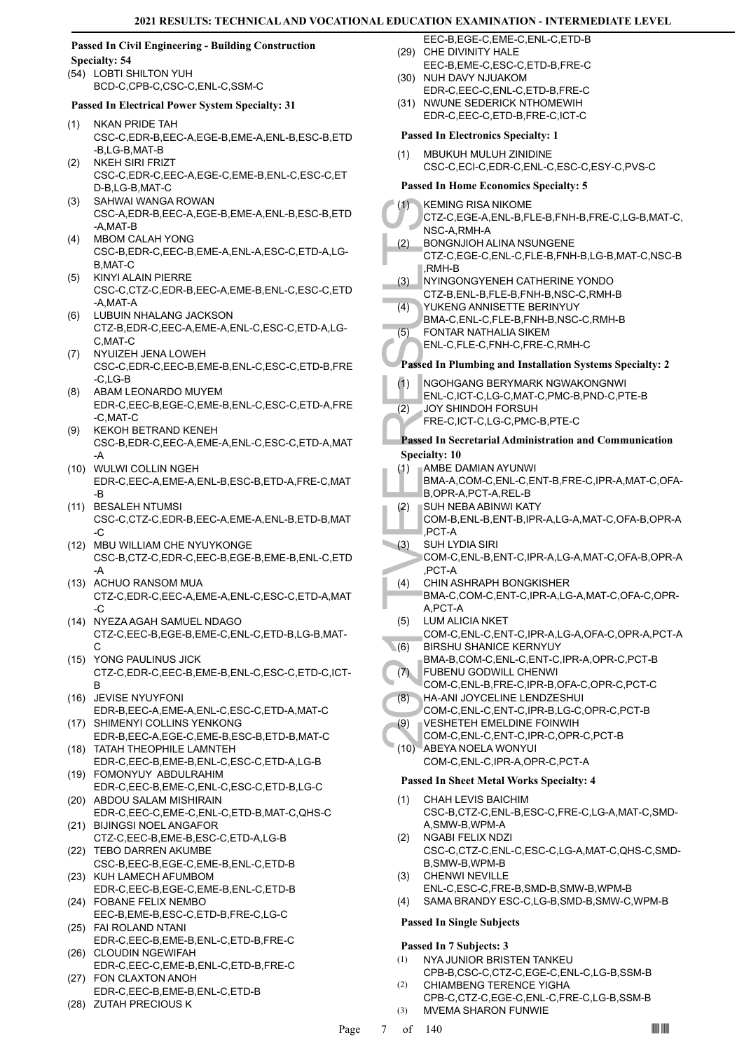### Passed In Civil Engineering - Building Construction Specialty: 54

(54) LOBTI SHILTON YUH
BCD-C,CPB-C,CSC-C,ENL-C,SSM-C

### Passed In Electrical Power System Specialty: 31

(1) NKAN PRIDE TAH
CSC-C,EDR-B,EEC-A,EGE-B,EME-A,ENL-B,ESC-B,ETD-B,LG-B,MAT-B
(2) NKEH SIRI FRIZT
CSC-C,EDR-C,EEC-A,EGE-C,EME-B,ENL-C,ESC-C,ETD-B,LG-B,MAT-C
(3) SAHWAI WANGA ROWAN
CSC-A,EDR-B,EEC-A,EGE-B,EME-A,ENL-B,ESC-B,ETD-A,MAT-B
(4) MBOM CALAH YONG
CSC-B,EDR-C,EEC-B,EME-A,ENL-A,ESC-C,ETD-A,LG-B,MAT-C
(5) KINYI ALAIN PIERRE
CSC-C,CTZ-C,EDR-B,EEC-A,EME-B,ENL-C,ESC-C,ETD-A,MAT-A
(6) LUBUIN NHALANG JACKSON
CTZ-B,EDR-C,EEC-A,EME-A,ENL-C,ESC-C,ETD-A,LG-C,MAT-C
(7) NYUIZEH JENA LOWEH
CSC-C,EDR-C,EEC-B,EME-B,ENL-C,ESC-C,ETD-B,FRE-C,LG-B
(8) ABAM LEONARDO MUYEM
EDR-C,EEC-B,EGE-C,EME-B,ENL-C,ESC-C,ETD-A,FRE-C,MAT-C
(9) KEKOH BETRAND KENEH
CSC-B,EDR-C,EEC-A,EME-A,ENL-C,ESC-C,ETD-A,MAT-A
(10) WULWI COLLIN NGEH
EDR-C,EEC-A,EME-A,ENL-B,ESC-B,ETD-A,FRE-C,MAT-B
(11) BESALEH NTUMSI
CSC-C,CTZ-C,EDR-B,EEC-A,EME-A,ENL-B,ETD-B,MAT-C
(12) MBU WILLIAM CHE NYUYKONGE
CSC-B,CTZ-C,EDR-C,EEC-B,EGE-B,EME-B,ENL-C,ETD-A
(13) ACHUO RANSOM MUA
CTZ-C,EDR-C,EEC-A,EME-A,ENL-C,ESC-C,ETD-A,MAT-C
(14) NYEZA AGAH SAMUEL NDAGO
CTZ-C,EEC-B,EGE-B,EME-C,ENL-C,ETD-B,LG-B,MAT-C
(15) YONG PAULINUS JICK
CTZ-C,EDR-C,EEC-B,EME-B,ENL-C,ESC-C,ETD-C,ICT-B
(16) JEVISE NYUYFONI
EDR-B,EEC-A,EME-A,ENL-C,ESC-C,ETD-A,MAT-C
(17) SHIMENYI COLLINS YENKONG
EDR-B,EEC-A,EGE-C,EME-B,ESC-B,ETD-B,MAT-C
(18) TATAH THEOPHILE LAMNTEH
EDR-C,EEC-B,EME-B,ENL-C,ESC-C,ETD-A,LG-B
(19) FOMONYUY ABDULRAHIM
EDR-C,EEC-B,EME-C,ENL-C,ESC-C,ETD-B,LG-C
(20) ABDOU SALAM MISHIRAIN
EDR-C,EEC-C,EME-C,ENL-C,ETD-B,MAT-C,QHS-C
(21) BIJINGSI NOEL ANGAFOR
CTZ-C,EEC-B,EME-B,ESC-C,ETD-A,LG-B
(22) TEBO DARREN AKUMBE
CSC-B,EEC-B,EGE-C,EME-B,ENL-C,ETD-B
(23) KUH LAMECH AFUMBOM
EDR-C,EEC-B,EGE-C,EME-B,ENL-C,ETD-B
(24) FOBANE FELIX NEMBO
EEC-B,EME-B,ESC-C,ETD-B,FRE-C,LG-C
(25) FAI ROLAND NTANI
EDR-C,EEC-B,EME-B,ENL-C,ETD-B,FRE-C
(26) CLOUDIN NGEWIFAH
EDR-C,EEC-C,EME-B,ENL-C,ETD-B,FRE-C
(27) FON CLAXTON ANOH
EDR-C,EEC-B,EME-B,ENL-C,ETD-B
(28) ZUTAH PRECIOUS K
EEC-B,EGE-C,EME-C,ENL-C,ETD-B
(29) CHE DIVINITY HALE
EEC-B,EME-C,ESC-C,ETD-B,FRE-C
(30) NUH DAVY NJUAKOM
EDR-C,EEC-C,ENL-C,ETD-B,FRE-C
(31) NWUNE SEDERICK NTHOMEWIH
EDR-C,EEC-C,ETD-B,FRE-C,ICT-C

### Passed In Electronics Specialty: 1

(1) MBUKUH MULUH ZINIDINE
CSC-C,ECI-C,EDR-C,ENL-C,ESC-C,ESY-C,PVS-C

### Passed In Home Economics Specialty: 5

(1) KEMING RISA NIKOME
CTZ-C,EGE-A,ENL-B,FLE-B,FNH-B,FRE-C,LG-B,MAT-C,NSC-A,RMH-A
(2) BONGNJIOH ALINA NSUNGENE
CTZ-C,EGE-C,ENL-C,FLE-B,FNH-B,LG-B,MAT-C,NSC-B,RMH-B
(3) NYINGONGYENEH CATHERINE YONDO
CTZ-B,ENL-B,FLE-B,FNH-B,NSC-C,RMH-B
(4) YUKENG ANNISETTE BERINYUY
BMA-C,ENL-C,FLE-B,FNH-B,NSC-C,RMH-B
(5) FONTAR NATHALIA SIKEM
ENL-C,FLE-C,FNH-C,FRE-C,RMH-C

### Passed In Plumbing and Installation Systems Specialty: 2

(1) NGOHGANG BERYMARK NGWAKONGNWI
ENL-C,ICT-C,LG-C,MAT-C,PMC-B,PND-C,PTE-B
(2) JOY SHINDOH FORSUH
FRE-C,ICT-C,LG-C,PMC-B,PTE-C

### Passed In Secretarial Administration and Communication Specialty: 10

(1) AMBE DAMIAN AYUNWI
BMA-A,COM-C,ENL-C,ENT-B,FRE-C,IPR-A,MAT-C,OFA-B,OPR-A,PCT-A,REL-B
(2) SUH NEBA ABINWI KATY
COM-B,ENL-B,ENT-B,IPR-A,LG-A,MAT-C,OFA-B,OPR-A,PCT-A
(3) SUH LYDIA SIRI
COM-C,ENL-B,ENT-C,IPR-A,LG-A,MAT-C,OFA-B,OPR-A,PCT-A
(4) CHIN ASHRAPH BONGKISHER
BMA-C,COM-C,ENT-C,IPR-A,LG-A,MAT-C,OFA-C,OPR-A,PCT-A
(5) LUM ALICIA NKET
COM-C,ENL-C,ENT-C,IPR-A,LG-A,OFA-C,OPR-A,PCT-A
(6) BIRSHU SHANICE KERNYUY
BMA-B,COM-C,ENL-C,ENT-C,IPR-A,OPR-C,PCT-B
(7) FUBENU GODWILL CHENWI
COM-C,ENL-B,FRE-C,IPR-B,OFA-C,OPR-C,PCT-C
(8) HA-ANI JOYCELINE LENDZESHUI
COM-C,ENL-C,ENT-C,IPR-B,LG-C,OPR-C,PCT-B
(9) VESHETEH EMELDINE FOINWIH
COM-C,ENL-C,ENT-C,IPR-C,OPR-C,PCT-B
(10) ABEYA NOELA WONYUI
COM-C,ENL-C,IPR-A,OPR-C,PCT-A

### Passed In Sheet Metal Works Specialty: 4

(1) CHAH LEVIS BAICHIM
CSC-B,CTZ-C,ENL-B,ESC-C,FRE-C,LG-A,MAT-C,SMD-A,SMW-B,WPM-A
(2) NGABI FELIX NDZI
CSC-C,CTZ-C,ENL-C,ESC-C,LG-A,MAT-C,QHS-C,SMD-B,SMW-B,WPM-B
(3) CHENWI NEVILLE
ENL-C,ESC-C,FRE-B,SMD-B,SMW-B,WPM-B
(4) SAMA BRANDY ESC-C,LG-B,SMD-B,SMW-C,WPM-B

### Passed In Single Subjects

### Passed In 7 Subjects: 3

(1) NYA JUNIOR BRISTEN TANKEU
CPB-B,CSC-C,CTZ-C,EGE-C,ENL-C,LG-B,SSM-B
(2) CHIAMBENG TERENCE YIGHA
CPB-C,CTZ-C,EGE-C,ENL-C,FRE-C,LG-B,SSM-B
(3) MVEMA SHARON FUNWIE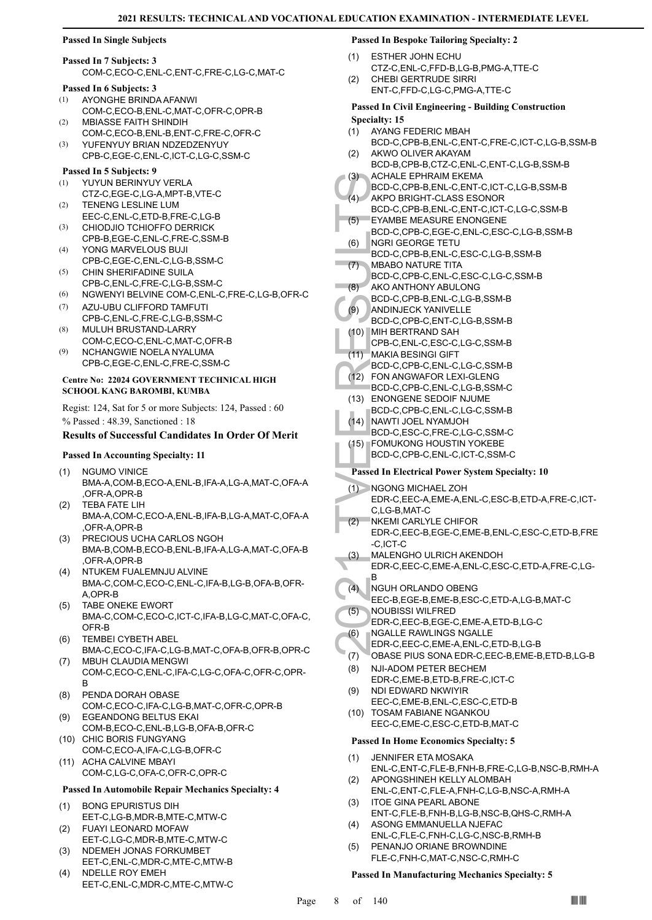#### Passed In Single Subjects

**Passed In 7 Subjects: 3**

COM-C,ECO-C,ENL-C,ENT-C,FRE-C,LG-C,MAT-C

**Passed In 6 Subjects: 3**

(1) AYONGHE BRINDA AFANWI
COM-C,ECO-B,ENL-C,MAT-C,OFR-C,OPR-B
(2) MBIASSE FAITH SHINDIH
COM-C,ECO-B,ENL-B,ENT-C,FRE-C,OFR-C
(3) YUFENYUY BRIAN NDZEDZENYUY
CPB-C,EGE-C,ENL-C,ICT-C,LG-C,SSM-C

**Passed In 5 Subjects: 9**

(1) YUYUN BERINYUY VERLA
CTZ-C,EGE-C,LG-A,MPT-B,VTE-C
(2) TENENG LESLINE LUM
EEC-C,ENL-C,ETD-B,FRE-C,LG-B
(3) CHIODJIO TCHIOFFO DERRICK
CPB-B,EGE-C,ENL-C,FRE-C,SSM-B
(4) YONG MARVELOUS BUJI
CPB-C,EGE-C,ENL-C,LG-B,SSM-C
(5) CHIN SHERIFADINE SUILA
CPB-C,ENL-C,FRE-C,LG-B,SSM-C
(6) NGWENYI BELVINE COM-C,ENL-C,FRE-C,LG-B,OFR-C
(7) AZU-UBU CLIFFORD TAMFUTI
CPB-C,ENL-C,FRE-C,LG-B,SSM-C
(8) MULUH BRUSTAND-LARRY
COM-C,ECO-C,ENL-C,MAT-C,OFR-B
(9) NCHANGWIE NOELA NYALUMA
CPB-C,EGE-C,ENL-C,FRE-C,SSM-C

#### Centre No: 22024 GOVERNMENT TECHNICAL HIGH SCHOOL KANG BAROMBI, KUMBA

Regist: 124, Sat for 5 or more Subjects: 124, Passed : 60

% Passed : 48.39, Sanctioned : 18

### Results of Successful Candidates In Order Of Merit

#### Passed In Accounting Specialty: 11

(1) NGUMO VINICE
BMA-A,COM-B,ECO-A,ENL-B,IFA-A,LG-A,MAT-C,OFA-A,OFR-A,OPR-B
(2) TEBA FATE LIH
BMA-A,COM-C,ECO-A,ENL-B,IFA-B,LG-A,MAT-C,OFA-A,OFR-A,OPR-B
(3) PRECIOUS UCHA CARLOS NGOH
BMA-B,COM-B,ECO-B,ENL-B,IFA-A,LG-A,MAT-C,OFA-B,OFR-A,OPR-B
(4) NTUKEM FUALEMNJU ALVINE
BMA-C,COM-C,ECO-C,ENL-C,IFA-B,LG-B,OFA-B,OFR-A,OPR-B
(5) TABE ONEKE EWORT
BMA-C,COM-C,ECO-C,ICT-C,IFA-B,LG-C,MAT-C,OFA-C,OFR-B
(6) TEMBEI CYBETH ABEL
BMA-C,ECO-C,IFA-C,LG-B,MAT-C,OFA-B,OFR-B,OPR-C
(7) MBUH CLAUDIA MENGWI
COM-C,ECO-C,ENL-C,IFA-C,LG-C,OFA-C,OFR-C,OPR-B
(8) PENDA DORAH OBASE
COM-C,ECO-C,IFA-C,LG-B,MAT-C,OFR-C,OPR-B
(9) EGEANDONG BELTUS EKAI
COM-B,ECO-C,ENL-B,LG-B,OFA-B,OFR-C
(10) CHIC BORIS FUNGYANG
COM-C,ECO-A,IFA-C,LG-B,OFR-C
(11) ACHA CALVINE MBAYI
COM-C,LG-C,OFA-C,OFR-C,OPR-C

#### Passed In Automobile Repair Mechanics Specialty: 4

(1) BONG EPURISTUS DIH
EET-C,LG-B,MDR-B,MTE-C,MTW-C
(2) FUAYI LEONARD MOFAW
EET-C,LG-C,MDR-B,MTE-C,MTW-C
(3) NDEMEH JONAS FORKUMBET
EET-C,ENL-C,MDR-C,MTE-C,MTW-B
(4) NDELLE ROY EMEH
EET-C,ENL-C,MDR-C,MTE-C,MTW-C

#### Passed In Bespoke Tailoring Specialty: 2

(1) ESTHER JOHN ECHU
CTZ-C,ENL-C,FFD-B,LG-B,PMG-A,TTE-C
(2) CHEBI GERTRUDE SIRRI
ENT-C,FFD-C,LG-C,PMG-A,TTE-C

#### Passed In Civil Engineering - Building Construction Specialty: 15

(1) AYANG FEDERIC MBAH
BCD-C,CPB-B,ENL-C,ENT-C,FRE-C,ICT-C,LG-B,SSM-B
(2) AKWO OLIVER AKAYAM
BCD-B,CPB-B,CTZ-C,ENL-C,ENT-C,LG-B,SSM-B
(3) ACHALE EPHRAIM EKEMA
BCD-C,CPB-B,ENL-C,ENT-C,ICT-C,LG-B,SSM-B
(4) AKPO BRIGHT-CLASS ESONOR
BCD-C,CPB-B,ENL-C,ENT-C,ICT-C,LG-C,SSM-B
(5) EYAMBE MEASURE ENONGENE
BCD-C,CPB-C,EGE-C,ENL-C,ESC-C,LG-B,SSM-B
(6) NGRI GEORGE TETU
BCD-C,CPB-B,ENL-C,ESC-C,LG-B,SSM-B
(7) MBABO NATURE TITA
BCD-C,CPB-C,ENL-C,ESC-C,LG-C,SSM-B
(8) AKO ANTHONY ABULONG
BCD-C,CPB-B,ENL-C,LG-B,SSM-B
(9) ANDINJECK YANIVELLE
BCD-C,CPB-C,ENT-C,LG-B,SSM-B
(10) MIH BERTRAND SAH
CPB-C,ENL-C,ESC-C,LG-C,SSM-B
(11) MAKIA BESINGI GIFT
BCD-C,CPB-C,ENL-C,LG-C,SSM-B
(12) FON ANGWAFOR LEXI-GLENG
BCD-C,CPB-C,ENL-C,LG-B,SSM-C
(13) ENONGENE SEDOIF NJUME
BCD-C,CPB-C,ENL-C,LG-C,SSM-B
(14) NAWTI JOEL NYAMJOH
BCD-C,ESC-C,FRE-C,LG-C,SSM-C
(15) FOMUKONG HOUSTIN YOKEBE
BCD-C,CPB-C,ENL-C,ICT-C,SSM-C

#### Passed In Electrical Power System Specialty: 10

(1) NGONG MICHAEL ZOH
EDR-C,EEC-A,EME-A,ENL-C,ESC-B,ETD-A,FRE-C,ICT-C,LG-B,MAT-C
(2) NKEMI CARLYLE CHIFOR
EDR-C,EEC-B,EGE-C,EME-B,ENL-C,ESC-C,ETD-B,FRE-C,ICT-C
(3) MALENGHO ULRICH AKENDOH
EDR-C,EEC-C,EME-A,ENL-C,ESC-C,ETD-A,FRE-C,LG-B
(4) NGUH ORLANDO OBENG
EEC-B,EGE-B,EME-B,ESC-C,ETD-A,LG-B,MAT-C
(5) NOUBISSI WILFRED
EDR-C,EEC-B,EGE-C,EME-A,ETD-B,LG-C
(6) NGALLE RAWLINGS NGALLE
EDR-C,EEC-C,EME-A,ENL-C,ETD-B,LG-B
(7) OBASE PIUS SONA EDR-C,EEC-B,EME-B,ETD-B,LG-B
(8) NJI-ADOM PETER BECHEM
EDR-C,EME-B,ETD-B,FRE-C,ICT-C
(9) NDI EDWARD NKWIYIR
EEC-C,EME-B,ENL-C,ESC-C,ETD-B
(10) TOSAM FABIANE NGANKOU
EEC-C,EME-C,ESC-C,ETD-B,MAT-C

#### Passed In Home Economics Specialty: 5

(1) JENNIFER ETA MOSAKA
ENL-C,ENT-C,FLE-B,FNH-B,FRE-C,LG-B,NSC-B,RMH-A
(2) APONGSHINEH KELLY ALOMBAH
ENL-C,ENT-C,FLE-A,FNH-C,LG-B,NSC-A,RMH-A
(3) ITOE GINA PEARL ABONE
ENT-C,FLE-B,FNH-B,LG-B,NSC-B,QHS-C,RMH-A
(4) ASONG EMMANUELLA NJEFAC
ENL-C,FLE-C,FNH-C,LG-C,NSC-B,RMH-B
(5) PENANJO ORIANE BROWNDINE
FLE-C,FNH-C,MAT-C,NSC-C,RMH-C

#### Passed In Manufacturing Mechanics Specialty: 5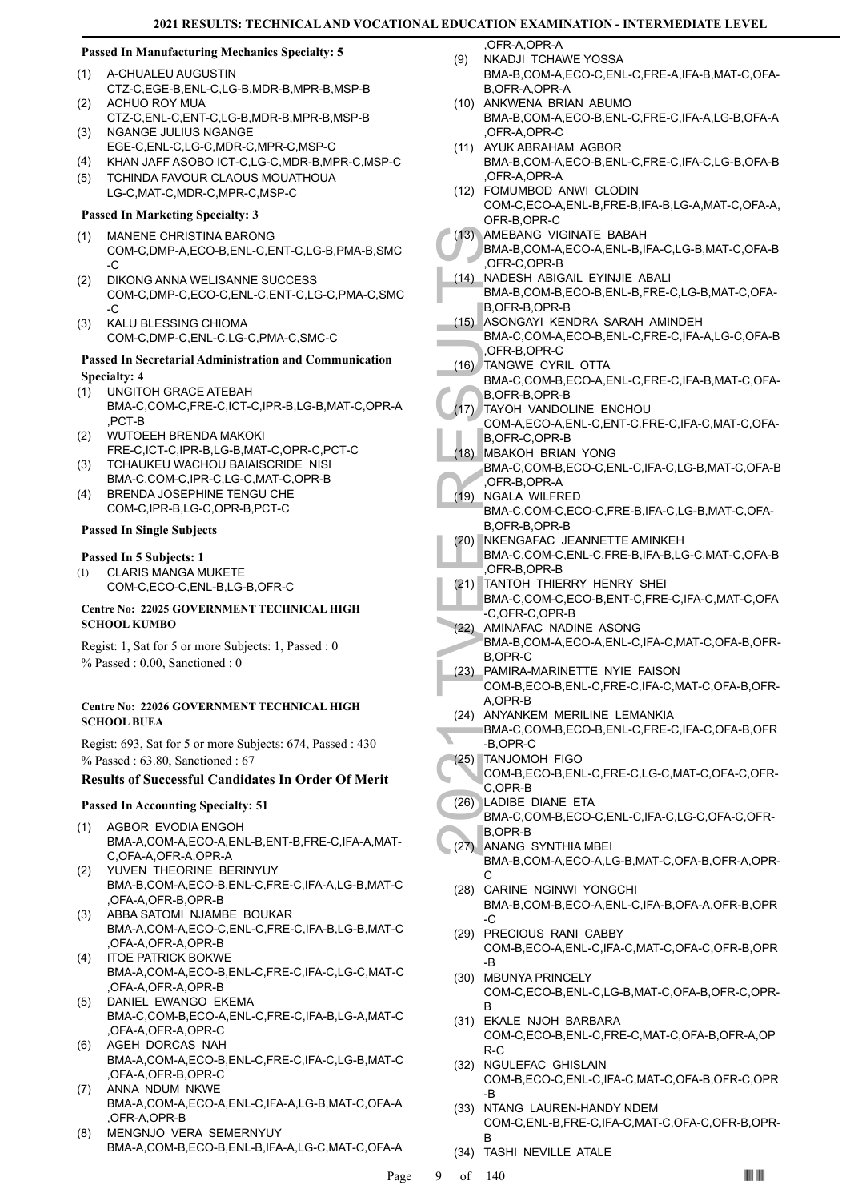#### Passed In Manufacturing Mechanics Specialty: 5

(1) A-CHUALEU AUGUSTIN
CTZ-C,EGE-B,ENL-C,LG-B,MDR-B,MPR-B,MSP-B

(2) ACHUO ROY MUA
CTZ-C,ENL-C,ENT-C,LG-B,MDR-B,MPR-B,MSP-B

(3) NGANGE JULIUS NGANGE
EGE-C,ENL-C,LG-C,MDR-C,MPR-C,MSP-C

(4) KHAN JAFF ASOBO ICT-C,LG-C,MDR-B,MPR-C,MSP-C

(5) TCHINDA FAVOUR CLAOUS MOUATHOUA
LG-C,MAT-C,MDR-C,MPR-C,MSP-C

#### Passed In Marketing Specialty: 3

(1) MANENE CHRISTINA BARONG
COM-C,DMP-A,ECO-B,ENL-C,ENT-C,LG-B,PMA-B,SMC-C

(2) DIKONG ANNA WELISANNE SUCCESS
COM-C,DMP-C,ECO-C,ENL-C,ENT-C,LG-C,PMA-C,SMC-C

(3) KALU BLESSING CHIOMA
COM-C,DMP-C,ENL-C,LG-C,PMA-C,SMC-C

#### Passed In Secretarial Administration and Communication Specialty: 4

(1) UNGITOH GRACE ATEBAH
BMA-C,COM-C,FRE-C,ICT-C,IPR-B,LG-B,MAT-C,OPR-A,PCT-B

(2) WUTOEEH BRENDA MAKOKI
FRE-C,ICT-C,IPR-B,LG-B,MAT-C,OPR-C,PCT-C

(3) TCHAUKEU WACHOU BAIAISCRIDE NISI
BMA-C,COM-C,IPR-C,LG-C,MAT-C,OPR-B

(4) BRENDA JOSEPHINE TENGU CHE
COM-C,IPR-B,LG-C,OPR-B,PCT-C

#### Passed In Single Subjects

#### Passed In 5 Subjects: 1

(1) CLARIS MANGA MUKETE
COM-C,ECO-C,ENL-B,LG-B,OFR-C

#### Centre No: 22025 GOVERNMENT TECHNICAL HIGH SCHOOL KUMBO

Regist: 1, Sat for 5 or more Subjects: 1, Passed : 0
% Passed : 0.00, Sanctioned : 0

#### Centre No: 22026 GOVERNMENT TECHNICAL HIGH SCHOOL BUEA

Regist: 693, Sat for 5 or more Subjects: 674, Passed : 430
% Passed : 63.80, Sanctioned : 67

### Results of Successful Candidates In Order Of Merit

#### Passed In Accounting Specialty: 51

(1) AGBOR EVODIA ENGOH
BMA-A,COM-A,ECO-A,ENL-B,ENT-B,FRE-C,IFA-A,MAT-C,OFA-A,OFR-A,OPR-A

(2) YUVEN THEORINE BERINYUY
BMA-B,COM-A,ECO-B,ENL-C,FRE-C,IFA-A,LG-B,MAT-C,OFA-A,OFR-B,OPR-B

(3) ABBA SATOMI NJAMBE BOUKAR
BMA-A,COM-A,ECO-C,ENL-C,FRE-C,IFA-B,LG-B,MAT-C,OFA-A,OFR-A,OPR-B

(4) ITOE PATRICK BOKWE
BMA-A,COM-A,ECO-B,ENL-C,FRE-C,IFA-C,LG-C,MAT-C,OFA-A,OFR-A,OPR-B

(5) DANIEL EWANGO EKEMA
BMA-C,COM-B,ECO-A,ENL-C,FRE-C,IFA-B,LG-A,MAT-C,OFA-A,OFR-A,OPR-C

(6) AGEH DORCAS NAH
BMA-A,COM-A,ECO-B,ENL-C,FRE-C,IFA-C,LG-B,MAT-C,OFA-A,OFR-B,OPR-C

(7) ANNA NDUM NKWE
BMA-A,COM-A,ECO-A,ENL-C,IFA-A,LG-B,MAT-C,OFA-A,OFR-A,OPR-B

(8) MENGNJO VERA SEMERNYUY
BMA-A,COM-B,ECO-B,ENL-B,IFA-A,LG-C,MAT-C,OFA-A,OFR-A,OPR-A

(9) NKADJI TCHAWE YOSSA
BMA-B,COM-A,ECO-C,ENL-C,FRE-A,IFA-B,MAT-C,OFA-B,OFR-A,OPR-A

(10) ANKWENA BRIAN ABUMO
BMA-B,COM-A,ECO-B,ENL-C,FRE-C,IFA-A,LG-B,OFA-A,OFR-A,OPR-C

(11) AYUK ABRAHAM AGBOR
BMA-B,COM-A,ECO-B,ENL-C,FRE-C,IFA-C,LG-B,OFA-B,OFR-A,OPR-A

(12) FOMUMBOD ANWI CLODIN
COM-C,ECO-A,ENL-B,FRE-B,IFA-B,LG-A,MAT-C,OFA-A,OFR-B,OPR-C

(13) AMEBANG VIGINATE BABAH
BMA-B,COM-A,ECO-A,ENL-B,IFA-C,LG-B,MAT-C,OFA-B,OFR-C,OPR-B

(14) NADESH ABIGAIL EYINJIE ABALI
BMA-B,COM-B,ECO-B,ENL-B,FRE-C,LG-B,MAT-C,OFA-B,OFR-B,OPR-B

(15) ASONGAYI KENDRA SARAH AMINDEH
BMA-C,COM-A,ECO-B,ENL-C,FRE-C,IFA-A,LG-C,OFA-B,OFR-B,OPR-C

(16) TANGWE CYRIL OTTA
BMA-C,COM-B,ECO-A,ENL-C,FRE-C,IFA-B,MAT-C,OFA-B,OFR-B,OPR-B

(17) TAYOH VANDOLINE ENCHOU
COM-A,ECO-A,ENL-C,ENT-C,FRE-C,IFA-C,MAT-C,OFA-B,OFR-C,OPR-B

(18) MBAKOH BRIAN YONG
BMA-C,COM-B,ECO-C,ENL-C,IFA-C,LG-B,MAT-C,OFA-B,OFR-B,OPR-A

(19) NGALA WILFRED
BMA-C,COM-C,ECO-C,FRE-B,IFA-C,LG-B,MAT-C,OFA-B,OFR-B,OPR-B

(20) NKENGAFAC JEANNETTE AMINKEH
BMA-C,COM-C,ENL-C,FRE-B,IFA-B,LG-C,MAT-C,OFA-B,OFR-B,OPR-B

(21) TANTOH THIERRY HENRY SHEI
BMA-C,COM-C,ECO-B,ENT-C,FRE-C,IFA-C,MAT-C,OFA-C,OFR-C,OPR-B

(22) AMINAFAC NADINE ASONG
BMA-B,COM-A,ECO-A,ENL-C,IFA-C,MAT-C,OFA-B,OFR-B,OPR-C

(23) PAMIRA-MARINETTE NYIE FAISON
COM-B,ECO-B,ENL-C,FRE-C,IFA-C,MAT-C,OFA-B,OFR-A,OPR-B

(24) ANYANKEM MERILINE LEMANKIA
BMA-C,COM-B,ECO-B,ENL-C,FRE-C,IFA-C,OFA-B,OFR-B,OPR-C

(25) TANJOMOH FIGO
COM-B,ECO-B,ENL-C,FRE-C,LG-C,MAT-C,OFA-C,OFR-C,OPR-B

(26) LADIBE DIANE ETA
BMA-C,COM-B,ECO-C,ENL-C,IFA-C,LG-C,OFA-C,OFR-B,OPR-B

(27) ANANG SYNTHIA MBEI
BMA-B,COM-A,ECO-A,LG-B,MAT-C,OFA-B,OFR-A,OPR-C

(28) CARINE NGINWI YONGCHI
BMA-B,COM-B,ECO-A,ENL-C,IFA-B,OFA-A,OFR-B,OPR-C

(29) PRECIOUS RANI CABBY
COM-B,ECO-A,ENL-C,IFA-C,MAT-C,OFA-C,OFR-B,OPR-B

(30) MBUNYA PRINCELY
COM-C,ECO-B,ENL-C,LG-B,MAT-C,OFA-B,OFR-C,OPR-B

(31) EKALE NJOH BARBARA
COM-C,ECO-B,ENL-C,FRE-C,MAT-C,OFA-B,OFR-A,OPR-C

(32) NGULEFAC GHISLAIN
COM-B,ECO-C,ENL-C,IFA-C,MAT-C,OFA-B,OFR-C,OPR-B

(33) NTANG LAUREN-HANDY NDEM
COM-C,ENL-B,FRE-C,IFA-C,MAT-C,OFA-C,OFR-B,OPR-B

(34) TASHI NEVILLE ATALE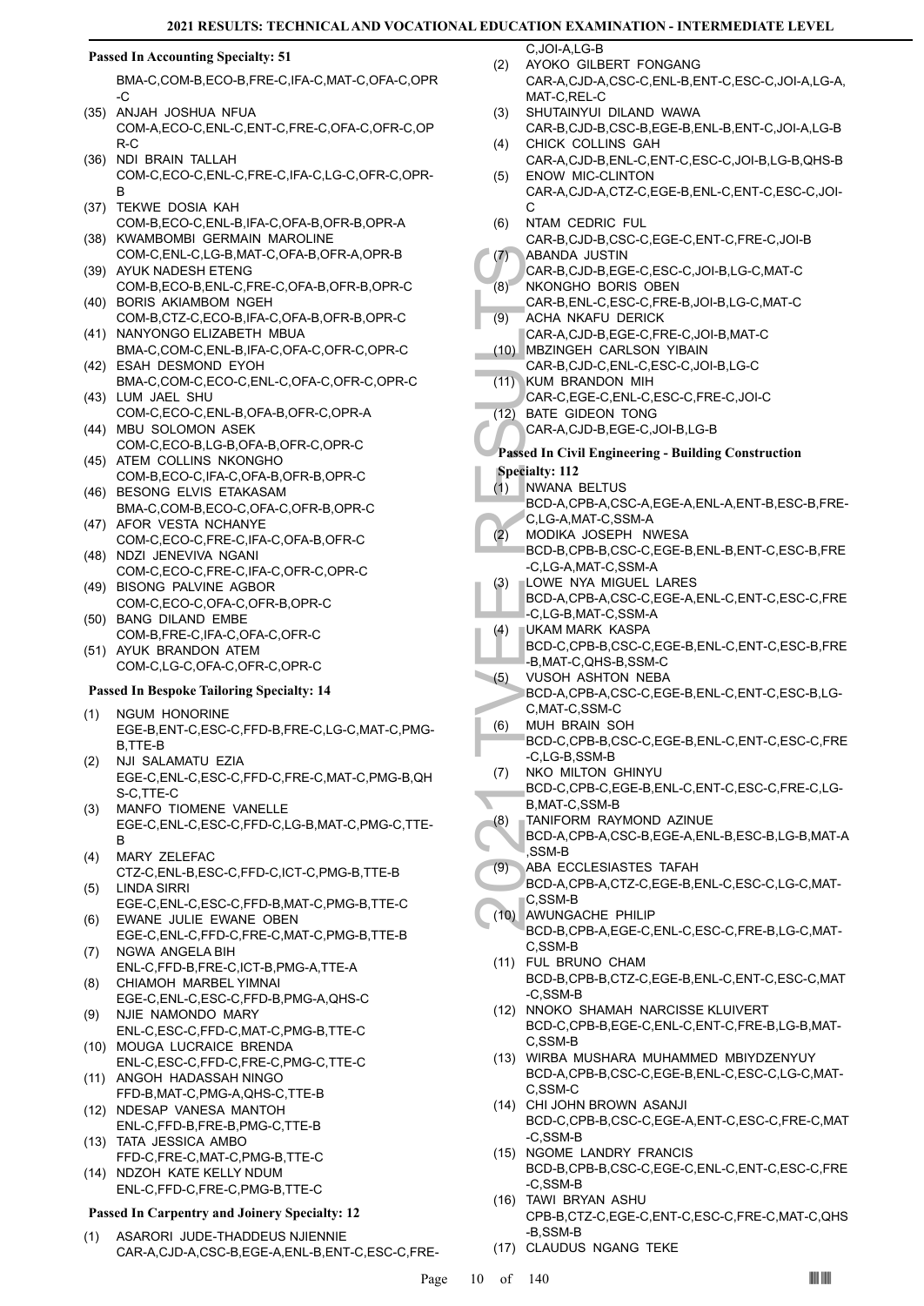#### Passed In Accounting Specialty: 51

BMA-C,COM-B,ECO-B,FRE-C,IFA-C,MAT-C,OFA-C,OPR-C

(35) ANJAH JOSHUA NFUA
COM-A,ECO-C,ENL-C,ENT-C,FRE-C,OFA-C,OFR-C,OPR-C

(36) NDI BRAIN TALLAH
COM-C,ECO-C,ENL-C,FRE-C,IFA-C,LG-C,OFR-C,OPR-B

(37) TEKWE DOSIA KAH
COM-B,ECO-C,ENL-B,IFA-C,OFA-B,OFR-B,OPR-A

(38) KWAMBOMBI GERMAIN MAROLINE
COM-C,ENL-C,LG-B,MAT-C,OFA-B,OFR-A,OPR-B

(39) AYUK NADESH ETENG
COM-B,ECO-B,ENL-C,FRE-C,OFA-B,OFR-B,OPR-C

(40) BORIS AKIAMBOM NGEH
COM-B,CTZ-C,ECO-B,IFA-C,OFA-B,OFR-B,OPR-C

(41) NANYONGO ELIZABETH MBUA
BMA-C,COM-C,ENL-B,IFA-C,OFA-C,OFR-C,OPR-C

(42) ESAH DESMOND EYOH
BMA-C,COM-C,ECO-C,ENL-C,OFA-C,OFR-C,OPR-C

(43) LUM JAEL SHU
COM-C,ECO-C,ENL-B,OFA-B,OFR-C,OPR-A

(44) MBU SOLOMON ASEK
COM-C,ECO-B,LG-B,OFA-B,OFR-C,OPR-C

(45) ATEM COLLINS NKONGHO
COM-B,ECO-C,IFA-C,OFA-B,OFR-B,OPR-C

(46) BESONG ELVIS ETAKASAM
BMA-C,COM-B,ECO-C,OFA-C,OFR-B,OPR-C

(47) AFOR VESTA NCHANYE
COM-C,ECO-C,FRE-C,IFA-C,OFA-B,OFR-C

(48) NDZI JENEVIVA NGANI
COM-C,ECO-C,FRE-C,IFA-C,OFR-C,OPR-C

(49) BISONG PALVINE AGBOR
COM-C,ECO-C,OFA-C,OFR-B,OPR-C

(50) BANG DILAND EMBE
COM-B,FRE-C,IFA-C,OFA-C,OFR-C

(51) AYUK BRANDON ATEM
COM-C,LG-C,OFA-C,OFR-C,OPR-C

#### Passed In Bespoke Tailoring Specialty: 14

(1) NGUM HONORINE
EGE-B,ENT-C,ESC-C,FFD-B,FRE-C,LG-C,MAT-C,PMG-B,TTE-B

(2) NJI SALAMATU EZIA
EGE-C,ENL-C,ESC-C,FFD-C,FRE-C,MAT-C,PMG-B,QHS-C,TTE-C

(3) MANFO TIOMENE VANELLE
EGE-C,ENL-C,ESC-C,FFD-C,LG-B,MAT-C,PMG-C,TTE-B

(4) MARY ZELEFAC
CTZ-C,ENL-B,ESC-C,FFD-C,ICT-C,PMG-B,TTE-B

(5) LINDA SIRRI
EGE-C,ENL-C,ESC-C,FFD-B,MAT-C,PMG-B,TTE-C

(6) EWANE JULIE EWANE OBEN
EGE-C,ENL-C,FFD-C,FRE-C,MAT-C,PMG-B,TTE-B

(7) NGWA ANGELA BIH
ENL-C,FFD-B,FRE-C,ICT-B,PMG-A,TTE-A

(8) CHIAMOH MARBEL YIMNAI
EGE-C,ENL-C,ESC-C,FFD-B,PMG-A,QHS-C

(9) NJIE NAMONDO MARY
ENL-C,ESC-C,FFD-C,MAT-C,PMG-B,TTE-C

(10) MOUGA LUCRAICE BRENDA
ENL-C,ESC-C,FFD-C,FRE-C,PMG-C,TTE-C

(11) ANGOH HADASSAH NINGO
FFD-B,MAT-C,PMG-A,QHS-C,TTE-B

(12) NDESAP VANESA MANTOH
ENL-C,FFD-B,FRE-B,PMG-C,TTE-B

(13) TATA JESSICA AMBO
FFD-C,FRE-C,MAT-C,PMG-B,TTE-C

(14) NDZOH KATE KELLY NDUM
ENL-C,FFD-C,FRE-C,PMG-B,TTE-C

#### Passed In Carpentry and Joinery Specialty: 12

(1) ASARORI JUDE-THADDEUS NJIENNIE
CAR-A,CJD-A,CSC-B,EGE-A,ENL-B,ENT-C,ESC-C,FRE-C,JOI-A,LG-B

(2) AYOKO GILBERT FONGANG
CAR-A,CJD-A,CSC-C,ENL-B,ENT-C,ESC-C,JOI-A,LG-A,MAT-C,REL-C

(3) SHUTAINYUI DILAND WAWA
CAR-B,CJD-B,CSC-B,EGE-B,ENL-B,ENT-C,JOI-A,LG-B

(4) CHICK COLLINS GAH
CAR-A,CJD-B,ENL-C,ENT-C,ESC-C,JOI-B,LG-B,QHS-B

(5) ENOW MIC-CLINTON
CAR-A,CJD-A,CTZ-C,EGE-B,ENL-C,ENT-C,ESC-C,JOI-C

(6) NTAM CEDRIC FUL
CAR-B,CJD-B,CSC-C,EGE-C,ENT-C,FRE-C,JOI-B

(7) ABANDA JUSTIN
CAR-B,CJD-B,EGE-C,ESC-C,JOI-B,LG-C,MAT-C

(8) NKONGHO BORIS OBEN
CAR-B,ENL-C,ESC-C,FRE-B,JOI-B,LG-C,MAT-C

(9) ACHA NKAFU DERICK
CAR-A,CJD-B,EGE-C,FRE-C,JOI-B,MAT-C

(10) MBZINGEH CARLSON YIBAIN
CAR-B,CJD-C,ENL-C,ESC-C,JOI-B,LG-C

(11) KUM BRANDON MIH
CAR-C,EGE-C,ENL-C,ESC-C,FRE-C,JOI-C

(12) BATE GIDEON TONG
CAR-A,CJD-B,EGE-C,JOI-B,LG-B

#### Passed In Civil Engineering - Building Construction Specialty: 112

(1) NWANA BELTUS
BCD-A,CPB-A,CSC-A,EGE-A,ENL-A,ENT-B,ESC-B,FRE-C,LG-A,MAT-C,SSM-A

(2) MODIKA JOSEPH NWESA
BCD-B,CPB-B,CSC-C,EGE-B,ENL-B,ENT-C,ESC-B,FRE-C,LG-A,MAT-C,SSM-A

(3) LOWE NYA MIGUEL LARES
BCD-A,CPB-A,CSC-C,EGE-A,ENL-C,ENT-C,ESC-C,FRE-C,LG-B,MAT-C,SSM-A

(4) UKAM MARK KASPA
BCD-C,CPB-B,CSC-C,EGE-B,ENL-C,ENT-C,ESC-B,FRE-B,MAT-C,QHS-B,SSM-C

(5) VUSOH ASHTON NEBA
BCD-A,CPB-A,CSC-C,EGE-B,ENL-C,ENT-C,ESC-B,LG-C,MAT-C,SSM-C

(6) MUH BRAIN SOH
BCD-C,CPB-B,CSC-C,EGE-B,ENL-C,ENT-C,ESC-C,FRE-C,LG-B,SSM-B

(7) NKO MILTON GHINYU
BCD-C,CPB-C,EGE-B,ENL-C,ENT-C,ESC-C,FRE-C,LG-B,MAT-C,SSM-B

(8) TANIFORM RAYMOND AZINUE
BCD-A,CPB-A,CSC-B,EGE-A,ENL-B,ESC-B,LG-B,MAT-A,SSM-B

(9) ABA ECCLESIASTES TAFAH
BCD-A,CPB-A,CTZ-C,EGE-B,ENL-C,ESC-C,LG-C,MAT-C,SSM-B

(10) AWUNGACHE PHILIP
BCD-B,CPB-A,EGE-C,ENL-C,ESC-C,FRE-B,LG-C,MAT-C,SSM-B

(11) FUL BRUNO CHAM
BCD-B,CPB-B,CTZ-C,EGE-B,ENL-C,ENT-C,ESC-C,MAT-C,SSM-B

(12) NNOKO SHAMAH NARCISSE KLUIVERT
BCD-C,CPB-B,EGE-C,ENL-C,ENT-C,FRE-B,LG-B,MAT-C,SSM-B

(13) WIRBA MUSHARA MUHAMMED MBIYDZENYUY
BCD-A,CPB-B,CSC-C,EGE-B,ENL-C,ESC-C,LG-C,MAT-C,SSM-C

(14) CHI JOHN BROWN ASANJI
BCD-C,CPB-B,CSC-C,EGE-A,ENT-C,ESC-C,FRE-C,MAT-C,SSM-B

(15) NGOME LANDRY FRANCIS
BCD-B,CPB-B,CSC-C,EGE-C,ENL-C,ENT-C,ESC-C,FRE-C,SSM-B

(16) TAWI BRYAN ASHU
CPB-B,CTZ-C,EGE-C,ENT-C,ESC-C,FRE-C,MAT-C,QHS-B,SSM-B

(17) CLAUDUS NGANG TEKE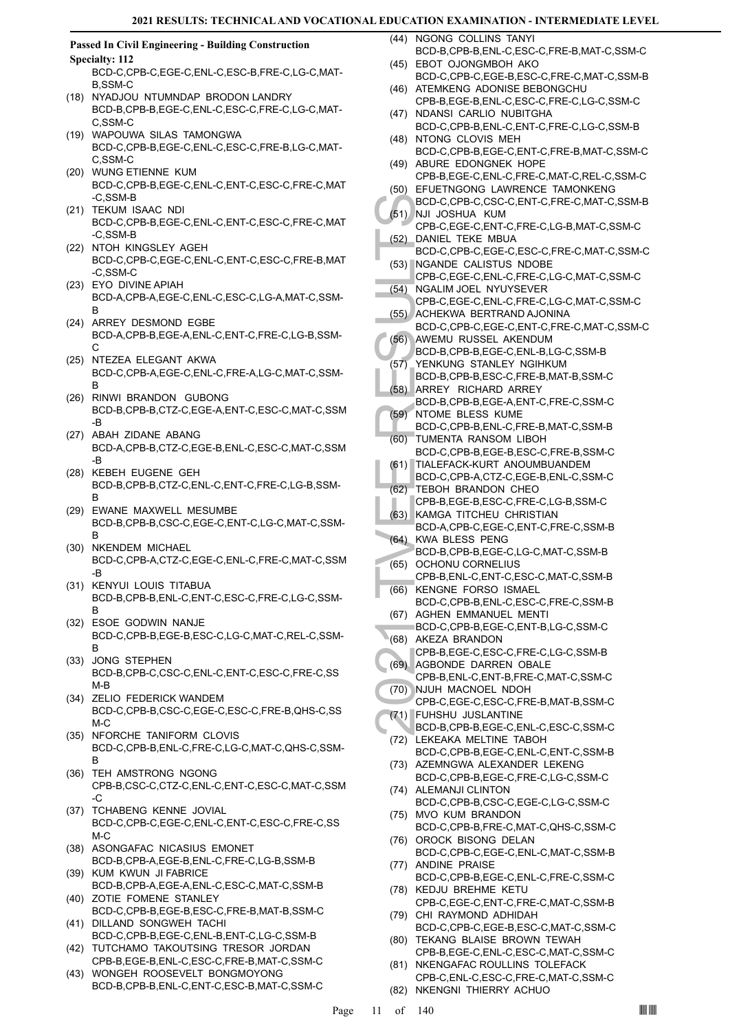**Passed In Civil Engineering - Building Construction Specialty: 112**

BCD-C,CPB-C,EGE-C,ENL-C,ESC-B,FRE-C,LG-C,MAT-B,SSM-C

(18) NYADJOU NTUMNDAP BRODON LANDRY
BCD-B,CPB-B,EGE-C,ENL-C,ESC-C,FRE-C,LG-C,MAT-C,SSM-C

(19) WAPOUWA SILAS TAMONGWA
BCD-C,CPB-B,EGE-C,ENL-C,ESC-C,FRE-B,LG-C,MAT-C,SSM-C

(20) WUNG ETIENNE KUM
BCD-C,CPB-B,EGE-C,ENL-C,ENT-C,ESC-C,FRE-C,MAT-C,SSM-B

(21) TEKUM ISAAC NDI
BCD-C,CPB-B,EGE-C,ENL-C,ENT-C,ESC-C,FRE-C,MAT-C,SSM-B

(22) NTOH KINGSLEY AGEH
BCD-C,CPB-C,EGE-C,ENL-C,ENT-C,ESC-C,FRE-B,MAT-C,SSM-C

(23) EYO DIVINE APIAH
BCD-A,CPB-A,EGE-C,ENL-C,ESC-C,LG-A,MAT-C,SSM-B

(24) ARREY DESMOND EGBE
BCD-A,CPB-B,EGE-A,ENL-C,ENT-C,FRE-C,LG-B,SSM-C

(25) NTEZEA ELEGANT AKWA
BCD-C,CPB-A,EGE-C,ENL-C,FRE-A,LG-C,MAT-C,SSM-B

(26) RINWI BRANDON GUBONG
BCD-B,CPB-B,CTZ-C,EGE-A,ENT-C,ESC-C,MAT-C,SSM-B

(27) ABAH ZIDANE ABANG
BCD-A,CPB-B,CTZ-C,EGE-B,ENL-C,ESC-C,MAT-C,SSM-B

(28) KEBEH EUGENE GEH
BCD-B,CPB-B,CTZ-C,ENL-C,ENT-C,FRE-C,LG-B,SSM-B

(29) EWANE MAXWELL MESUMBE
BCD-B,CPB-B,CSC-C,EGE-C,ENT-C,LG-C,MAT-C,SSM-B

(30) NKENDEM MICHAEL
BCD-C,CPB-A,CTZ-C,EGE-C,ENL-C,FRE-C,MAT-C,SSM-B

(31) KENYUI LOUIS TITABUA
BCD-B,CPB-B,ENL-C,ENT-C,ESC-C,FRE-C,LG-C,SSM-B

(32) ESOE GODWIN NANJE
BCD-C,CPB-B,EGE-B,ESC-C,LG-C,MAT-C,REL-C,SSM-B

(33) JONG STEPHEN
BCD-B,CPB-C,CSC-C,ENL-C,ENT-C,ESC-C,FRE-C,SSM-B

(34) ZELIO FEDERICK WANDEM
BCD-C,CPB-B,CSC-C,EGE-C,ESC-C,FRE-B,QHS-C,SSM-C

(35) NFORCHE TANIFORM CLOVIS
BCD-C,CPB-B,ENL-C,FRE-C,LG-C,MAT-C,QHS-C,SSM-B

(36) TEH AMSTRONG NGONG
CPB-B,CSC-C,CTZ-C,ENL-C,ENT-C,ESC-C,MAT-C,SSM-C

(37) TCHABENG KENNE JOVIAL
BCD-C,CPB-C,EGE-C,ENL-C,ENT-C,ESC-C,FRE-C,SSM-C

(38) ASONGAFAC NICASIUS EMONET
BCD-B,CPB-A,EGE-B,ENL-C,FRE-C,LG-B,SSM-B

(39) KUM KWUN JI FABRICE
BCD-B,CPB-A,EGE-A,ENL-C,ESC-C,MAT-C,SSM-B

(40) ZOTIE FOMENE STANLEY
BCD-C,CPB-B,EGE-B,ESC-C,FRE-B,MAT-B,SSM-C

(41) DILLAND SONGWEH TACHI
BCD-C,CPB-B,EGE-C,ENL-B,ENT-C,LG-C,SSM-B

(42) TUTCHAMO TAKOUTSING TRESOR JORDAN
CPB-B,EGE-B,ENL-C,ESC-C,FRE-B,MAT-C,SSM-C

(43) WONGEH ROOSEVELT BONGMOYONG
BCD-B,CPB-B,ENL-C,ENT-C,ESC-B,MAT-C,SSM-C

(44) NGONG COLLINS TANYI
BCD-B,CPB-B,ENL-C,ESC-C,FRE-B,MAT-C,SSM-C

(45) EBOT OJONGMBOH AKO
BCD-C,CPB-C,EGE-B,ESC-C,FRE-C,MAT-C,SSM-B

(46) ATEMKENG ADONISE BEBONGCHU
CPB-B,EGE-B,ENL-C,ESC-C,FRE-C,LG-C,SSM-C

(47) NDANSI CARLIO NUBITGHA
BCD-C,CPB-B,ENL-C,ENT-C,FRE-C,LG-C,SSM-B

(48) NTONG CLOVIS MEH
BCD-C,CPB-B,EGE-C,ENT-C,FRE-B,MAT-C,SSM-C

(49) ABURE EDONGNEK HOPE
CPB-B,EGE-C,ENL-C,FRE-C,MAT-C,REL-C,SSM-C

(50) EFUETNGONG LAWRENCE TAMONKENG
BCD-C,CPB-C,CSC-C,ENT-C,FRE-C,MAT-C,SSM-B

(51) NJI JOSHUA KUM
CPB-C,EGE-C,ENT-C,FRE-C,LG-B,MAT-C,SSM-C

(52) DANIEL TEKE MBUA
BCD-C,CPB-C,EGE-C,ESC-C,FRE-C,MAT-C,SSM-C

(53) NGANDE CALISTUS NDOBE
CPB-C,EGE-C,ENL-C,FRE-C,LG-C,MAT-C,SSM-C

(54) NGALIM JOEL NYUYSEVER
CPB-C,EGE-C,ENL-C,FRE-C,LG-C,MAT-C,SSM-C

(55) ACHEKWA BERTRAND AJONINA
BCD-C,CPB-C,EGE-C,ENT-C,FRE-C,MAT-C,SSM-C

(56) AWEMU RUSSEL AKENDUM
BCD-B,CPB-B,EGE-C,ENL-B,LG-C,SSM-B

(57) YENKUNG STANLEY NGIHKUM
BCD-B,CPB-B,ESC-C,FRE-B,MAT-B,SSM-C

(58) ARREY RICHARD ARREY
BCD-B,CPB-B,EGE-A,ENT-C,FRE-C,SSM-C

(59) NTOME BLESS KUME
BCD-C,CPB-B,ENL-C,FRE-B,MAT-C,SSM-B

(60) TUMENTA RANSOM LIBOH
BCD-C,CPB-B,EGE-B,ESC-C,FRE-B,SSM-C

(61) TIALEFACK-KURT ANOUMBUANDEM
BCD-C,CPB-A,CTZ-C,EGE-B,ENL-C,SSM-C

(62) TEBOH BRANDON CHEO
CPB-B,EGE-B,ESC-C,FRE-C,LG-B,SSM-C

(63) KAMGA TITCHEU CHRISTIAN
BCD-A,CPB-C,EGE-C,ENT-C,FRE-C,SSM-B

(64) KWA BLESS PENG
BCD-B,CPB-B,EGE-C,LG-C,MAT-C,SSM-B

(65) OCHONU CORNELIUS
CPB-B,ENL-C,ENT-C,ESC-C,MAT-C,SSM-B

(66) KENGNE FORSO ISMAEL
BCD-C,CPB-B,ENL-C,ESC-C,FRE-C,SSM-B

(67) AGHEN EMMANUEL MENTI
BCD-C,CPB-B,EGE-C,ENT-B,LG-C,SSM-C

(68) AKEZA BRANDON
CPB-B,EGE-C,ESC-C,FRE-C,LG-C,SSM-B

(69) AGBONDE DARREN OBALE
CPB-B,ENL-C,ENT-B,FRE-C,MAT-C,SSM-C

(70) NJUH MACNOEL NDOH
CPB-C,EGE-C,ESC-C,FRE-B,MAT-B,SSM-C

(71) FUHSHU JUSLANTINE
BCD-B,CPB-B,EGE-C,ENL-C,ESC-C,SSM-C

(72) LEKEAKA MELTINE TABOH
BCD-C,CPB-B,EGE-C,ENL-C,ENT-C,SSM-B

(73) AZEMNGWA ALEXANDER LEKENG
BCD-C,CPB-B,EGE-C,FRE-C,LG-C,SSM-C

(74) ALEMANJI CLINTON
BCD-C,CPB-B,CSC-C,EGE-C,LG-C,SSM-C

(75) MVO KUM BRANDON
BCD-C,CPB-B,FRE-C,MAT-C,QHS-C,SSM-C

(76) OROCK BISONG DELAN
BCD-C,CPB-C,EGE-C,ENL-C,MAT-C,SSM-B

(77) ANDINE PRAISE
BCD-C,CPB-B,EGE-C,ENL-C,FRE-C,SSM-C

(78) KEDJU BREHME KETU
CPB-C,EGE-C,ENT-C,FRE-C,MAT-C,SSM-B

(79) CHI RAYMOND ADHIDAH
BCD-C,CPB-C,EGE-B,ESC-C,MAT-C,SSM-C

(80) TEKANG BLAISE BROWN TEWAH
CPB-B,EGE-C,ENL-C,ESC-C,MAT-C,SSM-C

(81) NKENGAFAC ROULLINS TOLEFACK
CPB-C,ENL-C,ESC-C,FRE-C,MAT-C,SSM-C

(82) NKENGNI THIERRY ACHUO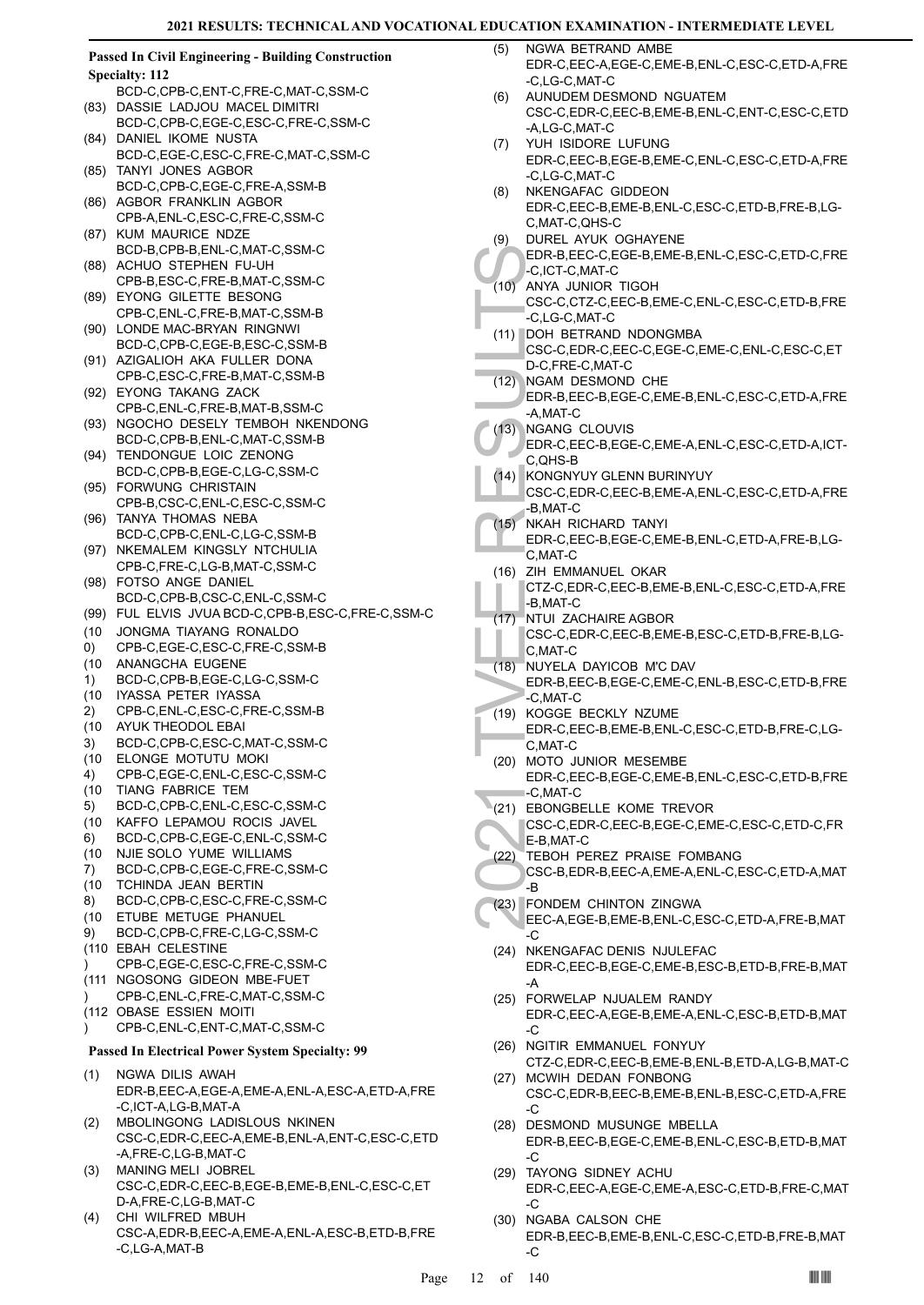**Passed In Civil Engineering - Building Construction Specialty: 112**

BCD-C,CPB-C,ENT-C,FRE-C,MAT-C,SSM-C

(83) DASSIE LADJOU MACEL DIMITRI
BCD-C,CPB-C,EGE-C,ESC-C,FRE-C,SSM-C

(84) DANIEL IKOME NUSTA
BCD-C,EGE-C,ESC-C,FRE-C,MAT-C,SSM-C

(85) TANYI JONES AGBOR
BCD-C,CPB-C,EGE-C,FRE-A,SSM-B

(86) AGBOR FRANKLIN AGBOR
CPB-A,ENL-C,ESC-C,FRE-C,SSM-C

(87) KUM MAURICE NDZE
BCD-B,CPB-B,ENL-C,MAT-C,SSM-C

(88) ACHUO STEPHEN FU-UH
CPB-B,ESC-C,FRE-B,MAT-C,SSM-C

(89) EYONG GILETTE BESONG
CPB-C,ENL-C,FRE-B,MAT-C,SSM-B

(90) LONDE MAC-BRYAN RINGNWI
BCD-C,CPB-C,EGE-B,ESC-C,SSM-B

(91) AZIGALIOH AKA FULLER DONA
CPB-C,ESC-C,FRE-B,MAT-C,SSM-B

(92) EYONG TAKANG ZACK
CPB-C,ENL-C,FRE-B,MAT-B,SSM-C

(93) NGOCHO DESELY TEMBOH NKENDONG
BCD-C,CPB-B,ENL-C,MAT-C,SSM-B

(94) TENDONGUE LOIC ZENONG
BCD-C,CPB-B,EGE-C,LG-C,SSM-C

(95) FORWUNG CHRISTAIN
CPB-B,CSC-C,ENL-C,ESC-C,SSM-C

(96) TANYA THOMAS NEBA
BCD-C,CPB-C,ENL-C,LG-C,SSM-B

(97) NKEMALEM KINGSLY NTCHULIA
CPB-C,FRE-C,LG-B,MAT-C,SSM-C

(98) FOTSO ANGE DANIEL
BCD-C,CPB-B,CSC-C,ENL-C,SSM-C

(99) FUL ELVIS JVUA BCD-C,CPB-B,ESC-C,FRE-C,SSM-C

(100) JONGMA TIAYANG RONALDO
CPB-C,EGE-C,ESC-C,FRE-C,SSM-B

(101) ANANGCHA EUGENE
BCD-C,CPB-B,EGE-C,LG-C,SSM-C

(102) IYASSA PETER IYASSA
CPB-C,ENL-C,ESC-C,FRE-C,SSM-B

(103) AYUK THEODOL EBAI
BCD-C,CPB-C,ESC-C,MAT-C,SSM-C

(104) ELONGE MOTUTU MOKI
CPB-C,EGE-C,ENL-C,ESC-C,SSM-C

(105) TIANG FABRICE TEM
BCD-C,CPB-C,ENL-C,ESC-C,SSM-C

(106) KAFFO LEPAMOU ROCIS JAVEL
BCD-C,CPB-C,EGE-C,ENL-C,SSM-C

(107) NJIE SOLO YUME WILLIAMS
BCD-C,CPB-C,EGE-C,FRE-C,SSM-C

(108) TCHINDA JEAN BERTIN
BCD-C,CPB-C,ESC-C,FRE-C,SSM-C

(109) ETUBE METUGE PHANUEL
BCD-C,CPB-C,FRE-C,LG-C,SSM-C

(110) EBAH CELESTINE
CPB-C,EGE-C,ESC-C,FRE-C,SSM-C

(111) NGOSONG GIDEON MBE-FUET
CPB-C,ENL-C,FRE-C,MAT-C,SSM-C

(112) OBASE ESSIEN MOITI
CPB-C,ENL-C,ENT-C,MAT-C,SSM-C

**Passed In Electrical Power System Specialty: 99**

(1) NGWA DILIS AWAH
EDR-B,EEC-A,EGE-A,EME-A,ENL-A,ESC-A,ETD-A,FRE-C,ICT-A,LG-B,MAT-A

(2) MBOLINGONG LADISLOUS NKINEN
CSC-C,EDR-C,EEC-A,EME-B,ENL-A,ENT-C,ESC-C,ETD-A,FRE-C,LG-B,MAT-C

(3) MANING MELI JOBREL
CSC-C,EDR-C,EEC-B,EGE-B,EME-B,ENL-C,ESC-C,ETD-A,FRE-C,LG-B,MAT-C

(4) CHI WILFRED MBUH
CSC-A,EDR-B,EEC-A,EME-A,ENL-A,ESC-B,ETD-B,FRE-C,LG-A,MAT-B

(5) NGWA BETRAND AMBE
EDR-C,EEC-A,EGE-C,EME-B,ENL-C,ESC-C,ETD-A,FRE-C,LG-C,MAT-C

(6) AUNUDEM DESMOND NGUATEM
CSC-C,EDR-C,EEC-B,EME-B,ENL-C,ENT-C,ESC-C,ETD-A,LG-C,MAT-C

(7) YUH ISIDORE LUFUNG
EDR-C,EEC-B,EGE-B,EME-C,ENL-C,ESC-C,ETD-A,FRE-C,LG-C,MAT-C

(8) NKENGAFAC GIDDEON
EDR-C,EEC-B,EME-B,ENL-C,ESC-C,ETD-B,FRE-B,LG-C,MAT-C,QHS-C

(9) DUREL AYUK OGHAYENE
EDR-B,EEC-C,EGE-B,EME-B,ENL-C,ESC-C,ETD-C,FRE-C,ICT-C,MAT-C

(10) ANYA JUNIOR TIGOH
CSC-C,CTZ-C,EEC-B,EME-C,ENL-C,ESC-C,ETD-B,FRE-C,LG-C,MAT-C

(11) DOH BETRAND NDONGMBA
CSC-C,EDR-C,EEC-C,EGE-C,EME-C,ENL-C,ESC-C,ETD-C,FRE-C,MAT-C

(12) NGAM DESMOND CHE
EDR-B,EEC-B,EGE-C,EME-B,ENL-C,ESC-C,ETD-A,FRE-A,MAT-C

(13) NGANG CLOUVIS
EDR-C,EEC-B,EGE-C,EME-A,ENL-C,ESC-C,ETD-A,ICT-C,QHS-B

(14) KONGNYUY GLENN BURINYUY
CSC-C,EDR-C,EEC-B,EME-A,ENL-C,ESC-C,ETD-A,FRE-B,MAT-C

(15) NKAH RICHARD TANYI
EDR-C,EEC-B,EGE-C,EME-B,ENL-C,ETD-A,FRE-B,LG-C,MAT-C

(16) ZIH EMMANUEL OKAR
CTZ-C,EDR-C,EEC-B,EME-B,ENL-C,ESC-C,ETD-A,FRE-B,MAT-C

(17) NTUI ZACHAIRE AGBOR
CSC-C,EDR-C,EEC-B,EME-B,ESC-C,ETD-B,FRE-B,LG-C,MAT-C

(18) NUYELA DAYICOB M'C DAV
EDR-B,EEC-B,EGE-C,EME-C,ENL-B,ESC-C,ETD-B,FRE-C,MAT-C

(19) KOGGE BECKLY NZUME
EDR-C,EEC-B,EME-B,ENL-C,ESC-C,ETD-B,FRE-C,LG-C,MAT-C

(20) MOTO JUNIOR MESEMBE
EDR-C,EEC-B,EGE-C,EME-B,ENL-C,ESC-C,ETD-B,FRE-C,MAT-C

(21) EBONGBELLE KOME TREVOR
CSC-C,EDR-C,EEC-B,EGE-C,EME-C,ESC-C,ETD-C,FRE-B,MAT-C

(22) TEBOH PEREZ PRAISE FOMBANG
CSC-B,EDR-B,EEC-A,EME-A,ENL-C,ESC-C,ETD-A,MAT-B

(23) FONDEM CHINTON ZINGWA
EEC-A,EGE-B,EME-B,ENL-C,ESC-C,ETD-A,FRE-B,MAT-C

(24) NKENGAFAC DENIS NJULEFAC
EDR-C,EEC-B,EGE-C,EME-B,ESC-B,ETD-B,FRE-B,MAT-A

(25) FORWELAP NJUALEM RANDY
EDR-C,EEC-A,EGE-B,EME-A,ENL-C,ESC-B,ETD-B,MAT-C

(26) NGITIR EMMANUEL FONYUY
CTZ-C,EDR-C,EEC-B,EME-B,ENL-B,ETD-A,LG-B,MAT-C

(27) MCWIH DEDAN FONBONG
CSC-C,EDR-B,EEC-B,EME-B,ENL-B,ESC-C,ETD-A,FRE-C

(28) DESMOND MUSUNGE MBELLA
EDR-B,EEC-B,EGE-C,EME-B,ENL-C,ESC-C,ETD-B,MAT-C

(29) TAYONG SIDNEY ACHU
EDR-C,EEC-A,EGE-C,EME-A,ESC-C,ETD-B,FRE-C,MAT-C

(30) NGABA CALSON CHE
EDR-B,EEC-B,EME-B,ENL-C,ESC-C,ETD-B,FRE-B,MAT-C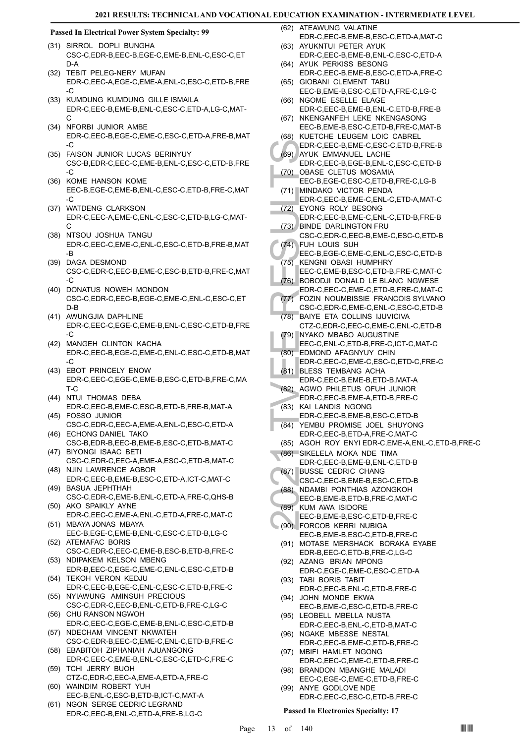**Passed In Electrical Power System Specialty: 99**

(31) SIRROL DOPLI BUNGHA
CSC-C,EDR-B,EEC-B,EGE-C,EME-B,ENL-C,ESC-C,ETD-A

(32) TEBIT PELEG-NERY MUFAN
EDR-C,EEC-A,EGE-C,EME-A,ENL-C,ESC-C,ETD-B,FRE-C

(33) KUMDUNG KUMDUNG GILLE ISMAILA
EDR-C,EEC-B,EME-B,ENL-C,ESC-C,ETD-A,LG-C,MAT-C

(34) NFORBI JUNIOR AMBE
EDR-C,EEC-B,EGE-C,EME-C,ESC-C,ETD-A,FRE-B,MAT-C

(35) FAISON JUNIOR LUCAS BERINYUY
CSC-B,EDR-C,EEC-C,EME-B,ENL-C,ESC-C,ETD-B,FRE-C

(36) KOME HANSON KOME
EEC-B,EGE-C,EME-B,ENL-C,ESC-C,ETD-B,FRE-C,MAT-C

(37) WATDENG CLARKSON
EDR-C,EEC-A,EME-C,ENL-C,ESC-C,ETD-B,LG-C,MAT-C

(38) NTSOU JOSHUA TANGU
EDR-C,EEC-C,EME-C,ENL-C,ESC-C,ETD-B,FRE-B,MAT-B

(39) DAGA DESMOND
CSC-C,EDR-C,EEC-B,EME-C,ESC-B,ETD-B,FRE-C,MAT-C

(40) DONATUS NOWEH MONDON
CSC-C,EDR-C,EEC-B,EGE-C,EME-C,ENL-C,ESC-C,ETD-B

(41) AWUNGJIA DAPHLINE
EDR-C,EEC-C,EGE-C,EME-B,ENL-C,ESC-C,ETD-B,FRE-C

(42) MANGEH CLINTON KACHA
EDR-C,EEC-B,EGE-C,EME-C,ENL-C,ESC-C,ETD-B,MAT-C

(43) EBOT PRINCELY ENOW
EDR-C,EEC-C,EGE-C,EME-B,ESC-C,ETD-B,FRE-C,MAT-C

(44) NTUI THOMAS DEBA
EDR-C,EEC-B,EME-C,ESC-B,ETD-B,FRE-B,MAT-A

(45) FOSSO JUNIOR
CSC-C,EDR-C,EEC-A,EME-A,ENL-C,ESC-C,ETD-A

(46) ECHONG DANIEL TAKO
CSC-B,EDR-B,EEC-B,EME-B,ESC-C,ETD-B,MAT-C

(47) BIYONGI ISAAC BETI
CSC-C,EDR-C,EEC-A,EME-A,ESC-C,ETD-B,MAT-C

(48) NJIN LAWRENCE AGBOR
EDR-C,EEC-B,EME-B,ESC-C,ETD-A,ICT-C,MAT-C

(49) BASUA JEPHTHAH
CSC-C,EDR-C,EME-B,ENL-C,ETD-A,FRE-C,QHS-B

(50) AKO SPAIKLY AYNE
EDR-C,EEC-C,EME-A,ENL-C,ETD-A,FRE-C,MAT-C

(51) MBAYA JONAS MBAYA
EEC-B,EGE-C,EME-B,ENL-C,ESC-C,ETD-B,LG-C

(52) ATEMAFAC BORIS
CSC-C,EDR-C,EEC-C,EME-B,ESC-B,ETD-B,FRE-C

(53) NDIPAKEM KELSON MBENG
EDR-B,EEC-C,EGE-C,EME-C,ENL-C,ESC-C,ETD-B

(54) TEKOH VERON KEDJU
EDR-C,EEC-B,EGE-C,ENL-C,ESC-C,ETD-B,FRE-C

(55) NYIAWUNG AMINSUH PRECIOUS
CSC-C,EDR-C,EEC-B,ENL-C,ETD-B,FRE-C,LG-C

(56) CHU RANSON NGWOH
EDR-C,EEC-C,EGE-C,EME-B,ENL-C,ESC-C,ETD-B

(57) NDECHAM VINCENT NKWATEH
CSC-C,EDR-B,EEC-C,EME-C,ENL-C,ETD-B,FRE-C

(58) EBABITOH ZIPHANIAH AJUANGONG
EDR-C,EEC-C,EME-B,ENL-C,ESC-C,ETD-C,FRE-C

(59) TCHI JERRY BUOH
CTZ-C,EDR-C,EEC-A,EME-A,ETD-A,FRE-C

(60) WAINDIM ROBERT YUH
EEC-B,ENL-C,ESC-B,ETD-B,ICT-C,MAT-A

(61) NGON SERGE CEDRIC LEGRAND
EDR-C,EEC-B,ENL-C,ETD-A,FRE-B,LG-C

(62) ATEAWUNG VALATINE
EDR-C,EEC-B,EME-B,ESC-C,ETD-A,MAT-C

(63) AYUKNTUI PETER AYUK
EDR-C,EEC-B,EME-B,ENL-C,ESC-C,ETD-A

(64) AYUK PERKISS BESONG
EDR-C,EEC-B,EME-B,ESC-C,ETD-A,FRE-C

(65) GIOBANI CLEMENT TABU
EEC-B,EME-B,ESC-C,ETD-A,FRE-C,LG-C

(66) NGOME ESELLE ELAGE
EDR-C,EEC-B,EME-B,ENL-C,ETD-B,FRE-B

(67) NKENGANFEH LEKE NKENGASONG
EEC-B,EME-B,ESC-C,ETD-B,FRE-C,MAT-B

(68) KUETCHE LEUGEM LOIC CABREL
EDR-C,EEC-B,EME-C,ESC-C,ETD-B,FRE-B

(69) AYUK EMMANUEL LACHE
EDR-C,EEC-B,EGE-B,ENL-C,ESC-C,ETD-B

(70) OBASE CLETUS MOSAMIA
EEC-B,EGE-C,ESC-C,ETD-B,FRE-C,LG-B

(71) MINDAKO VICTOR PENDA
EDR-C,EEC-B,EME-C,ENL-C,ETD-A,MAT-C

(72) EYONG ROLY BESONG
EDR-C,EEC-B,EME-C,ENL-C,ETD-B,FRE-B

(73) BINDE DARLINGTON FRU
CSC-C,EDR-C,EEC-B,EME-C,ESC-C,ETD-B

(74) FUH LOUIS SUH
EEC-B,EGE-C,EME-C,ENL-C,ESC-C,ETD-B

(75) KENGNI OBASI HUMPHRY
EEC-C,EME-B,ESC-C,ETD-B,FRE-C,MAT-C

(76) BOBODJI DONALD LE BLANC NGWESE
EDR-C,EEC-C,EME-C,ETD-B,FRE-C,MAT-C

(77) FOZIN NOUMBISSIE FRANCOIS SYLVANO
CSC-C,EDR-C,EME-C,ENL-C,ESC-C,ETD-B

(78) BAIYE ETA COLLINS IJUVICIVA
CTZ-C,EDR-C,EEC-C,EME-C,ENL-C,ETD-B

(79) NYAKO MBABO AUGUSTINE
EEC-C,ENL-C,ETD-B,FRE-C,ICT-C,MAT-C

(80) EDMOND AFAGNYUY CHIN
EDR-C,EEC-C,EME-C,ESC-C,ETD-C,FRE-C

(81) BLESS TEMBANG ACHA
EDR-C,EEC-B,EME-B,ETD-B,MAT-A

(82) AGWO PHILETUS OFUH JUNIOR
EDR-C,EEC-B,EME-A,ETD-B,FRE-C

(83) KAI LANDIS NGONG
EDR-C,EEC-B,EME-B,ESC-C,ETD-B

(84) YEMBU PROMISE JOEL SHUYONG
EDR-C,EEC-B,ETD-A,FRE-C,MAT-C

(85) AGOH ROY ENYI EDR-C,EME-A,ENL-C,ETD-B,FRE-C

(86) SIKELELA MOKA NDE TIMA
EDR-C,EEC-B,EME-B,ENL-C,ETD-B

(87) BUSSE CEDRIC CHANG
CSC-C,EEC-B,EME-B,ESC-C,ETD-B

(88) NDAMBI PONTHIAS AZONGKOH
EEC-B,EME-B,ETD-B,FRE-C,MAT-C

(89) KUM AWA ISIDORE
EEC-B,EME-B,ESC-C,ETD-B,FRE-C

(90) FORCOB KERRI NUBIGA
EEC-B,EME-B,ESC-C,ETD-B,FRE-C

(91) MOTASE MERSHACK BORAKA EYABE
EDR-B,EEC-C,ETD-B,FRE-C,LG-C

(92) AZANG BRIAN MPONG
EDR-C,EGE-C,EME-C,ESC-C,ETD-A

(93) TABI BORIS TABIT
EDR-C,EEC-B,ENL-C,ETD-B,FRE-C

(94) JOHN MONDE EKWA
EEC-B,EME-C,ESC-C,ETD-B,FRE-C

(95) LEOBELL MBELLA NUSTA
EDR-C,EEC-B,ENL-C,ETD-B,MAT-C

(96) NGAKE MBESSE NESTAL
EDR-C,EEC-B,EME-C,ETD-B,FRE-C

(97) MBIFI HAMLET NGONG
EDR-C,EEC-C,EME-C,ETD-B,FRE-C

(98) BRANDON MBANGHE MALADI
EEC-C,EGE-C,EME-C,ETD-B,FRE-C

(99) ANYE GODLOVE NDE
EDR-C,EEC-C,ESC-C,ETD-B,FRE-C

**Passed In Electronics Specialty: 17**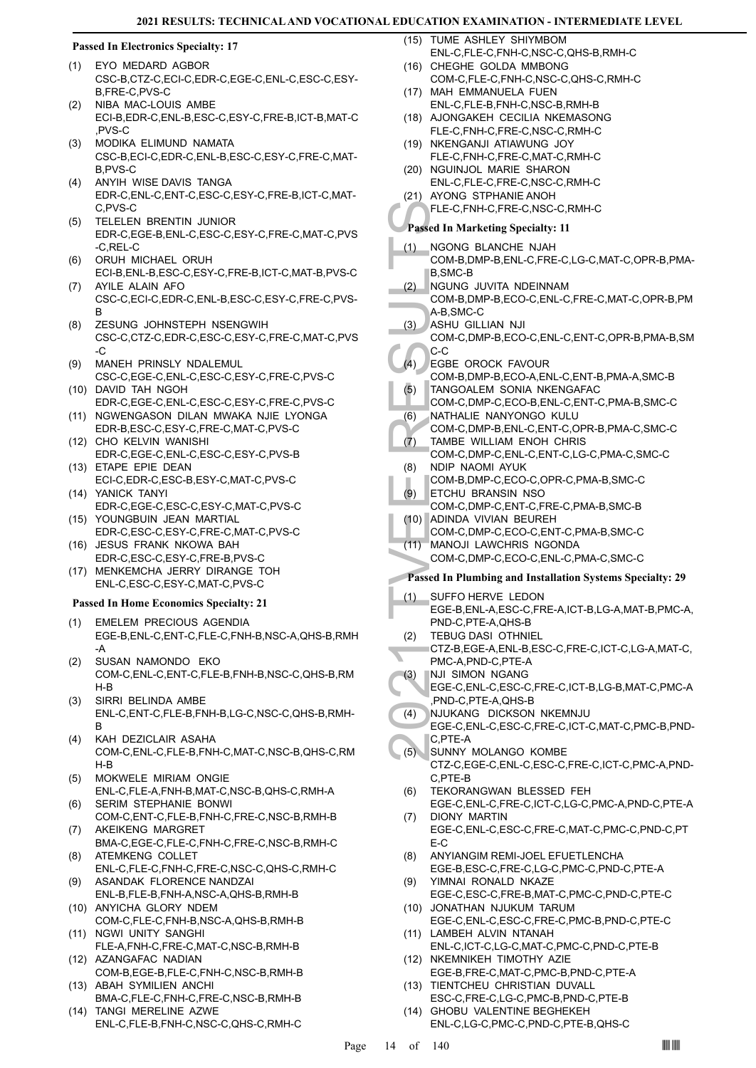#### Passed In Electronics Specialty: 17

(1) EYO MEDARD AGBOR
CSC-B,CTZ-C,ECI-C,EDR-C,EGE-C,ENL-C,ESC-C,ESY-B,FRE-C,PVS-C
(2) NIBA MAC-LOUIS AMBE
ECI-B,EDR-C,ENL-B,ESC-C,ESY-C,FRE-B,ICT-B,MAT-C,PVS-C
(3) MODIKA ELIMUND NAMATA
CSC-B,ECI-C,EDR-C,ENL-B,ESC-C,ESY-C,FRE-C,MAT-B,PVS-C
(4) ANYIH WISE DAVIS TANGA
EDR-C,ENL-C,ENT-C,ESC-C,ESY-C,FRE-B,ICT-C,MAT-C,PVS-C
(5) TELELEN BRENTIN JUNIOR
EDR-C,EGE-B,ENL-C,ESC-C,ESY-C,FRE-C,MAT-C,PVS-C,REL-C
(6) ORUH MICHAEL ORUH
ECI-B,ENL-B,ESC-C,ESY-C,FRE-B,ICT-C,MAT-B,PVS-C
(7) AYILE ALAIN AFO
CSC-C,ECI-C,EDR-C,ENL-B,ESC-C,ESY-C,FRE-C,PVS-B
(8) ZESUNG JOHNSTEPH NSENGWIH
CSC-C,CTZ-C,EDR-C,ESC-C,ESY-C,FRE-C,MAT-C,PVS-C
(9) MANEH PRINSLY NDALEMUL
CSC-C,EGE-C,ENL-C,ESC-C,ESY-C,FRE-C,PVS-C
(10) DAVID TAH NGOH
EDR-C,EGE-C,ENL-C,ESC-C,ESY-C,FRE-C,PVS-C
(11) NGWENGASON DILAN MWAKA NJIE LYONGA
EDR-B,ESC-C,ESY-C,FRE-C,MAT-C,PVS-C
(12) CHO KELVIN WANISHI
EDR-C,EGE-C,ENL-C,ESC-C,ESY-C,PVS-B
(13) ETAPE EPIE DEAN
ECI-C,EDR-C,ESC-B,ESY-C,MAT-C,PVS-C
(14) YANICK TANYI
EDR-C,EGE-C,ESC-C,ESY-C,MAT-C,PVS-C
(15) YOUNGBUIN JEAN MARTIAL
EDR-C,ESC-C,ESY-C,FRE-C,MAT-C,PVS-C
(16) JESUS FRANK NKOWA BAH
EDR-C,ESC-C,ESY-C,FRE-B,PVS-C
(17) MENKEMCHA JERRY DIRANGE TOH
ENL-C,ESC-C,ESY-C,MAT-C,PVS-C

#### Passed In Home Economics Specialty: 21

(1) EMELEM PRECIOUS AGENDIA
EGE-B,ENL-C,ENT-C,FLE-C,FNH-B,NSC-A,QHS-B,RMH-A
(2) SUSAN NAMONDO EKO
COM-C,ENL-C,ENT-C,FLE-B,FNH-B,NSC-C,QHS-B,RMH-B
(3) SIRRI BELINDA AMBE
ENL-C,ENT-C,FLE-B,FNH-B,LG-C,NSC-C,QHS-B,RMH-B
(4) KAH DEZICLAIR ASAHA
COM-C,ENL-C,FLE-B,FNH-C,MAT-C,NSC-B,QHS-C,RMH-B
(5) MOKWELE MIRIAM ONGIE
ENL-C,FLE-A,FNH-B,MAT-C,NSC-B,QHS-C,RMH-A
(6) SERIM STEPHANIE BONWI
COM-C,ENT-C,FLE-B,FNH-C,FRE-C,NSC-B,RMH-B
(7) AKEIKENG MARGRET
BMA-C,EGE-C,FLE-C,FNH-C,FRE-C,NSC-B,RMH-C
(8) ATEMKENG COLLET
ENL-C,FLE-C,FNH-C,FRE-C,NSC-C,QHS-C,RMH-C
(9) ASANDAK FLORENCE NANDZAI
ENL-B,FLE-B,FNH-A,NSC-A,QHS-B,RMH-B
(10) ANYICHA GLORY NDEM
COM-C,FLE-C,FNH-B,NSC-A,QHS-B,RMH-B
(11) NGWI UNITY SANGHI
FLE-A,FNH-C,FRE-C,MAT-C,NSC-B,RMH-B
(12) AZANGAFAC NADIAN
COM-B,EGE-B,FLE-C,FNH-C,NSC-B,RMH-B
(13) ABAH SYMILIEN ANCHI
BMA-C,FLE-C,FNH-C,FRE-C,NSC-B,RMH-B
(14) TANGI MERELINE AZWE
ENL-C,FLE-B,FNH-C,NSC-C,QHS-C,RMH-C
(15) TUME ASHLEY SHIYMBOM
ENL-C,FLE-C,FNH-C,NSC-C,QHS-B,RMH-C
(16) CHEGHE GOLDA MMBONG
COM-C,FLE-C,FNH-C,NSC-C,QHS-C,RMH-C
(17) MAH EMMANUELA FUEN
ENL-C,FLE-B,FNH-C,NSC-B,RMH-B
(18) AJONGAKEH CECILIA NKEMASONG
FLE-C,FNH-C,FRE-C,NSC-C,RMH-C
(19) NKENGANJI ATIAWUNG JOY
FLE-C,FNH-C,FRE-C,MAT-C,RMH-C
(20) NGUINJOL MARIE SHARON
ENL-C,FLE-C,FRE-C,NSC-C,RMH-C
(21) AYONG STPHANIE ANOH
FLE-C,FNH-C,FRE-C,NSC-C,RMH-C

#### Passed In Marketing Specialty: 11

(1) NGONG BLANCHE NJAH
COM-B,DMP-B,ENL-C,FRE-C,LG-C,MAT-C,OPR-B,PMA-B,SMC-B
(2) NGUNG JUVITA NDEINNAM
COM-B,DMP-B,ECO-C,ENL-C,FRE-C,MAT-C,OPR-B,PMA-B,SMC-C
(3) ASHU GILLIAN NJI
COM-C,DMP-B,ECO-C,ENL-C,ENT-C,OPR-B,PMA-B,SMC-C
(4) EGBE OROCK FAVOUR
COM-B,DMP-B,ECO-A,ENL-C,ENT-B,PMA-A,SMC-B
(5) TANGOALEM SONIA NKENGAFAC
COM-C,DMP-C,ECO-B,ENL-C,ENT-C,PMA-B,SMC-C
(6) NATHALIE NANYONGO KULU
COM-C,DMP-B,ENL-C,ENT-C,OPR-B,PMA-C,SMC-C
(7) TAMBE WILLIAM ENOH CHRIS
COM-C,DMP-C,ENL-C,ENT-C,LG-C,PMA-C,SMC-C
(8) NDIP NAOMI AYUK
COM-B,DMP-C,ECO-C,OPR-C,PMA-B,SMC-C
(9) ETCHU BRANSIN NSO
COM-C,DMP-C,ENT-C,FRE-C,PMA-B,SMC-B
(10) ADINDA VIVIAN BEUREH
COM-C,DMP-C,ECO-C,ENT-C,PMA-B,SMC-C
(11) MANOJI LAWCHRIS NGONDA
COM-C,DMP-C,ECO-C,ENL-C,PMA-C,SMC-C

#### Passed In Plumbing and Installation Systems Specialty: 29

(1) SUFFO HERVE LEDON
EGE-B,ENL-A,ESC-C,FRE-A,ICT-B,LG-A,MAT-B,PMC-A,PND-C,PTE-A,QHS-B
(2) TEBUG DASI OTHNIEL
CTZ-B,EGE-A,ENL-B,ESC-C,FRE-C,ICT-C,LG-A,MAT-C,PMC-A,PND-C,PTE-A
(3) NJI SIMON NGANG
EGE-C,ENL-C,ESC-C,FRE-C,ICT-B,LG-B,MAT-C,PMC-A,PND-C,PTE-A,QHS-B
(4) NJUKANG DICKSON NKEMNJU
EGE-C,ENL-C,ESC-C,FRE-C,ICT-C,MAT-C,PMC-B,PND-C,PTE-A
(5) SUNNY MOLANGO KOMBE
CTZ-C,EGE-C,ENL-C,ESC-C,FRE-C,ICT-C,PMC-A,PND-C,PTE-B
(6) TEKORANGWAN BLESSED FEH
EGE-C,ENL-C,FRE-C,ICT-C,LG-C,PMC-A,PND-C,PTE-A
(7) DIONY MARTIN
EGE-C,ENL-C,ESC-C,FRE-C,MAT-C,PMC-C,PND-C,PTE-C
(8) ANYIANGIM REMI-JOEL EFUETLENCHA
EGE-B,ESC-C,FRE-C,LG-C,PMC-C,PND-C,PTE-A
(9) YIMNAI RONALD NKAZE
EGE-C,ESC-C,FRE-B,MAT-C,PMC-C,PND-C,PTE-C
(10) JONATHAN NJUKUM TARUM
EGE-C,ENL-C,ESC-C,FRE-C,PMC-B,PND-C,PTE-C
(11) LAMBEH ALVIN NTANAH
ENL-C,ICT-C,LG-C,MAT-C,PMC-C,PND-C,PTE-B
(12) NKEMNIKEH TIMOTHY AZIE
EGE-B,FRE-C,MAT-C,PMC-B,PND-C,PTE-A
(13) TIENTCHEU CHRISTIAN DUVALL
ESC-C,FRE-C,LG-C,PMC-B,PND-C,PTE-B
(14) GHOBU VALENTINE BEGHEKEH
ENL-C,LG-C,PMC-C,PND-C,PTE-B,QHS-C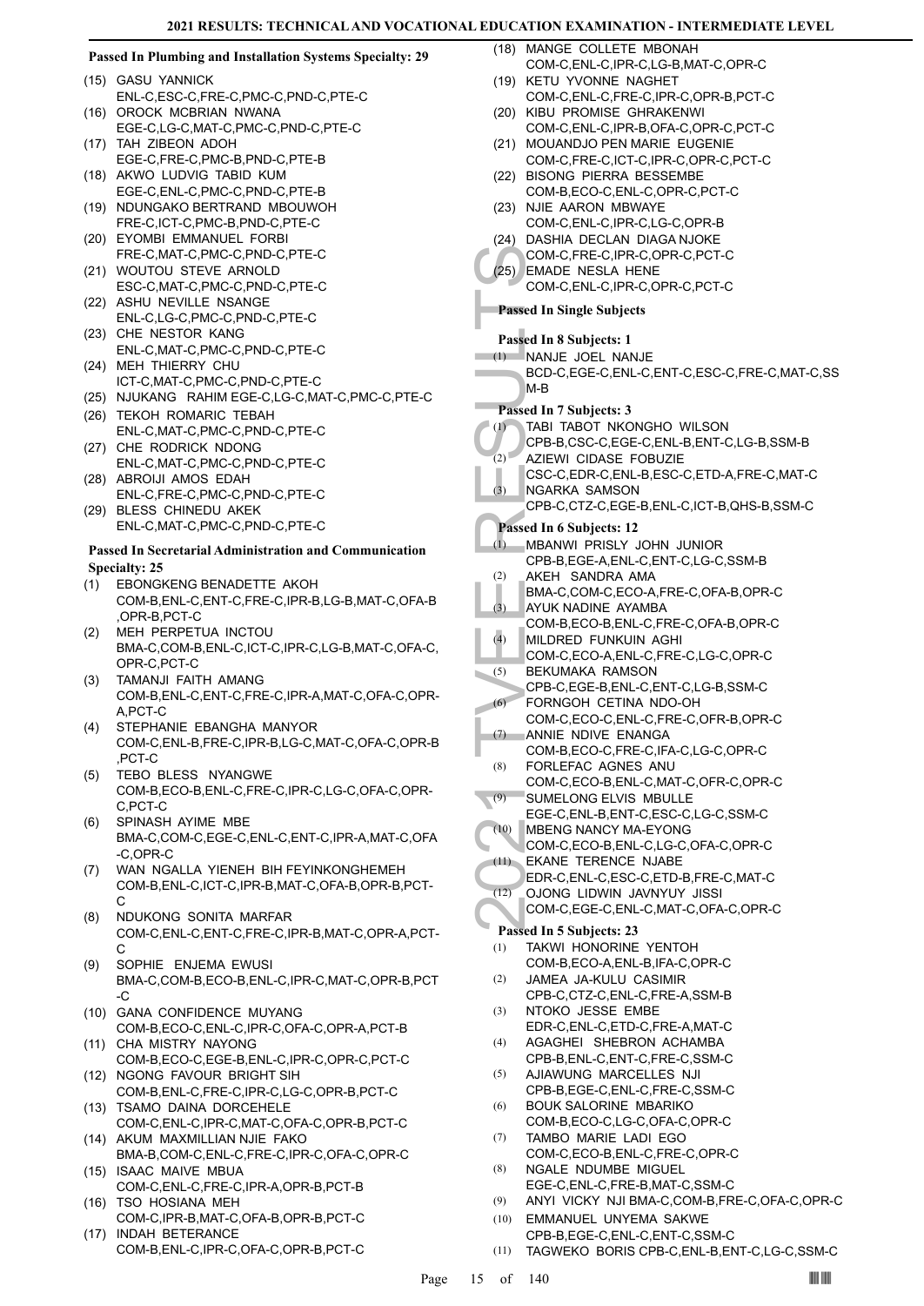**Passed In Plumbing and Installation Systems Specialty: 29**

(15) GASU YANNICK
ENL-C,ESC-C,FRE-C,PMC-C,PND-C,PTE-C
(16) OROCK MCBRIAN NWANA
EGE-C,LG-C,MAT-C,PMC-C,PND-C,PTE-C
(17) TAH ZIBEON ADOH
EGE-C,FRE-C,PMC-B,PND-C,PTE-B
(18) AKWO LUDVIG TABID KUM
EGE-C,ENL-C,PMC-C,PND-C,PTE-B
(19) NDUNGAKO BERTRAND MBOUWOH
FRE-C,ICT-C,PMC-B,PND-C,PTE-C
(20) EYOMBI EMMANUEL FORBI
FRE-C,MAT-C,PMC-C,PND-C,PTE-C
(21) WOUTOU STEVE ARNOLD
ESC-C,MAT-C,PMC-C,PND-C,PTE-C
(22) ASHU NEVILLE NSANGE
ENL-C,LG-C,PMC-C,PND-C,PTE-C
(23) CHE NESTOR KANG
ENL-C,MAT-C,PMC-C,PND-C,PTE-C
(24) MEH THIERRY CHU
ICT-C,MAT-C,PMC-C,PND-C,PTE-C
(25) NJUKANG RAHIM EGE-C,LG-C,MAT-C,PMC-C,PTE-C
(26) TEKOH ROMARIC TEBAH
ENL-C,MAT-C,PMC-C,PND-C,PTE-C
(27) CHE RODRICK NDONG
ENL-C,MAT-C,PMC-C,PND-C,PTE-C
(28) ABROIJI AMOS EDAH
ENL-C,FRE-C,PMC-C,PND-C,PTE-C
(29) BLESS CHINEDU AKEK
ENL-C,MAT-C,PMC-C,PND-C,PTE-C

**Passed In Secretarial Administration and Communication Specialty: 25**

(1) EBONGKENG BENADETTE AKOH
COM-B,ENL-C,ENT-C,FRE-C,IPR-B,LG-B,MAT-C,OFA-B,OPR-B,PCT-C
(2) MEH PERPETUA INCTOU
BMA-C,COM-B,ENL-C,ICT-C,IPR-C,LG-B,MAT-C,OFA-C,OPR-C,PCT-C
(3) TAMANJI FAITH AMANG
COM-B,ENL-C,ENT-C,FRE-C,IPR-A,MAT-C,OFA-C,OPR-A,PCT-C
(4) STEPHANIE EBANGHA MANYOR
COM-C,ENL-B,FRE-C,IPR-B,LG-C,MAT-C,OFA-C,OPR-B,PCT-C
(5) TEBO BLESS NYANGWE
COM-B,ECO-B,ENL-C,FRE-C,IPR-C,LG-C,OFA-C,OPR-C,PCT-C
(6) SPINASH AYIME MBE
BMA-C,COM-C,EGE-C,ENL-C,ENT-C,IPR-A,MAT-C,OFA-C,OPR-C
(7) WAN NGALLA YIENEH BIH FEYINKONGHEMEH
COM-B,ENL-C,ICT-C,IPR-B,MAT-C,OFA-B,OPR-B,PCT-C
(8) NDUKONG SONITA MARFAR
COM-C,ENL-C,ENT-C,FRE-C,IPR-B,MAT-C,OPR-A,PCT-C
(9) SOPHIE ENJEMA EWUSI
BMA-C,COM-B,ECO-B,ENL-C,IPR-C,MAT-C,OPR-B,PCT-C
(10) GANA CONFIDENCE MUYANG
COM-B,ECO-C,ENL-C,IPR-C,OFA-C,OPR-A,PCT-B
(11) CHA MISTRY NAYONG
COM-B,ECO-C,EGE-B,ENL-C,IPR-C,OPR-C,PCT-C
(12) NGONG FAVOUR BRIGHT SIH
COM-B,ENL-C,FRE-C,IPR-C,LG-C,OPR-B,PCT-C
(13) TSAMO DAINA DORCEHELE
COM-C,ENL-C,IPR-C,MAT-C,OFA-C,OPR-B,PCT-C
(14) AKUM MAXMILLIAN NJIE FAKO
BMA-B,COM-C,ENL-C,FRE-C,IPR-C,OFA-C,OPR-C
(15) ISAAC MAIVE MBUA
COM-C,ENL-C,FRE-C,IPR-A,OPR-B,PCT-B
(16) TSO HOSIANA MEH
COM-C,IPR-B,MAT-C,OFA-B,OPR-B,PCT-C
(17) INDAH BETERANCE
COM-B,ENL-C,IPR-C,OFA-C,OPR-B,PCT-C
(18) MANGE COLLETE MBONAH
COM-C,ENL-C,IPR-C,LG-B,MAT-C,OPR-C
(19) KETU YVONNE NAGHET
COM-C,ENL-C,FRE-C,IPR-C,OPR-B,PCT-C
(20) KIBU PROMISE GHRAKENWI
COM-C,ENL-C,IPR-B,OFA-C,OPR-C,PCT-C
(21) MOUANDJO PEN MARIE EUGENIE
COM-C,FRE-C,ICT-C,IPR-C,OPR-C,PCT-C
(22) BISONG PIERRA BESSEMBE
COM-B,ECO-C,ENL-C,OPR-C,PCT-C
(23) NJIE AARON MBWAYE
COM-C,ENL-C,IPR-C,LG-C,OPR-B
(24) DASHIA DECLAN DIAGA NJOKE
COM-C,FRE-C,IPR-C,OPR-C,PCT-C
(25) EMADE NESLA HENE
COM-C,ENL-C,IPR-C,OPR-C,PCT-C

**Passed In Single Subjects**

**Passed In 8 Subjects: 1**

(1) NANJE JOEL NANJE
BCD-C,EGE-C,ENL-C,ENT-C,ESC-C,FRE-C,MAT-C,SSM-B

**Passed In 7 Subjects: 3**

(1) TABI TABOT NKONGHO WILSON
CPB-B,CSC-C,EGE-C,ENL-B,ENT-C,LG-B,SSM-B
(2) AZIEWI CIDASE FOBUZIE
CSC-C,EDR-C,ENL-B,ESC-C,ETD-A,FRE-C,MAT-C
(3) NGARKA SAMSON
CPB-C,CTZ-C,EGE-B,ENL-C,ICT-B,QHS-B,SSM-C

**Passed In 6 Subjects: 12**

(1) MBANWI PRISLY JOHN JUNIOR
CPB-B,EGE-A,ENL-C,ENT-C,LG-C,SSM-B
(2) AKEH SANDRA AMA
BMA-C,COM-C,ECO-A,FRE-C,OFA-B,OPR-C
(3) AYUK NADINE AYAMBA
COM-B,ECO-B,ENL-C,FRE-C,OFA-B,OPR-C
(4) MILDRED FUNKUIN AGHI
COM-C,ECO-A,ENL-C,FRE-C,LG-C,OPR-C
(5) BEKUMAKA RAMSON
CPB-C,EGE-B,ENL-C,ENT-C,LG-B,SSM-C
(6) FORNGOH CETINA NDO-OH
COM-C,ECO-C,ENL-C,FRE-C,OFR-B,OPR-C
(7) ANNIE NDIVE ENANGA
COM-B,ECO-C,FRE-C,IFA-C,LG-C,OPR-C
(8) FORLEFAC AGNES ANU
COM-C,ECO-B,ENL-C,MAT-C,OFR-C,OPR-C
(9) SUMELONG ELVIS MBULLE
EGE-C,ENL-B,ENT-C,ESC-C,LG-C,SSM-C
(10) MBENG NANCY MA-EYONG
COM-C,ECO-B,ENL-C,LG-C,OFA-C,OPR-C
(11) EKANE TERENCE NJABE
EDR-C,ENL-C,ESC-C,ETD-B,FRE-C,MAT-C
(12) OJONG LIDWIN JAVNYUY JISSI
COM-C,EGE-C,ENL-C,MAT-C,OFA-C,OPR-C

**Passed In 5 Subjects: 23**

(1) TAKWI HONORINE YENTOH
COM-B,ECO-A,ENL-B,IFA-C,OPR-C
(2) JAMEA JA-KULU CASIMIR
CPB-C,CTZ-C,ENL-C,FRE-A,SSM-B
(3) NTOKO JESSE EMBE
EDR-C,ENL-C,ETD-C,FRE-A,MAT-C
(4) AGAGHEI SHEBRON ACHAMBA
CPB-B,ENL-C,ENT-C,FRE-C,SSM-C
(5) AJIAWUNG MARCELLES NJI
CPB-B,EGE-C,ENL-C,FRE-C,SSM-C
(6) BOUK SALORINE MBARIKO
COM-B,ECO-C,LG-C,OFA-C,OPR-C
(7) TAMBO MARIE LADI EGO
COM-C,ECO-B,ENL-C,FRE-C,OPR-C
(8) NGALE NDUMBE MIGUEL
EGE-C,ENL-C,FRE-B,MAT-C,SSM-C
(9) ANYI VICKY NJI BMA-C,COM-B,FRE-C,OFA-C,OPR-C
(10) EMMANUEL UNYEMA SAKWE
CPB-B,EGE-C,ENL-C,ENT-C,SSM-C
(11) TAGWEKO BORIS CPB-C,ENL-B,ENT-C,LG-C,SSM-C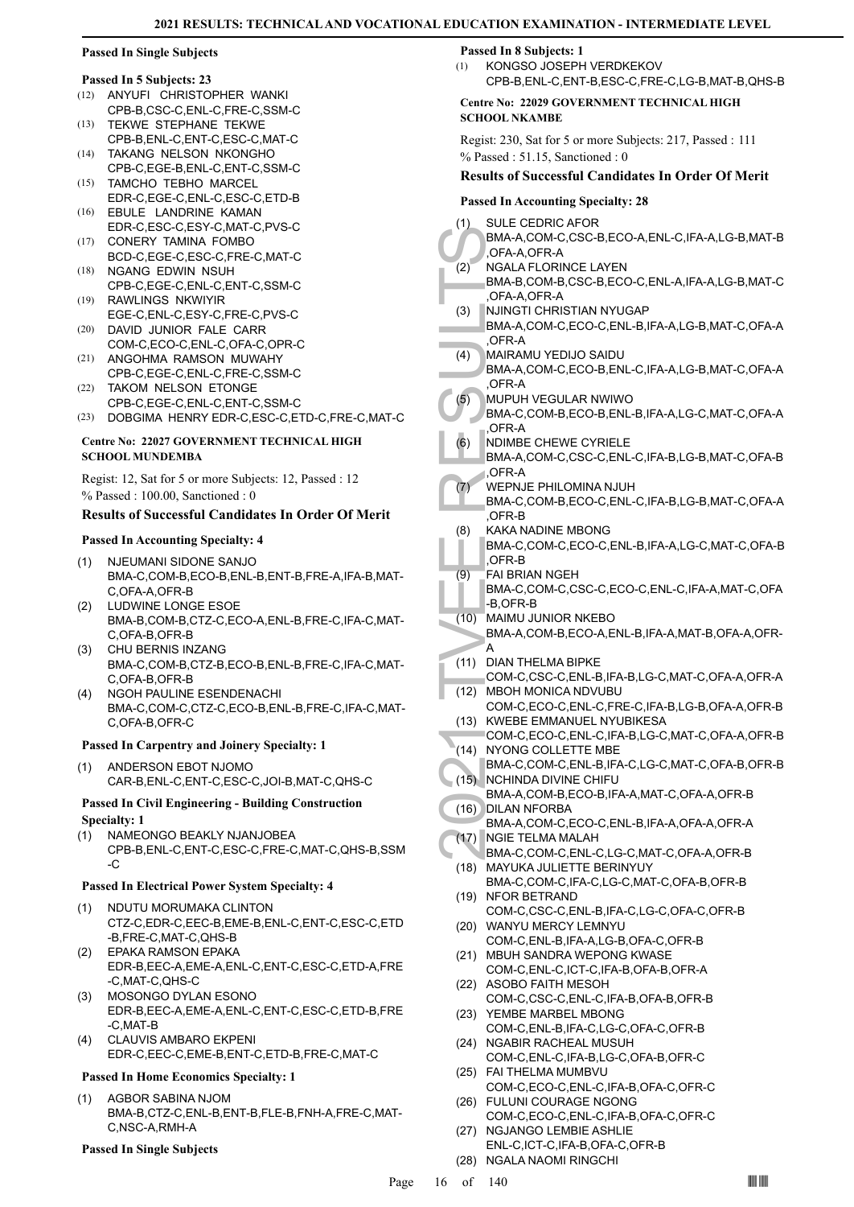#### Passed In Single Subjects

#### Passed In 5 Subjects: 23

(12) ANYUFI CHRISTOPHER WANKI
CPB-B,CSC-C,ENL-C,FRE-C,SSM-C
(13) TEKWE STEPHANE TEKWE
CPB-B,ENL-C,ENT-C,ESC-C,MAT-C
(14) TAKANG NELSON NKONGHO
CPB-C,EGE-B,ENL-C,ENT-C,SSM-C
(15) TAMCHO TEBHO MARCEL
EDR-C,EGE-C,ENL-C,ESC-C,ETD-B
(16) EBULE LANDRINE KAMAN
EDR-C,ESC-C,ESY-C,MAT-C,PVS-C
(17) CONERY TAMINA FOMBO
BCD-C,EGE-C,ESC-C,FRE-C,MAT-C
(18) NGANG EDWIN NSUH
CPB-C,EGE-C,ENL-C,ENT-C,SSM-C
(19) RAWLINGS NKWIYIR
EGE-C,ENL-C,ESY-C,FRE-C,PVS-C
(20) DAVID JUNIOR FALE CARR
COM-C,ECO-C,ENL-C,OFA-C,OPR-C
(21) ANGOHMA RAMSON MUWAHY
CPB-C,EGE-C,ENL-C,FRE-C,SSM-C
(22) TAKOM NELSON ETONGE
CPB-C,EGE-C,ENL-C,ENT-C,SSM-C
(23) DOBGIMA HENRY EDR-C,ESC-C,ETD-C,FRE-C,MAT-C

#### Centre No: 22027 GOVERNMENT TECHNICAL HIGH SCHOOL MUNDEMBA

Regist: 12, Sat for 5 or more Subjects: 12, Passed : 12
% Passed : 100.00, Sanctioned : 0

### Results of Successful Candidates In Order Of Merit

#### Passed In Accounting Specialty: 4

(1) NJEUMANI SIDONE SANJO
BMA-C,COM-B,ECO-B,ENL-B,ENT-B,FRE-A,IFA-B,MAT-C,OFA-A,OFR-B
(2) LUDWINE LONGE ESOE
BMA-B,COM-B,CTZ-C,ECO-A,ENL-B,FRE-C,IFA-C,MAT-C,OFA-B,OFR-B
(3) CHU BERNIS INZANG
BMA-C,COM-B,CTZ-B,ECO-B,ENL-B,FRE-C,IFA-C,MAT-C,OFA-B,OFR-B
(4) NGOH PAULINE ESENDENACHI
BMA-C,COM-C,CTZ-C,ECO-B,ENL-B,FRE-C,IFA-C,MAT-C,OFA-B,OFR-C

#### Passed In Carpentry and Joinery Specialty: 1

(1) ANDERSON EBOT NJOMO
CAR-B,ENL-C,ENT-C,ESC-C,JOI-B,MAT-C,QHS-C

#### Passed In Civil Engineering - Building Construction Specialty: 1

(1) NAMEONGO BEAKLY NJANJOBEA
CPB-B,ENL-C,ENT-C,ESC-C,FRE-C,MAT-C,QHS-B,SSM-C

#### Passed In Electrical Power System Specialty: 4

(1) NDUTU MORUMAKA CLINTON
CTZ-C,EDR-C,EEC-B,EME-B,ENL-C,ENT-C,ESC-C,ETD-B,FRE-C,MAT-C,QHS-B
(2) EPAKA RAMSON EPAKA
EDR-B,EEC-A,EME-A,ENL-C,ENT-C,ESC-C,ETD-A,FRE-C,MAT-C,QHS-C
(3) MOSONGO DYLAN ESONO
EDR-B,EEC-A,EME-A,ENL-C,ENT-C,ESC-C,ETD-B,FRE-C,MAT-B
(4) CLAUVIS AMBARO EKPENI
EDR-C,EEC-C,EME-B,ENT-C,ETD-B,FRE-C,MAT-C

#### Passed In Home Economics Specialty: 1

(1) AGBOR SABINA NJOM
BMA-B,CTZ-C,ENL-B,ENT-B,FLE-B,FNH-A,FRE-C,MAT-C,NSC-A,RMH-A

#### Passed In Single Subjects

#### Passed In 8 Subjects: 1

(1) KONGSO JOSEPH VERDKEKOV
CPB-B,ENL-C,ENT-B,ESC-C,FRE-C,LG-B,MAT-B,QHS-B

#### Centre No: 22029 GOVERNMENT TECHNICAL HIGH SCHOOL NKAMBE

Regist: 230, Sat for 5 or more Subjects: 217, Passed : 111
% Passed : 51.15, Sanctioned : 0

### Results of Successful Candidates In Order Of Merit

#### Passed In Accounting Specialty: 28

(1) SULE CEDRIC AFOR
BMA-A,COM-C,CSC-B,ECO-A,ENL-C,IFA-A,LG-B,MAT-B,OFA-A,OFR-A
(2) NGALA FLORINCE LAYEN
BMA-B,COM-B,CSC-B,ECO-C,ENL-A,IFA-A,LG-B,MAT-C,OFA-A,OFR-A
(3) NJINGTI CHRISTIAN NYUGAP
BMA-A,COM-C,ECO-C,ENL-B,IFA-A,LG-B,MAT-C,OFA-A,OFR-A
(4) MAIRAMU YEDIJO SAIDU
BMA-A,COM-C,ECO-B,ENL-C,IFA-A,LG-B,MAT-C,OFA-A,OFR-A
(5) MUPUH VEGULAR NWIWO
BMA-C,COM-B,ECO-B,ENL-B,IFA-A,LG-C,MAT-C,OFA-A,OFR-A
(6) NDIMBE CHEWE CYRIELE
BMA-A,COM-C,CSC-C,ENL-C,IFA-B,LG-B,MAT-C,OFA-B,OFR-A
(7) WEPNJE PHILOMINA NJUH
BMA-C,COM-B,ECO-C,ENL-C,IFA-B,LG-B,MAT-C,OFA-A,OFR-B
(8) KAKA NADINE MBONG
BMA-C,COM-C,ECO-C,ENL-B,IFA-A,LG-C,MAT-C,OFA-B,OFR-B
(9) FAI BRIAN NGEH
BMA-C,COM-C,CSC-C,ECO-C,ENL-C,IFA-A,MAT-C,OFA-B,OFR-B
(10) MAIMU JUNIOR NKEBO
BMA-A,COM-B,ECO-A,ENL-B,IFA-A,MAT-B,OFA-A,OFR-A
(11) DIAN THELMA BIPKE
COM-C,CSC-C,ENL-B,IFA-B,LG-C,MAT-C,OFA-A,OFR-A
(12) MBOH MONICA NDVUBU
COM-C,ECO-C,ENL-C,FRE-C,IFA-B,LG-B,OFA-A,OFR-B
(13) KWEBE EMMANUEL NYUBIKESA
COM-C,ECO-C,ENL-C,IFA-B,LG-C,MAT-C,OFA-A,OFR-B
(14) NYONG COLLETTE MBE
BMA-C,COM-C,ENL-B,IFA-C,LG-C,MAT-C,OFA-B,OFR-B
(15) NCHINDA DIVINE CHIFU
BMA-A,COM-B,ECO-B,IFA-A,MAT-C,OFA-A,OFR-B
(16) DILAN NFORBA
BMA-A,COM-C,ECO-C,ENL-B,IFA-A,OFA-A,OFR-A
(17) NGIE TELMA MALAH
BMA-C,COM-C,ENL-C,LG-C,MAT-C,OFA-A,OFR-B
(18) MAYUKA JULIETTE BERINYUY
BMA-C,COM-C,IFA-C,LG-C,MAT-C,OFA-B,OFR-B
(19) NFOR BETRAND
COM-C,CSC-C,ENL-B,IFA-C,LG-C,OFA-C,OFR-B
(20) WANYU MERCY LEMNYU
COM-C,ENL-B,IFA-A,LG-B,OFA-C,OFR-B
(21) MBUH SANDRA WEPONG KWASE
COM-C,ENL-C,ICT-C,IFA-B,OFA-B,OFR-A
(22) ASOBO FAITH MESOH
COM-C,CSC-C,ENL-C,IFA-B,OFA-B,OFR-B
(23) YEMBE MARBEL MBONG
COM-C,ENL-B,IFA-C,LG-C,OFA-C,OFR-B
(24) NGABIR RACHEAL MUSUH
COM-C,ENL-C,IFA-B,LG-C,OFA-B,OFR-C
(25) FAI THELMA MUMBVU
COM-C,ECO-C,ENL-C,IFA-B,OFA-C,OFR-C
(26) FULUNI COURAGE NGONG
COM-C,ECO-C,ENL-C,IFA-B,OFA-C,OFR-C
(27) NGJANGO LEMBIE ASHLIE
ENL-C,ICT-C,IFA-B,OFA-C,OFR-B
(28) NGALA NAOMI RINGCHI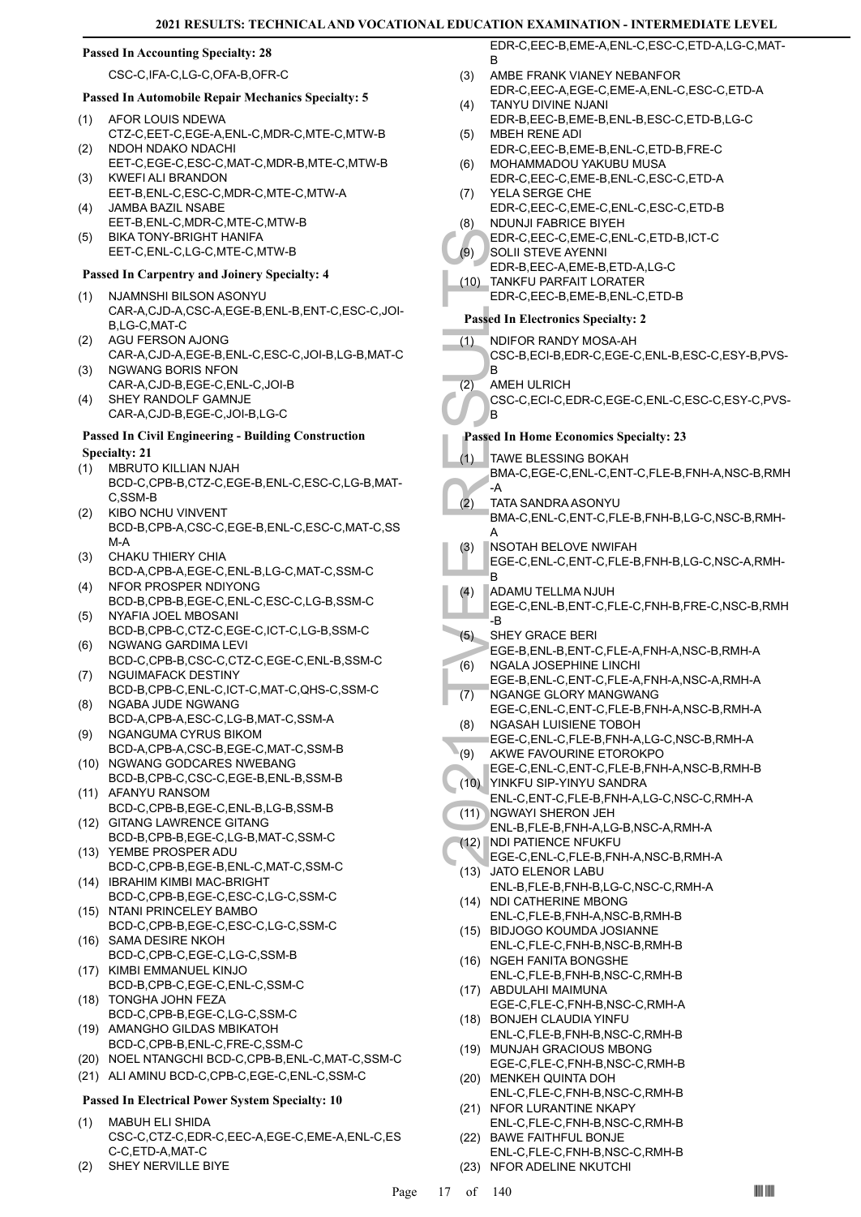**Passed In Accounting Specialty: 28**

CSC-C,IFA-C,LG-C,OFA-B,OFR-C

**Passed In Automobile Repair Mechanics Specialty: 5**

(1) AFOR LOUIS NDEWA
CTZ-C,EET-C,EGE-A,ENL-C,MDR-C,MTE-C,MTW-B
(2) NDOH NDAKO NDACHI
EET-C,EGE-C,ESC-C,MAT-C,MDR-B,MTE-C,MTW-B
(3) KWEFI ALI BRANDON
EET-B,ENL-C,ESC-C,MDR-C,MTE-C,MTW-A
(4) JAMBA BAZIL NSABE
EET-B,ENL-C,MDR-C,MTE-C,MTW-B
(5) BIKA TONY-BRIGHT HANIFA
EET-C,ENL-C,LG-C,MTE-C,MTW-B

**Passed In Carpentry and Joinery Specialty: 4**

(1) NJAMNSHI BILSON ASONYU
CAR-A,CJD-A,CSC-A,EGE-B,ENL-B,ENT-C,ESC-C,JOI-B,LG-C,MAT-C
(2) AGU FERSON AJONG
CAR-A,CJD-A,EGE-B,ENL-C,ESC-C,JOI-B,LG-B,MAT-C
(3) NGWANG BORIS NFON
CAR-A,CJD-B,EGE-C,ENL-C,JOI-B
(4) SHEY RANDOLF GAMNJE
CAR-A,CJD-B,EGE-C,JOI-B,LG-C

**Passed In Civil Engineering - Building Construction Specialty: 21**

(1) MBRUTO KILLIAN NJAH
BCD-C,CPB-B,CTZ-C,EGE-B,ENL-C,ESC-C,LG-B,MAT-C,SSM-B
(2) KIBO NCHU VINVENT
BCD-B,CPB-A,CSC-C,EGE-B,ENL-C,ESC-C,MAT-C,SSM-A
(3) CHAKU THIERY CHIA
BCD-A,CPB-A,EGE-C,ENL-B,LG-C,MAT-C,SSM-C
(4) NFOR PROSPER NDIYONG
BCD-B,CPB-B,EGE-C,ENL-C,ESC-C,LG-B,SSM-C
(5) NYAFIA JOEL MBOSANI
BCD-B,CPB-C,CTZ-C,EGE-C,ICT-C,LG-B,SSM-C
(6) NGWANG GARDIMA LEVI
BCD-C,CPB-B,CSC-C,CTZ-C,EGE-C,ENL-B,SSM-C
(7) NGUIMAFACK DESTINY
BCD-B,CPB-C,ENL-C,ICT-C,MAT-C,QHS-C,SSM-C
(8) NGABA JUDE NGWANG
BCD-A,CPB-A,ESC-C,LG-B,MAT-C,SSM-A
(9) NGANGUMA CYRUS BIKOM
BCD-A,CPB-A,CSC-B,EGE-C,MAT-C,SSM-B
(10) NGWANG GODCARES NWEBANG
BCD-B,CPB-C,CSC-C,EGE-B,ENL-B,SSM-B
(11) AFANYU RANSOM
BCD-C,CPB-B,EGE-C,ENL-B,LG-B,SSM-B
(12) GITANG LAWRENCE GITANG
BCD-B,CPB-B,EGE-C,LG-B,MAT-C,SSM-C
(13) YEMBE PROSPER ADU
BCD-C,CPB-B,EGE-B,ENL-C,MAT-C,SSM-C
(14) IBRAHIM KIMBI MAC-BRIGHT
BCD-C,CPB-B,EGE-C,ESC-C,LG-C,SSM-C
(15) NTANI PRINCELEY BAMBO
BCD-C,CPB-B,EGE-C,ESC-C,LG-C,SSM-C
(16) SAMA DESIRE NKOH
BCD-C,CPB-C,EGE-C,LG-C,SSM-B
(17) KIMBI EMMANUEL KINJO
BCD-B,CPB-C,EGE-C,ENL-C,SSM-C
(18) TONGHA JOHN FEZA
BCD-C,CPB-B,EGE-C,LG-C,SSM-C
(19) AMANGHO GILDAS MBIKATOH
BCD-C,CPB-B,ENL-C,FRE-C,SSM-C
(20) NOEL NTANGCHI BCD-C,CPB-B,ENL-C,MAT-C,SSM-C
(21) ALI AMINU BCD-C,CPB-C,EGE-C,ENL-C,SSM-C

**Passed In Electrical Power System Specialty: 10**

(1) MABUH ELI SHIDA
CSC-C,CTZ-C,EDR-C,EEC-A,EGE-C,EME-A,ENL-C,ESC-C,ETD-A,MAT-C
(2) SHEY NERVILLE BIYE
EDR-C,EEC-B,EME-A,ENL-C,ESC-C,ETD-A,LG-C,MAT-B
(3) AMBE FRANK VIANEY NEBANFOR
EDR-C,EEC-A,EGE-C,EME-A,ENL-C,ESC-C,ETD-A
(4) TANYU DIVINE NJANI
EDR-B,EEC-B,EME-B,ENL-B,ESC-C,ETD-B,LG-C
(5) MBEH RENE ADI
EDR-C,EEC-B,EME-B,ENL-C,ETD-B,FRE-C
(6) MOHAMMADOU YAKUBU MUSA
EDR-C,EEC-C,EME-B,ENL-C,ESC-C,ETD-A
(7) YELA SERGE CHE
EDR-C,EEC-C,EME-C,ENL-C,ESC-C,ETD-B
(8) NDUNJI FABRICE BIYEH
EDR-C,EEC-C,EME-C,ENL-C,ETD-B,ICT-C
(9) SOLII STEVE AYENNI
EDR-B,EEC-A,EME-B,ETD-A,LG-C
(10) TANKFU PARFAIT LORATER
EDR-C,EEC-B,EME-B,ENL-C,ETD-B

**Passed In Electronics Specialty: 2**

(1) NDIFOR RANDY MOSA-AH
CSC-B,ECI-B,EDR-C,EGE-C,ENL-B,ESC-C,ESY-B,PVS-B
(2) AMEH ULRICH
CSC-C,ECI-C,EDR-C,EGE-C,ENL-C,ESC-C,ESY-C,PVS-B

**Passed In Home Economics Specialty: 23**

(1) TAWE BLESSING BOKAH
BMA-C,EGE-C,ENL-C,ENT-C,FLE-B,FNH-A,NSC-B,RMH-A
(2) TATA SANDRA ASONYU
BMA-C,ENL-C,ENT-C,FLE-B,FNH-B,LG-C,NSC-B,RMH-A
(3) NSOTAH BELOVE NWIFAH
EGE-C,ENL-C,ENT-C,FLE-B,FNH-B,LG-C,NSC-A,RMH-B
(4) ADAMU TELLMA NJUH
EGE-C,ENL-B,ENT-C,FLE-C,FNH-B,FRE-C,NSC-B,RMH-B
(5) SHEY GRACE BERI
EGE-B,ENL-B,ENT-C,FLE-A,FNH-A,NSC-B,RMH-A
(6) NGALA JOSEPHINE LINCHI
EGE-B,ENL-C,ENT-C,FLE-A,FNH-A,NSC-A,RMH-A
(7) NGANGE GLORY MANGWANG
EGE-C,ENL-C,ENT-C,FLE-B,FNH-A,NSC-B,RMH-A
(8) NGASAH LUISIENE TOBOH
EGE-C,ENL-C,FLE-B,FNH-A,LG-C,NSC-B,RMH-A
(9) AKWE FAVOURINE ETOROKPO
EGE-C,ENL-C,ENT-C,FLE-B,FNH-A,NSC-B,RMH-B
(10) YINKFU SIP-YINYU SANDRA
ENL-C,ENT-C,FLE-B,FNH-A,LG-C,NSC-C,RMH-A
(11) NGWAYI SHERON JEH
ENL-B,FLE-B,FNH-A,LG-B,NSC-A,RMH-A
(12) NDI PATIENCE NFUKFU
EGE-C,ENL-C,FLE-B,FNH-A,NSC-B,RMH-A
(13) JATO ELENOR LABU
ENL-B,FLE-B,FNH-B,LG-C,NSC-C,RMH-A
(14) NDI CATHERINE MBONG
ENL-C,FLE-B,FNH-A,NSC-B,RMH-B
(15) BIDJOGO KOUMDA JOSIANNE
ENL-C,FLE-C,FNH-B,NSC-B,RMH-B
(16) NGEH FANITA BONGSHE
ENL-C,FLE-B,FNH-B,NSC-C,RMH-B
(17) ABDULAHI MAIMUNA
EGE-C,FLE-C,FNH-B,NSC-C,RMH-A
(18) BONJEH CLAUDIA YINFU
ENL-C,FLE-B,FNH-B,NSC-C,RMH-B
(19) MUNJAH GRACIOUS MBONG
EGE-C,FLE-C,FNH-B,NSC-C,RMH-B
(20) MENKEH QUINTA DOH
ENL-C,FLE-C,FNH-B,NSC-C,RMH-B
(21) NFOR LURANTINE NKAPY
ENL-C,FLE-C,FNH-B,NSC-C,RMH-B
(22) BAWE FAITHFUL BONJE
ENL-C,FLE-C,FNH-B,NSC-C,RMH-B
(23) NFOR ADELINE NKUTCHI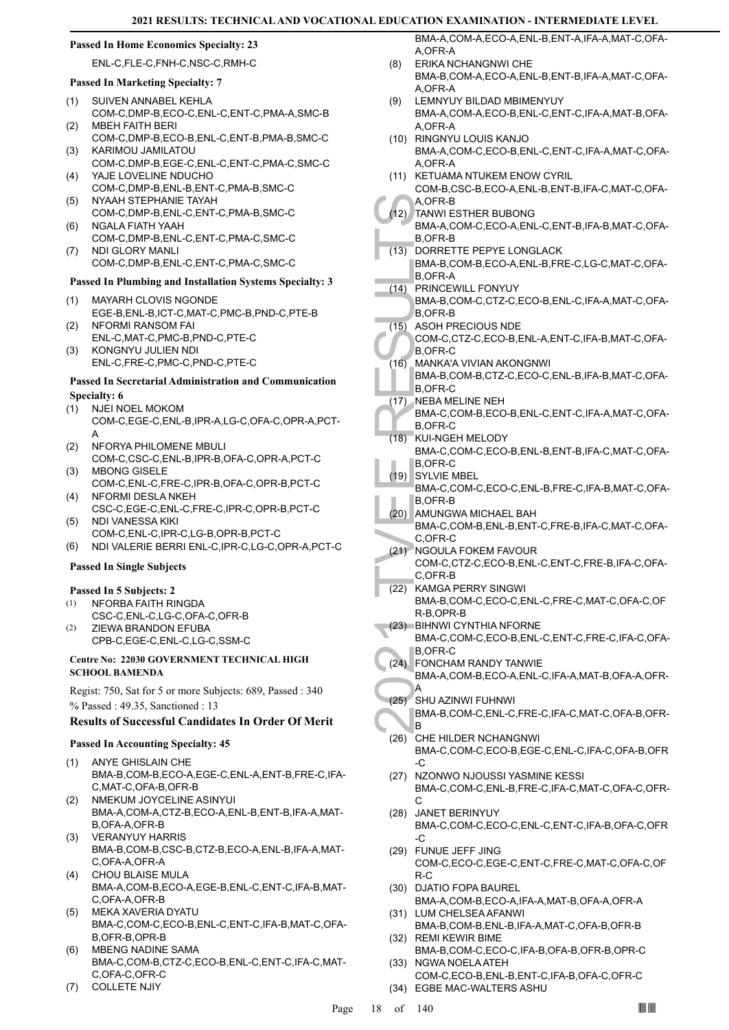#### Passed In Home Economics Specialty: 23

ENL-C,FLE-C,FNH-C,NSC-C,RMH-C

#### Passed In Marketing Specialty: 7

(1) SUIVEN ANNABEL KEHLA
COM-C,DMP-B,ECO-C,ENL-C,ENT-C,PMA-A,SMC-B
(2) MBEH FAITH BERI
COM-C,DMP-B,ECO-B,ENL-C,ENT-B,PMA-B,SMC-C
(3) KARIMOU JAMILATOU
COM-C,DMP-B,EGE-C,ENL-C,ENT-C,PMA-C,SMC-C
(4) YAJE LOVELINE NDUCHO
COM-C,DMP-B,ENL-B,ENT-C,PMA-B,SMC-C
(5) NYAAH STEPHANIE TAYAH
COM-C,DMP-B,ENL-C,ENT-C,PMA-B,SMC-C
(6) NGALA FIATH YAAH
COM-C,DMP-B,ENL-C,ENT-C,PMA-C,SMC-C
(7) NDI GLORY MANLI
COM-C,DMP-B,ENL-C,ENT-C,PMA-C,SMC-C

#### Passed In Plumbing and Installation Systems Specialty: 3

(1) MAYARH CLOVIS NGONDE
EGE-B,ENL-B,ICT-C,MAT-C,PMC-B,PND-C,PTE-B
(2) NFORMI RANSOM FAI
ENL-C,MAT-C,PMC-B,PND-C,PTE-C
(3) KONGNYU JULIEN NDI
ENL-C,FRE-C,PMC-C,PND-C,PTE-C

#### Passed In Secretarial Administration and Communication Specialty: 6

(1) NJEI NOEL MOKOM
COM-C,EGE-C,ENL-B,IPR-A,LG-C,OFA-C,OPR-A,PCT-A
(2) NFORYA PHILOMENE MBULI
COM-C,CSC-C,ENL-B,IPR-B,OFA-C,OPR-A,PCT-C
(3) MBONG GISELE
COM-C,ENL-C,FRE-C,IPR-B,OFA-C,OPR-B,PCT-C
(4) NFORMI DESLA NKEH
CSC-C,EGE-C,ENL-C,FRE-C,IPR-C,OPR-B,PCT-C
(5) NDI VANESSA KIKI
COM-C,ENL-C,IPR-C,LG-B,OPR-B,PCT-C
(6) NDI VALERIE BERRI ENL-C,IPR-C,LG-C,OPR-A,PCT-C

#### Passed In Single Subjects

#### Passed In 5 Subjects: 2

(1) NFORBA FAITH RINGDA
CSC-C,ENL-C,LG-C,OFA-C,OFR-B
(2) ZIEWA BRANDON EFUBA
CPB-C,EGE-C,ENL-C,LG-C,SSM-C

#### Centre No: 22030 GOVERNMENT TECHNICAL HIGH SCHOOL BAMENDA

Regist: 750, Sat for 5 or more Subjects: 689, Passed : 340
% Passed : 49.35, Sanctioned : 13

### Results of Successful Candidates In Order Of Merit

#### Passed In Accounting Specialty: 45

(1) ANYE GHISLAIN CHE
BMA-B,COM-B,ECO-A,EGE-C,ENL-A,ENT-B,FRE-C,IFA-C,MAT-C,OFA-B,OFR-B
(2) NMEKUM JOYCELINE ASINYUI
BMA-A,COM-A,CTZ-B,ECO-A,ENL-B,ENT-B,IFA-A,MAT-B,OFA-A,OFR-B
(3) VERANYUY HARRIS
BMA-B,COM-B,CSC-B,CTZ-B,ECO-A,ENL-B,IFA-A,MAT-C,OFA-A,OFR-A
(4) CHOU BLAISE MULA
BMA-A,COM-B,ECO-A,EGE-B,ENL-C,ENT-C,IFA-B,MAT-C,OFA-A,OFR-B
(5) MEKA XAVERIA DYATU
BMA-C,COM-C,ECO-B,ENL-C,ENT-C,IFA-B,MAT-C,OFA-B,OFR-B,OPR-B
(6) MBENG NADINE SAMA
BMA-C,COM-B,CTZ-C,ECO-B,ENL-C,ENT-C,IFA-C,MAT-C,OFA-C,OFR-C
(7) COLLETE NJIY
BMA-A,COM-A,ECO-A,ENL-B,ENT-A,IFA-A,MAT-C,OFA-A,OFR-A
(8) ERIKA NCHANGNWI CHE
BMA-B,COM-A,ECO-A,ENL-B,ENT-B,IFA-A,MAT-C,OFA-A,OFR-A
(9) LEMNYUY BILDAD MBIMENYUY
BMA-A,COM-A,ECO-B,ENL-C,ENT-C,IFA-A,MAT-B,OFA-A,OFR-A
(10) RINGNYU LOUIS KANJO
BMA-A,COM-C,ECO-B,ENL-C,ENT-C,IFA-A,MAT-C,OFA-A,OFR-A
(11) KETUAMA NTUKEM ENOW CYRIL
COM-B,CSC-B,ECO-A,ENL-B,ENT-B,IFA-C,MAT-C,OFA-A,OFR-B
(12) TANWI ESTHER BUBONG
BMA-A,COM-C,ECO-A,ENL-C,ENT-B,IFA-B,MAT-C,OFA-B,OFR-B
(13) DORRETTE PEPYE LONGLACK
BMA-B,COM-B,ECO-A,ENL-B,FRE-C,LG-C,MAT-C,OFA-B,OFR-A
(14) PRINCEWILL FONYUY
BMA-B,COM-C,CTZ-C,ECO-B,ENL-C,IFA-A,MAT-C,OFA-B,OFR-B
(15) ASOH PRECIOUS NDE
COM-C,CTZ-C,ECO-B,ENL-A,ENT-C,IFA-B,MAT-C,OFA-B,OFR-C
(16) MANKA'A VIVIAN AKONGNWI
BMA-B,COM-B,CTZ-C,ECO-C,ENL-B,IFA-B,MAT-C,OFA-B,OFR-C
(17) NEBA MELINE NEH
BMA-C,COM-B,ECO-B,ENL-C,ENT-C,IFA-A,MAT-C,OFA-B,OFR-C
(18) KUI-NGEH MELODY
BMA-C,COM-C,ECO-B,ENL-B,ENT-B,IFA-C,MAT-C,OFA-B,OFR-C
(19) SYLVIE MBEL
BMA-C,COM-C,ECO-C,ENL-B,FRE-C,IFA-B,MAT-C,OFA-B,OFR-B
(20) AMUNGWA MICHAEL BAH
BMA-C,COM-B,ENL-B,ENT-C,FRE-B,IFA-C,MAT-C,OFA-C,OFR-C
(21) NGOULA FOKEM FAVOUR
COM-C,CTZ-C,ECO-B,ENL-C,ENT-C,FRE-B,IFA-C,OFA-C,OFR-B
(22) KAMGA PERRY SINGWI
BMA-B,COM-C,ECO-C,ENL-C,FRE-C,MAT-C,OFA-C,OFR-B,OPR-B
(23) BIHNWI CYNTHIA NFORNE
BMA-C,COM-C,ECO-B,ENL-C,ENT-C,FRE-C,IFA-C,OFA-B,OFR-C
(24) FONCHAM RANDY TANWIE
BMA-A,COM-B,ECO-A,ENL-C,IFA-A,MAT-B,OFA-A,OFR-A
(25) SHU AZINWI FUHNWI
BMA-B,COM-C,ENL-C,FRE-C,IFA-C,MAT-C,OFA-B,OFR-B
(26) CHE HILDER NCHANGNWI
BMA-C,COM-C,ECO-B,EGE-C,ENL-C,IFA-C,OFA-B,OFR-C
(27) NZONWO NJOUSSI YASMINE KESSI
BMA-C,COM-C,ENL-B,FRE-C,IFA-C,MAT-C,OFA-C,OFR-C
(28) JANET BERINYUY
BMA-C,COM-C,ECO-C,ENL-C,ENT-C,IFA-B,OFA-C,OFR-C
(29) FUNUE JEFF JING
COM-C,ECO-C,EGE-C,ENT-C,FRE-C,MAT-C,OFA-C,OFR-C
(30) DJATIO FOPA BAUREL
BMA-A,COM-B,ECO-A,IFA-A,MAT-B,OFA-A,OFR-A
(31) LUM CHELSEA AFANWI
BMA-B,COM-B,ENL-B,IFA-A,MAT-C,OFA-B,OFR-B
(32) REMI KEWIR BIME
BMA-B,COM-C,ECO-C,IFA-B,OFA-B,OFR-B,OPR-C
(33) NGWA NOELA ATEH
COM-C,ECO-B,ENL-B,ENT-C,IFA-B,OFA-C,OFR-C
(34) EGBE MAC-WALTERS ASHU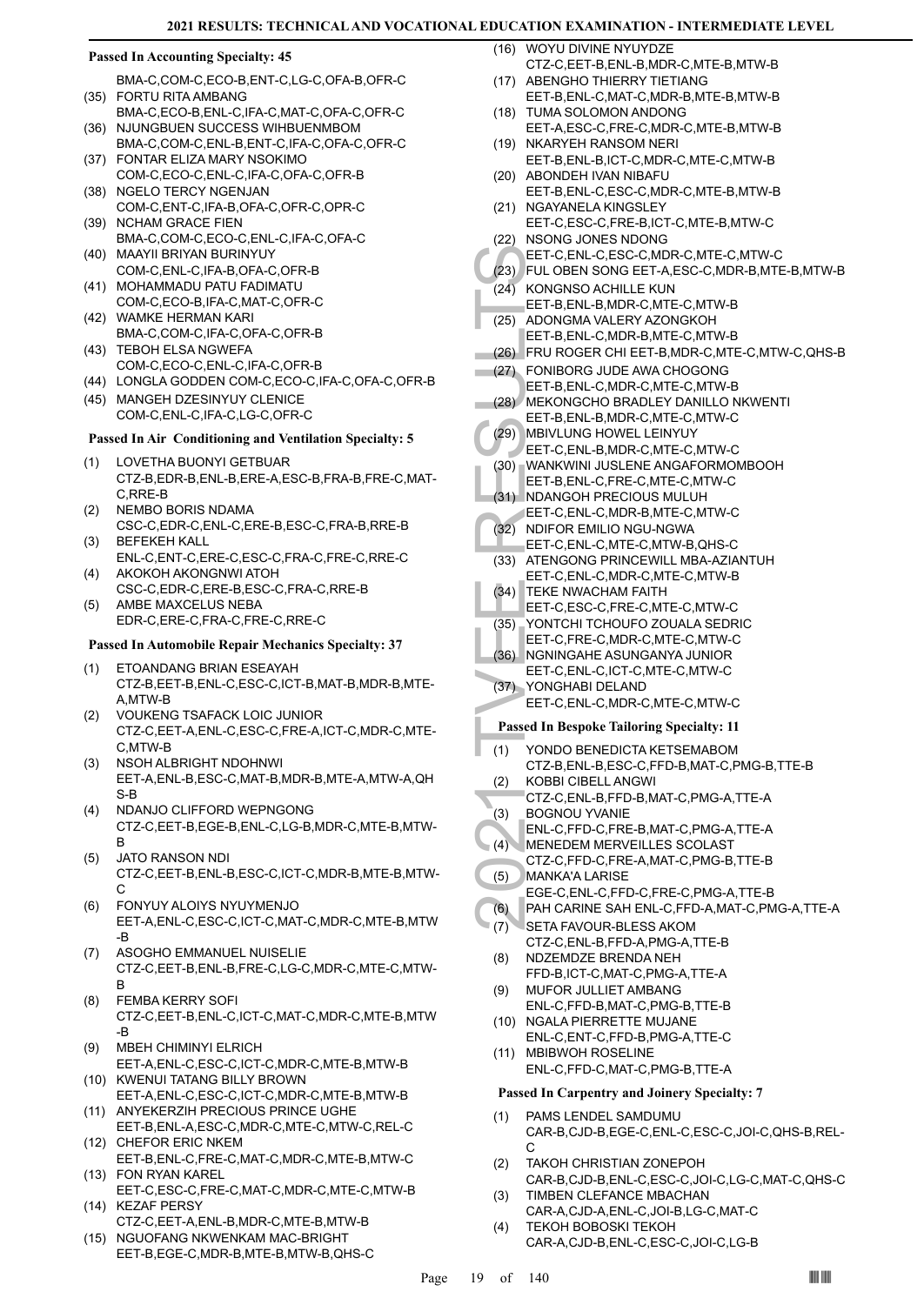### Passed In Accounting Specialty: 45

BMA-C,COM-C,ECO-B,ENT-C,LG-C,OFA-B,OFR-C

(35) FORTU RITA AMBANG
BMA-C,ECO-B,ENL-C,IFA-C,MAT-C,OFA-C,OFR-C

(36) NJUNGBUEN SUCCESS WIHBUENMBOM
BMA-C,COM-C,ENL-B,ENT-C,IFA-C,OFA-C,OFR-C

(37) FONTAR ELIZA MARY NSOKIMO
COM-C,ECO-C,ENL-C,IFA-C,OFA-C,OFR-B

(38) NGELO TERCY NGENJAN
COM-C,ENT-C,IFA-B,OFA-C,OFR-C,OPR-C

(39) NCHAM GRACE FIEN
BMA-C,COM-C,ECO-C,ENL-C,IFA-C,OFA-C

(40) MAAYII BRIYAN BURINYUY
COM-C,ENL-C,IFA-B,OFA-C,OFR-B

(41) MOHAMMADU PATU FADIMATU
COM-C,ECO-B,IFA-C,MAT-C,OFR-C

(42) WAMKE HERMAN KARI
BMA-C,COM-C,IFA-C,OFA-C,OFR-B

(43) TEBOH ELSA NGWEFA
COM-C,ECO-C,ENL-C,IFA-C,OFR-B

(44) LONGLA GODDEN COM-C,ECO-C,IFA-C,OFA-C,OFR-B

(45) MANGEH DZESINYUY CLENICE
COM-C,ENL-C,IFA-C,LG-C,OFR-C

### Passed In Air Conditioning and Ventilation Specialty: 5

(1) LOVETHA BUONYI GETBUAR
CTZ-B,EDR-B,ENL-B,ERE-A,ESC-B,FRA-B,FRE-C,MAT-C,RRE-B

(2) NEMBO BORIS NDAMA
CSC-C,EDR-C,ENL-C,ERE-B,ESC-C,FRA-B,RRE-B

(3) BEFEKEH KALL
ENL-C,ENT-C,ERE-C,ESC-C,FRA-C,FRE-C,RRE-C

(4) AKOKOH AKONGNWI ATOH
CSC-C,EDR-C,ERE-B,ESC-C,FRA-C,RRE-B

(5) AMBE MAXCELUS NEBA
EDR-C,ERE-C,FRA-C,FRE-C,RRE-C

### Passed In Automobile Repair Mechanics Specialty: 37

(1) ETOANDANG BRIAN ESEAYAH
CTZ-B,EET-B,ENL-C,ESC-C,ICT-B,MAT-B,MDR-B,MTE-A,MTW-B

(2) VOUKENG TSAFACK LOIC JUNIOR
CTZ-C,EET-A,ENL-C,ESC-C,FRE-A,ICT-C,MDR-C,MTE-C,MTW-B

(3) NSOH ALBRIGHT NDOHNWI
EET-A,ENL-B,ESC-C,MAT-B,MDR-B,MTE-A,MTW-A,QHS-B

(4) NDANJO CLIFFORD WEPNGONG
CTZ-C,EET-B,EGE-B,ENL-C,LG-B,MDR-C,MTE-B,MTW-B

(5) JATO RANSON NDI
CTZ-C,EET-B,ENL-B,ESC-C,ICT-C,MDR-B,MTE-B,MTW-C

(6) FONYUY ALOIYS NYUYMENJO
EET-A,ENL-C,ESC-C,ICT-C,MAT-C,MDR-C,MTE-B,MTW-B

(7) ASOGHO EMMANUEL NUISELIE
CTZ-C,EET-B,ENL-B,FRE-C,LG-C,MDR-C,MTE-C,MTW-B

(8) FEMBA KERRY SOFI
CTZ-C,EET-B,ENL-C,ICT-C,MAT-C,MDR-C,MTE-B,MTW-B

(9) MBEH CHIMINYI ELRICH
EET-A,ENL-C,ESC-C,ICT-C,MDR-C,MTE-B,MTW-B

(10) KWENUI TATANG BILLY BROWN
EET-A,ENL-C,ESC-C,ICT-C,MDR-C,MTE-B,MTW-B

(11) ANYEKERZIH PRECIOUS PRINCE UGHE
EET-B,ENL-A,ESC-C,MDR-C,MTE-C,MTW-C,REL-C

(12) CHEFOR ERIC NKEM
EET-B,ENL-C,FRE-C,MAT-C,MDR-C,MTE-B,MTW-C

(13) FON RYAN KAREL
EET-C,ESC-C,FRE-C,MAT-C,MDR-C,MTE-C,MTW-B

(14) KEZAF PERSY
CTZ-C,EET-A,ENL-B,MDR-C,MTE-B,MTW-B

(15) NGUOFANG NKWENKAM MAC-BRIGHT
EET-B,EGE-C,MDR-B,MTE-B,MTW-B,QHS-C

(16) WOYU DIVINE NYUYDZE
CTZ-C,EET-B,ENL-B,MDR-C,MTE-B,MTW-B

(17) ABENGHO THIERRY TIETIANG
EET-B,ENL-C,MAT-C,MDR-B,MTE-B,MTW-B

(18) TUMA SOLOMON ANDONG
EET-A,ESC-C,FRE-C,MDR-C,MTE-B,MTW-B

(19) NKARYEH RANSOM NERI
EET-B,ENL-B,ICT-C,MDR-C,MTE-C,MTW-B

(20) ABONDEH IVAN NIBAFU
EET-B,ENL-C,ESC-C,MDR-C,MTE-B,MTW-B

(21) NGAYANELA KINGSLEY
EET-C,ESC-C,FRE-B,ICT-C,MTE-B,MTW-C

(22) NSONG JONES NDONG
EET-C,ENL-C,ESC-C,MDR-C,MTE-C,MTW-C

(23) FUL OBEN SONG EET-A,ESC-C,MDR-B,MTE-B,MTW-B

(24) KONGNSO ACHILLE KUN
EET-B,ENL-B,MDR-C,MTE-C,MTW-B

(25) ADONGMA VALERY AZONGKOH
EET-B,ENL-C,MDR-B,MTE-C,MTW-B

(26) FRU ROGER CHI EET-B,MDR-C,MTE-C,MTW-C,QHS-B

(27) FONIBORG JUDE AWA CHOGONG
EET-B,ENL-C,MDR-C,MTE-C,MTW-B

(28) MEKONGCHO BRADLEY DANILLO NKWENTI
EET-B,ENL-B,MDR-C,MTE-C,MTW-C

(29) MBIVLUNG HOWEL LEINYUY
EET-C,ENL-B,MDR-C,MTE-C,MTW-C

(30) WANKWINI JUSLENE ANGAFORMOMBOOH
EET-B,ENL-C,FRE-C,MTE-C,MTW-C

(31) NDANGOH PRECIOUS MULUH
EET-C,ENL-C,MDR-B,MTE-C,MTW-C

(32) NDIFOR EMILIO NGU-NGWA
EET-C,ENL-C,MTE-C,MTW-B,QHS-C

(33) ATENGONG PRINCEWILL MBA-AZIANTUH
EET-C,ENL-C,MDR-C,MTE-C,MTW-B

(34) TEKE NWACHAM FAITH
EET-C,ESC-C,FRE-C,MTE-C,MTW-C

(35) YONTCHI TCHOUFO ZOUALA SEDRIC
EET-C,FRE-C,MDR-C,MTE-C,MTW-C

(36) NGNINGAHE ASUNGANYA JUNIOR
EET-C,ENL-C,ICT-C,MTE-C,MTW-C

(37) YONGHABI DELAND
EET-C,ENL-C,MDR-C,MTE-C,MTW-C

### Passed In Bespoke Tailoring Specialty: 11

(1) YONDO BENEDICTA KETSEMABOM
CTZ-B,ENL-B,ESC-C,FFD-B,MAT-C,PMG-B,TTE-B

(2) KOBBI CIBELL ANGWI
CTZ-C,ENL-B,FFD-B,MAT-C,PMG-A,TTE-A

(3) BOGNOU YVANIE
ENL-C,FFD-C,FRE-B,MAT-C,PMG-A,TTE-A

(4) MENEDEM MERVEILLES SCOLAST
CTZ-C,FFD-C,FRE-A,MAT-C,PMG-B,TTE-B

(5) MANKA'A LARISE
EGE-C,ENL-C,FFD-C,FRE-C,PMG-A,TTE-B

(6) PAH CARINE SAH ENL-C,FFD-A,MAT-C,PMG-A,TTE-A

(7) SETA FAVOUR-BLESS AKOM
CTZ-C,ENL-B,FFD-A,PMG-A,TTE-B

(8) NDZEMDZE BRENDA NEH
FFD-B,ICT-C,MAT-C,PMG-A,TTE-A

(9) MUFOR JULLIET AMBANG
ENL-C,FFD-B,MAT-C,PMG-B,TTE-B

(10) NGALA PIERRETTE MUJANE
ENL-C,ENT-C,FFD-B,PMG-A,TTE-C

(11) MBIBWOH ROSELINE
ENL-C,FFD-C,MAT-C,PMG-B,TTE-A

### Passed In Carpentry and Joinery Specialty: 7

(1) PAMS LENDEL SAMDUMU
CAR-B,CJD-B,EGE-C,ENL-C,ESC-C,JOI-C,QHS-B,REL-C

(2) TAKOH CHRISTIAN ZONEPOH
CAR-B,CJD-B,ENL-C,ESC-C,JOI-C,LG-C,MAT-C,QHS-C

(3) TIMBEN CLEFANCE MBACHAN
CAR-A,CJD-A,ENL-C,JOI-B,LG-C,MAT-C

(4) TEKOH BOBOSKI TEKOH
CAR-A,CJD-B,ENL-C,ESC-C,JOI-C,LG-B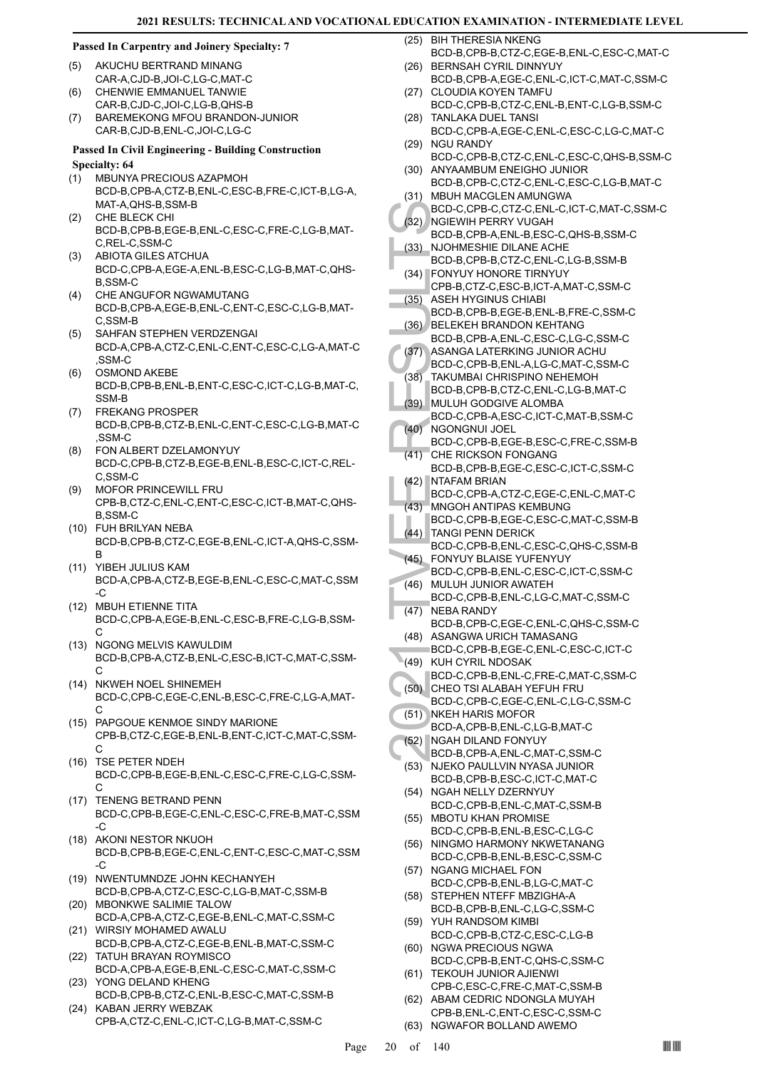**Passed In Carpentry and Joinery Specialty: 7**

(5) AKUCHU BERTRAND MINANG
CAR-A,CJD-B,JOI-C,LG-C,MAT-C

(6) CHENWIE EMMANUEL TANWIE
CAR-B,CJD-C,JOI-C,LG-B,QHS-B

(7) BAREMEKONG MFOU BRANDON-JUNIOR
CAR-B,CJD-B,ENL-C,JOI-C,LG-C

**Passed In Civil Engineering - Building Construction Specialty: 64**

(1) MBUNYA PRECIOUS AZAPMOH
BCD-B,CPB-A,CTZ-B,ENL-C,ESC-B,FRE-C,ICT-B,LG-A,MAT-A,QHS-B,SSM-B

(2) CHE BLECK CHI
BCD-B,CPB-B,EGE-B,ENL-C,ESC-C,FRE-C,LG-B,MAT-C,REL-C,SSM-C

(3) ABIOTA GILES ATCHUA
BCD-C,CPB-A,EGE-A,ENL-B,ESC-C,LG-B,MAT-C,QHS-B,SSM-C

(4) CHE ANGUFOR NGWAMUTANG
BCD-B,CPB-A,EGE-B,ENL-C,ENT-C,ESC-C,LG-B,MAT-C,SSM-B

(5) SAHFAN STEPHEN VERDZENGAI
BCD-A,CPB-A,CTZ-C,ENL-C,ENT-C,ESC-C,LG-A,MAT-C,SSM-C

(6) OSMOND AKEBE
BCD-B,CPB-B,ENL-B,ENT-C,ESC-C,ICT-C,LG-B,MAT-C,SSM-B

(7) FREKANG PROSPER
BCD-B,CPB-B,CTZ-B,ENL-C,ENT-C,ESC-C,LG-B,MAT-C,SSM-C

(8) FON ALBERT DZELAMONYUY
BCD-C,CPB-B,CTZ-B,EGE-B,ENL-B,ESC-C,ICT-C,REL-C,SSM-C

(9) MOFOR PRINCEWILL FRU
CPB-B,CTZ-C,ENL-C,ENT-C,ESC-C,ICT-B,MAT-C,QHS-B,SSM-C

(10) FUH BRILYAN NEBA
BCD-B,CPB-B,CTZ-C,EGE-B,ENL-C,ICT-A,QHS-C,SSM-B

(11) YIBEH JULIUS KAM
BCD-A,CPB-A,CTZ-B,EGE-B,ENL-C,ESC-C,MAT-C,SSM-C

(12) MBUH ETIENNE TITA
BCD-C,CPB-A,EGE-B,ENL-C,ESC-B,FRE-C,LG-B,SSM-C

(13) NGONG MELVIS KAWULDIM
BCD-B,CPB-A,CTZ-B,ENL-C,ESC-B,ICT-C,MAT-C,SSM-C

(14) NKWEH NOEL SHINEMEH
BCD-C,CPB-C,EGE-C,ENL-B,ESC-C,FRE-C,LG-A,MAT-C

(15) PAPGOUE KENMOE SINDY MARIONE
CPB-B,CTZ-C,EGE-B,ENL-B,ENT-C,ICT-C,MAT-C,SSM-C

(16) TSE PETER NDEH
BCD-C,CPB-B,EGE-B,ENL-C,ESC-C,FRE-C,LG-C,SSM-C

(17) TENENG BETRAND PENN
BCD-C,CPB-B,EGE-C,ENL-C,ESC-C,FRE-B,MAT-C,SSM-C

(18) AKONI NESTOR NKUOH
BCD-B,CPB-B,EGE-C,ENL-C,ENT-C,ESC-C,MAT-C,SSM-C

(19) NWENTUMNDZE JOHN KECHANYEH
BCD-B,CPB-A,CTZ-C,ESC-C,LG-B,MAT-C,SSM-B

(20) MBONKWE SALIMIE TALOW
BCD-A,CPB-A,CTZ-C,EGE-B,ENL-C,MAT-C,SSM-C

(21) WIRSIY MOHAMED AWALU
BCD-B,CPB-A,CTZ-C,EGE-B,ENL-B,MAT-C,SSM-C

(22) TATUH BRAYAN ROYMISCO
BCD-A,CPB-A,EGE-B,ENL-C,ESC-C,MAT-C,SSM-C

(23) YONG DELAND KHENG
BCD-B,CPB-B,CTZ-C,ENL-B,ESC-C,MAT-C,SSM-B

(24) KABAN JERRY WEBZAK
CPB-A,CTZ-C,ENL-C,ICT-C,LG-B,MAT-C,SSM-C

(25) BIH THERESIA NKENG
BCD-B,CPB-B,CTZ-C,EGE-B,ENL-C,ESC-C,MAT-C

(26) BERNSAH CYRIL DINNYUY
BCD-B,CPB-A,EGE-C,ENL-C,ICT-C,MAT-C,SSM-C

(27) CLOUDIA KOYEN TAMFU
BCD-C,CPB-B,CTZ-C,ENL-B,ENT-C,LG-B,SSM-C

(28) TANLAKA DUEL TANSI
BCD-C,CPB-A,EGE-C,ENL-C,ESC-C,LG-C,MAT-C

(29) NGU RANDY
BCD-C,CPB-B,CTZ-C,ENL-C,ESC-C,QHS-B,SSM-C

(30) ANYAAMBUM ENEIGHO JUNIOR
BCD-B,CPB-C,CTZ-C,ENL-C,ESC-C,LG-B,MAT-C

(31) MBUH MACGLEN AMUNGWA
BCD-C,CPB-C,CTZ-C,ENL-C,ICT-C,MAT-C,SSM-C

(32) NGIEWIH PERRY VUGAH
BCD-B,CPB-A,ENL-B,ESC-C,QHS-B,SSM-C

(33) NJOHMESHIE DILANE ACHE
BCD-B,CPB-B,CTZ-C,ENL-C,LG-B,SSM-B

(34) FONYUY HONORE TIRNYUY
CPB-B,CTZ-C,ESC-B,ICT-A,MAT-C,SSM-C

(35) ASEH HYGINUS CHIABI
BCD-B,CPB-B,EGE-B,ENL-B,FRE-C,SSM-C

(36) BELEKEH BRANDON KEHTANG
BCD-B,CPB-A,ENL-C,ESC-C,LG-C,SSM-C

(37) ASANGA LATERKING JUNIOR ACHU
BCD-C,CPB-B,ENL-A,LG-C,MAT-C,SSM-C

(38) TAKUMBAI CHRISPINO NEHEMOH
BCD-B,CPB-B,CTZ-C,ENL-C,LG-B,MAT-C

(39) MULUH GODGIVE ALOMBA
BCD-C,CPB-A,ESC-C,ICT-C,MAT-B,SSM-C

(40) NGONGNUI JOEL
BCD-C,CPB-B,EGE-B,ESC-C,FRE-C,SSM-B

(41) CHE RICKSON FONGANG
BCD-B,CPB-B,EGE-C,ESC-C,ICT-C,SSM-C

(42) NTAFAM BRIAN
BCD-C,CPB-A,CTZ-C,EGE-C,ENL-C,MAT-C

(43) MNGOH ANTIPAS KEMBUNG
BCD-C,CPB-B,EGE-C,ESC-C,MAT-C,SSM-B

(44) TANGI PENN DERICK
BCD-C,CPB-B,ENL-C,ESC-C,QHS-C,SSM-B

(45) FONYUY BLAISE YUFENYUY
BCD-C,CPB-B,ENL-C,ESC-C,ICT-C,SSM-C

(46) MULUH JUNIOR AWATEH
BCD-C,CPB-B,ENL-C,LG-C,MAT-C,SSM-C

(47) NEBA RANDY
BCD-B,CPB-C,EGE-C,ENL-C,QHS-C,SSM-C

(48) ASANGWA URICH TAMASANG
BCD-C,CPB-B,EGE-C,ENL-C,ESC-C,ICT-C

(49) KUH CYRIL NDOSAK
BCD-C,CPB-B,ENL-C,FRE-C,MAT-C,SSM-C

(50) CHEO TSI ALABAH YEFUH FRU
BCD-C,CPB-C,EGE-C,ENL-C,LG-C,SSM-C

(51) NKEH HARIS MOFOR
BCD-A,CPB-B,ENL-C,LG-B,MAT-C

(52) NGAH DILAND FONYUY
BCD-B,CPB-A,ENL-C,MAT-C,SSM-C

(53) NJEKO PAULLVIN NYASA JUNIOR
BCD-B,CPB-B,ESC-C,ICT-C,MAT-C

(54) NGAH NELLY DZERNYUY
BCD-C,CPB-B,ENL-C,MAT-C,SSM-B

(55) MBOTU KHAN PROMISE
BCD-C,CPB-B,ENL-B,ESC-C,LG-C

(56) NINGMO HARMONY NKWETANANG
BCD-C,CPB-B,ENL-B,ESC-C,SSM-C

(57) NGANG MICHAEL FON
BCD-C,CPB-B,ENL-B,LG-C,MAT-C

(58) STEPHEN NTEFF MBZIGHA-A
BCD-B,CPB-B,ENL-C,LG-C,SSM-C

(59) YUH RANDSOM KIMBI
BCD-C,CPB-B,CTZ-C,ESC-C,LG-B

(60) NGWA PRECIOUS NGWA
BCD-C,CPB-B,ENT-C,QHS-C,SSM-C

(61) TEKOUH JUNIOR AJIENWI
CPB-C,ESC-C,FRE-C,MAT-C,SSM-B

(62) ABAM CEDRIC NDONGLA MUYAH
CPB-B,ENL-C,ENT-C,ESC-C,SSM-C

(63) NGWAFOR BOLLAND AWEMO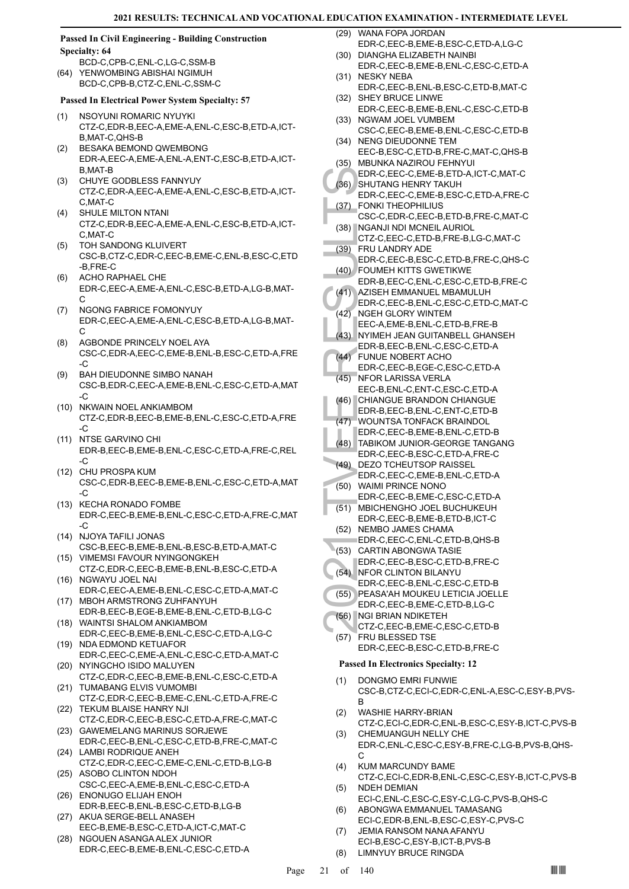### Passed In Civil Engineering - Building Construction Specialty: 64

BCD-C,CPB-C,ENL-C,LG-C,SSM-B

(64) YENWOMBING ABISHAI NGIMUH
BCD-C,CPB-B,CTZ-C,ENL-C,SSM-C

### Passed In Electrical Power System Specialty: 57

(1) NSOYUNI ROMARIC NYUYKI
CTZ-C,EDR-B,EEC-A,EME-A,ENL-C,ESC-B,ETD-A,ICT-B,MAT-C,QHS-B

(2) BESAKA BEMOND QWEMBONG
EDR-A,EEC-A,EME-A,ENL-A,ENT-C,ESC-B,ETD-A,ICT-B,MAT-B

(3) CHUYE GODBLESS FANNYUY
CTZ-C,EDR-A,EEC-A,EME-A,ENL-C,ESC-B,ETD-A,ICT-C,MAT-C

(4) SHULE MILTON NTANI
CTZ-C,EDR-B,EEC-A,EME-A,ENL-C,ESC-B,ETD-A,ICT-C,MAT-C

(5) TOH SANDONG KLUIVERT
CSC-B,CTZ-C,EDR-C,EEC-B,EME-C,ENL-B,ESC-C,ETD-B,FRE-C

(6) ACHO RAPHAEL CHE
EDR-C,EEC-A,EME-A,ENL-C,ESC-B,ETD-A,LG-B,MAT-C

(7) NGONG FABRICE FOMONYUY
EDR-C,EEC-A,EME-A,ENL-C,ESC-B,ETD-A,LG-B,MAT-C

(8) AGBONDE PRINCELY NOEL AYA
CSC-C,EDR-A,EEC-C,EME-B,ENL-B,ESC-C,ETD-A,FRE-C

(9) BAH DIEUDONNE SIMBO NANAH
CSC-B,EDR-C,EEC-A,EME-B,ENL-C,ESC-C,ETD-A,MAT-C

(10) NKWAIN NOEL ANKIAMBOM
CTZ-C,EDR-B,EEC-B,EME-B,ENL-C,ESC-C,ETD-A,FRE-C

(11) NTSE GARVINO CHI
EDR-B,EEC-B,EME-B,ENL-C,ESC-C,ETD-A,FRE-C,REL-C

(12) CHU PROSPA KUM
CSC-C,EDR-B,EEC-B,EME-B,ENL-C,ESC-C,ETD-A,MAT-C

(13) KECHA RONADO FOMBE
EDR-C,EEC-B,EME-B,ENL-C,ESC-C,ETD-A,FRE-C,MAT-C

(14) NJOYA TAFILI JONAS
CSC-B,EEC-B,EME-B,ENL-B,ESC-B,ETD-A,MAT-C

(15) VIMEMSI FAVOUR NYINGONGKEH
CTZ-C,EDR-C,EEC-B,EME-B,ENL-B,ESC-C,ETD-A

(16) NGWAYU JOEL NAI
EDR-C,EEC-A,EME-B,ENL-C,ESC-C,ETD-A,MAT-C

(17) MBOH ARMSTRONG ZUHFANYUH
EDR-B,EEC-B,EGE-B,EME-B,ENL-C,ETD-B,LG-C

(18) WAINTSI SHALOM ANKIAMBOM
EDR-C,EEC-B,EME-B,ENL-C,ESC-C,ETD-A,LG-C

(19) NDA EDMOND KETUAFOR
EDR-C,EEC-C,EME-A,ENL-C,ESC-C,ETD-A,MAT-C

(20) NYINGCHO ISIDO MALUYEN
CTZ-C,EDR-C,EEC-B,EME-B,ENL-C,ESC-C,ETD-A

(21) TUMABANG ELVIS VUMOMBI
CTZ-C,EDR-C,EEC-B,EME-C,ENL-C,ETD-A,FRE-C

(22) TEKUM BLAISE HANRY NJI
CTZ-C,EDR-C,EEC-B,ESC-C,ETD-A,FRE-C,MAT-C

(23) GAWEMELANG MARINUS SORJEWE
EDR-C,EEC-B,ENL-C,ESC-C,ETD-B,FRE-C,MAT-C

(24) LAMBI RODRIQUE ANEH
CTZ-C,EDR-C,EEC-C,EME-C,ENL-C,ETD-B,LG-B

(25) ASOBO CLINTON NDOH
CSC-C,EEC-A,EME-B,ENL-C,ESC-C,ETD-A

(26) ENONUGO ELIJAH ENOH
EDR-B,EEC-B,ENL-B,ESC-C,ETD-B,LG-B

(27) AKUA SERGE-BELL ANASEH
EEC-B,EME-B,ESC-C,ETD-A,ICT-C,MAT-C

(28) NGOUEN ASANGA ALEX JUNIOR
EDR-C,EEC-B,EME-B,ENL-C,ESC-C,ETD-A

(29) WANA FOPA JORDAN
EDR-C,EEC-B,EME-B,ESC-C,ETD-A,LG-C

(30) DIANGHA ELIZABETH NAINBI
EDR-C,EEC-B,EME-B,ENL-C,ESC-C,ETD-A

(31) NESKY NEBA
EDR-C,EEC-B,ENL-B,ESC-C,ETD-B,MAT-C

(32) SHEY BRUCE LINWE
EDR-C,EEC-B,EME-B,ENL-C,ESC-C,ETD-B

(33) NGWAM JOEL VUMBEM
CSC-C,EEC-B,EME-B,ENL-C,ESC-C,ETD-B

(34) NENG DIEUDONNE TEM
EEC-B,ESC-C,ETD-B,FRE-C,MAT-C,QHS-B

(35) MBUNKA NAZIROU FEHNYUI
EDR-C,EEC-C,EME-B,ETD-A,ICT-C,MAT-C

(36) SHUTANG HENRY TAKUH
EDR-C,EEC-C,EME-B,ESC-C,ETD-A,FRE-C

(37) FONKI THEOPHILIUS
CSC-C,EDR-C,EEC-B,ETD-B,FRE-C,MAT-C

(38) NGANJI NDI MCNEIL AURIOL
CTZ-C,EEC-C,ETD-B,FRE-B,LG-C,MAT-C

(39) FRU LANDRY ADE
EDR-C,EEC-B,ESC-C,ETD-B,FRE-C,QHS-C

(40) FOUMEH KITTS GWETIKWE
EDR-B,EEC-C,ENL-C,ESC-C,ETD-B,FRE-C

(41) AZISEH EMMANUEL MBAMULUH
EDR-C,EEC-B,ENL-C,ESC-C,ETD-C,MAT-C

(42) NGEH GLORY WINTEM
EEC-A,EME-B,ENL-C,ETD-B,FRE-B

(43) NYIMEH JEAN GUITANBELL GHANSEH
EDR-B,EEC-B,ENL-C,ESC-C,ETD-A

(44) FUNUE NOBERT ACHO
EDR-C,EEC-B,EGE-C,ESC-C,ETD-A

(45) NFOR LARISSA VERLA
EEC-B,ENL-C,ENT-C,ESC-C,ETD-A

(46) CHIANGUE BRANDON CHIANGUE
EDR-B,EEC-B,ENL-C,ENT-C,ETD-B

(47) WOUNTSA TONFACK BRAINDOL
EDR-C,EEC-B,EME-B,ENL-C,ETD-B

(48) TABIKOM JUNIOR-GEORGE TANGANG
EDR-C,EEC-B,ESC-C,ETD-A,FRE-C

(49) DEZO TCHEUTSOP RAISSEL
EDR-C,EEC-C,EME-B,ENL-C,ETD-A

(50) WAIMI PRINCE NONO
EDR-C,EEC-B,EME-C,ESC-C,ETD-A

(51) MBICHENGHO JOEL BUCHUKEUH
EDR-C,EEC-B,EME-B,ETD-B,ICT-C

(52) NEMBO JAMES CHAMA
EDR-C,EEC-C,ENL-C,ETD-B,QHS-B

(53) CARTIN ABONGWA TASIE
EDR-C,EEC-B,ESC-C,ETD-B,FRE-C

(54) NFOR CLINTON BILANYU
EDR-C,EEC-B,ENL-C,ESC-C,ETD-B

(55) PEASA'AH MOUKEU LETICIA JOELLE
EDR-C,EEC-B,EME-C,ETD-B,LG-C

(56) NGI BRIAN NDIKETEH
CTZ-C,EEC-B,EME-C,ESC-C,ETD-B

(57) FRU BLESSED TSE
EDR-C,EEC-B,ESC-C,ETD-B,FRE-C

### Passed In Electronics Specialty: 12

(1) DONGMO EMRI FUNWIE
CSC-B,CTZ-C,ECI-C,EDR-C,ENL-A,ESC-C,ESY-B,PVS-B

(2) WASHIE HARRY-BRIAN
CTZ-C,ECI-C,EDR-C,ENL-B,ESC-C,ESY-B,ICT-C,PVS-B

(3) CHEMUANGUH NELLY CHE
EDR-C,ENL-C,ESC-C,ESY-B,FRE-C,LG-B,PVS-B,QHS-C

(4) KUM MARCUNDY BAME
CTZ-C,ECI-C,EDR-B,ENL-C,ESC-C,ESY-B,ICT-C,PVS-B

(5) NDEH DEMIAN
ECI-C,ENL-C,ESC-C,ESY-C,LG-C,PVS-B,QHS-C

(6) ABONGWA EMMANUEL TAMASANG
ECI-C,EDR-B,ENL-B,ESC-C,ESY-C,PVS-C

(7) JEMIA RANSOM NANA AFANYU
ECI-B,ESC-C,ESY-B,ICT-B,PVS-B

(8) LIMNYUY BRUCE RINGDA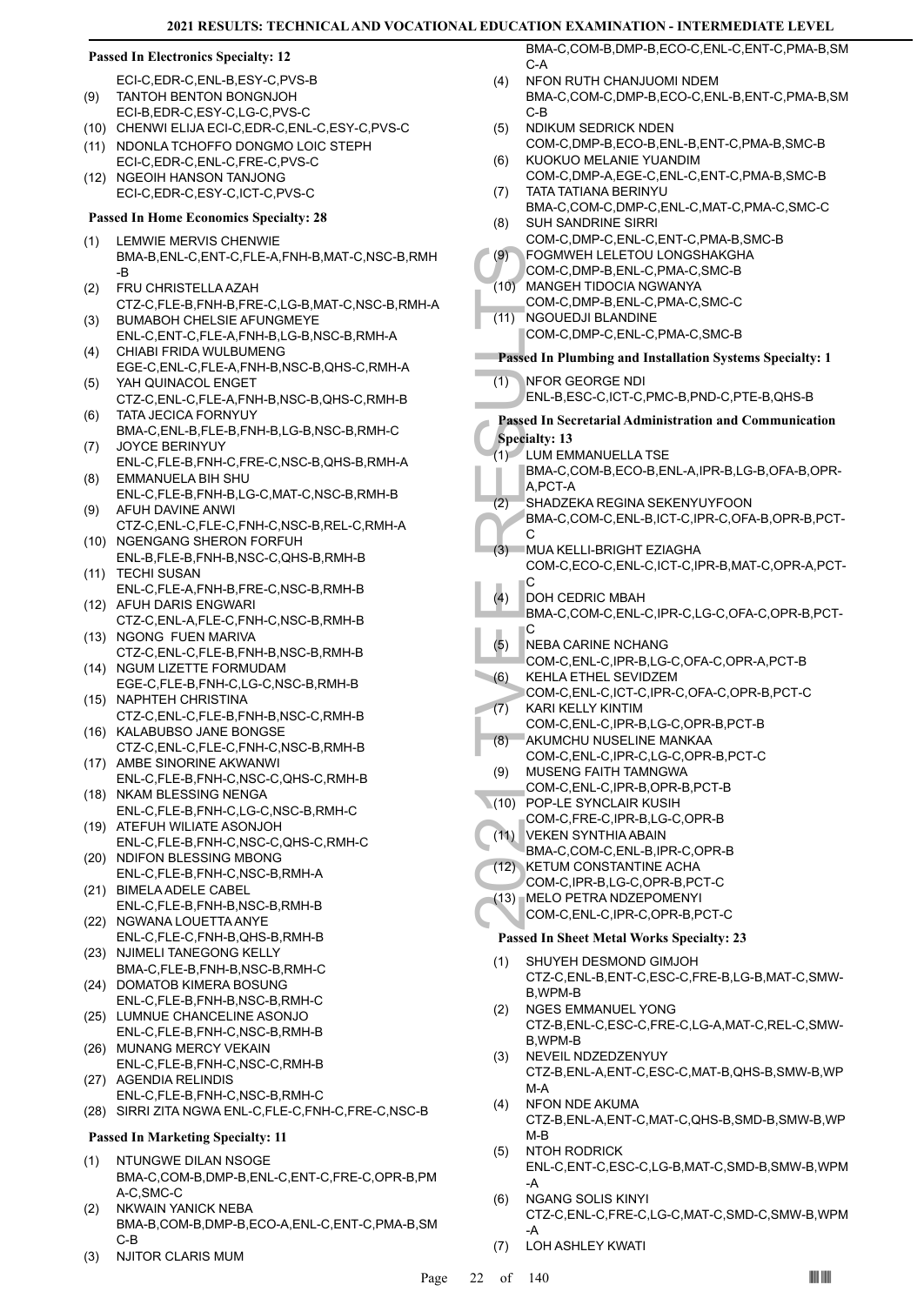### Passed In Electronics Specialty: 12

ECI-C,EDR-C,ENL-B,ESY-C,PVS-B

(9) TANTOH BENTON BONGNJOH
ECI-B,EDR-C,ESY-C,LG-C,PVS-C

(10) CHENWI ELIJA ECI-C,EDR-C,ENL-C,ESY-C,PVS-C

(11) NDONLA TCHOFFO DONGMO LOIC STEPH
ECI-C,EDR-C,ENL-C,FRE-C,PVS-C

(12) NGEOIH HANSON TANJONG
ECI-C,EDR-C,ESY-C,ICT-C,PVS-C

### Passed In Home Economics Specialty: 28

(1) LEMWIE MERVIS CHENWIE
BMA-B,ENL-C,ENT-C,FLE-A,FNH-B,MAT-C,NSC-B,RMH-B

(2) FRU CHRISTELLA AZAH
CTZ-C,FLE-B,FNH-B,FRE-C,LG-B,MAT-C,NSC-B,RMH-A

(3) BUMABOH CHELSIE AFUNGMEYE
ENL-C,ENT-C,FLE-A,FNH-B,LG-B,NSC-B,RMH-A

(4) CHIABI FRIDA WULBUMENG
EGE-C,ENL-C,FLE-A,FNH-B,NSC-B,QHS-C,RMH-A

(5) YAH QUINACOL ENGET
CTZ-C,ENL-C,FLE-A,FNH-B,NSC-B,QHS-C,RMH-B

(6) TATA JECICA FORNYUY
BMA-C,ENL-B,FLE-B,FNH-B,LG-B,NSC-B,RMH-C

(7) JOYCE BERINYUY
ENL-C,FLE-B,FNH-C,FRE-C,NSC-B,QHS-B,RMH-A

(8) EMMANUELA BIH SHU
ENL-C,FLE-B,FNH-B,LG-C,MAT-C,NSC-B,RMH-B

(9) AFUH DAVINE ANWI
CTZ-C,ENL-C,FLE-C,FNH-C,NSC-B,REL-C,RMH-A

(10) NGENGANG SHERON FORFUH
ENL-B,FLE-B,FNH-B,NSC-C,QHS-B,RMH-B

(11) TECHI SUSAN
ENL-C,FLE-A,FNH-B,FRE-C,NSC-B,RMH-B

(12) AFUH DARIS ENGWARI
CTZ-C,ENL-A,FLE-C,FNH-C,NSC-B,RMH-B

(13) NGONG FUEN MARIVA
CTZ-C,ENL-C,FLE-B,FNH-B,NSC-B,RMH-B

(14) NGUM LIZETTE FORMUDAM
EGE-C,FLE-B,FNH-C,LG-C,NSC-B,RMH-B

(15) NAPHTEH CHRISTINA
CTZ-C,ENL-C,FLE-B,FNH-B,NSC-C,RMH-B

(16) KALABUBSO JANE BONGSE
CTZ-C,ENL-C,FLE-C,FNH-C,NSC-B,RMH-B

(17) AMBE SINORINE AKWANWI
ENL-C,FLE-B,FNH-C,NSC-C,QHS-C,RMH-B

(18) NKAM BLESSING NENGA
ENL-C,FLE-B,FNH-C,LG-C,NSC-B,RMH-C

(19) ATEFUH WILIATE ASONJOH
ENL-C,FLE-B,FNH-C,NSC-C,QHS-C,RMH-C

(20) NDIFON BLESSING MBONG
ENL-C,FLE-B,FNH-C,NSC-B,RMH-A

(21) BIMELA ADELE CABEL
ENL-C,FLE-B,FNH-B,NSC-B,RMH-B

(22) NGWANA LOUETTA ANYE
ENL-C,FLE-C,FNH-B,QHS-B,RMH-B

(23) NJIMELI TANEGONG KELLY
BMA-C,FLE-B,FNH-B,NSC-B,RMH-C

(24) DOMATOB KIMERA BOSUNG
ENL-C,FLE-B,FNH-B,NSC-B,RMH-C

(25) LUMNUE CHANCELINE ASONJO
ENL-C,FLE-B,FNH-C,NSC-B,RMH-B

(26) MUNANG MERCY VEKAIN
ENL-C,FLE-B,FNH-C,NSC-C,RMH-B

(27) AGENDIA RELINDIS
ENL-C,FLE-B,FNH-C,NSC-B,RMH-C

(28) SIRRI ZITA NGWA ENL-C,FLE-C,FNH-C,FRE-C,NSC-B

### Passed In Marketing Specialty: 11

(1) NTUNGWE DILAN NSOGE
BMA-C,COM-B,DMP-B,ENL-C,ENT-C,FRE-C,OPR-B,PMA-C,SMC-C

(2) NKWAIN YANICK NEBA
BMA-B,COM-B,DMP-B,ECO-A,ENL-C,ENT-C,PMA-B,SMC-B

(3) NJITOR CLARIS MUM
BMA-C,COM-B,DMP-B,ECO-C,ENL-C,ENT-C,PMA-B,SMC-A

(4) NFON RUTH CHANJUOMI NDEM
BMA-C,COM-C,DMP-B,ECO-C,ENL-B,ENT-C,PMA-B,SMC-B

(5) NDIKUM SEDRICK NDEN
COM-C,DMP-B,ECO-B,ENL-B,ENT-C,PMA-B,SMC-B

(6) KUOKUO MELANIE YUANDIM
COM-C,DMP-A,EGE-C,ENL-C,ENT-C,PMA-B,SMC-B

(7) TATA TATIANA BERINYU
BMA-C,COM-C,DMP-C,ENL-C,MAT-C,PMA-C,SMC-C

(8) SUH SANDRINE SIRRI
COM-C,DMP-C,ENL-C,ENT-C,PMA-B,SMC-B

(9) FOGMWEH LELETOU LONGSHAKGHA
COM-C,DMP-B,ENL-C,PMA-C,SMC-B

(10) MANGEH TIDOCIA NGWANYA
COM-C,DMP-B,ENL-C,PMA-C,SMC-C

(11) NGOUEDJI BLANDINE
COM-C,DMP-C,ENL-C,PMA-C,SMC-B

### Passed In Plumbing and Installation Systems Specialty: 1

(1) NFOR GEORGE NDI
ENL-B,ESC-C,ICT-C,PMC-B,PND-C,PTE-B,QHS-B

### Passed In Secretarial Administration and Communication Specialty: 13

(1) LUM EMMANUELLA TSE
BMA-C,COM-B,ECO-B,ENL-A,IPR-B,LG-B,OFA-B,OPR-A,PCT-A

(2) SHADZEKA REGINA SEKENYUYFOON
BMA-C,COM-C,ENL-B,ICT-C,IPR-C,OFA-B,OPR-B,PCT-C

(3) MUA KELLI-BRIGHT EZIAGHA
COM-C,ECO-C,ENL-C,ICT-C,IPR-B,MAT-C,OPR-A,PCT-C

(4) DOH CEDRIC MBAH
BMA-C,COM-C,ENL-C,IPR-C,LG-C,OFA-C,OPR-B,PCT-C

(5) NEBA CARINE NCHANG
COM-C,ENL-C,IPR-B,LG-C,OFA-C,OPR-A,PCT-B

(6) KEHLA ETHEL SEVIDZEM
COM-C,ENL-C,ICT-C,IPR-C,OFA-C,OPR-B,PCT-C

(7) KARI KELLY KINTIM
COM-C,ENL-C,IPR-B,LG-C,OPR-B,PCT-B

(8) AKUMCHU NUSELINE MANKAA
COM-C,ENL-C,IPR-C,LG-C,OPR-B,PCT-C

(9) MUSENG FAITH TAMNGWA
COM-C,ENL-C,IPR-B,OPR-B,PCT-B

(10) POP-LE SYNCLAIR KUSIH
COM-C,FRE-C,IPR-B,LG-C,OPR-B

(11) VEKEN SYNTHIA ABAIN
BMA-C,COM-C,ENL-B,IPR-C,OPR-B

(12) KETUM CONSTANTINE ACHA
COM-C,IPR-B,LG-C,OPR-B,PCT-C

(13) MELO PETRA NDZEPOMENYI
COM-C,ENL-C,IPR-C,OPR-B,PCT-C

### Passed In Sheet Metal Works Specialty: 23

(1) SHUYEH DESMOND GIMJOH
CTZ-C,ENL-B,ENT-C,ESC-C,FRE-B,LG-B,MAT-C,SMW-B,WPM-B

(2) NGES EMMANUEL YONG
CTZ-B,ENL-C,ESC-C,FRE-C,LG-A,MAT-C,REL-C,SMW-B,WPM-B

(3) NEVEIL NDZEDZENYUY
CTZ-B,ENL-A,ENT-C,ESC-C,MAT-B,QHS-B,SMW-B,WPM-A

(4) NFON NDE AKUMA
CTZ-B,ENL-A,ENT-C,MAT-C,QHS-B,SMD-B,SMW-B,WPM-B

(5) NTOH RODRICK
ENL-C,ENT-C,ESC-C,LG-B,MAT-C,SMD-B,SMW-B,WPM-A

(6) NGANG SOLIS KINYI
CTZ-C,ENL-C,FRE-C,LG-C,MAT-C,SMD-C,SMW-B,WPM-A

(7) LOH ASHLEY KWATI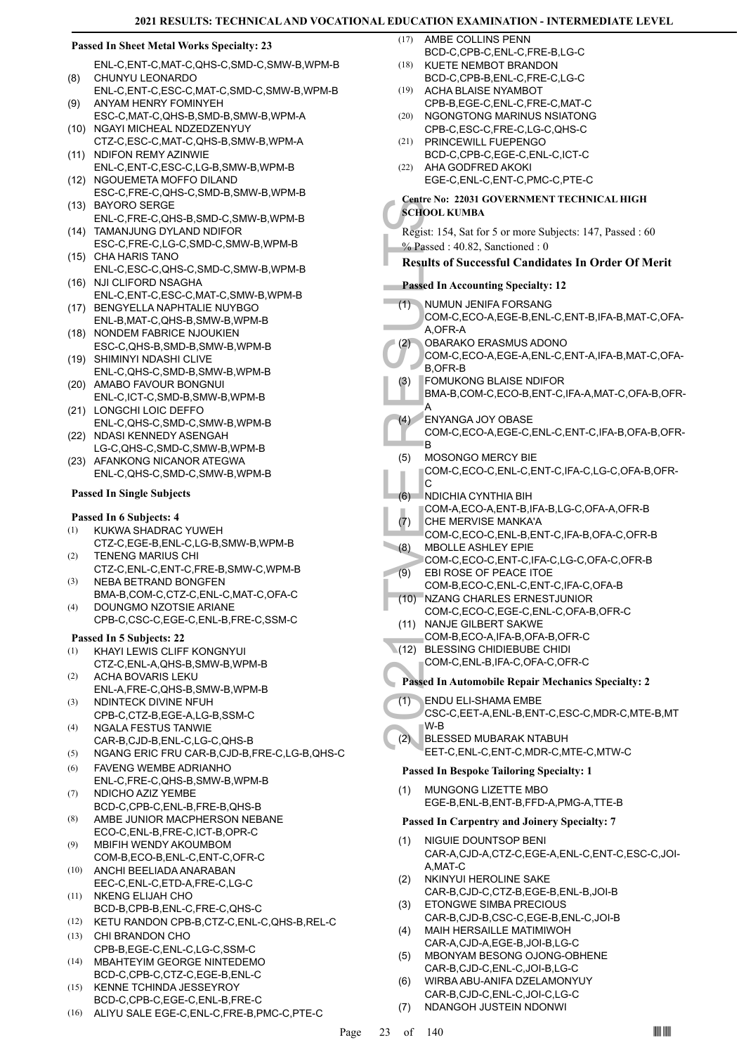**Passed In Sheet Metal Works Specialty: 23**

ENL-C,ENT-C,MAT-C,QHS-C,SMD-C,SMW-B,WPM-B

(8) CHUNYU LEONARDO
ENL-C,ENT-C,ESC-C,MAT-C,SMD-C,SMW-B,WPM-B

(9) ANYAM HENRY FOMINYEH
ESC-C,MAT-C,QHS-B,SMD-B,SMW-B,WPM-A

(10) NGAYI MICHEAL NDZEDZENYUY
CTZ-C,ESC-C,MAT-C,QHS-B,SMW-B,WPM-A

(11) NDIFON REMY AZINWIE
ENL-C,ENT-C,ESC-C,LG-B,SMW-B,WPM-B

(12) NGOUEMETA MOFFO DILAND
ESC-C,FRE-C,QHS-C,SMD-B,SMW-B,WPM-B

(13) BAYORO SERGE
ENL-C,FRE-C,QHS-B,SMD-C,SMW-B,WPM-B

(14) TAMANJUNG DYLAND NDIFOR
ESC-C,FRE-C,LG-C,SMD-C,SMW-B,WPM-B

(15) CHA HARIS TANO
ENL-C,ESC-C,QHS-C,SMD-C,SMW-B,WPM-B

(16) NJI CLIFORD NSAGHA
ENL-C,ENT-C,ESC-C,MAT-C,SMW-B,WPM-B

(17) BENGYELLA NAPHTALIE NUYBGO
ENL-B,MAT-C,QHS-B,SMW-B,WPM-B

(18) NONDEM FABRICE NJOUKIEN
ESC-C,QHS-B,SMD-B,SMW-B,WPM-B

(19) SHIMINYI NDASHI CLIVE
ENL-C,QHS-C,SMD-B,SMW-B,WPM-B

(20) AMABO FAVOUR BONGNUI
ENL-C,ICT-C,SMD-B,SMW-B,WPM-B

(21) LONGCHI LOIC DEFFO
ENL-C,QHS-C,SMD-C,SMW-B,WPM-B

(22) NDASI KENNEDY ASENGAH
LG-C,QHS-C,SMD-C,SMW-B,WPM-B

(23) AFANKONG NICANOR ATEGWA
ENL-C,QHS-C,SMD-C,SMW-B,WPM-B

**Passed In Single Subjects**

**Passed In 6 Subjects: 4**

(1) KUKWA SHADRAC YUWEH
CTZ-C,EGE-B,ENL-C,LG-B,SMW-B,WPM-B

(2) TENENG MARIUS CHI
CTZ-C,ENL-C,ENT-C,FRE-B,SMW-C,WPM-B

(3) NEBA BETRAND BONGFEN
BMA-B,COM-C,CTZ-C,ENL-C,MAT-C,OFA-C

(4) DOUNGMO NZOTSIE ARIANE
CPB-C,CSC-C,EGE-C,ENL-B,FRE-C,SSM-C

**Passed In 5 Subjects: 22**

(1) KHAYI LEWIS CLIFF KONGNYUI
CTZ-C,ENL-A,QHS-B,SMW-B,WPM-B

(2) ACHA BOVARIS LEKU
ENL-A,FRE-C,QHS-B,SMW-B,WPM-B

(3) NDINTECK DIVINE NFUH
CPB-C,CTZ-B,EGE-A,LG-B,SSM-C

(4) NGALA FESTUS TANWIE
CAR-B,CJD-B,ENL-C,LG-C,QHS-B

(5) NGANG ERIC FRU CAR-B,CJD-B,FRE-C,LG-B,QHS-C

(6) FAVENG WEMBE ADRIANHO
ENL-C,FRE-C,QHS-B,SMW-B,WPM-B

(7) NDICHO AZIZ YEMBE
BCD-C,CPB-C,ENL-B,FRE-B,QHS-B

(8) AMBE JUNIOR MACPHERSON NEBANE
ECO-C,ENL-B,FRE-C,ICT-B,OPR-C

(9) MBIFIH WENDY AKOUMBOM
COM-B,ECO-B,ENL-C,ENT-C,OFR-C

(10) ANCHI BEELIADA ANARABAN
EEC-C,ENL-C,ETD-A,FRE-C,LG-C

(11) NKENG ELIJAH CHO
BCD-B,CPB-B,ENL-C,FRE-C,QHS-C

(12) KETU RANDON CPB-B,CTZ-C,ENL-C,QHS-B,REL-C

(13) CHI BRANDON CHO
CPB-B,EGE-C,ENL-C,LG-C,SSM-C

(14) MBAHTEYIM GEORGE NINTEDEMO
BCD-C,CPB-C,CTZ-C,EGE-B,ENL-C

(15) KENNE TCHINDA JESSEYROY
BCD-C,CPB-C,EGE-C,ENL-B,FRE-C

(16) ALIYU SALE EGE-C,ENL-C,FRE-B,PMC-C,PTE-C

(17) AMBE COLLINS PENN
BCD-C,CPB-C,ENL-C,FRE-B,LG-C

(18) KUETE NEMBOT BRANDON
BCD-C,CPB-B,ENL-C,FRE-C,LG-C

(19) ACHA BLAISE NYAMBOT
CPB-B,EGE-C,ENL-C,FRE-C,MAT-C

(20) NGONGTONG MARINUS NSIATONG
CPB-C,ESC-C,FRE-C,LG-C,QHS-C

(21) PRINCEWILL FUEPENGO
BCD-C,CPB-C,EGE-C,ENL-C,ICT-C

(22) AHA GODFRED AKOKI
EGE-C,ENL-C,ENT-C,PMC-C,PTE-C

**Centre No: 22031 GOVERNMENT TECHNICAL HIGH SCHOOL KUMBA**

Regist: 154, Sat for 5 or more Subjects: 147, Passed : 60
% Passed : 40.82, Sanctioned : 0

### Results of Successful Candidates In Order Of Merit

**Passed In Accounting Specialty: 12**

(1) NUMUN JENIFA FORSANG
COM-C,ECO-A,EGE-B,ENL-C,ENT-B,IFA-B,MAT-C,OFA-A,OFR-A

(2) OBARAKO ERASMUS ADONO
COM-C,ECO-A,EGE-A,ENL-C,ENT-A,IFA-B,MAT-C,OFA-B,OFR-B

(3) FOMUKONG BLAISE NDIFOR
BMA-B,COM-C,ECO-B,ENT-C,IFA-A,MAT-C,OFA-B,OFR-A

(4) ENYANGA JOY OBASE
COM-C,ECO-A,EGE-C,ENL-C,ENT-C,IFA-B,OFA-B,OFR-B

(5) MOSONGO MERCY BIE
COM-C,ECO-C,ENL-C,ENT-C,IFA-C,LG-C,OFA-B,OFR-C

(6) NDICHIA CYNTHIA BIH
COM-A,ECO-A,ENT-B,IFA-B,LG-C,OFA-A,OFR-B

(7) CHE MERVISE MANKA'A
COM-C,ECO-C,ENL-B,ENT-C,IFA-B,OFA-C,OFR-B

(8) MBOLLE ASHLEY EPIE
COM-C,ECO-C,ENT-C,IFA-C,LG-C,OFA-C,OFR-B

(9) EBI ROSE OF PEACE ITOE
COM-B,ECO-C,ENL-C,ENT-C,IFA-C,OFA-B

(10) NZANG CHARLES ERNESTJUNIOR
COM-C,ECO-C,EGE-C,ENL-C,OFA-B,OFR-C

(11) NANJE GILBERT SAKWE
COM-B,ECO-A,IFA-B,OFA-B,OFR-C

(12) BLESSING CHIDIEBUBE CHIDI
COM-C,ENL-B,IFA-C,OFA-C,OFR-C

**Passed In Automobile Repair Mechanics Specialty: 2**

(1) ENDU ELI-SHAMA EMBE
CSC-C,EET-A,ENL-B,ENT-C,ESC-C,MDR-C,MTE-B,MTW-B

(2) BLESSED MUBARAK NTABUH
EET-C,ENL-C,ENT-C,MDR-C,MTE-C,MTW-C

**Passed In Bespoke Tailoring Specialty: 1**

(1) MUNGONG LIZETTE MBO
EGE-B,ENL-B,ENT-B,FFD-A,PMG-A,TTE-B

**Passed In Carpentry and Joinery Specialty: 7**

(1) NIGUIE DOUNTSOP BENI
CAR-A,CJD-A,CTZ-C,EGE-A,ENL-C,ENT-C,ESC-C,JOI-A,MAT-C

(2) NKINYUI HEROLINE SAKE
CAR-B,CJD-C,CTZ-B,EGE-B,ENL-B,JOI-B

(3) ETONGWE SIMBA PRECIOUS
CAR-B,CJD-B,CSC-C,EGE-B,ENL-C,JOI-B

(4) MAIH HERSAILLE MATIMIWOH
CAR-A,CJD-A,EGE-B,JOI-B,LG-C

(5) MBONYAM BESONG OJONG-OBHENE
CAR-B,CJD-C,ENL-C,JOI-B,LG-C

(6) WIRBA ABU-ANIFA DZELAMONYUY
CAR-B,CJD-C,ENL-C,JOI-C,LG-C

(7) NDANGOH JUSTEIN NDONWI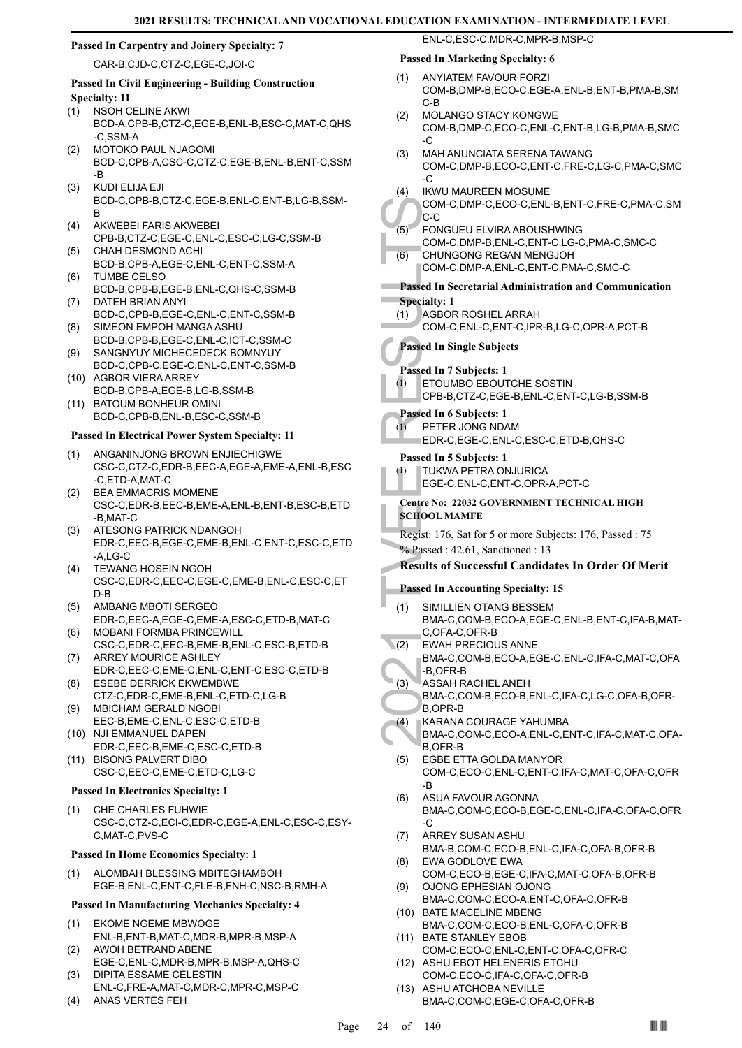### Passed In Carpentry and Joinery Specialty: 7

CAR-B,CJD-C,CTZ-C,EGE-C,JOI-C

### Passed In Civil Engineering - Building Construction Specialty: 11

(1) NSOH CELINE AKWI
BCD-A,CPB-B,CTZ-C,EGE-B,ENL-B,ESC-C,MAT-C,QHS-C,SSM-A

(2) MOTOKO PAUL NJAGOMI
BCD-C,CPB-A,CSC-C,CTZ-C,EGE-B,ENL-B,ENT-C,SSM-B

(3) KUDI ELIJA EJI
BCD-C,CPB-B,CTZ-C,EGE-B,ENL-C,ENT-B,LG-B,SSM-B

(4) AKWEBEI FARIS AKWEBEI
CPB-B,CTZ-C,EGE-C,ENL-C,ESC-C,LG-C,SSM-B

(5) CHAH DESMOND ACHI
BCD-B,CPB-A,EGE-C,ENL-C,ENT-C,SSM-A

(6) TUMBE CELSO
BCD-B,CPB-B,EGE-B,ENL-C,QHS-C,SSM-B

(7) DATEH BRIAN ANYI
BCD-C,CPB-B,EGE-C,ENL-C,ENT-C,SSM-B

(8) SIMEON EMPOH MANGA ASHU
BCD-B,CPB-B,EGE-C,ENL-C,ICT-C,SSM-C

(9) SANGNYUY MICHECEDECK BOMNYUY
BCD-C,CPB-C,EGE-C,ENL-C,ENT-C,SSM-B

(10) AGBOR VIERA ARREY
BCD-B,CPB-A,EGE-B,LG-B,SSM-B

(11) BATOUM BONHEUR OMINI
BCD-C,CPB-B,ENL-B,ESC-C,SSM-B

### Passed In Electrical Power System Specialty: 11

(1) ANGANINJONG BROWN ENJIECHIGWE
CSC-C,CTZ-C,EDR-B,EEC-A,EGE-A,EME-A,ENL-B,ESC-C,ETD-A,MAT-C

(2) BEA EMMACRIS MOMENE
CSC-C,EDR-B,EEC-B,EME-A,ENL-B,ENT-B,ESC-B,ETD-B,MAT-C

(3) ATESONG PATRICK NDANGOH
EDR-C,EEC-B,EGE-C,EME-B,ENL-C,ENT-C,ESC-C,ETD-A,LG-C

(4) TEWANG HOSEIN NGOH
CSC-C,EDR-C,EEC-C,EGE-C,EME-B,ENL-C,ESC-C,ETD-B

(5) AMBANG MBOTI SERGEO
EDR-C,EEC-A,EGE-C,EME-A,ESC-C,ETD-B,MAT-C

(6) MOBANI FORMBA PRINCEWILL
CSC-C,EDR-C,EEC-B,EME-B,ENL-C,ESC-B,ETD-B

(7) ARREY MOURICE ASHLEY
EDR-C,EEC-C,EME-C,ENL-C,ENT-C,ESC-C,ETD-B

(8) ESEBE DERRICK EKWEMBWE
CTZ-C,EDR-C,EME-B,ENL-C,ETD-C,LG-B

(9) MBICHAM GERALD NGOBI
EEC-B,EME-C,ENL-C,ESC-C,ETD-B

(10) NJI EMMANUEL DAPEN
EDR-C,EEC-B,EME-C,ESC-C,ETD-B

(11) BISONG PALVERT DIBO
CSC-C,EEC-C,EME-C,ETD-C,LG-C

### Passed In Electronics Specialty: 1

(1) CHE CHARLES FUHWIE
CSC-C,CTZ-C,ECI-C,EDR-C,EGE-A,ENL-C,ESC-C,ESY-C,MAT-C,PVS-C

### Passed In Home Economics Specialty: 1

(1) ALOMBAH BLESSING MBITEGHAMBOH
EGE-B,ENL-C,ENT-C,FLE-B,FNH-C,NSC-B,RMH-A

### Passed In Manufacturing Mechanics Specialty: 4

(1) EKOME NGEME MBWOGE
ENL-B,ENT-B,MAT-C,MDR-B,MPR-B,MSP-A

(2) AWOH BETRAND ABENE
EGE-C,ENL-C,MDR-B,MPR-B,MSP-A,QHS-C

(3) DIPITA ESSAME CELESTIN
ENL-C,FRE-A,MAT-C,MDR-C,MPR-C,MSP-C

(4) ANAS VERTES FEH
ENL-C,ESC-C,MDR-C,MPR-B,MSP-C

### Passed In Marketing Specialty: 6

(1) ANYIATEM FAVOUR FORZI
COM-B,DMP-B,ECO-C,EGE-A,ENL-B,ENT-B,PMA-B,SMC-B

(2) MOLANGO STACY KONGWE
COM-B,DMP-C,ECO-C,ENL-C,ENT-B,LG-B,PMA-B,SMC-C

(3) MAH ANUNCIATA SERENA TAWANG
COM-C,DMP-B,ECO-C,ENT-C,FRE-C,LG-C,PMA-C,SMC-C

(4) IKWU MAUREEN MOSUME
COM-C,DMP-C,ECO-C,ENL-B,ENT-C,FRE-C,PMA-C,SMC-C

(5) FONGUEU ELVIRA ABOUSHWING
COM-C,DMP-B,ENL-C,ENT-C,LG-C,PMA-C,SMC-C

(6) CHUNGONG REGAN MENGJOH
COM-C,DMP-A,ENL-C,ENT-C,PMA-C,SMC-C

### Passed In Secretarial Administration and Communication Specialty: 1

(1) AGBOR ROSHEL ARRAH
COM-C,ENL-C,ENT-C,IPR-B,LG-C,OPR-A,PCT-B

### Passed In Single Subjects

### Passed In 7 Subjects: 1

(1) ETOUMBO EBOUTCHE SOSTIN
CPB-B,CTZ-C,EGE-B,ENL-C,ENT-C,LG-B,SSM-B

### Passed In 6 Subjects: 1

(1) PETER JONG NDAM
EDR-C,EGE-C,ENL-C,ESC-C,ETD-B,QHS-C

### Passed In 5 Subjects: 1

(1) TUKWA PETRA ONJURICA
EGE-C,ENL-C,ENT-C,OPR-A,PCT-C

## Centre No: 22032 GOVERNMENT TECHNICAL HIGH SCHOOL MAMFE

Regist: 176, Sat for 5 or more Subjects: 176, Passed : 75

% Passed : 42.61, Sanctioned : 13

## Results of Successful Candidates In Order Of Merit

### Passed In Accounting Specialty: 15

(1) SIMILLIEN OTANG BESSEM
BMA-C,COM-B,ECO-A,EGE-C,ENL-B,ENT-C,IFA-B,MAT-C,OFA-C,OFR-B

(2) EWAH PRECIOUS ANNE
BMA-C,COM-B,ECO-A,EGE-C,ENL-C,IFA-C,MAT-C,OFA-B,OFR-B

(3) ASSAH RACHEL ANEH
BMA-C,COM-B,ECO-B,ENL-C,IFA-C,LG-C,OFA-B,OFR-B,OPR-B

(4) KARANA COURAGE YAHUMBA
BMA-C,COM-C,ECO-A,ENL-C,ENT-C,IFA-C,MAT-C,OFA-B,OFR-B

(5) EGBE ETTA GOLDA MANYOR
COM-C,ECO-C,ENL-C,ENT-C,IFA-C,MAT-C,OFA-C,OFR-B

(6) ASUA FAVOUR AGONNA
BMA-C,COM-C,ECO-B,EGE-C,ENL-C,IFA-C,OFA-C,OFR-C

(7) ARREY SUSAN ASHU
BMA-B,COM-C,ECO-B,ENL-C,IFA-C,OFA-B,OFR-B

(8) EWA GODLOVE EWA
COM-C,ECO-B,EGE-C,IFA-C,MAT-C,OFA-B,OFR-B

(9) OJONG EPHESIAN OJONG
BMA-C,COM-C,ECO-A,ENT-C,OFA-C,OFR-B

(10) BATE MACELINE MBENG
BMA-C,COM-C,ECO-B,ENL-C,OFA-C,OFR-B

(11) BATE STANLEY EBOB
COM-C,ECO-C,ENL-C,ENT-C,OFA-C,OFR-C

(12) ASHU EBOT HELENERIS ETCHU
COM-C,ECO-C,IFA-C,OFA-C,OFR-B

(13) ASHU ATCHOBA NEVILLE
BMA-C,COM-C,EGE-C,OFA-C,OFR-B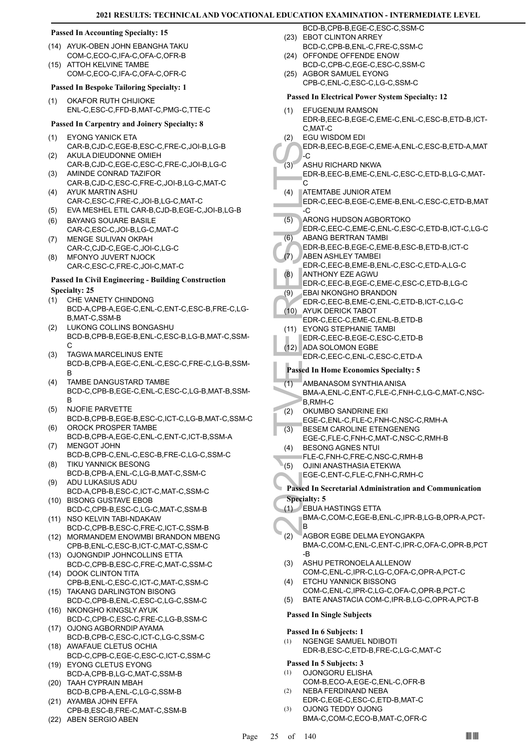#### Passed In Accounting Specialty: 15

(14) AYUK-OBEN JOHN EBANGHA TAKU
COM-C,ECO-C,IFA-C,OFA-C,OFR-B

(15) ATTOH KELVINE TAMBE
COM-C,ECO-C,IFA-C,OFA-C,OFR-C

#### Passed In Bespoke Tailoring Specialty: 1

(1) OKAFOR RUTH CHIJIOKE
ENL-C,ESC-C,FFD-B,MAT-C,PMG-C,TTE-C

#### Passed In Carpentry and Joinery Specialty: 8

(1) EYONG YANICK ETA
CAR-B,CJD-C,EGE-B,ESC-C,FRE-C,JOI-B,LG-B

(2) AKULA DIEUDONNE OMIEH
CAR-B,CJD-C,EGE-C,ESC-C,FRE-C,JOI-B,LG-C

(3) AMINDE CONRAD TAZIFOR
CAR-B,CJD-C,ESC-C,FRE-C,JOI-B,LG-C,MAT-C

(4) AYUK MARTIN ASHU
CAR-C,ESC-C,FRE-C,JOI-B,LG-C,MAT-C

(5) EVA MESHEL ETIL CAR-B,CJD-B,EGE-C,JOI-B,LG-B

(6) BAYANG SOUARE BASILE
CAR-C,ESC-C,JOI-B,LG-C,MAT-C

(7) MENGE SULIVAN OKPAH
CAR-C,CJD-C,EGE-C,JOI-C,LG-C

(8) MFONYO JUVERT NJOCK
CAR-C,ESC-C,FRE-C,JOI-C,MAT-C

#### Passed In Civil Engineering - Building Construction Specialty: 25

(1) CHE VANETY CHINDONG
BCD-A,CPB-A,EGE-C,ENL-C,ENT-C,ESC-B,FRE-C,LG-B,MAT-C,SSM-B

(2) LUKONG COLLINS BONGASHU
BCD-B,CPB-B,EGE-B,ENL-C,ESC-B,LG-B,MAT-C,SSM-C

(3) TAGWA MARCELINUS ENTE
BCD-B,CPB-A,EGE-C,ENL-C,ESC-C,FRE-C,LG-B,SSM-B

(4) TAMBE DANGUSTARD TAMBE
BCD-C,CPB-B,EGE-C,ENL-C,ESC-C,LG-B,MAT-B,SSM-B

(5) NJOFIE PARVETTE
BCD-B,CPB-B,EGE-B,ESC-C,ICT-C,LG-B,MAT-C,SSM-C

(6) OROCK PROSPER TAMBE
BCD-B,CPB-A,EGE-C,ENL-C,ENT-C,ICT-B,SSM-A

(7) MENGOT JOHN
BCD-B,CPB-C,ENL-C,ESC-B,FRE-C,LG-C,SSM-C

(8) TIKU YANNICK BESONG
BCD-B,CPB-A,ENL-C,LG-B,MAT-C,SSM-C

(9) ADU LUKASIUS ADU
BCD-A,CPB-B,ESC-C,ICT-C,MAT-C,SSM-C

(10) BISONG GUSTAVE EBOB
BCD-C,CPB-B,ESC-C,LG-C,MAT-C,SSM-B

(11) NSO KELVIN TABI-NDAKAW
BCD-C,CPB-B,ESC-C,FRE-C,ICT-C,SSM-B

(12) MORMANDEM ENOWMBI BRANDON MBENG
CPB-B,ENL-C,ESC-B,ICT-C,MAT-C,SSM-C

(13) OJONGNDIP JOHNCOLLINS ETTA
BCD-C,CPB-B,ESC-C,FRE-C,MAT-C,SSM-C

(14) DOOK CLINTON TITA
CPB-B,ENL-C,ESC-C,ICT-C,MAT-C,SSM-C

(15) TAKANG DARLINGTON BISONG
BCD-C,CPB-B,ENL-C,ESC-C,LG-C,SSM-C

(16) NKONGHO KINGSLY AYUK
BCD-C,CPB-C,ESC-C,FRE-C,LG-B,SSM-C

(17) OJONG AGBORNDIP AYAMA
BCD-B,CPB-C,ESC-C,ICT-C,LG-C,SSM-C

(18) AWAFAUE CLETUS OCHIA
BCD-C,CPB-C,EGE-C,ESC-C,ICT-C,SSM-C

(19) EYONG CLETUS EYONG
BCD-A,CPB-B,LG-C,MAT-C,SSM-B

(20) TAAH CYPRAIN MBAH
BCD-B,CPB-A,ENL-C,LG-C,SSM-B

(21) AYAMBA JOHN EFFA
CPB-B,ESC-B,FRE-C,MAT-C,SSM-B

(22) ABEN SERGIO ABEN
BCD-B,CPB-B,EGE-C,ESC-C,SSM-C

(23) EBOT CLINTON ARREY
BCD-C,CPB-B,ENL-C,FRE-C,SSM-C

(24) OFFONDE OFFENDE ENOW
BCD-C,CPB-C,EGE-C,ESC-C,SSM-C

(25) AGBOR SAMUEL EYONG
CPB-C,ENL-C,ESC-C,LG-C,SSM-C

#### Passed In Electrical Power System Specialty: 12

(1) EFUGENUM RAMSON
EDR-B,EEC-B,EGE-C,EME-C,ENL-C,ESC-B,ETD-B,ICT-C,MAT-C

(2) EGU WISDOM EDI
EDR-B,EEC-B,EGE-C,EME-A,ENL-C,ESC-B,ETD-A,MAT-C

(3) ASHU RICHARD NKWA
EDR-B,EEC-B,EME-C,ENL-C,ESC-C,ETD-B,LG-C,MAT-C

(4) ATEMTABE JUNIOR ATEM
EDR-C,EEC-B,EGE-C,EME-B,ENL-C,ESC-C,ETD-B,MAT-C

(5) ARONG HUDSON AGBORTOKO
EDR-C,EEC-C,EME-C,ENL-C,ESC-C,ETD-B,ICT-C,LG-C

(6) ABANG BERTRAN TAMBI
EDR-B,EEC-B,EGE-C,EME-B,ESC-B,ETD-B,ICT-C

(7) ABEN ASHLEY TAMBEI
EDR-C,EEC-B,EME-B,ENL-C,ESC-C,ETD-A,LG-C

(8) ANTHONY EZE AGWU
EDR-C,EEC-B,EGE-C,EME-C,ESC-C,ETD-B,LG-C

(9) EBAI NKONGHO BRANDON
EDR-C,EEC-B,EME-C,ENL-C,ETD-B,ICT-C,LG-C

(10) AYUK DERICK TABOT
EDR-C,EEC-C,EME-C,ENL-B,ETD-B

(11) EYONG STEPHANIE TAMBI
EDR-C,EEC-B,EGE-C,ESC-C,ETD-B

(12) ADA SOLOMON EGBE
EDR-C,EEC-C,ENL-C,ESC-C,ETD-A

#### Passed In Home Economics Specialty: 5

(1) AMBANASOM SYNTHIA ANISA
BMA-A,ENL-C,ENT-C,FLE-C,FNH-C,LG-C,MAT-C,NSC-B,RMH-C

(2) OKUMBO SANDRINE EKI
EGE-C,ENL-C,FLE-C,FNH-C,NSC-C,RMH-A

(3) BESEM CAROLINE ETENGENENG
EGE-C,FLE-C,FNH-C,MAT-C,NSC-C,RMH-B

(4) BESONG AGNES NTUI
FLE-C,FNH-C,FRE-C,NSC-C,RMH-B

(5) OJINI ANASTHASIA ETEKWA
EGE-C,ENT-C,FLE-C,FNH-C,RMH-C

#### Passed In Secretarial Administration and Communication Specialty: 5

(1) EBUA HASTINGS ETTA
BMA-C,COM-C,EGE-B,ENL-C,IPR-B,LG-B,OPR-A,PCT-B

(2) AGBOR EGBE DELMA EYONGAKPA
BMA-C,COM-C,ENL-C,ENT-C,IPR-C,OFA-C,OPR-B,PCT-B

(3) ASHU PETRONOELA ALLENOW
COM-C,ENL-C,IPR-C,LG-C,OFA-C,OPR-A,PCT-C

(4) ETCHU YANNICK BISSONG
COM-C,ENL-C,IPR-C,LG-C,OFA-C,OPR-B,PCT-C

(5) BATE ANASTACIA COM-C,IPR-B,LG-C,OPR-A,PCT-B

#### Passed In Single Subjects

#### Passed In 6 Subjects: 1

(1) NGENGE SAMUEL NDIBOTI
EDR-B,ESC-C,ETD-B,FRE-C,LG-C,MAT-C

#### Passed In 5 Subjects: 3

(1) OJONGORU ELISHA
COM-B,ECO-A,EGE-C,ENL-C,OFR-B

(2) NEBA FERDINAND NEBA
EDR-C,EGE-C,ESC-C,ETD-B,MAT-C

(3) OJONG TEDDY OJONG
BMA-C,COM-C,ECO-B,MAT-C,OFR-C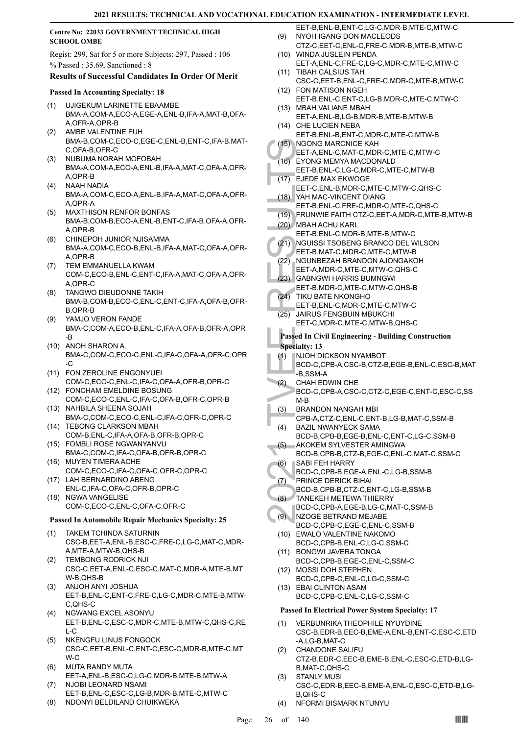**Centre No: 22033 GOVERNMENT TECHNICAL HIGH SCHOOL OMBE**

Regist: 299, Sat for 5 or more Subjects: 297, Passed : 106
% Passed : 35.69, Sanctioned : 8

### Results of Successful Candidates In Order Of Merit

#### Passed In Accounting Specialty: 18

(1) UJIGEKUM LARINETTE EBAAMBE
BMA-A,COM-A,ECO-A,EGE-A,ENL-B,IFA-A,MAT-B,OFA-A,OFR-A,OPR-B
(2) AMBE VALENTINE FUH
BMA-B,COM-C,ECO-C,EGE-C,ENL-B,ENT-C,IFA-B,MAT-C,OFA-B,OFR-C
(3) NUBUMA NORAH MOFOBAH
BMA-A,COM-A,ECO-A,ENL-B,IFA-A,MAT-C,OFA-A,OFR-A,OPR-B
(4) NAAH NADIA
BMA-A,COM-C,ECO-A,ENL-B,IFA-A,MAT-C,OFA-A,OFR-A,OPR-A
(5) MAXTHISON RENFOR BONFAS
BMA-B,COM-B,ECO-A,ENL-B,ENT-C,IFA-B,OFA-A,OFR-A,OPR-B
(6) CHINEPOH JUNIOR NJISAMMA
BMA-A,COM-C,ECO-B,ENL-B,IFA-A,MAT-C,OFA-A,OFR-A,OPR-B
(7) TEM EMMANUELLA KWAM
COM-C,ECO-B,ENL-C,ENT-C,IFA-A,MAT-C,OFA-A,OFR-A,OPR-C
(8) TANGWO DIEUDONNE TAKIH
BMA-B,COM-B,ECO-C,ENL-C,ENT-C,IFA-A,OFA-B,OFR-B,OPR-B
(9) YAMJO VERON FANDE
BMA-C,COM-A,ECO-B,ENL-C,IFA-A,OFA-B,OFR-A,OPR-B
(10) ANOH SHARON A.
BMA-C,COM-C,ECO-C,ENL-C,IFA-C,OFA-A,OFR-C,OPR-C
(11) FON ZEROLINE ENGONYUEI
COM-C,ECO-C,ENL-C,IFA-C,OFA-A,OFR-B,OPR-C
(12) FONCHAM EMELDINE BOSUNG
COM-C,ECO-C,ENL-C,IFA-C,OFA-B,OFR-C,OPR-B
(13) NAHBILA SHEENA SOJAH
BMA-C,COM-C,ECO-C,ENL-C,IFA-C,OFR-C,OPR-C
(14) TEBONG CLARKSON MBAH
COM-B,ENL-C,IFA-A,OFA-B,OFR-B,OPR-C
(15) FOMBLI ROSE NGWANYANVU
BMA-C,COM-C,IFA-C,OFA-B,OFR-B,OPR-C
(16) MUYEN TIMERA ACHE
COM-C,ECO-C,IFA-C,OFA-C,OFR-C,OPR-C
(17) LAH BERNARDINO ABENG
ENL-C,IFA-C,OFA-C,OFR-B,OPR-C
(18) NGWA VANGELISE
COM-C,ECO-C,ENL-C,OFA-C,OFR-C

#### Passed In Automobile Repair Mechanics Specialty: 25

(1) TAKEM TCHINDA SATURNIN
CSC-B,EET-A,ENL-B,ESC-C,FRE-C,LG-C,MAT-C,MDR-A,MTE-A,MTW-B,QHS-B
(2) TEMBONG RODRICK NJI
CSC-C,EET-A,ENL-C,ESC-C,MAT-C,MDR-A,MTE-B,MTW-B,QHS-B
(3) ANJOH ANYI JOSHUA
EET-B,ENL-C,ENT-C,FRE-C,LG-C,MDR-C,MTE-B,MTW-C,QHS-C
(4) NGWANG EXCEL ASONYU
EET-B,ENL-C,ESC-C,MDR-C,MTE-B,MTW-C,QHS-C,REL-C
(5) NKENGFU LINUS FONGOCK
CSC-C,EET-B,ENL-C,ENT-C,ESC-C,MDR-B,MTE-C,MTW-C
(6) MUTA RANDY MUTA
EET-A,ENL-B,ESC-C,LG-C,MDR-B,MTE-B,MTW-A
(7) NJOBI LEONARD NSAMI
EET-B,ENL-C,ESC-C,LG-B,MDR-B,MTE-C,MTW-C
(8) NDONYI BELDILAND CHUIKWEKA
EET-B,ENL-B,ENT-C,LG-C,MDR-B,MTE-C,MTW-C
(9) NYOH IGANG DON MACLEODS
CTZ-C,EET-C,ENL-C,FRE-C,MDR-B,MTE-B,MTW-C
(10) WINDA JUSLEIN PENDA
EET-A,ENL-C,FRE-C,LG-C,MDR-C,MTE-C,MTW-C
(11) TIBAH CALSIUS TAH
CSC-C,EET-B,ENL-C,FRE-C,MDR-C,MTE-B,MTW-C
(12) FON MATISON NGEH
EET-B,ENL-C,ENT-C,LG-B,MDR-C,MTE-C,MTW-C
(13) MBAH VALIANE MBAH
EET-A,ENL-B,LG-B,MDR-B,MTE-B,MTW-B
(14) CHE LUCIEN NEBA
EET-B,ENL-B,ENT-C,MDR-C,MTE-C,MTW-B
(15) NGONG MARCNICE KAH
EET-A,ENL-C,MAT-C,MDR-C,MTE-C,MTW-C
(16) EYONG MEMYA MACDONALD
EET-B,ENL-C,LG-C,MDR-C,MTE-C,MTW-B
(17) EJEDE MAX EKWOGE
EET-C,ENL-B,MDR-C,MTE-C,MTW-C,QHS-C
(18) YAH MAC-VINCENT DIANG
EET-B,ENL-C,FRE-C,MDR-C,MTE-C,QHS-C
(19) FRUNWIE FAITH CTZ-C,EET-A,MDR-C,MTE-B,MTW-B
(20) MBAH ACHU KARL
EET-B,ENL-C,MDR-B,MTE-B,MTW-C
(21) NGUISSI TSOBENG BRANCO DEL WILSON
EET-B,MAT-C,MDR-C,MTE-C,MTW-B
(22) NGUNBEZAH BRANDON AJONGAKOH
EET-A,MDR-C,MTE-C,MTW-C,QHS-C
(23) GABNGWI HARRIS BUMNGWI
EET-B,MDR-C,MTE-C,MTW-C,QHS-B
(24) TIKU BATE NKONGHO
EET-B,ENL-C,MDR-C,MTE-C,MTW-C
(25) JAIRUS FENGBUIN MBUKCHI
EET-C,MDR-C,MTE-C,MTW-B,QHS-C

#### Passed In Civil Engineering - Building Construction Specialty: 13

(1) NJOH DICKSON NYAMBOT
BCD-C,CPB-A,CSC-B,CTZ-B,EGE-B,ENL-C,ESC-B,MAT-B,SSM-A
(2) CHAH EDWIN CHE
BCD-C,CPB-A,CSC-C,CTZ-C,EGE-C,ENT-C,ESC-C,SSM-B
(3) BRANDON NANGAH MBI
CPB-A,CTZ-C,ENL-C,ENT-B,LG-B,MAT-C,SSM-B
(4) BAZIL NWANYECK SAMA
BCD-B,CPB-B,EGE-B,ENL-C,ENT-C,LG-C,SSM-B
(5) AKOKEM SYLVESTER AMINGWA
BCD-B,CPB-B,CTZ-B,EGE-C,ENL-C,MAT-C,SSM-C
(6) SABI FEH HARRY
BCD-C,CPB-B,EGE-A,ENL-C,LG-B,SSM-B
(7) PRINCE DERICK BIHAI
BCD-B,CPB-B,CTZ-C,ENT-C,LG-B,SSM-B
(8) TANEKEH METEWA THIERRY
BCD-C,CPB-A,EGE-B,LG-C,MAT-C,SSM-B
(9) NZOGE BETRAND MEJABE
BCD-C,CPB-C,EGE-C,ENL-C,SSM-B
(10) EWALO VALENTINE NAKOMO
BCD-C,CPB-B,ENL-C,LG-C,SSM-C
(11) BONGWI JAVERA TONGA
BCD-C,CPB-B,EGE-C,ENL-C,SSM-C
(12) MOSSI DOH STEPHEN
BCD-C,CPB-C,ENL-C,LG-C,SSM-C
(13) EBAI CLINTON ASAM
BCD-C,CPB-C,ENL-C,LG-C,SSM-C

#### Passed In Electrical Power System Specialty: 17

(1) VERBUNRIKA THEOPHILE NYUYDINE
CSC-B,EDR-B,EEC-B,EME-A,ENL-B,ENT-C,ESC-C,ETD-A,LG-B,MAT-C
(2) CHANDONE SALIFU
CTZ-B,EDR-C,EEC-B,EME-B,ENL-C,ESC-C,ETD-B,LG-B,MAT-C,QHS-C
(3) STANLY MUSI
CSC-C,EDR-B,EEC-B,EME-A,ENL-C,ESC-C,ETD-B,LG-B,QHS-C
(4) NFORMI BISMARK NTUNYU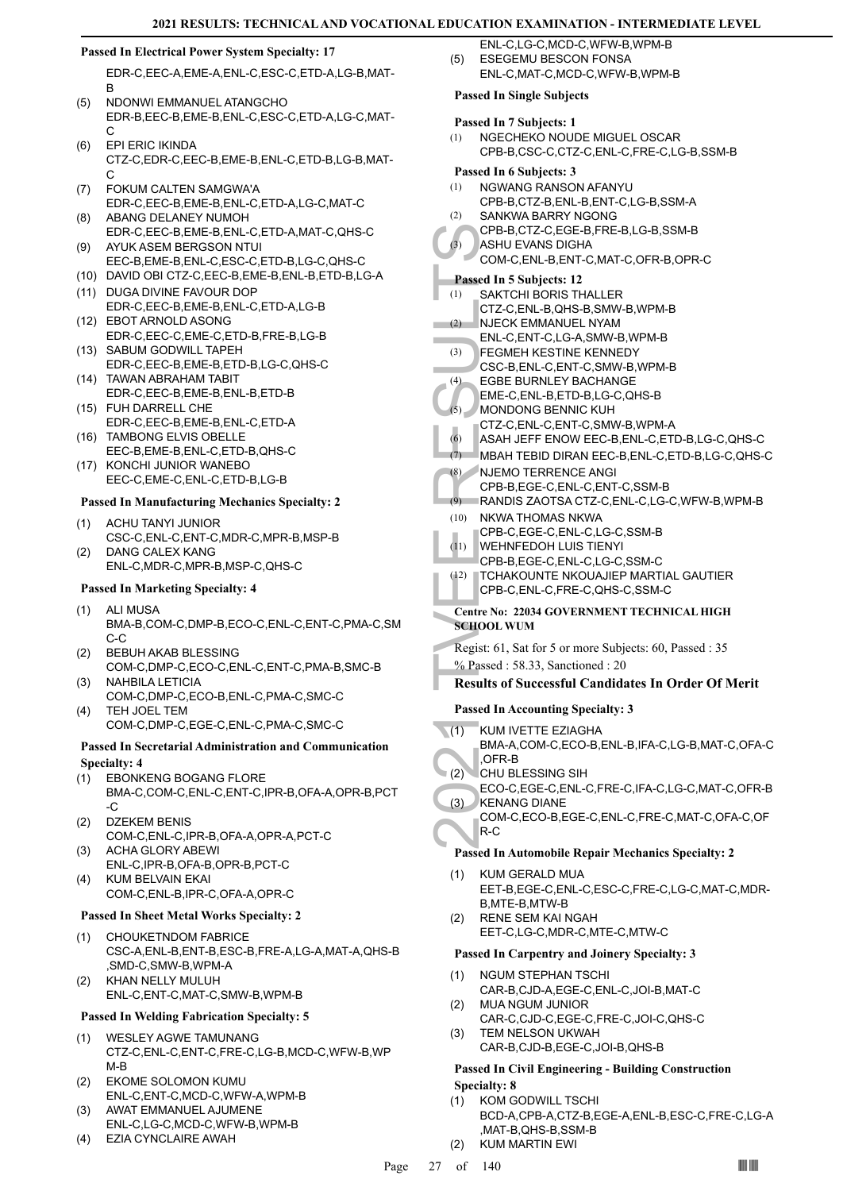### Passed In Electrical Power System Specialty: 17

EDR-C,EEC-A,EME-A,ENL-C,ESC-C,ETD-A,LG-B,MAT-B

(5) NDONWI EMMANUEL ATANGCHO
EDR-B,EEC-B,EME-B,ENL-C,ESC-C,ETD-A,LG-C,MAT-C

(6) EPI ERIC IKINDA
CTZ-C,EDR-C,EEC-B,EME-B,ENL-C,ETD-B,LG-B,MAT-C

(7) FOKUM CALTEN SAMGWA'A
EDR-C,EEC-B,EME-B,ENL-C,ETD-A,LG-C,MAT-C

(8) ABANG DELANEY NUMOH
EDR-C,EEC-B,EME-B,ENL-C,ETD-A,MAT-C,QHS-C

(9) AYUK ASEM BERGSON NTUI
EEC-B,EME-B,ENL-C,ESC-C,ETD-B,LG-C,QHS-C

(10) DAVID OBI CTZ-C,EEC-B,EME-B,ENL-B,ETD-B,LG-A

(11) DUGA DIVINE FAVOUR DOP
EDR-C,EEC-B,EME-B,ENL-C,ETD-A,LG-B

(12) EBOT ARNOLD ASONG
EDR-C,EEC-C,EME-C,ETD-B,FRE-B,LG-B

(13) SABUM GODWILL TAPEH
EDR-C,EEC-B,EME-B,ETD-B,LG-C,QHS-C

(14) TAWAN ABRAHAM TABIT
EDR-C,EEC-B,EME-B,ENL-B,ETD-B

(15) FUH DARRELL CHE
EDR-C,EEC-B,EME-B,ENL-C,ETD-A

(16) TAMBONG ELVIS OBELLE
EEC-B,EME-B,ENL-C,ETD-B,QHS-C

(17) KONCHI JUNIOR WANEBO
EEC-C,EME-C,ENL-C,ETD-B,LG-B

### Passed In Manufacturing Mechanics Specialty: 2

(1) ACHU TANYI JUNIOR
CSC-C,ENL-C,ENT-C,MDR-C,MPR-B,MSP-B

(2) DANG CALEX KANG
ENL-C,MDR-C,MPR-B,MSP-C,QHS-C

### Passed In Marketing Specialty: 4

(1) ALI MUSA
BMA-B,COM-C,DMP-B,ECO-C,ENL-C,ENT-C,PMA-C,SMC-C

(2) BEBUH AKAB BLESSING
COM-C,DMP-C,ECO-C,ENL-C,ENT-C,PMA-B,SMC-B

(3) NAHBILA LETICIA
COM-C,DMP-C,ECO-B,ENL-C,PMA-C,SMC-C

(4) TEH JOEL TEM
COM-C,DMP-C,EGE-C,ENL-C,PMA-C,SMC-C

### Passed In Secretarial Administration and Communication Specialty: 4

(1) EBONKENG BOGANG FLORE
BMA-C,COM-C,ENL-C,ENT-C,IPR-B,OFA-A,OPR-B,PCT-C

(2) DZEKEM BENIS
COM-C,ENL-C,IPR-B,OFA-A,OPR-A,PCT-C

(3) ACHA GLORY ABEWI
ENL-C,IPR-B,OFA-B,OPR-B,PCT-C

(4) KUM BELVAIN EKAI
COM-C,ENL-B,IPR-C,OFA-A,OPR-C

### Passed In Sheet Metal Works Specialty: 2

(1) CHOUKETNDOM FABRICE
CSC-A,ENL-B,ENT-B,ESC-B,FRE-A,LG-A,MAT-A,QHS-B,SMD-C,SMW-B,WPM-A

(2) KHAN NELLY MULUH
ENL-C,ENT-C,MAT-C,SMW-B,WPM-B

### Passed In Welding Fabrication Specialty: 5

(1) WESLEY AGWE TAMUNANG
CTZ-C,ENL-C,ENT-C,FRE-C,LG-B,MCD-C,WFW-B,WPM-B

(2) EKOME SOLOMON KUMU
ENL-C,ENT-C,MCD-C,WFW-A,WPM-B

(3) AWAT EMMANUEL AJUMENE
ENL-C,LG-C,MCD-C,WFW-B,WPM-B

(4) EZIA CYNCLAIRE AWAH
ENL-C,LG-C,MCD-C,WFW-B,WPM-B

(5) ESEGEMU BESCON FONSA
ENL-C,MAT-C,MCD-C,WFW-B,WPM-B

### Passed In Single Subjects

#### Passed In 7 Subjects: 1

(1) NGECHEKO NOUDE MIGUEL OSCAR
CPB-B,CSC-C,CTZ-C,ENL-C,FRE-C,LG-B,SSM-B

#### Passed In 6 Subjects: 3

(1) NGWANG RANSON AFANYU
CPB-B,CTZ-B,ENL-B,ENT-C,LG-B,SSM-A

(2) SANKWA BARRY NGONG
CPB-B,CTZ-C,EGE-B,FRE-B,LG-B,SSM-B

(3) ASHU EVANS DIGHA
COM-C,ENL-B,ENT-C,MAT-C,OFR-B,OPR-C

#### Passed In 5 Subjects: 12

(1) SAKTCHI BORIS THALLER
CTZ-C,ENL-B,QHS-B,SMW-B,WPM-B

(2) NJECK EMMANUEL NYAM
ENL-C,ENT-C,LG-A,SMW-B,WPM-B

(3) FEGMEH KESTINE KENNEDY
CSC-B,ENL-C,ENT-C,SMW-B,WPM-B

(4) EGBE BURNLEY BACHANGE
EME-C,ENL-B,ETD-B,LG-C,QHS-B

(5) MONDONG BENNIC KUH
CTZ-C,ENL-C,ENT-C,SMW-B,WPM-A

(6) ASAH JEFF ENOW EEC-B,ENL-C,ETD-B,LG-C,QHS-C

(7) MBAH TEBID DIRAN EEC-B,ENL-C,ETD-B,LG-C,QHS-C

(8) NJEMO TERRENCE ANGI
CPB-B,EGE-C,ENL-C,ENT-C,SSM-B

(9) RANDIS ZAOTSA CTZ-C,ENL-C,LG-C,WFW-B,WPM-B

(10) NKWA THOMAS NKWA
CPB-C,EGE-C,ENL-C,LG-C,SSM-B

(11) WEHNFEDOH LUIS TIENYI
CPB-B,EGE-C,ENL-C,LG-C,SSM-C

(12) TCHAKOUNTE NKOUAJIEP MARTIAL GAUTIER
CPB-C,ENL-C,FRE-C,QHS-C,SSM-C

## Centre No: 22034 GOVERNMENT TECHNICAL HIGH SCHOOL WUM

Regist: 61, Sat for 5 or more Subjects: 60, Passed : 35

% Passed : 58.33, Sanctioned : 20

### Results of Successful Candidates In Order Of Merit

### Passed In Accounting Specialty: 3

(1) KUM IVETTE EZIAGHA
BMA-A,COM-C,ECO-B,ENL-B,IFA-C,LG-B,MAT-C,OFA-C,OFR-B

(2) CHU BLESSING SIH
ECO-C,EGE-C,ENL-C,FRE-C,IFA-C,LG-C,MAT-C,OFR-B

(3) KENANG DIANE
COM-C,ECO-B,EGE-C,ENL-C,FRE-C,MAT-C,OFA-C,OFR-C

### Passed In Automobile Repair Mechanics Specialty: 2

(1) KUM GERALD MUA
EET-B,EGE-C,ENL-C,ESC-C,FRE-C,LG-C,MAT-C,MDR-B,MTE-B,MTW-B

(2) RENE SEM KAI NGAH
EET-C,LG-C,MDR-C,MTE-C,MTW-C

### Passed In Carpentry and Joinery Specialty: 3

(1) NGUM STEPHAN TSCHI
CAR-B,CJD-A,EGE-C,ENL-C,JOI-B,MAT-C

(2) MUA NGUM JUNIOR
CAR-C,CJD-C,EGE-C,FRE-C,JOI-C,QHS-C

(3) TEM NELSON UKWAH
CAR-B,CJD-B,EGE-C,JOI-B,QHS-B

### Passed In Civil Engineering - Building Construction Specialty: 8

(1) KOM GODWILL TSCHI
BCD-A,CPB-A,CTZ-B,EGE-A,ENL-B,ESC-C,FRE-C,LG-A,MAT-B,QHS-B,SSM-B

(2) KUM MARTIN EWI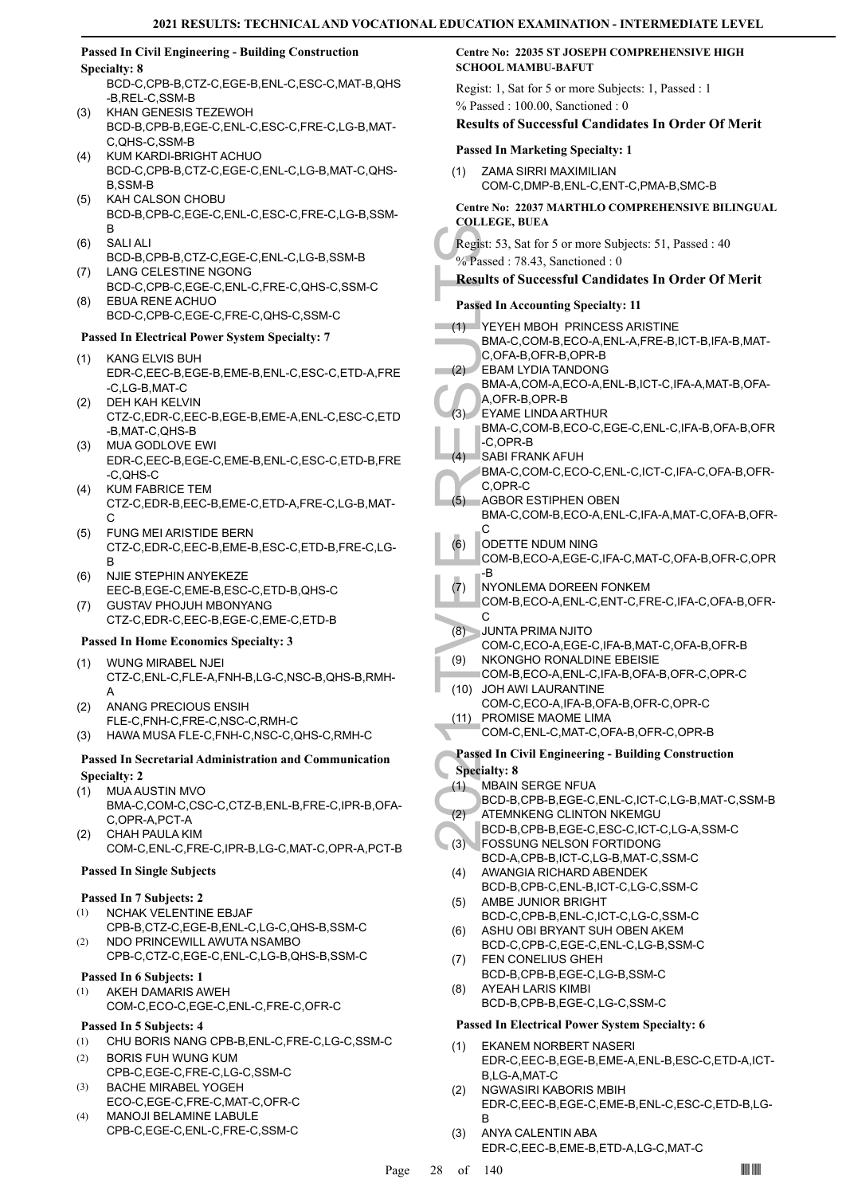### Passed In Civil Engineering - Building Construction Specialty: 8

BCD-C,CPB-B,CTZ-C,EGE-B,ENL-C,ESC-C,MAT-B,QHS-B,REL-C,SSM-B

(3) KHAN GENESIS TEZEWOH
BCD-B,CPB-B,EGE-C,ENL-C,ESC-C,FRE-C,LG-B,MAT-C,QHS-C,SSM-B

(4) KUM KARDI-BRIGHT ACHUO
BCD-C,CPB-B,CTZ-C,EGE-C,ENL-C,LG-B,MAT-C,QHS-B,SSM-B

(5) KAH CALSON CHOBU
BCD-B,CPB-C,EGE-C,ENL-C,ESC-C,FRE-C,LG-B,SSM-B

(6) SALI ALI
BCD-B,CPB-B,CTZ-C,EGE-C,ENL-C,LG-B,SSM-B

(7) LANG CELESTINE NGONG
BCD-C,CPB-C,EGE-C,ENL-C,FRE-C,QHS-C,SSM-C

(8) EBUA RENE ACHUO
BCD-C,CPB-C,EGE-C,FRE-C,QHS-C,SSM-C

### Passed In Electrical Power System Specialty: 7

(1) KANG ELVIS BUH
EDR-C,EEC-B,EGE-B,EME-B,ENL-C,ESC-C,ETD-A,FRE-C,LG-B,MAT-C

(2) DEH KAH KELVIN
CTZ-C,EDR-C,EEC-B,EGE-B,EME-A,ENL-C,ESC-C,ETD-B,MAT-C,QHS-B

(3) MUA GODLOVE EWI
EDR-C,EEC-B,EGE-C,EME-B,ENL-C,ESC-C,ETD-B,FRE-C,QHS-C

(4) KUM FABRICE TEM
CTZ-C,EDR-B,EEC-B,EME-C,ETD-A,FRE-C,LG-B,MAT-C

(5) FUNG MEI ARISTIDE BERN
CTZ-C,EDR-C,EEC-B,EME-B,ESC-C,ETD-B,FRE-C,LG-B

(6) NJIE STEPHIN ANYEKEZE
EEC-B,EGE-C,EME-B,ESC-C,ETD-B,QHS-C

(7) GUSTAV PHOJUH MBONYANG
CTZ-C,EDR-C,EEC-B,EGE-C,EME-C,ETD-B

### Passed In Home Economics Specialty: 3

(1) WUNG MIRABEL NJEI
CTZ-C,ENL-C,FLE-A,FNH-B,LG-C,NSC-B,QHS-B,RMH-A

(2) ANANG PRECIOUS ENSIH
FLE-C,FNH-C,FRE-C,NSC-C,RMH-C

(3) HAWA MUSA FLE-C,FNH-C,NSC-C,QHS-C,RMH-C

### Passed In Secretarial Administration and Communication Specialty: 2

(1) MUA AUSTIN MVO
BMA-C,COM-C,CSC-C,CTZ-B,ENL-B,FRE-C,IPR-B,OFA-C,OPR-A,PCT-A

(2) CHAH PAULA KIM
COM-C,ENL-C,FRE-C,IPR-B,LG-C,MAT-C,OPR-A,PCT-B

### Passed In Single Subjects

#### Passed In 7 Subjects: 2

(1) NCHAK VELENTINE EBJAF
CPB-B,CTZ-C,EGE-B,ENL-C,LG-C,QHS-B,SSM-C

(2) NDO PRINCEWILL AWUTA NSAMBO
CPB-C,CTZ-C,EGE-C,ENL-C,LG-B,QHS-B,SSM-C

#### Passed In 6 Subjects: 1

(1) AKEH DAMARIS AWEH
COM-C,ECO-C,EGE-C,ENL-C,FRE-C,OFR-C

#### Passed In 5 Subjects: 4

(1) CHU BORIS NANG CPB-B,ENL-C,FRE-C,LG-C,SSM-C

(2) BORIS FUH WUNG KUM
CPB-C,EGE-C,FRE-C,LG-C,SSM-C

(3) BACHE MIRABEL YOGEH
ECO-C,EGE-C,FRE-C,MAT-C,OFR-C

(4) MANOJI BELAMINE LABULE
CPB-C,EGE-C,ENL-C,FRE-C,SSM-C

## Centre No: 22035 ST JOSEPH COMPREHENSIVE HIGH SCHOOL MAMBU-BAFUT

Regist: 1, Sat for 5 or more Subjects: 1, Passed : 1

% Passed : 100.00, Sanctioned : 0

### Results of Successful Candidates In Order Of Merit

#### Passed In Marketing Specialty: 1

(1) ZAMA SIRRI MAXIMILIAN
COM-C,DMP-B,ENL-C,ENT-C,PMA-B,SMC-B

## Centre No: 22037 MARTHLO COMPREHENSIVE BILINGUAL COLLEGE, BUEA

Regist: 53, Sat for 5 or more Subjects: 51, Passed : 40

% Passed : 78.43, Sanctioned : 0

### Results of Successful Candidates In Order Of Merit

#### Passed In Accounting Specialty: 11

(1) YEYEH MBOH PRINCESS ARISTINE
BMA-C,COM-B,ECO-A,ENL-A,FRE-B,ICT-B,IFA-B,MAT-C,OFA-B,OFR-B,OPR-B

(2) EBAM LYDIA TANDONG
BMA-A,COM-A,ECO-A,ENL-B,ICT-C,IFA-A,MAT-B,OFA-A,OFR-B,OPR-B

(3) EYAME LINDA ARTHUR
BMA-C,COM-B,ECO-C,EGE-C,ENL-C,IFA-B,OFA-B,OFR-C,OPR-B

(4) SABI FRANK AFUH
BMA-C,COM-C,ECO-C,ENL-C,ICT-C,IFA-C,OFA-B,OFR-C,OPR-C

(5) AGBOR ESTIPHEN OBEN
BMA-C,COM-B,ECO-A,ENL-C,IFA-A,MAT-C,OFA-B,OFR-C

(6) ODETTE NDUM NING
COM-B,ECO-A,EGE-C,IFA-C,MAT-C,OFA-B,OFR-C,OPR-B

(7) NYONLEMA DOREEN FONKEM
COM-B,ECO-A,ENL-C,ENT-C,FRE-C,IFA-C,OFA-B,OFR-C

(8) JUNTA PRIMA NJITO
COM-C,ECO-A,EGE-C,IFA-B,MAT-C,OFA-B,OFR-B

(9) NKONGHO RONALDINE EBEISIE
COM-B,ECO-A,ENL-C,IFA-B,OFA-B,OFR-C,OPR-C

(10) JOH AWI LAURANTINE
COM-C,ECO-A,IFA-B,OFA-B,OFR-C,OPR-C

(11) PROMISE MAOME LIMA
COM-C,ENL-C,MAT-C,OFA-B,OFR-C,OPR-B

#### Passed In Civil Engineering - Building Construction Specialty: 8

(1) MBAIN SERGE NFUA
BCD-B,CPB-B,EGE-C,ENL-C,ICT-C,LG-B,MAT-C,SSM-B

(2) ATEMNKENG CLINTON NKEMGU
BCD-B,CPB-B,EGE-C,ESC-C,ICT-C,LG-A,SSM-C

(3) FOSSUNG NELSON FORTIDONG
BCD-A,CPB-B,ICT-C,LG-B,MAT-C,SSM-C

(4) AWANGIA RICHARD ABENDEK
BCD-B,CPB-C,ENL-B,ICT-C,LG-C,SSM-C

(5) AMBE JUNIOR BRIGHT
BCD-C,CPB-B,ENL-C,ICT-C,LG-C,SSM-C

(6) ASHU OBI BRYANT SUH OBEN AKEM
BCD-C,CPB-C,EGE-C,ENL-C,LG-B,SSM-C

(7) FEN CONELIUS GHEH
BCD-B,CPB-B,EGE-C,LG-B,SSM-C

(8) AYEAH LARIS KIMBI
BCD-B,CPB-B,EGE-C,LG-C,SSM-C

#### Passed In Electrical Power System Specialty: 6

(1) EKANEM NORBERT NASERI
EDR-C,EEC-B,EGE-B,EME-A,ENL-B,ESC-C,ETD-A,ICT-B,LG-A,MAT-C

(2) NGWASIRI KABORIS MBIH
EDR-C,EEC-B,EGE-C,EME-B,ENL-C,ESC-C,ETD-B,LG-B

(3) ANYA CALENTIN ABA
EDR-C,EEC-B,EME-B,ETD-A,LG-C,MAT-C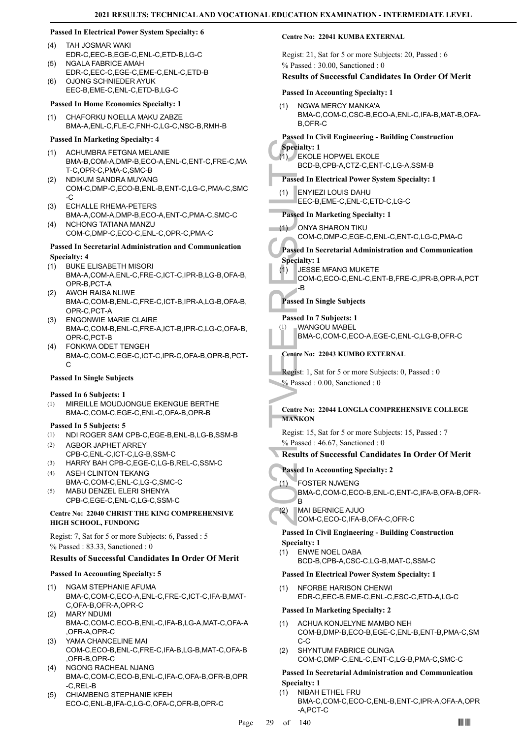### Passed In Electrical Power System Specialty: 6

(4) TAH JOSMAR WAKI
EDR-C,EEC-B,EGE-C,ENL-C,ETD-B,LG-C
(5) NGALA FABRICE AMAH
EDR-C,EEC-C,EGE-C,EME-C,ENL-C,ETD-B
(6) OJONG SCHNIEDER AYUK
EEC-B,EME-C,ENL-C,ETD-B,LG-C

### Passed In Home Economics Specialty: 1

(1) CHAFORKU NOELLA MAKU ZABZE
BMA-A,ENL-C,FLE-C,FNH-C,LG-C,NSC-B,RMH-B

### Passed In Marketing Specialty: 4

(1) ACHUMBRA FETGNA MELANIE
BMA-B,COM-A,DMP-B,ECO-A,ENL-C,ENT-C,FRE-C,MAT-C,OPR-C,PMA-C,SMC-B
(2) NDIKUM SANDRA MUYANG
COM-C,DMP-C,ECO-B,ENL-B,ENT-C,LG-C,PMA-C,SMC-C
(3) ECHALLE RHEMA-PETERS
BMA-A,COM-A,DMP-B,ECO-A,ENT-C,PMA-C,SMC-C
(4) NCHONG TATIANA MANZU
COM-C,DMP-C,ECO-C,ENL-C,OPR-C,PMA-C

### Passed In Secretarial Administration and Communication Specialty: 4

(1) BUKE ELISABETH MISORI
BMA-A,COM-A,ENL-C,FRE-C,ICT-C,IPR-B,LG-B,OFA-B,OPR-B,PCT-A
(2) AWOH RAISA NLIWE
BMA-C,COM-B,ENL-C,FRE-C,ICT-B,IPR-A,LG-B,OFA-B,OPR-C,PCT-A
(3) ENGONWIE MARIE CLAIRE
BMA-C,COM-B,ENL-C,FRE-A,ICT-B,IPR-C,LG-C,OFA-B,OPR-C,PCT-B
(4) FONKWA ODET TENGEH
BMA-C,COM-C,EGE-C,ICT-C,IPR-C,OFA-B,OPR-B,PCT-C

### Passed In Single Subjects

#### Passed In 6 Subjects: 1

(1) MIREILLE MOUDJONGUE EKENGUE BERTHE
BMA-C,COM-C,EGE-C,ENL-C,OFA-B,OPR-B

#### Passed In 5 Subjects: 5

(1) NDI ROGER SAM CPB-C,EGE-B,ENL-B,LG-B,SSM-B
(2) AGBOR JAPHET ARREY
CPB-C,ENL-C,ICT-C,LG-B,SSM-C
(3) HARRY BAH CPB-C,EGE-C,LG-B,REL-C,SSM-C
(4) ASEH CLINTON TEKANG
BMA-C,COM-C,ENL-C,LG-C,SMC-C
(5) MABU DENZEL ELERI SHENYA
CPB-C,EGE-C,ENL-C,LG-C,SSM-C

## Centre No: 22040 CHRIST THE KING COMPREHENSIVE HIGH SCHOOL, FUNDONG

Regist: 7, Sat for 5 or more Subjects: 6, Passed : 5
% Passed : 83.33, Sanctioned : 0

### Results of Successful Candidates In Order Of Merit

### Passed In Accounting Specialty: 5

(1) NGAM STEPHANIE AFUMA
BMA-C,COM-C,ECO-A,ENL-C,FRE-C,ICT-C,IFA-B,MAT-C,OFA-B,OFR-A,OPR-C
(2) MARY NDUMI
BMA-C,COM-C,ECO-B,ENL-C,IFA-B,LG-A,MAT-C,OFA-A,OFR-A,OPR-C
(3) YAMA CHANCELINE MAI
COM-C,ECO-B,ENL-C,FRE-C,IFA-B,LG-B,MAT-C,OFA-B,OFR-B,OPR-C
(4) NGONG RACHEAL NJANG
BMA-C,COM-C,ECO-B,ENL-C,IFA-C,OFA-B,OFR-B,OPR-C,REL-B
(5) CHIAMBENG STEPHANIE KFEH
ECO-C,ENL-B,IFA-C,LG-C,OFA-C,OFR-B,OPR-C

## Centre No: 22041 KUMBA EXTERNAL

Regist: 21, Sat for 5 or more Subjects: 20, Passed : 6
% Passed : 30.00, Sanctioned : 0

### Results of Successful Candidates In Order Of Merit

### Passed In Accounting Specialty: 1

(1) NGWA MERCY MANKA'A
BMA-C,COM-C,CSC-B,ECO-A,ENL-C,IFA-B,MAT-B,OFA-B,OFR-C

### Passed In Civil Engineering - Building Construction Specialty: 1

(1) EKOLE HOPWEL EKOLE
BCD-B,CPB-A,CTZ-C,ENT-C,LG-A,SSM-B

### Passed In Electrical Power System Specialty: 1

(1) ENYIEZI LOUIS DAHU
EEC-B,EME-C,ENL-C,ETD-C,LG-C

### Passed In Marketing Specialty: 1

(1) ONYA SHARON TIKU
COM-C,DMP-C,EGE-C,ENL-C,ENT-C,LG-C,PMA-C

### Passed In Secretarial Administration and Communication Specialty: 1

(1) JESSE MFANG MUKETE
COM-C,ECO-C,ENL-C,ENT-B,FRE-C,IPR-B,OPR-A,PCT-B

### Passed In Single Subjects

#### Passed In 7 Subjects: 1

(1) WANGOU MABEL
BMA-C,COM-C,ECO-A,EGE-C,ENL-C,LG-B,OFR-C

## Centre No: 22043 KUMBO EXTERNAL

Regist: 1, Sat for 5 or more Subjects: 0, Passed : 0
% Passed : 0.00, Sanctioned : 0

## Centre No: 22044 LONGLA COMPREHENSIVE COLLEGE MANKON

Regist: 15, Sat for 5 or more Subjects: 15, Passed : 7
% Passed : 46.67, Sanctioned : 0

### Results of Successful Candidates In Order Of Merit

### Passed In Accounting Specialty: 2

(1) FOSTER NJWENG
BMA-C,COM-C,ECO-B,ENL-C,ENT-C,IFA-B,OFA-B,OFR-B
(2) MAI BERNICE AJUO
COM-C,ECO-C,IFA-B,OFA-C,OFR-C

### Passed In Civil Engineering - Building Construction Specialty: 1

(1) ENWE NOEL DABA
BCD-B,CPB-A,CSC-C,LG-B,MAT-C,SSM-C

### Passed In Electrical Power System Specialty: 1

(1) NFORBE HARISON CHENWI
EDR-C,EEC-B,EME-C,ENL-C,ESC-C,ETD-A,LG-C

### Passed In Marketing Specialty: 2

(1) ACHUA KONJELYNE MAMBO NEH
COM-B,DMP-B,ECO-B,EGE-C,ENL-B,ENT-B,PMA-C,SMC-C
(2) SHYNTUM FABRICE OLINGA
COM-C,DMP-C,ENL-C,ENT-C,LG-B,PMA-C,SMC-C

### Passed In Secretarial Administration and Communication Specialty: 1

(1) NIBAH ETHEL FRU
BMA-C,COM-C,ECO-C,ENL-B,ENT-C,IPR-A,OFA-A,OPR-A,PCT-C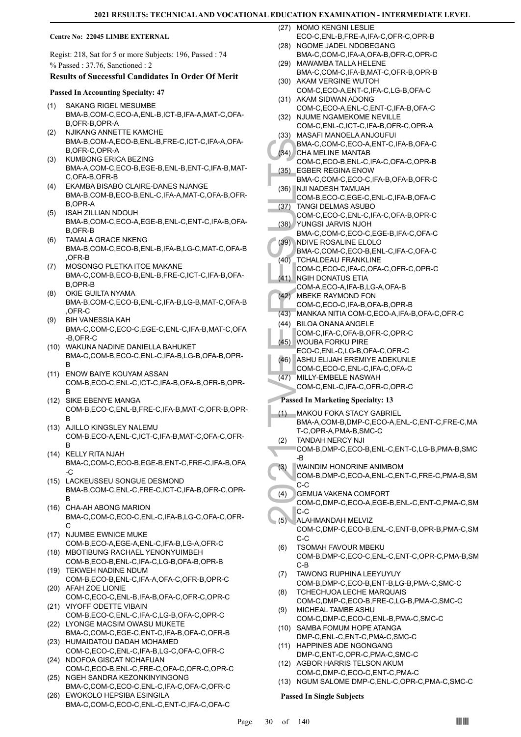**Centre No: 22045 LIMBE EXTERNAL**

Regist: 218, Sat for 5 or more Subjects: 196, Passed : 74
% Passed : 37.76, Sanctioned : 2

### Results of Successful Candidates In Order Of Merit

**Passed In Accounting Specialty: 47**

(1) SAKANG RIGEL MESUMBE BMA-B,COM-C,ECO-A,ENL-B,ICT-B,IFA-A,MAT-C,OFA-B,OFR-B,OPR-A
(2) NJIKANG ANNETTE KAMCHE BMA-B,COM-A,ECO-B,ENL-B,FRE-C,ICT-C,IFA-A,OFA-B,OFR-C,OPR-A
(3) KUMBONG ERICA BEZING BMA-A,COM-C,ECO-B,EGE-B,ENL-B,ENT-C,IFA-B,MAT-C,OFA-B,OFR-B
(4) EKAMBA BISABO CLAIRE-DANES NJANGE BMA-B,COM-B,ECO-B,ENL-C,IFA-A,MAT-C,OFA-B,OFR-B,OPR-A
(5) ISAH ZILLIAN NDOUH BMA-B,COM-C,ECO-A,EGE-B,ENL-C,ENT-C,IFA-B,OFA-B,OFR-B
(6) TAMALA GRACE NKENG BMA-B,COM-C,ECO-B,ENL-B,IFA-B,LG-C,MAT-C,OFA-B,OFR-B
(7) MOSONGO PLETKA ITOE MAKANE BMA-C,COM-B,ECO-B,ENL-B,FRE-C,ICT-C,IFA-B,OFA-B,OPR-B
(8) OKIE GUILTA NYAMA BMA-B,COM-C,ECO-B,ENL-C,IFA-B,LG-B,MAT-C,OFA-B,OFR-C
(9) BIH VANESSIA KAH BMA-C,COM-C,ECO-C,EGE-C,ENL-C,IFA-B,MAT-C,OFA-B,OFR-C
(10) WAKUNA NADINE DANIELLA BAHUKET BMA-C,COM-B,ECO-C,ENL-C,IFA-B,LG-B,OFA-B,OPR-B
(11) ENOW BAIYE KOUYAM ASSAN COM-B,ECO-C,ENL-C,ICT-C,IFA-B,OFA-B,OFR-B,OPR-B
(12) SIKE EBENYE MANGA COM-B,ECO-C,ENL-B,FRE-C,IFA-B,MAT-C,OFR-B,OPR-B
(13) AJILLO KINGSLEY NALEMU COM-B,ECO-A,ENL-C,ICT-C,IFA-B,MAT-C,OFA-C,OFR-B
(14) KELLY RITA NJAH BMA-C,COM-C,ECO-B,EGE-B,ENT-C,FRE-C,IFA-B,OFA-C
(15) LACKEUSSEU SONGUE DESMOND BMA-B,COM-C,ENL-C,FRE-C,ICT-C,IFA-B,OFR-C,OPR-B
(16) CHA-AH ABONG MARION BMA-C,COM-C,ECO-C,ENL-C,IFA-B,LG-C,OFA-C,OFR-C
(17) NJUMBE EWNICE MUKE COM-B,ECO-A,EGE-A,ENL-C,IFA-B,LG-A,OFR-C
(18) MBOTIBUNG RACHAEL YENONYUIMBEH COM-B,ECO-B,ENL-C,IFA-C,LG-B,OFA-B,OPR-B
(19) TEKWEH NADINE NDUM COM-B,ECO-B,ENL-C,IFA-A,OFA-C,OFR-B,OPR-C
(20) AFAH ZOE LIONIE COM-C,ECO-C,ENL-B,IFA-B,OFA-C,OFR-C,OPR-C
(21) VIYOFF ODETTE VIBAIN COM-B,ECO-C,ENL-C,IFA-C,LG-B,OFA-C,OPR-C
(22) LYONGE MACSIM OWASU MUKETE BMA-C,COM-C,EGE-C,ENT-C,IFA-B,OFA-C,OFR-B
(23) HUMAIDATOU DADAH MOHAMED COM-C,ECO-C,ENL-C,IFA-B,LG-C,OFA-C,OFR-C
(24) NDOFOA GISCAT NCHAFUAN COM-C,ECO-B,ENL-C,FRE-C,OFA-C,OFR-C,OPR-C
(25) NGEH SANDRA KEZONKINYINGONG BMA-C,COM-C,ECO-C,ENL-C,IFA-C,OFA-C,OFR-C
(26) EWOKOLO HEPSIBA ESINGILA BMA-C,COM-C,ECO-C,ENL-C,ENT-C,IFA-C,OFA-C
(27) MOMO KENGNI LESLIE ECO-C,ENL-B,FRE-A,IFA-C,OFR-C,OPR-B
(28) NGOME JADEL NDOBEGANG BMA-C,COM-C,IFA-A,OFA-B,OFR-C,OPR-C
(29) MAWAMBA TALLA HELENE BMA-C,COM-C,IFA-B,MAT-C,OFR-B,OPR-B
(30) AKAM VERGINE WUTOH COM-C,ECO-A,ENT-C,IFA-C,LG-B,OFA-C
(31) AKAM SIDWAN ADONG COM-C,ECO-A,ENL-C,ENT-C,IFA-B,OFA-C
(32) NJUME NGAMEKOME NEVILLE COM-C,ENL-C,ICT-C,IFA-B,OFR-C,OPR-A
(33) MASAFI MANOELA ANJOUFUI BMA-C,COM-C,ECO-A,ENT-C,IFA-B,OFA-C
(34) CHA MELINE MANTAB COM-C,ECO-B,ENL-C,IFA-C,OFA-C,OPR-B
(35) EGBER REGINA ENOW BMA-C,COM-C,ECO-C,IFA-B,OFA-B,OFR-C
(36) NJI NADESH TAMUAH COM-B,ECO-C,EGE-C,ENL-C,IFA-B,OFA-C
(37) TANGI DELMAS ASUBO COM-C,ECO-C,ENL-C,IFA-C,OFA-B,OPR-C
(38) YUNGSI JARVIS NJOH BMA-C,COM-C,ECO-C,EGE-B,IFA-C,OFA-C
(39) NDIVE ROSALINE ELOLO BMA-C,COM-C,ECO-B,ENL-C,IFA-C,OFA-C
(40) TCHALDEAU FRANKLINE COM-C,ECO-C,IFA-C,OFA-C,OFR-C,OPR-C
(41) NGIH DONATUS ETIA COM-A,ECO-A,IFA-B,LG-A,OFA-B
(42) MBEKE RAYMOND FON COM-C,ECO-C,IFA-B,OFA-B,OPR-B
(43) MANKAA NITIA COM-C,ECO-A,IFA-B,OFA-C,OFR-C
(44) BILOA ONANA ANGELE COM-C,IFA-C,OFA-B,OFR-C,OPR-C
(45) WOUBA FORKU PIRE ECO-C,ENL-C,LG-B,OFA-C,OFR-C
(46) ASHU ELIJAH EREMIYE ADEKUNLE COM-C,ECO-C,ENL-C,IFA-C,OFA-C
(47) MILLY-EMBELE NASWAH COM-C,ENL-C,IFA-C,OFR-C,OPR-C

**Passed In Marketing Specialty: 13**

(1) MAKOU FOKA STACY GABRIEL BMA-A,COM-B,DMP-C,ECO-A,ENL-C,ENT-C,FRE-C,MAT-C,OPR-A,PMA-B,SMC-C
(2) TANDAH NERCY NJI COM-B,DMP-C,ECO-B,ENL-C,ENT-C,LG-B,PMA-B,SMC-B
(3) WAINDIM HONORINE ANIMBOM COM-B,DMP-C,ECO-A,ENL-C,ENT-C,FRE-C,PMA-B,SMC-C
(4) GEMUA VAKENA COMFORT COM-C,DMP-C,ECO-A,EGE-B,ENL-C,ENT-C,PMA-C,SMC-C
(5) ALAHMANDAH MELVIZ COM-C,DMP-C,ECO-B,ENL-C,ENT-B,OPR-B,PMA-C,SMC-C
(6) TSOMAH FAVOUR MBEKU COM-B,DMP-C,ECO-C,ENL-C,ENT-C,OPR-C,PMA-B,SMC-B
(7) TAWONG RUPHINA LEEYUYUY COM-B,DMP-C,ECO-B,ENT-B,LG-B,PMA-C,SMC-C
(8) TCHECHUOA LECHE MARQUAIS COM-C,DMP-C,ECO-B,FRE-C,LG-B,PMA-C,SMC-C
(9) MICHEAL TAMBE ASHU COM-C,DMP-C,ECO-C,ENL-B,PMA-C,SMC-C
(10) SAMBA FOMUM HOPE ATANGA DMP-C,ENL-C,ENT-C,PMA-C,SMC-C
(11) HAPPINES ADE NGONGANG DMP-C,ENT-C,OPR-C,PMA-C,SMC-C
(12) AGBOR HARRIS TELSON AKUM COM-C,DMP-C,ECO-C,ENT-C,PMA-C
(13) NGUM SALOME DMP-C,ENL-C,OPR-C,PMA-C,SMC-C

**Passed In Single Subjects**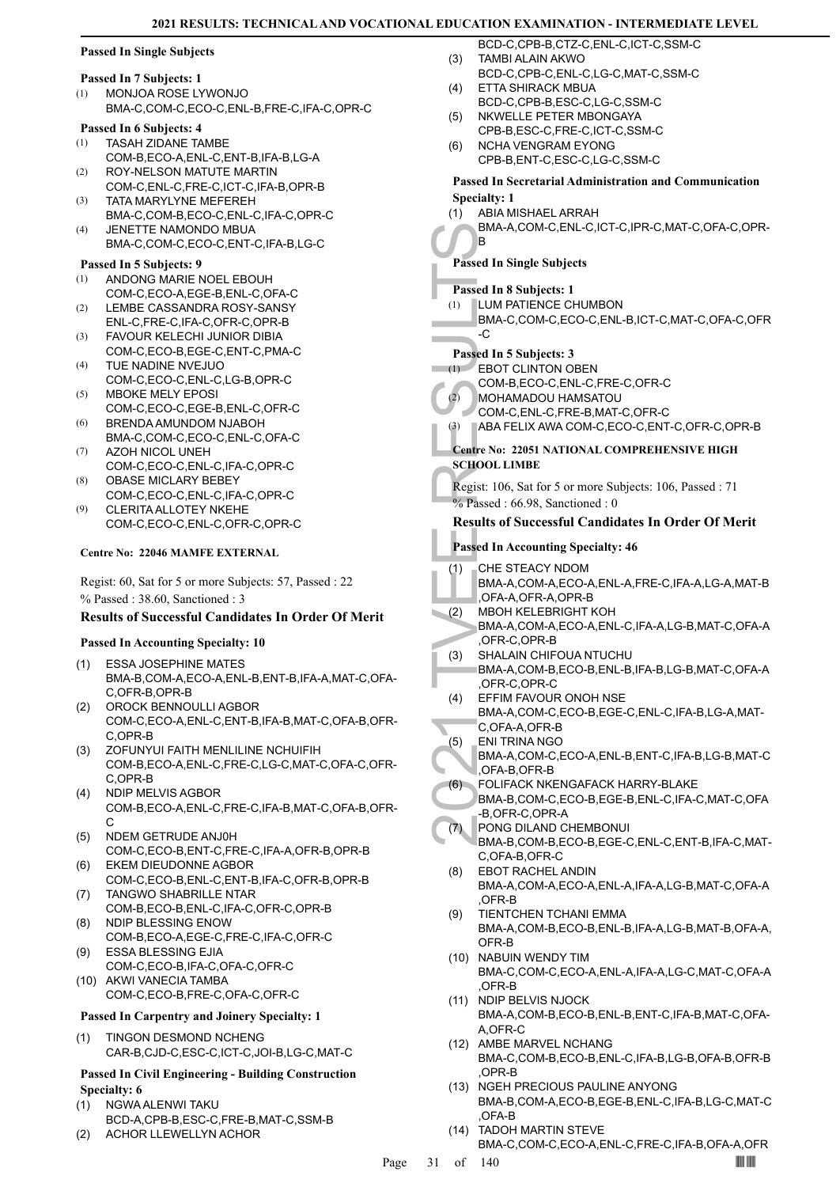### Passed In Single Subjects

#### Passed In 7 Subjects: 1

(1) MONJOA ROSE LYWONJO
BMA-C,COM-C,ECO-C,ENL-B,FRE-C,IFA-C,OPR-C

#### Passed In 6 Subjects: 4

(1) TASAH ZIDANE TAMBE
COM-B,ECO-A,ENL-C,ENT-B,IFA-B,LG-A
(2) ROY-NELSON MATUTE MARTIN
COM-C,ENL-C,FRE-C,ICT-C,IFA-B,OPR-B
(3) TATA MARYLYNE MEFEREH
BMA-C,COM-B,ECO-C,ENL-C,IFA-C,OPR-C
(4) JENETTE NAMONDO MBUA
BMA-C,COM-C,ECO-C,ENT-C,IFA-B,LG-C

#### Passed In 5 Subjects: 9

(1) ANDONG MARIE NOEL EBOUH
COM-C,ECO-A,EGE-B,ENL-C,OFA-C
(2) LEMBE CASSANDRA ROSY-SANSY
ENL-C,FRE-C,IFA-C,OFR-C,OPR-B
(3) FAVOUR KELECHI JUNIOR DIBIA
COM-C,ECO-B,EGE-C,ENT-C,PMA-C
(4) TUE NADINE NVEJUO
COM-C,ECO-C,ENL-C,LG-B,OPR-C
(5) MBOKE MELY EPOSI
COM-C,ECO-C,EGE-B,ENL-C,OFR-C
(6) BRENDA AMUNDOM NJABOH
BMA-C,COM-C,ECO-C,ENL-C,OFA-C
(7) AZOH NICOL UNEH
COM-C,ECO-C,ENL-C,IFA-C,OPR-C
(8) OBASE MICLARY BEBEY
COM-C,ECO-C,ENL-C,IFA-C,OPR-C
(9) CLERITA ALLOTEY NKEHE
COM-C,ECO-C,ENL-C,OFR-C,OPR-C

### Centre No: 22046 MAMFE EXTERNAL

Regist: 60, Sat for 5 or more Subjects: 57, Passed : 22
% Passed : 38.60, Sanctioned : 3

### Results of Successful Candidates In Order Of Merit

#### Passed In Accounting Specialty: 10

(1) ESSA JOSEPHINE MATES
BMA-B,COM-A,ECO-A,ENL-B,ENT-B,IFA-A,MAT-C,OFA-C,OFR-B,OPR-B
(2) OROCK BENNOULLI AGBOR
COM-C,ECO-A,ENL-C,ENT-B,IFA-B,MAT-C,OFA-B,OFR-C,OPR-B
(3) ZOFUNYUI FAITH MENLILINE NCHUIFIH
COM-B,ECO-A,ENL-C,FRE-C,LG-C,MAT-C,OFA-C,OFR-C,OPR-B
(4) NDIP MELVIS AGBOR
COM-B,ECO-A,ENL-C,FRE-C,IFA-B,MAT-C,OFA-B,OFR-C
(5) NDEM GETRUDE ANJ0H
COM-C,ECO-B,ENT-C,FRE-C,IFA-A,OFR-B,OPR-B
(6) EKEM DIEUDONNE AGBOR
COM-C,ECO-B,ENL-C,ENT-B,IFA-C,OFR-B,OPR-B
(7) TANGWO SHABRILLE NTAR
COM-B,ECO-B,ENL-C,IFA-C,OFR-C,OPR-B
(8) NDIP BLESSING ENOW
COM-B,ECO-A,EGE-C,FRE-C,IFA-C,OFR-C
(9) ESSA BLESSING EJIA
COM-C,ECO-B,IFA-C,OFA-C,OFR-C
(10) AKWI VANECIA TAMBA
COM-C,ECO-B,FRE-C,OFA-C,OFR-C

#### Passed In Carpentry and Joinery Specialty: 1

(1) TINGON DESMOND NCHENG
CAR-B,CJD-C,ESC-C,ICT-C,JOI-B,LG-C,MAT-C

#### Passed In Civil Engineering - Building Construction Specialty: 6

(1) NGWA ALENWI TAKU
BCD-A,CPB-B,ESC-C,FRE-B,MAT-C,SSM-B
(2) ACHOR LLEWELLYN ACHOR
BCD-C,CPB-B,CTZ-C,ENL-C,ICT-C,SSM-C
(3) TAMBI ALAIN AKWO
BCD-C,CPB-C,ENL-C,LG-C,MAT-C,SSM-C
(4) ETTA SHIRACK MBUA
BCD-C,CPB-B,ESC-C,LG-C,SSM-C
(5) NKWELLE PETER MBONGAYA
CPB-B,ESC-C,FRE-C,ICT-C,SSM-C
(6) NCHA VENGRAM EYONG
CPB-B,ENT-C,ESC-C,LG-C,SSM-C

#### Passed In Secretarial Administration and Communication Specialty: 1

(1) ABIA MISHAEL ARRAH
BMA-A,COM-C,ENL-C,ICT-C,IPR-C,MAT-C,OFA-C,OPR-B

### Passed In Single Subjects

#### Passed In 8 Subjects: 1

(1) LUM PATIENCE CHUMBON
BMA-C,COM-C,ECO-C,ENL-B,ICT-C,MAT-C,OFA-C,OFR-C

#### Passed In 5 Subjects: 3

(1) EBOT CLINTON OBEN
COM-B,ECO-C,ENL-C,FRE-C,OFR-C
(2) MOHAMADOU HAMSATOU
COM-C,ENL-C,FRE-B,MAT-C,OFR-C
(3) ABA FELIX AWA COM-C,ECO-C,ENT-C,OFR-C,OPR-B

### Centre No: 22051 NATIONAL COMPREHENSIVE HIGH SCHOOL LIMBE

Regist: 106, Sat for 5 or more Subjects: 106, Passed : 71
% Passed : 66.98, Sanctioned : 0

### Results of Successful Candidates In Order Of Merit

#### Passed In Accounting Specialty: 46

(1) CHE STEACY NDOM
BMA-A,COM-A,ECO-A,ENL-A,FRE-C,IFA-A,LG-A,MAT-B,OFA-A,OFR-A,OPR-B
(2) MBOH KELEBRIGHT KOH
BMA-A,COM-A,ECO-A,ENL-C,IFA-A,LG-B,MAT-C,OFA-A,OFR-C,OPR-B
(3) SHALAIN CHIFOUA NTUCHU
BMA-A,COM-B,ECO-B,ENL-B,IFA-B,LG-B,MAT-C,OFA-A,OFR-C,OPR-C
(4) EFFIM FAVOUR ONOH NSE
BMA-A,COM-C,ECO-B,EGE-C,ENL-C,IFA-B,LG-A,MAT-C,OFA-A,OFR-B
(5) ENI TRINA NGO
BMA-A,COM-C,ECO-A,ENL-B,ENT-C,IFA-B,LG-B,MAT-C,OFA-B,OFR-B
(6) FOLIFACK NKENGAFACK HARRY-BLAKE
BMA-B,COM-C,ECO-B,EGE-B,ENL-C,IFA-C,MAT-C,OFA-B,OFR-C,OPR-A
(7) PONG DILAND CHEMBONUI
BMA-B,COM-B,ECO-B,EGE-C,ENL-C,ENT-B,IFA-C,MAT-C,OFA-B,OFR-C
(8) EBOT RACHEL ANDIN
BMA-A,COM-A,ECO-A,ENL-A,IFA-A,LG-B,MAT-C,OFA-A,OFR-B
(9) TIENTCHEN TCHANI EMMA
BMA-A,COM-B,ECO-B,ENL-B,IFA-A,LG-B,MAT-B,OFA-A,OFR-B
(10) NABUIN WENDY TIM
BMA-C,COM-C,ECO-A,ENL-A,IFA-A,LG-C,MAT-C,OFA-A,OFR-B
(11) NDIP BELVIS NJOCK
BMA-A,COM-B,ECO-B,ENL-B,ENT-C,IFA-B,MAT-C,OFA-A,OFR-C
(12) AMBE MARVEL NCHANG
BMA-C,COM-B,ECO-B,ENL-C,IFA-B,LG-B,OFA-B,OFR-B,OPR-B
(13) NGEH PRECIOUS PAULINE ANYONG
BMA-B,COM-A,ECO-B,EGE-B,ENL-C,IFA-B,LG-C,MAT-C,OFA-B
(14) TADOH MARTIN STEVE
BMA-C,COM-C,ECO-A,ENL-C,FRE-C,IFA-B,OFA-A,OFR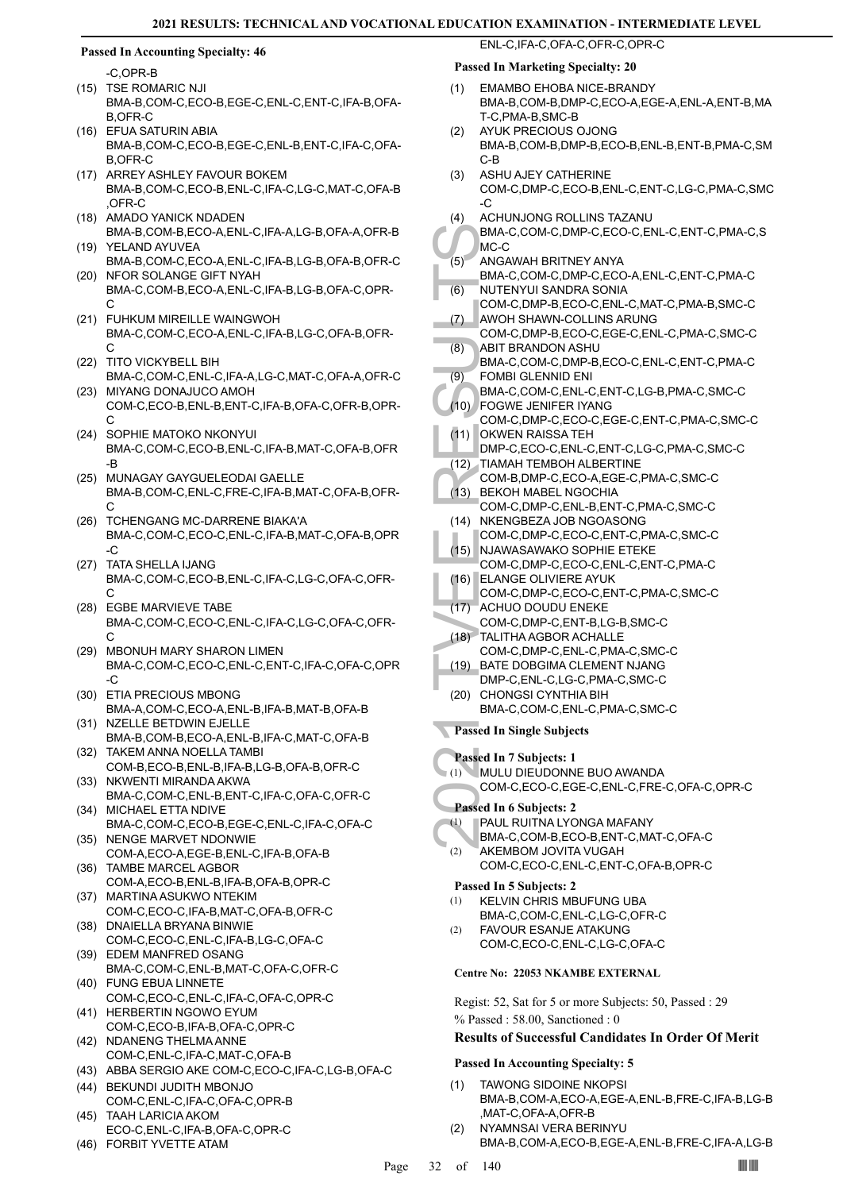### Passed In Accounting Specialty: 46

-C,OPR-B

(15) TSE ROMARIC NJI
BMA-B,COM-C,ECO-B,EGE-C,ENL-C,ENT-C,IFA-B,OFA-B,OFR-C

(16) EFUA SATURIN ABIA
BMA-B,COM-C,ECO-B,EGE-C,ENL-B,ENT-C,IFA-C,OFA-B,OFR-C

(17) ARREY ASHLEY FAVOUR BOKEM
BMA-B,COM-C,ECO-B,ENL-C,IFA-C,LG-C,MAT-C,OFA-B,OFR-C

(18) AMADO YANICK NDADEN
BMA-B,COM-B,ECO-A,ENL-C,IFA-A,LG-B,OFA-A,OFR-B

(19) YELAND AYUVEA
BMA-B,COM-C,ECO-A,ENL-C,IFA-B,LG-B,OFA-B,OFR-C

(20) NFOR SOLANGE GIFT NYAH
BMA-C,COM-B,ECO-A,ENL-C,IFA-B,LG-B,OFA-C,OPR-C

(21) FUHKUM MIREILLE WAINGWOH
BMA-C,COM-C,ECO-A,ENL-C,IFA-B,LG-C,OFA-B,OFR-C

(22) TITO VICKYBELL BIH
BMA-C,COM-C,ENL-C,IFA-A,LG-C,MAT-C,OFA-A,OFR-C

(23) MIYANG DONAJUCO AMOH
COM-C,ECO-B,ENL-B,ENT-C,IFA-B,OFA-C,OFR-B,OPR-C

(24) SOPHIE MATOKO NKONYUI
BMA-C,COM-C,ECO-B,ENL-C,IFA-B,MAT-C,OFA-B,OFR-B

(25) MUNAGAY GAYGUELEODAI GAELLE
BMA-B,COM-C,ENL-C,FRE-C,IFA-B,MAT-C,OFA-B,OFR-C

(26) TCHENGANG MC-DARRENE BIAKA'A
BMA-C,COM-C,ECO-C,ENL-C,IFA-B,MAT-C,OFA-B,OPR-C

(27) TATA SHELLA IJANG
BMA-C,COM-C,ECO-B,ENL-C,IFA-C,LG-C,OFA-C,OFR-C

(28) EGBE MARVIEVE TABE
BMA-C,COM-C,ECO-C,ENL-C,IFA-C,LG-C,OFA-C,OFR-C

(29) MBONUH MARY SHARON LIMEN
BMA-C,COM-C,ECO-C,ENL-C,ENT-C,IFA-C,OFA-C,OPR-C

(30) ETIA PRECIOUS MBONG
BMA-A,COM-C,ECO-A,ENL-B,IFA-B,MAT-B,OFA-B

(31) NZELLE BETDWIN EJELLE
BMA-B,COM-B,ECO-A,ENL-B,IFA-C,MAT-C,OFA-B

(32) TAKEM ANNA NOELLA TAMBI
COM-B,ECO-B,ENL-B,IFA-B,LG-B,OFA-B,OFR-C

(33) NKWENTI MIRANDA AKWA
BMA-C,COM-C,ENL-B,ENT-C,IFA-C,OFA-C,OFR-C

(34) MICHAEL ETTA NDIVE
BMA-C,COM-C,ECO-B,EGE-C,ENL-C,IFA-C,OFA-C

(35) NENGE MARVET NDONWIE
COM-A,ECO-A,EGE-B,ENL-C,IFA-B,OFA-B

(36) TAMBE MARCEL AGBOR
COM-A,ECO-B,ENL-B,IFA-B,OFA-B,OPR-C

(37) MARTINA ASUKWO NTEKIM
COM-C,ECO-C,IFA-B,MAT-C,OFA-B,OFR-C

(38) DNAIELLA BRYANA BINWIE
COM-C,ECO-C,ENL-C,IFA-B,LG-C,OFA-C

(39) EDEM MANFRED OSANG
BMA-C,COM-C,ENL-B,MAT-C,OFA-C,OFR-C

(40) FUNG EBUA LINNETE
COM-C,ECO-C,ENL-C,IFA-C,OFA-C,OPR-C

(41) HERBERTIN NGOWO EYUM
COM-C,ECO-B,IFA-B,OFA-C,OPR-C

(42) NDANENG THELMA ANNE
COM-C,ENL-C,IFA-C,MAT-C,OFA-B

(43) ABBA SERGIO AKE COM-C,ECO-C,IFA-C,LG-B,OFA-C

(44) BEKUNDI JUDITH MBONJO
COM-C,ENL-C,IFA-C,OFA-C,OPR-B

(45) TAAH LARICIA AKOM
ECO-C,ENL-C,IFA-B,OFA-C,OPR-C

(46) FORBIT YVETTE ATAM
ENL-C,IFA-C,OFA-C,OFR-C,OPR-C

### Passed In Marketing Specialty: 20

(1) EMAMBO EHOBA NICE-BRANDY
BMA-B,COM-B,DMP-C,ECO-A,EGE-A,ENL-A,ENT-B,MAT-C,PMA-B,SMC-B

(2) AYUK PRECIOUS OJONG
BMA-B,COM-B,DMP-B,ECO-B,ENL-B,ENT-B,PMA-C,SMC-B

(3) ASHU AJEY CATHERINE
COM-C,DMP-C,ECO-B,ENL-C,ENT-C,LG-C,PMA-C,SMC-C

(4) ACHUNJONG ROLLINS TAZANU
BMA-C,COM-C,DMP-C,ECO-C,ENL-C,ENT-C,PMA-C,SMC-C

(5) ANGAWAH BRITNEY ANYA
BMA-C,COM-C,DMP-C,ECO-A,ENL-C,ENT-C,PMA-C

(6) NUTENYUI SANDRA SONIA
COM-C,DMP-B,ECO-C,ENL-C,MAT-C,PMA-B,SMC-C

(7) AWOH SHAWN-COLLINS ARUNG
COM-C,DMP-B,ECO-C,EGE-C,ENL-C,PMA-C,SMC-C

(8) ABIT BRANDON ASHU
BMA-C,COM-C,DMP-B,ECO-C,ENL-C,ENT-C,PMA-C

(9) FOMBI GLENNID ENI
BMA-C,COM-C,ENL-C,ENT-C,LG-B,PMA-C,SMC-C

(10) FOGWE JENIFER IYANG
COM-C,DMP-C,ECO-C,EGE-C,ENT-C,PMA-C,SMC-C

(11) OKWEN RAISSA TEH
DMP-C,ECO-C,ENL-C,ENT-C,LG-C,PMA-C,SMC-C

(12) TIAMAH TEMBOH ALBERTINE
COM-B,DMP-C,ECO-A,EGE-C,PMA-C,SMC-C

(13) BEKOH MABEL NGOCHIA
COM-C,DMP-C,ENL-B,ENT-C,PMA-C,SMC-C

(14) NKENGBEZA JOB NGOASONG
COM-C,DMP-C,ECO-C,ENT-C,PMA-C,SMC-C

(15) NJAWASAWAKO SOPHIE ETEKE
COM-C,DMP-C,ECO-C,ENL-C,ENT-C,PMA-C

(16) ELANGE OLIVIERE AYUK
COM-C,DMP-C,ECO-C,ENT-C,PMA-C,SMC-C

(17) ACHUO DOUDU ENEKE
COM-C,DMP-C,ENT-B,LG-B,SMC-C

(18) TALITHA AGBOR ACHALLE
COM-C,DMP-C,ENL-C,PMA-C,SMC-C

(19) BATE DOBGIMA CLEMENT NJANG
DMP-C,ENL-C,LG-C,PMA-C,SMC-C

(20) CHONGSI CYNTHIA BIH
BMA-C,COM-C,ENL-C,PMA-C,SMC-C

### Passed In Single Subjects

#### Passed In 7 Subjects: 1

(1) MULU DIEUDONNE BUO AWANDA
COM-C,ECO-C,EGE-C,ENL-C,FRE-C,OFA-C,OPR-C

#### Passed In 6 Subjects: 2

(1) PAUL RUITNA LYONGA MAFANY
BMA-C,COM-B,ECO-B,ENT-C,MAT-C,OFA-C

(2) AKEMBOM JOVITA VUGAH
COM-C,ECO-C,ENL-C,ENT-C,OFA-B,OPR-C

#### Passed In 5 Subjects: 2

(1) KELVIN CHRIS MBUFUNG UBA
BMA-C,COM-C,ENL-C,LG-C,OFR-C

(2) FAVOUR ESANJE ATAKUNG
COM-C,ECO-C,ENL-C,LG-C,OFA-C

## Centre No: 22053 NKAMBE EXTERNAL

Regist: 52, Sat for 5 or more Subjects: 50, Passed : 29

% Passed : 58.00, Sanctioned : 0

### Results of Successful Candidates In Order Of Merit

### Passed In Accounting Specialty: 5

(1) TAWONG SIDOINE NKOPSI
BMA-B,COM-A,ECO-A,EGE-A,ENL-B,FRE-C,IFA-B,LG-B,MAT-C,OFA-A,OFR-B

(2) NYAMNSAI VERA BERINYU
BMA-B,COM-A,ECO-B,EGE-A,ENL-B,FRE-C,IFA-A,LG-B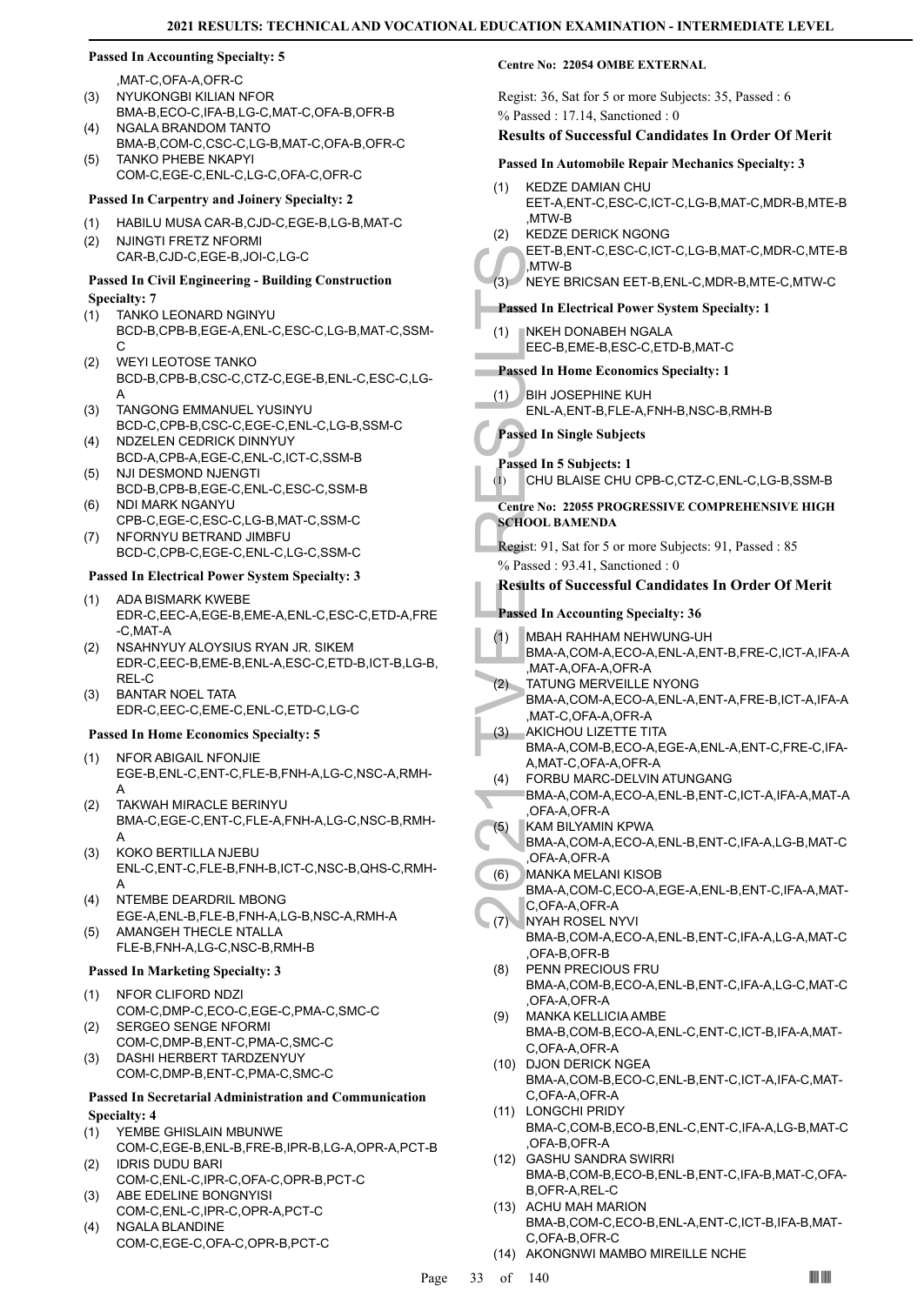**Passed In Accounting Specialty: 5**

,MAT-C,OFA-A,OFR-C

(3) NYUKONGBI KILIAN NFOR
BMA-B,ECO-C,IFA-B,LG-C,MAT-C,OFA-B,OFR-B

(4) NGALA BRANDOM TANTO
BMA-B,COM-C,CSC-C,LG-B,MAT-C,OFA-B,OFR-C

(5) TANKO PHEBE NKAPYI
COM-C,EGE-C,ENL-C,LG-C,OFA-C,OFR-C

**Passed In Carpentry and Joinery Specialty: 2**

(1) HABILU MUSA CAR-B,CJD-C,EGE-B,LG-B,MAT-C

(2) NJINGTI FRETZ NFORMI
CAR-B,CJD-C,EGE-B,JOI-C,LG-C

**Passed In Civil Engineering - Building Construction Specialty: 7**

(1) TANKO LEONARD NGINYU
BCD-B,CPB-B,EGE-A,ENL-C,ESC-C,LG-B,MAT-C,SSM-C

(2) WEYI LEOTOSE TANKO
BCD-B,CPB-B,CSC-C,CTZ-C,EGE-B,ENL-C,ESC-C,LG-A

(3) TANGONG EMMANUEL YUSINYU
BCD-C,CPB-B,CSC-C,EGE-C,ENL-C,LG-B,SSM-C

(4) NDZELEN CEDRICK DINNYUY
BCD-A,CPB-A,EGE-C,ENL-C,ICT-C,SSM-B

(5) NJI DESMOND NJENGTI
BCD-B,CPB-B,EGE-C,ENL-C,ESC-C,SSM-B

(6) NDI MARK NGANYU
CPB-C,EGE-C,ESC-C,LG-B,MAT-C,SSM-C

(7) NFORNYU BETRAND JIMBFU
BCD-C,CPB-C,EGE-C,ENL-C,LG-C,SSM-C

**Passed In Electrical Power System Specialty: 3**

(1) ADA BISMARK KWEBE
EDR-C,EEC-A,EGE-B,EME-A,ENL-C,ESC-C,ETD-A,FRE-C,MAT-A

(2) NSAHNYUY ALOYSIUS RYAN JR. SIKEM
EDR-C,EEC-B,EME-B,ENL-A,ESC-C,ETD-B,ICT-B,LG-B,REL-C

(3) BANTAR NOEL TATA
EDR-C,EEC-C,EME-C,ENL-C,ETD-C,LG-C

**Passed In Home Economics Specialty: 5**

(1) NFOR ABIGAIL NFONJIE
EGE-B,ENL-C,ENT-C,FLE-B,FNH-A,LG-C,NSC-A,RMH-A

(2) TAKWAH MIRACLE BERINYU
BMA-C,EGE-C,ENT-C,FLE-A,FNH-A,LG-C,NSC-B,RMH-A

(3) KOKO BERTILLA NJEBU
ENL-C,ENT-C,FLE-B,FNH-B,ICT-C,NSC-B,QHS-C,RMH-A

(4) NTEMBE DEARDRIL MBONG
EGE-A,ENL-B,FLE-B,FNH-A,LG-B,NSC-A,RMH-A

(5) AMANGEH THECLE NTALLA
FLE-B,FNH-A,LG-C,NSC-B,RMH-B

**Passed In Marketing Specialty: 3**

(1) NFOR CLIFORD NDZI
COM-C,DMP-C,ECO-C,EGE-C,PMA-C,SMC-C

(2) SERGEO SENGE NFORMI
COM-C,DMP-B,ENT-C,PMA-C,SMC-C

(3) DASHI HERBERT TARDZENYUY
COM-C,DMP-B,ENT-C,PMA-C,SMC-C

**Passed In Secretarial Administration and Communication Specialty: 4**

(1) YEMBE GHISLAIN MBUNWE
COM-C,EGE-B,ENL-B,FRE-B,IPR-B,LG-A,OPR-A,PCT-B

(2) IDRIS DUDU BARI
COM-C,ENL-C,IPR-C,OFA-C,OPR-B,PCT-C

(3) ABE EDELINE BONGNYISI
COM-C,ENL-C,IPR-C,OPR-A,PCT-C

(4) NGALA BLANDINE
COM-C,EGE-C,OFA-C,OPR-B,PCT-C

**Centre No: 22054 OMBE EXTERNAL**

Regist: 36, Sat for 5 or more Subjects: 35, Passed : 6

% Passed : 17.14, Sanctioned : 0

### Results of Successful Candidates In Order Of Merit

**Passed In Automobile Repair Mechanics Specialty: 3**

(1) KEDZE DAMIAN CHU
EET-A,ENT-C,ESC-C,ICT-C,LG-B,MAT-C,MDR-B,MTE-B,MTW-B

(2) KEDZE DERICK NGONG
EET-B,ENT-C,ESC-C,ICT-C,LG-B,MAT-C,MDR-C,MTE-B,MTW-B

(3) NEYE BRICSAN EET-B,ENL-C,MDR-B,MTE-C,MTW-C

**Passed In Electrical Power System Specialty: 1**

(1) NKEH DONABEH NGALA
EEC-B,EME-B,ESC-C,ETD-B,MAT-C

**Passed In Home Economics Specialty: 1**

(1) BIH JOSEPHINE KUH
ENL-A,ENT-B,FLE-A,FNH-B,NSC-B,RMH-B

**Passed In Single Subjects**

**Passed In 5 Subjects: 1**

(1) CHU BLAISE CHU CPB-C,CTZ-C,ENL-C,LG-B,SSM-B

**Centre No: 22055 PROGRESSIVE COMPREHENSIVE HIGH SCHOOL BAMENDA**

Regist: 91, Sat for 5 or more Subjects: 91, Passed : 85

% Passed : 93.41, Sanctioned : 0

### Results of Successful Candidates In Order Of Merit

**Passed In Accounting Specialty: 36**

(1) MBAH RAHHAM NEHWUNG-UH
BMA-A,COM-A,ECO-A,ENL-A,ENT-B,FRE-C,ICT-A,IFA-A,MAT-A,OFA-A,OFR-A

(2) TATUNG MERVEILLE NYONG
BMA-A,COM-A,ECO-A,ENL-A,ENT-A,FRE-B,ICT-A,IFA-A,MAT-C,OFA-A,OFR-A

(3) AKICHOU LIZETTE TITA
BMA-A,COM-B,ECO-A,EGE-A,ENL-A,ENT-C,FRE-C,IFA-A,MAT-C,OFA-A,OFR-A

(4) FORBU MARC-DELVIN ATUNGANG
BMA-A,COM-A,ECO-A,ENL-B,ENT-C,ICT-A,IFA-A,MAT-A,OFA-A,OFR-A

(5) KAM BILYAMIN KPWA
BMA-A,COM-A,ECO-A,ENL-B,ENT-C,IFA-A,LG-B,MAT-C,OFA-A,OFR-A

(6) MANKA MELANI KISOB
BMA-A,COM-C,ECO-A,EGE-A,ENL-B,ENT-C,IFA-A,MAT-C,OFA-A,OFR-A

(7) NYAH ROSEL NYVI
BMA-B,COM-A,ECO-A,ENL-B,ENT-C,IFA-A,LG-A,MAT-C,OFA-B,OFR-B

(8) PENN PRECIOUS FRU
BMA-A,COM-B,ECO-A,ENL-B,ENT-C,IFA-A,LG-C,MAT-C,OFA-A,OFR-A

(9) MANKA KELLICIA AMBE
BMA-B,COM-B,ECO-A,ENL-C,ENT-C,ICT-B,IFA-A,MAT-C,OFA-A,OFR-A

(10) DJON DERICK NGEA
BMA-A,COM-B,ECO-C,ENL-B,ENT-C,ICT-A,IFA-C,MAT-C,OFA-A,OFR-A

(11) LONGCHI PRIDY
BMA-C,COM-B,ECO-B,ENL-C,ENT-C,IFA-A,LG-B,MAT-C,OFA-B,OFR-A

(12) GASHU SANDRA SWIRRI
BMA-B,COM-B,ECO-B,ENL-B,ENT-C,IFA-B,MAT-C,OFA-B,OFR-A,REL-C

(13) ACHU MAH MARION
BMA-B,COM-C,ECO-B,ENL-A,ENT-C,ICT-B,IFA-B,MAT-C,OFA-B,OFR-C

(14) AKONGNWI MAMBO MIREILLE NCHE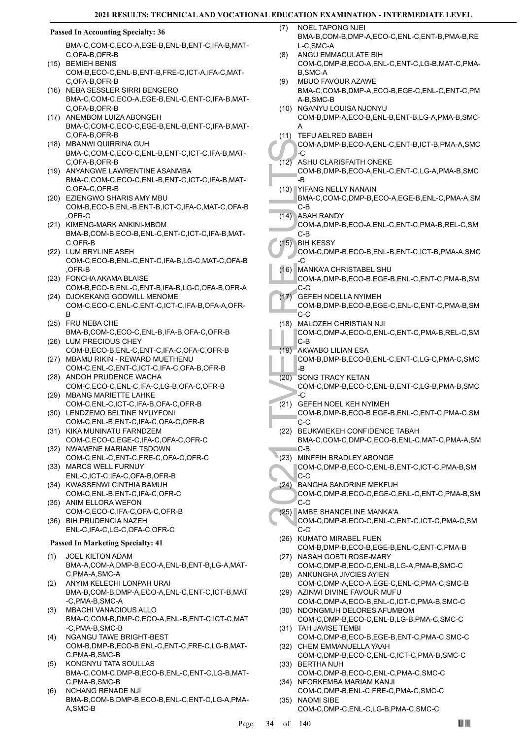## Passed In Accounting Specialty: 36

BMA-C,COM-C,ECO-A,EGE-B,ENL-B,ENT-C,IFA-B,MAT-C,OFA-B,OFR-B

(15) BEMIEH BENIS
COM-B,ECO-C,ENL-B,ENT-B,FRE-C,ICT-A,IFA-C,MAT-C,OFA-B,OFR-B

(16) NEBA SESSLER SIRRI BENGERO
BMA-C,COM-C,ECO-A,EGE-B,ENL-C,ENT-C,IFA-B,MAT-C,OFA-B,OFR-B

(17) ANEMBOM LUIZA ABONGEH
BMA-C,COM-C,ECO-C,EGE-B,ENL-B,ENT-C,IFA-B,MAT-C,OFA-B,OFR-B

(18) MBANWI QUIRRINA GUH
BMA-C,COM-C,ECO-C,ENL-B,ENT-C,ICT-C,IFA-B,MAT-C,OFA-B,OFR-B

(19) ANYANGWE LAWRENTINE ASANMBA
BMA-C,COM-C,ECO-C,ENL-B,ENT-C,ICT-C,IFA-B,MAT-C,OFA-C,OFR-B

(20) EZIENGWO SHARIS AMY MBU
COM-B,ECO-B,ENL-B,ENT-B,ICT-C,IFA-C,MAT-C,OFA-B,OFR-C

(21) KIMENG-MARK ANKINI-MBOM
BMA-B,COM-B,ECO-B,ENL-C,ENT-C,ICT-C,IFA-B,MAT-C,OFR-B

(22) LUM BRYLINE ASEH
COM-C,ECO-B,ENL-C,ENT-C,IFA-B,LG-C,MAT-C,OFA-B,OFR-B

(23) FONCHA AKAMA BLAISE
COM-B,ECO-B,ENL-C,ENT-B,IFA-B,LG-C,OFA-B,OFR-A

(24) DJOKEKANG GODWILL MENOME
COM-C,ECO-C,ENL-C,ENT-C,ICT-C,IFA-B,OFA-A,OFR-B

(25) FRU NEBA CHE
BMA-B,COM-C,ECO-C,ENL-B,IFA-B,OFA-C,OFR-B

(26) LUM PRECIOUS CHEY
COM-B,ECO-B,ENL-C,ENT-C,IFA-C,OFA-C,OFR-B

(27) MBAMU RIKIN - REWARD MUETHENU
COM-C,ENL-C,ENT-C,ICT-C,IFA-C,OFA-B,OFR-B

(28) ANDOH PRUDENCE WACHA
COM-C,ECO-C,ENL-C,IFA-C,LG-B,OFA-C,OFR-B

(29) MBANG MARIETTE LAHKE
COM-C,ENL-C,ICT-C,IFA-B,OFA-C,OFR-B

(30) LENDZEMO BELTINE NYUYFONI
COM-C,ENL-B,ENT-C,IFA-C,OFA-C,OFR-B

(31) KIKA MUNINATU FARNDZEM
COM-C,ECO-C,EGE-C,IFA-C,OFA-C,OFR-C

(32) NWAMENE MARIANE TSDOWN
COM-C,ENL-C,ENT-C,FRE-C,OFA-C,OFR-C

(33) MARCS WELL FURNUY
ENL-C,ICT-C,IFA-C,OFA-B,OFR-B

(34) KWASSENWI CINTHIA BAMUH
COM-C,ENL-B,ENT-C,IFA-C,OFR-C

(35) ANIM ELLORA WEFON
COM-C,ECO-C,IFA-C,OFA-C,OFR-B

(36) BIH PRUDENCIA NAZEH
ENL-C,IFA-C,LG-C,OFA-C,OFR-C

## Passed In Marketing Specialty: 41

(1) JOEL KILTON ADAM
BMA-A,COM-A,DMP-B,ECO-A,ENL-B,ENT-B,LG-A,MAT-C,PMA-A,SMC-A

(2) ANYIM KELECHI LONPAH URAI
BMA-B,COM-B,DMP-A,ECO-A,ENL-C,ENT-C,ICT-B,MAT-C,PMA-B,SMC-A

(3) MBACHI VANACIOUS ALLO
BMA-C,COM-B,DMP-C,ECO-A,ENL-B,ENT-C,ICT-C,MAT-C,PMA-B,SMC-B

(4) NGANGU TAWE BRIGHT-BEST
COM-B,DMP-B,ECO-B,ENL-C,ENT-C,FRE-C,LG-B,MAT-C,PMA-B,SMC-B

(5) KONGNYU TATA SOULLAS
BMA-C,COM-C,DMP-B,ECO-B,ENL-C,ENT-C,LG-B,MAT-C,PMA-B,SMC-B

(6) NCHANG RENADE NJI
BMA-B,COM-B,DMP-B,ECO-B,ENL-C,ENT-C,LG-A,PMA-A,SMC-B

(7) NOEL TAPONG NJEI
BMA-B,COM-B,DMP-A,ECO-C,ENL-C,ENT-B,PMA-B,REL-C,SMC-A

(8) ANGU EMMACULATE BIH
COM-C,DMP-B,ECO-A,ENL-C,ENT-C,LG-B,MAT-C,PMA-B,SMC-A

(9) MBUO FAVOUR AZAWE
BMA-C,COM-B,DMP-A,ECO-B,EGE-C,ENL-C,ENT-C,PMA-B,SMC-B

(10) NGANYU LOUISA NJONYU
COM-B,DMP-A,ECO-B,ENL-B,ENT-B,LG-A,PMA-B,SMC-A

(11) TEFU AELRED BABEH
COM-A,DMP-B,ECO-A,ENL-C,ENT-B,ICT-B,PMA-A,SMC-C

(12) ASHU CLARISFAITH ONEKE
COM-B,DMP-B,ECO-A,ENL-C,ENT-C,LG-A,PMA-B,SMC-B

(13) YIFANG NELLY NANAIN
BMA-C,COM-C,DMP-B,ECO-A,EGE-B,ENL-C,PMA-A,SMC-B

(14) ASAH RANDY
COM-A,DMP-B,ECO-A,ENL-C,ENT-C,PMA-B,REL-C,SMC-B

(15) BIH KESSY
COM-C,DMP-B,ECO-B,ENL-B,ENT-C,ICT-B,PMA-A,SMC-C

(16) MANKA'A CHRISTABEL SHU
COM-A,DMP-B,ECO-B,EGE-B,ENL-C,ENT-C,PMA-B,SMC-C

(17) GEFEH NOELLA NYIMEH
COM-B,DMP-B,ECO-B,EGE-C,ENL-C,ENT-C,PMA-B,SMC-C

(18) MALOZEH CHRISTIAN NJI
COM-C,DMP-A,ECO-C,ENL-C,ENT-C,PMA-B,REL-C,SMC-B

(19) AKWABO LILIAN ESA
COM-B,DMP-B,ECO-B,ENL-C,ENT-C,LG-C,PMA-C,SMC-B

(20) SONG TRACY KETAN
COM-C,DMP-B,ECO-C,ENL-B,ENT-C,LG-B,PMA-B,SMC-C

(21) GEFEH NOEL KEH NYIMEH
COM-B,DMP-B,ECO-B,EGE-B,ENL-C,ENT-C,PMA-C,SMC-C

(22) BEUKWIEKEH CONFIDENCE TABAH
BMA-C,COM-C,DMP-C,ECO-B,ENL-C,MAT-C,PMA-A,SMC-B

(23) MINFFIH BRADLEY ABONGE
COM-C,DMP-B,ECO-C,ENL-B,ENT-C,ICT-C,PMA-B,SMC-C

(24) BANGHA SANDRINE MEKFUH
COM-C,DMP-B,ECO-C,EGE-C,ENL-C,ENT-C,PMA-B,SMC-C

(25) AMBE SHANCELINE MANKA'A
COM-C,DMP-B,ECO-C,ENL-C,ENT-C,ICT-C,PMA-C,SMC-C

(26) KUMATO MIRABEL FUEN
COM-B,DMP-B,ECO-B,EGE-B,ENL-C,ENT-C,PMA-B

(27) NASAH GOBTI ROSE-MARY
COM-C,DMP-B,ECO-C,ENL-B,LG-A,PMA-B,SMC-C

(28) ANKUNGHA JIVCIES AYIEN
COM-C,DMP-A,ECO-A,EGE-C,ENL-C,PMA-C,SMC-B

(29) AZINWI DIVINE FAVOUR MUFU
COM-C,DMP-A,ECO-B,ENL-C,ICT-C,PMA-B,SMC-C

(30) NDONGMUH DELORES AFUMBOM
COM-C,DMP-B,ECO-C,ENL-B,LG-B,PMA-C,SMC-C

(31) TAH JAVISE TEMBI
COM-C,DMP-B,ECO-B,EGE-B,ENT-C,PMA-C,SMC-C

(32) CHEM EMMANUELLA YAAH
COM-C,DMP-B,ECO-C,ENL-C,ICT-C,PMA-B,SMC-C

(33) BERTHA NUH
COM-C,DMP-B,ECO-C,ENL-C,PMA-C,SMC-C

(34) NFORKEMBA MARIAM KANJI
COM-C,DMP-B,ENL-C,FRE-C,PMA-C,SMC-C

(35) NAOMI SIBE
COM-C,DMP-C,ENL-C,LG-B,PMA-C,SMC-C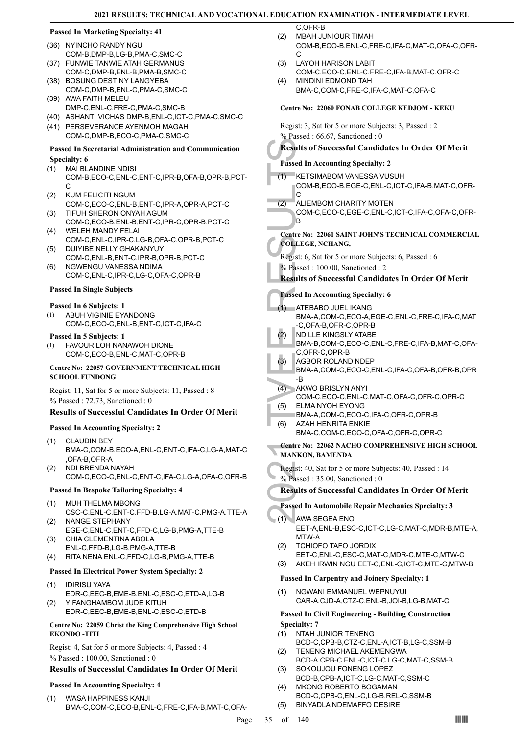#### Passed In Marketing Specialty: 41

(36) NYINCHO RANDY NGU
COM-B,DMP-B,LG-B,PMA-C,SMC-C

(37) FUNWIE TANWIE ATAH GERMANUS
COM-C,DMP-B,ENL-B,PMA-B,SMC-C

(38) BOSUNG DESTINY LANGYEBA
COM-C,DMP-B,ENL-C,PMA-C,SMC-C

(39) AWA FAITH MELEU
DMP-C,ENL-C,FRE-C,PMA-C,SMC-B

(40) ASHANTI VICHAS DMP-B,ENL-C,ICT-C,PMA-C,SMC-C

(41) PERSEVERANCE AYENMOH MAGAH
COM-C,DMP-B,ECO-C,PMA-C,SMC-C

#### Passed In Secretarial Administration and Communication Specialty: 6

(1) MAI BLANDINE NDISI
COM-B,ECO-C,ENL-C,ENT-C,IPR-B,OFA-B,OPR-B,PCT-C

(2) KUM FELICITI NGUM
COM-C,ECO-C,ENL-B,ENT-C,IPR-A,OPR-A,PCT-C

(3) TIFUH SHERON ONYAH AGUM
COM-C,ECO-B,ENL-B,ENT-C,IPR-C,OPR-B,PCT-C

(4) WELEH MANDY FELAI
COM-C,ENL-C,IPR-C,LG-B,OFA-C,OPR-B,PCT-C

(5) DUIYIBE NELLY GHAKANYUY
COM-C,ENL-B,ENT-C,IPR-B,OPR-B,PCT-C

(6) NGWENGU VANESSA NDIMA
COM-C,ENL-C,IPR-C,LG-C,OFA-C,OPR-B

#### Passed In Single Subjects

#### Passed In 6 Subjects: 1

(1) ABUH VIGINIE EYANDONG
COM-C,ECO-C,ENL-B,ENT-C,ICT-C,IFA-C

#### Passed In 5 Subjects: 1

(1) FAVOUR LOH NANAWOH DIONE
COM-C,ECO-B,ENL-C,MAT-C,OPR-B

### Centre No: 22057 GOVERNMENT TECHNICAL HIGH SCHOOL FUNDONG

Regist: 11, Sat for 5 or more Subjects: 11, Passed : 8
% Passed : 72.73, Sanctioned : 0

### Results of Successful Candidates In Order Of Merit

#### Passed In Accounting Specialty: 2

(1) CLAUDIN BEY
BMA-C,COM-B,ECO-A,ENL-C,ENT-C,IFA-C,LG-A,MAT-C,OFA-B,OFR-A

(2) NDI BRENDA NAYAH
COM-C,ECO-C,ENL-C,ENT-C,IFA-C,LG-A,OFA-C,OFR-B

#### Passed In Bespoke Tailoring Specialty: 4

(1) MUH THELMA MBONG
CSC-C,ENL-C,ENT-C,FFD-B,LG-A,MAT-C,PMG-A,TTE-A

(2) NANGE STEPHANY
EGE-C,ENL-C,ENT-C,FFD-C,LG-B,PMG-A,TTE-B

(3) CHIA CLEMENTINA ABOLA
ENL-C,FFD-B,LG-B,PMG-A,TTE-B

(4) RITA NENA ENL-C,FFD-C,LG-B,PMG-A,TTE-B

#### Passed In Electrical Power System Specialty: 2

(1) IDIRISU YAYA
EDR-C,EEC-B,EME-B,ENL-C,ESC-C,ETD-A,LG-B

(2) YIFANGHAMBOM JUDE KITUH
EDR-C,EEC-B,EME-B,ENL-C,ESC-C,ETD-B

### Centre No: 22059 Christ the King Comprehensive High School EKONDO -TITI

Regist: 4, Sat for 5 or more Subjects: 4, Passed : 4
% Passed : 100.00, Sanctioned : 0

### Results of Successful Candidates In Order Of Merit

#### Passed In Accounting Specialty: 4

(1) WASA HAPPINESS KANJI
BMA-C,COM-C,ECO-B,ENL-C,FRE-C,IFA-B,MAT-C,OFA-C,OFR-B

(2) MBAH JUNIOUR TIMAH
COM-B,ECO-B,ENL-C,FRE-C,IFA-C,MAT-C,OFA-C,OFR-C

(3) LAYOH HARISON LABIT
COM-C,ECO-C,ENL-C,FRE-C,IFA-B,MAT-C,OFR-C

(4) MINDINI EDMOND TAH
BMA-C,COM-C,FRE-C,IFA-C,MAT-C,OFA-C

### Centre No: 22060 FONAB COLLEGE KEDJOM - KEKU

Regist: 3, Sat for 5 or more Subjects: 3, Passed : 2
% Passed : 66.67, Sanctioned : 0

### Results of Successful Candidates In Order Of Merit

#### Passed In Accounting Specialty: 2

(1) KETSIMABOM VANESSA VUSUH
COM-B,ECO-B,EGE-C,ENL-C,ICT-C,IFA-B,MAT-C,OFR-C

(2) ALIEMBOM CHARITY MOTEN
COM-C,ECO-C,EGE-C,ENL-C,ICT-C,IFA-C,OFA-C,OFR-B

### Centre No: 22061 SAINT JOHN'S TECHNICAL COMMERCIAL COLLEGE, NCHANG,

Regist: 6, Sat for 5 or more Subjects: 6, Passed : 6
% Passed : 100.00, Sanctioned : 2

### Results of Successful Candidates In Order Of Merit

#### Passed In Accounting Specialty: 6

(1) ATEBABO JUEL IKANG
BMA-A,COM-C,ECO-A,EGE-C,ENL-C,FRE-C,IFA-C,MAT-C,OFA-B,OFR-C,OPR-B

(2) NDILLE KINGSLY ATABE
BMA-B,COM-C,ECO-C,ENL-C,FRE-C,IFA-B,MAT-C,OFA-C,OFR-C,OPR-B

(3) AGBOR ROLAND NDEP
BMA-A,COM-C,ECO-C,ENL-C,IFA-C,OFA-B,OFR-B,OPR-B

(4) AKWO BRISLYN ANYI
COM-C,ECO-C,ENL-C,MAT-C,OFA-C,OFR-C,OPR-C

(5) ELMA NYOH EYONG
BMA-A,COM-C,ECO-C,IFA-C,OFR-C,OPR-B

(6) AZAH HENRITA ENKIE
BMA-C,COM-C,ECO-C,OFA-C,OFR-C,OPR-C

### Centre No: 22062 NACHO COMPREHENSIVE HIGH SCHOOL MANKON, BAMENDA

Regist: 40, Sat for 5 or more Subjects: 40, Passed : 14
% Passed : 35.00, Sanctioned : 0

### Results of Successful Candidates In Order Of Merit

#### Passed In Automobile Repair Mechanics Specialty: 3

(1) AWA SEGEA ENO
EET-A,ENL-B,ESC-C,ICT-C,LG-C,MAT-C,MDR-B,MTE-A,MTW-A

(2) TCHIOFO TAFO JORDIX
EET-C,ENL-C,ESC-C,MAT-C,MDR-C,MTE-C,MTW-C

(3) AKEH IRWIN NGU EET-C,ENL-C,ICT-C,MTE-C,MTW-B

#### Passed In Carpentry and Joinery Specialty: 1

(1) NGWANI EMMANUEL WEPNUYUI
CAR-A,CJD-A,CTZ-C,ENL-B,JOI-B,LG-B,MAT-C

#### Passed In Civil Engineering - Building Construction Specialty: 7

(1) NTAH JUNIOR TENENG
BCD-C,CPB-B,CTZ-C,ENL-A,ICT-B,LG-C,SSM-B

(2) TENENG MICHAEL AKEMENGWA
BCD-A,CPB-C,ENL-C,ICT-C,LG-C,MAT-C,SSM-B

(3) SOKOUJOU FONENG LOPEZ
BCD-B,CPB-A,ICT-C,LG-C,MAT-C,SSM-C

(4) MKONG ROBERTO BOGAMAN
BCD-C,CPB-C,ENL-C,LG-B,REL-C,SSM-B

(5) BINYADLA NDEMAFFO DESIRE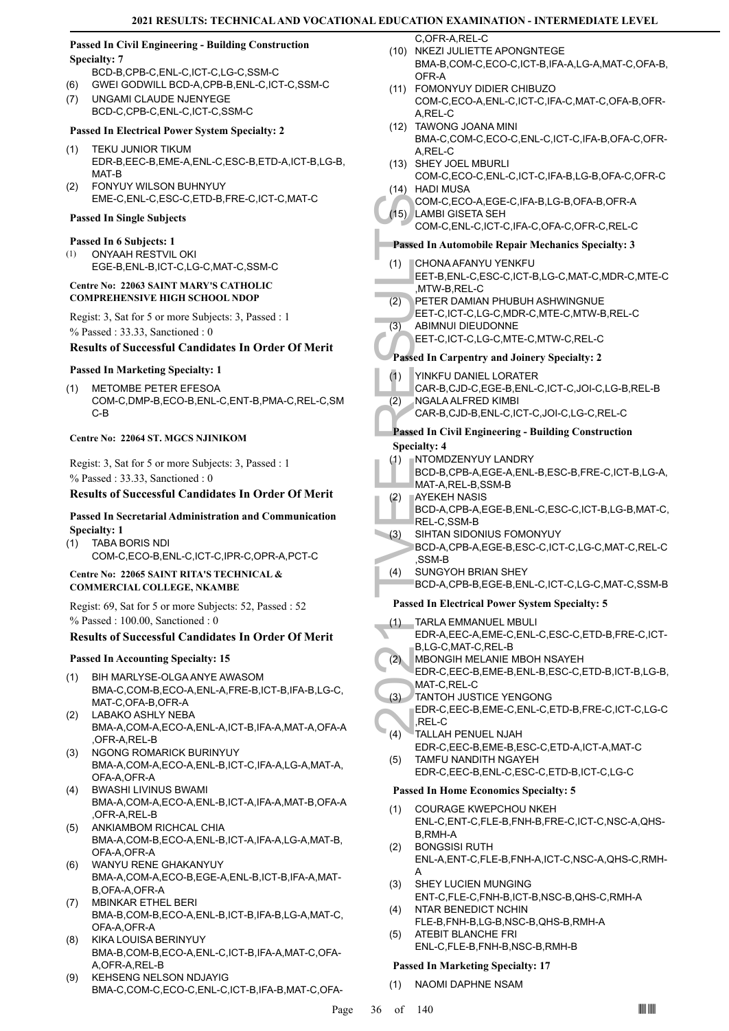### Passed In Civil Engineering - Building Construction Specialty: 7

BCD-B,CPB-C,ENL-C,ICT-C,LG-C,SSM-C

(6) GWEI GODWILL BCD-A,CPB-B,ENL-C,ICT-C,SSM-C
(7) UNGAMI CLAUDE NJENYEGE
BCD-C,CPB-C,ENL-C,ICT-C,SSM-C

### Passed In Electrical Power System Specialty: 2

(1) TEKU JUNIOR TIKUM
EDR-B,EEC-B,EME-A,ENL-C,ESC-B,ETD-A,ICT-B,LG-B,MAT-B
(2) FONYUY WILSON BUHNYUY
EME-C,ENL-C,ESC-C,ETD-B,FRE-C,ICT-C,MAT-C

### Passed In Single Subjects

#### Passed In 6 Subjects: 1

(1) ONYAAH RESTVIL OKI
EGE-B,ENL-B,ICT-C,LG-C,MAT-C,SSM-C

## Centre No: 22063 SAINT MARY'S CATHOLIC COMPREHENSIVE HIGH SCHOOL NDOP

Regist: 3, Sat for 5 or more Subjects: 3, Passed : 1

% Passed : 33.33, Sanctioned : 0

### Results of Successful Candidates In Order Of Merit

#### Passed In Marketing Specialty: 1

(1) METOMBE PETER EFESOA
COM-C,DMP-B,ECO-B,ENL-C,ENT-B,PMA-C,REL-C,SMC-B

## Centre No: 22064 ST. MGCS NJINIKOM

Regist: 3, Sat for 5 or more Subjects: 3, Passed : 1

% Passed : 33.33, Sanctioned : 0

### Results of Successful Candidates In Order Of Merit

#### Passed In Secretarial Administration and Communication Specialty: 1

(1) TABA BORIS NDI
COM-C,ECO-B,ENL-C,ICT-C,IPR-C,OPR-A,PCT-C

## Centre No: 22065 SAINT RITA'S TECHNICAL & COMMERCIAL COLLEGE, NKAMBE

Regist: 69, Sat for 5 or more Subjects: 52, Passed : 52

% Passed : 100.00, Sanctioned : 0

### Results of Successful Candidates In Order Of Merit

#### Passed In Accounting Specialty: 15

(1) BIH MARLYSE-OLGA ANYE AWASOM
BMA-C,COM-B,ECO-A,ENL-A,FRE-B,ICT-B,IFA-B,LG-C,MAT-C,OFA-B,OFR-A
(2) LABAKO ASHLY NEBA
BMA-A,COM-A,ECO-A,ENL-A,ICT-B,IFA-A,MAT-A,OFA-A,OFR-A,REL-B
(3) NGONG ROMARICK BURINYUY
BMA-A,COM-A,ECO-A,ENL-B,ICT-C,IFA-A,LG-A,MAT-A,OFA-A,OFR-A
(4) BWASHI LIVINUS BWAMI
BMA-A,COM-A,ECO-A,ENL-B,ICT-A,IFA-A,MAT-B,OFA-A,OFR-A,REL-B
(5) ANKIAMBOM RICHCAL CHIA
BMA-A,COM-B,ECO-A,ENL-B,ICT-A,IFA-A,LG-A,MAT-B,OFA-A,OFR-A
(6) WANYU RENE GHAKANYUY
BMA-A,COM-A,ECO-B,EGE-A,ENL-B,ICT-B,IFA-A,MAT-B,OFA-A,OFR-A
(7) MBINKAR ETHEL BERI
BMA-B,COM-B,ECO-A,ENL-B,ICT-B,IFA-B,LG-A,MAT-C,OFA-A,OFR-A
(8) KIKA LOUISA BERINYUY
BMA-B,COM-B,ECO-A,ENL-C,ICT-B,IFA-A,MAT-C,OFA-A,OFR-A,REL-B
(9) KEHSENG NELSON NDJAYIG
BMA-C,COM-C,ECO-C,ENL-C,ICT-B,IFA-B,MAT-C,OFA-C,OFR-A,REL-C
(10) NKEZI JULIETTE APONGNTEGE
BMA-B,COM-C,ECO-C,ICT-B,IFA-A,LG-A,MAT-C,OFA-B,OFR-A
(11) FOMONYUY DIDIER CHIBUZO
COM-C,ECO-A,ENL-C,ICT-C,IFA-C,MAT-C,OFA-B,OFR-A,REL-C
(12) TAWONG JOANA MINI
BMA-C,COM-C,ECO-C,ENL-C,ICT-C,IFA-B,OFA-C,OFR-A,REL-C
(13) SHEY JOEL MBURLI
COM-C,ECO-C,ENL-C,ICT-C,IFA-B,LG-B,OFA-C,OFR-C
(14) HADI MUSA
COM-C,ECO-A,EGE-C,IFA-B,LG-B,OFA-B,OFR-A
(15) LAMBI GISETA SEH
COM-C,ENL-C,ICT-C,IFA-C,OFA-C,OFR-C,REL-C

#### Passed In Automobile Repair Mechanics Specialty: 3

(1) CHONA AFANYU YENKFU
EET-B,ENL-C,ESC-C,ICT-B,LG-C,MAT-C,MDR-C,MTE-C,MTW-B,REL-C
(2) PETER DAMIAN PHUBUH ASHWINGNUE
EET-C,ICT-C,LG-C,MDR-C,MTE-C,MTW-B,REL-C
(3) ABIMNUI DIEUDONNE
EET-C,ICT-C,LG-C,MTE-C,MTW-C,REL-C

#### Passed In Carpentry and Joinery Specialty: 2

(1) YINKFU DANIEL LORATER
CAR-B,CJD-C,EGE-B,ENL-C,ICT-C,JOI-C,LG-B,REL-B
(2) NGALA ALFRED KIMBI
CAR-B,CJD-B,ENL-C,ICT-C,JOI-C,LG-C,REL-C

#### Passed In Civil Engineering - Building Construction Specialty: 4

(1) NTOMDZENYUY LANDRY
BCD-B,CPB-A,EGE-A,ENL-B,ESC-B,FRE-C,ICT-B,LG-A,MAT-A,REL-B,SSM-B
(2) AYEKEH NASIS
BCD-A,CPB-A,EGE-B,ENL-C,ESC-C,ICT-B,LG-B,MAT-C,REL-C,SSM-B
(3) SIHTAN SIDONIUS FOMONYUY
BCD-A,CPB-A,EGE-B,ESC-C,ICT-C,LG-C,MAT-C,REL-C,SSM-B
(4) SUNGYOH BRIAN SHEY
BCD-A,CPB-B,EGE-B,ENL-C,ICT-C,LG-C,MAT-C,SSM-B

#### Passed In Electrical Power System Specialty: 5

(1) TARLA EMMANUEL MBULI
EDR-A,EEC-A,EME-C,ENL-C,ESC-C,ETD-B,FRE-C,ICT-B,LG-C,MAT-C,REL-B
(2) MBONGIH MELANIE MBOH NSAYEH
EDR-C,EEC-B,EME-B,ENL-B,ESC-C,ETD-B,ICT-B,LG-B,MAT-C,REL-C
(3) TANTOH JUSTICE YENGONG
EDR-C,EEC-B,EME-C,ENL-C,ETD-B,FRE-C,ICT-C,LG-C,REL-C
(4) TALLAH PENUEL NJAH
EDR-C,EEC-B,EME-B,ESC-C,ETD-A,ICT-A,MAT-C
(5) TAMFU NANDITH NGAYEH
EDR-C,EEC-B,ENL-C,ESC-C,ETD-B,ICT-C,LG-C

#### Passed In Home Economics Specialty: 5

(1) COURAGE KWEPCHOU NKEH
ENL-C,ENT-C,FLE-B,FNH-B,FRE-C,ICT-C,NSC-A,QHS-B,RMH-A
(2) BONGSISI RUTH
ENL-A,ENT-C,FLE-B,FNH-A,ICT-C,NSC-A,QHS-C,RMH-A
(3) SHEY LUCIEN MUNGING
ENT-C,FLE-C,FNH-B,ICT-B,NSC-B,QHS-C,RMH-A
(4) NTAR BENEDICT NCHIN
FLE-B,FNH-B,LG-B,NSC-B,QHS-B,RMH-A
(5) ATEBIT BLANCHE FRI
ENL-C,FLE-B,FNH-B,NSC-B,RMH-B

#### Passed In Marketing Specialty: 17

(1) NAOMI DAPHNE NSAM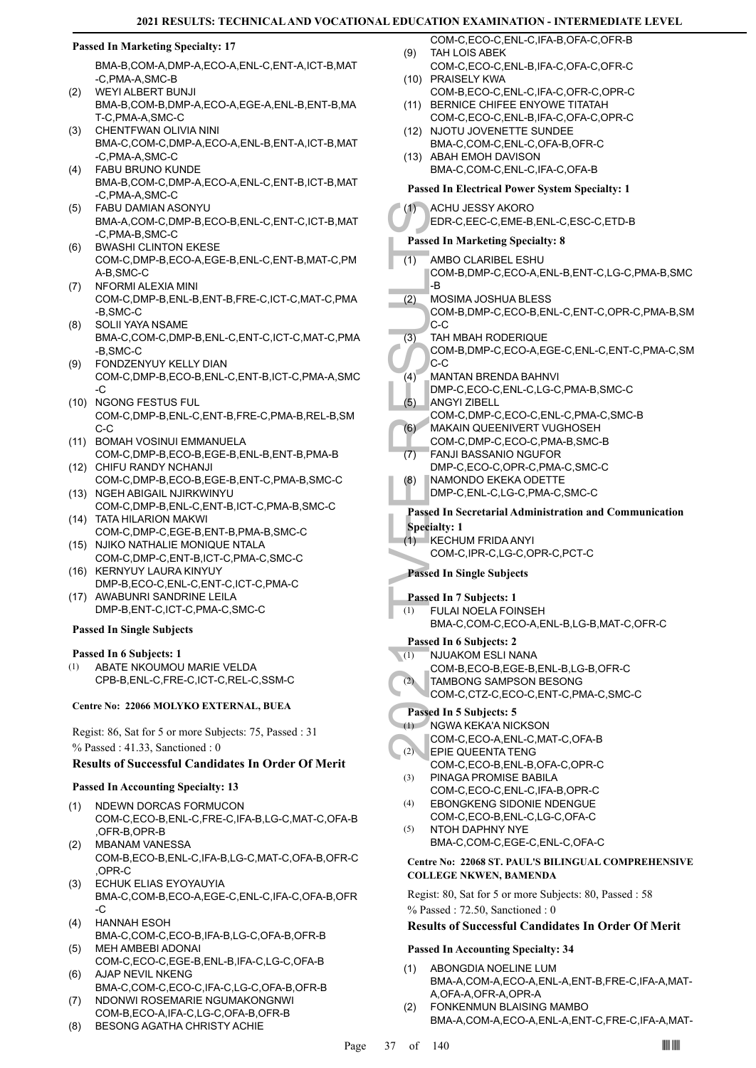**Passed In Marketing Specialty: 17**

BMA-B,COM-A,DMP-A,ECO-A,ENL-C,ENT-A,ICT-B,MAT-C,PMA-A,SMC-B

(2) WEYI ALBERT BUNJI
BMA-B,COM-B,DMP-A,ECO-A,EGE-A,ENL-B,ENT-B,MAT-C,PMA-A,SMC-C

(3) CHENTFWAN OLIVIA NINI
BMA-C,COM-C,DMP-A,ECO-A,ENL-B,ENT-A,ICT-B,MAT-C,PMA-A,SMC-C

(4) FABU BRUNO KUNDE
BMA-B,COM-C,DMP-A,ECO-A,ENL-C,ENT-B,ICT-B,MAT-C,PMA-A,SMC-C

(5) FABU DAMIAN ASONYU
BMA-A,COM-C,DMP-B,ECO-B,ENL-C,ENT-C,ICT-B,MAT-C,PMA-B,SMC-C

(6) BWASHI CLINTON EKESE
COM-C,DMP-B,ECO-A,EGE-B,ENL-C,ENT-B,MAT-C,PMA-B,SMC-C

(7) NFORMI ALEXIA MINI
COM-C,DMP-B,ENL-B,ENT-B,FRE-C,ICT-C,MAT-C,PMA-B,SMC-C

(8) SOLII YAYA NSAME
BMA-C,COM-C,DMP-B,ENL-C,ENT-C,ICT-C,MAT-C,PMA-B,SMC-C

(9) FONDZENYUY KELLY DIAN
COM-C,DMP-B,ECO-B,ENL-C,ENT-B,ICT-C,PMA-A,SMC-C

(10) NGONG FESTUS FUL
COM-C,DMP-B,ENL-C,ENT-B,FRE-C,PMA-B,REL-B,SMC-C

(11) BOMAH VOSINUI EMMANUELA
COM-C,DMP-B,ECO-B,EGE-B,ENL-B,ENT-B,PMA-B

(12) CHIFU RANDY NCHANJI
COM-C,DMP-B,ECO-B,EGE-B,ENT-C,PMA-B,SMC-C

(13) NGEH ABIGAIL NJIRKWINYU
COM-C,DMP-B,ENL-C,ENT-B,ICT-C,PMA-B,SMC-C

(14) TATA HILARION MAKWI
COM-C,DMP-C,EGE-B,ENT-B,PMA-B,SMC-C

(15) NJIKO NATHALIE MONIQUE NTALA
COM-C,DMP-C,ENT-B,ICT-C,PMA-C,SMC-C

(16) KERNYUY LAURA KINYUY
DMP-B,ECO-C,ENL-C,ENT-C,ICT-C,PMA-C

(17) AWABUNRI SANDRINE LEILA
DMP-B,ENT-C,ICT-C,PMA-C,SMC-C

**Passed In Single Subjects**

**Passed In 6 Subjects: 1**

(1) ABATE NKOUMOU MARIE VELDA
CPB-B,ENL-C,FRE-C,ICT-C,REL-C,SSM-C

### Centre No: 22066 MOLYKO EXTERNAL, BUEA

Regist: 86, Sat for 5 or more Subjects: 75, Passed : 31

% Passed : 41.33, Sanctioned : 0

### Results of Successful Candidates In Order Of Merit

**Passed In Accounting Specialty: 13**

(1) NDEWN DORCAS FORMUCON
COM-C,ECO-B,ENL-C,FRE-C,IFA-B,LG-C,MAT-C,OFA-B,OFR-B,OPR-B

(2) MBANAM VANESSA
COM-B,ECO-B,ENL-C,IFA-B,LG-C,MAT-C,OFA-B,OFR-C,OPR-C

(3) ECHUK ELIAS EYOYAUYIA
BMA-C,COM-B,ECO-A,EGE-C,ENL-C,IFA-C,OFA-B,OFR-C

(4) HANNAH ESOH
BMA-C,COM-C,ECO-B,IFA-B,LG-C,OFA-B,OFR-B

(5) MEH AMBEBI ADONAI
COM-C,ECO-C,EGE-B,ENL-B,IFA-C,LG-C,OFA-B

(6) AJAP NEVIL NKENG
BMA-C,COM-C,ECO-C,IFA-C,LG-C,OFA-B,OFR-B

(7) NDONWI ROSEMARIE NGUMAKONGNWI
COM-B,ECO-A,IFA-C,LG-C,OFA-B,OFR-B

(8) BESONG AGATHA CHRISTY ACHIE
COM-C,ECO-C,ENL-C,IFA-B,OFA-C,OFR-B

(9) TAH LOIS ABEK
COM-C,ECO-C,ENL-B,IFA-C,OFA-C,OFR-C

(10) PRAISELY KWA
COM-B,ECO-C,ENL-C,IFA-C,OFR-C,OPR-C

(11) BERNICE CHIFEE ENYOWE TITATAH
COM-C,ECO-C,ENL-B,IFA-C,OFA-C,OPR-C

(12) NJOTU JOVENETTE SUNDEE
BMA-C,COM-C,ENL-C,OFA-B,OFR-C

(13) ABAH EMOH DAVISON
BMA-C,COM-C,ENL-C,IFA-C,OFA-B

**Passed In Electrical Power System Specialty: 1**

(1) ACHU JESSY AKORO
EDR-C,EEC-C,EME-B,ENL-C,ESC-C,ETD-B

**Passed In Marketing Specialty: 8**

(1) AMBO CLARIBEL ESHU
COM-B,DMP-C,ECO-A,ENL-B,ENT-C,LG-C,PMA-B,SMC-B

(2) MOSIMA JOSHUA BLESS
COM-B,DMP-C,ECO-B,ENL-C,ENT-C,OPR-C,PMA-B,SMC-C

(3) TAH MBAH RODERIQUE
COM-B,DMP-C,ECO-A,EGE-C,ENL-C,ENT-C,PMA-C,SMC-C

(4) MANTAN BRENDA BAHNVI
DMP-C,ECO-C,ENL-C,LG-C,PMA-B,SMC-C

(5) ANGYI ZIBELL
COM-C,DMP-C,ECO-C,ENL-C,PMA-C,SMC-B

(6) MAKAIN QUEENIVERT VUGHOSEH
COM-C,DMP-C,ECO-C,PMA-B,SMC-B

(7) FANJI BASSANIO NGUFOR
DMP-C,ECO-C,OPR-C,PMA-C,SMC-C

(8) NAMONDO EKEKA ODETTE
DMP-C,ENL-C,LG-C,PMA-C,SMC-C

**Passed In Secretarial Administration and Communication Specialty: 1**

(1) KECHUM FRIDA ANYI
COM-C,IPR-C,LG-C,OPR-C,PCT-C

**Passed In Single Subjects**

**Passed In 7 Subjects: 1**

(1) FULAI NOELA FOINSEH
BMA-C,COM-C,ECO-A,ENL-B,LG-B,MAT-C,OFR-C

**Passed In 6 Subjects: 2**

(1) NJUAKOM ESLI NANA
COM-B,ECO-B,EGE-B,ENL-B,LG-B,OFR-C

(2) TAMBONG SAMPSON BESONG
COM-C,CTZ-C,ECO-C,ENT-C,PMA-C,SMC-C

**Passed In 5 Subjects: 5**

(1) NGWA KEKA'A NICKSON
COM-C,ECO-A,ENL-C,MAT-C,OFA-B

(2) EPIE QUEENTA TENG
COM-C,ECO-B,ENL-B,OFA-C,OPR-C

(3) PINAGA PROMISE BABILA
COM-C,ECO-C,ENL-C,IFA-B,OPR-C

(4) EBONGKENG SIDONIE NDENGUE
COM-C,ECO-B,ENL-C,LG-C,OFA-C

(5) NTOH DAPHNY NYE
BMA-C,COM-C,EGE-C,ENL-C,OFA-C

### Centre No: 22068 ST. PAUL'S BILINGUAL COMPREHENSIVE COLLEGE NKWEN, BAMENDA

Regist: 80, Sat for 5 or more Subjects: 80, Passed : 58

% Passed : 72.50, Sanctioned : 0

### Results of Successful Candidates In Order Of Merit

**Passed In Accounting Specialty: 34**

(1) ABONGDIA NOELINE LUM
BMA-A,COM-A,ECO-A,ENL-A,ENT-B,FRE-C,IFA-A,MAT-A,OFA-A,OFR-A,OPR-A

(2) FONKENMUN BLAISING MAMBO
BMA-A,COM-A,ECO-A,ENL-A,ENT-C,FRE-C,IFA-A,MAT-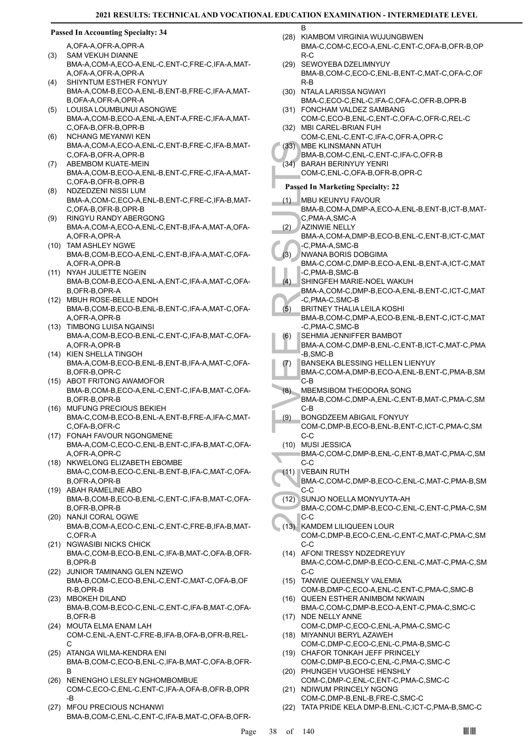### Passed In Accounting Specialty: 34

A,OFA-A,OFR-A,OPR-A

(3) SAM VEKUH DIANNE BMA-A,COM-A,ECO-A,ENL-C,ENT-C,FRE-C,IFA-A,MAT-A,OFA-A,OFR-A,OPR-A
(4) SHIYNTUM ESTHER FONYUY BMA-A,COM-B,ECO-A,ENL-B,ENT-B,FRE-C,IFA-A,MAT-B,OFA-A,OFR-A,OPR-A
(5) LOUISA LOUMBUNUI ASONGWE BMA-A,COM-B,ECO-A,ENL-A,ENT-A,FRE-C,IFA-A,MAT-C,OFA-B,OFR-B,OPR-B
(6) NCHANG MEYANWI KEN BMA-A,COM-A,ECO-A,ENL-C,ENT-B,FRE-C,IFA-B,MAT-C,OFA-B,OFR-A,OPR-B
(7) ABEMBOM KUATE-MEIN BMA-A,COM-B,ECO-A,ENL-B,ENT-C,FRE-C,IFA-A,MAT-C,OFA-B,OFR-B,OPR-B
(8) NDZEDZENI NISSI LUM BMA-A,COM-C,ECO-A,ENL-B,ENT-C,FRE-C,IFA-B,MAT-C,OFA-B,OFR-B,OPR-B
(9) RINGYU RANDY ABERGONG BMA-A,COM-A,ECO-A,ENL-C,ENT-B,IFA-A,MAT-A,OFA-A,OFR-A,OPR-A
(10) TAM ASHLEY NGWE BMA-B,COM-B,ECO-A,ENL-C,ENT-B,IFA-A,MAT-C,OFA-A,OFR-A,OPR-B
(11) NYAH JULIETTE NGEIN BMA-B,COM-B,ECO-A,ENL-A,ENT-C,IFA-A,MAT-C,OFA-B,OFR-B,OPR-A
(12) MBUH ROSE-BELLE NDOH BMA-B,COM-B,ECO-B,ENL-B,ENT-C,IFA-A,MAT-C,OFA-A,OFR-A,OPR-B
(13) TIMBONG LUISA NGAINSI BMA-A,COM-B,ECO-B,ENL-C,ENT-C,IFA-B,MAT-C,OFA-A,OFR-A,OPR-B
(14) KIEN SHELLA TINGOH BMA-A,COM-B,ECO-B,ENL-B,ENT-B,IFA-A,MAT-C,OFA-B,OFR-B,OPR-C
(15) ABOT FRITONG AWAMOFOR BMA-B,COM-B,ECO-A,ENL-C,ENT-C,IFA-B,MAT-C,OFA-B,OFR-B,OPR-B
(16) MUFUNG PRECIOUS BEKIEH BMA-C,COM-B,ECO-B,ENL-A,ENT-B,FRE-A,IFA-C,MAT-C,OFA-B,OFR-C
(17) FONAH FAVOUR NGONGMENE BMA-A,COM-C,ECO-C,ENL-B,ENT-C,IFA-B,MAT-C,OFA-A,OFR-A,OPR-C
(18) NKWELONG ELIZABETH EBOMBE BMA-C,COM-B,ECO-C,ENL-B,ENT-B,IFA-C,MAT-C,OFA-B,OFR-A,OPR-B
(19) ABAH RAMELINE ABO BMA-B,COM-B,ECO-B,ENL-C,ENT-C,IFA-B,MAT-C,OFA-B,OFR-B,OPR-B
(20) NANJI CORAL OGWE BMA-B,COM-A,ECO-C,ENL-C,ENT-C,FRE-B,IFA-B,MAT-C,OFR-A
(21) NGWASIBI NICKS CHICK BMA-C,COM-B,ECO-B,ENL-C,IFA-B,MAT-C,OFA-B,OFR-B,OPR-B
(22) JUNIOR TAMINANG GLEN NZEWO BMA-B,COM-C,ECO-B,ENL-C,ENT-C,MAT-C,OFA-B,OFR-B,OPR-B
(23) MBOKEH DILAND BMA-B,COM-B,ECO-C,ENL-C,ENT-C,IFA-B,MAT-C,OFA-B,OFR-B
(24) MOUTA ELMA ENAM LAH COM-C,ENL-A,ENT-C,FRE-B,IFA-B,OFA-B,OFR-B,REL-C
(25) ATANGA WILMA-KENDRA ENI BMA-B,COM-C,ECO-B,ENL-C,IFA-B,MAT-C,OFA-B,OFR-B
(26) NENENGHO LESLEY NGHOMBOMBUE COM-C,ECO-C,ENL-C,ENT-C,IFA-A,OFA-B,OFR-B,OPR-B
(27) MFOU PRECIOUS NCHANWI BMA-B,COM-C,ENL-C,ENT-C,IFA-B,MAT-C,OFA-B,OFR-B
(28) KIAMBOM VIRGINIA WUJUNGBWEN BMA-C,COM-C,ECO-A,ENL-C,ENT-C,OFA-B,OFR-B,OPR-C
(29) SEWOYEBA DZELIMNYUY BMA-B,COM-C,ECO-C,ENL-B,ENT-C,MAT-C,OFA-C,OFR-B
(30) NTALA LARISSA NGWAYI BMA-C,ECO-C,ENL-C,IFA-C,OFA-C,OFR-B,OPR-B
(31) FONCHAM VALDEZ SAMBANG COM-C,ECO-B,ENL-C,ENT-C,OFA-C,OFR-C,REL-C
(32) MBI CAREL-BRIAN FUH COM-C,ENL-C,ENT-C,IFA-C,OFR-A,OPR-C
(33) MBE KLINSMANN ATUH BMA-B,COM-C,ENL-C,ENT-C,IFA-C,OFR-B
(34) BARAH BERINYUY YENRI COM-C,ENL-C,OFA-B,OFR-B,OPR-C

### Passed In Marketing Specialty: 22

(1) MBU KEUNYU FAVOUR BMA-B,COM-A,DMP-A,ECO-A,ENL-B,ENT-B,ICT-B,MAT-C,PMA-A,SMC-A
(2) AZINWIE NELLY BMA-A,COM-A,DMP-B,ECO-B,ENL-C,ENT-B,ICT-C,MAT-C,PMA-A,SMC-B
(3) NWANA BORIS DOBGIMA BMA-C,COM-C,DMP-B,ECO-A,ENL-B,ENT-A,ICT-C,MAT-C,PMA-B,SMC-B
(4) SHINGFEH MARIE-NOEL WAKUH BMA-A,COM-C,DMP-B,ECO-A,ENL-B,ENT-C,ICT-C,MAT-C,PMA-C,SMC-B
(5) BRITNEY THALIA LEILA KOSHI BMA-B,COM-C,DMP-A,ECO-B,ENL-B,ENT-C,ICT-C,MAT-C,PMA-C,SMC-B
(6) SEHMIA JENNIFFER BAMBOT BMA-A,COM-C,DMP-B,ENL-C,ENT-B,ICT-C,MAT-C,PMA-B,SMC-B
(7) BANSEKA BLESSING HELLEN LIENYUY BMA-C,COM-A,DMP-B,ECO-A,ENL-B,ENT-C,PMA-B,SMC-B
(8) MBEMSIBOM THEODORA SONG BMA-B,COM-C,DMP-A,ENL-C,ENT-B,MAT-C,PMA-C,SMC-B
(9) BONGDZEEM ABIGAIL FONYUY COM-C,DMP-B,ECO-B,ENL-B,ENT-C,ICT-C,PMA-C,SMC-C
(10) MUSI JESSICA BMA-C,COM-C,DMP-B,ENL-C,ENT-B,MAT-C,PMA-C,SMC-C
(11) VEBAIN RUTH BMA-C,COM-C,DMP-B,ECO-C,ENL-C,MAT-C,PMA-B,SMC-C
(12) SUNJO NOELLA MONYUYTA-AH BMA-C,COM-C,DMP-B,ECO-C,ENL-C,ENT-C,PMA-C,SMC-C
(13) KAMDEM LILIQUEEN LOUR COM-C,DMP-B,ECO-C,ENL-C,ENT-C,MAT-C,PMA-C,SMC-C
(14) AFONI TRESSY NDZEDREYUY BMA-C,COM-C,DMP-B,ECO-C,ENL-C,MAT-C,PMA-C,SMC-C
(15) TANWIE QUEENSLY VALEMIA COM-B,DMP-C,ECO-A,ENL-C,ENT-C,PMA-C,SMC-B
(16) QUEEN ESTHER ANIMBOM NKWAIN BMA-C,COM-C,DMP-B,ECO-A,ENT-C,PMA-C,SMC-C
(17) NDE NELLY ANNE COM-C,DMP-C,ECO-C,ENL-A,PMA-C,SMC-C
(18) MIYANNUI BERYL AZAWEH COM-C,DMP-C,ECO-C,ENL-C,PMA-B,SMC-C
(19) CHAFOR TONKAH JEFF PRINCELY COM-C,DMP-B,ECO-C,ENL-C,PMA-C,SMC-C
(20) PHUNGEH VUGOHSE HENSHLY COM-C,DMP-C,ENL-C,ENT-C,PMA-C,SMC-C
(21) NDIWUM PRINCELY NGONG COM-C,DMP-B,ENL-B,FRE-C,SMC-C
(22) TATA PRIDE KELA DMP-B,ENL-C,ICT-C,PMA-B,SMC-C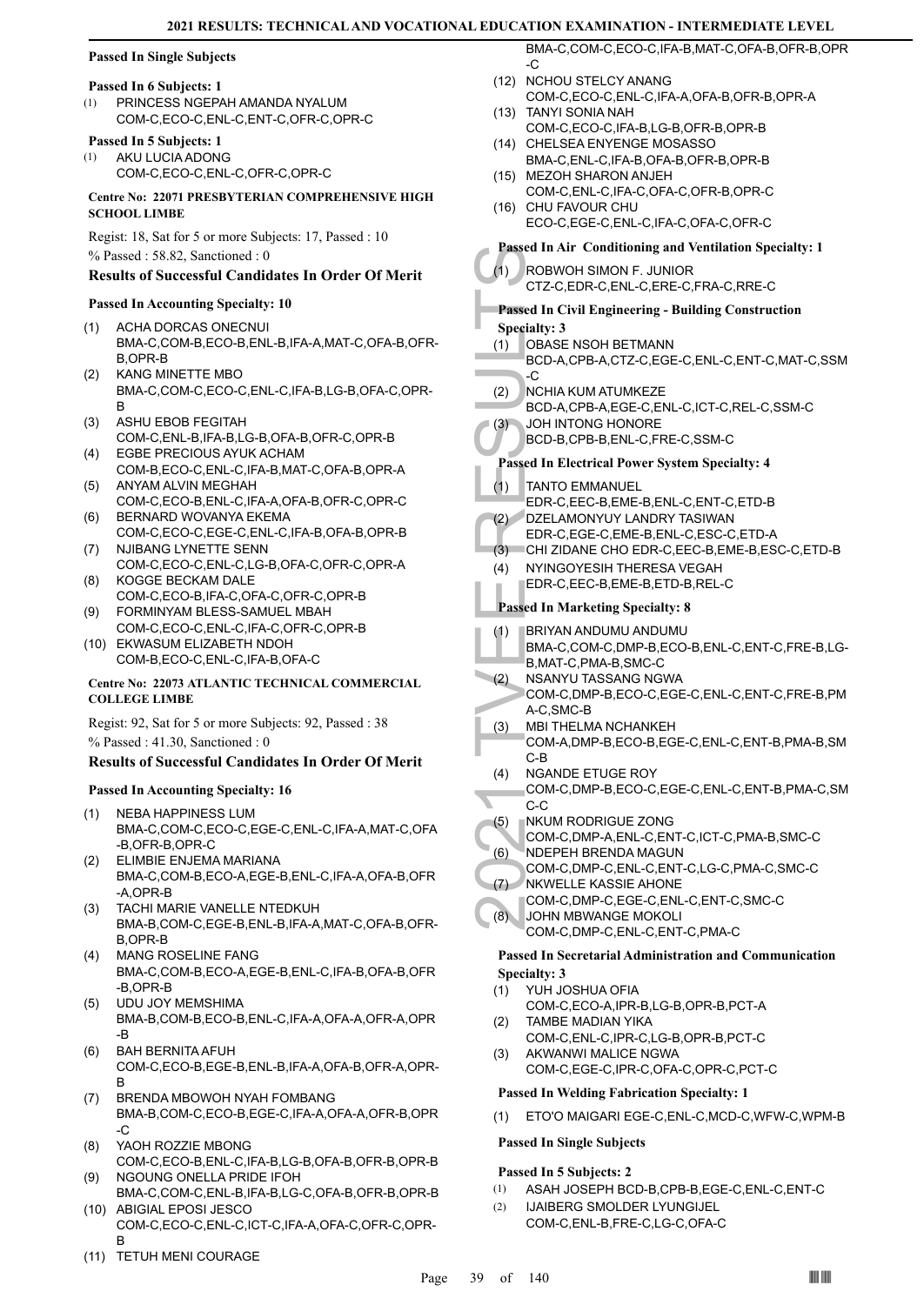#### Passed In Single Subjects

**Passed In 6 Subjects: 1**

(1) PRINCESS NGEPAH AMANDA NYALUM
COM-C,ECO-C,ENL-C,ENT-C,OFR-C,OPR-C

**Passed In 5 Subjects: 1**

(1) AKU LUCIA ADONG
COM-C,ECO-C,ENL-C,OFR-C,OPR-C

### Centre No: 22071 PRESBYTERIAN COMPREHENSIVE HIGH SCHOOL LIMBE

Regist: 18, Sat for 5 or more Subjects: 17, Passed : 10
% Passed : 58.82, Sanctioned : 0

### Results of Successful Candidates In Order Of Merit

#### Passed In Accounting Specialty: 10

(1) ACHA DORCAS ONECNUI
BMA-C,COM-B,ECO-B,ENL-B,IFA-A,MAT-C,OFA-B,OFR-B,OPR-B
(2) KANG MINETTE MBO
BMA-C,COM-C,ECO-C,ENL-C,IFA-B,LG-B,OFA-C,OPR-B
(3) ASHU EBOB FEGITAH
COM-C,ENL-B,IFA-B,LG-B,OFA-B,OFR-C,OPR-B
(4) EGBE PRECIOUS AYUK ACHAM
COM-B,ECO-C,ENL-C,IFA-B,MAT-C,OFA-B,OPR-A
(5) ANYAM ALVIN MEGHAH
COM-C,ECO-B,ENL-C,IFA-A,OFA-B,OFR-C,OPR-C
(6) BERNARD WOVANYA EKEMA
COM-C,ECO-C,EGE-C,ENL-C,IFA-B,OFA-B,OPR-B
(7) NJIBANG LYNETTE SENN
COM-C,ECO-C,ENL-C,LG-B,OFA-C,OFR-C,OPR-A
(8) KOGGE BECKAM DALE
COM-C,ECO-B,IFA-C,OFA-C,OFR-C,OPR-B
(9) FORMINYAM BLESS-SAMUEL MBAH
COM-C,ECO-C,ENL-C,IFA-C,OFR-C,OPR-B
(10) EKWASUM ELIZABETH NDOH
COM-B,ECO-C,ENL-C,IFA-B,OFA-C

### Centre No: 22073 ATLANTIC TECHNICAL COMMERCIAL COLLEGE LIMBE

Regist: 92, Sat for 5 or more Subjects: 92, Passed : 38
% Passed : 41.30, Sanctioned : 0

### Results of Successful Candidates In Order Of Merit

#### Passed In Accounting Specialty: 16

(1) NEBA HAPPINESS LUM
BMA-C,COM-C,ECO-C,EGE-C,ENL-C,IFA-A,MAT-C,OFA-B,OFR-B,OPR-C
(2) ELIMBIE ENJEMA MARIANA
BMA-C,COM-B,ECO-A,EGE-B,ENL-C,IFA-A,OFA-B,OFR-A,OPR-B
(3) TACHI MARIE VANELLE NTEDKUH
BMA-B,COM-C,EGE-B,ENL-B,IFA-A,MAT-C,OFA-B,OFR-B,OPR-B
(4) MANG ROSELINE FANG
BMA-C,COM-B,ECO-A,EGE-B,ENL-C,IFA-B,OFA-B,OFR-B,OPR-B
(5) UDU JOY MEMSHIMA
BMA-B,COM-B,ECO-B,ENL-C,IFA-A,OFA-A,OFR-A,OPR-B
(6) BAH BERNITA AFUH
COM-C,ECO-B,EGE-B,ENL-B,IFA-A,OFA-B,OFR-A,OPR-B
(7) BRENDA MBOWOH NYAH FOMBANG
BMA-B,COM-C,ECO-B,EGE-C,IFA-A,OFA-A,OFR-B,OPR-C
(8) YAOH ROZZIE MBONG
COM-C,ECO-B,ENL-C,IFA-B,LG-B,OFA-B,OFR-B,OPR-B
(9) NGOUNG ONELLA PRIDE IFOH
BMA-C,COM-C,ENL-B,IFA-B,LG-C,OFA-B,OFR-B,OPR-B
(10) ABIGIAL EPOSI JESCO
COM-C,ECO-C,ENL-C,ICT-C,IFA-A,OFA-C,OFR-C,OPR-B
(11) TETUH MENI COURAGE
BMA-C,COM-C,ECO-C,IFA-B,MAT-C,OFA-B,OFR-B,OPR-C
(12) NCHOU STELCY ANANG
COM-C,ECO-C,ENL-C,IFA-A,OFA-B,OFR-B,OPR-A
(13) TANYI SONIA NAH
COM-C,ECO-C,IFA-B,LG-B,OFR-B,OPR-B
(14) CHELSEA ENYENGE MOSASSO
BMA-C,ENL-C,IFA-B,OFA-B,OFR-B,OPR-B
(15) MEZOH SHARON ANJEH
COM-C,ENL-C,IFA-C,OFA-C,OFR-B,OPR-C
(16) CHU FAVOUR CHU
ECO-C,EGE-C,ENL-C,IFA-C,OFA-C,OFR-C

#### Passed In Air Conditioning and Ventilation Specialty: 1

(1) ROBWOH SIMON F. JUNIOR
CTZ-C,EDR-C,ENL-C,ERE-C,FRA-C,RRE-C

#### Passed In Civil Engineering - Building Construction Specialty: 3

(1) OBASE NSOH BETMANN
BCD-A,CPB-A,CTZ-C,EGE-C,ENL-C,ENT-C,MAT-C,SSM-C
(2) NCHIA KUM ATUMKEZE
BCD-A,CPB-A,EGE-C,ENL-C,ICT-C,REL-C,SSM-C
(3) JOH INTONG HONORE
BCD-B,CPB-B,ENL-C,FRE-C,SSM-C

#### Passed In Electrical Power System Specialty: 4

(1) TANTO EMMANUEL
EDR-C,EEC-B,EME-B,ENL-C,ENT-C,ETD-B
(2) DZELAMONYUY LANDRY TASIWAN
EDR-C,EGE-C,EME-B,ENL-C,ESC-C,ETD-A
(3) CHI ZIDANE CHO EDR-C,EEC-B,EME-B,ESC-C,ETD-B
(4) NYINGOYESIH THERESA VEGAH
EDR-C,EEC-B,EME-B,ETD-B,REL-C

#### Passed In Marketing Specialty: 8

(1) BRIYAN ANDUMU ANDUMU
BMA-C,COM-C,DMP-B,ECO-B,ENL-C,ENT-C,FRE-B,LG-B,MAT-C,PMA-B,SMC-C
(2) NSANYU TASSANG NGWA
COM-C,DMP-B,ECO-C,EGE-C,ENL-C,ENT-C,FRE-B,PMA-C,SMC-B
(3) MBI THELMA NCHANKEH
COM-A,DMP-B,ECO-B,EGE-C,ENL-C,ENT-B,PMA-B,SMC-B
(4) NGANDE ETUGE ROY
COM-C,DMP-B,ECO-C,EGE-C,ENL-C,ENT-B,PMA-C,SMC-C
(5) NKUM RODRIGUE ZONG
COM-C,DMP-A,ENL-C,ENT-C,ICT-C,PMA-B,SMC-C
(6) NDEPEH BRENDA MAGUN
COM-C,DMP-C,ENL-C,ENT-C,LG-C,PMA-C,SMC-C
(7) NKWELLE KASSIE AHONE
COM-C,DMP-C,EGE-C,ENL-C,ENT-C,SMC-C
(8) JOHN MBWANGE MOKOLI
COM-C,DMP-C,ENL-C,ENT-C,PMA-C

#### Passed In Secretarial Administration and Communication Specialty: 3

(1) YUH JOSHUA OFIA
COM-C,ECO-A,IPR-B,LG-B,OPR-B,PCT-A
(2) TAMBE MADIAN YIKA
COM-C,ENL-C,IPR-C,LG-B,OPR-B,PCT-C
(3) AKWANWI MALICE NGWA
COM-C,EGE-C,IPR-C,OFA-C,OPR-C,PCT-C

#### Passed In Welding Fabrication Specialty: 1

(1) ETO'O MAIGARI EGE-C,ENL-C,MCD-C,WFW-C,WPM-B

#### Passed In Single Subjects

**Passed In 5 Subjects: 2**

(1) ASAH JOSEPH BCD-B,CPB-B,EGE-C,ENL-C,ENT-C
(2) IJAIBERG SMOLDER LYUNGIJEL
COM-C,ENL-B,FRE-C,LG-C,OFA-C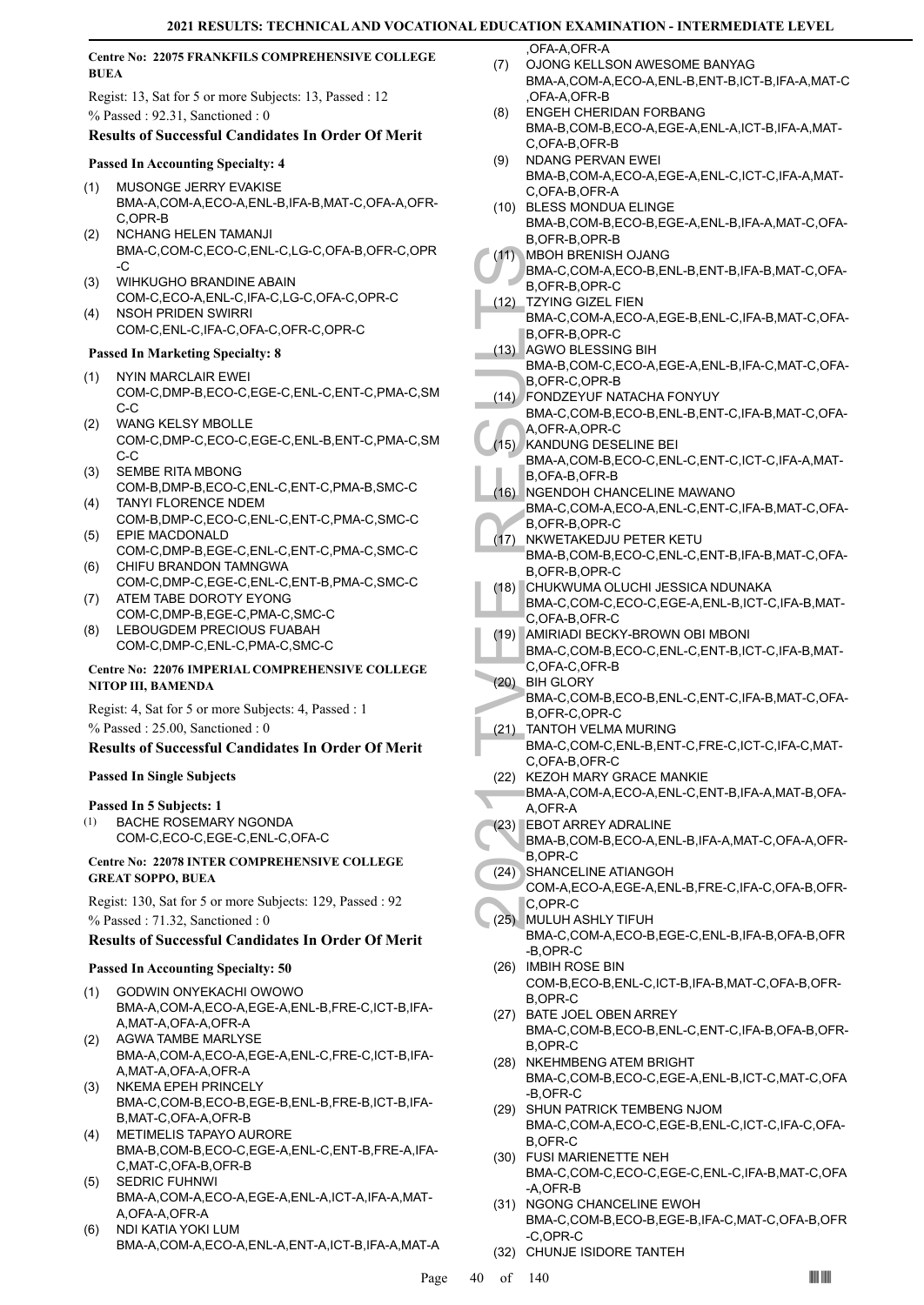**Centre No: 22075 FRANKFILS COMPREHENSIVE COLLEGE BUEA**

Regist: 13, Sat for 5 or more Subjects: 13, Passed : 12

% Passed : 92.31, Sanctioned : 0

### Results of Successful Candidates In Order Of Merit

#### Passed In Accounting Specialty: 4

(1) MUSONGE JERRY EVAKISE
BMA-A,COM-A,ECO-A,ENL-B,IFA-B,MAT-C,OFA-A,OFR-C,OPR-B
(2) NCHANG HELEN TAMANJI
BMA-C,COM-C,ECO-C,ENL-C,LG-C,OFA-B,OFR-C,OPR-C
(3) WIHKUGHO BRANDINE ABAIN
COM-C,ECO-A,ENL-C,IFA-C,LG-C,OFA-C,OPR-C
(4) NSOH PRIDEN SWIRRI
COM-C,ENL-C,IFA-C,OFA-C,OFR-C,OPR-C

#### Passed In Marketing Specialty: 8

(1) NYIN MARCLAIR EWEI
COM-C,DMP-B,ECO-C,EGE-C,ENL-C,ENT-C,PMA-C,SMC-C
(2) WANG KELSY MBOLLE
COM-C,DMP-C,ECO-C,EGE-C,ENL-B,ENT-C,PMA-C,SMC-C
(3) SEMBE RITA MBONG
COM-B,DMP-B,ECO-C,ENL-C,ENT-C,PMA-B,SMC-C
(4) TANYI FLORENCE NDEM
COM-B,DMP-C,ECO-C,ENL-C,ENT-C,PMA-C,SMC-C
(5) EPIE MACDONALD
COM-C,DMP-B,EGE-C,ENL-C,ENT-C,PMA-C,SMC-C
(6) CHIFU BRANDON TAMNGWA
COM-C,DMP-C,EGE-C,ENL-C,ENT-B,PMA-C,SMC-C
(7) ATEM TABE DOROTY EYONG
COM-C,DMP-B,EGE-C,PMA-C,SMC-C
(8) LEBOUGDEM PRECIOUS FUABAH
COM-C,DMP-C,ENL-C,PMA-C,SMC-C

**Centre No: 22076 IMPERIAL COMPREHENSIVE COLLEGE NITOP III, BAMENDA**

Regist: 4, Sat for 5 or more Subjects: 4, Passed : 1

% Passed : 25.00, Sanctioned : 0

### Results of Successful Candidates In Order Of Merit

#### Passed In Single Subjects

**Passed In 5 Subjects: 1**

(1) BACHE ROSEMARY NGONDA
COM-C,ECO-C,EGE-C,ENL-C,OFA-C

**Centre No: 22078 INTER COMPREHENSIVE COLLEGE GREAT SOPPO, BUEA**

Regist: 130, Sat for 5 or more Subjects: 129, Passed : 92

% Passed : 71.32, Sanctioned : 0

### Results of Successful Candidates In Order Of Merit

#### Passed In Accounting Specialty: 50

(1) GODWIN ONYEKACHI OWOWO
BMA-A,COM-A,ECO-A,EGE-A,ENL-B,FRE-C,ICT-B,IFA-A,MAT-A,OFA-A,OFR-A
(2) AGWA TAMBE MARLYSE
BMA-A,COM-A,ECO-A,EGE-A,ENL-C,FRE-C,ICT-B,IFA-A,MAT-A,OFA-A,OFR-A
(3) NKEMA EPEH PRINCELY
BMA-C,COM-B,ECO-B,EGE-B,ENL-B,FRE-B,ICT-B,IFA-B,MAT-C,OFA-A,OFR-B
(4) METIMELIS TAPAYO AURORE
BMA-B,COM-B,ECO-C,EGE-A,ENL-C,ENT-B,FRE-A,IFA-C,MAT-C,OFA-B,OFR-B
(5) SEDRIC FUHNWI
BMA-A,COM-A,ECO-A,EGE-A,ENL-A,ICT-A,IFA-A,MAT-A,OFA-A,OFR-A
(6) NDI KATIA YOKI LUM
BMA-A,COM-A,ECO-A,ENL-A,ENT-A,ICT-B,IFA-A,MAT-A,OFA-A,OFR-A
(7) OJONG KELLSON AWESOME BANYAG
BMA-A,COM-A,ECO-A,ENL-B,ENT-B,ICT-B,IFA-A,MAT-C,OFA-A,OFR-B
(8) ENGEH CHERIDAN FORBANG
BMA-B,COM-B,ECO-A,EGE-A,ENL-A,ICT-B,IFA-A,MAT-C,OFA-B,OFR-B
(9) NDANG PERVAN EWEI
BMA-B,COM-A,ECO-A,EGE-A,ENL-C,ICT-C,IFA-A,MAT-C,OFA-B,OFR-A
(10) BLESS MONDUA ELINGE
BMA-B,COM-B,ECO-B,EGE-A,ENL-B,IFA-A,MAT-C,OFA-B,OFR-B,OPR-B
(11) MBOH BRENISH OJANG
BMA-C,COM-A,ECO-B,ENL-B,ENT-B,IFA-B,MAT-C,OFA-B,OFR-B,OPR-C
(12) TZYING GIZEL FIEN
BMA-C,COM-A,ECO-A,EGE-B,ENL-C,IFA-B,MAT-C,OFA-B,OFR-B,OPR-C
(13) AGWO BLESSING BIH
BMA-B,COM-C,ECO-A,EGE-A,ENL-B,IFA-C,MAT-C,OFA-B,OFR-C,OPR-B
(14) FONDZEYUF NATACHA FONYUY
BMA-C,COM-B,ECO-B,ENL-B,ENT-C,IFA-B,MAT-C,OFA-A,OFR-A,OPR-C
(15) KANDUNG DESELINE BEI
BMA-A,COM-B,ECO-C,ENL-C,ENT-C,ICT-C,IFA-A,MAT-B,OFA-B,OFR-B
(16) NGENDOH CHANCELINE MAWANO
BMA-C,COM-A,ECO-A,ENL-C,ENT-C,IFA-B,MAT-C,OFA-B,OFR-B,OPR-C
(17) NKWETAKEDJU PETER KETU
BMA-B,COM-B,ECO-C,ENL-C,ENT-B,IFA-B,MAT-C,OFA-B,OFR-B,OPR-C
(18) CHUKWUMA OLUCHI JESSICA NDUNAKA
BMA-C,COM-C,ECO-C,EGE-A,ENL-B,ICT-C,IFA-B,MAT-C,OFA-B,OFR-C
(19) AMIRIADI BECKY-BROWN OBI MBONI
BMA-C,COM-B,ECO-C,ENL-C,ENT-B,ICT-C,IFA-B,MAT-C,OFA-C,OFR-B
(20) BIH GLORY
BMA-C,COM-B,ECO-B,ENL-C,ENT-C,IFA-B,MAT-C,OFA-B,OFR-C,OPR-C
(21) TANTOH VELMA MURING
BMA-C,COM-C,ENL-B,ENT-C,FRE-C,ICT-C,IFA-C,MAT-C,OFA-B,OFR-C
(22) KEZOH MARY GRACE MANKIE
BMA-A,COM-A,ECO-A,ENL-C,ENT-B,IFA-A,MAT-B,OFA-A,OFR-A
(23) EBOT ARREY ADRALINE
BMA-B,COM-B,ECO-A,ENL-B,IFA-A,MAT-C,OFA-A,OFR-B,OPR-C
(24) SHANCELINE ATIANGOH
COM-A,ECO-A,EGE-A,ENL-B,FRE-C,IFA-C,OFA-B,OFR-C,OPR-C
(25) MULUH ASHLY TIFUH
BMA-C,COM-A,ECO-B,EGE-C,ENL-B,IFA-B,OFA-B,OFR-B,OPR-C
(26) IMBIH ROSE BIN
COM-B,ECO-B,ENL-C,ICT-B,IFA-B,MAT-C,OFA-B,OFR-B,OPR-C
(27) BATE JOEL OBEN ARREY
BMA-C,COM-B,ECO-B,ENL-C,ENT-C,IFA-B,OFA-B,OFR-B,OPR-C
(28) NKEHMBENG ATEM BRIGHT
BMA-C,COM-B,ECO-C,EGE-A,ENL-B,ICT-C,MAT-C,OFA-B,OFR-C
(29) SHUN PATRICK TEMBENG NJOM
BMA-C,COM-A,ECO-C,EGE-B,ENL-C,ICT-C,IFA-C,OFA-B,OFR-C
(30) FUSI MARIENETTE NEH
BMA-C,COM-C,ECO-C,EGE-C,ENL-C,IFA-B,MAT-C,OFA-A,OFR-B
(31) NGONG CHANCELINE EWOH
BMA-C,COM-B,ECO-B,EGE-B,IFA-C,MAT-C,OFA-B,OFR-C,OPR-C
(32) CHUNJE ISIDORE TANTEH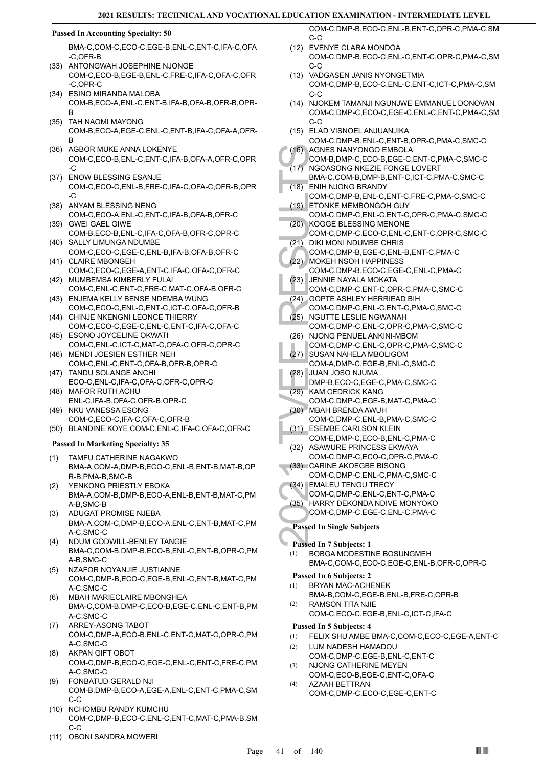### Passed In Accounting Specialty: 50

BMA-C,COM-C,ECO-C,EGE-B,ENL-C,ENT-C,IFA-C,OFA-C,OFR-B

(33) ANTONGWAH JOSEPHINE NJONGE
COM-C,ECO-B,EGE-B,ENL-C,FRE-C,IFA-C,OFA-C,OFR-C,OPR-C

(34) ESINO MIRANDA MALOBA
COM-B,ECO-A,ENL-C,ENT-B,IFA-B,OFA-B,OFR-B,OPR-B

(35) TAH NAOMI MAYONG
COM-B,ECO-A,EGE-C,ENL-C,ENT-B,IFA-C,OFA-A,OFR-B

(36) AGBOR MUKE ANNA LOKENYE
COM-C,ECO-B,ENL-C,ENT-C,IFA-B,OFA-A,OFR-C,OPR-C

(37) ENOW BLESSING ESANJE
COM-C,ECO-C,ENL-B,FRE-C,IFA-C,OFA-C,OFR-B,OPR-C

(38) ANYAM BLESSING NENG
COM-C,ECO-A,ENL-C,ENT-C,IFA-B,OFA-B,OFR-C

(39) GWEI GAEL GIWE
COM-B,ECO-B,ENL-C,IFA-C,OFA-B,OFR-C,OPR-C

(40) SALLY LIMUNGA NDUMBE
COM-C,ECO-C,EGE-C,ENL-B,IFA-B,OFA-B,OFR-C

(41) CLAIRE MBONGEH
COM-C,ECO-C,EGE-A,ENT-C,IFA-C,OFA-C,OFR-C

(42) MUMBEMSA KIMBERLY FULAI
COM-C,ENL-C,ENT-C,FRE-C,MAT-C,OFA-B,OFR-C

(43) ENJEMA KELLY BENSE NDEMBA WUNG
COM-C,ECO-C,ENL-C,ENT-C,ICT-C,OFA-C,OFR-B

(44) CHINJE NKENGNI LEONCE THIERRY
COM-C,ECO-C,EGE-C,ENL-C,ENT-C,IFA-C,OFA-C

(45) ESONO JOYCELINE OKWATI
COM-C,ENL-C,ICT-C,MAT-C,OFA-C,OFR-C,OPR-C

(46) MENDI JOESIEN ESTHER NEH
COM-C,ENL-C,ENT-C,OFA-B,OFR-B,OPR-C

(47) TANDU SOLANGE ANCHI
ECO-C,ENL-C,IFA-C,OFA-C,OFR-C,OPR-C

(48) MAFOR RUTH ACHU
ENL-C,IFA-B,OFA-C,OFR-B,OPR-C

(49) NKU VANESSA ESONG
COM-C,ECO-C,IFA-C,OFA-C,OFR-B

(50) BLANDINE KOYE COM-C,ENL-C,IFA-C,OFA-C,OFR-C

### Passed In Marketing Specialty: 35

(1) TAMFU CATHERINE NAGAKWO
BMA-A,COM-A,DMP-B,ECO-C,ENL-B,ENT-B,MAT-B,OPR-B,PMA-B,SMC-B

(2) YENKONG PRIESTLY EBOKA
BMA-A,COM-B,DMP-B,ECO-A,ENL-B,ENT-B,MAT-C,PMA-B,SMC-B

(3) ADUGAT PROMISE NJEBA
BMA-A,COM-C,DMP-B,ECO-A,ENL-C,ENT-B,MAT-C,PMA-C,SMC-C

(4) NDUM GODWILL-BENLEY TANGIE
BMA-C,COM-B,DMP-B,ECO-B,ENL-C,ENT-B,OPR-C,PMA-B,SMC-C

(5) NZAFOR NOYANJIE JUSTIANNE
COM-C,DMP-B,ECO-C,EGE-B,ENL-C,ENT-B,MAT-C,PMA-C,SMC-C

(6) MBAH MARIECLAIRE MBONGHEA
BMA-C,COM-B,DMP-C,ECO-B,EGE-C,ENL-C,ENT-B,PMA-C,SMC-C

(7) ARREY-ASONG TABOT
COM-C,DMP-A,ECO-B,ENL-C,ENT-C,MAT-C,OPR-C,PMA-C,SMC-C

(8) AKPAN GIFT OBOT
COM-C,DMP-B,ECO-C,EGE-C,ENL-C,ENT-C,FRE-C,PMA-C,SMC-C

(9) FONBATUD GERALD NJI
COM-B,DMP-B,ECO-A,EGE-A,ENL-C,ENT-C,PMA-C,SMC-C

(10) NCHOMBU RANDY KUMCHU
COM-C,DMP-B,ECO-C,ENL-C,ENT-C,MAT-C,PMA-B,SMC-C

(11) OBONI SANDRA MOWERI
COM-C,DMP-B,ECO-C,ENL-B,ENT-C,OPR-C,PMA-C,SMC-C

(12) EVENYE CLARA MONDOA
COM-C,DMP-B,ECO-C,ENL-C,ENT-C,OPR-C,PMA-C,SMC-C

(13) VADGASEN JANIS NYONGETMIA
COM-C,DMP-B,ECO-C,ENL-C,ENT-C,ICT-C,PMA-C,SMC-C

(14) NJOKEM TAMANJI NGUNJWE EMMANUEL DONOVAN
COM-C,DMP-C,ECO-C,EGE-C,ENL-C,ENT-C,PMA-C,SMC-C

(15) ELAD VISNOEL ANJUANJIKA
COM-C,DMP-B,ENL-C,ENT-B,OPR-C,PMA-C,SMC-C

(16) AGNES NANYONGO EMBOLA
COM-B,DMP-C,ECO-B,EGE-C,ENT-C,PMA-C,SMC-C

(17) NGOASONG NKEZIE FONGE LOVERT
BMA-C,COM-B,DMP-B,ENT-C,ICT-C,PMA-C,SMC-C

(18) ENIH NJONG BRANDY
COM-C,DMP-B,ENL-C,ENT-C,FRE-C,PMA-C,SMC-C

(19) ETONKE MEMBONGOH GUY
COM-C,DMP-C,ENL-C,ENT-C,OPR-C,PMA-C,SMC-C

(20) KOGGE BLESSING MENONE
COM-C,DMP-C,ECO-C,ENL-C,ENT-C,OPR-C,SMC-C

(21) DIKI MONI NDUMBE CHRIS
COM-C,DMP-B,EGE-C,ENL-B,ENT-C,PMA-C

(22) MOKEH NSOH HAPPINESS
COM-C,DMP-B,ECO-C,EGE-C,ENL-C,PMA-C

(23) JENNIE NAYALA MOKATA
COM-C,DMP-C,ENT-C,OPR-C,PMA-C,SMC-C

(24) GOPTE ASHLEY HERRIEAD BIH
COM-C,DMP-C,ENL-C,ENT-C,PMA-C,SMC-C

(25) NGUTTE LESLIE NGWANAH
COM-C,DMP-C,ENL-C,OPR-C,PMA-C,SMC-C

(26) NJONG PENUEL ANKINI-MBOM
COM-C,DMP-C,ENL-C,OPR-C,PMA-C,SMC-C

(27) SUSAN NAHELA MBOLIGOM
COM-A,DMP-C,EGE-B,ENL-C,SMC-C

(28) JUAN JOSO NJUMA
DMP-B,ECO-C,EGE-C,PMA-C,SMC-C

(29) KAM CEDRICK KANG
COM-C,DMP-C,EGE-B,MAT-C,PMA-C

(30) MBAH BRENDA AWUH
COM-C,DMP-C,ENL-B,PMA-C,SMC-C

(31) ESEMBE CARLSON KLEIN
COM-E,DMP-C,ECO-B,ENL-C,PMA-C

(32) ASAWURE PRINCESS EKWAYA
COM-C,DMP-C,ECO-C,OPR-C,PMA-C

(33) CARINE AKOEGBE BISONG
COM-C,DMP-C,ENL-C,PMA-C,SMC-C

(34) EMALEU TENGU TRECY
COM-C,DMP-C,ENL-C,ENT-C,PMA-C

(35) HARRY DEKONDA NDIVE MONYOKO
COM-C,DMP-C,EGE-C,ENL-C,PMA-C

### Passed In Single Subjects

#### Passed In 7 Subjects: 1

(1) BOBGA MODESTINE BOSUNGMEH
BMA-C,COM-C,ECO-C,EGE-C,ENL-B,OFR-C,OPR-C

#### Passed In 6 Subjects: 2

(1) BRYAN MAC-ACHENEK
BMA-B,COM-C,EGE-B,ENL-B,FRE-C,OPR-B

(2) RAMSON TITA NJIE
COM-C,ECO-C,EGE-B,ENL-C,ICT-C,IFA-C

#### Passed In 5 Subjects: 4

(1) FELIX SHU AMBE BMA-C,COM-C,ECO-C,EGE-A,ENT-C

(2) LUM NADESH HAMADOU
COM-C,DMP-C,EGE-B,ENL-C,ENT-C

(3) NJONG CATHERINE MEYEN
COM-C,ECO-B,EGE-C,ENT-C,OFA-C

(4) AZAAH BETTRAN
COM-C,DMP-C,ECO-C,EGE-C,ENT-C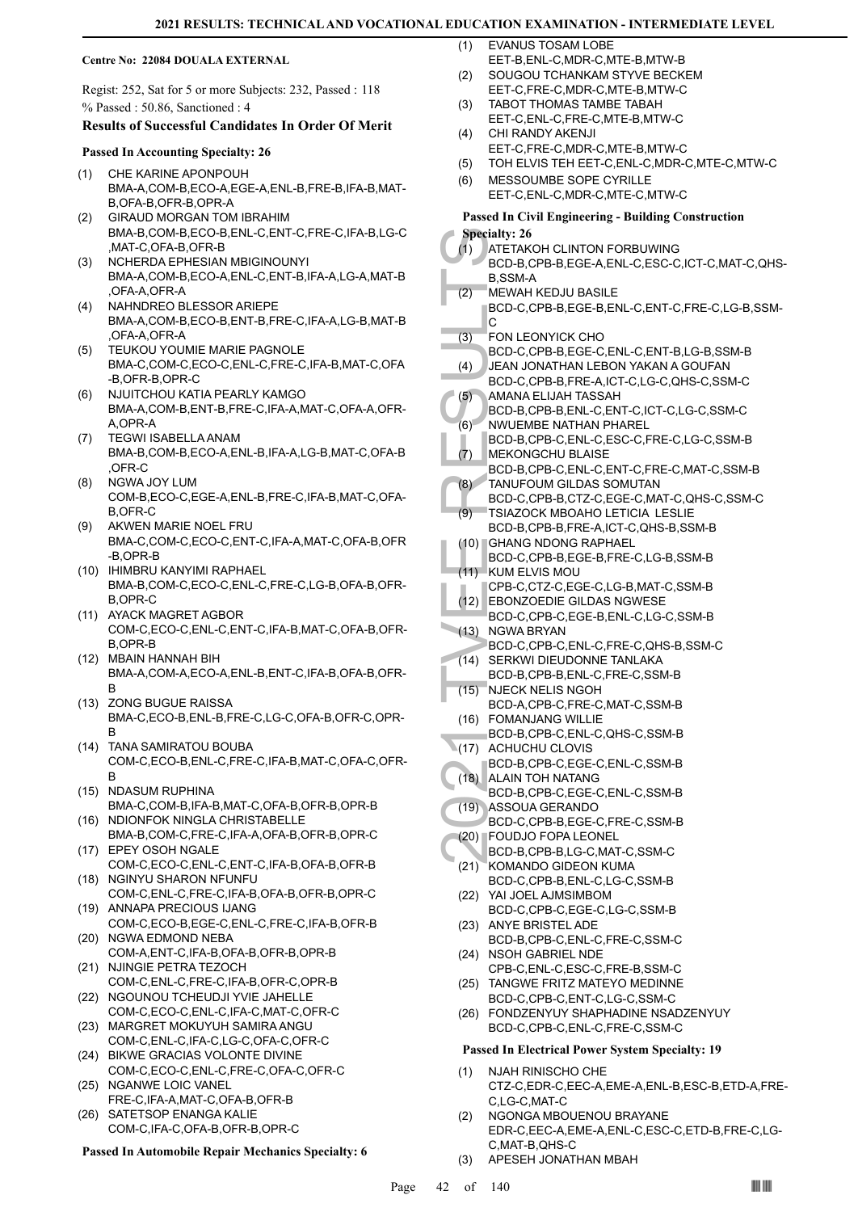**Centre No: 22084 DOUALA EXTERNAL**

Regist: 252, Sat for 5 or more Subjects: 232, Passed : 118
% Passed : 50.86, Sanctioned : 4

### Results of Successful Candidates In Order Of Merit

**Passed In Accounting Specialty: 26**

(1) CHE KARINE APONPOUH
BMA-A,COM-B,ECO-A,EGE-A,ENL-B,FRE-B,IFA-B,MAT-B,OFA-B,OFR-B,OPR-A
(2) GIRAUD MORGAN TOM IBRAHIM
BMA-B,COM-B,ECO-B,ENL-C,ENT-C,FRE-C,IFA-B,LG-C,MAT-C,OFA-B,OFR-B
(3) NCHERDA EPHESIAN MBIGINOUNYI
BMA-A,COM-B,ECO-A,ENL-C,ENT-B,IFA-A,LG-A,MAT-B,OFA-A,OFR-A
(4) NAHNDREO BLESSOR ARIEPE
BMA-A,COM-B,ECO-B,ENT-B,FRE-C,IFA-A,LG-B,MAT-B,OFA-A,OFR-A
(5) TEUKOU YOUMIE MARIE PAGNOLE
BMA-C,COM-C,ECO-C,ENL-C,FRE-C,IFA-B,MAT-C,OFA-B,OFR-B,OPR-C
(6) NJUITCHOU KATIA PEARLY KAMGO
BMA-A,COM-B,ENT-B,FRE-C,IFA-A,MAT-C,OFA-A,OFR-A,OPR-A
(7) TEGWI ISABELLA ANAM
BMA-B,COM-B,ECO-A,ENL-B,IFA-A,LG-B,MAT-C,OFA-B,OFR-C
(8) NGWA JOY LUM
COM-B,ECO-C,EGE-A,ENL-B,FRE-C,IFA-B,MAT-C,OFA-B,OFR-C
(9) AKWEN MARIE NOEL FRU
BMA-C,COM-C,ECO-C,ENT-C,IFA-A,MAT-C,OFA-B,OFR-B,OPR-B
(10) IHIMBRU KANYIMI RAPHAEL
BMA-B,COM-C,ECO-C,ENL-C,FRE-C,LG-B,OFA-B,OFR-B,OPR-C
(11) AYACK MAGRET AGBOR
COM-C,ECO-C,ENL-C,ENT-C,IFA-B,MAT-C,OFA-B,OFR-B,OPR-B
(12) MBAIN HANNAH BIH
BMA-A,COM-A,ECO-A,ENL-B,ENT-C,IFA-B,OFA-B,OFR-B
(13) ZONG BUGUE RAISSA
BMA-C,ECO-B,ENL-B,FRE-C,LG-C,OFA-B,OFR-C,OPR-B
(14) TANA SAMIRATOU BOUBA
COM-C,ECO-B,ENL-C,FRE-C,IFA-B,MAT-C,OFA-C,OFR-B
(15) NDASUM RUPHINA
BMA-C,COM-B,IFA-B,MAT-C,OFA-B,OFR-B,OPR-B
(16) NDIONFOK NINGLA CHRISTABELLE
BMA-B,COM-C,FRE-C,IFA-A,OFA-B,OFR-B,OPR-C
(17) EPEY OSOH NGALE
COM-C,ECO-C,ENL-C,ENT-C,IFA-B,OFA-B,OFR-B
(18) NGINYU SHARON NFUNFU
COM-C,ENL-C,FRE-C,IFA-B,OFA-B,OFR-B,OPR-C
(19) ANNAPA PRECIOUS IJANG
COM-C,ECO-B,EGE-C,ENL-C,FRE-C,IFA-B,OFR-B
(20) NGWA EDMOND NEBA
COM-A,ENT-C,IFA-B,OFA-B,OFR-B,OPR-B
(21) NJINGIE PETRA TEZOCH
COM-C,ENL-C,FRE-C,IFA-B,OFR-C,OPR-B
(22) NGOUNOU TCHEUDJI YVIE JAHELLE
COM-C,ECO-C,ENL-C,IFA-C,MAT-C,OFR-C
(23) MARGRET MOKUYUH SAMIRA ANGU
COM-C,ENL-C,IFA-C,LG-C,OFA-C,OFR-C
(24) BIKWE GRACIAS VOLONTE DIVINE
COM-C,ECO-C,ENL-C,FRE-C,OFA-C,OFR-C
(25) NGANWE LOIC VANEL
FRE-C,IFA-A,MAT-C,OFA-B,OFR-B
(26) SATETSOP ENANGA KALIE
COM-C,IFA-C,OFA-B,OFR-B,OPR-C

**Passed In Automobile Repair Mechanics Specialty: 6**

(1) EVANUS TOSAM LOBE
EET-B,ENL-C,MDR-C,MTE-B,MTW-B
(2) SOUGOU TCHANKAM STYVE BECKEM
EET-C,FRE-C,MDR-C,MTE-B,MTW-C
(3) TABOT THOMAS TAMBE TABAH
EET-C,ENL-C,FRE-C,MTE-B,MTW-C
(4) CHI RANDY AKENJI
EET-C,FRE-C,MDR-C,MTE-B,MTW-C
(5) TOH ELVIS TEH EET-C,ENL-C,MDR-C,MTE-C,MTW-C
(6) MESSOUMBE SOPE CYRILLE
EET-C,ENL-C,MDR-C,MTE-C,MTW-C

**Passed In Civil Engineering - Building Construction Specialty: 26**

(1) ATETAKOH CLINTON FORBUWING
BCD-B,CPB-B,EGE-A,ENL-C,ESC-C,ICT-C,MAT-C,QHS-B,SSM-A
(2) MEWAH KEDJU BASILE
BCD-C,CPB-B,EGE-B,ENL-C,ENT-C,FRE-C,LG-B,SSM-C
(3) FON LEONYICK CHO
BCD-C,CPB-B,EGE-C,ENL-C,ENT-B,LG-B,SSM-B
(4) JEAN JONATHAN LEBON YAKAN A GOUFAN
BCD-C,CPB-B,FRE-A,ICT-C,LG-C,QHS-C,SSM-C
(5) AMANA ELIJAH TASSAH
BCD-B,CPB-B,ENL-C,ENT-C,ICT-C,LG-C,SSM-C
(6) NWUEMBE NATHAN PHAREL
BCD-B,CPB-C,ENL-C,ESC-C,FRE-C,LG-C,SSM-B
(7) MEKONGCHU BLAISE
BCD-B,CPB-C,ENL-C,ENT-C,FRE-C,MAT-C,SSM-B
(8) TANUFOUM GILDAS SOMUTAN
BCD-C,CPB-B,CTZ-C,EGE-C,MAT-C,QHS-C,SSM-C
(9) TSIAZOCK MBOAHO LETICIA LESLIE
BCD-B,CPB-B,FRE-A,ICT-C,QHS-B,SSM-B
(10) GHANG NDONG RAPHAEL
BCD-C,CPB-B,EGE-B,FRE-C,LG-B,SSM-B
(11) KUM ELVIS MOU
CPB-C,CTZ-C,EGE-C,LG-B,MAT-C,SSM-B
(12) EBONZOEDIE GILDAS NGWESE
BCD-C,CPB-C,EGE-B,ENL-C,LG-C,SSM-B
(13) NGWA BRYAN
BCD-C,CPB-C,ENL-C,FRE-C,QHS-B,SSM-C
(14) SERKWI DIEUDONNE TANLAKA
BCD-B,CPB-B,ENL-C,FRE-C,SSM-B
(15) NJECK NELIS NGOH
BCD-A,CPB-C,FRE-C,MAT-C,SSM-B
(16) FOMANJANG WILLIE
BCD-B,CPB-C,ENL-C,QHS-C,SSM-B
(17) ACHUCHU CLOVIS
BCD-B,CPB-C,EGE-C,ENL-C,SSM-B
(18) ALAIN TOH NATANG
BCD-B,CPB-C,EGE-C,ENL-C,SSM-B
(19) ASSOUA GERANDO
BCD-C,CPB-B,EGE-C,FRE-C,SSM-B
(20) FOUDJO FOPA LEONEL
BCD-B,CPB-B,LG-C,MAT-C,SSM-C
(21) KOMANDO GIDEON KUMA
BCD-C,CPB-B,ENL-C,LG-C,SSM-B
(22) YAI JOEL AJMSIMBOM
BCD-C,CPB-C,EGE-C,LG-C,SSM-B
(23) ANYE BRISTEL ADE
BCD-B,CPB-C,ENL-C,FRE-C,SSM-C
(24) NSOH GABRIEL NDE
CPB-C,ENL-C,ESC-C,FRE-B,SSM-C
(25) TANGWE FRITZ MATEYO MEDINNE
BCD-C,CPB-C,ENT-C,LG-C,SSM-C
(26) FONDZENYUY SHAPHADINE NSADZENYUY
BCD-C,CPB-C,ENL-C,FRE-C,SSM-C

**Passed In Electrical Power System Specialty: 19**

(1) NJAH RINISCHO CHE
CTZ-C,EDR-C,EEC-A,EME-A,ENL-B,ESC-B,ETD-A,FRE-C,LG-C,MAT-C
(2) NGONGA MBOUENOU BRAYANE
EDR-C,EEC-A,EME-A,ENL-C,ESC-C,ETD-B,FRE-C,LG-C,MAT-B,QHS-C
(3) APESEH JONATHAN MBAH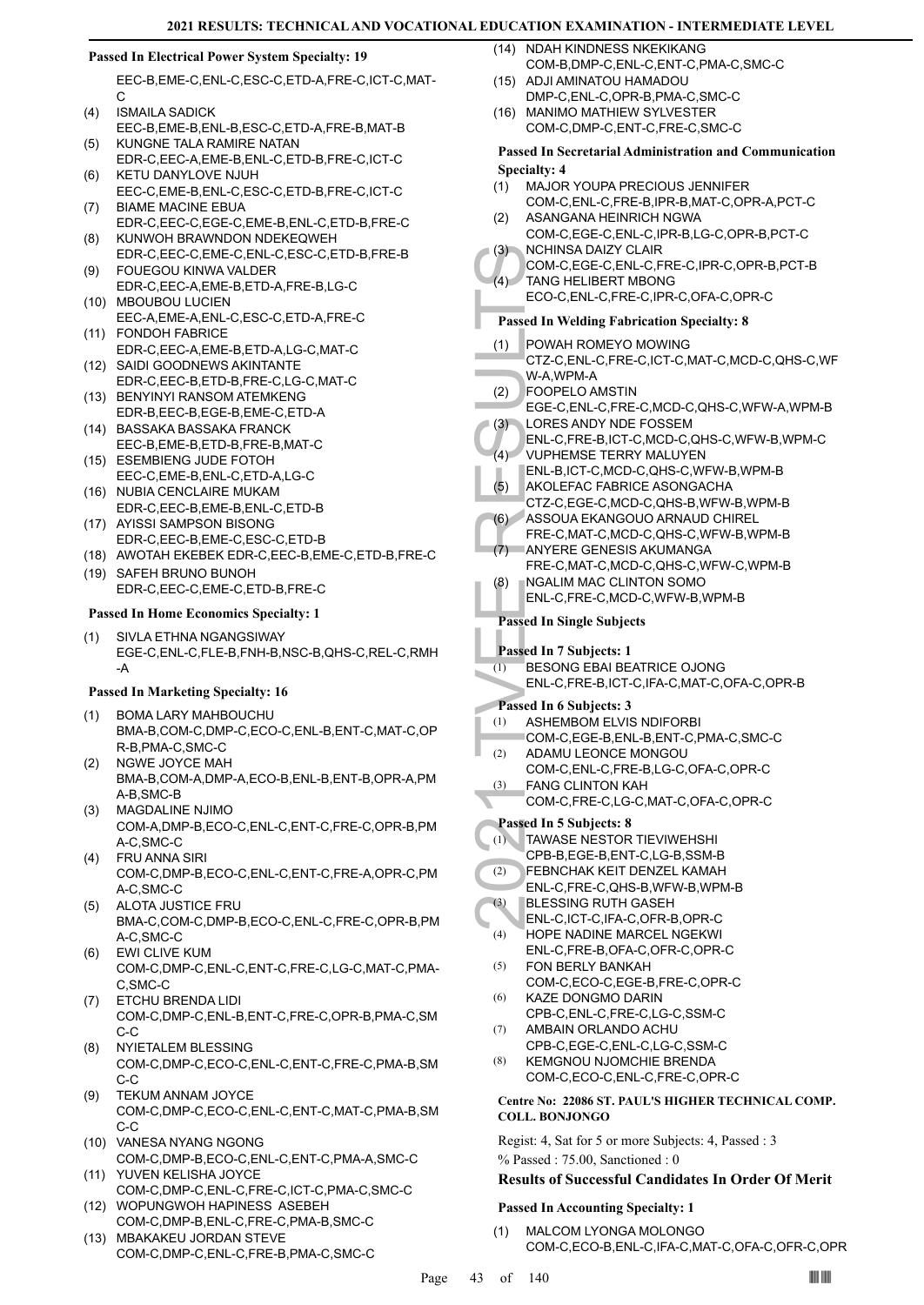**Passed In Electrical Power System Specialty: 19**

EEC-B,EME-C,ENL-C,ESC-C,ETD-A,FRE-C,ICT-C,MAT-C

(4) ISMAILA SADICK
EEC-B,EME-B,ENL-B,ESC-C,ETD-A,FRE-B,MAT-B

(5) KUNGNE TALA RAMIRE NATAN
EDR-C,EEC-A,EME-B,ENL-C,ETD-B,FRE-C,ICT-C

(6) KETU DANYLOVE NJUH
EEC-C,EME-B,ENL-C,ESC-C,ETD-B,FRE-C,ICT-C

(7) BIAME MACINE EBUA
EDR-C,EEC-C,EGE-C,EME-B,ENL-C,ETD-B,FRE-C

(8) KUNWOH BRAWNDON NDEKEQWEH
EDR-C,EEC-C,EME-C,ENL-C,ESC-C,ETD-B,FRE-B

(9) FOUEGOU KINWA VALDER
EDR-C,EEC-A,EME-B,ETD-A,FRE-B,LG-C

(10) MBOUBOU LUCIEN
EEC-A,EME-A,ENL-C,ESC-C,ETD-A,FRE-C

(11) FONDOH FABRICE
EDR-C,EEC-A,EME-B,ETD-A,LG-C,MAT-C

(12) SAIDI GOODNEWS AKINTANTE
EDR-C,EEC-B,ETD-B,FRE-C,LG-C,MAT-C

(13) BENYINYI RANSOM ATEMKENG
EDR-B,EEC-B,EGE-B,EME-C,ETD-A

(14) BASSAKA BASSAKA FRANCK
EEC-B,EME-B,ETD-B,FRE-B,MAT-C

(15) ESEMBIENG JUDE FOTOH
EEC-C,EME-B,ENL-C,ETD-A,LG-C

(16) NUBIA CENCLAIRE MUKAM
EDR-C,EEC-B,EME-B,ENL-C,ETD-B

(17) AYISSI SAMPSON BISONG
EDR-C,EEC-B,EME-C,ESC-C,ETD-B

(18) AWOTAH EKEBEK EDR-C,EEC-B,EME-C,ETD-B,FRE-C

(19) SAFEH BRUNO BUNOH
EDR-C,EEC-C,EME-C,ETD-B,FRE-C

**Passed In Home Economics Specialty: 1**

(1) SIVLA ETHNA NGANGSIWAY
EGE-C,ENL-C,FLE-B,FNH-B,NSC-B,QHS-C,REL-C,RMH-A

**Passed In Marketing Specialty: 16**

(1) BOMA LARY MAHBOUCHU
BMA-B,COM-C,DMP-C,ECO-C,ENL-B,ENT-C,MAT-C,OPR-B,PMA-C,SMC-C

(2) NGWE JOYCE MAH
BMA-B,COM-A,DMP-A,ECO-B,ENL-B,ENT-B,OPR-A,PMA-B,SMC-B

(3) MAGDALINE NJIMO
COM-A,DMP-B,ECO-C,ENL-C,ENT-C,FRE-C,OPR-B,PMA-C,SMC-C

(4) FRU ANNA SIRI
COM-C,DMP-B,ECO-C,ENL-C,ENT-C,FRE-A,OPR-C,PMA-C,SMC-C

(5) ALOTA JUSTICE FRU
BMA-C,COM-C,DMP-B,ECO-C,ENL-C,FRE-C,OPR-B,PMA-C,SMC-C

(6) EWI CLIVE KUM
COM-C,DMP-C,ENL-C,ENT-C,FRE-C,LG-C,MAT-C,PMA-C,SMC-C

(7) ETCHU BRENDA LIDI
COM-C,DMP-C,ENL-B,ENT-C,FRE-C,OPR-B,PMA-C,SMC-C

(8) NYIETALEM BLESSING
COM-C,DMP-C,ECO-C,ENL-C,ENT-C,FRE-C,PMA-B,SMC-C

(9) TEKUM ANNAM JOYCE
COM-C,DMP-C,ECO-C,ENL-C,ENT-C,MAT-C,PMA-B,SMC-C

(10) VANESA NYANG NGONG
COM-C,DMP-B,ECO-C,ENL-C,ENT-C,PMA-A,SMC-C

(11) YUVEN KELISHA JOYCE
COM-C,DMP-C,ENL-C,FRE-C,ICT-C,PMA-C,SMC-C

(12) WOPUNGWOH HAPINESS ASEBEH
COM-C,DMP-B,ENL-C,FRE-C,PMA-B,SMC-C

(13) MBAKAKEU JORDAN STEVE
COM-C,DMP-C,ENL-C,FRE-B,PMA-C,SMC-C

(14) NDAH KINDNESS NKEKIKANG
COM-B,DMP-C,ENL-C,ENT-C,PMA-C,SMC-C

(15) ADJI AMINATOU HAMADOU
DMP-C,ENL-C,OPR-B,PMA-C,SMC-C

(16) MANIMO MATHIEW SYLVESTER
COM-C,DMP-C,ENT-C,FRE-C,SMC-C

**Passed In Secretarial Administration and Communication Specialty: 4**

(1) MAJOR YOUPA PRECIOUS JENNIFER
COM-C,ENL-C,FRE-B,IPR-B,MAT-C,OPR-A,PCT-C

(2) ASANGANA HEINRICH NGWA
COM-C,EGE-C,ENL-C,IPR-B,LG-C,OPR-B,PCT-C

(3) NCHINSA DAIZY CLAIR
COM-C,EGE-C,ENL-C,FRE-C,IPR-C,OPR-B,PCT-B

(4) TANG HELIBERT MBONG
ECO-C,ENL-C,FRE-C,IPR-C,OFA-C,OPR-C

**Passed In Welding Fabrication Specialty: 8**

(1) POWAH ROMEYO MOWING
CTZ-C,ENL-C,FRE-C,ICT-C,MAT-C,MCD-C,QHS-C,WFW-A,WPM-A

(2) FOOPELO AMSTIN
EGE-C,ENL-C,FRE-C,MCD-C,QHS-C,WFW-A,WPM-B

(3) LORES ANDY NDE FOSSEM
ENL-C,FRE-B,ICT-C,MCD-C,QHS-C,WFW-B,WPM-C

(4) VUPHEMSE TERRY MALUYEN
ENL-B,ICT-C,MCD-C,QHS-C,WFW-B,WPM-B

(5) AKOLEFAC FABRICE ASONGACHA
CTZ-C,EGE-C,MCD-C,QHS-B,WFW-B,WPM-B

(6) ASSOUA EKANGOUO ARNAUD CHIREL
FRE-C,MAT-C,MCD-C,QHS-C,WFW-B,WPM-B

(7) ANYERE GENESIS AKUMANGA
FRE-C,MAT-C,MCD-C,QHS-C,WFW-C,WPM-B

(8) NGALIM MAC CLINTON SOMO
ENL-C,FRE-C,MCD-C,WFW-B,WPM-B

**Passed In Single Subjects**

**Passed In 7 Subjects: 1**

(1) BESONG EBAI BEATRICE OJONG
ENL-C,FRE-B,ICT-C,IFA-C,MAT-C,OFA-C,OPR-B

**Passed In 6 Subjects: 3**

(1) ASHEMBOM ELVIS NDIFORBI
COM-C,EGE-B,ENL-B,ENT-C,PMA-C,SMC-C

(2) ADAMU LEONCE MONGOU
COM-C,ENL-C,FRE-B,LG-C,OFA-C,OPR-C

(3) FANG CLINTON KAH
COM-C,FRE-C,LG-C,MAT-C,OFA-C,OPR-C

**Passed In 5 Subjects: 8**

(1) TAWASE NESTOR TIEVIWEHSHI
CPB-B,EGE-B,ENT-C,LG-B,SSM-B

(2) FEBNCHAK KEIT DENZEL KAMAH
ENL-C,FRE-C,QHS-B,WFW-B,WPM-B

(3) BLESSING RUTH GASEH
ENL-C,ICT-C,IFA-C,OFR-B,OPR-C

(4) HOPE NADINE MARCEL NGEKWI
ENL-C,FRE-B,OFA-C,OFR-C,OPR-C

(5) FON BERLY BANKAH
COM-C,ECO-C,EGE-B,FRE-C,OPR-C

(6) KAZE DONGMO DARIN
CPB-C,ENL-C,FRE-C,LG-C,SSM-C

(7) AMBAIN ORLANDO ACHU
CPB-C,EGE-C,ENL-C,LG-C,SSM-C

(8) KEMGNOU NJOMCHIE BRENDA
COM-C,ECO-C,ENL-C,FRE-C,OPR-C

**Centre No: 22086 ST. PAUL'S HIGHER TECHNICAL COMP. COLL. BONJONGO**

Regist: 4, Sat for 5 or more Subjects: 4, Passed : 3

% Passed : 75.00, Sanctioned : 0

### Results of Successful Candidates In Order Of Merit

**Passed In Accounting Specialty: 1**

(1) MALCOM LYONGA MOLONGO
COM-C,ECO-B,ENL-C,IFA-C,MAT-C,OFA-C,OFR-C,OPR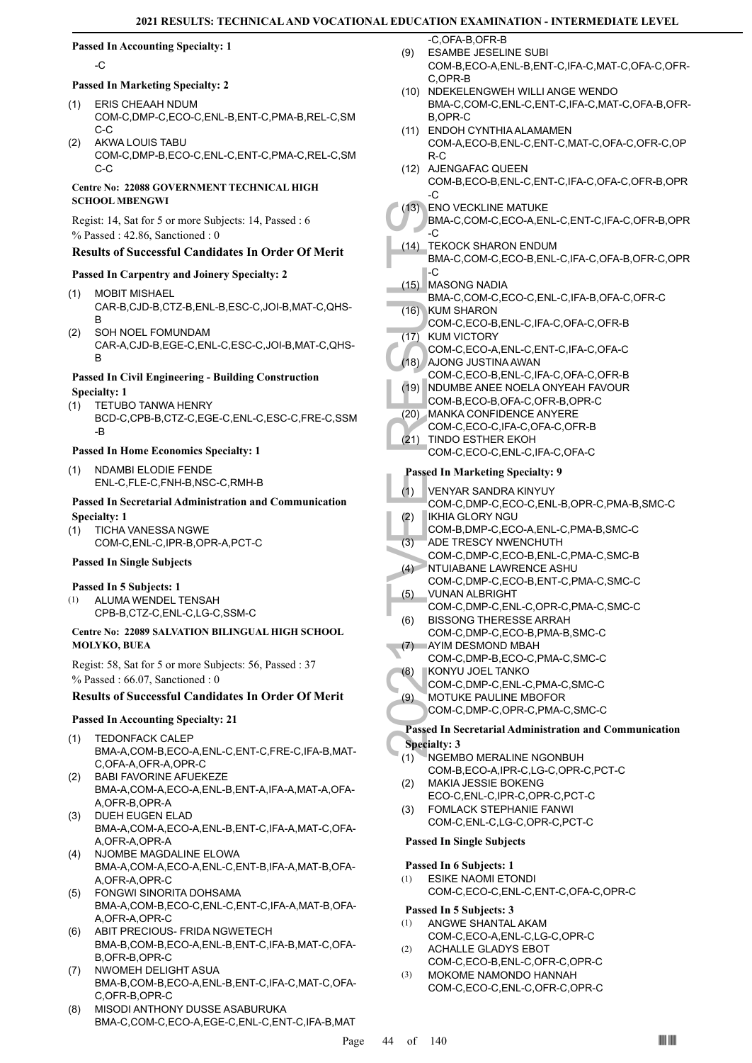**Passed In Accounting Specialty: 1**

-C

**Passed In Marketing Specialty: 2**

(1) ERIS CHEAAH NDUM
COM-C,DMP-C,ECO-C,ENL-B,ENT-C,PMA-B,REL-C,SMC-C

(2) AKWA LOUIS TABU
COM-C,DMP-B,ECO-C,ENL-C,ENT-C,PMA-C,REL-C,SMC-C

**Centre No: 22088 GOVERNMENT TECHNICAL HIGH SCHOOL MBENGWI**

Regist: 14, Sat for 5 or more Subjects: 14, Passed : 6
% Passed : 42.86, Sanctioned : 0

### Results of Successful Candidates In Order Of Merit

**Passed In Carpentry and Joinery Specialty: 2**

(1) MOBIT MISHAEL
CAR-B,CJD-B,CTZ-B,ENL-B,ESC-C,JOI-B,MAT-C,QHS-B

(2) SOH NOEL FOMUNDAM
CAR-A,CJD-B,EGE-C,ENL-C,ESC-C,JOI-B,MAT-C,QHS-B

**Passed In Civil Engineering - Building Construction Specialty: 1**

(1) TETUBO TANWA HENRY
BCD-C,CPB-B,CTZ-C,EGE-C,ENL-C,ESC-C,FRE-C,SSM-B

**Passed In Home Economics Specialty: 1**

(1) NDAMBI ELODIE FENDE
ENL-C,FLE-C,FNH-B,NSC-C,RMH-B

**Passed In Secretarial Administration and Communication Specialty: 1**

(1) TICHA VANESSA NGWE
COM-C,ENL-C,IPR-B,OPR-A,PCT-C

**Passed In Single Subjects**

**Passed In 5 Subjects: 1**

(1) ALUMA WENDEL TENSAH
CPB-B,CTZ-C,ENL-C,LG-C,SSM-C

**Centre No: 22089 SALVATION BILINGUAL HIGH SCHOOL MOLYKO, BUEA**

Regist: 58, Sat for 5 or more Subjects: 56, Passed : 37
% Passed : 66.07, Sanctioned : 0

### Results of Successful Candidates In Order Of Merit

**Passed In Accounting Specialty: 21**

(1) TEDONFACK CALEP
BMA-A,COM-B,ECO-A,ENL-C,ENT-C,FRE-C,IFA-B,MAT-C,OFA-A,OFR-A,OPR-C

(2) BABI FAVORINE AFUEKEZE
BMA-A,COM-A,ECO-A,ENL-B,ENT-A,IFA-A,MAT-A,OFA-A,OFR-B,OPR-A

(3) DUEH EUGEN ELAD
BMA-A,COM-A,ECO-A,ENL-B,ENT-C,IFA-A,MAT-C,OFA-A,OFR-A,OPR-A

(4) NJOMBE MAGDALINE ELOWA
BMA-A,COM-A,ECO-A,ENL-C,ENT-B,IFA-A,MAT-B,OFA-A,OFR-A,OPR-C

(5) FONGWI SINORITA DOHSAMA
BMA-A,COM-B,ECO-C,ENL-C,ENT-C,IFA-A,MAT-B,OFA-A,OFR-A,OPR-C

(6) ABIT PRECIOUS- FRIDA NGWETECH
BMA-B,COM-B,ECO-A,ENL-B,ENT-C,IFA-B,MAT-C,OFA-B,OFR-B,OPR-C

(7) NWOMEH DELIGHT ASUA
BMA-B,COM-B,ECO-A,ENL-B,ENT-C,IFA-C,MAT-C,OFA-C,OFR-B,OPR-C

(8) MISODI ANTHONY DUSSE ASABURUKA
BMA-C,COM-C,ECO-A,EGE-C,ENL-C,ENT-C,IFA-B,MAT-C,OFA-B,OFR-B

(9) ESAMBE JESELINE SUBI
COM-B,ECO-A,ENL-B,ENT-C,IFA-C,MAT-C,OFA-C,OFR-C,OPR-B

(10) NDEKELENGWEH WILLI ANGE WENDO
BMA-C,COM-C,ENL-C,ENT-C,IFA-C,MAT-C,OFA-B,OFR-B,OPR-C

(11) ENDOH CYNTHIA ALAMAMEN
COM-A,ECO-B,ENL-C,ENT-C,MAT-C,OFA-C,OFR-C,OPR-C

(12) AJENGAFAC QUEEN
COM-B,ECO-B,ENL-C,ENT-C,IFA-C,OFA-C,OFR-B,OPR-C

(13) ENO VECKLINE MATUKE
BMA-C,COM-C,ECO-A,ENL-C,ENT-C,IFA-C,OFR-B,OPR-C

(14) TEKOCK SHARON ENDUM
BMA-C,COM-C,ECO-B,ENL-C,IFA-C,OFA-B,OFR-C,OPR-C

(15) MASONG NADIA
BMA-C,COM-C,ECO-C,ENL-C,IFA-B,OFA-C,OFR-C

(16) KUM SHARON
COM-C,ECO-B,ENL-C,IFA-C,OFA-C,OFR-B

(17) KUM VICTORY
COM-C,ECO-A,ENL-C,ENT-C,IFA-C,OFA-C

(18) AJONG JUSTINA AWAN
COM-C,ECO-B,ENL-C,IFA-C,OFA-C,OFR-B

(19) NDUMBE ANEE NOELA ONYEAH FAVOUR
COM-B,ECO-B,OFA-C,OFR-B,OPR-C

(20) MANKA CONFIDENCE ANYERE
COM-C,ECO-C,IFA-C,OFA-C,OFR-B

(21) TINDO ESTHER EKOH
COM-C,ECO-C,ENL-C,IFA-C,OFA-C

**Passed In Marketing Specialty: 9**

(1) VENYAR SANDRA KINYUY
COM-C,DMP-C,ECO-C,ENL-B,OPR-C,PMA-B,SMC-C

(2) IKHIA GLORY NGU
COM-B,DMP-C,ECO-A,ENL-C,PMA-B,SMC-C

(3) ADE TRESCY NWENCHUTH
COM-C,DMP-C,ECO-B,ENL-C,PMA-C,SMC-B

(4) NTUIABANE LAWRENCE ASHU
COM-C,DMP-C,ECO-B,ENT-C,PMA-C,SMC-C

(5) VUNAN ALBRIGHT
COM-C,DMP-C,ENL-C,OPR-C,PMA-C,SMC-C

(6) BISSONG THERESSE ARRAH
COM-C,DMP-C,ECO-B,PMA-B,SMC-C

(7) AYIM DESMOND MBAH
COM-C,DMP-B,ECO-C,PMA-C,SMC-C

(8) KONYU JOEL TANKO
COM-C,DMP-C,ENL-C,PMA-C,SMC-C

(9) MOTUKE PAULINE MBOFOR
COM-C,DMP-C,OPR-C,PMA-C,SMC-C

**Passed In Secretarial Administration and Communication Specialty: 3**

(1) NGEMBO MERALINE NGONBUH
COM-B,ECO-A,IPR-C,LG-C,OPR-C,PCT-C

(2) MAKIA JESSIE BOKENG
ECO-C,ENL-C,IPR-C,OPR-C,PCT-C

(3) FOMLACK STEPHANIE FANWI
COM-C,ENL-C,LG-C,OPR-C,PCT-C

**Passed In Single Subjects**

**Passed In 6 Subjects: 1**

(1) ESIKE NAOMI ETONDI
COM-C,ECO-C,ENL-C,ENT-C,OFA-C,OPR-C

**Passed In 5 Subjects: 3**

(1) ANGWE SHANTAL AKAM
COM-C,ECO-A,ENL-C,LG-C,OPR-C

(2) ACHALLE GLADYS EBOT
COM-C,ECO-B,ENL-C,OFR-C,OPR-C

(3) MOKOME NAMONDO HANNAH
COM-C,ECO-C,ENL-C,OFR-C,OPR-C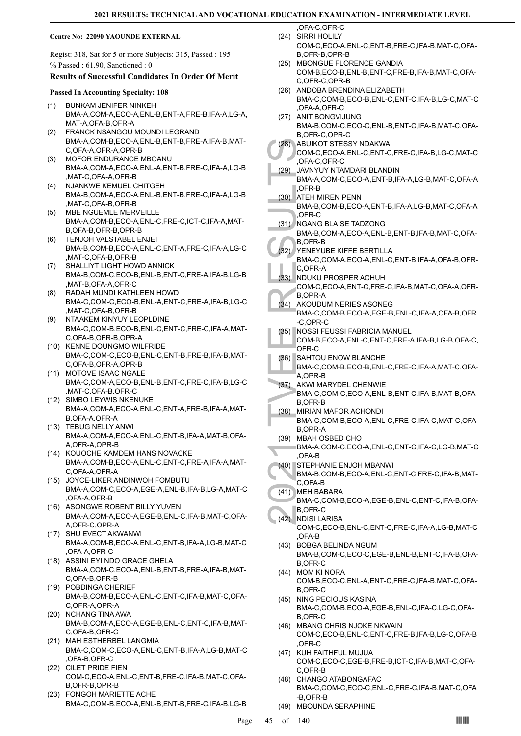**Centre No: 22090 YAOUNDE EXTERNAL**

Regist: 318, Sat for 5 or more Subjects: 315, Passed : 195

% Passed : 61.90, Sanctioned : 0

### Results of Successful Candidates In Order Of Merit

**Passed In Accounting Specialty: 108**

(1) BUNKAM JENIFER NINKEH
BMA-A,COM-A,ECO-A,ENL-B,ENT-A,FRE-B,IFA-A,LG-A,MAT-A,OFA-B,OFR-A

(2) FRANCK NSANGOU MOUNDI LEGRAND
BMA-A,COM-B,ECO-A,ENL-B,ENT-B,FRE-A,IFA-B,MAT-C,OFA-A,OFR-A,OPR-B

(3) MOFOR ENDURANCE MBOANU
BMA-A,COM-A,ECO-A,ENL-A,ENT-B,FRE-C,IFA-A,LG-B,MAT-C,OFA-A,OFR-B

(4) NJANKWE KEMUEL CHITGEH
BMA-B,COM-A,ECO-A,ENL-B,ENT-B,FRE-C,IFA-A,LG-B,MAT-C,OFA-B,OFR-B

(5) MBE NGUEMLE MERVEILLE
BMA-A,COM-B,ECO-A,ENL-C,FRE-C,ICT-C,IFA-A,MAT-B,OFA-B,OFR-B,OPR-B

(6) TENJOH VALSTABEL ENJEI
BMA-B,COM-B,ECO-A,ENL-C,ENT-A,FRE-C,IFA-A,LG-C,MAT-C,OFA-B,OFR-B

(7) SHALLIYT LIGHT HOWD ANNICK
BMA-B,COM-C,ECO-B,ENL-B,ENT-C,FRE-A,IFA-B,LG-B,MAT-B,OFA-A,OFR-C

(8) RADAH MUNDI KATHLEEN HOWD
BMA-C,COM-C,ECO-B,ENL-A,ENT-C,FRE-A,IFA-B,LG-C,MAT-C,OFA-B,OFR-B

(9) NTAAKEM KINYUY LEOPLDINE
BMA-C,COM-B,ECO-B,ENL-C,ENT-C,FRE-C,IFA-A,MAT-C,OFA-B,OFR-B,OPR-A

(10) KENNE DOUNGMO WILFRIDE
BMA-C,COM-C,ECO-B,ENL-C,ENT-B,FRE-B,IFA-B,MAT-C,OFA-B,OFR-A,OPR-B

(11) MOTOVE ISAAC NGALE
BMA-C,COM-A,ECO-B,ENL-B,ENT-C,FRE-C,IFA-B,LG-C,MAT-C,OFA-B,OFR-C

(12) SIMBO LEYWIS NKENUKE
BMA-A,COM-A,ECO-A,ENL-C,ENT-A,FRE-B,IFA-A,MAT-B,OFA-A,OFR-A

(13) TEBUG NELLY ANWI
BMA-A,COM-A,ECO-A,ENL-C,ENT-B,IFA-A,MAT-B,OFA-A,OFR-A,OPR-B

(14) KOUOCHE KAMDEM HANS NOVACKE
BMA-A,COM-B,ECO-A,ENL-C,ENT-C,FRE-A,IFA-A,MAT-C,OFA-A,OFR-A

(15) JOYCE-LIKER ANDINWOH FOMBUTU
BMA-A,COM-C,ECO-A,EGE-A,ENL-B,IFA-B,LG-A,MAT-C,OFA-A,OFR-B

(16) ASONGWE ROBENT BILLY YUVEN
BMA-A,COM-A,ECO-A,EGE-B,ENL-C,IFA-B,MAT-C,OFA-A,OFR-C,OPR-A

(17) SHU EVECT AKWANWI
BMA-A,COM-B,ECO-A,ENL-C,ENT-B,IFA-A,LG-B,MAT-C,OFA-A,OFR-C

(18) ASSINI EYI NDO GRACE GHELA
BMA-A,COM-C,ECO-A,ENL-B,ENT-B,FRE-A,IFA-B,MAT-C,OFA-B,OFR-B

(19) POBDINGA CHERIEF
BMA-B,COM-B,ECO-A,ENL-C,ENT-C,IFA-B,MAT-C,OFA-C,OFR-A,OPR-A

(20) NCHANG TINA AWA
BMA-B,COM-A,ECO-A,EGE-B,ENL-C,ENT-C,IFA-B,MAT-C,OFA-B,OFR-C

(21) MAH ESTHERBEL LANGMIA
BMA-C,COM-C,ECO-A,ENL-C,ENT-B,IFA-A,LG-B,MAT-C,OFA-B,OFR-C

(22) CILET PRIDE FIEN
COM-C,ECO-A,ENL-C,ENT-B,FRE-C,IFA-B,MAT-C,OFA-B,OFR-B,OPR-B

(23) FONGOH MARIETTE ACHE
BMA-C,COM-B,ECO-A,ENL-B,ENT-B,FRE-C,IFA-B,LG-B,OFA-C,OFR-C

(24) SIRRI HOLILY
COM-C,ECO-A,ENL-C,ENT-B,FRE-C,IFA-B,MAT-C,OFA-B,OFR-B,OPR-B

(25) MBONGUE FLORENCE GANDIA
COM-B,ECO-B,ENL-B,ENT-C,FRE-B,IFA-B,MAT-C,OFA-C,OFR-C,OPR-B

(26) ANDOBA BRENDINA ELIZABETH
BMA-C,COM-B,ECO-B,ENL-C,ENT-C,IFA-B,LG-C,MAT-C,OFA-A,OFR-C

(27) ANIT BONGVIJUNG
BMA-B,COM-C,ECO-C,ENL-B,ENT-C,IFA-B,MAT-C,OFA-B,OFR-C,OPR-C

(28) ABUIKOT STESSY NDAKWA
COM-C,ECO-A,ENL-C,ENT-C,FRE-C,IFA-B,LG-C,MAT-C,OFA-C,OFR-C

(29) JAVNYUY NTAMDARI BLANDIN
BMA-A,COM-C,ECO-A,ENT-B,IFA-A,LG-B,MAT-C,OFA-A,OFR-B

(30) ATEH MIREN PENN
BMA-B,COM-B,ECO-A,ENT-B,IFA-A,LG-B,MAT-C,OFA-A,OFR-C

(31) NGANG BLAISE TADZONG
BMA-B,COM-A,ECO-A,ENL-B,ENT-B,IFA-B,MAT-C,OFA-B,OFR-B

(32) YENEYUBE KIFFE BERTILLA
BMA-C,COM-A,ECO-A,ENL-C,ENT-B,IFA-A,OFA-B,OFR-C,OPR-A

(33) NDUKU PROSPER ACHUH
COM-C,ECO-A,ENT-C,FRE-C,IFA-B,MAT-C,OFA-A,OFR-B,OPR-A

(34) AKOUDUM NERIES ASONEG
BMA-C,COM-B,ECO-A,EGE-B,ENL-C,IFA-A,OFA-B,OFR-C,OPR-C

(35) NOSSI FEUSSI FABRICIA MANUEL
COM-B,ECO-A,ENL-C,ENT-C,FRE-A,IFA-B,LG-B,OFA-C,OFR-C

(36) SAHTOU ENOW BLANCHE
BMA-C,COM-B,ECO-B,ENL-C,FRE-C,IFA-A,MAT-C,OFA-A,OPR-B

(37) AKWI MARYDEL CHENWIE
BMA-C,COM-C,ECO-A,ENL-B,ENT-C,IFA-B,MAT-B,OFA-B,OFR-B

(38) MIRIAN MAFOR ACHONDI
BMA-C,COM-B,ECO-A,ENL-C,FRE-C,IFA-C,MAT-C,OFA-B,OPR-A

(39) MBAH OSBED CHO
BMA-A,COM-C,ECO-A,ENL-C,ENT-C,IFA-C,LG-B,MAT-C,OFA-B

(40) STEPHANIE ENJOH MBANWI
BMA-B,COM-B,ECO-A,ENL-C,ENT-C,FRE-C,IFA-B,MAT-C,OFA-B

(41) MEH BABARA
BMA-C,COM-B,ECO-A,EGE-B,ENL-C,ENT-C,IFA-B,OFA-B,OFR-C

(42) NDISI LARISA
COM-C,ECO-B,ENL-C,ENT-C,FRE-C,IFA-A,LG-B,MAT-C,OFA-B

(43) BOBGA BELINDA NGUM
BMA-B,COM-C,ECO-C,EGE-B,ENL-B,ENT-C,IFA-B,OFA-B,OFR-C

(44) MOM KI NORA
COM-B,ECO-C,ENL-A,ENT-C,FRE-C,IFA-B,MAT-C,OFA-B,OFR-C

(45) NING PECIOUS KASINA
BMA-C,COM-B,ECO-A,EGE-B,ENL-C,IFA-C,LG-C,OFA-B,OFR-C

(46) MBANG CHRIS NJOKE NKWAIN
COM-C,ECO-B,ENL-C,ENT-C,FRE-B,IFA-B,LG-C,OFA-B,OFR-C

(47) KUH FAITHFUL MUJUA
COM-C,ECO-C,EGE-B,FRE-B,ICT-C,IFA-B,MAT-C,OFA-C,OFR-B

(48) CHANGO ATABONGAFAC
BMA-C,COM-C,ECO-C,ENL-C,FRE-C,IFA-B,MAT-C,OFA-B,OFR-B

(49) MBOUNDA SERAPHINE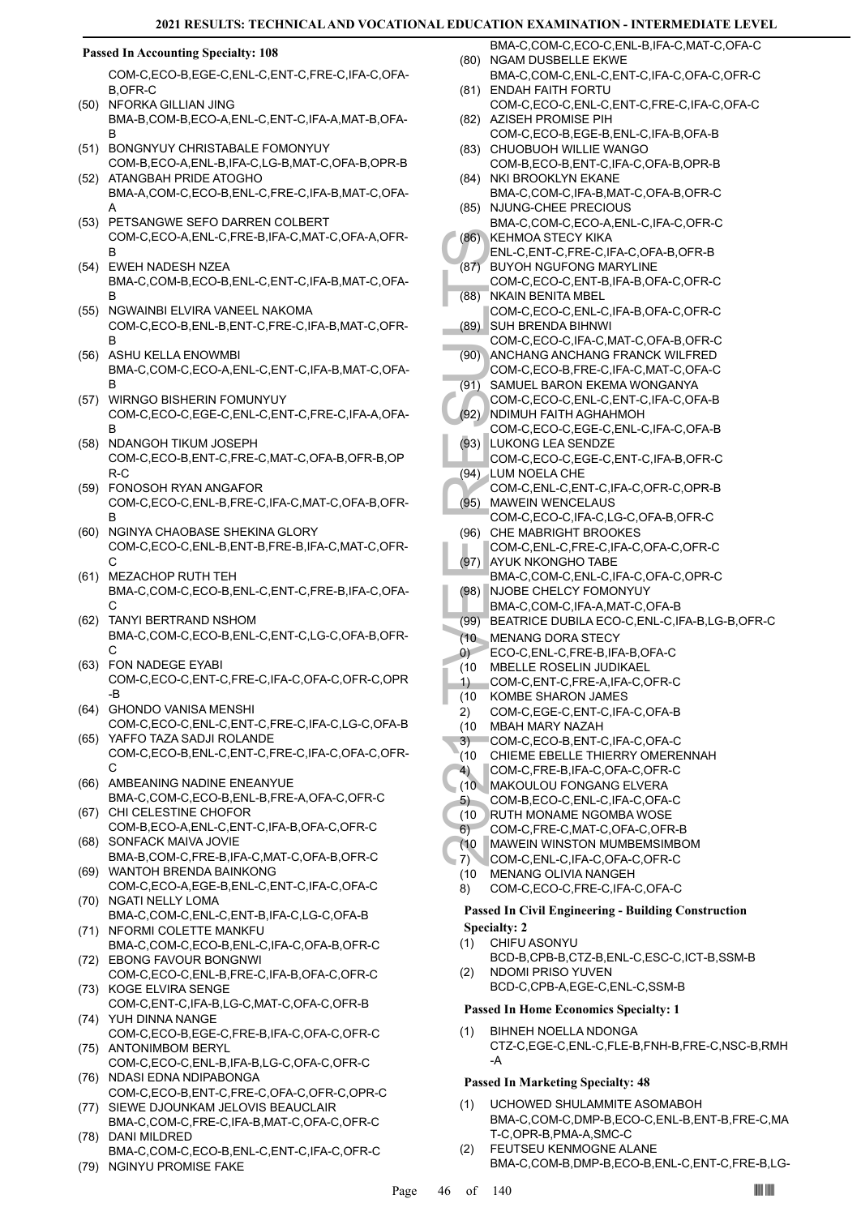**Passed In Accounting Specialty: 108**

COM-C,ECO-B,EGE-C,ENL-C,ENT-C,FRE-C,IFA-C,OFA-B,OFR-C

(50) NFORKA GILLIAN JING
BMA-B,COM-B,ECO-A,ENL-C,ENT-C,IFA-A,MAT-B,OFA-B

(51) BONGNYUY CHRISTABALE FOMONYUY
COM-B,ECO-A,ENL-B,IFA-C,LG-B,MAT-C,OFA-B,OPR-B

(52) ATANGBAH PRIDE ATOGHO
BMA-A,COM-C,ECO-B,ENL-C,FRE-C,IFA-B,MAT-C,OFA-A

(53) PETSANGWE SEFO DARREN COLBERT
COM-C,ECO-A,ENL-C,FRE-B,IFA-C,MAT-C,OFA-A,OFR-B

(54) EWEH NADESH NZEA
BMA-C,COM-B,ECO-B,ENL-C,ENT-C,IFA-B,MAT-C,OFA-B

(55) NGWAINBI ELVIRA VANEEL NAKOMA
COM-C,ECO-B,ENL-B,ENT-C,FRE-C,IFA-B,MAT-C,OFR-B

(56) ASHU KELLA ENOWMBI
BMA-C,COM-C,ECO-A,ENL-C,ENT-C,IFA-B,MAT-C,OFA-B

(57) WIRNGO BISHERIN FOMUNYUY
COM-C,ECO-C,EGE-C,ENL-C,ENT-C,FRE-C,IFA-A,OFA-B

(58) NDANGOH TIKUM JOSEPH
COM-C,ECO-B,ENT-C,FRE-C,MAT-C,OFA-B,OFR-B,OPR-C

(59) FONOSOH RYAN ANGAFOR
COM-C,ECO-C,ENL-B,FRE-C,IFA-C,MAT-C,OFA-B,OFR-B

(60) NGINYA CHAOBASE SHEKINA GLORY
COM-C,ECO-C,ENL-B,ENT-B,FRE-B,IFA-C,MAT-C,OFR-C

(61) MEZACHOP RUTH TEH
BMA-C,COM-C,ECO-B,ENL-C,ENT-C,FRE-B,IFA-C,OFA-C

(62) TANYI BERTRAND NSHOM
BMA-C,COM-C,ECO-B,ENL-C,ENT-C,LG-C,OFA-B,OFR-C

(63) FON NADEGE EYABI
COM-C,ECO-C,ENT-C,FRE-C,IFA-C,OFA-C,OFR-C,OPR-B

(64) GHONDO VANISA MENSHI
COM-C,ECO-C,ENL-C,ENT-C,FRE-C,IFA-C,LG-C,OFA-B

(65) YAFFO TAZA SADJI ROLANDE
COM-C,ECO-B,ENL-C,ENT-C,FRE-C,IFA-C,OFA-C,OFR-C

(66) AMBEANING NADINE ENEANYUE
BMA-C,COM-C,ECO-B,ENL-B,FRE-A,OFA-C,OFR-C

(67) CHI CELESTINE CHOFOR
COM-B,ECO-A,ENL-C,ENT-C,IFA-B,OFA-C,OFR-C

(68) SONFACK MAIVA JOVIE
BMA-B,COM-C,FRE-B,IFA-C,MAT-C,OFA-B,OFR-C

(69) WANTOH BRENDA BAINKONG
COM-C,ECO-A,EGE-B,ENL-C,ENT-C,IFA-C,OFA-C

(70) NGATI NELLY LOMA
BMA-C,COM-C,ENL-C,ENT-B,IFA-C,LG-C,OFA-B

(71) NFORMI COLETTE MANKFU
BMA-C,COM-C,ECO-B,ENL-C,IFA-C,OFA-B,OFR-C

(72) EBONG FAVOUR BONGNWI
COM-C,ECO-C,ENL-B,FRE-C,IFA-B,OFA-C,OFR-C

(73) KOGE ELVIRA SENGE
COM-C,ENT-C,IFA-B,LG-C,MAT-C,OFA-C,OFR-B

(74) YUH DINNA NANGE
COM-C,ECO-B,EGE-C,FRE-B,IFA-C,OFA-C,OFR-C

(75) ANTONIMBOM BERYL
COM-C,ECO-C,ENL-B,IFA-B,LG-C,OFA-C,OFR-C

(76) NDASI EDNA NDIPABONGA
COM-C,ECO-B,ENT-C,FRE-C,OFA-C,OFR-C,OPR-C

(77) SIEWE DJOUNKAM JELOVIS BEAUCLAIR
BMA-C,COM-C,FRE-C,IFA-B,MAT-C,OFA-C,OFR-C

(78) DANI MILDRED
BMA-C,COM-C,ECO-B,ENL-C,ENT-C,IFA-C,OFR-C

(79) NGINYU PROMISE FAKE
BMA-C,COM-C,ECO-C,ENL-B,IFA-C,MAT-C,OFA-C

(80) NGAM DUSBELLE EKWE
BMA-C,COM-C,ENL-C,ENT-C,IFA-C,OFA-C,OFR-C

(81) ENDAH FAITH FORTU
COM-C,ECO-C,ENL-C,ENT-C,FRE-C,IFA-C,OFA-C

(82) AZISEH PROMISE PIH
COM-C,ECO-B,EGE-B,ENL-C,IFA-B,OFA-B

(83) CHUOBUOH WILLIE WANGO
COM-B,ECO-B,ENT-C,IFA-C,OFA-B,OPR-B

(84) NKI BROOKLYN EKANE
BMA-C,COM-C,IFA-B,MAT-C,OFA-B,OFR-C

(85) NJUNG-CHEE PRECIOUS
BMA-C,COM-C,ECO-A,ENL-C,IFA-C,OFR-C

(86) KEHMOA STECY KIKA
ENL-C,ENT-C,FRE-C,IFA-C,OFA-B,OFR-B

(87) BUYOH NGUFONG MARYLINE
COM-C,ECO-C,ENT-B,IFA-B,OFA-C,OFR-C

(88) NKAIN BENITA MBEL
COM-C,ECO-C,ENL-C,IFA-B,OFA-C,OFR-C

(89) SUH BRENDA BIHNWI
COM-C,ECO-C,IFA-C,MAT-C,OFA-B,OFR-C

(90) ANCHANG ANCHANG FRANCK WILFRED
COM-C,ECO-B,FRE-C,IFA-C,MAT-C,OFA-C

(91) SAMUEL BARON EKEMA WONGANYA
COM-C,ECO-C,ENL-C,ENT-C,IFA-C,OFA-B

(92) NDIMUH FAITH AGHAHMOH
COM-C,ECO-C,EGE-C,ENL-C,IFA-C,OFA-B

(93) LUKONG LEA SENDZE
COM-C,ECO-C,EGE-C,ENT-C,IFA-B,OFR-C

(94) LUM NOELA CHE
COM-C,ENL-C,ENT-C,IFA-C,OFR-C,OPR-B

(95) MAWEIN WENCELAUS
COM-C,ECO-C,IFA-C,LG-C,OFA-B,OFR-C

(96) CHE MABRIGHT BROOKES
COM-C,ENL-C,FRE-C,IFA-C,OFA-C,OFR-C

(97) AYUK NKONGHO TABE
BMA-C,COM-C,ENL-C,IFA-C,OFA-C,OPR-C

(98) NJOBE CHELCY FOMONYUY
BMA-C,COM-C,IFA-A,MAT-C,OFA-B

(99) BEATRICE DUBILA ECO-C,ENL-C,IFA-B,LG-B,OFR-C

(100) MENANG DORA STECY
ECO-C,ENL-C,FRE-B,IFA-B,OFA-C

(101) MBELLE ROSELIN JUDIKAEL
COM-C,ENT-C,FRE-A,IFA-C,OFR-C

(102) KOMBE SHARON JAMES
COM-C,EGE-C,ENT-C,IFA-C,OFA-B

(103) MBAH MARY NAZAH
COM-C,ECO-B,ENT-C,IFA-C,OFA-C

(104) CHIEME EBELLE THIERRY OMERENNAH
COM-C,FRE-B,IFA-C,OFA-C,OFR-C

(105) MAKOULOU FONGANG ELVERA
COM-B,ECO-C,ENL-C,IFA-C,OFA-C

(106) RUTH MONAME NGOMBA WOSE
COM-C,FRE-C,MAT-C,OFA-C,OFR-B

(107) MAWEIN WINSTON MUMBEMSIMBOM
COM-C,ENL-C,IFA-C,OFA-C,OFR-C

(108) MENANG OLIVIA NANGEH
COM-C,ECO-C,FRE-C,IFA-C,OFA-C

**Passed In Civil Engineering - Building Construction Specialty: 2**

(1) CHIFU ASONYU
BCD-B,CPB-B,CTZ-B,ENL-C,ESC-C,ICT-B,SSM-B

(2) NDOMI PRISO YUVEN
BCD-C,CPB-A,EGE-C,ENL-C,SSM-B

**Passed In Home Economics Specialty: 1**

(1) BIHNEH NOELLA NDONGA
CTZ-C,EGE-C,ENL-C,FLE-B,FNH-B,FRE-C,NSC-B,RMH-A

**Passed In Marketing Specialty: 48**

(1) UCHOWED SHULAMMITE ASOMABOH
BMA-C,COM-C,DMP-B,ECO-C,ENL-B,ENT-B,FRE-C,MAT-C,OPR-B,PMA-A,SMC-C

(2) FEUTSEU KENMOGNE ALANE
BMA-C,COM-B,DMP-B,ECO-B,ENL-C,ENT-C,FRE-B,LG-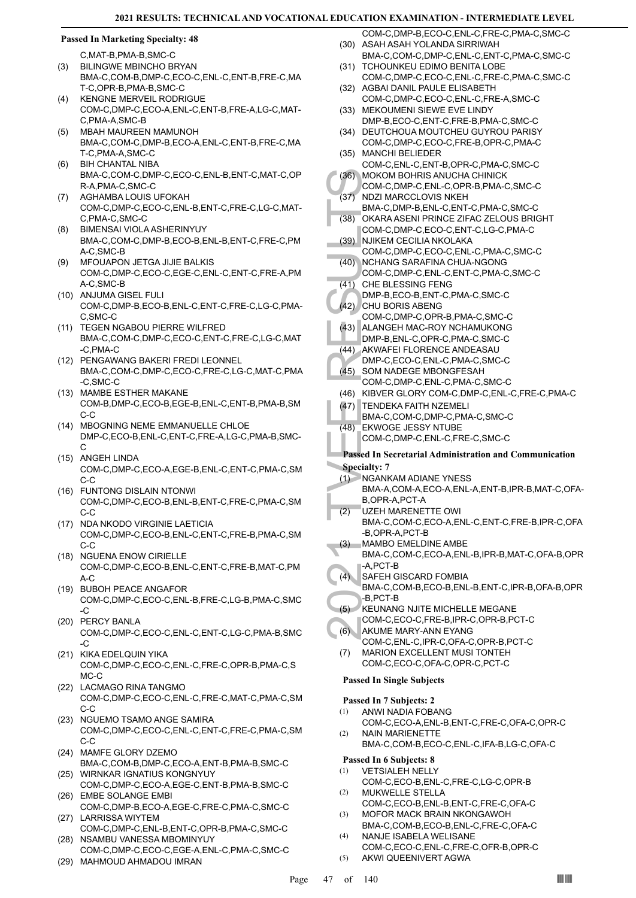### Passed In Marketing Specialty: 48

C,MAT-B,PMA-B,SMC-C

(3) BILINGWE MBINCHO BRYAN
BMA-C,COM-B,DMP-C,ECO-C,ENL-C,ENT-B,FRE-C,MAT-C,OPR-B,PMA-B,SMC-C
(4) KENGNE MERVEIL RODRIGUE
COM-C,DMP-C,ECO-A,ENL-C,ENT-B,FRE-A,LG-C,MAT-C,PMA-A,SMC-B
(5) MBAH MAUREEN MAMUNOH
BMA-C,COM-C,DMP-B,ECO-A,ENL-C,ENT-B,FRE-C,MAT-C,PMA-A,SMC-C
(6) BIH CHANTAL NIBA
BMA-C,COM-C,DMP-C,ECO-C,ENL-B,ENT-C,MAT-C,OPR-A,PMA-C,SMC-C
(7) AGHAMBA LOUIS UFOKAH
COM-C,DMP-C,ECO-C,ENL-B,ENT-C,FRE-C,LG-C,MAT-C,PMA-C,SMC-C
(8) BIMENSAI VIOLA ASHERINYUY
BMA-C,COM-C,DMP-B,ECO-B,ENL-B,ENT-C,FRE-C,PMA-C,SMC-B
(9) MFOUAPON JETGA JIJIE BALKIS
COM-C,DMP-C,ECO-C,EGE-C,ENL-C,ENT-C,FRE-A,PMA-C,SMC-B
(10) ANJUMA GISEL FULI
COM-C,DMP-B,ECO-B,ENL-C,ENT-C,FRE-C,LG-C,PMA-C,SMC-C
(11) TEGEN NGABOU PIERRE WILFRED
BMA-C,COM-C,DMP-C,ECO-C,ENT-C,FRE-C,LG-C,MAT-C,PMA-C
(12) PENGAWANG BAKERI FREDI LEONNEL
BMA-C,COM-C,DMP-C,ECO-C,FRE-C,LG-C,MAT-C,PMA-C,SMC-C
(13) MAMBE ESTHER MAKANE
COM-B,DMP-C,ECO-B,EGE-B,ENL-C,ENT-B,PMA-B,SMC-C
(14) MBOGNING NEME EMMANUELLE CHLOE
DMP-C,ECO-B,ENL-C,ENT-C,FRE-A,LG-C,PMA-B,SMC-C
(15) ANGEH LINDA
COM-C,DMP-C,ECO-A,EGE-B,ENL-C,ENT-C,PMA-C,SMC-C
(16) FUNTONG DISLAIN NTONWI
COM-C,DMP-C,ECO-B,ENL-B,ENT-C,FRE-C,PMA-C,SMC-C
(17) NDA NKODO VIRGINIE LAETICIA
COM-C,DMP-C,ECO-B,ENL-C,ENT-C,FRE-B,PMA-C,SMC-C
(18) NGUENA ENOW CIRIELLE
COM-C,DMP-C,ECO-B,ENL-C,ENT-C,FRE-B,MAT-C,PMA-C
(19) BUBOH PEACE ANGAFOR
COM-C,DMP-C,ECO-C,ENL-B,FRE-C,LG-B,PMA-C,SMC-C
(20) PERCY BANLA
COM-C,DMP-C,ECO-C,ENL-C,ENT-C,LG-C,PMA-B,SMC-C
(21) KIKA EDELQUIN YIKA
COM-C,DMP-C,ECO-C,ENL-C,FRE-C,OPR-B,PMA-C,SMC-C
(22) LACMAGO RINA TANGMO
COM-C,DMP-C,ECO-C,ENL-C,FRE-C,MAT-C,PMA-C,SMC-C
(23) NGUEMO TSAMO ANGE SAMIRA
COM-C,DMP-C,ECO-C,ENL-C,ENT-C,FRE-C,PMA-C,SMC-C
(24) MAMFE GLORY DZEMO
BMA-C,COM-B,DMP-C,ECO-A,ENT-B,PMA-B,SMC-C
(25) WIRNKAR IGNATIUS KONGNYUY
COM-C,DMP-C,ECO-A,EGE-C,ENT-B,PMA-B,SMC-C
(26) EMBE SOLANGE EMBI
COM-C,DMP-B,ECO-A,EGE-C,FRE-C,PMA-C,SMC-C
(27) LARRISSA WIYTEM
COM-C,DMP-C,ENL-B,ENT-C,OPR-B,PMA-C,SMC-C
(28) NSAMBU VANESSA MBOMINYUY
COM-C,DMP-C,ECO-C,EGE-A,ENL-C,PMA-C,SMC-C
(29) MAHMOUD AHMADOU IMRAN
COM-C,DMP-B,ECO-C,ENL-C,FRE-C,PMA-C,SMC-C
(30) ASAH ASAH YOLANDA SIRRIWAH
BMA-C,COM-C,DMP-C,ENL-C,ENT-C,PMA-C,SMC-C
(31) TCHOUNKEU EDIMO BENITA LOBE
COM-C,DMP-C,ECO-C,ENL-C,FRE-C,PMA-C,SMC-C
(32) AGBAI DANIL PAULE ELISABETH
COM-C,DMP-C,ECO-C,ENL-C,FRE-A,SMC-C
(33) MEKOUMENI SIEWE EVE LINDY
DMP-B,ECO-C,ENT-C,FRE-B,PMA-C,SMC-C
(34) DEUTCHOUA MOUTCHEU GUYROU PARISY
COM-C,DMP-C,ECO-C,FRE-B,OPR-C,PMA-C
(35) MANCHI BELIEDER
COM-C,ENL-C,ENT-B,OPR-C,PMA-C,SMC-C
(36) MOKOM BOHRIS ANUCHA CHINICK
COM-C,DMP-C,ENL-C,OPR-B,PMA-C,SMC-C
(37) NDZI MARCCLOVIS NKEH
BMA-C,DMP-B,ENL-C,ENT-C,PMA-C,SMC-C
(38) OKARA ASENI PRINCE ZIFAC ZELOUS BRIGHT
COM-C,DMP-C,ECO-C,ENT-C,LG-C,PMA-C
(39) NJIKEM CECILIA NKOLAKA
COM-C,DMP-C,ECO-C,ENL-C,PMA-C,SMC-C
(40) NCHANG SARAFINA CHUA-NGONG
COM-C,DMP-C,ENL-C,ENT-C,PMA-C,SMC-C
(41) CHE BLESSING FENG
DMP-B,ECO-B,ENT-C,PMA-C,SMC-C
(42) CHU BORIS ABENG
COM-C,DMP-C,OPR-B,PMA-C,SMC-C
(43) ALANGEH MAC-ROY NCHAMUKONG
DMP-B,ENL-C,OPR-C,PMA-C,SMC-C
(44) AKWAFEI FLORENCE ANDEASAU
DMP-C,ECO-C,ENL-C,PMA-C,SMC-C
(45) SOM NADEGE MBONGFESAH
COM-C,DMP-C,ENL-C,PMA-C,SMC-C
(46) KIBVER GLORY COM-C,DMP-C,ENL-C,FRE-C,PMA-C
(47) TENDEKA FAITH NZEMELI
BMA-C,COM-C,DMP-C,PMA-C,SMC-C
(48) EKWOGE JESSY NTUBE
COM-C,DMP-C,ENL-C,FRE-C,SMC-C

### Passed In Secretarial Administration and Communication Specialty: 7

(1) NGANKAM ADIANE YNESS
BMA-A,COM-A,ECO-A,ENL-A,ENT-B,IPR-B,MAT-C,OFA-B,OPR-A,PCT-A
(2) UZEH MARENETTE OWI
BMA-C,COM-C,ECO-A,ENL-C,ENT-C,FRE-B,IPR-C,OFA-B,OPR-A,PCT-B
(3) MAMBO EMELDINE AMBE
BMA-C,COM-C,ECO-A,ENL-B,IPR-B,MAT-C,OFA-B,OPR-A,PCT-B
(4) SAFEH GISCARD FOMBIA
BMA-C,COM-B,ECO-B,ENL-B,ENT-C,IPR-B,OFA-B,OPR-B,PCT-B
(5) KEUNANG NJITE MICHELLE MEGANE
COM-C,ECO-C,FRE-B,IPR-C,OPR-B,PCT-C
(6) AKUME MARY-ANN EYANG
COM-C,ENL-C,IPR-C,OFA-C,OPR-B,PCT-C
(7) MARION EXCELLENT MUSI TONTEH
COM-C,ECO-C,OFA-C,OPR-C,PCT-C

### Passed In Single Subjects

#### Passed In 7 Subjects: 2

(1) ANWI NADIA FOBANG
COM-C,ECO-A,ENL-B,ENT-C,FRE-C,OFA-C,OPR-C
(2) NAIN MARIENETTE
BMA-C,COM-B,ECO-C,ENL-C,IFA-B,LG-C,OFA-C

#### Passed In 6 Subjects: 8

(1) VETSIALEH NELLY
COM-C,ECO-B,ENL-C,FRE-C,LG-C,OPR-B
(2) MUKWELLE STELLA
COM-C,ECO-B,ENL-B,ENT-C,FRE-C,OFA-C
(3) MOFOR MACK BRAIN NKONGAWOH
BMA-C,COM-B,ECO-B,ENL-C,FRE-C,OFA-C
(4) NANJE ISABELA WELISANE
COM-C,ECO-C,ENL-C,FRE-C,OFR-B,OPR-C
(5) AKWI QUEENIVERT AGWA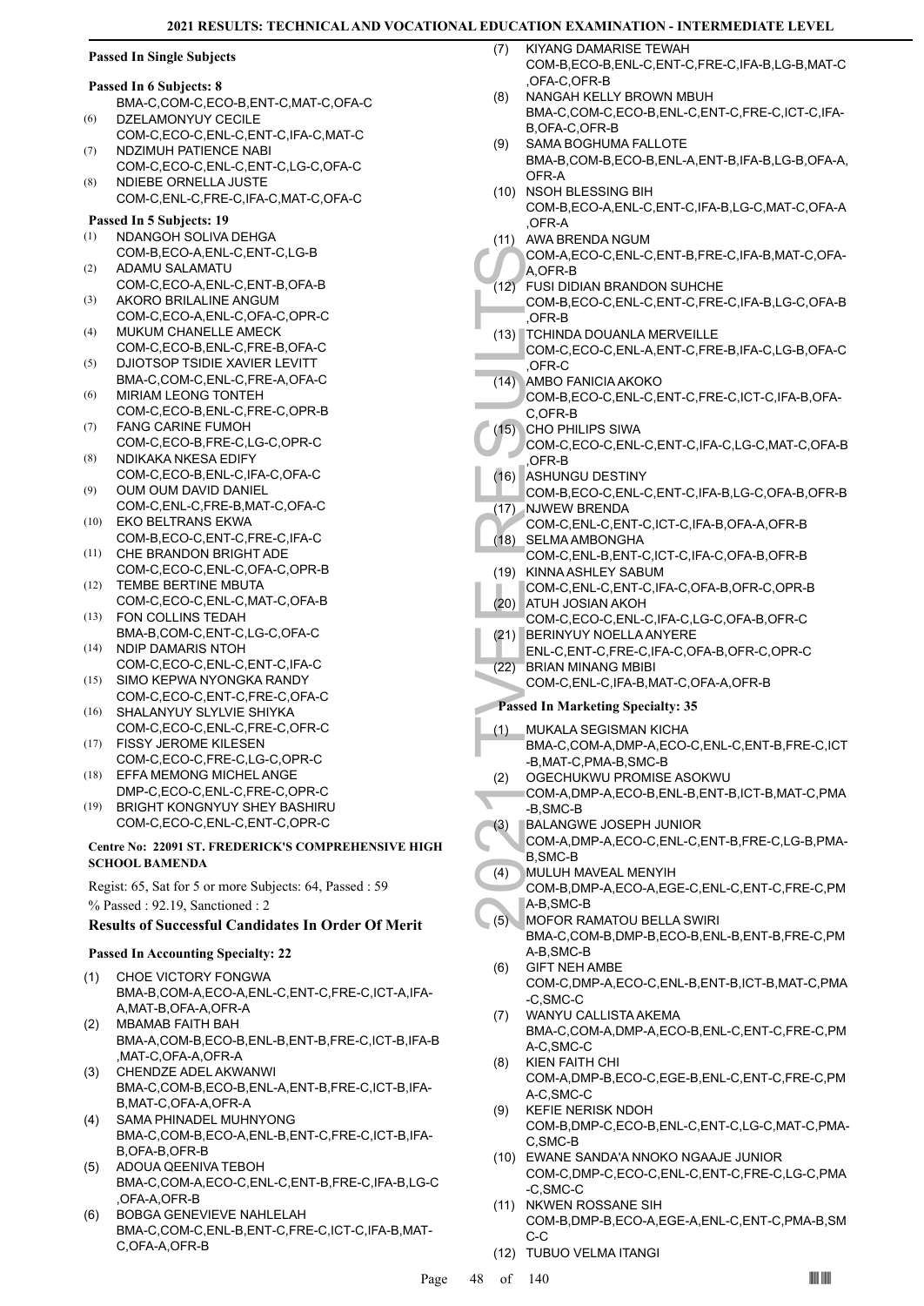### Passed In Single Subjects

#### Passed In 6 Subjects: 8

BMA-C,COM-C,ECO-B,ENT-C,MAT-C,OFA-C

(6) DZELAMONYUY CECILE
COM-C,ECO-C,ENL-C,ENT-C,IFA-C,MAT-C

(7) NDZIMUH PATIENCE NABI
COM-C,ECO-C,ENL-C,ENT-C,LG-C,OFA-C

(8) NDIEBE ORNELLA JUSTE
COM-C,ENL-C,FRE-C,IFA-C,MAT-C,OFA-C

#### Passed In 5 Subjects: 19

(1) NDANGOH SOLIVA DEHGA
COM-B,ECO-A,ENL-C,ENT-C,LG-B

(2) ADAMU SALAMATU
COM-C,ECO-A,ENL-C,ENT-B,OFA-B

(3) AKORO BRILALINE ANGUM
COM-C,ECO-A,ENL-C,OFA-C,OPR-C

(4) MUKUM CHANELLE AMECK
COM-C,ECO-B,ENL-C,FRE-B,OFA-C

(5) DJIOTSOP TSIDIE XAVIER LEVITT
BMA-C,COM-C,ENL-C,FRE-A,OFA-C

(6) MIRIAM LEONG TONTEH
COM-C,ECO-B,ENL-C,FRE-C,OPR-B

(7) FANG CARINE FUMOH
COM-C,ECO-B,FRE-C,LG-C,OPR-C

(8) NDIKAKA NKESA EDIFY
COM-C,ECO-B,ENL-C,IFA-C,OFA-C

(9) OUM OUM DAVID DANIEL
COM-C,ENL-C,FRE-B,MAT-C,OFA-C

(10) EKO BELTRANS EKWA
COM-B,ECO-C,ENT-C,FRE-C,IFA-C

(11) CHE BRANDON BRIGHT ADE
COM-C,ECO-C,ENL-C,OFA-C,OPR-B

(12) TEMBE BERTINE MBUTA
COM-C,ECO-C,ENL-C,MAT-C,OFA-B

(13) FON COLLINS TEDAH
BMA-B,COM-C,ENT-C,LG-C,OFA-C

(14) NDIP DAMARIS NTOH
COM-C,ECO-C,ENL-C,ENT-C,IFA-C

(15) SIMO KEPWA NYONGKA RANDY
COM-C,ECO-C,ENT-C,FRE-C,OFA-C

(16) SHALANYUY SLYLVIE SHIYKA
COM-C,ECO-C,ENL-C,FRE-C,OFR-C

(17) FISSY JEROME KILESEN
COM-C,ECO-C,FRE-C,LG-C,OPR-C

(18) EFFA MEMONG MICHEL ANGE
DMP-C,ECO-C,ENL-C,FRE-C,OPR-C

(19) BRIGHT KONGNYUY SHEY BASHIRU
COM-C,ECO-C,ENL-C,ENT-C,OPR-C

### Centre No: 22091 ST. FREDERICK'S COMPREHENSIVE HIGH SCHOOL BAMENDA

Regist: 65, Sat for 5 or more Subjects: 64, Passed : 59
% Passed : 92.19, Sanctioned : 2

### Results of Successful Candidates In Order Of Merit

#### Passed In Accounting Specialty: 22

(1) CHOE VICTORY FONGWA
BMA-B,COM-A,ECO-A,ENL-C,ENT-C,FRE-C,ICT-A,IFA-A,MAT-B,OFA-A,OFR-A

(2) MBAMAB FAITH BAH
BMA-A,COM-B,ECO-B,ENL-B,ENT-B,FRE-C,ICT-B,IFA-B,MAT-C,OFA-A,OFR-A

(3) CHENDZE ADEL AKWANWI
BMA-C,COM-B,ECO-B,ENL-A,ENT-B,FRE-C,ICT-B,IFA-B,MAT-C,OFA-A,OFR-A

(4) SAMA PHINADEL MUHNYONG
BMA-C,COM-B,ECO-A,ENL-B,ENT-C,FRE-C,ICT-B,IFA-B,OFA-B,OFR-B

(5) ADOUA QEENIVA TEBOH
BMA-C,COM-A,ECO-C,ENL-C,ENT-B,FRE-C,IFA-B,LG-C,OFA-A,OFR-B

(6) BOBGA GENEVIEVE NAHLELAH
BMA-C,COM-C,ENL-B,ENT-C,FRE-C,ICT-C,IFA-B,MAT-C,OFA-A,OFR-B

(7) KIYANG DAMARISE TEWAH
COM-B,ECO-B,ENL-C,ENT-C,FRE-C,IFA-B,LG-B,MAT-C,OFA-C,OFR-B

(8) NANGAH KELLY BROWN MBUH
BMA-C,COM-C,ECO-B,ENL-C,ENT-C,FRE-C,ICT-C,IFA-B,OFA-C,OFR-B

(9) SAMA BOGHUMA FALLOTE
BMA-B,COM-B,ECO-B,ENL-A,ENT-B,IFA-B,LG-B,OFA-A,OFR-A

(10) NSOH BLESSING BIH
COM-B,ECO-A,ENL-C,ENT-C,IFA-B,LG-C,MAT-C,OFA-A,OFR-A

(11) AWA BRENDA NGUM
COM-A,ECO-C,ENL-C,ENT-B,FRE-C,IFA-B,MAT-C,OFA-A,OFR-B

(12) FUSI DIDIAN BRANDON SUHCHE
COM-B,ECO-C,ENL-C,ENT-C,FRE-C,IFA-B,LG-C,OFA-B,OFR-B

(13) TCHINDA DOUANLA MERVEILLE
COM-C,ECO-C,ENL-A,ENT-C,FRE-B,IFA-C,LG-B,OFA-C,OFR-C

(14) AMBO FANICIA AKOKO
COM-B,ECO-C,ENL-C,ENT-C,FRE-C,ICT-C,IFA-B,OFA-C,OFR-B

(15) CHO PHILIPS SIWA
COM-C,ECO-C,ENL-C,ENT-C,IFA-C,LG-C,MAT-C,OFA-B,OFR-B

(16) ASHUNGU DESTINY
COM-B,ECO-C,ENL-C,ENT-C,IFA-B,LG-C,OFA-B,OFR-B

(17) NJWEW BRENDA
COM-C,ENL-C,ENT-C,ICT-C,IFA-B,OFA-A,OFR-B

(18) SELMA AMBONGHA
COM-C,ENL-B,ENT-C,ICT-C,IFA-C,OFA-B,OFR-B

(19) KINNA ASHLEY SABUM
COM-C,ENL-C,ENT-C,IFA-C,OFA-B,OFR-C,OPR-B

(20) ATUH JOSIAN AKOH
COM-C,ECO-C,ENL-C,IFA-C,LG-C,OFA-B,OFR-C

(21) BERINYUY NOELLA ANYERE
ENL-C,ENT-C,FRE-C,IFA-C,OFA-B,OFR-C,OPR-C

(22) BRIAN MINANG MBIBI
COM-C,ENL-C,IFA-B,MAT-C,OFA-A,OFR-B

#### Passed In Marketing Specialty: 35

(1) MUKALA SEGISMAN KICHA
BMA-C,COM-A,DMP-A,ECO-C,ENL-C,ENT-B,FRE-C,ICT-B,MAT-C,PMA-B,SMC-B

(2) OGECHUKWU PROMISE ASOKWU
COM-A,DMP-A,ECO-B,ENL-B,ENT-B,ICT-B,MAT-C,PMA-B,SMC-B

(3) BALANGWE JOSEPH JUNIOR
COM-A,DMP-A,ECO-C,ENL-C,ENT-B,FRE-C,LG-B,PMA-B,SMC-B

(4) MULUH MAVEAL MENYIH
COM-B,DMP-A,ECO-A,EGE-C,ENL-C,ENT-C,FRE-C,PMA-B,SMC-B

(5) MOFOR RAMATOU BELLA SWIRI
BMA-C,COM-B,DMP-B,ECO-B,ENL-B,ENT-B,FRE-C,PMA-B,SMC-B

(6) GIFT NEH AMBE
COM-C,DMP-A,ECO-C,ENL-B,ENT-B,ICT-B,MAT-C,PMA-C,SMC-C

(7) WANYU CALLISTA AKEMA
BMA-C,COM-A,DMP-A,ECO-B,ENL-C,ENT-C,FRE-C,PMA-C,SMC-C

(8) KIEN FAITH CHI
COM-A,DMP-B,ECO-C,EGE-B,ENL-C,ENT-C,FRE-C,PMA-C,SMC-C

(9) KEFIE NERISK NDOH
COM-B,DMP-C,ECO-B,ENL-C,ENT-C,LG-C,MAT-C,PMA-C,SMC-B

(10) EWANE SANDA'A NNOKO NGAAJE JUNIOR
COM-C,DMP-C,ECO-C,ENL-C,ENT-C,FRE-C,LG-C,PMA-C,SMC-C

(11) NKWEN ROSSANE SIH
COM-B,DMP-B,ECO-A,EGE-A,ENL-C,ENT-C,PMA-B,SMC-C

(12) TUBUO VELMA ITANGI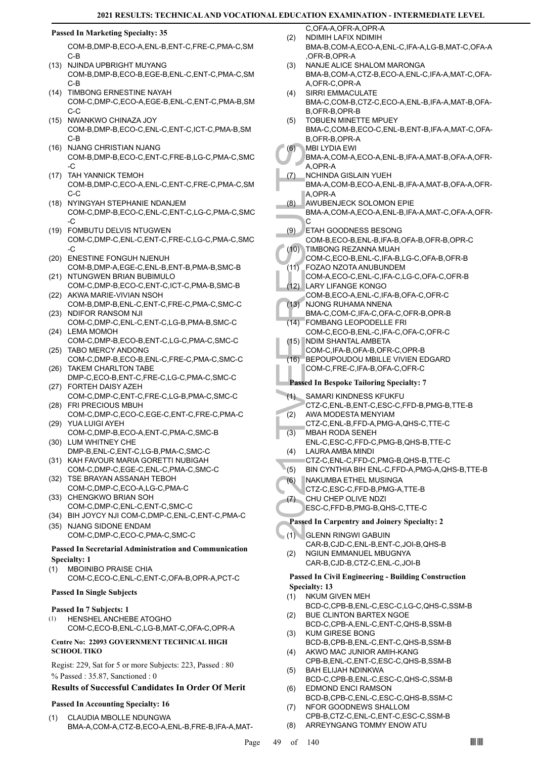**Passed In Marketing Specialty: 35**

COM-B,DMP-B,ECO-A,ENL-B,ENT-C,FRE-C,PMA-C,SMC-B

(13) NJINDA UPBRIGHT MUYANG
COM-B,DMP-B,ECO-B,EGE-B,ENL-C,ENT-C,PMA-C,SMC-B

(14) TIMBONG ERNESTINE NAYAH
COM-C,DMP-C,ECO-A,EGE-B,ENL-C,ENT-C,PMA-B,SMC-C

(15) NWANKWO CHINAZA JOY
COM-B,DMP-B,ECO-C,ENL-C,ENT-C,ICT-C,PMA-B,SMC-B

(16) NJANG CHRISTIAN NJANG
COM-B,DMP-B,ECO-C,ENT-C,FRE-B,LG-C,PMA-C,SMC-C

(17) TAH YANNICK TEMOH
COM-B,DMP-C,ECO-A,ENL-C,ENT-C,FRE-C,PMA-C,SMC-C

(18) NYINGYAH STEPHANIE NDANJEM
COM-C,DMP-B,ECO-C,ENL-C,ENT-C,LG-C,PMA-C,SMC-C

(19) FOMBUTU DELVIS NTUGWEN
COM-C,DMP-C,ENL-C,ENT-C,FRE-C,LG-C,PMA-C,SMC-C

(20) ENESTINE FONGUH NJENUH
COM-B,DMP-A,EGE-C,ENL-B,ENT-B,PMA-B,SMC-B

(21) NTUNGWEN BRIAN BUBIMULO
COM-C,DMP-B,ECO-C,ENT-C,ICT-C,PMA-B,SMC-B

(22) AKWA MARIE-VIVIAN NSOH
COM-B,DMP-B,ENL-C,ENT-C,FRE-C,PMA-C,SMC-C

(23) NDIFOR RANSOM NJI
COM-C,DMP-C,ENL-C,ENT-C,LG-B,PMA-B,SMC-C

(24) LEMA MOMOH
COM-C,DMP-B,ECO-B,ENT-C,LG-C,PMA-C,SMC-C

(25) TABO MERCY ANDONG
COM-C,DMP-B,ECO-B,ENL-C,FRE-C,PMA-C,SMC-C

(26) TAKEM CHARLTON TABE
DMP-C,ECO-B,ENT-C,FRE-C,LG-C,PMA-C,SMC-C

(27) FORTEH DAISY AZEH
COM-C,DMP-C,ENT-C,FRE-C,LG-B,PMA-C,SMC-C

(28) FRI PRECIOUS MBUH
COM-C,DMP-C,ECO-C,EGE-C,ENT-C,FRE-C,PMA-C

(29) YUA LUIGI AYEH
COM-C,DMP-B,ECO-A,ENT-C,PMA-C,SMC-B

(30) LUM WHITNEY CHE
DMP-B,ENL-C,ENT-C,LG-B,PMA-C,SMC-C

(31) KAH FAVOUR MARIA GORETTI NUBIGAH
COM-C,DMP-C,EGE-C,ENL-C,PMA-C,SMC-C

(32) TSE BRAYAN ASSANAH TEBOH
COM-C,DMP-C,ECO-A,LG-C,PMA-C

(33) CHENGKWO BRIAN SOH
COM-C,DMP-C,ENL-C,ENT-C,SMC-C

(34) BIH JOYCY NJI COM-C,DMP-C,ENL-C,ENT-C,PMA-C

(35) NJANG SIDONE ENDAM
COM-C,DMP-C,ECO-C,PMA-C,SMC-C

**Passed In Secretarial Administration and Communication Specialty: 1**

(1) MBOINIBO PRAISE CHIA
COM-C,ECO-C,ENL-C,ENT-C,OFA-B,OPR-A,PCT-C

**Passed In Single Subjects**

**Passed In 7 Subjects: 1**

(1) HENSHEL ANCHEBE ATOGHO
COM-C,ECO-B,ENL-C,LG-B,MAT-C,OFA-C,OPR-A

**Centre No: 22093 GOVERNMENT TECHNICAL HIGH SCHOOL TIKO**

Regist: 229, Sat for 5 or more Subjects: 223, Passed : 80
% Passed : 35.87, Sanctioned : 0

### Results of Successful Candidates In Order Of Merit

**Passed In Accounting Specialty: 16**

(1) CLAUDIA MBOLLE NDUNGWA
BMA-A,COM-A,CTZ-B,ECO-A,ENL-B,FRE-B,IFA-A,MAT-C,OFA-A,OFR-A,OPR-A

(2) NDIMIH LAFIX NDIMIH
BMA-B,COM-A,ECO-A,ENL-C,IFA-A,LG-B,MAT-C,OFA-A,OFR-B,OPR-A

(3) NANJE ALICE SHALOM MARONGA
BMA-B,COM-A,CTZ-B,ECO-A,ENL-C,IFA-A,MAT-C,OFA-A,OFR-C,OPR-A

(4) SIRRI EMMACULATE
BMA-C,COM-B,CTZ-C,ECO-A,ENL-B,IFA-A,MAT-B,OFA-B,OFR-B,OPR-B

(5) TOBUEN MINETTE MPUEY
BMA-C,COM-B,ECO-C,ENL-B,ENT-B,IFA-A,MAT-C,OFA-B,OFR-B,OPR-A

(6) MBI LYDIA EWI
BMA-A,COM-A,ECO-A,ENL-B,IFA-A,MAT-B,OFA-A,OFR-A,OPR-A

(7) NCHINDA GISLAIN YUEH
BMA-A,COM-B,ECO-A,ENL-B,IFA-A,MAT-B,OFA-A,OFR-A,OPR-A

(8) AWUBENJECK SOLOMON EPIE
BMA-A,COM-A,ECO-A,ENL-B,IFA-A,MAT-C,OFA-A,OFR-C

(9) ETAH GOODNESS BESONG
COM-B,ECO-B,ENL-B,IFA-B,OFA-B,OFR-B,OPR-C

(10) TIMBONG REZANNA MUAH
COM-C,ECO-B,ENL-C,IFA-B,LG-C,OFA-B,OFR-B

(11) FOZAO NZOTA ANUBUNDEM
COM-A,ECO-C,ENL-C,IFA-C,LG-C,OFA-C,OFR-B

(12) LARY LIFANGE KONGO
COM-B,ECO-A,ENL-C,IFA-B,OFA-C,OFR-C

(13) NJONG RUHAMA NNENA
BMA-C,COM-C,IFA-C,OFA-C,OFR-B,OPR-B

(14) FOMBANG LEOPODELLE FRI
COM-C,ECO-B,ENL-C,IFA-C,OFA-C,OFR-C

(15) NDIM SHANTAL AMBETA
COM-C,IFA-B,OFA-B,OFR-C,OPR-B

(16) BEPOUPOUDOU MBILLE VIVIEN EDGARD
COM-C,FRE-C,IFA-B,OFA-C,OFR-C

**Passed In Bespoke Tailoring Specialty: 7**

(1) SAMARI KINDNESS KFUKFU
CTZ-C,ENL-B,ENT-C,ESC-C,FFD-B,PMG-B,TTE-B

(2) AWA MODESTA MENYIAM
CTZ-C,ENL-B,FFD-A,PMG-A,QHS-C,TTE-C

(3) MBAH RODA SENEH
ENL-C,ESC-C,FFD-C,PMG-B,QHS-B,TTE-C

(4) LAURA AMBA MINDI
CTZ-C,ENL-C,FFD-C,PMG-B,QHS-B,TTE-C

(5) BIN CYNTHIA BIH ENL-C,FFD-A,PMG-A,QHS-B,TTE-B

(6) NAKUMBA ETHEL MUSINGA
CTZ-C,ESC-C,FFD-B,PMG-A,TTE-B

(7) CHU CHEP OLIVE NDZI
ESC-C,FFD-B,PMG-B,QHS-C,TTE-C

**Passed In Carpentry and Joinery Specialty: 2**

(1) GLENN RINGWI GABUIN
CAR-B,CJD-C,ENL-B,ENT-C,JOI-B,QHS-B

(2) NGIUN EMMANUEL MBUGNYA
CAR-B,CJD-B,CTZ-C,ENL-C,JOI-B

**Passed In Civil Engineering - Building Construction Specialty: 13**

(1) NKUM GIVEN MEH
BCD-C,CPB-B,ENL-C,ESC-C,LG-C,QHS-C,SSM-B

(2) BUE CLINTON BARTEX NGOE
BCD-C,CPB-A,ENL-C,ENT-C,QHS-B,SSM-B

(3) KUM GIRESE BONG
BCD-B,CPB-B,ENL-C,ENT-C,QHS-B,SSM-B

(4) AKWO MAC JUNIOR AMIH-KANG
CPB-B,ENL-C,ENT-C,ESC-C,QHS-B,SSM-B

(5) BAH ELIJAH NDINKWA
BCD-C,CPB-B,ENL-C,ESC-C,QHS-C,SSM-B

(6) EDMOND ENCI RAMSON
BCD-B,CPB-C,ENL-C,ESC-C,QHS-B,SSM-C

(7) NFOR GOODNEWS SHALLOM
CPB-B,CTZ-C,ENL-C,ENT-C,ESC-C,SSM-B

(8) ARREYNGANG TOMMY ENOW ATU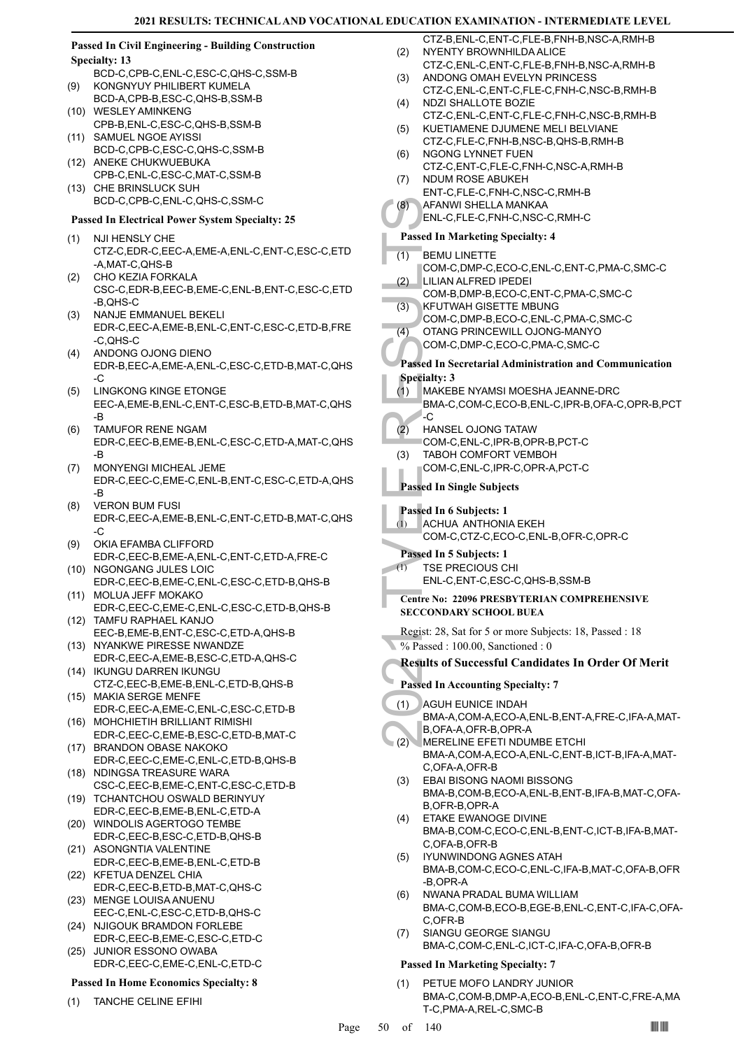**Passed In Civil Engineering - Building Construction Specialty: 13**

BCD-C,CPB-C,ENL-C,ESC-C,QHS-C,SSM-B

(9) KONGNYUY PHILIBERT KUMELA
BCD-A,CPB-B,ESC-C,QHS-B,SSM-B

(10) WESLEY AMINKENG
CPB-B,ENL-C,ESC-C,QHS-B,SSM-B

(11) SAMUEL NGOE AYISSI
BCD-C,CPB-C,ESC-C,QHS-C,SSM-B

(12) ANEKE CHUKWUEBUKA
CPB-C,ENL-C,ESC-C,MAT-C,SSM-B

(13) CHE BRINSLUCK SUH
BCD-C,CPB-C,ENL-C,QHS-C,SSM-C

**Passed In Electrical Power System Specialty: 25**

(1) NJI HENSLY CHE
CTZ-C,EDR-C,EEC-A,EME-A,ENL-C,ENT-C,ESC-C,ETD-A,MAT-C,QHS-B

(2) CHO KEZIA FORKALA
CSC-C,EDR-B,EEC-B,EME-C,ENL-B,ENT-C,ESC-C,ETD-B,QHS-C

(3) NANJE EMMANUEL BEKELI
EDR-C,EEC-A,EME-B,ENL-C,ENT-C,ESC-C,ETD-B,FRE-C,QHS-C

(4) ANDONG OJONG DIENO
EDR-B,EEC-A,EME-A,ENL-C,ESC-C,ETD-B,MAT-C,QHS-C

(5) LINGKONG KINGE ETONGE
EEC-A,EME-B,ENL-C,ENT-C,ESC-B,ETD-B,MAT-C,QHS-B

(6) TAMUFOR RENE NGAM
EDR-C,EEC-B,EME-B,ENL-C,ESC-C,ETD-A,MAT-C,QHS-B

(7) MONYENGI MICHEAL JEME
EDR-C,EEC-C,EME-C,ENL-B,ENT-C,ESC-C,ETD-A,QHS-B

(8) VERON BUM FUSI
EDR-C,EEC-A,EME-B,ENL-C,ENT-C,ETD-B,MAT-C,QHS-C

(9) OKIA EFAMBA CLIFFORD
EDR-C,EEC-B,EME-A,ENL-C,ENT-C,ETD-A,FRE-C

(10) NGONGANG JULES LOIC
EDR-C,EEC-B,EME-C,ENL-C,ESC-C,ETD-B,QHS-B

(11) MOLUA JEFF MOKAKO
EDR-C,EEC-C,EME-C,ENL-C,ESC-C,ETD-B,QHS-B

(12) TAMFU RAPHAEL KANJO
EEC-B,EME-B,ENT-C,ESC-C,ETD-A,QHS-B

(13) NYANKWE PIRESSE NWANDZE
EDR-C,EEC-A,EME-B,ESC-C,ETD-A,QHS-C

(14) IKUNGU DARREN IKUNGU
CTZ-C,EEC-B,EME-B,ENL-C,ETD-B,QHS-B

(15) MAKIA SERGE MENFE
EDR-C,EEC-A,EME-C,ENL-C,ESC-C,ETD-B

(16) MOHCHIETIH BRILLIANT RIMISHI
EDR-C,EEC-C,EME-B,ESC-C,ETD-B,MAT-C

(17) BRANDON OBASE NAKOKO
EDR-C,EEC-C,EME-C,ENL-C,ETD-B,QHS-B

(18) NDINGSA TREASURE WARA
CSC-C,EEC-B,EME-C,ENT-C,ESC-C,ETD-B

(19) TCHANTCHOU OSWALD BERINYUY
EDR-C,EEC-B,EME-B,ENL-C,ETD-A

(20) WINDOLIS AGERTOGO TEMBE
EDR-C,EEC-B,ESC-C,ETD-B,QHS-B

(21) ASONGNTIA VALENTINE
EDR-C,EEC-B,EME-B,ENL-C,ETD-B

(22) KFETUA DENZEL CHIA
EDR-C,EEC-B,ETD-B,MAT-C,QHS-C

(23) MENGE LOUISA ANUENU
EEC-C,ENL-C,ESC-C,ETD-B,QHS-C

(24) NJIGOUK BRAMDON FORLEBE
EDR-C,EEC-B,EME-C,ESC-C,ETD-C

(25) JUNIOR ESSONO OWABA
EDR-C,EEC-C,EME-C,ENL-C,ETD-C

**Passed In Home Economics Specialty: 8**

(1) TANCHE CELINE EFIHI
CTZ-B,ENL-C,ENT-C,FLE-B,FNH-B,NSC-A,RMH-B

(2) NYENTY BROWNHILDA ALICE
CTZ-C,ENL-C,ENT-C,FLE-B,FNH-B,NSC-A,RMH-B

(3) ANDONG OMAH EVELYN PRINCESS
CTZ-C,ENL-C,ENT-C,FLE-C,FNH-C,NSC-B,RMH-B

(4) NDZI SHALLOTE BOZIE
CTZ-C,ENL-C,ENT-C,FLE-C,FNH-C,NSC-B,RMH-B

(5) KUETIAMENE DJUMENE MELI BELVIANE
CTZ-C,FLE-C,FNH-B,NSC-B,QHS-B,RMH-B

(6) NGONG LYNNET FUEN
CTZ-C,ENT-C,FLE-C,FNH-C,NSC-A,RMH-B

(7) NDUM ROSE ABUKEH
ENT-C,FLE-C,FNH-C,NSC-C,RMH-B

(8) AFANWI SHELLA MANKAA
ENL-C,FLE-C,FNH-C,NSC-C,RMH-C

**Passed In Marketing Specialty: 4**

(1) BEMU LINETTE
COM-C,DMP-C,ECO-C,ENL-C,ENT-C,PMA-C,SMC-C

(2) LILIAN ALFRED IPEDEI
COM-B,DMP-B,ECO-C,ENT-C,PMA-C,SMC-C

(3) KFUTWAH GISETTE MBUNG
COM-C,DMP-B,ECO-C,ENL-C,PMA-C,SMC-C

(4) OTANG PRINCEWILL OJONG-MANYO
COM-C,DMP-C,ECO-C,PMA-C,SMC-C

**Passed In Secretarial Administration and Communication Specialty: 3**

(1) MAKEBE NYAMSI MOESHA JEANNE-DRC
BMA-C,COM-C,ECO-B,ENL-C,IPR-B,OFA-C,OPR-B,PCT-C

(2) HANSEL OJONG TATAW
COM-C,ENL-C,IPR-B,OPR-B,PCT-C

(3) TABOH COMFORT VEMBOH
COM-C,ENL-C,IPR-C,OPR-A,PCT-C

**Passed In Single Subjects**

**Passed In 6 Subjects: 1**

(1) ACHUA ANTHONIA EKEH
COM-C,CTZ-C,ECO-C,ENL-B,OFR-C,OPR-C

**Passed In 5 Subjects: 1**

(1) TSE PRECIOUS CHI
ENL-C,ENT-C,ESC-C,QHS-B,SSM-B

**Centre No: 22096 PRESBYTERIAN COMPREHENSIVE SECCONDARY SCHOOL BUEA**

Regist: 28, Sat for 5 or more Subjects: 18, Passed : 18
% Passed : 100.00, Sanctioned : 0

## Results of Successful Candidates In Order Of Merit

**Passed In Accounting Specialty: 7**

(1) AGUH EUNICE INDAH
BMA-A,COM-A,ECO-A,ENL-B,ENT-A,FRE-C,IFA-A,MAT-B,OFA-A,OFR-B,OPR-A

(2) MERELINE EFETI NDUMBE ETCHI
BMA-A,COM-A,ECO-A,ENL-C,ENT-B,ICT-B,IFA-A,MAT-C,OFA-A,OFR-B

(3) EBAI BISONG NAOMI BISSONG
BMA-B,COM-B,ECO-A,ENL-B,ENT-B,IFA-B,MAT-C,OFA-B,OFR-B,OPR-A

(4) ETAKE EWANOGE DIVINE
BMA-B,COM-C,ECO-C,ENL-B,ENT-C,ICT-B,IFA-B,MAT-C,OFA-B,OFR-B

(5) IYUNWINDONG AGNES ATAH
BMA-B,COM-C,ECO-C,ENL-C,IFA-B,MAT-C,OFA-B,OFR-B,OPR-A

(6) NWANA PRADAL BUMA WILLIAM
BMA-C,COM-B,ECO-B,EGE-B,ENL-C,ENT-C,IFA-C,OFA-C,OFR-B

(7) SIANGU GEORGE SIANGU
BMA-C,COM-C,ENL-C,ICT-C,IFA-C,OFA-B,OFR-B

**Passed In Marketing Specialty: 7**

(1) PETUE MOFO LANDRY JUNIOR
BMA-C,COM-B,DMP-A,ECO-B,ENL-C,ENT-C,FRE-A,MAT-C,PMA-A,REL-C,SMC-B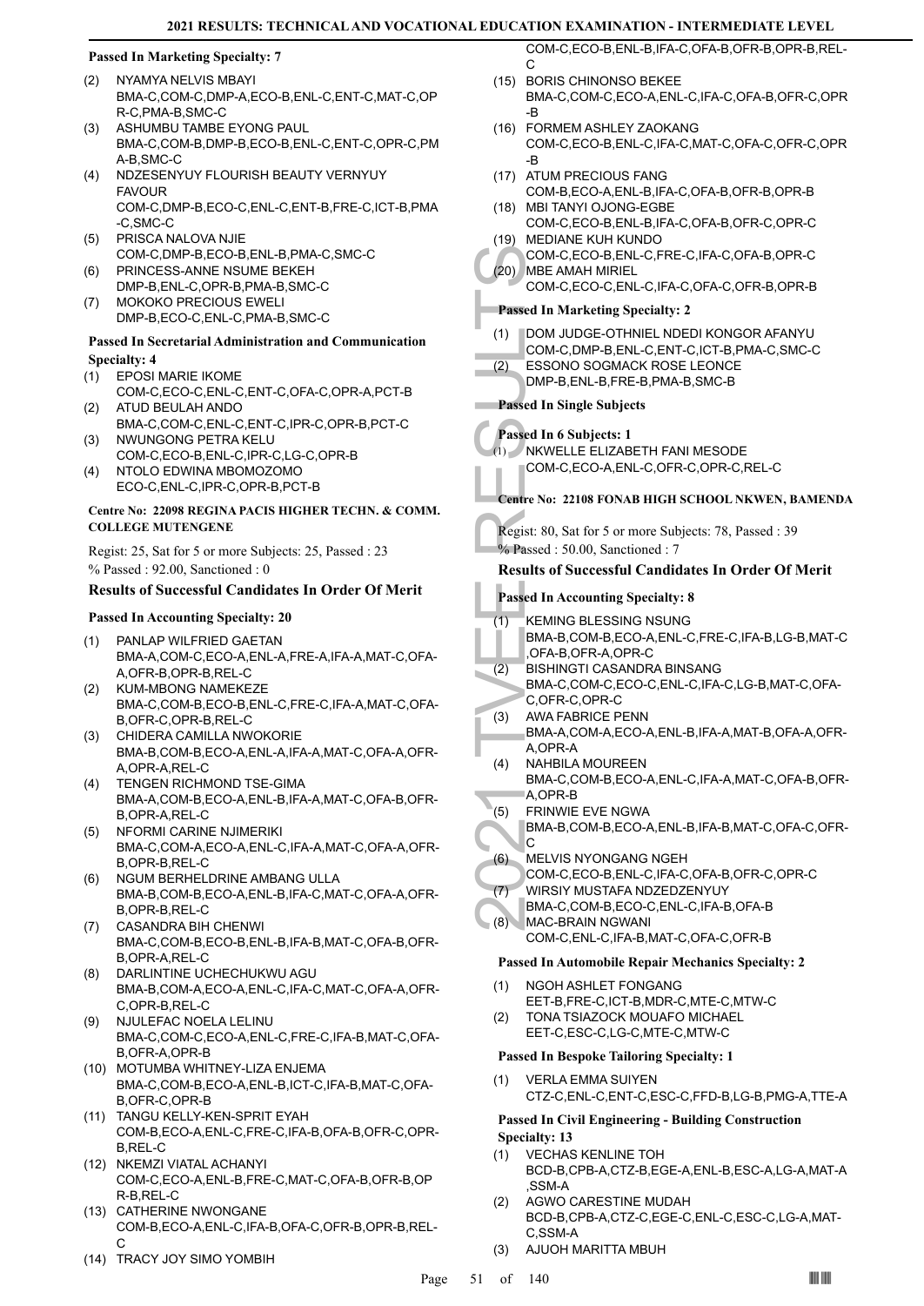#### Passed In Marketing Specialty: 7

(2) NYAMYA NELVIS MBAYI
BMA-C,COM-C,DMP-A,ECO-B,ENL-C,ENT-C,MAT-C,OPR-C,PMA-B,SMC-C

(3) ASHUMBU TAMBE EYONG PAUL
BMA-C,COM-B,DMP-B,ECO-B,ENL-C,ENT-C,OPR-C,PMA-B,SMC-C

(4) NDZESENYUY FLOURISH BEAUTY VERNYUY FAVOUR
COM-C,DMP-B,ECO-C,ENL-C,ENT-B,FRE-C,ICT-B,PMA-C,SMC-C

(5) PRISCA NALOVA NJIE
COM-C,DMP-B,ECO-B,ENL-B,PMA-C,SMC-C

(6) PRINCESS-ANNE NSUME BEKEH
DMP-B,ENL-C,OPR-B,PMA-B,SMC-C

(7) MOKOKO PRECIOUS EWELI
DMP-B,ECO-C,ENL-C,PMA-B,SMC-C

#### Passed In Secretarial Administration and Communication Specialty: 4

(1) EPOSI MARIE IKOME
COM-C,ECO-C,ENL-C,ENT-C,OFA-C,OPR-A,PCT-B

(2) ATUD BEULAH ANDO
BMA-C,COM-C,ENL-C,ENT-C,IPR-C,OPR-B,PCT-C

(3) NWUNGONG PETRA KELU
COM-C,ECO-B,ENL-C,IPR-C,LG-C,OPR-B

(4) NTOLO EDWINA MBOMOZOMO
ECO-C,ENL-C,IPR-C,OPR-B,PCT-B

#### Centre No: 22098 REGINA PACIS HIGHER TECHN. & COMM. COLLEGE MUTENGENE

Regist: 25, Sat for 5 or more Subjects: 25, Passed : 23
% Passed : 92.00, Sanctioned : 0

### Results of Successful Candidates In Order Of Merit

#### Passed In Accounting Specialty: 20

(1) PANLAP WILFRIED GAETAN
BMA-A,COM-C,ECO-A,ENL-A,FRE-A,IFA-A,MAT-C,OFA-A,OFR-B,OPR-B,REL-C

(2) KUM-MBONG NAMEKEZE
BMA-C,COM-B,ECO-B,ENL-C,FRE-C,IFA-A,MAT-C,OFA-B,OFR-C,OPR-B,REL-C

(3) CHIDERA CAMILLA NWOKORIE
BMA-B,COM-B,ECO-A,ENL-A,IFA-A,MAT-C,OFA-A,OFR-A,OPR-A,REL-C

(4) TENGEN RICHMOND TSE-GIMA
BMA-A,COM-B,ECO-A,ENL-B,IFA-A,MAT-C,OFA-B,OFR-B,OPR-A,REL-C

(5) NFORMI CARINE NJIMERIKI
BMA-C,COM-A,ECO-A,ENL-C,IFA-A,MAT-C,OFA-A,OFR-B,OPR-B,REL-C

(6) NGUM BERHELDRINE AMBANG ULLA
BMA-B,COM-B,ECO-A,ENL-B,IFA-C,MAT-C,OFA-A,OFR-B,OPR-B,REL-C

(7) CASANDRA BIH CHENWI
BMA-C,COM-B,ECO-B,ENL-B,IFA-B,MAT-C,OFA-B,OFR-B,OPR-A,REL-C

(8) DARLINTINE UCHECHUKWU AGU
BMA-B,COM-A,ECO-A,ENL-C,IFA-C,MAT-C,OFA-A,OFR-C,OPR-B,REL-C

(9) NJULEFAC NOELA LELINU
BMA-C,COM-C,ECO-A,ENL-C,FRE-C,IFA-B,MAT-C,OFA-B,OFR-A,OPR-B

(10) MOTUMBA WHITNEY-LIZA ENJEMA
BMA-C,COM-B,ECO-A,ENL-B,ICT-B,IFA-B,MAT-C,OFA-B,OFR-C,OPR-B

(11) TANGU KELLY-KEN-SPRIT EYAH
COM-B,ECO-A,ENL-C,FRE-C,IFA-B,OFA-B,OFR-C,OPR-B,REL-C

(12) NKEMZI VIATAL ACHANYI
COM-C,ECO-A,ENL-B,FRE-C,MAT-C,OFA-B,OFR-B,OPR-B,REL-C

(13) CATHERINE NWONGANE
COM-B,ECO-A,ENL-C,IFA-B,OFA-C,OFR-B,OPR-B,REL-C

(14) TRACY JOY SIMO YOMBIH
COM-C,ECO-B,ENL-B,IFA-C,OFA-B,OFR-B,OPR-B,REL-C

(15) BORIS CHINONSO BEKEE
BMA-C,COM-C,ECO-A,ENL-C,IFA-C,OFA-B,OFR-C,OPR-B

(16) FORMEM ASHLEY ZAOKANG
COM-C,ECO-B,ENL-C,IFA-C,MAT-C,OFA-C,OFR-C,OPR-B

(17) ATUM PRECIOUS FANG
COM-B,ECO-A,ENL-B,IFA-C,OFA-B,OFR-B,OPR-B

(18) MBI TANYI OJONG-EGBE
COM-C,ECO-B,ENL-B,IFA-C,OFA-B,OFR-C,OPR-C

(19) MEDIANE KUH KUNDO
COM-C,ECO-B,ENL-C,FRE-C,IFA-C,OFA-B,OPR-C

(20) MBE AMAH MIRIEL
COM-C,ECO-C,ENL-C,IFA-C,OFA-C,OFR-B,OPR-B

#### Passed In Marketing Specialty: 2

(1) DOM JUDGE-OTHNIEL NDEDI KONGOR AFANYU
COM-C,DMP-B,ENL-C,ENT-C,ICT-B,PMA-C,SMC-C

(2) ESSONO SOGMACK ROSE LEONCE
DMP-B,ENL-B,FRE-B,PMA-B,SMC-B

#### Passed In Single Subjects

#### Passed In 6 Subjects: 1

(1) NKWELLE ELIZABETH FANI MESODE
COM-C,ECO-A,ENL-C,OFR-C,OPR-C,REL-C

#### Centre No: 22108 FONAB HIGH SCHOOL NKWEN, BAMENDA

Regist: 80, Sat for 5 or more Subjects: 78, Passed : 39
% Passed : 50.00, Sanctioned : 7

### Results of Successful Candidates In Order Of Merit

#### Passed In Accounting Specialty: 8

(1) KEMING BLESSING NSUNG
BMA-B,COM-B,ECO-A,ENL-C,FRE-C,IFA-B,LG-B,MAT-C,OFA-B,OFR-A,OPR-C

(2) BISHINGTI CASANDRA BINSANG
BMA-C,COM-C,ECO-C,ENL-C,IFA-C,LG-B,MAT-C,OFA-C,OFR-C,OPR-C

(3) AWA FABRICE PENN
BMA-A,COM-A,ECO-A,ENL-B,IFA-A,MAT-B,OFA-A,OFR-A,OPR-A

(4) NAHBILA MOUREEN
BMA-C,COM-B,ECO-A,ENL-C,IFA-A,MAT-C,OFA-B,OFR-A,OPR-B

(5) FRINWIE EVE NGWA
BMA-B,COM-B,ECO-A,ENL-B,IFA-B,MAT-C,OFA-C,OFR-C

(6) MELVIS NYONGANG NGEH
COM-C,ECO-B,ENL-C,IFA-C,OFA-B,OFR-C,OPR-C

(7) WIRSIY MUSTAFA NDZEDZENYUY
BMA-C,COM-B,ECO-C,ENL-C,IFA-B,OFA-B

(8) MAC-BRAIN NGWANI
COM-C,ENL-C,IFA-B,MAT-C,OFA-C,OFR-B

#### Passed In Automobile Repair Mechanics Specialty: 2

(1) NGOH ASHLET FONGANG
EET-B,FRE-C,ICT-B,MDR-C,MTE-C,MTW-C

(2) TONA TSIAZOCK MOUAFO MICHAEL
EET-C,ESC-C,LG-C,MTE-C,MTW-C

#### Passed In Bespoke Tailoring Specialty: 1

(1) VERLA EMMA SUIYEN
CTZ-C,ENL-C,ENT-C,ESC-C,FFD-B,LG-B,PMG-A,TTE-A

#### Passed In Civil Engineering - Building Construction Specialty: 13

(1) VECHAS KENLINE TOH
BCD-B,CPB-A,CTZ-B,EGE-A,ENL-B,ESC-A,LG-A,MAT-A,SSM-A

(2) AGWO CARESTINE MUDAH
BCD-B,CPB-A,CTZ-C,EGE-C,ENL-C,ESC-C,LG-A,MAT-C,SSM-A

(3) AJUOH MARITTA MBUH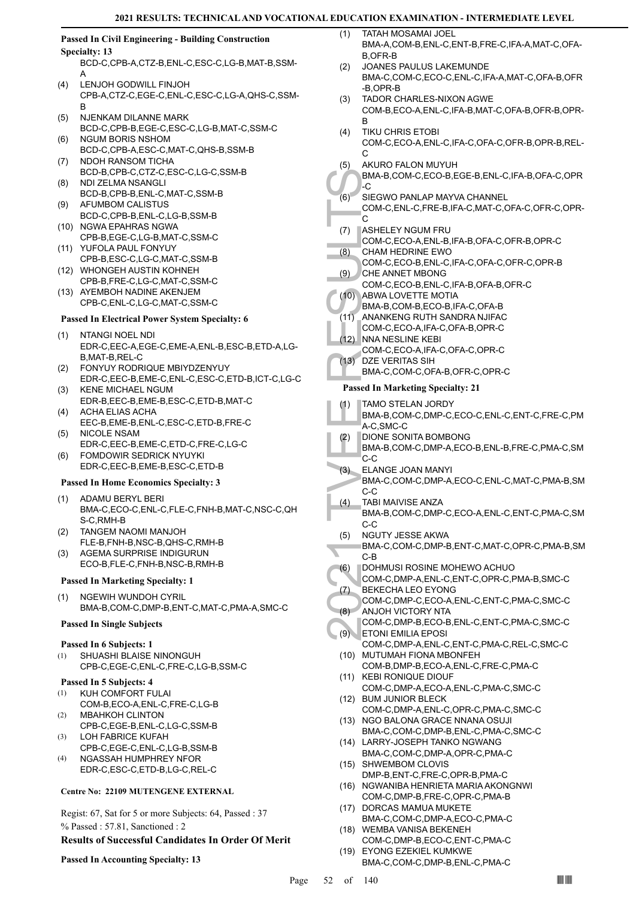**Passed In Civil Engineering - Building Construction Specialty: 13**

BCD-C,CPB-A,CTZ-B,ENL-C,ESC-C,LG-B,MAT-B,SSM-A

(4) LENJOH GODWILL FINJOH
CPB-A,CTZ-C,EGE-C,ENL-C,ESC-C,LG-A,QHS-C,SSM-B

(5) NJENKAM DILANNE MARK
BCD-C,CPB-B,EGE-C,ESC-C,LG-B,MAT-C,SSM-C

(6) NGUM BORIS NSHOM
BCD-C,CPB-A,ESC-C,MAT-C,QHS-B,SSM-B

(7) NDOH RANSOM TICHA
BCD-B,CPB-C,CTZ-C,ESC-C,LG-C,SSM-B

(8) NDI ZELMA NSANGLI
BCD-B,CPB-B,ENL-C,MAT-C,SSM-B

(9) AFUMBOM CALISTUS
BCD-C,CPB-B,ENL-C,LG-B,SSM-B

(10) NGWA EPAHRAS NGWA
CPB-B,EGE-C,LG-B,MAT-C,SSM-C

(11) YUFOLA PAUL FONYUY
CPB-B,ESC-C,LG-C,MAT-C,SSM-B

(12) WHONGEH AUSTIN KOHNEH
CPB-B,FRE-C,LG-C,MAT-C,SSM-C

(13) AYEMBOH NADINE AKENJEM
CPB-C,ENL-C,LG-C,MAT-C,SSM-C

**Passed In Electrical Power System Specialty: 6**

(1) NTANGI NOEL NDI
EDR-C,EEC-A,EGE-C,EME-A,ENL-B,ESC-B,ETD-A,LG-B,MAT-B,REL-C

(2) FONYUY RODRIQUE MBIYDZENYUY
EDR-C,EEC-B,EME-C,ENL-C,ESC-C,ETD-B,ICT-C,LG-C

(3) KENE MICHAEL NGUM
EDR-B,EEC-B,EME-B,ESC-C,ETD-B,MAT-C

(4) ACHA ELIAS ACHA
EEC-B,EME-B,ENL-C,ESC-C,ETD-B,FRE-C

(5) NICOLE NSAM
EDR-C,EEC-B,EME-C,ETD-C,FRE-C,LG-C

(6) FOMDOWIR SEDRICK NYUYKI
EDR-C,EEC-B,EME-B,ESC-C,ETD-B

**Passed In Home Economics Specialty: 3**

(1) ADAMU BERYL BERI
BMA-C,ECO-C,ENL-C,FLE-C,FNH-B,MAT-C,NSC-C,QHS-C,RMH-B

(2) TANGEM NAOMI MANJOH
FLE-B,FNH-B,NSC-B,QHS-C,RMH-B

(3) AGEMA SURPRISE INDIGURUN
ECO-B,FLE-C,FNH-B,NSC-B,RMH-B

**Passed In Marketing Specialty: 1**

(1) NGEWIH WUNDOH CYRIL
BMA-B,COM-C,DMP-B,ENT-C,MAT-C,PMA-A,SMC-C

**Passed In Single Subjects**

**Passed In 6 Subjects: 1**

(1) SHUASHI BLAISE NINONGUH
CPB-C,EGE-C,ENL-C,FRE-C,LG-B,SSM-C

**Passed In 5 Subjects: 4**

(1) KUH COMFORT FULAI
COM-B,ECO-A,ENL-C,FRE-C,LG-B

(2) MBAHKOH CLINTON
CPB-C,EGE-B,ENL-C,LG-C,SSM-B

(3) LOH FABRICE KUFAH
CPB-C,EGE-C,ENL-C,LG-B,SSM-B

(4) NGASSAH HUMPHREY NFOR
EDR-C,ESC-C,ETD-B,LG-C,REL-C

**Centre No: 22109 MUTENGENE EXTERNAL**

Regist: 67, Sat for 5 or more Subjects: 64, Passed : 37

% Passed : 57.81, Sanctioned : 2

**Results of Successful Candidates In Order Of Merit**

**Passed In Accounting Specialty: 13**

(1) TATAH MOSAMAI JOEL
BMA-A,COM-B,ENL-C,ENT-B,FRE-C,IFA-A,MAT-C,OFA-B,OFR-B

(2) JOANES PAULUS LAKEMUNDE
BMA-C,COM-C,ECO-C,ENL-C,IFA-A,MAT-C,OFA-B,OFR-B,OPR-B

(3) TADOR CHARLES-NIXON AGWE
COM-B,ECO-A,ENL-C,IFA-B,MAT-C,OFA-B,OFR-B,OPR-B

(4) TIKU CHRIS ETOBI
COM-C,ECO-A,ENL-C,IFA-C,OFA-C,OFR-B,OPR-B,REL-C

(5) AKURO FALON MUYUH
BMA-B,COM-C,ECO-B,EGE-B,ENL-C,IFA-B,OFA-C,OPR-C

(6) SIEGWO PANLAP MAYVA CHANNEL
COM-C,ENL-C,FRE-B,IFA-C,MAT-C,OFA-C,OFR-C,OPR-C

(7) ASHELEY NGUM FRU
COM-C,ECO-A,ENL-B,IFA-B,OFA-C,OFR-B,OPR-C

(8) CHAM HEDRINE EWO
COM-C,ECO-B,ENL-C,IFA-C,OFA-C,OFR-C,OPR-B

(9) CHE ANNET MBONG
COM-C,ECO-B,ENL-C,IFA-B,OFA-B,OFR-C

(10) ABWA LOVETTE MOTIA
BMA-B,COM-B,ECO-B,IFA-C,OFA-B

(11) ANANKENG RUTH SANDRA NJIFAC
COM-C,ECO-A,IFA-C,OFA-B,OPR-C

(12) NNA NESLINE KEBI
COM-C,ECO-A,IFA-C,OFA-C,OPR-C

(13) DZE VERITAS SIH
BMA-C,COM-C,OFA-B,OFR-C,OPR-C

**Passed In Marketing Specialty: 21**

(1) TAMO STELAN JORDY
BMA-B,COM-C,DMP-C,ECO-C,ENL-C,ENT-C,FRE-C,PMA-C,SMC-C

(2) DIONE SONITA BOMBONG
BMA-B,COM-C,DMP-A,ECO-B,ENL-B,FRE-C,PMA-C,SMC-C

(3) ELANGE JOAN MANYI
BMA-C,COM-C,DMP-A,ECO-C,ENL-C,MAT-C,PMA-B,SMC-C

(4) TABI MAIVISE ANZA
BMA-B,COM-C,DMP-C,ECO-A,ENL-C,ENT-C,PMA-C,SMC-C

(5) NGUTY JESSE AKWA
BMA-C,COM-C,DMP-B,ENT-C,MAT-C,OPR-C,PMA-B,SMC-B

(6) DOHMUSI ROSINE MOHEWO ACHUO
COM-C,DMP-A,ENL-C,ENT-C,OPR-C,PMA-B,SMC-C

(7) BEKECHA LEO EYONG
COM-C,DMP-C,ECO-A,ENL-C,ENT-C,PMA-C,SMC-C

(8) ANJOH VICTORY NTA
COM-C,DMP-B,ECO-B,ENL-C,ENT-C,PMA-C,SMC-C

(9) ETONI EMILIA EPOSI
COM-C,DMP-A,ENL-C,ENT-C,PMA-C,REL-C,SMC-C

(10) MUTUMAH FIONA MBONFEH
COM-B,DMP-B,ECO-A,ENL-C,FRE-C,PMA-C

(11) KEBI RONIQUE DIOUF
COM-C,DMP-A,ECO-A,ENL-C,PMA-C,SMC-C

(12) BUM JUNIOR BLECK
COM-C,DMP-A,ENL-C,OPR-C,PMA-C,SMC-C

(13) NGO BALONA GRACE NNANA OSUJI
BMA-C,COM-C,DMP-B,ENL-C,PMA-C,SMC-C

(14) LARRY-JOSEPH TANKO NGWANG
BMA-C,COM-C,DMP-A,OPR-C,PMA-C

(15) SHWEMBOM CLOVIS
DMP-B,ENT-C,FRE-C,OPR-B,PMA-C

(16) NGWANIBA HENRIETA MARIA AKONGNWI
COM-C,DMP-B,FRE-C,OPR-C,PMA-B

(17) DORCAS MAMUA MUKETE
BMA-C,COM-C,DMP-A,ECO-C,PMA-C

(18) WEMBA VANISA BEKENEH
COM-C,DMP-B,ECO-C,ENT-C,PMA-C

(19) EYONG EZEKIEL KUMKWE
BMA-C,COM-C,DMP-B,ENL-C,PMA-C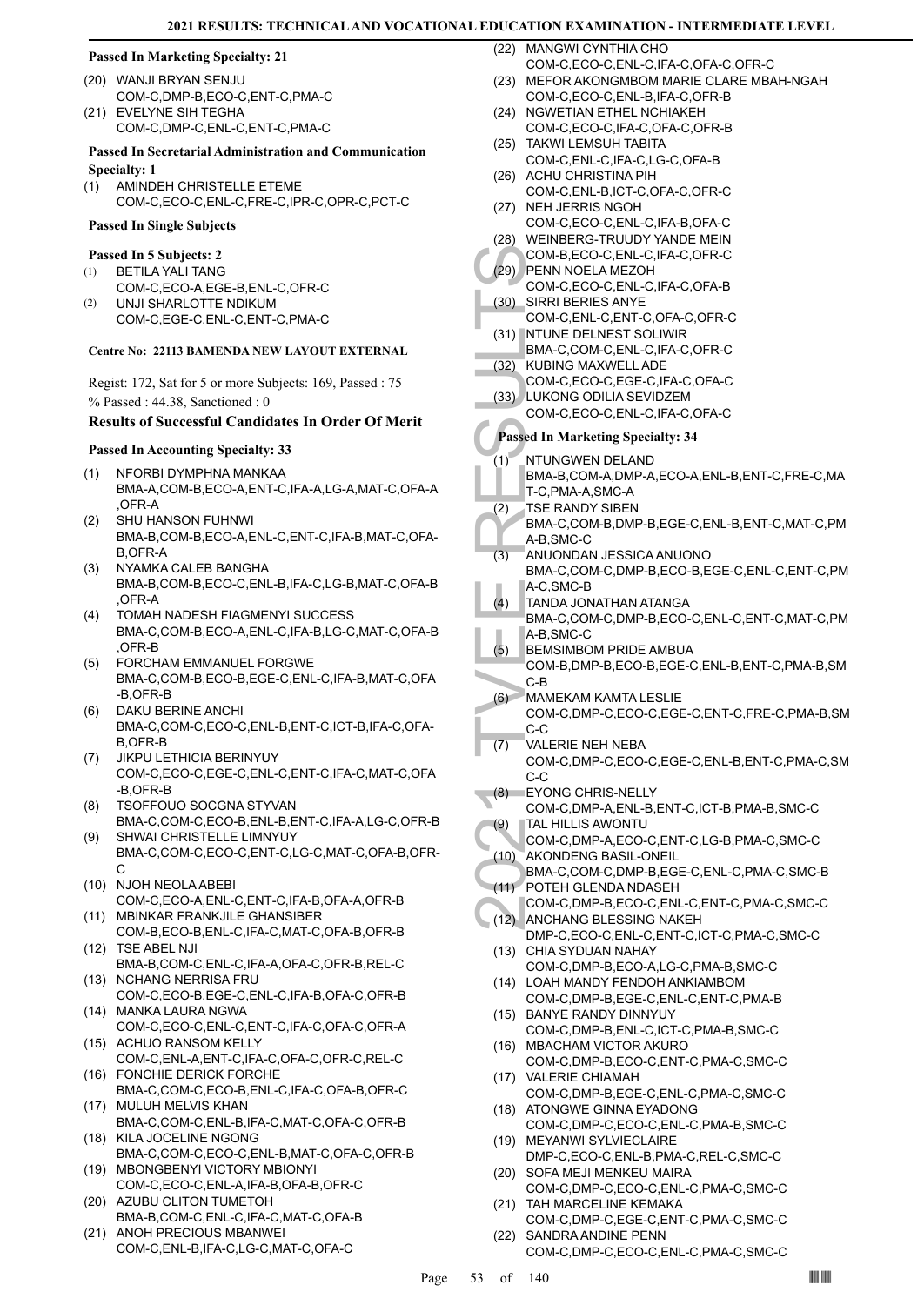### Passed In Marketing Specialty: 21

(20) WANJI BRYAN SENJU
COM-C,DMP-B,ECO-C,ENT-C,PMA-C

(21) EVELYNE SIH TEGHA
COM-C,DMP-C,ENL-C,ENT-C,PMA-C

### Passed In Secretarial Administration and Communication Specialty: 1

(1) AMINDEH CHRISTELLE ETEME
COM-C,ECO-C,ENL-C,FRE-C,IPR-C,OPR-C,PCT-C

### Passed In Single Subjects

### Passed In 5 Subjects: 2

(1) BETILA YALI TANG
COM-C,ECO-A,EGE-B,ENL-C,OFR-C

(2) UNJI SHARLOTTE NDIKUM
COM-C,EGE-C,ENL-C,ENT-C,PMA-C

## Centre No: 22113 BAMENDA NEW LAYOUT EXTERNAL

Regist: 172, Sat for 5 or more Subjects: 169, Passed : 75

% Passed : 44.38, Sanctioned : 0

### Results of Successful Candidates In Order Of Merit

### Passed In Accounting Specialty: 33

(1) NFORBI DYMPHNA MANKAA
BMA-A,COM-B,ECO-A,ENT-C,IFA-A,LG-A,MAT-C,OFA-A,OFR-A

(2) SHU HANSON FUHNWI
BMA-B,COM-B,ECO-A,ENL-C,ENT-C,IFA-B,MAT-C,OFA-B,OFR-A

(3) NYAMKA CALEB BANGHA
BMA-B,COM-B,ECO-C,ENL-B,IFA-C,LG-B,MAT-C,OFA-B,OFR-A

(4) TOMAH NADESH FIAGMENYI SUCCESS
BMA-C,COM-B,ECO-A,ENL-C,IFA-B,LG-C,MAT-C,OFA-B,OFR-B

(5) FORCHAM EMMANUEL FORGWE
BMA-C,COM-B,ECO-B,EGE-C,ENL-C,IFA-B,MAT-C,OFA-B,OFR-B

(6) DAKU BERINE ANCHI
BMA-C,COM-C,ECO-C,ENL-B,ENT-C,ICT-B,IFA-C,OFA-B,OFR-B

(7) JIKPU LETHICIA BERINYUY
COM-C,ECO-C,EGE-C,ENL-C,ENT-C,IFA-C,MAT-C,OFA-B,OFR-B

(8) TSOFFOUO SOCGNA STYVAN
BMA-C,COM-C,ECO-B,ENL-B,ENT-C,IFA-A,LG-C,OFR-B

(9) SHWAI CHRISTELLE LIMNYUY
BMA-C,COM-C,ECO-C,ENT-C,LG-C,MAT-C,OFA-B,OFR-C

(10) NJOH NEOLA ABEBI
COM-C,ECO-A,ENL-C,ENT-C,IFA-B,OFA-A,OFR-B

(11) MBINKAR FRANKJILE GHANSIBER
COM-B,ECO-B,ENL-C,IFA-C,MAT-C,OFA-B,OFR-B

(12) TSE ABEL NJI
BMA-B,COM-C,ENL-C,IFA-A,OFA-C,OFR-B,REL-C

(13) NCHANG NERRISA FRU
COM-C,ECO-B,EGE-C,ENL-C,IFA-B,OFA-C,OFR-B

(14) MANKA LAURA NGWA
COM-C,ECO-C,ENL-C,ENT-C,IFA-C,OFA-C,OFR-A

(15) ACHUO RANSOM KELLY
COM-C,ENL-A,ENT-C,IFA-C,OFA-C,OFR-C,REL-C

(16) FONCHIE DERICK FORCHE
BMA-C,COM-C,ECO-B,ENL-C,IFA-C,OFA-B,OFR-C

(17) MULUH MELVIS KHAN
BMA-C,COM-C,ENL-B,IFA-C,MAT-C,OFA-C,OFR-B

(18) KILA JOCELINE NGONG
BMA-C,COM-C,ECO-C,ENL-B,MAT-C,OFA-C,OFR-B

(19) MBONGBENYI VICTORY MBIONYI
COM-C,ECO-C,ENL-A,IFA-B,OFA-B,OFR-C

(20) AZUBU CLITON TUMETOH
BMA-B,COM-C,ENL-C,IFA-C,MAT-C,OFA-B

(21) ANOH PRECIOUS MBANWEI
COM-C,ENL-B,IFA-C,LG-C,MAT-C,OFA-C

(22) MANGWI CYNTHIA CHO
COM-C,ECO-C,ENL-C,IFA-C,OFA-C,OFR-C

(23) MEFOR AKONGMBOM MARIE CLARE MBAH-NGAH
COM-C,ECO-C,ENL-B,IFA-C,OFR-B

(24) NGWETIAN ETHEL NCHIAKEH
COM-C,ECO-C,IFA-C,OFA-C,OFR-B

(25) TAKWI LEMSUH TABITA
COM-C,ENL-C,IFA-C,LG-C,OFA-B

(26) ACHU CHRISTINA PIH
COM-C,ENL-B,ICT-C,OFA-C,OFR-C

(27) NEH JERRIS NGOH
COM-C,ECO-C,ENL-C,IFA-B,OFA-C

(28) WEINBERG-TRUUDY YANDE MEIN
COM-B,ECO-C,ENL-C,IFA-C,OFR-C

(29) PENN NOELA MEZOH
COM-C,ECO-C,ENL-C,IFA-C,OFA-B

(30) SIRRI BERIES ANYE
COM-C,ENL-C,ENT-C,OFA-C,OFR-C

(31) NTUNE DELNEST SOLIWIR
BMA-C,COM-C,ENL-C,IFA-C,OFR-C

(32) KUBING MAXWELL ADE
COM-C,ECO-C,EGE-C,IFA-C,OFA-C

(33) LUKONG ODILIA SEVIDZEM
COM-C,ECO-C,ENL-C,IFA-C,OFA-C

### Passed In Marketing Specialty: 34

(1) NTUNGWEN DELAND
BMA-B,COM-A,DMP-A,ECO-A,ENL-B,ENT-C,FRE-C,MAT-C,PMA-A,SMC-A

(2) TSE RANDY SIBEN
BMA-C,COM-B,DMP-B,EGE-C,ENL-B,ENT-C,MAT-C,PMA-B,SMC-C

(3) ANUONDAN JESSICA ANUONO
BMA-C,COM-C,DMP-B,ECO-B,EGE-C,ENL-C,ENT-C,PMA-C,SMC-B

(4) TANDA JONATHAN ATANGA
BMA-C,COM-C,DMP-B,ECO-C,ENL-C,ENT-C,MAT-C,PMA-B,SMC-C

(5) BEMSIMBOM PRIDE AMBUA
COM-B,DMP-B,ECO-B,EGE-C,ENL-B,ENT-C,PMA-B,SMC-B

(6) MAMEKAM KAMTA LESLIE
COM-C,DMP-C,ECO-C,EGE-C,ENT-C,FRE-C,PMA-B,SMC-C

(7) VALERIE NEH NEBA
COM-C,DMP-C,ECO-C,EGE-C,ENL-B,ENT-C,PMA-C,SMC-C

(8) EYONG CHRIS-NELLY
COM-C,DMP-A,ENL-B,ENT-C,ICT-B,PMA-B,SMC-C

(9) TAL HILLIS AWONTU
COM-C,DMP-A,ECO-C,ENT-C,LG-B,PMA-C,SMC-C

(10) AKONDENG BASIL-ONEIL
BMA-C,COM-C,DMP-B,EGE-C,ENL-C,PMA-C,SMC-B

(11) POTEH GLENDA NDASEH
COM-C,DMP-B,ECO-C,ENL-C,ENT-C,PMA-C,SMC-C

(12) ANCHANG BLESSING NAKEH
DMP-C,ECO-C,ENL-C,ENT-C,ICT-C,PMA-C,SMC-C

(13) CHIA SYDUAN NAHAY
COM-C,DMP-B,ECO-A,LG-C,PMA-B,SMC-C

(14) LOAH MANDY FENDOH ANKIAMBOM
COM-C,DMP-B,EGE-C,ENL-C,ENT-C,PMA-B

(15) BANYE RANDY DINNYUY
COM-C,DMP-B,ENL-C,ICT-C,PMA-B,SMC-C

(16) MBACHAM VICTOR AKURO
COM-C,DMP-B,ECO-C,ENT-C,PMA-C,SMC-C

(17) VALERIE CHIAMAH
COM-C,DMP-B,EGE-C,ENL-C,PMA-C,SMC-C

(18) ATONGWE GINNA EYADONG
COM-C,DMP-C,ECO-C,ENL-C,PMA-B,SMC-C

(19) MEYANWI SYLVIECLAIRE
DMP-C,ECO-C,ENL-B,PMA-C,REL-C,SMC-C

(20) SOFA MEJI MENKEU MAIRA
COM-C,DMP-C,ECO-C,ENL-C,PMA-C,SMC-C

(21) TAH MARCELINE KEMAKA
COM-C,DMP-C,EGE-C,ENT-C,PMA-C,SMC-C

(22) SANDRA ANDINE PENN
COM-C,DMP-C,ECO-C,ENL-C,PMA-C,SMC-C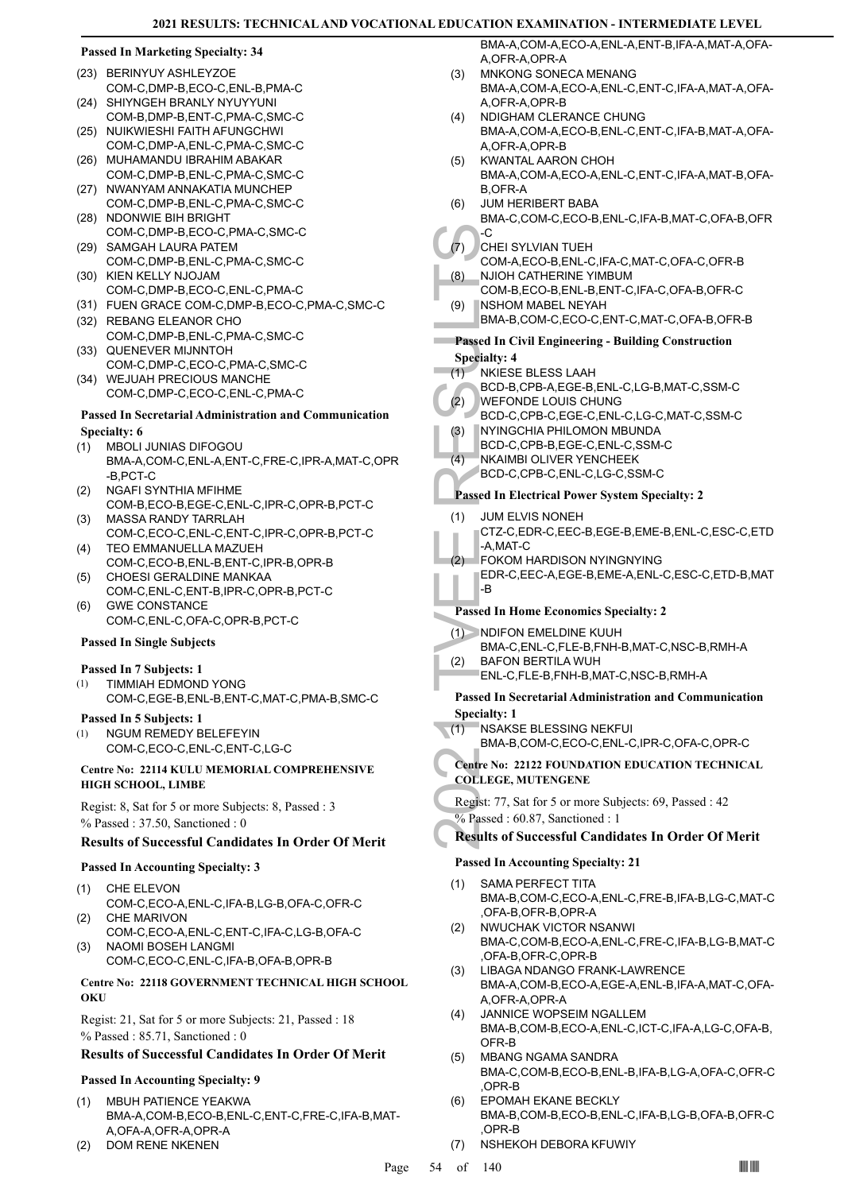**Passed In Marketing Specialty: 34**

(23) BERINYUY ASHLEYZOE
COM-C,DMP-B,ECO-C,ENL-B,PMA-C
(24) SHIYNGEH BRANLY NYUYYUNI
COM-B,DMP-B,ENT-C,PMA-C,SMC-C
(25) NUIKWIESHI FAITH AFUNGCHWI
COM-C,DMP-A,ENL-C,PMA-C,SMC-C
(26) MUHAMANDU IBRAHIM ABAKAR
COM-C,DMP-B,ENL-C,PMA-C,SMC-C
(27) NWANYAM ANNAKATIA MUNCHEP
COM-C,DMP-B,ENL-C,PMA-C,SMC-C
(28) NDONWIE BIH BRIGHT
COM-C,DMP-B,ECO-C,PMA-C,SMC-C
(29) SAMGAH LAURA PATEM
COM-C,DMP-B,ENL-C,PMA-C,SMC-C
(30) KIEN KELLY NJOJAM
COM-C,DMP-B,ECO-C,ENL-C,PMA-C
(31) FUEN GRACE COM-C,DMP-B,ECO-C,PMA-C,SMC-C
(32) REBANG ELEANOR CHO
COM-C,DMP-B,ENL-C,PMA-C,SMC-C
(33) QUENEVER MIJNNTOH
COM-C,DMP-C,ECO-C,PMA-C,SMC-C
(34) WEJUAH PRECIOUS MANCHE
COM-C,DMP-C,ECO-C,ENL-C,PMA-C

**Passed In Secretarial Administration and Communication Specialty: 6**

(1) MBOLI JUNIAS DIFOGOU
BMA-A,COM-C,ENL-A,ENT-C,FRE-C,IPR-A,MAT-C,OPR-B,PCT-C
(2) NGAFI SYNTHIA MFIHME
COM-B,ECO-B,EGE-C,ENL-C,IPR-C,OPR-B,PCT-C
(3) MASSA RANDY TARRLAH
COM-C,ECO-C,ENL-C,ENT-C,IPR-C,OPR-B,PCT-C
(4) TEO EMMANUELLA MAZUEH
COM-C,ECO-B,ENL-B,ENT-C,IPR-B,OPR-B
(5) CHOESI GERALDINE MANKAA
COM-C,ENL-C,ENT-B,IPR-C,OPR-B,PCT-C
(6) GWE CONSTANCE
COM-C,ENL-C,OFA-C,OPR-B,PCT-C

**Passed In Single Subjects**

**Passed In 7 Subjects: 1**

(1) TIMMIAH EDMOND YONG
COM-C,EGE-B,ENL-B,ENT-C,MAT-C,PMA-B,SMC-C

**Passed In 5 Subjects: 1**

(1) NGUM REMEDY BELEFEYIN
COM-C,ECO-C,ENL-C,ENT-C,LG-C

**Centre No: 22114 KULU MEMORIAL COMPREHENSIVE HIGH SCHOOL, LIMBE**

Regist: 8, Sat for 5 or more Subjects: 8, Passed : 3
% Passed : 37.50, Sanctioned : 0

### Results of Successful Candidates In Order Of Merit

**Passed In Accounting Specialty: 3**

(1) CHE ELEVON
COM-C,ECO-A,ENL-C,IFA-B,LG-B,OFA-C,OFR-C
(2) CHE MARIVON
COM-C,ECO-A,ENL-C,ENT-C,IFA-C,LG-B,OFA-C
(3) NAOMI BOSEH LANGMI
COM-C,ECO-C,ENL-C,IFA-B,OFA-B,OPR-B

**Centre No: 22118 GOVERNMENT TECHNICAL HIGH SCHOOL OKU**

Regist: 21, Sat for 5 or more Subjects: 21, Passed : 18
% Passed : 85.71, Sanctioned : 0

### Results of Successful Candidates In Order Of Merit

**Passed In Accounting Specialty: 9**

(1) MBUH PATIENCE YEAKWA
BMA-A,COM-B,ECO-B,ENL-C,ENT-C,FRE-C,IFA-B,MAT-A,OFA-A,OFR-A,OPR-A
(2) DOM RENE NKENEN
BMA-A,COM-A,ECO-A,ENL-A,ENT-B,IFA-A,MAT-A,OFA-A,OFR-A,OPR-A
(3) MNKONG SONECA MENANG
BMA-A,COM-A,ECO-A,ENL-C,ENT-C,IFA-A,MAT-A,OFA-A,OFR-A,OPR-B
(4) NDIGHAM CLERANCE CHUNG
BMA-A,COM-A,ECO-B,ENL-C,ENT-C,IFA-B,MAT-A,OFA-A,OFR-A,OPR-B
(5) KWANTAL AARON CHOH
BMA-A,COM-A,ECO-A,ENL-C,ENT-C,IFA-A,MAT-B,OFA-B,OFR-A
(6) JUM HERIBERT BABA
BMA-C,COM-C,ECO-B,ENL-C,IFA-B,MAT-C,OFA-B,OFR-C
(7) CHEI SYLVIAN TUEH
COM-A,ECO-B,ENL-C,IFA-C,MAT-C,OFA-C,OFR-B
(8) NJIOH CATHERINE YIMBUM
COM-B,ECO-B,ENL-B,ENT-C,IFA-C,OFA-B,OFR-C
(9) NSHOM MABEL NEYAH
BMA-B,COM-C,ECO-C,ENT-C,MAT-C,OFA-B,OFR-B

**Passed In Civil Engineering - Building Construction Specialty: 4**

(1) NKIESE BLESS LAAH
BCD-B,CPB-A,EGE-B,ENL-C,LG-B,MAT-C,SSM-C
(2) WEFONDE LOUIS CHUNG
BCD-C,CPB-C,EGE-C,ENL-C,LG-C,MAT-C,SSM-C
(3) NYINGCHIA PHILOMON MBUNDA
BCD-C,CPB-B,EGE-C,ENL-C,SSM-C
(4) NKAIMBI OLIVER YENCHEEK
BCD-C,CPB-C,ENL-C,LG-C,SSM-C

**Passed In Electrical Power System Specialty: 2**

(1) JUM ELVIS NONEH
CTZ-C,EDR-C,EEC-B,EGE-B,EME-B,ENL-C,ESC-C,ETD-A,MAT-C
(2) FOKOM HARDISON NYINGNYING
EDR-C,EEC-A,EGE-B,EME-A,ENL-C,ESC-C,ETD-B,MAT-B

**Passed In Home Economics Specialty: 2**

(1) NDIFON EMELDINE KUUH
BMA-C,ENL-C,FLE-B,FNH-B,MAT-C,NSC-B,RMH-A
(2) BAFON BERTILA WUH
ENL-C,FLE-B,FNH-B,MAT-C,NSC-B,RMH-A

**Passed In Secretarial Administration and Communication Specialty: 1**

(1) NSAKSE BLESSING NEKFUI
BMA-B,COM-C,ECO-C,ENL-C,IPR-C,OFA-C,OPR-C

**Centre No: 22122 FOUNDATION EDUCATION TECHNICAL COLLEGE, MUTENGENE**

Regist: 77, Sat for 5 or more Subjects: 69, Passed : 42
% Passed : 60.87, Sanctioned : 1

### Results of Successful Candidates In Order Of Merit

**Passed In Accounting Specialty: 21**

(1) SAMA PERFECT TITA
BMA-B,COM-C,ECO-A,ENL-C,FRE-B,IFA-B,LG-C,MAT-C,OFA-B,OFR-B,OPR-A
(2) NWUCHAK VICTOR NSANWI
BMA-C,COM-B,ECO-A,ENL-C,FRE-C,IFA-B,LG-B,MAT-C,OFA-B,OFR-C,OPR-B
(3) LIBAGA NDANGO FRANK-LAWRENCE
BMA-A,COM-B,ECO-A,EGE-A,ENL-B,IFA-A,MAT-C,OFA-A,OFR-A,OPR-A
(4) JANNICE WOPSEIM NGALLEM
BMA-B,COM-B,ECO-A,ENL-C,ICT-C,IFA-A,LG-C,OFA-B,OFR-B
(5) MBANG NGAMA SANDRA
BMA-C,COM-B,ECO-B,ENL-B,IFA-B,LG-A,OFA-C,OFR-C,OPR-B
(6) EPOMAH EKANE BECKLY
BMA-B,COM-B,ECO-B,ENL-C,IFA-B,LG-B,OFA-B,OFR-C,OPR-B
(7) NSHEKOH DEBORA KFUWIY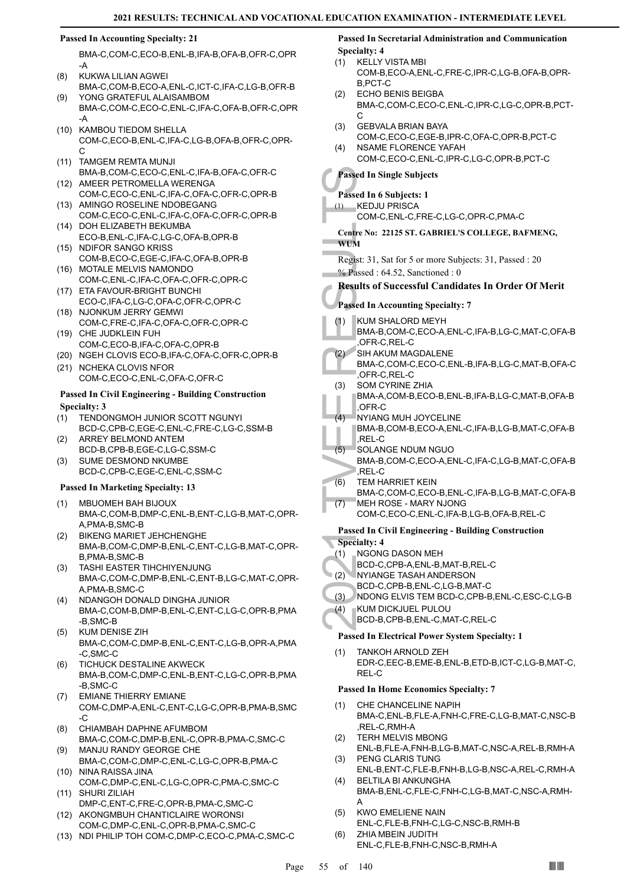### Passed In Accounting Specialty: 21

BMA-C,COM-C,ECO-B,ENL-B,IFA-B,OFA-B,OFR-C,OPR-A

(8) KUKWA LILIAN AGWEI
BMA-C,COM-B,ECO-A,ENL-C,ICT-C,IFA-C,LG-B,OFR-B

(9) YONG GRATEFUL ALAISAMBOM
BMA-C,COM-C,ECO-C,ENL-C,IFA-C,OFA-B,OFR-C,OPR-A

(10) KAMBOU TIEDOM SHELLA
COM-C,ECO-B,ENL-C,IFA-C,LG-B,OFA-B,OFR-C,OPR-C

(11) TAMGEM REMTA MUNJI
BMA-B,COM-C,ECO-C,ENL-C,IFA-B,OFA-C,OFR-C

(12) AMEER PETROMELLA WERENGA
COM-C,ECO-C,ENL-C,IFA-C,OFA-C,OFR-C,OPR-B

(13) AMINGO ROSELINE NDOBEGANG
COM-C,ECO-C,ENL-C,IFA-C,OFA-C,OFR-C,OPR-B

(14) DOH ELIZABETH BEKUMBA
ECO-B,ENL-C,IFA-C,LG-C,OFA-B,OPR-B

(15) NDIFOR SANGO KRISS
COM-B,ECO-C,EGE-C,IFA-C,OFA-B,OPR-B

(16) MOTALE MELVIS NAMONDO
COM-C,ENL-C,IFA-C,OFA-C,OFR-C,OPR-C

(17) ETA FAVOUR-BRIGHT BUNCHI
ECO-C,IFA-C,LG-C,OFA-C,OFR-C,OPR-C

(18) NJONKUM JERRY GEMWI
COM-C,FRE-C,IFA-C,OFA-C,OFR-C,OPR-C

(19) CHE JUDKLEIN FUH
COM-C,ECO-B,IFA-C,OFA-C,OPR-B

(20) NGEH CLOVIS ECO-B,IFA-C,OFA-C,OFR-C,OPR-B

(21) NCHEKA CLOVIS NFOR
COM-C,ECO-C,ENL-C,OFA-C,OFR-C

### Passed In Civil Engineering - Building Construction Specialty: 3

(1) TENDONGMOH JUNIOR SCOTT NGUNYI
BCD-C,CPB-C,EGE-C,ENL-C,FRE-C,LG-C,SSM-B

(2) ARREY BELMOND ANTEM
BCD-B,CPB-B,EGE-C,LG-C,SSM-C

(3) SUME DESMOND NKUMBE
BCD-C,CPB-C,EGE-C,ENL-C,SSM-C

### Passed In Marketing Specialty: 13

(1) MBUOMEH BAH BIJOUX
BMA-C,COM-B,DMP-C,ENL-B,ENT-C,LG-B,MAT-C,OPR-A,PMA-B,SMC-B

(2) BIKENG MARIET JEHCHENGHE
BMA-B,COM-C,DMP-B,ENL-C,ENT-C,LG-B,MAT-C,OPR-B,PMA-B,SMC-B

(3) TASHI EASTER TIHCHIYENJUNG
BMA-C,COM-C,DMP-B,ENL-C,ENT-B,LG-C,MAT-C,OPR-A,PMA-B,SMC-C

(4) NDANGOH DONALD DINGHA JUNIOR
BMA-C,COM-B,DMP-B,ENL-C,ENT-C,LG-C,OPR-B,PMA-B,SMC-B

(5) KUM DENISE ZIH
BMA-C,COM-C,DMP-B,ENL-C,ENT-C,LG-B,OPR-A,PMA-C,SMC-C

(6) TICHUCK DESTALINE AKWECK
BMA-B,COM-C,DMP-C,ENL-B,ENT-C,LG-C,OPR-B,PMA-B,SMC-C

(7) EMIANE THIERRY EMIANE
COM-C,DMP-A,ENL-C,ENT-C,LG-C,OPR-B,PMA-B,SMC-C

(8) CHIAMBAH DAPHNE AFUMBOM
BMA-C,COM-C,DMP-B,ENL-C,OPR-B,PMA-C,SMC-C

(9) MANJU RANDY GEORGE CHE
BMA-C,COM-C,DMP-C,ENL-C,LG-C,OPR-B,PMA-C

(10) NINA RAISSA JINA
COM-C,DMP-C,ENL-C,LG-C,OPR-C,PMA-C,SMC-C

(11) SHURI ZILIAH
DMP-C,ENT-C,FRE-C,OPR-B,PMA-C,SMC-C

(12) AKONGMBUH CHANTICLAIRE WORONSI
COM-C,DMP-C,ENL-C,OPR-B,PMA-C,SMC-C

(13) NDI PHILIP TOH COM-C,DMP-C,ECO-C,PMA-C,SMC-C

### Passed In Secretarial Administration and Communication Specialty: 4

(1) KELLY VISTA MBI
COM-B,ECO-A,ENL-C,FRE-C,IPR-C,LG-B,OFA-B,OPR-B,PCT-C

(2) ECHO BENIS BEIGBA
BMA-C,COM-C,ECO-C,ENL-C,IPR-C,LG-C,OPR-B,PCT-C

(3) GEBVALA BRIAN BAYA
COM-C,ECO-C,EGE-B,IPR-C,OFA-C,OPR-B,PCT-C

(4) NSAME FLORENCE YAFAH
COM-C,ECO-C,ENL-C,IPR-C,LG-C,OPR-B,PCT-C

### Passed In Single Subjects

### Passed In 6 Subjects: 1

(1) KEDJU PRISCA
COM-C,ENL-C,FRE-C,LG-C,OPR-C,PMA-C

## Centre No: 22125 ST. GABRIEL'S COLLEGE, BAFMENG, WUM

Regist: 31, Sat for 5 or more Subjects: 31, Passed : 20

% Passed : 64.52, Sanctioned : 0

### Results of Successful Candidates In Order Of Merit

### Passed In Accounting Specialty: 7

(1) KUM SHALORD MEYH
BMA-B,COM-C,ECO-A,ENL-C,IFA-B,LG-C,MAT-C,OFA-B,OFR-C,REL-C

(2) SIH AKUM MAGDALENE
BMA-C,COM-C,ECO-C,ENL-B,IFA-B,LG-C,MAT-B,OFA-C,OFR-C,REL-C

(3) SOM CYRINE ZHIA
BMA-A,COM-B,ECO-B,ENL-B,IFA-B,LG-C,MAT-B,OFA-B,OFR-C

(4) NYIANG MUH JOYCELINE
BMA-B,COM-B,ECO-A,ENL-C,IFA-B,LG-B,MAT-C,OFA-B,REL-C

(5) SOLANGE NDUM NGUO
BMA-B,COM-C,ECO-A,ENL-C,IFA-C,LG-B,MAT-C,OFA-B,REL-C

(6) TEM HARRIET KEIN
BMA-C,COM-C,ECO-B,ENL-C,IFA-B,LG-B,MAT-C,OFA-B

(7) MEH ROSE - MARY NJONG
COM-C,ECO-C,ENL-C,IFA-B,LG-B,OFA-B,REL-C

### Passed In Civil Engineering - Building Construction Specialty: 4

(1) NGONG DASON MEH
BCD-C,CPB-A,ENL-B,MAT-B,REL-C

(2) NYIANGE TASAH ANDERSON
BCD-C,CPB-B,ENL-C,LG-B,MAT-C

(3) NDONG ELVIS TEM BCD-C,CPB-B,ENL-C,ESC-C,LG-B

(4) KUM DICKJUEL PULOU
BCD-B,CPB-B,ENL-C,MAT-C,REL-C

### Passed In Electrical Power System Specialty: 1

(1) TANKOH ARNOLD ZEH
EDR-C,EEC-B,EME-B,ENL-B,ETD-B,ICT-C,LG-B,MAT-C,REL-C

### Passed In Home Economics Specialty: 7

(1) CHE CHANCELINE NAPIH
BMA-C,ENL-B,FLE-A,FNH-C,FRE-C,LG-B,MAT-C,NSC-B,REL-C,RMH-A

(2) TERH MELVIS MBONG
ENL-B,FLE-A,FNH-B,LG-B,MAT-C,NSC-A,REL-B,RMH-A

(3) PENG CLARIS TUNG
ENL-B,ENT-C,FLE-B,FNH-B,LG-B,NSC-A,REL-C,RMH-A

(4) BELTILA BI ANKUNGHA
BMA-B,ENL-C,FLE-C,FNH-C,LG-B,MAT-C,NSC-A,RMH-A

(5) KWO EMELIENE NAIN
ENL-C,FLE-B,FNH-C,LG-C,NSC-B,RMH-B

(6) ZHIA MBEIN JUDITH
ENL-C,FLE-B,FNH-C,NSC-B,RMH-A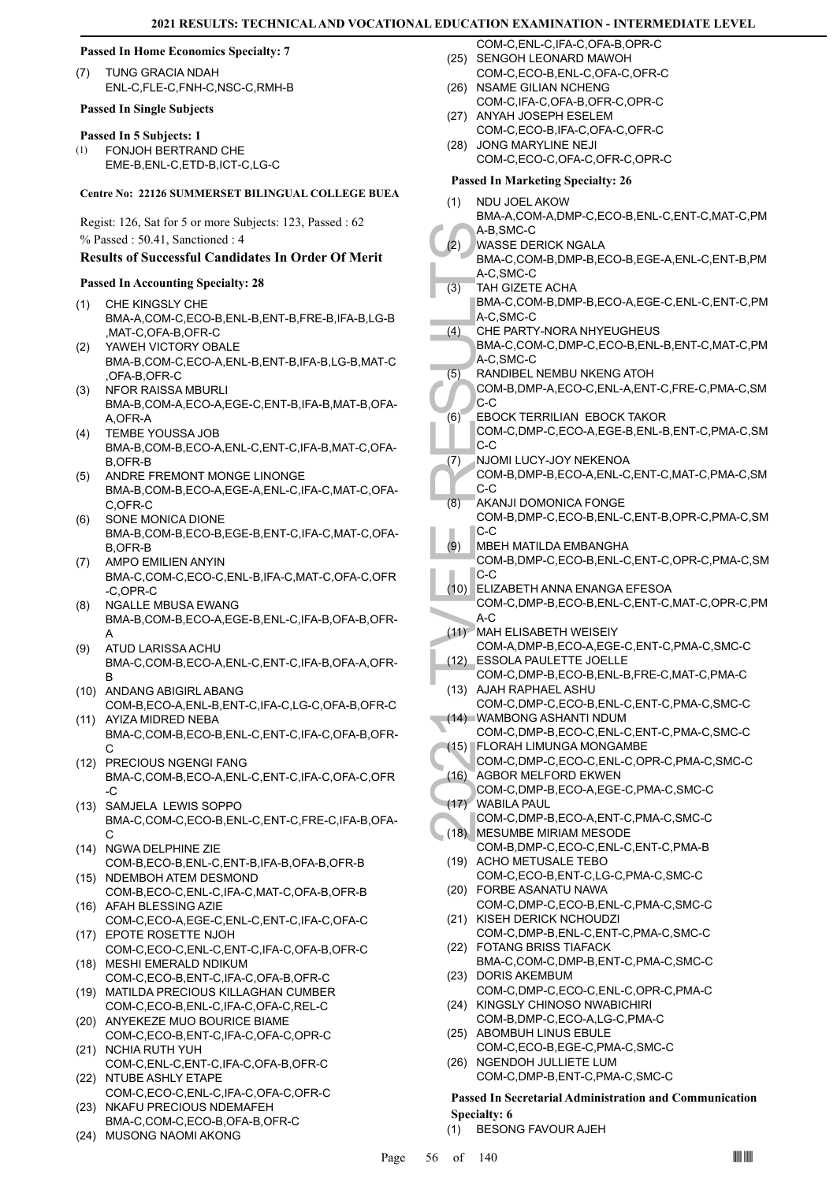**Passed In Home Economics Specialty: 7**

(7) TUNG GRACIA NDAH
ENL-C,FLE-C,FNH-C,NSC-C,RMH-B

**Passed In Single Subjects**

**Passed In 5 Subjects: 1**

(1) FONJOH BERTRAND CHE
EME-B,ENL-C,ETD-B,ICT-C,LG-C

**Centre No: 22126 SUMMERSET BILINGUAL COLLEGE BUEA**

Regist: 126, Sat for 5 or more Subjects: 123, Passed : 62
% Passed : 50.41, Sanctioned : 4

### Results of Successful Candidates In Order Of Merit

**Passed In Accounting Specialty: 28**

(1) CHE KINGSLY CHE
BMA-A,COM-C,ECO-B,ENL-B,ENT-B,FRE-B,IFA-B,LG-B,MAT-C,OFA-B,OFR-C

(2) YAWEH VICTORY OBALE
BMA-B,COM-C,ECO-A,ENL-B,ENT-B,IFA-B,LG-B,MAT-C,OFA-B,OFR-C

(3) NFOR RAISSA MBURLI
BMA-B,COM-A,ECO-A,EGE-C,ENT-B,IFA-B,MAT-B,OFA-A,OFR-A

(4) TEMBE YOUSSA JOB
BMA-B,COM-B,ECO-A,ENL-C,ENT-C,IFA-B,MAT-C,OFA-B,OFR-B

(5) ANDRE FREMONT MONGE LINONGE
BMA-B,COM-B,ECO-A,EGE-A,ENL-C,IFA-C,MAT-C,OFA-C,OFR-C

(6) SONE MONICA DIONE
BMA-B,COM-B,ECO-B,EGE-B,ENT-C,IFA-C,MAT-C,OFA-B,OFR-B

(7) AMPO EMILIEN ANYIN
BMA-C,COM-C,ECO-C,ENL-B,IFA-C,MAT-C,OFA-C,OFR-C,OPR-C

(8) NGALLE MBUSA EWANG
BMA-B,COM-B,ECO-A,EGE-B,ENL-C,IFA-B,OFA-B,OFR-A

(9) ATUD LARISSA ACHU
BMA-C,COM-B,ECO-A,ENL-C,ENT-C,IFA-B,OFA-A,OFR-B

(10) ANDANG ABIGIRL ABANG
COM-B,ECO-A,ENL-B,ENT-C,IFA-C,LG-C,OFA-B,OFR-C

(11) AYIZA MIDRED NEBA
BMA-C,COM-B,ECO-B,ENL-C,ENT-C,IFA-C,OFA-B,OFR-C

(12) PRECIOUS NGENGI FANG
BMA-C,COM-B,ECO-A,ENL-C,ENT-C,IFA-C,OFA-C,OFR-C

(13) SAMJELA LEWIS SOPPO
BMA-C,COM-C,ECO-B,ENL-C,ENT-C,FRE-C,IFA-B,OFA-C

(14) NGWA DELPHINE ZIE
COM-B,ECO-B,ENL-C,ENT-B,IFA-B,OFA-B,OFR-B

(15) NDEMBOH ATEM DESMOND
COM-B,ECO-C,ENL-C,IFA-C,MAT-C,OFA-B,OFR-B

(16) AFAH BLESSING AZIE
COM-C,ECO-A,EGE-C,ENL-C,ENT-C,IFA-C,OFA-C

(17) EPOTE ROSETTE NJOH
COM-C,ECO-C,ENL-C,ENT-C,IFA-C,OFA-B,OFR-C

(18) MESHI EMERALD NDIKUM
COM-C,ECO-B,ENT-C,IFA-C,OFA-B,OFR-C

(19) MATILDA PRECIOUS KILLAGHAN CUMBER
COM-C,ECO-B,ENL-C,IFA-C,OFA-C,REL-C

(20) ANYEKEZE MUO BOURICE BIAME
COM-C,ECO-B,ENT-C,IFA-C,OFA-C,OPR-C

(21) NCHIA RUTH YUH
COM-C,ENL-C,ENT-C,IFA-C,OFA-B,OFR-C

(22) NTUBE ASHLY ETAPE
COM-C,ECO-C,ENL-C,IFA-C,OFA-C,OFR-C

(23) NKAFU PRECIOUS NDEMAFEH
BMA-C,COM-C,ECO-B,OFA-B,OFR-C

(24) MUSONG NAOMI AKONG
COM-C,ENL-C,IFA-C,OFA-B,OPR-C

(25) SENGOH LEONARD MAWOH
COM-C,ECO-B,ENL-C,OFA-C,OFR-C

(26) NSAME GILIAN NCHENG
COM-C,IFA-C,OFA-B,OFR-C,OPR-C

(27) ANYAH JOSEPH ESELEM
COM-C,ECO-B,IFA-C,OFA-C,OFR-C

(28) JONG MARYLINE NEJI
COM-C,ECO-C,OFA-C,OFR-C,OPR-C

**Passed In Marketing Specialty: 26**

(1) NDU JOEL AKOW
BMA-A,COM-A,DMP-C,ECO-B,ENL-C,ENT-C,MAT-C,PMA-B,SMC-C

(2) WASSE DERICK NGALA
BMA-C,COM-B,DMP-B,ECO-B,EGE-A,ENL-C,ENT-B,PMA-C,SMC-C

(3) TAH GIZETE ACHA
BMA-C,COM-B,DMP-B,ECO-A,EGE-C,ENL-C,ENT-C,PMA-C,SMC-C

(4) CHE PARTY-NORA NHYEUGHEUS
BMA-C,COM-C,DMP-C,ECO-B,ENL-B,ENT-C,MAT-C,PMA-C,SMC-C

(5) RANDIBEL NEMBU NKENG ATOH
COM-B,DMP-A,ECO-C,ENL-A,ENT-C,FRE-C,PMA-C,SMC-C

(6) EBOCK TERRILIAN EBOCK TAKOR
COM-C,DMP-C,ECO-A,EGE-B,ENL-B,ENT-C,PMA-C,SMC-C

(7) NJOMI LUCY-JOY NEKENOA
COM-B,DMP-B,ECO-A,ENL-C,ENT-C,MAT-C,PMA-C,SMC-C

(8) AKANJI DOMONICA FONGE
COM-B,DMP-C,ECO-B,ENL-C,ENT-B,OPR-C,PMA-C,SMC-C

(9) MBEH MATILDA EMBANGHA
COM-B,DMP-C,ECO-B,ENL-C,ENT-C,OPR-C,PMA-C,SMC-C

(10) ELIZABETH ANNA ENANGA EFESOA
COM-C,DMP-B,ECO-B,ENL-C,ENT-C,MAT-C,OPR-C,PMA-C

(11) MAH ELISABETH WEISEIY
COM-A,DMP-B,ECO-A,EGE-C,ENT-C,PMA-C,SMC-C

(12) ESSOLA PAULETTE JOELLE
COM-C,DMP-B,ECO-B,ENL-B,FRE-C,MAT-C,PMA-C

(13) AJAH RAPHAEL ASHU
COM-C,DMP-C,ECO-B,ENL-C,ENT-C,PMA-C,SMC-C

(14) WAMBONG ASHANTI NDUM
COM-C,DMP-B,ECO-C,ENL-C,ENT-C,PMA-C,SMC-C

(15) FLORAH LIMUNGA MONGAMBE
COM-C,DMP-C,ECO-C,ENL-C,OPR-C,PMA-C,SMC-C

(16) AGBOR MELFORD EKWEN
COM-C,DMP-B,ECO-A,EGE-C,PMA-C,SMC-C

(17) WABILA PAUL
COM-C,DMP-B,ECO-A,ENT-C,PMA-C,SMC-C

(18) MESUMBE MIRIAM MESODE
COM-B,DMP-C,ECO-C,ENL-C,ENT-C,PMA-B

(19) ACHO METUSALE TEBO
COM-C,ECO-B,ENT-C,LG-C,PMA-C,SMC-C

(20) FORBE ASANATU NAWA
COM-C,DMP-C,ECO-B,ENL-C,PMA-C,SMC-C

(21) KISEH DERICK NCHOUDZI
COM-C,DMP-B,ENL-C,ENT-C,PMA-C,SMC-C

(22) FOTANG BRISS TIAFACK
BMA-C,COM-C,DMP-B,ENT-C,PMA-C,SMC-C

(23) DORIS AKEMBUM
COM-C,DMP-C,ECO-C,ENL-C,OPR-C,PMA-C

(24) KINGSLY CHINOSO NWABICHIRI
COM-B,DMP-C,ECO-A,LG-C,PMA-C

(25) ABOMBUH LINUS EBULE
COM-C,ECO-B,EGE-C,PMA-C,SMC-C

(26) NGENDOH JULLIETE LUM
COM-C,DMP-B,ENT-C,PMA-C,SMC-C

**Passed In Secretarial Administration and Communication Specialty: 6**

(1) BESONG FAVOUR AJEH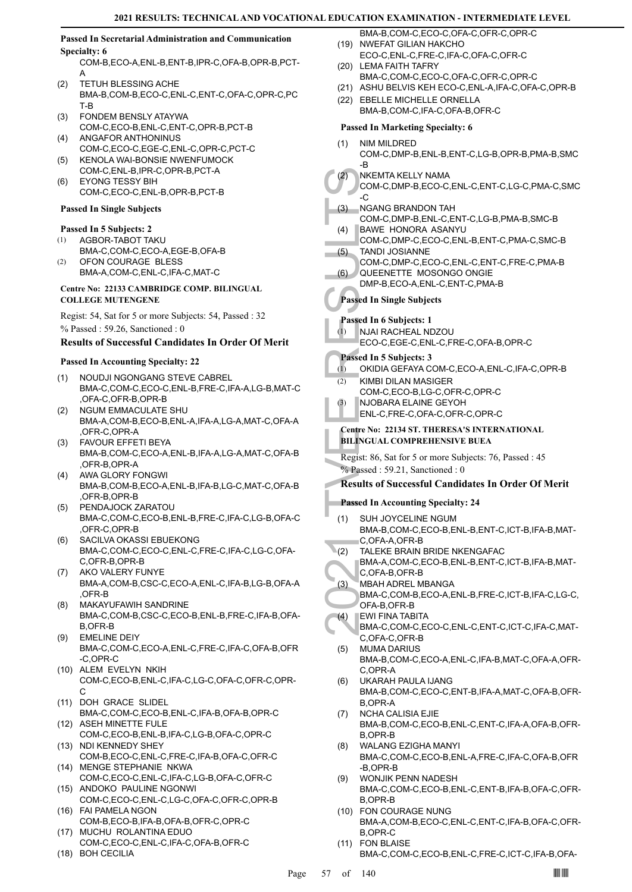**Passed In Secretarial Administration and Communication Specialty: 6**

COM-B,ECO-A,ENL-B,ENT-B,IPR-C,OFA-B,OPR-B,PCT-A

(2) TETUH BLESSING ACHE
BMA-B,COM-B,ECO-C,ENL-C,ENT-C,OFA-C,OPR-C,PCT-B

(3) FONDEM BENSLY ATAYWA
COM-C,ECO-B,ENL-C,ENT-C,OPR-B,PCT-B

(4) ANGAFOR ANTHONINUS
COM-C,ECO-C,EGE-C,ENL-C,OPR-C,PCT-C

(5) KENOLA WAI-BONSIE NWENFUMOCK
COM-C,ENL-B,IPR-C,OPR-B,PCT-A

(6) EYONG TESSY BIH
COM-C,ECO-C,ENL-B,OPR-B,PCT-B

**Passed In Single Subjects**

**Passed In 5 Subjects: 2**

(1) AGBOR-TABOT TAKU
BMA-C,COM-C,ECO-A,EGE-B,OFA-B

(2) OFON COURAGE BLESS
BMA-A,COM-C,ENL-C,IFA-C,MAT-C

**Centre No: 22133 CAMBRIDGE COMP. BILINGUAL COLLEGE MUTENGENE**

Regist: 54, Sat for 5 or more Subjects: 54, Passed : 32

% Passed : 59.26, Sanctioned : 0

### Results of Successful Candidates In Order Of Merit

**Passed In Accounting Specialty: 22**

(1) NOUDJI NGONGANG STEVE CABREL
BMA-C,COM-C,ECO-C,ENL-B,FRE-C,IFA-A,LG-B,MAT-C,OFA-C,OFR-B,OPR-B

(2) NGUM EMMACULATE SHU
BMA-A,COM-B,ECO-B,ENL-A,IFA-A,LG-A,MAT-C,OFA-A,OFR-C,OPR-A

(3) FAVOUR EFFETI BEYA
BMA-B,COM-C,ECO-A,ENL-B,IFA-A,LG-A,MAT-C,OFA-B,OFR-B,OPR-A

(4) AWA GLORY FONGWI
BMA-B,COM-B,ECO-A,ENL-B,IFA-B,LG-C,MAT-C,OFA-B,OFR-B,OPR-B

(5) PENDAJOCK ZARATOU
BMA-C,COM-C,ECO-B,ENL-B,FRE-C,IFA-C,LG-B,OFA-C,OFR-C,OPR-B

(6) SACILVA OKASSI EBUEKONG
BMA-C,COM-C,ECO-C,ENL-C,FRE-C,IFA-C,LG-C,OFA-C,OFR-B,OPR-B

(7) AKO VALERY FUNYE
BMA-A,COM-B,CSC-C,ECO-A,ENL-C,IFA-B,LG-B,OFA-A,OFR-B

(8) MAKAYUFAWIH SANDRINE
BMA-C,COM-B,CSC-C,ECO-B,ENL-B,FRE-C,IFA-B,OFA-B,OFR-B

(9) EMELINE DEIY
BMA-C,COM-C,ECO-A,ENL-C,FRE-C,IFA-C,OFA-B,OFR-C,OPR-C

(10) ALEM EVELYN NKIH
COM-C,ECO-B,ENL-C,IFA-C,LG-C,OFA-C,OFR-C,OPR-C

(11) DOH GRACE SLIDEL
BMA-C,COM-C,ECO-B,ENL-C,IFA-B,OFA-B,OPR-C

(12) ASEH MINETTE FULE
COM-C,ECO-B,ENL-B,IFA-C,LG-B,OFA-C,OPR-C

(13) NDI KENNEDY SHEY
COM-B,ECO-C,ENL-C,FRE-C,IFA-B,OFA-C,OFR-C

(14) MENGE STEPHANIE NKWA
COM-C,ECO-C,ENL-C,IFA-C,LG-B,OFA-C,OFR-C

(15) ANDOKO PAULINE NGONWI
COM-C,ECO-C,ENL-C,LG-C,OFA-C,OFR-C,OPR-B

(16) FAI PAMELA NGON
COM-B,ECO-B,IFA-B,OFA-B,OFR-C,OPR-C

(17) MUCHU ROLANTINA EDUO
COM-C,ECO-C,ENL-C,IFA-C,OFA-B,OFR-C

(18) BOH CECILIA
BMA-B,COM-C,ECO-C,OFA-C,OFR-C,OPR-C

(19) NWEFAT GILIAN HAKCHO
ECO-C,ENL-C,FRE-C,IFA-C,OFA-C,OFR-C

(20) LEMA FAITH TAFRY
BMA-C,COM-C,ECO-C,OFA-C,OFR-C,OPR-C

(21) ASHU BELVIS KEH ECO-C,ENL-A,IFA-C,OFA-C,OPR-B

(22) EBELLE MICHELLE ORNELLA
BMA-B,COM-C,IFA-C,OFA-B,OFR-C

**Passed In Marketing Specialty: 6**

(1) NIM MILDRED
COM-C,DMP-B,ENL-B,ENT-C,LG-B,OPR-B,PMA-B,SMC-B

(2) NKEMTA KELLY NAMA
COM-C,DMP-B,ECO-C,ENL-C,ENT-C,LG-C,PMA-C,SMC-C

(3) NGANG BRANDON TAH
COM-C,DMP-B,ENL-C,ENT-C,LG-B,PMA-B,SMC-B

(4) BAWE HONORA ASANYU
COM-C,DMP-C,ECO-C,ENL-B,ENT-C,PMA-C,SMC-B

(5) TANDI JOSIANNE
COM-C,DMP-C,ECO-C,ENL-C,ENT-C,FRE-C,PMA-B

(6) QUEENETTE MOSONGO ONGIE
DMP-B,ECO-A,ENL-C,ENT-C,PMA-B

**Passed In Single Subjects**

**Passed In 6 Subjects: 1**

(1) NJAI RACHEAL NDZOU
ECO-C,EGE-C,ENL-C,FRE-C,OFA-B,OPR-C

**Passed In 5 Subjects: 3**

(1) OKIDIA GEFAYA COM-C,ECO-A,ENL-C,IFA-C,OPR-B

(2) KIMBI DILAN MASIGER
COM-C,ECO-B,LG-C,OFR-C,OPR-C

(3) NJOBARA ELAINE GEYOH
ENL-C,FRE-C,OFA-C,OFR-C,OPR-C

**Centre No: 22134 ST. THERESA'S INTERNATIONAL BILINGUAL COMPREHENSIVE BUEA**

Regist: 86, Sat for 5 or more Subjects: 76, Passed : 45

% Passed : 59.21, Sanctioned : 0

### Results of Successful Candidates In Order Of Merit

**Passed In Accounting Specialty: 24**

(1) SUH JOYCELINE NGUM
BMA-B,COM-C,ECO-B,ENL-B,ENT-C,ICT-B,IFA-B,MAT-C,OFA-A,OFR-B

(2) TALEKE BRAIN BRIDE NKENGAFAC
BMA-A,COM-C,ECO-B,ENL-B,ENT-C,ICT-B,IFA-B,MAT-C,OFA-B,OFR-B

(3) MBAH ADREL MBANGA
BMA-C,COM-B,ECO-A,ENL-B,FRE-C,ICT-B,IFA-C,LG-C,OFA-B,OFR-B

(4) EWI FINA TABITA
BMA-C,COM-C,ECO-C,ENL-C,ENT-C,ICT-C,IFA-C,MAT-C,OFA-C,OFR-B

(5) MUMA DARIUS
BMA-B,COM-C,ECO-A,ENL-C,IFA-B,MAT-C,OFA-A,OFR-C,OPR-A

(6) UKARAH PAULA IJANG
BMA-B,COM-C,ECO-C,ENT-B,IFA-A,MAT-C,OFA-B,OFR-B,OPR-A

(7) NCHA CALISIA EJIE
BMA-B,COM-C,ECO-B,ENL-C,ENT-C,IFA-A,OFA-B,OFR-B,OPR-B

(8) WALANG EZIGHA MANYI
BMA-C,COM-C,ECO-B,ENL-A,FRE-C,IFA-C,OFA-B,OFR-B,OPR-B

(9) WONJIK PENN NADESH
BMA-C,COM-C,ECO-B,ENL-C,ENT-B,IFA-B,OFA-C,OFR-B,OPR-B

(10) FON COURAGE NUNG
BMA-A,COM-B,ECO-C,ENL-C,ENT-C,IFA-B,OFA-C,OFR-B,OPR-C

(11) FON BLAISE
BMA-C,COM-C,ECO-B,ENL-C,FRE-C,ICT-C,IFA-B,OFA-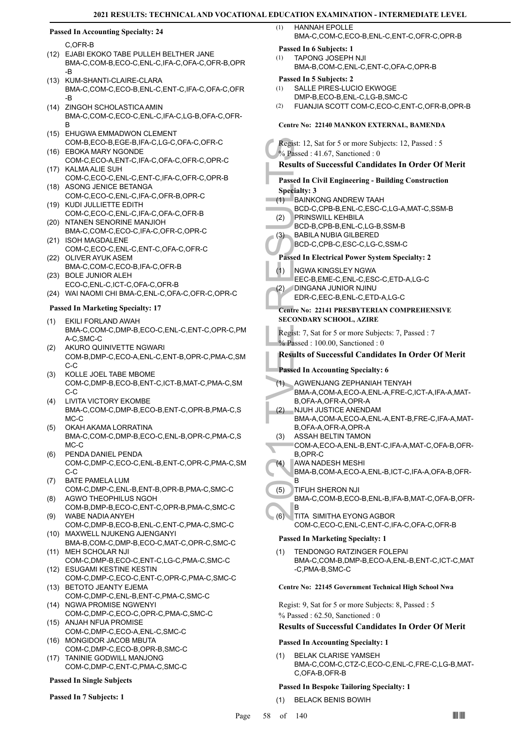#### Passed In Accounting Specialty: 24

C,OFR-B

(12) EJABI EKOKO TABE PULLEH BELTHER JANE BMA-C,COM-B,ECO-C,ENL-C,IFA-C,OFA-C,OFR-B,OPR-B
(13) KUM-SHANTI-CLAIRE-CLARA BMA-C,COM-C,ECO-B,ENL-C,ENT-C,IFA-C,OFA-C,OFR-B
(14) ZINGOH SCHOLASTICA AMIN BMA-C,COM-C,ECO-C,ENL-C,IFA-C,LG-B,OFA-C,OFR-B
(15) EHUGWA EMMADWON CLEMENT COM-B,ECO-B,EGE-B,IFA-C,LG-C,OFA-C,OFR-C
(16) EBOKA MARY NGONDE COM-C,ECO-A,ENT-C,IFA-C,OFA-C,OFR-C,OPR-C
(17) KALMA ALIE SUH COM-C,ECO-C,ENL-C,ENT-C,IFA-C,OFR-C,OPR-B
(18) ASONG JENICE BETANGA COM-C,ECO-C,ENL-C,IFA-C,OFR-B,OPR-C
(19) KUDI JULLIETTE EDITH COM-C,ECO-C,ENL-C,IFA-C,OFA-C,OFR-B
(20) NTANEN SENORINE MANJIOH BMA-C,COM-C,ECO-C,IFA-C,OFR-C,OPR-C
(21) ISOH MAGDALENE COM-C,ECO-C,ENL-C,ENT-C,OFA-C,OFR-C
(22) OLIVER AYUK ASEM BMA-C,COM-C,ECO-B,IFA-C,OFR-B
(23) BOLE JUNIOR ALEH ECO-C,ENL-C,ICT-C,OFA-C,OFR-B
(24) WAI NAOMI CHI BMA-C,ENL-C,OFA-C,OFR-C,OPR-C

#### Passed In Marketing Specialty: 17

(1) EKILI FORLAND AWAH BMA-C,COM-C,DMP-B,ECO-C,ENL-C,ENT-C,OPR-C,PMA-C,SMC-C
(2) AKURO QUINIVETTE NGWARI COM-B,DMP-C,ECO-A,ENL-C,ENT-B,OPR-C,PMA-C,SMC-C
(3) KOLLE JOEL TABE MBOME COM-C,DMP-B,ECO-B,ENT-C,ICT-B,MAT-C,PMA-C,SMC-C
(4) LIVITA VICTORY EKOMBE BMA-C,COM-C,DMP-B,ECO-B,ENT-C,OPR-B,PMA-C,SMC-C
(5) OKAH AKAMA LORRATINA BMA-C,COM-C,DMP-B,ECO-C,ENL-B,OPR-C,PMA-C,SMC-C
(6) PENDA DANIEL PENDA COM-C,DMP-C,ECO-C,ENL-B,ENT-C,OPR-C,PMA-C,SMC-C
(7) BATE PAMELA LUM COM-C,DMP-C,ENL-B,ENT-B,OPR-B,PMA-C,SMC-C
(8) AGWO THEOPHILUS NGOH COM-B,DMP-B,ECO-C,ENT-C,OPR-B,PMA-C,SMC-C
(9) WABE NADIA ANYEH COM-C,DMP-C,ECO-B,ENL-C,ENT-C,PMA-C,SMC-C
(10) MAXWELL NJUKENG AJENGANYI BMA-B,COM-C,DMP-B,ECO-C,MAT-C,OPR-C,SMC-C
(11) MEH SCHOLAR NJI COM-C,DMP-B,ECO-C,ENT-C,LG-C,PMA-C,SMC-C
(12) ESUGAMI KESTINE KESTIN COM-C,DMP-C,ECO-C,ENT-C,OPR-C,PMA-C,SMC-C
(13) BETOTO JEANTY EJEMA COM-C,DMP-C,ENL-B,ENT-C,PMA-C,SMC-C
(14) NGWA PROMISE NGWENYI COM-C,DMP-C,ECO-C,OPR-C,PMA-C,SMC-C
(15) ANJAH NFUA PROMISE COM-C,DMP-C,ECO-A,ENL-C,SMC-C
(16) MONGIDOR JACOB MBUTA COM-C,DMP-C,ECO-B,OPR-B,SMC-C
(17) TANINIE GODWILL MANJONG COM-C,DMP-C,ENT-C,PMA-C,SMC-C

#### Passed In Single Subjects

#### Passed In 7 Subjects: 1

(1) HANNAH EPOLLE BMA-C,COM-C,ECO-B,ENL-C,ENT-C,OFR-C,OPR-B

#### Passed In 6 Subjects: 1

(1) TAPONG JOSEPH NJI BMA-B,COM-C,ENL-C,ENT-C,OFA-C,OPR-B

#### Passed In 5 Subjects: 2

(1) SALLE PIRES-LUCIO EKWOGE DMP-B,ECO-B,ENL-C,LG-B,SMC-C
(2) FUANJIA SCOTT COM-C,ECO-C,ENT-C,OFR-B,OPR-B

### Centre No: 22140 MANKON EXTERNAL, BAMENDA

Regist: 12, Sat for 5 or more Subjects: 12, Passed : 5

% Passed : 41.67, Sanctioned : 0

### Results of Successful Candidates In Order Of Merit

#### Passed In Civil Engineering - Building Construction Specialty: 3

(1) BAINKONG ANDREW TAAH BCD-C,CPB-B,ENL-C,ESC-C,LG-A,MAT-C,SSM-B
(2) PRINSWILL KEHBILA BCD-B,CPB-B,ENL-C,LG-B,SSM-B
(3) BABILA NUBIA GILBERED BCD-C,CPB-C,ESC-C,LG-C,SSM-C

#### Passed In Electrical Power System Specialty: 2

(1) NGWA KINGSLEY NGWA EEC-B,EME-C,ENL-C,ESC-C,ETD-A,LG-C
(2) DINGANA JUNIOR NJINU EDR-C,EEC-B,ENL-C,ETD-A,LG-C

### Centre No: 22141 PRESBYTERIAN COMPREHENSIVE SECONDARY SCHOOL, AZIRE

Regist: 7, Sat for 5 or more Subjects: 7, Passed : 7

% Passed : 100.00, Sanctioned : 0

### Results of Successful Candidates In Order Of Merit

#### Passed In Accounting Specialty: 6

(1) AGWENJANG ZEPHANIAH TENYAH BMA-A,COM-A,ECO-A,ENL-A,FRE-C,ICT-A,IFA-A,MAT-B,OFA-A,OFR-A,OPR-A
(2) NJUH JUSTICE ANENDAM BMA-A,COM-A,ECO-A,ENL-A,ENT-B,FRE-C,IFA-A,MAT-B,OFA-A,OFR-A,OPR-A
(3) ASSAH BELTIN TAMON COM-A,ECO-A,ENL-B,ENT-C,IFA-A,MAT-C,OFA-B,OFR-B,OPR-C
(4) AWA NADESH MESHI BMA-B,COM-A,ECO-A,ENL-B,ICT-C,IFA-A,OFA-B,OFR-B
(5) TIFUH SHERON NJI BMA-C,COM-B,ECO-B,ENL-B,IFA-B,MAT-C,OFA-B,OFR-B
(6) TITA SIMITHA EYONG AGBOR COM-C,ECO-C,ENL-C,ENT-C,IFA-C,OFA-C,OFR-B

#### Passed In Marketing Specialty: 1

(1) TENDONGO RATZINGER FOLEPAI BMA-C,COM-B,DMP-B,ECO-A,ENL-B,ENT-C,ICT-C,MAT-C,PMA-B,SMC-C

### Centre No: 22145 Government Technical High School Nwa

Regist: 9, Sat for 5 or more Subjects: 8, Passed : 5

% Passed : 62.50, Sanctioned : 0

### Results of Successful Candidates In Order Of Merit

#### Passed In Accounting Specialty: 1

(1) BELAK CLARISE YAMSEH BMA-C,COM-C,CTZ-C,ECO-C,ENL-C,FRE-C,LG-B,MAT-C,OFA-B,OFR-B

#### Passed In Bespoke Tailoring Specialty: 1

(1) BELACK BENIS BOWIH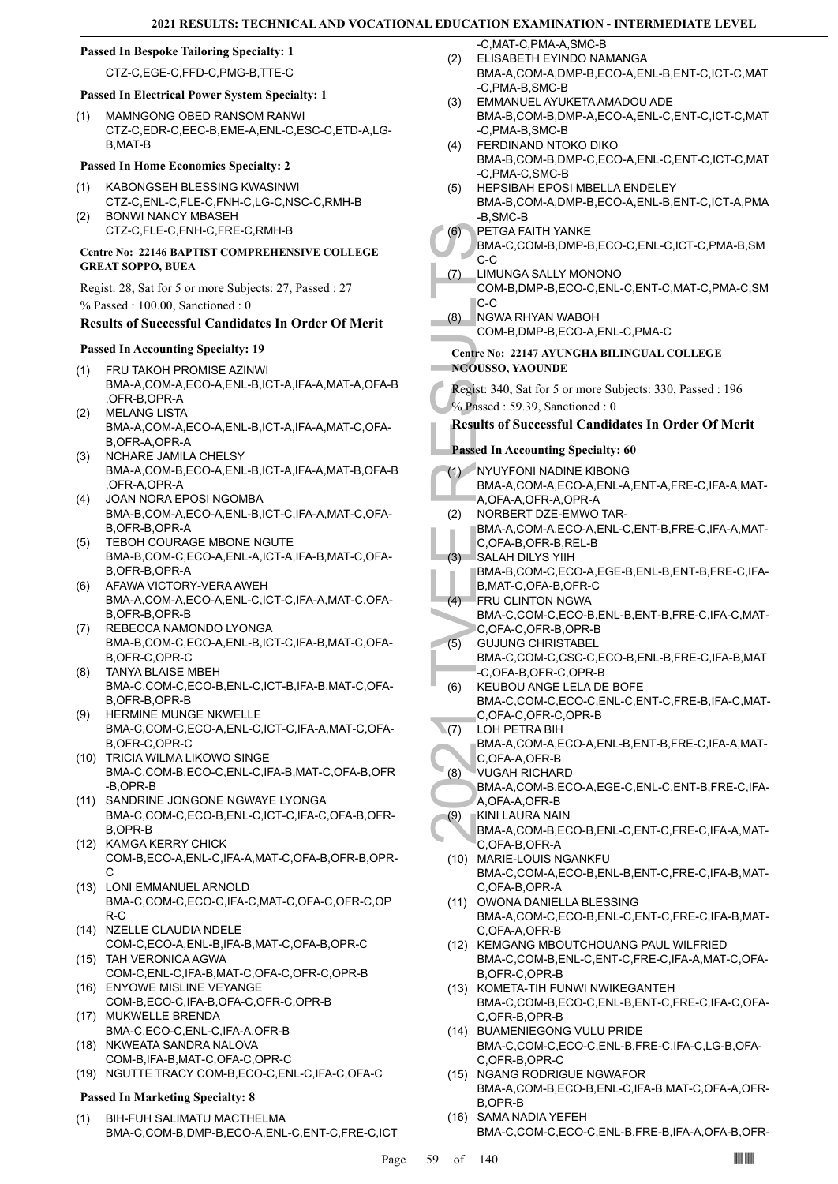#### Passed In Bespoke Tailoring Specialty: 1

CTZ-C,EGE-C,FFD-C,PMG-B,TTE-C

#### Passed In Electrical Power System Specialty: 1

(1) MAMNGONG OBED RANSOM RANWI
CTZ-C,EDR-C,EEC-B,EME-A,ENL-C,ESC-C,ETD-A,LG-B,MAT-B

#### Passed In Home Economics Specialty: 2

(1) KABONGSEH BLESSING KWASINWI
CTZ-C,ENL-C,FLE-C,FNH-C,LG-C,NSC-C,RMH-B
(2) BONWI NANCY MBASEH
CTZ-C,FLE-C,FNH-C,FRE-C,RMH-B

#### Centre No: 22146 BAPTIST COMPREHENSIVE COLLEGE GREAT SOPPO, BUEA

Regist: 28, Sat for 5 or more Subjects: 27, Passed : 27
% Passed : 100.00, Sanctioned : 0

### Results of Successful Candidates In Order Of Merit

#### Passed In Accounting Specialty: 19

(1) FRU TAKOH PROMISE AZINWI
BMA-A,COM-A,ECO-A,ENL-B,ICT-A,IFA-A,MAT-A,OFA-B,OFR-B,OPR-A
(2) MELANG LISTA
BMA-A,COM-A,ECO-A,ENL-B,ICT-A,IFA-A,MAT-C,OFA-B,OFR-A,OPR-A
(3) NCHARE JAMILA CHELSY
BMA-A,COM-B,ECO-A,ENL-B,ICT-A,IFA-A,MAT-B,OFA-B,OFR-A,OPR-A
(4) JOAN NORA EPOSI NGOMBA
BMA-B,COM-A,ECO-A,ENL-B,ICT-C,IFA-A,MAT-C,OFA-B,OFR-B,OPR-A
(5) TEBOH COURAGE MBONE NGUTE
BMA-B,COM-C,ECO-A,ENL-A,ICT-A,IFA-B,MAT-C,OFA-B,OFR-B,OPR-A
(6) AFAWA VICTORY-VERA AWEH
BMA-A,COM-A,ECO-A,ENL-C,ICT-C,IFA-A,MAT-C,OFA-B,OFR-B,OPR-B
(7) REBECCA NAMONDO LYONGA
BMA-B,COM-C,ECO-A,ENL-B,ICT-C,IFA-B,MAT-C,OFA-B,OFR-C,OPR-C
(8) TANYA BLAISE MBEH
BMA-C,COM-C,ECO-B,ENL-C,ICT-B,IFA-B,MAT-C,OFA-B,OFR-B,OPR-B
(9) HERMINE MUNGE NKWELLE
BMA-C,COM-C,ECO-A,ENL-C,ICT-C,IFA-A,MAT-C,OFA-B,OFR-C,OPR-C
(10) TRICIA WILMA LIKOWO SINGE
BMA-C,COM-B,ECO-C,ENL-C,IFA-B,MAT-C,OFA-B,OFR-B,OPR-B
(11) SANDRINE JONGONE NGWAYE LYONGA
BMA-C,COM-C,ECO-B,ENL-C,ICT-C,IFA-C,OFA-B,OFR-B,OPR-B
(12) KAMGA KERRY CHICK
COM-B,ECO-A,ENL-C,IFA-A,MAT-C,OFA-B,OFR-B,OPR-C
(13) LONI EMMANUEL ARNOLD
BMA-C,COM-C,ECO-C,IFA-C,MAT-C,OFA-C,OFR-C,OPR-C
(14) NZELLE CLAUDIA NDELE
COM-C,ECO-A,ENL-B,IFA-B,MAT-C,OFA-B,OPR-C
(15) TAH VERONICA AGWA
COM-C,ENL-C,IFA-B,MAT-C,OFA-C,OFR-C,OPR-B
(16) ENYOWE MISLINE VEYANGE
COM-B,ECO-C,IFA-B,OFA-C,OFR-C,OPR-B
(17) MUKWELLE BRENDA
BMA-C,ECO-C,ENL-C,IFA-A,OFR-B
(18) NKWEATA SANDRA NALOVA
COM-B,IFA-B,MAT-C,OFA-C,OPR-C
(19) NGUTTE TRACY COM-B,ECO-C,ENL-C,IFA-C,OFA-C

#### Passed In Marketing Specialty: 8

(1) BIH-FUH SALIMATU MACTHELMA
BMA-C,COM-B,DMP-B,ECO-A,ENL-C,ENT-C,FRE-C,ICT-C,MAT-C,PMA-A,SMC-B
(2) ELISABETH EYINDO NAMANGA
BMA-A,COM-A,DMP-B,ECO-A,ENL-B,ENT-C,ICT-C,MAT-C,PMA-B,SMC-B
(3) EMMANUEL AYUKETA AMADOU ADE
BMA-B,COM-B,DMP-A,ECO-A,ENL-C,ENT-C,ICT-C,MAT-C,PMA-B,SMC-B
(4) FERDINAND NTOKO DIKO
BMA-B,COM-B,DMP-C,ECO-A,ENL-C,ENT-C,ICT-C,MAT-C,PMA-C,SMC-B
(5) HEPSIBAH EPOSI MBELLA ENDELEY
BMA-B,COM-A,DMP-B,ECO-A,ENL-B,ENT-C,ICT-A,PMA-B,SMC-B
(6) PETGA FAITH YANKE
BMA-C,COM-B,DMP-B,ECO-C,ENL-C,ICT-C,PMA-B,SMC-C
(7) LIMUNGA SALLY MONONO
COM-B,DMP-B,ECO-C,ENL-C,ENT-C,MAT-C,PMA-C,SMC-C
(8) NGWA RHYAN WABOH
COM-B,DMP-B,ECO-A,ENL-C,PMA-C

#### Centre No: 22147 AYUNGHA BILINGUAL COLLEGE NGOUSSO, YAOUNDE

Regist: 340, Sat for 5 or more Subjects: 330, Passed : 196
% Passed : 59.39, Sanctioned : 0

### Results of Successful Candidates In Order Of Merit

#### Passed In Accounting Specialty: 60

(1) NYUYFONI NADINE KIBONG
BMA-A,COM-A,ECO-A,ENL-A,ENT-A,FRE-C,IFA-A,MAT-A,OFA-A,OFR-A,OPR-A
(2) NORBERT DZE-EMWO TAR-
BMA-A,COM-A,ECO-A,ENL-C,ENT-B,FRE-C,IFA-A,MAT-C,OFA-B,OFR-B,REL-B
(3) SALAH DILYS YIIH
BMA-B,COM-C,ECO-A,EGE-B,ENL-B,ENT-B,FRE-C,IFA-B,MAT-C,OFA-B,OFR-C
(4) FRU CLINTON NGWA
BMA-C,COM-C,ECO-B,ENL-B,ENT-B,FRE-C,IFA-C,MAT-C,OFA-C,OFR-B,OPR-B
(5) GUJUNG CHRISTABEL
BMA-C,COM-C,CSC-C,ECO-B,ENL-B,FRE-C,IFA-B,MAT-C,OFA-B,OFR-C,OPR-B
(6) KEUBOU ANGE LELA DE BOFE
BMA-C,COM-C,ECO-C,ENL-C,ENT-C,FRE-B,IFA-C,MAT-C,OFA-C,OFR-C,OPR-B
(7) LOH PETRA BIH
BMA-A,COM-A,ECO-A,ENL-B,ENT-B,FRE-C,IFA-A,MAT-C,OFA-A,OFR-B
(8) VUGAH RICHARD
BMA-A,COM-B,ECO-A,EGE-C,ENL-C,ENT-B,FRE-C,IFA-A,OFA-A,OFR-B
(9) KINI LAURA NAIN
BMA-A,COM-B,ECO-B,ENL-C,ENT-C,FRE-C,IFA-A,MAT-C,OFA-B,OFR-A
(10) MARIE-LOUIS NGANKFU
BMA-C,COM-A,ECO-B,ENL-B,ENT-C,FRE-C,IFA-B,MAT-C,OFA-B,OPR-A
(11) OWONA DANIELLA BLESSING
BMA-A,COM-C,ECO-B,ENL-C,ENT-C,FRE-C,IFA-B,MAT-C,OFA-A,OFR-B
(12) KEMGANG MBOUTCHOUANG PAUL WILFRIED
BMA-C,COM-B,ENL-C,ENT-C,FRE-C,IFA-A,MAT-C,OFA-B,OFR-C,OPR-B
(13) KOMETA-TIH FUNWI NWIKEGANTEH
BMA-C,COM-B,ECO-C,ENL-B,ENT-C,FRE-C,IFA-C,OFA-C,OFR-B,OPR-B
(14) BUAMENIEGONG VULU PRIDE
BMA-C,COM-C,ECO-C,ENL-B,FRE-C,IFA-C,LG-B,OFA-C,OFR-B,OPR-C
(15) NGANG RODRIGUE NGWAFOR
BMA-A,COM-B,ECO-B,ENL-C,IFA-B,MAT-C,OFA-A,OFR-B,OPR-B
(16) SAMA NADIA YEFEH
BMA-C,COM-C,ECO-C,ENL-B,FRE-B,IFA-A,OFA-B,OFR-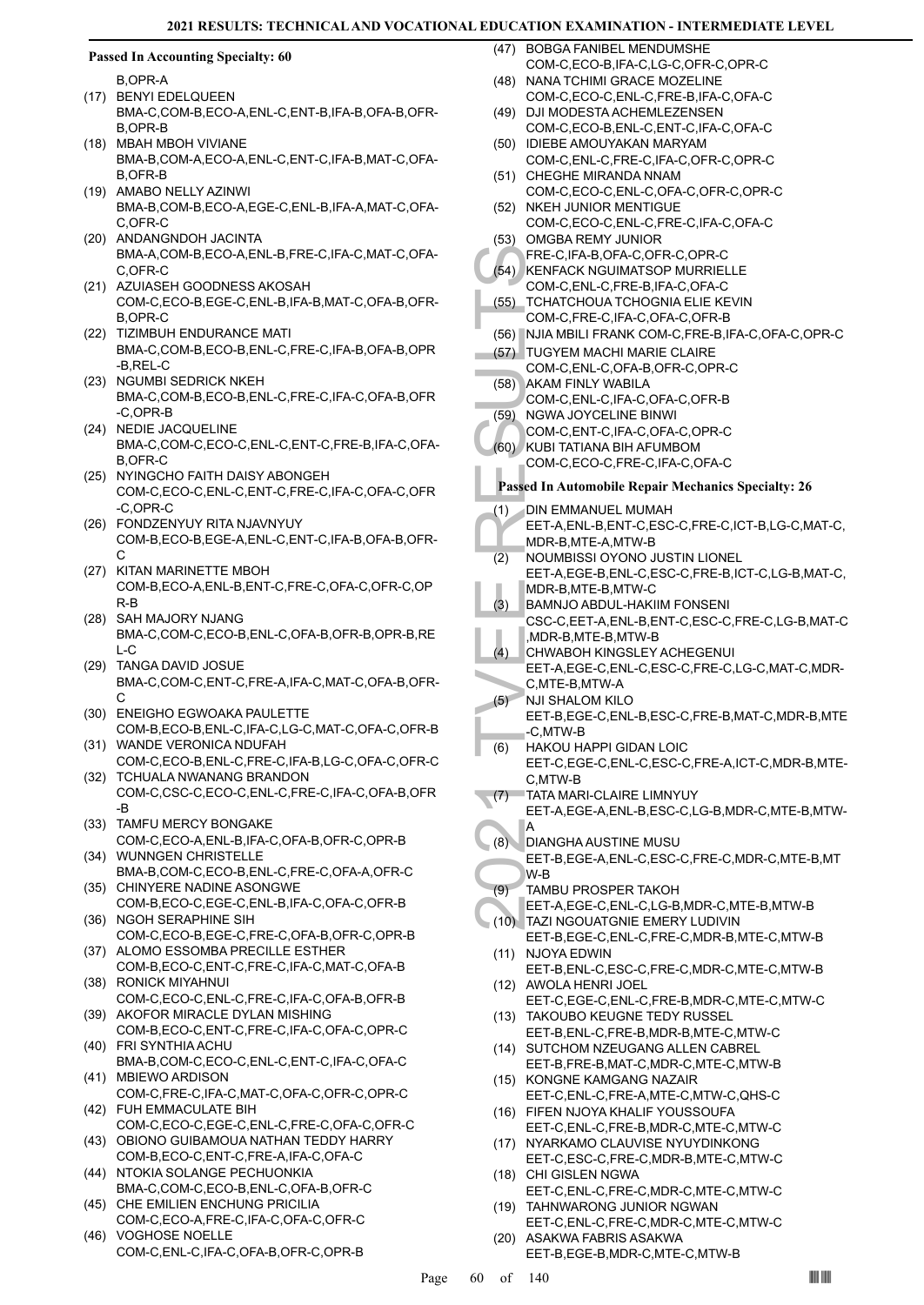### Passed In Accounting Specialty: 60

B,OPR-A

(17) BENYI EDELQUEEN
BMA-C,COM-B,ECO-A,ENL-C,ENT-B,IFA-B,OFA-B,OFR-B,OPR-B

(18) MBAH MBOH VIVIANE
BMA-B,COM-A,ECO-A,ENL-C,ENT-C,IFA-B,MAT-C,OFA-B,OFR-B

(19) AMABO NELLY AZINWI
BMA-B,COM-B,ECO-A,EGE-C,ENL-B,IFA-A,MAT-C,OFA-C,OFR-C

(20) ANDANGNDOH JACINTA
BMA-A,COM-B,ECO-A,ENL-B,FRE-C,IFA-C,MAT-C,OFA-C,OFR-C

(21) AZUIASEH GOODNESS AKOSAH
COM-C,ECO-B,EGE-C,ENL-B,IFA-B,MAT-C,OFA-B,OFR-B,OPR-C

(22) TIZIMBUH ENDURANCE MATI
BMA-C,COM-B,ECO-B,ENL-C,FRE-C,IFA-B,OFA-B,OPR-B,REL-C

(23) NGUMBI SEDRICK NKEH
BMA-C,COM-B,ECO-B,ENL-C,FRE-C,IFA-C,OFA-B,OFR-C,OPR-B

(24) NEDIE JACQUELINE
BMA-C,COM-C,ECO-C,ENL-C,ENT-C,FRE-B,IFA-C,OFA-B,OFR-C

(25) NYINGCHO FAITH DAISY ABONGEH
COM-C,ECO-C,ENL-C,ENT-C,FRE-C,IFA-C,OFA-C,OFR-C,OPR-C

(26) FONDZENYUY RITA NJAVNYUY
COM-B,ECO-B,EGE-A,ENL-C,ENT-C,IFA-B,OFA-B,OFR-C

(27) KITAN MARINETTE MBOH
COM-B,ECO-A,ENL-B,ENT-C,FRE-C,OFA-C,OFR-C,OPR-B

(28) SAH MAJORY NJANG
BMA-C,COM-C,ECO-B,ENL-C,OFA-B,OFR-B,OPR-B,REL-C

(29) TANGA DAVID JOSUE
BMA-C,COM-C,ENT-C,FRE-A,IFA-C,MAT-C,OFA-B,OFR-C

(30) ENEIGHO EGWOAKA PAULETTE
COM-B,ECO-B,ENL-C,IFA-C,LG-C,MAT-C,OFA-C,OFR-B

(31) WANDE VERONICA NDUFAH
COM-C,ECO-B,ENL-C,FRE-C,IFA-B,LG-C,OFA-C,OFR-C

(32) TCHUALA NWANANG BRANDON
COM-C,CSC-C,ECO-C,ENL-C,FRE-C,IFA-C,OFA-B,OFR-B

(33) TAMFU MERCY BONGAKE
COM-C,ECO-A,ENL-B,IFA-C,OFA-B,OFR-C,OPR-B

(34) WUNNGEN CHRISTELLE
BMA-B,COM-C,ECO-B,ENL-C,FRE-C,OFA-A,OFR-C

(35) CHINYERE NADINE ASONGWE
COM-B,ECO-C,EGE-C,ENL-B,IFA-C,OFA-C,OFR-B

(36) NGOH SERAPHINE SIH
COM-C,ECO-B,EGE-C,FRE-C,OFA-B,OFR-C,OPR-B

(37) ALOMO ESSOMBA PRECILLE ESTHER
COM-B,ECO-C,ENT-C,FRE-C,IFA-C,MAT-C,OFA-B

(38) RONICK MIYAHNUI
COM-C,ECO-C,ENL-C,FRE-C,IFA-C,OFA-B,OFR-B

(39) AKOFOR MIRACLE DYLAN MISHING
COM-B,ECO-C,ENT-C,FRE-C,IFA-C,OFA-C,OPR-C

(40) FRI SYNTHIA ACHU
BMA-B,COM-C,ECO-C,ENL-C,ENT-C,IFA-C,OFA-C

(41) MBIEWO ARDISON
COM-C,FRE-C,IFA-C,MAT-C,OFA-C,OFR-C,OPR-C

(42) FUH EMMACULATE BIH
COM-C,ECO-C,EGE-C,ENL-C,FRE-C,OFA-C,OFR-C

(43) OBIONO GUIBAMOUA NATHAN TEDDY HARRY
COM-B,ECO-C,ENT-C,FRE-A,IFA-C,OFA-C

(44) NTOKIA SOLANGE PECHUONKIA
BMA-C,COM-C,ECO-B,ENL-C,OFA-B,OFR-C

(45) CHE EMILIEN ENCHUNG PRICILIA
COM-C,ECO-A,FRE-C,IFA-C,OFA-C,OFR-C

(46) VOGHOSE NOELLE
COM-C,ENL-C,IFA-C,OFA-B,OFR-C,OPR-B

(47) BOBGA FANIBEL MENDUMSHE
COM-C,ECO-B,IFA-C,LG-C,OFR-C,OPR-C

(48) NANA TCHIMI GRACE MOZELINE
COM-C,ECO-C,ENL-C,FRE-B,IFA-C,OFA-C

(49) DJI MODESTA ACHEMLEZENSEN
COM-C,ECO-B,ENL-C,ENT-C,IFA-C,OFA-C

(50) IDIEBE AMOUYAKAN MARYAM
COM-C,ENL-C,FRE-C,IFA-C,OFR-C,OPR-C

(51) CHEGHE MIRANDA NNAM
COM-C,ECO-C,ENL-C,OFA-C,OFR-C,OPR-C

(52) NKEH JUNIOR MENTIGUE
COM-C,ECO-C,ENL-C,FRE-C,IFA-C,OFA-C

(53) OMGBA REMY JUNIOR
FRE-C,IFA-B,OFA-C,OFR-C,OPR-C

(54) KENFACK NGUIMATSOP MURRIELLE
COM-C,ENL-C,FRE-B,IFA-C,OFA-C

(55) TCHATCHOUA TCHOGNIA ELIE KEVIN
COM-C,FRE-C,IFA-C,OFA-C,OFR-B

(56) NJIA MBILI FRANK COM-C,FRE-B,IFA-C,OFA-C,OPR-C

(57) TUGYEM MACHI MARIE CLAIRE
COM-C,ENL-C,OFA-B,OFR-C,OPR-C

(58) AKAM FINLY WABILA
COM-C,ENL-C,IFA-C,OFA-C,OFR-B

(59) NGWA JOYCELINE BINWI
COM-C,ENT-C,IFA-C,OFA-C,OPR-C

(60) KUBI TATIANA BIH AFUMBOM
COM-C,ECO-C,FRE-C,IFA-C,OFA-C

### Passed In Automobile Repair Mechanics Specialty: 26

(1) DIN EMMANUEL MUMAH
EET-A,ENL-B,ENT-C,ESC-C,FRE-C,ICT-B,LG-C,MAT-C,MDR-B,MTE-A,MTW-B

(2) NOUMBISSI OYONO JUSTIN LIONEL
EET-A,EGE-B,ENL-C,ESC-C,FRE-B,ICT-C,LG-B,MAT-C,MDR-B,MTE-B,MTW-C

(3) BAMNJO ABDUL-HAKIIM FONSENI
CSC-C,EET-A,ENL-B,ENT-C,ESC-C,FRE-C,LG-B,MAT-C,MDR-B,MTE-B,MTW-B

(4) CHWABOH KINGSLEY ACHEGENUI
EET-A,EGE-C,ENL-C,ESC-C,FRE-C,LG-C,MAT-C,MDR-C,MTE-B,MTW-A

(5) NJI SHALOM KILO
EET-B,EGE-C,ENL-B,ESC-C,FRE-B,MAT-C,MDR-B,MTE-C,MTW-B

(6) HAKOU HAPPI GIDAN LOIC
EET-C,EGE-C,ENL-C,ESC-C,FRE-A,ICT-C,MDR-B,MTE-C,MTW-B

(7) TATA MARI-CLAIRE LIMNYUY
EET-A,EGE-A,ENL-B,ESC-C,LG-B,MDR-C,MTE-B,MTW-A

(8) DIANGHA AUSTINE MUSU
EET-B,EGE-A,ENL-C,ESC-C,FRE-C,MDR-C,MTE-B,MTW-B

(9) TAMBU PROSPER TAKOH
EET-A,EGE-C,ENL-C,LG-B,MDR-C,MTE-B,MTW-B

(10) TAZI NGOUATGNIE EMERY LUDIVIN
EET-B,EGE-C,ENL-C,FRE-C,MDR-B,MTE-C,MTW-B

(11) NJOYA EDWIN
EET-B,ENL-C,ESC-C,FRE-C,MDR-C,MTE-C,MTW-B

(12) AWOLA HENRI JOEL
EET-C,EGE-C,ENL-C,FRE-B,MDR-C,MTE-C,MTW-C

(13) TAKOUBO KEUGNE TEDY RUSSEL
EET-B,ENL-C,FRE-B,MDR-B,MTE-C,MTW-C

(14) SUTCHOM NZEUGANG ALLEN CABREL
EET-B,FRE-B,MAT-C,MDR-C,MTE-C,MTW-B

(15) KONGNE KAMGANG NAZAIR
EET-C,ENL-C,FRE-A,MTE-C,MTW-C,QHS-C

(16) FIFEN NJOYA KHALIF YOUSSOUFA
EET-C,ENL-C,FRE-B,MDR-C,MTE-C,MTW-C

(17) NYARKAMO CLAUVISE NYUYDINKONG
EET-C,ESC-C,FRE-C,MDR-B,MTE-C,MTW-C

(18) CHI GISLEN NGWA
EET-C,ENL-C,FRE-C,MDR-C,MTE-C,MTW-C

(19) TAHNWARONG JUNIOR NGWAN
EET-C,ENL-C,FRE-C,MDR-C,MTE-C,MTW-C

(20) ASAKWA FABRIS ASAKWA
EET-B,EGE-B,MDR-C,MTE-C,MTW-B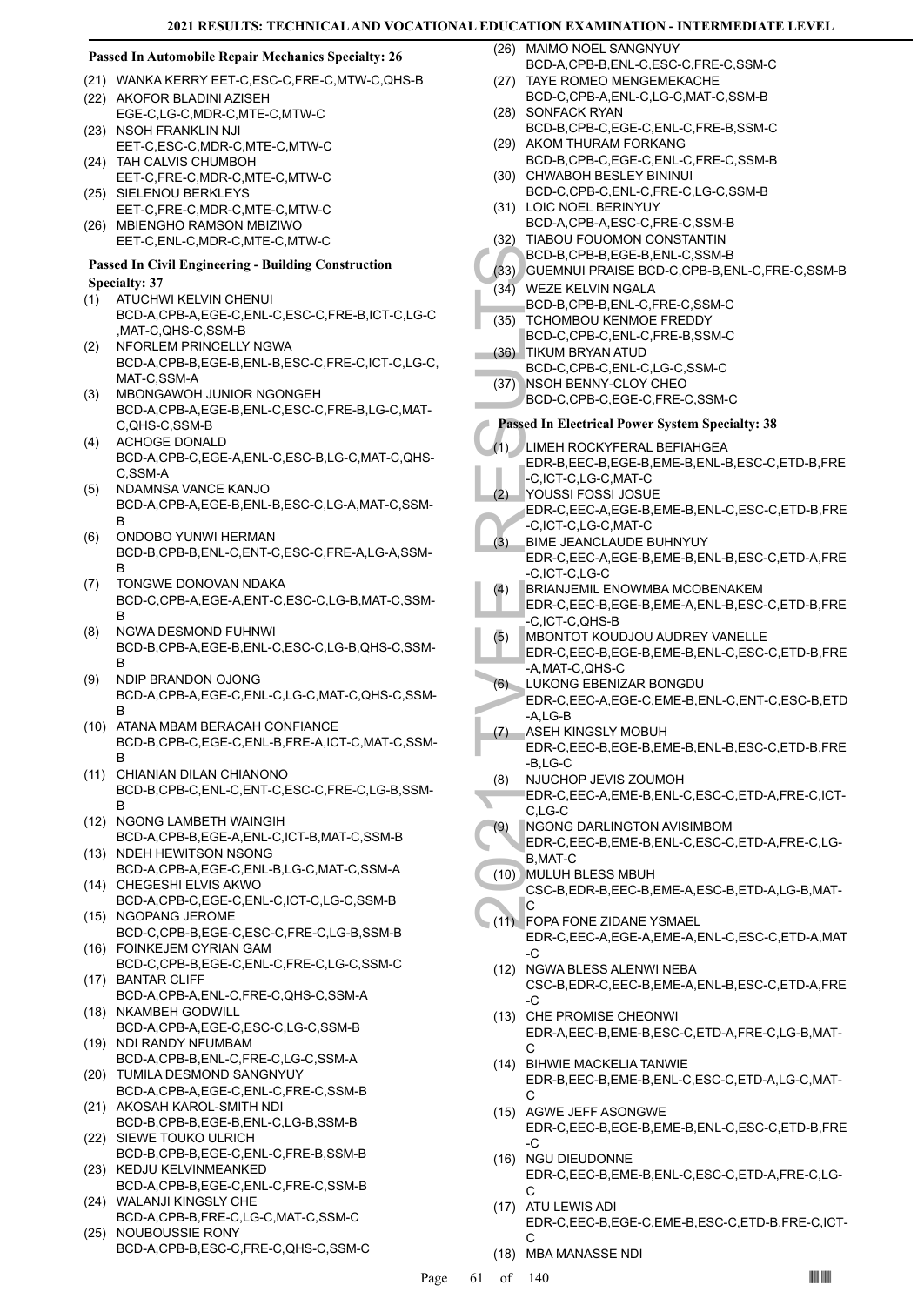### Passed In Automobile Repair Mechanics Specialty: 26

(21) WANKA KERRY EET-C,ESC-C,FRE-C,MTW-C,QHS-B
(22) AKOFOR BLADINI AZISEH EGE-C,LG-C,MDR-C,MTE-C,MTW-C
(23) NSOH FRANKLIN NJI EET-C,ESC-C,MDR-C,MTE-C,MTW-C
(24) TAH CALVIS CHUMBOH EET-C,FRE-C,MDR-C,MTE-C,MTW-C
(25) SIELENOU BERKLEYS EET-C,FRE-C,MDR-C,MTE-C,MTW-C
(26) MBIENGHO RAMSON MBIZIWO EET-C,ENL-C,MDR-C,MTE-C,MTW-C

### Passed In Civil Engineering - Building Construction Specialty: 37

(1) ATUCHWI KELVIN CHENUI BCD-A,CPB-A,EGE-C,ENL-C,ESC-C,FRE-B,ICT-C,LG-C,MAT-C,QHS-C,SSM-B
(2) NFORLEM PRINCELLY NGWA BCD-A,CPB-B,EGE-B,ENL-B,ESC-C,FRE-C,ICT-C,LG-C,MAT-C,SSM-A
(3) MBONGAWOH JUNIOR NGONGEH BCD-A,CPB-A,EGE-B,ENL-C,ESC-C,FRE-B,LG-C,MAT-C,QHS-C,SSM-B
(4) ACHOGE DONALD BCD-A,CPB-C,EGE-A,ENL-C,ESC-B,LG-C,MAT-C,QHS-C,SSM-A
(5) NDAMNSA VANCE KANJO BCD-A,CPB-A,EGE-B,ENL-B,ESC-C,LG-A,MAT-C,SSM-B
(6) ONDOBO YUNWI HERMAN BCD-B,CPB-B,ENL-C,ENT-C,ESC-C,FRE-A,LG-A,SSM-B
(7) TONGWE DONOVAN NDAKA BCD-C,CPB-A,EGE-A,ENT-C,ESC-C,LG-B,MAT-C,SSM-B
(8) NGWA DESMOND FUHNWI BCD-B,CPB-A,EGE-B,ENL-C,ESC-C,LG-B,QHS-C,SSM-B
(9) NDIP BRANDON OJONG BCD-A,CPB-A,EGE-C,ENL-C,LG-C,MAT-C,QHS-C,SSM-B
(10) ATANA MBAM BERACAH CONFIANCE BCD-B,CPB-C,EGE-C,ENL-B,FRE-A,ICT-C,MAT-C,SSM-B
(11) CHIANIAN DILAN CHIANONO BCD-B,CPB-C,ENL-C,ENT-C,ESC-C,FRE-C,LG-B,SSM-B
(12) NGONG LAMBETH WAINGIH BCD-A,CPB-B,EGE-A,ENL-C,ICT-B,MAT-C,SSM-B
(13) NDEH HEWITSON NSONG BCD-A,CPB-A,EGE-C,ENL-B,LG-C,MAT-C,SSM-A
(14) CHEGESHI ELVIS AKWO BCD-A,CPB-C,EGE-C,ENL-C,ICT-C,LG-C,SSM-B
(15) NGOPANG JEROME BCD-C,CPB-B,EGE-C,ESC-C,FRE-C,LG-B,SSM-B
(16) FOINKEJEM CYRIAN GAM BCD-C,CPB-B,EGE-C,ENL-C,FRE-C,LG-C,SSM-C
(17) BANTAR CLIFF BCD-A,CPB-A,ENL-C,FRE-C,QHS-C,SSM-A
(18) NKAMBEH GODWILL BCD-A,CPB-A,EGE-C,ESC-C,LG-C,SSM-B
(19) NDI RANDY NFUMBAM BCD-A,CPB-B,ENL-C,FRE-C,LG-C,SSM-A
(20) TUMILA DESMOND SANGNYUY BCD-A,CPB-A,EGE-C,ENL-C,FRE-C,SSM-B
(21) AKOSAH KAROL-SMITH NDI BCD-B,CPB-B,EGE-B,ENL-C,LG-B,SSM-B
(22) SIEWE TOUKO ULRICH BCD-B,CPB-B,EGE-C,ENL-C,FRE-B,SSM-B
(23) KEDJU KELVINMEANKED BCD-A,CPB-B,EGE-C,ENL-C,FRE-C,SSM-B
(24) WALANJI KINGSLY CHE BCD-A,CPB-B,FRE-C,LG-C,MAT-C,SSM-C
(25) NOUBOUSSIE RONY BCD-A,CPB-B,ESC-C,FRE-C,QHS-C,SSM-C
(26) MAIMO NOEL SANGNYUY BCD-A,CPB-B,ENL-C,ESC-C,FRE-C,SSM-C
(27) TAYE ROMEO MENGEMEKACHE BCD-C,CPB-A,ENL-C,LG-C,MAT-C,SSM-B
(28) SONFACK RYAN BCD-B,CPB-C,EGE-C,ENL-C,FRE-B,SSM-C
(29) AKOM THURAM FORKANG BCD-B,CPB-C,EGE-C,ENL-C,FRE-C,SSM-B
(30) CHWABOH BESLEY BININUI BCD-C,CPB-C,ENL-C,FRE-C,LG-C,SSM-B
(31) LOIC NOEL BERINYUY BCD-A,CPB-A,ESC-C,FRE-C,SSM-B
(32) TIABOU FOUOMON CONSTANTIN BCD-B,CPB-B,EGE-B,ENL-C,SSM-B
(33) GUEMNUI PRAISE BCD-C,CPB-B,ENL-C,FRE-C,SSM-B
(34) WEZE KELVIN NGALA BCD-B,CPB-B,ENL-C,FRE-C,SSM-C
(35) TCHOMBOU KENMOE FREDDY BCD-C,CPB-C,ENL-C,FRE-B,SSM-C
(36) TIKUM BRYAN ATUD BCD-C,CPB-C,ENL-C,LG-C,SSM-C
(37) NSOH BENNY-CLOY CHEO BCD-C,CPB-C,EGE-C,FRE-C,SSM-C

### Passed In Electrical Power System Specialty: 38

(1) LIMEH ROCKYFERAL BEFIAHGEA EDR-B,EEC-B,EGE-B,EME-B,ENL-B,ESC-C,ETD-B,FRE-C,ICT-C,LG-C,MAT-C
(2) YOUSSI FOSSI JOSUE EDR-C,EEC-A,EGE-B,EME-B,ENL-C,ESC-C,ETD-B,FRE-C,ICT-C,LG-C,MAT-C
(3) BIME JEANCLAUDE BUHNYUY EDR-C,EEC-A,EGE-B,EME-B,ENL-B,ESC-C,ETD-A,FRE-C,ICT-C,LG-C
(4) BRIANJEMIL ENOWMBA MCOBENAKEM EDR-C,EEC-B,EGE-B,EME-A,ENL-B,ESC-C,ETD-B,FRE-C,ICT-C,QHS-B
(5) MBONTOT KOUDJOU AUDREY VANELLE EDR-C,EEC-B,EGE-B,EME-B,ENL-C,ESC-C,ETD-B,FRE-A,MAT-C,QHS-C
(6) LUKONG EBENIZAR BONGDU EDR-C,EEC-A,EGE-C,EME-B,ENL-C,ENT-C,ESC-B,ETD-A,LG-B
(7) ASEH KINGSLY MOBUH EDR-C,EEC-B,EGE-B,EME-B,ENL-B,ESC-C,ETD-B,FRE-B,LG-C
(8) NJUCHOP JEVIS ZOUMOH EDR-C,EEC-A,EME-B,ENL-C,ESC-C,ETD-A,FRE-C,ICT-C,LG-C
(9) NGONG DARLINGTON AVISIMBOM EDR-C,EEC-B,EME-B,ENL-C,ESC-C,ETD-A,FRE-C,LG-B,MAT-C
(10) MULUH BLESS MBUH CSC-B,EDR-B,EEC-B,EME-A,ESC-B,ETD-A,LG-B,MAT-C
(11) FOPA FONE ZIDANE YSMAEL EDR-C,EEC-A,EGE-A,EME-A,ENL-C,ESC-C,ETD-A,MAT-C
(12) NGWA BLESS ALENWI NEBA CSC-B,EDR-C,EEC-B,EME-A,ENL-B,ESC-C,ETD-A,FRE-C
(13) CHE PROMISE CHEONWI EDR-A,EEC-B,EME-B,ESC-C,ETD-A,FRE-C,LG-B,MAT-C
(14) BIHWIE MACKELIA TANWIE EDR-B,EEC-B,EME-B,ENL-C,ESC-C,ETD-A,LG-C,MAT-C
(15) AGWE JEFF ASONGWE EDR-C,EEC-B,EGE-B,EME-B,ENL-C,ESC-C,ETD-B,FRE-C
(16) NGU DIEUDONNE EDR-C,EEC-B,EME-B,ENL-C,ESC-C,ETD-A,FRE-C,LG-C
(17) ATU LEWIS ADI EDR-C,EEC-B,EGE-C,EME-B,ESC-C,ETD-B,FRE-C,ICT-C
(18) MBA MANASSE NDI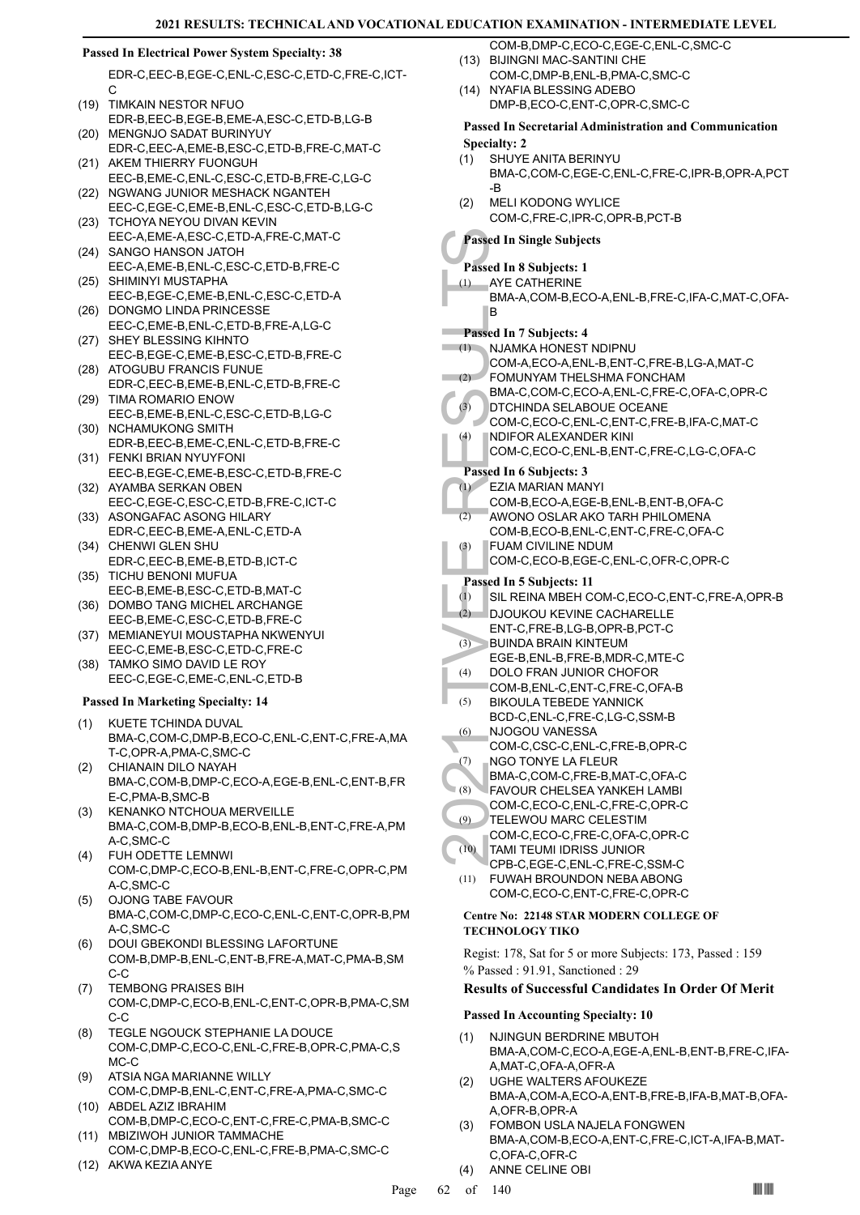**Passed In Electrical Power System Specialty: 38**

EDR-C,EEC-B,EGE-C,ENL-C,ESC-C,ETD-C,FRE-C,ICT-C

(19) TIMKAIN NESTOR NFUO
EDR-B,EEC-B,EGE-B,EME-A,ESC-C,ETD-B,LG-B

(20) MENGNJO SADAT BURINYUY
EDR-C,EEC-A,EME-B,ESC-C,ETD-B,FRE-C,MAT-C

(21) AKEM THIERRY FUONGUH
EEC-B,EME-C,ENL-C,ESC-C,ETD-B,FRE-C,LG-C

(22) NGWANG JUNIOR MESHACK NGANTEH
EEC-C,EGE-C,EME-B,ENL-C,ESC-C,ETD-B,LG-C

(23) TCHOYA NEYOU DIVAN KEVIN
EEC-A,EME-A,ESC-C,ETD-A,FRE-C,MAT-C

(24) SANGO HANSON JATOH
EEC-A,EME-B,ENL-C,ESC-C,ETD-B,FRE-C

(25) SHIMINYI MUSTAPHA
EEC-B,EGE-C,EME-B,ENL-C,ESC-C,ETD-A

(26) DONGMO LINDA PRINCESSE
EEC-C,EME-B,ENL-C,ETD-B,FRE-A,LG-C

(27) SHEY BLESSING KIHNTO
EEC-B,EGE-C,EME-B,ESC-C,ETD-B,FRE-C

(28) ATOGUBU FRANCIS FUNUE
EDR-C,EEC-B,EME-B,ENL-C,ETD-B,FRE-C

(29) TIMA ROMARIO ENOW
EEC-B,EME-B,ENL-C,ESC-C,ETD-B,LG-C

(30) NCHAMUKONG SMITH
EDR-B,EEC-B,EME-C,ENL-C,ETD-B,FRE-C

(31) FENKI BRIAN NYUYFONI
EEC-B,EGE-C,EME-B,ESC-C,ETD-B,FRE-C

(32) AYAMBA SERKAN OBEN
EEC-C,EGE-C,ESC-C,ETD-B,FRE-C,ICT-C

(33) ASONGAFAC ASONG HILARY
EDR-C,EEC-B,EME-A,ENL-C,ETD-A

(34) CHENWI GLEN SHU
EDR-C,EEC-B,EME-B,ETD-B,ICT-C

(35) TICHU BENONI MUFUA
EEC-B,EME-B,ESC-C,ETD-B,MAT-C

(36) DOMBO TANG MICHEL ARCHANGE
EEC-B,EME-C,ESC-C,ETD-B,FRE-C

(37) MEMIANEYUI MOUSTAPHA NKWENYUI
EEC-C,EME-B,ESC-C,ETD-C,FRE-C

(38) TAMKO SIMO DAVID LE ROY
EEC-C,EGE-C,EME-C,ENL-C,ETD-B

**Passed In Marketing Specialty: 14**

(1) KUETE TCHINDA DUVAL
BMA-C,COM-C,DMP-B,ECO-C,ENL-C,ENT-C,FRE-A,MAT-C,OPR-A,PMA-C,SMC-C

(2) CHIANAIN DILO NAYAH
BMA-C,COM-B,DMP-C,ECO-A,EGE-B,ENL-C,ENT-B,FRE-C,PMA-B,SMC-B

(3) KENANKO NTCHOUA MERVEILLE
BMA-C,COM-B,DMP-B,ECO-B,ENL-B,ENT-C,FRE-A,PMA-C,SMC-C

(4) FUH ODETTE LEMNWI
COM-C,DMP-C,ECO-B,ENL-B,ENT-C,FRE-C,OPR-C,PMA-C,SMC-C

(5) OJONG TABE FAVOUR
BMA-C,COM-C,DMP-C,ECO-C,ENL-C,ENT-C,OPR-B,PMA-C,SMC-C

(6) DOUI GBEKONDI BLESSING LAFORTUNE
COM-B,DMP-B,ENL-C,ENT-B,FRE-A,MAT-C,PMA-B,SMC-C

(7) TEMBONG PRAISES BIH
COM-C,DMP-C,ECO-B,ENL-C,ENT-C,OPR-B,PMA-C,SMC-C

(8) TEGLE NGOUCK STEPHANIE LA DOUCE
COM-C,DMP-C,ECO-C,ENL-C,FRE-B,OPR-C,PMA-C,SMC-C

(9) ATSIA NGA MARIANNE WILLY
COM-C,DMP-B,ENL-C,ENT-C,FRE-A,PMA-C,SMC-C

(10) ABDEL AZIZ IBRAHIM
COM-B,DMP-C,ECO-C,ENT-C,FRE-C,PMA-B,SMC-C

(11) MBIZIWOH JUNIOR TAMMACHE
COM-C,DMP-B,ECO-C,ENL-C,FRE-B,PMA-C,SMC-C

(12) AKWA KEZIA ANYE
COM-B,DMP-C,ECO-C,EGE-C,ENL-C,SMC-C

(13) BIJINGNI MAC-SANTINI CHE
COM-C,DMP-B,ENL-B,PMA-C,SMC-C

(14) NYAFIA BLESSING ADEBO
DMP-B,ECO-C,ENT-C,OPR-C,SMC-C

**Passed In Secretarial Administration and Communication Specialty: 2**

(1) SHUYE ANITA BERINYU
BMA-C,COM-C,EGE-C,ENL-C,FRE-C,IPR-B,OPR-A,PCT-B

(2) MELI KODONG WYLICE
COM-C,FRE-C,IPR-C,OPR-B,PCT-B

**Passed In Single Subjects**

**Passed In 8 Subjects: 1**

(1) AYE CATHERINE
BMA-A,COM-B,ECO-A,ENL-B,FRE-C,IFA-C,MAT-C,OFA-B

**Passed In 7 Subjects: 4**

(1) NJAMKA HONEST NDIPNU
COM-A,ECO-A,ENL-B,ENT-C,FRE-B,LG-A,MAT-C

(2) FOMUNYAM THELSHMA FONCHAM
BMA-C,COM-C,ECO-A,ENL-C,FRE-C,OFA-C,OPR-C

(3) DTCHINDA SELABOUE OCEANE
COM-C,ECO-C,ENL-C,ENT-C,FRE-B,IFA-C,MAT-C

(4) NDIFOR ALEXANDER KINI
COM-C,ECO-C,ENL-B,ENT-C,FRE-C,LG-C,OFA-C

**Passed In 6 Subjects: 3**

(1) EZIA MARIAN MANYI
COM-B,ECO-A,EGE-B,ENL-B,ENT-B,OFA-C

(2) AWONO OSLAR AKO TARH PHILOMENA
COM-B,ECO-B,ENL-C,ENT-C,FRE-C,OFA-C

(3) FUAM CIVILINE NDUM
COM-C,ECO-B,EGE-C,ENL-C,OFR-C,OPR-C

**Passed In 5 Subjects: 11**

(1) SIL REINA MBEH COM-C,ECO-C,ENT-C,FRE-A,OPR-B

(2) DJOUKOU KEVINE CACHARELLE
ENT-C,FRE-B,LG-B,OPR-B,PCT-C

(3) BUINDA BRAIN KINTEUM
EGE-B,ENL-B,FRE-B,MDR-C,MTE-C

(4) DOLO FRAN JUNIOR CHOFOR
COM-B,ENL-C,ENT-C,FRE-C,OFA-B

(5) BIKOULA TEBEDE YANNICK
BCD-C,ENL-C,FRE-C,LG-C,SSM-B

(6) NJOGOU VANESSA
COM-C,CSC-C,ENL-C,FRE-B,OPR-C

(7) NGO TONYE LA FLEUR
BMA-C,COM-C,FRE-B,MAT-C,OFA-C

(8) FAVOUR CHELSEA YANKEH LAMBI
COM-C,ECO-C,ENL-C,FRE-C,OPR-C

(9) TELEWOU MARC CELESTIM
COM-C,ECO-C,FRE-C,OFA-C,OPR-C

(10) TAMI TEUMI IDRISS JUNIOR
CPB-C,EGE-C,ENL-C,FRE-C,SSM-C

(11) FUWAH BROUNDON NEBA ABONG
COM-C,ECO-C,ENT-C,FRE-C,OPR-C

**Centre No: 22148 STAR MODERN COLLEGE OF TECHNOLOGY TIKO**

Regist: 178, Sat for 5 or more Subjects: 173, Passed : 159
% Passed : 91.91, Sanctioned : 29

### Results of Successful Candidates In Order Of Merit

**Passed In Accounting Specialty: 10**

(1) NJINGUN BERDRINE MBUTOH
BMA-A,COM-C,ECO-A,EGE-A,ENL-B,ENT-B,FRE-C,IFA-A,MAT-C,OFA-A,OFR-A

(2) UGHE WALTERS AFOUKEZE
BMA-A,COM-A,ECO-A,ENT-B,FRE-B,IFA-B,MAT-B,OFA-A,OFR-B,OPR-A

(3) FOMBON USLA NAJELA FONGWEN
BMA-A,COM-B,ECO-A,ENT-C,FRE-C,ICT-A,IFA-B,MAT-C,OFA-C,OFR-C

(4) ANNE CELINE OBI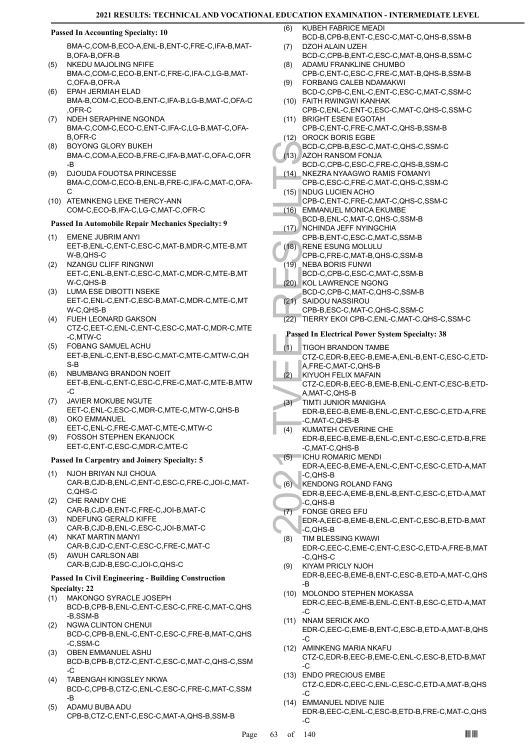### Passed In Accounting Specialty: 10

BMA-C,COM-B,ECO-A,ENL-B,ENT-C,FRE-C,IFA-B,MAT-B,OFA-B,OFR-B

(5) NKEDU MAJOLING NFIFE
BMA-C,COM-C,ECO-B,ENT-C,FRE-C,IFA-C,LG-B,MAT-C,OFA-B,OFR-A

(6) EPAH JERMIAH ELAD
BMA-B,COM-C,ECO-B,ENT-C,IFA-B,LG-B,MAT-C,OFA-C,OFR-C

(7) NDEH SERAPHINE NGONDA
BMA-C,COM-C,ECO-C,ENT-C,IFA-C,LG-B,MAT-C,OFA-B,OFR-C

(8) BOYONG GLORY BUKEH
BMA-C,COM-A,ECO-B,FRE-C,IFA-B,MAT-C,OFA-C,OFR-B

(9) DJOUDA FOUOTSA PRINCESSE
BMA-C,COM-C,ECO-B,ENL-B,FRE-C,IFA-C,MAT-C,OFA-C

(10) ATEMNKENG LEKE THERCY-ANN
COM-C,ECO-B,IFA-C,LG-C,MAT-C,OFR-C

### Passed In Automobile Repair Mechanics Specialty: 9

(1) EMENE JUBRIM ANYI
EET-B,ENL-C,ENT-C,ESC-C,MAT-B,MDR-C,MTE-B,MTW-B,QHS-C

(2) NZANGU CLIFF RINGNWI
EET-C,ENL-B,ENT-C,ESC-C,MAT-C,MDR-C,MTE-B,MTW-C,QHS-B

(3) LUMA ESE DIBOTTI NSEKE
EET-C,ENL-C,ENT-C,ESC-B,MAT-C,MDR-C,MTE-C,MTW-C,QHS-B

(4) FUEH LEONARD GAKSON
CTZ-C,EET-C,ENL-C,ENT-C,ESC-C,MAT-C,MDR-C,MTE-C,MTW-C

(5) FOBANG SAMUEL ACHU
EET-B,ENL-C,ENT-B,ESC-C,MAT-C,MTE-C,MTW-C,QHS-B

(6) NBUMBANG BRANDON NOEIT
EET-B,ENL-C,ENT-C,ESC-C,FRE-C,MAT-C,MTE-B,MTW-C

(7) JAVIER MOKUBE NGUTE
EET-C,ENL-C,ESC-C,MDR-C,MTE-C,MTW-C,QHS-B

(8) OKO EMMANUEL
EET-C,ENL-C,FRE-C,MAT-C,MTE-C,MTW-C

(9) FOSSOH STEPHEN EKANJOCK
EET-B,ENT-C,ESC-C,MDR-C,MTE-C

### Passed In Carpentry and Joinery Specialty: 5

(1) NJOH BRIYAN NJI CHOUA
CAR-B,CJD-B,ENL-C,ENT-C,ESC-C,FRE-C,JOI-C,MAT-C,QHS-C

(2) CHE RANDY CHE
CAR-B,CJD-B,ENT-C,FRE-C,JOI-B,MAT-C

(3) NDEFUNG GERALD KIFFE
CAR-B,CJD-B,ENL-C,ESC-C,JOI-B,MAT-C

(4) NKAT MARTIN MANYI
CAR-B,CJD-C,ENT-C,ESC-C,FRE-C,MAT-C

(5) AWUH CARLSON ABI
CAR-B,CJD-B,ESC-C,JOI-C,QHS-C

### Passed In Civil Engineering - Building Construction Specialty: 22

(1) MAKONGO SYRACLE JOSEPH
BCD-B,CPB-B,ENL-C,ENT-C,ESC-C,FRE-C,MAT-C,QHS-B,SSM-B

(2) NGWA CLINTON CHENUI
BCD-C,CPB-B,ENL-C,ENT-C,ESC-C,FRE-B,MAT-C,QHS-C,SSM-C

(3) OBEN EMMANUEL ASHU
BCD-B,CPB-B,CTZ-C,ENT-C,ESC-C,MAT-C,QHS-C,SSM-C

(4) TABENGAH KINGSLEY NKWA
BCD-C,CPB-B,CTZ-C,ENL-C,ESC-C,FRE-C,MAT-C,SSM-B

(5) ADAMU BUBA ADU
CPB-B,CTZ-C,ENT-C,ESC-C,MAT-A,QHS-B,SSM-B

(6) KUBEH FABRICE MEADI
BCD-B,CPB-B,ENT-C,ESC-C,MAT-C,QHS-B,SSM-B

(7) DZOH ALAIN UZEH
BCD-C,CPB-B,ENT-C,ESC-C,MAT-B,QHS-B,SSM-C

(8) ADAMU FRANKLINE CHUMBO
CPB-C,ENT-C,ESC-C,FRE-C,MAT-B,QHS-B,SSM-B

(9) FORBANG CALEB NDAMAKWI
BCD-C,CPB-C,ENL-C,ENT-C,ESC-C,MAT-C,SSM-C

(10) FAITH RWINGWI KANHAK
CPB-C,ENL-C,ENT-C,ESC-C,MAT-C,QHS-C,SSM-C

(11) BRIGHT ESENI EGOTAH
CPB-C,ENT-C,FRE-C,MAT-C,QHS-B,SSM-B

(12) OROCK BORIS EGBE
BCD-C,CPB-B,ESC-C,MAT-C,QHS-C,SSM-C

(13) AZOH RANSOM FONJA
BCD-C,CPB-C,ESC-C,FRE-C,QHS-B,SSM-C

(14) NKEZRA NYAAGWO RAMIS FOMANYI
CPB-C,ESC-C,FRE-C,MAT-C,QHS-C,SSM-C

(15) NDUG LUCIEN ACHO
CPB-C,ENT-C,FRE-C,MAT-C,QHS-C,SSM-C

(16) EMMANUEL MONICA EKUMBE
BCD-B,ENL-C,MAT-C,QHS-C,SSM-B

(17) NCHINDA JEFF NYINGCHIA
CPB-B,ENT-C,ESC-C,MAT-C,SSM-B

(18) RENE ESUNG MOLULU
CPB-C,FRE-C,MAT-B,QHS-C,SSM-B

(19) NEBA BORIS FUNWI
BCD-C,CPB-C,ESC-C,MAT-C,SSM-B

(20) KOL LAWRENCE NGONG
BCD-C,CPB-C,MAT-C,QHS-C,SSM-B

(21) SAIDOU NASSIROU
CPB-B,ESC-C,MAT-C,QHS-C,SSM-C

(22) TIERRY EKOI CPB-C,ENL-C,MAT-C,QHS-C,SSM-C

### Passed In Electrical Power System Specialty: 38

(1) TIGOH BRANDON TAMBE
CTZ-C,EDR-B,EEC-B,EME-A,ENL-B,ENT-C,ESC-C,ETD-A,FRE-C,MAT-C,QHS-B

(2) KIYUOH FELIX MAFAIN
CTZ-C,EDR-B,EEC-B,EME-B,ENL-C,ENT-C,ESC-B,ETD-A,MAT-C,QHS-B

(3) TIMTI JUNIOR MANIGHA
EDR-B,EEC-B,EME-B,ENL-C,ENT-C,ESC-C,ETD-A,FRE-C,MAT-C,QHS-B

(4) KUMATEH CEVERINE CHE
EDR-B,EEC-B,EME-B,ENL-C,ENT-C,ESC-C,ETD-B,FRE-C,MAT-C,QHS-B

(5) ICHU ROMARIC MENDI
EDR-A,EEC-B,EME-A,ENL-C,ENT-C,ESC-C,ETD-A,MAT-C,QHS-B

(6) KENDONG ROLAND FANG
EDR-B,EEC-A,EME-B,ENL-B,ENT-C,ESC-C,ETD-A,MAT-C,QHS-B

(7) FONGE GREG EFU
EDR-A,EEC-B,EME-B,ENL-C,ENT-C,ESC-B,ETD-B,MAT-C,QHS-B

(8) TIM BLESSING KWAWI
EDR-C,EEC-C,EME-C,ENT-C,ESC-C,ETD-A,FRE-B,MAT-C,QHS-C

(9) KIYAM PRICLY NJOH
EDR-B,EEC-B,EME-B,ENT-C,ESC-B,ETD-A,MAT-C,QHS-B

(10) MOLONDO STEPHEN MOKASSA
EDR-C,EEC-B,EME-B,ENL-C,ENT-B,ESC-C,ETD-A,MAT-C

(11) NNAM SERICK AKO
EDR-C,EEC-C,EME-B,ENT-C,ESC-B,ETD-A,MAT-B,QHS-C

(12) AMINKENG MARIA NKAFU
CTZ-C,EDR-B,EEC-B,EME-C,ENL-C,ESC-B,ETD-B,MAT-C

(13) ENDO PRECIOUS EMBE
CTZ-C,EDR-C,EEC-C,ENL-C,ESC-C,ETD-A,MAT-B,QHS-C

(14) EMMANUEL NDIVE NJIE
EDR-B,EEC-C,ENL-C,ESC-B,ETD-B,FRE-C,MAT-C,QHS-C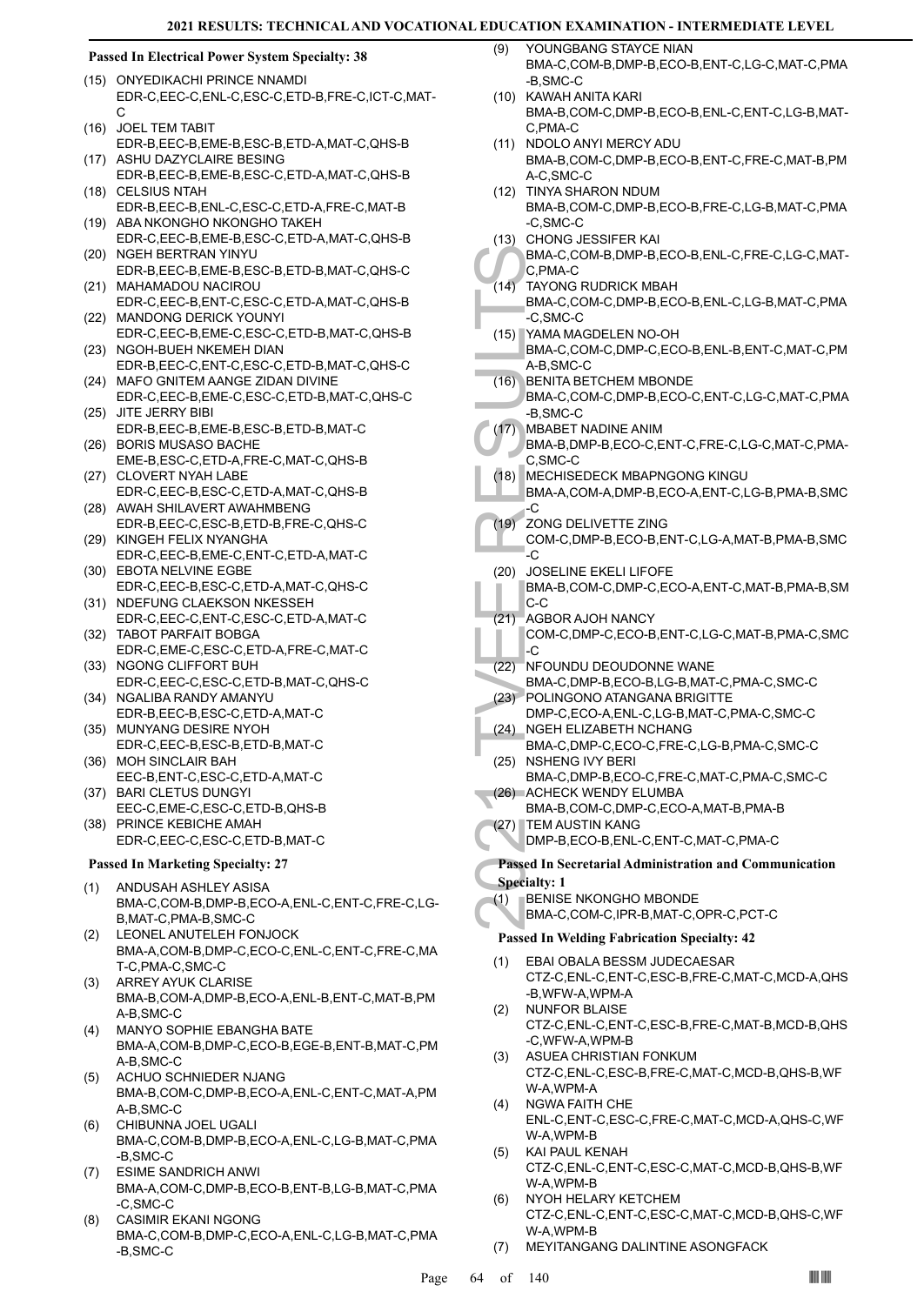### Passed In Electrical Power System Specialty: 38

(15) ONYEDIKACHI PRINCE NNAMDI
EDR-C,EEC-C,ENL-C,ESC-C,ETD-B,FRE-C,ICT-C,MAT-C

(16) JOEL TEM TABIT
EDR-B,EEC-B,EME-B,ESC-B,ETD-A,MAT-C,QHS-B

(17) ASHU DAZYCLAIRE BESING
EDR-B,EEC-B,EME-B,ESC-C,ETD-A,MAT-C,QHS-B

(18) CELSIUS NTAH
EDR-B,EEC-B,ENL-C,ESC-C,ETD-A,FRE-C,MAT-B

(19) ABA NKONGHO NKONGHO TAKEH
EDR-C,EEC-B,EME-B,ESC-C,ETD-A,MAT-C,QHS-B

(20) NGEH BERTRAN YINYU
EDR-B,EEC-B,EME-B,ESC-B,ETD-B,MAT-C,QHS-C

(21) MAHAMADOU NACIROU
EDR-C,EEC-B,ENT-C,ESC-C,ETD-A,MAT-C,QHS-B

(22) MANDONG DERICK YOUNYI
EDR-C,EEC-B,EME-C,ESC-C,ETD-B,MAT-C,QHS-B

(23) NGOH-BUEH NKEMEH DIAN
EDR-B,EEC-C,ENT-C,ESC-C,ETD-B,MAT-C,QHS-C

(24) MAFO GNITEM AANGE ZIDAN DIVINE
EDR-C,EEC-B,EME-C,ESC-C,ETD-B,MAT-C,QHS-C

(25) JITE JERRY BIBI
EDR-B,EEC-B,EME-B,ESC-B,ETD-B,MAT-C

(26) BORIS MUSASO BACHE
EME-B,ESC-C,ETD-A,FRE-C,MAT-C,QHS-B

(27) CLOVERT NYAH LABE
EDR-C,EEC-B,ESC-C,ETD-A,MAT-C,QHS-B

(28) AWAH SHILAVERT AWAHMBENG
EDR-B,EEC-C,ESC-B,ETD-B,FRE-C,QHS-C

(29) KINGEH FELIX NYANGHA
EDR-C,EEC-B,EME-C,ENT-C,ETD-A,MAT-C

(30) EBOTA NELVINE EGBE
EDR-C,EEC-B,ESC-C,ETD-A,MAT-C,QHS-C

(31) NDEFUNG CLAEKSON NKESSEH
EDR-C,EEC-C,ENT-C,ESC-C,ETD-A,MAT-C

(32) TABOT PARFAIT BOBGA
EDR-C,EME-C,ESC-C,ETD-A,FRE-C,MAT-C

(33) NGONG CLIFFORT BUH
EDR-C,EEC-C,ESC-C,ETD-B,MAT-C,QHS-C

(34) NGALIBA RANDY AMANYU
EDR-B,EEC-B,ESC-C,ETD-A,MAT-C

(35) MUNYANG DESIRE NYOH
EDR-C,EEC-B,ESC-B,ETD-B,MAT-C

(36) MOH SINCLAIR BAH
EEC-B,ENT-C,ESC-C,ETD-A,MAT-C

(37) BARI CLETUS DUNGYI
EEC-C,EME-C,ESC-C,ETD-B,QHS-B

(38) PRINCE KEBICHE AMAH
EDR-C,EEC-C,ESC-C,ETD-B,MAT-C

### Passed In Marketing Specialty: 27

(1) ANDUSAH ASHLEY ASISA
BMA-C,COM-B,DMP-B,ECO-A,ENL-C,ENT-C,FRE-C,LG-B,MAT-C,PMA-B,SMC-C

(2) LEONEL ANUTELEH FONJOCK
BMA-A,COM-B,DMP-C,ECO-C,ENL-C,ENT-C,FRE-C,MAT-C,PMA-C,SMC-C

(3) ARREY AYUK CLARISE
BMA-B,COM-A,DMP-B,ECO-A,ENL-B,ENT-C,MAT-B,PMA-B,SMC-C

(4) MANYO SOPHIE EBANGHA BATE
BMA-A,COM-B,DMP-C,ECO-B,EGE-B,ENT-B,MAT-C,PMA-B,SMC-C

(5) ACHUO SCHNIEDER NJANG
BMA-B,COM-C,DMP-B,ECO-A,ENL-C,ENT-C,MAT-A,PMA-B,SMC-C

(6) CHIBUNNA JOEL UGALI
BMA-C,COM-B,DMP-B,ECO-A,ENL-C,LG-B,MAT-C,PMA-B,SMC-C

(7) ESIME SANDRICH ANWI
BMA-A,COM-C,DMP-B,ECO-B,ENT-B,LG-B,MAT-C,PMA-C,SMC-C

(8) CASIMIR EKANI NGONG
BMA-C,COM-B,DMP-C,ECO-A,ENL-C,LG-B,MAT-C,PMA-B,SMC-C

(9) YOUNGBANG STAYCE NIAN
BMA-C,COM-B,DMP-B,ECO-B,ENT-C,LG-C,MAT-C,PMA-B,SMC-C

(10) KAWAH ANITA KARI
BMA-B,COM-C,DMP-B,ECO-B,ENL-C,ENT-C,LG-B,MAT-C,PMA-C

(11) NDOLO ANYI MERCY ADU
BMA-B,COM-C,DMP-B,ECO-B,ENT-C,FRE-C,MAT-B,PMA-C,SMC-C

(12) TINYA SHARON NDUM
BMA-B,COM-C,DMP-B,ECO-B,FRE-C,LG-B,MAT-C,PMA-C,SMC-C

(13) CHONG JESSIFER KAI
BMA-C,COM-B,DMP-B,ECO-B,ENL-C,FRE-C,LG-C,MAT-C,PMA-C

(14) TAYONG RUDRICK MBAH
BMA-C,COM-C,DMP-B,ECO-B,ENL-C,LG-B,MAT-C,PMA-C,SMC-C

(15) YAMA MAGDELEN NO-OH
BMA-C,COM-C,DMP-C,ECO-B,ENL-B,ENT-C,MAT-C,PMA-B,SMC-C

(16) BENITA BETCHEM MBONDE
BMA-C,COM-C,DMP-B,ECO-C,ENT-C,LG-C,MAT-C,PMA-B,SMC-C

(17) MBABET NADINE ANIM
BMA-B,DMP-B,ECO-C,ENT-C,FRE-C,LG-C,MAT-C,PMA-C,SMC-C

(18) MECHISEDECK MBAPNGONG KINGU
BMA-A,COM-A,DMP-B,ECO-A,ENT-C,LG-B,PMA-B,SMC-C

(19) ZONG DELIVETTE ZING
COM-C,DMP-B,ECO-B,ENT-C,LG-A,MAT-B,PMA-B,SMC-C

(20) JOSELINE EKELI LIFOFE
BMA-B,COM-C,DMP-C,ECO-A,ENT-C,MAT-B,PMA-B,SMC-C

(21) AGBOR AJOH NANCY
COM-C,DMP-C,ECO-B,ENT-C,LG-C,MAT-B,PMA-C,SMC-C

(22) NFOUNDU DEOUDONNE WANE
BMA-C,DMP-B,ECO-B,LG-B,MAT-C,PMA-C,SMC-C

(23) POLINGONO ATANGANA BRIGITTE
DMP-C,ECO-A,ENL-C,LG-B,MAT-C,PMA-C,SMC-C

(24) NGEH ELIZABETH NCHANG
BMA-C,DMP-C,ECO-C,FRE-C,LG-B,PMA-C,SMC-C

(25) NSHENG IVY BERI
BMA-C,DMP-B,ECO-C,FRE-C,MAT-C,PMA-C,SMC-C

(26) ACHECK WENDY ELUMBA
BMA-B,COM-C,DMP-C,ECO-A,MAT-B,PMA-B

(27) TEM AUSTIN KANG
DMP-B,ECO-B,ENL-C,ENT-C,MAT-C,PMA-C

### Passed In Secretarial Administration and Communication Specialty: 1

(1) BENISE NKONGHO MBONDE
BMA-C,COM-C,IPR-B,MAT-C,OPR-C,PCT-C

### Passed In Welding Fabrication Specialty: 42

(1) EBAI OBALA BESSM JUDECAESAR
CTZ-C,ENL-C,ENT-C,ESC-B,FRE-C,MAT-C,MCD-A,QHS-B,WFW-A,WPM-A

(2) NUNFOR BLAISE
CTZ-C,ENL-C,ENT-C,ESC-B,FRE-C,MAT-B,MCD-B,QHS-C,WFW-A,WPM-B

(3) ASUEA CHRISTIAN FONKUM
CTZ-C,ENL-C,ESC-B,FRE-C,MAT-C,MCD-B,QHS-B,WFW-A,WPM-A

(4) NGWA FAITH CHE
ENL-C,ENT-C,ESC-C,FRE-C,MAT-C,MCD-A,QHS-C,WFW-A,WPM-B

(5) KAI PAUL KENAH
CTZ-C,ENL-C,ENT-C,ESC-C,MAT-C,MCD-B,QHS-B,WFW-A,WPM-B

(6) NYOH HELARY KETCHEM
CTZ-C,ENL-C,ENT-C,ESC-C,MAT-C,MCD-B,QHS-C,WFW-A,WPM-B

(7) MEYITANGANG DALINTINE ASONGFACK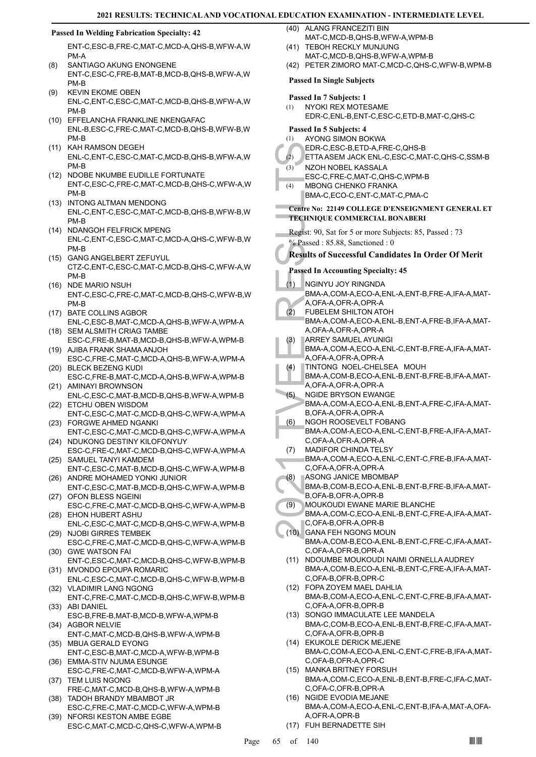**Passed In Welding Fabrication Specialty: 42**

ENT-C,ESC-B,FRE-C,MAT-C,MCD-A,QHS-B,WFW-A,WPM-A

(8) SANTIAGO AKUNG ENONGENE
ENT-C,ESC-C,FRE-B,MAT-B,MCD-B,QHS-B,WFW-A,WPM-B

(9) KEVIN EKOME OBEN
ENL-C,ENT-C,ESC-C,MAT-C,MCD-B,QHS-B,WFW-A,WPM-B

(10) EFFELANCHA FRANKLINE NKENGAFAC
ENL-B,ESC-C,FRE-C,MAT-C,MCD-B,QHS-B,WFW-B,WPM-B

(11) KAH RAMSON DEGEH
ENL-C,ENT-C,ESC-C,MAT-C,MCD-B,QHS-B,WFW-A,WPM-B

(12) NDOBE NKUMBE EUDILLE FORTUNATE
ENT-C,ESC-C,FRE-C,MAT-C,MCD-B,QHS-C,WFW-A,WPM-B

(13) INTONG ALTMAN MENDONG
ENL-C,ENT-C,ESC-C,MAT-C,MCD-B,QHS-B,WFW-B,WPM-B

(14) NDANGOH FELFRICK MPENG
ENL-C,ENT-C,ESC-C,MAT-C,MCD-A,QHS-C,WFW-B,WPM-B

(15) GANG ANGELBERT ZEFUYUL
CTZ-C,ENT-C,ESC-C,MAT-C,MCD-B,QHS-C,WFW-A,WPM-B

(16) NDE MARIO NSUH
ENT-C,ESC-C,FRE-C,MAT-C,MCD-B,QHS-C,WFW-B,WPM-B

(17) BATE COLLINS AGBOR
ENL-C,ESC-B,MAT-C,MCD-A,QHS-B,WFW-A,WPM-A

(18) SEM ALSMITH CRIAG TAMBE
ESC-C,FRE-B,MAT-B,MCD-B,QHS-B,WFW-A,WPM-B

(19) AJIBA FRANK SHAMA ANJOH
ESC-C,FRE-C,MAT-C,MCD-A,QHS-B,WFW-A,WPM-A

(20) BLECK BEZENG KUDI
ESC-C,FRE-B,MAT-C,MCD-A,QHS-B,WFW-A,WPM-B

(21) AMINAYI BROWNSON
ENL-C,ESC-C,MAT-B,MCD-B,QHS-B,WFW-A,WPM-B

(22) ETCHU OBEN WISDOM
ENT-C,ESC-C,MAT-C,MCD-B,QHS-C,WFW-A,WPM-A

(23) FORGWE AHMED NGANKI
ENT-C,ESC-C,MAT-C,MCD-B,QHS-C,WFW-A,WPM-A

(24) NDUKONG DESTINY KILOFONYUY
ESC-C,FRE-C,MAT-C,MCD-B,QHS-C,WFW-A,WPM-A

(25) SAMUEL TANYI KAMDEM
ENT-C,ESC-C,MAT-B,MCD-B,QHS-C,WFW-A,WPM-B

(26) ANDRE MOHAMED YONKI JUNIOR
ENT-C,ESC-C,MAT-B,MCD-B,QHS-C,WFW-A,WPM-B

(27) OFON BLESS NGEINI
ESC-C,FRE-C,MAT-C,MCD-B,QHS-C,WFW-A,WPM-B

(28) EHON HUBERT ASHU
ENL-C,ESC-C,MAT-C,MCD-B,QHS-C,WFW-A,WPM-B

(29) NJOBI GIRRES TEMBEK
ESC-C,FRE-C,MAT-C,MCD-B,QHS-C,WFW-A,WPM-B

(30) GWE WATSON FAI
ENT-C,ESC-C,MAT-C,MCD-B,QHS-C,WFW-B,WPM-B

(31) MVONDO EPOUPA ROMARIC
ENL-C,ESC-C,MAT-C,MCD-B,QHS-C,WFW-B,WPM-B

(32) VLADIMIR LANG NGONG
ENT-C,FRE-C,MAT-C,MCD-B,QHS-C,WFW-B,WPM-B

(33) ABI DANIEL
ESC-B,FRE-B,MAT-B,MCD-B,WFW-A,WPM-B

(34) AGBOR NELVIE
ENT-C,MAT-C,MCD-B,QHS-B,WFW-A,WPM-B

(35) MBUA GERALD EYONG
ENT-C,ESC-B,MAT-C,MCD-A,WFW-B,WPM-B

(36) EMMA-STIV NJUMA ESUNGE
ESC-C,FRE-C,MAT-C,MCD-B,WFW-A,WPM-A

(37) TEM LUIS NGONG
FRE-C,MAT-C,MCD-B,QHS-B,WFW-A,WPM-B

(38) TADOH BRANDY MBAMBOT JR
ESC-C,FRE-C,MAT-C,MCD-C,WFW-A,WPM-B

(39) NFORSI KESTON AMBE EGBE
ESC-C,MAT-C,MCD-C,QHS-C,WFW-A,WPM-B

(40) ALANG FRANCEZITI BIN
MAT-C,MCD-B,QHS-B,WFW-A,WPM-B

(41) TEBOH RECKLY MUNJUNG
MAT-C,MCD-B,QHS-B,WFW-A,WPM-B

(42) PETER ZIMORO MAT-C,MCD-C,QHS-C,WFW-B,WPM-B

**Passed In Single Subjects**

**Passed In 7 Subjects: 1**

(1) NYOKI REX MOTESAME
EDR-C,ENL-B,ENT-C,ESC-C,ETD-B,MAT-C,QHS-C

**Passed In 5 Subjects: 4**

(1) AYONG SIMON BOKWA
EDR-C,ESC-B,ETD-A,FRE-C,QHS-B

(2) ETTA ASEM JACK ENL-C,ESC-C,MAT-C,QHS-C,SSM-B

(3) NZOH NOBEL KASSALA
ESC-C,FRE-C,MAT-C,QHS-C,WPM-B

(4) MBONG CHENKO FRANKA
BMA-C,ECO-C,ENT-C,MAT-C,PMA-C

**Centre No: 22149 COLLEGE D'ENSEIGNMENT GENERAL ET TECHNIQUE COMMERCIAL BONABERI**

Regist: 90, Sat for 5 or more Subjects: 85, Passed : 73

% Passed : 85.88, Sanctioned : 0

## Results of Successful Candidates In Order Of Merit

**Passed In Accounting Specialty: 45**

(1) NGINYU JOY RINGNDA
BMA-A,COM-A,ECO-A,ENL-A,ENT-B,FRE-A,IFA-A,MAT-A,OFA-A,OFR-A,OPR-A

(2) FUBELEM SHILTON ATOH
BMA-A,COM-A,ECO-A,ENL-B,ENT-A,FRE-B,IFA-A,MAT-A,OFA-A,OFR-A,OPR-A

(3) ARREY SAMUEL AYUNIGI
BMA-A,COM-A,ECO-A,ENL-C,ENT-B,FRE-A,IFA-A,MAT-A,OFA-A,OFR-A,OPR-A

(4) TINTONG NOEL-CHELSEA MOUH
BMA-A,COM-B,ECO-A,ENL-B,ENT-B,FRE-B,IFA-A,MAT-A,OFA-A,OFR-A,OPR-A

(5) NGIDE BRYSON EWANGE
BMA-A,COM-A,ECO-A,ENL-B,ENT-A,FRE-C,IFA-A,MAT-B,OFA-A,OFR-A,OPR-A

(6) NGOH ROOSEVELT FOBANG
BMA-A,COM-A,ECO-A,ENL-C,ENT-B,FRE-A,IFA-A,MAT-C,OFA-A,OFR-A,OPR-A

(7) MADIFOR CHINDA TELSY
BMA-A,COM-A,ECO-A,ENL-C,ENT-C,FRE-B,IFA-A,MAT-C,OFA-A,OFR-A,OPR-A

(8) ASONG JANICE MBOMBAP
BMA-B,COM-B,ECO-A,ENL-B,ENT-B,FRE-B,IFA-A,MAT-B,OFA-B,OFR-A,OPR-B

(9) MOUKOUDI EWANE MARIE BLANCHE
BMA-A,COM-C,ECO-A,ENL-B,ENT-C,FRE-A,IFA-A,MAT-C,OFA-B,OFR-A,OPR-B

(10) GANA FEH NGONG MOUN
BMA-A,COM-B,ECO-A,ENL-B,ENT-C,FRE-C,IFA-A,MAT-C,OFA-A,OFR-B,OPR-A

(11) NDOUMBE MOUKOUDI NAIMI ORNELLA AUDREY
BMA-A,COM-B,ECO-A,ENL-B,ENT-C,FRE-A,IFA-A,MAT-C,OFA-B,OFR-B,OPR-C

(12) FOPA ZOYEM MAEL DAHLIA
BMA-B,COM-A,ECO-A,ENL-C,ENT-C,FRE-B,IFA-A,MAT-C,OFA-A,OFR-B,OPR-B

(13) SONGO IMMACULATE LEE MANDELA
BMA-C,COM-B,ECO-A,ENL-B,ENT-B,FRE-C,IFA-A,MAT-C,OFA-A,OFR-B,OPR-B

(14) EKUKOLE DERICK MEJENE
BMA-C,COM-A,ECO-A,ENL-C,ENT-C,FRE-B,IFA-A,MAT-C,OFA-B,OFR-A,OPR-C

(15) MANKA BRITNEY FORSUH
BMA-A,COM-C,ECO-A,ENL-B,ENT-B,FRE-C,IFA-C,MAT-C,OFA-C,OFR-B,OPR-A

(16) NGIDE EVODIA MEJANE
BMA-A,COM-A,ECO-A,ENL-C,ENT-B,IFA-A,MAT-A,OFA-A,OFR-A,OPR-B

(17) FUH BERNADETTE SIH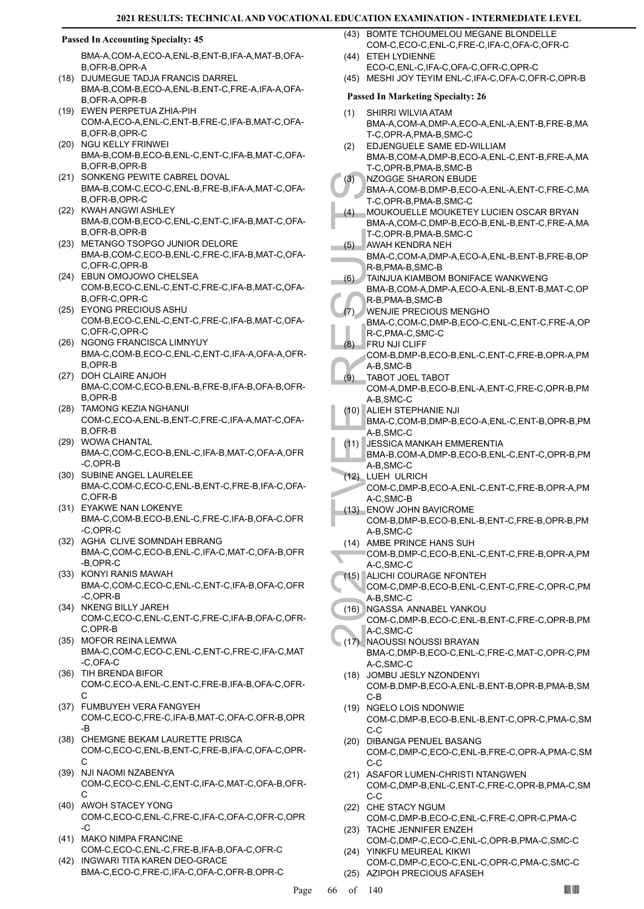**Passed In Accounting Specialty: 45**

BMA-A,COM-A,ECO-A,ENL-B,ENT-B,IFA-A,MAT-B,OFA-B,OFR-B,OPR-A

(18) DJUMEGUE TADJA FRANCIS DARREL
BMA-B,COM-B,ECO-A,ENL-B,ENT-C,FRE-A,IFA-A,OFA-B,OFR-A,OPR-B

(19) EWEN PERPETUA ZHIA-PIH
COM-A,ECO-A,ENL-C,ENT-B,FRE-C,IFA-B,MAT-C,OFA-B,OFR-B,OPR-C

(20) NGU KELLY FRINWEI
BMA-B,COM-B,ECO-B,ENL-C,ENT-C,IFA-B,MAT-C,OFA-B,OFR-B,OPR-B

(21) SONKENG PEWITE CABREL DOVAL
BMA-B,COM-C,ECO-C,ENL-B,FRE-B,IFA-A,MAT-C,OFA-B,OFR-B,OPR-C

(22) KWAH ANGWI ASHLEY
BMA-B,COM-B,ECO-C,ENL-C,ENT-C,IFA-B,MAT-C,OFA-B,OFR-B,OPR-B

(23) METANGO TSOPGO JUNIOR DELORE
BMA-B,COM-C,ECO-B,ENL-C,FRE-C,IFA-B,MAT-C,OFA-C,OFR-C,OPR-B

(24) EBUN OMOJOWO CHELSEA
COM-B,ECO-C,ENL-C,ENT-C,FRE-C,IFA-B,MAT-C,OFA-B,OFR-C,OPR-C

(25) EYONG PRECIOUS ASHU
COM-B,ECO-C,ENL-C,ENT-C,FRE-C,IFA-B,MAT-C,OFA-C,OFR-C,OPR-C

(26) NGONG FRANCISCA LIMNYUY
BMA-C,COM-B,ECO-C,ENL-C,ENT-C,IFA-A,OFA-A,OFR-B,OPR-B

(27) DOH CLAIRE ANJOH
BMA-C,COM-C,ECO-B,ENL-B,FRE-B,IFA-B,OFA-B,OFR-B,OPR-B

(28) TAMONG KEZIA NGHANUI
COM-C,ECO-A,ENL-B,ENT-C,FRE-C,IFA-A,MAT-C,OFA-B,OFR-B

(29) WOWA CHANTAL
BMA-C,COM-C,ECO-B,ENL-C,IFA-B,MAT-C,OFA-A,OFR-C,OPR-B

(30) SUBINE ANGEL LAURELEE
BMA-C,COM-C,ECO-C,ENL-B,ENT-C,FRE-B,IFA-C,OFA-C,OFR-B

(31) EYAKWE NAN LOKENYE
BMA-C,COM-B,ECO-B,ENL-C,FRE-C,IFA-B,OFA-C,OFR-C,OPR-C

(32) AGHA CLIVE SOMNDAH EBRANG
BMA-C,COM-C,ECO-B,ENL-C,IFA-C,MAT-C,OFA-B,OFR-B,OPR-C

(33) KONYI RANIS MAWAH
BMA-C,COM-C,ECO-C,ENL-C,ENT-C,IFA-B,OFA-C,OFR-C,OPR-B

(34) NKENG BILLY JAREH
COM-C,ECO-C,ENL-C,ENT-C,FRE-C,IFA-B,OFA-C,OFR-C,OPR-B

(35) MOFOR REINA LEMWA
BMA-C,COM-C,ECO-C,ENL-C,ENT-C,FRE-C,IFA-C,MAT-C,OFA-C

(36) TIH BRENDA BIFOR
COM-C,ECO-A,ENL-C,ENT-C,FRE-B,IFA-B,OFA-C,OFR-C

(37) FUMBUYEH VERA FANGYEH
COM-C,ECO-C,FRE-C,IFA-B,MAT-C,OFA-C,OFR-B,OPR-B

(38) CHEMGNE BEKAM LAURETTE PRISCA
COM-C,ECO-C,ENL-B,ENT-C,FRE-B,IFA-C,OFA-C,OPR-C

(39) NJI NAOMI NZABENYA
COM-C,ECO-C,ENL-C,ENT-C,IFA-C,MAT-C,OFA-B,OFR-C

(40) AWOH STACEY YONG
COM-C,ECO-C,ENL-C,FRE-C,IFA-C,OFA-C,OFR-C,OPR-C

(41) MAKO NIMPA FRANCINE
COM-C,ECO-C,ENL-C,FRE-B,IFA-B,OFA-C,OFR-C

(42) INGWARI TITA KAREN DEO-GRACE
BMA-C,ECO-C,FRE-C,IFA-C,OFA-C,OFR-B,OPR-C

(43) BOMTE TCHOUMELOU MEGANE BLONDELLE
COM-C,ECO-C,ENL-C,FRE-C,IFA-C,OFA-C,OFR-C

(44) ETEH LYDIENNE
ECO-C,ENL-C,IFA-C,OFA-C,OFR-C,OPR-C

(45) MESHI JOY TEYIM ENL-C,IFA-C,OFA-C,OFR-C,OPR-B

**Passed In Marketing Specialty: 26**

(1) SHIRRI WILVIA ATAM
BMA-A,COM-A,DMP-A,ECO-A,ENL-A,ENT-B,FRE-B,MAT-C,OPR-A,PMA-B,SMC-C

(2) EDJENGUELE SAME ED-WILLIAM
BMA-B,COM-A,DMP-B,ECO-A,ENL-C,ENT-B,FRE-A,MAT-C,OPR-B,PMA-B,SMC-B

(3) NZOGGE SHARON EBUDE
BMA-A,COM-B,DMP-B,ECO-A,ENL-A,ENT-C,FRE-C,MAT-C,OPR-B,PMA-B,SMC-C

(4) MOUKOUELLE MOUKETEY LUCIEN OSCAR BRYAN
BMA-A,COM-C,DMP-B,ECO-B,ENL-B,ENT-C,FRE-A,MAT-C,OPR-B,PMA-B,SMC-C

(5) AWAH KENDRA NEH
BMA-C,COM-A,DMP-A,ECO-A,ENL-B,ENT-B,FRE-B,OPR-B,PMA-B,SMC-B

(6) TAINJUA KIAMBOM BONIFACE WANKWENG
BMA-B,COM-A,DMP-A,ECO-A,ENL-B,ENT-B,MAT-C,OPR-B,PMA-B,SMC-B

(7) WENJIE PRECIOUS MENGHO
BMA-C,COM-C,DMP-B,ECO-C,ENL-C,ENT-C,FRE-A,OPR-C,PMA-C,SMC-C

(8) FRU NJI CLIFF
COM-B,DMP-B,ECO-B,ENL-C,ENT-C,FRE-B,OPR-A,PMA-B,SMC-B

(9) TABOT JOEL TABOT
COM-A,DMP-B,ECO-B,ENL-A,ENT-C,FRE-C,OPR-B,PMA-B,SMC-C

(10) ALIEH STEPHANIE NJI
BMA-C,COM-B,DMP-B,ECO-A,ENL-C,ENT-B,OPR-B,PMA-B,SMC-C

(11) JESSICA MANKAH EMMERENTIA
BMA-B,COM-A,DMP-B,ECO-B,ENL-C,ENT-C,OPR-B,PMA-B,SMC-C

(12) LUEH ULRICH
COM-C,DMP-B,ECO-A,ENL-C,ENT-C,FRE-B,OPR-A,PMA-C,SMC-B

(13) ENOW JOHN BAVICROME
COM-B,DMP-B,ECO-B,ENL-B,ENT-C,FRE-B,OPR-B,PMA-B,SMC-C

(14) AMBE PRINCE HANS SUH
COM-B,DMP-C,ECO-B,ENL-C,ENT-C,FRE-B,OPR-A,PMA-C,SMC-C

(15) ALICHI COURAGE NFONTEH
COM-C,DMP-B,ECO-B,ENL-C,ENT-C,FRE-C,OPR-C,PMA-B,SMC-C

(16) NGASSA ANNABEL YANKOU
COM-C,DMP-B,ECO-C,ENL-B,ENT-C,FRE-C,OPR-B,PMA-C,SMC-C

(17) NAOUSSI NOUSSI BRAYAN
BMA-C,DMP-B,ECO-C,ENL-C,FRE-C,MAT-C,OPR-C,PMA-C,SMC-C

(18) JOMBU JESLY NZONDENYI
COM-B,DMP-B,ECO-A,ENL-B,ENT-B,OPR-B,PMA-B,SMC-B

(19) NGELO LOIS NDONWIE
COM-C,DMP-B,ECO-B,ENL-B,ENT-C,OPR-C,PMA-C,SMC-C

(20) DIBANGA PENUEL BASANG
COM-C,DMP-C,ECO-C,ENL-B,FRE-C,OPR-A,PMA-C,SMC-C

(21) ASAFOR LUMEN-CHRISTI NTANGWEN
COM-C,DMP-B,ENL-C,ENT-C,FRE-C,OPR-B,PMA-C,SMC-C

(22) CHE STACY NGUM
COM-C,DMP-B,ECO-C,ENL-C,FRE-C,OPR-C,PMA-C

(23) TACHE JENNIFER ENZEH
COM-C,DMP-C,ECO-C,ENL-C,OPR-B,PMA-C,SMC-C

(24) YINKFU MEUREAL KIKWI
COM-C,DMP-C,ECO-C,ENL-C,OPR-C,PMA-C,SMC-C

(25) AZIPOH PRECIOUS AFASEH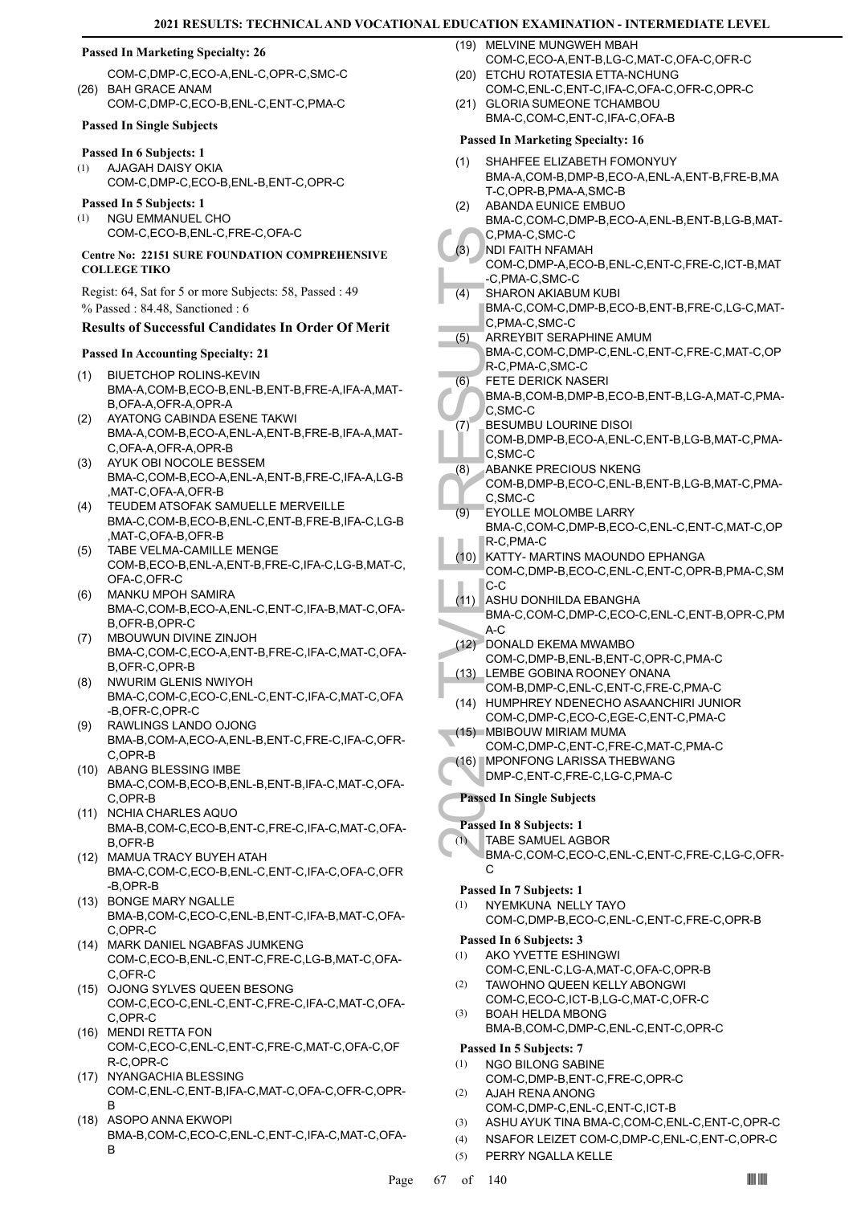### Passed In Marketing Specialty: 26

COM-C,DMP-C,ECO-A,ENL-C,OPR-C,SMC-C

(26) BAH GRACE ANAM
COM-C,DMP-C,ECO-B,ENL-C,ENT-C,PMA-C

### Passed In Single Subjects

#### Passed In 6 Subjects: 1

(1) AJAGAH DAISY OKIA
COM-C,DMP-C,ECO-B,ENL-B,ENT-C,OPR-C

#### Passed In 5 Subjects: 1

(1) NGU EMMANUEL CHO
COM-C,ECO-B,ENL-C,FRE-C,OFA-C

**Centre No: 22151 SURE FOUNDATION COMPREHENSIVE COLLEGE TIKO**

Regist: 64, Sat for 5 or more Subjects: 58, Passed : 49
% Passed : 84.48, Sanctioned : 6

## Results of Successful Candidates In Order Of Merit

### Passed In Accounting Specialty: 21

(1) BIUETCHOP ROLINS-KEVIN
BMA-A,COM-B,ECO-B,ENL-B,ENT-B,FRE-A,IFA-A,MAT-B,OFA-A,OFR-A,OPR-A

(2) AYATONG CABINDA ESENE TAKWI
BMA-A,COM-B,ECO-A,ENL-A,ENT-B,FRE-B,IFA-A,MAT-C,OFA-A,OFR-A,OPR-B

(3) AYUK OBI NOCOLE BESSEM
BMA-C,COM-B,ECO-A,ENL-A,ENT-B,FRE-C,IFA-A,LG-B,MAT-C,OFA-A,OFR-B

(4) TEUDEM ATSOFAK SAMUELLE MERVEILLE
BMA-C,COM-B,ECO-B,ENL-C,ENT-B,FRE-B,IFA-C,LG-B,MAT-C,OFA-B,OFR-B

(5) TABE VELMA-CAMILLE MENGE
COM-B,ECO-B,ENL-A,ENT-B,FRE-C,IFA-C,LG-B,MAT-C,OFA-C,OFR-C

(6) MANKU MPOH SAMIRA
BMA-C,COM-B,ECO-A,ENL-C,ENT-C,IFA-B,MAT-C,OFA-B,OFR-B,OPR-C

(7) MBOUWUN DIVINE ZINJOH
BMA-C,COM-C,ECO-A,ENT-B,FRE-C,IFA-C,MAT-C,OFA-B,OFR-C,OPR-B

(8) NWURIM GLENIS NWIYOH
BMA-C,COM-C,ECO-C,ENL-C,ENT-C,IFA-C,MAT-C,OFA-B,OFR-C,OPR-C

(9) RAWLINGS LANDO OJONG
BMA-B,COM-A,ECO-A,ENL-B,ENT-C,FRE-C,IFA-C,OFR-C,OPR-B

(10) ABANG BLESSING IMBE
BMA-C,COM-B,ECO-B,ENL-B,ENT-B,IFA-C,MAT-C,OFA-C,OPR-B

(11) NCHIA CHARLES AQUO
BMA-B,COM-C,ECO-B,ENT-C,FRE-C,IFA-C,MAT-C,OFA-B,OFR-B

(12) MAMUA TRACY BUYEH ATAH
BMA-C,COM-C,ECO-B,ENL-C,ENT-C,IFA-C,OFA-C,OFR-B,OPR-B

(13) BONGE MARY NGALLE
BMA-B,COM-C,ECO-C,ENL-B,ENT-C,IFA-B,MAT-C,OFA-C,OPR-C

(14) MARK DANIEL NGABFAS JUMKENG
COM-C,ECO-B,ENL-C,ENT-C,FRE-C,LG-B,MAT-C,OFA-C,OFR-C

(15) OJONG SYLVES QUEEN BESONG
COM-C,ECO-C,ENL-C,ENT-C,FRE-C,IFA-C,MAT-C,OFA-C,OPR-C

(16) MENDI RETTA FON
COM-C,ECO-C,ENL-C,ENT-C,FRE-C,MAT-C,OFA-C,OFR-C,OPR-C

(17) NYANGACHIA BLESSING
COM-C,ENL-C,ENT-B,IFA-C,MAT-C,OFA-C,OFR-C,OPR-B

(18) ASOPO ANNA EKWOPI
BMA-B,COM-C,ECO-C,ENL-C,ENT-C,IFA-C,MAT-C,OFA-B

(19) MELVINE MUNGWEH MBAH
COM-C,ECO-A,ENT-B,LG-C,MAT-C,OFA-C,OFR-C

(20) ETCHU ROTATESIA ETTA-NCHUNG
COM-C,ENL-C,ENT-C,IFA-C,OFA-C,OFR-C,OPR-C

(21) GLORIA SUMEONE TCHAMBOU
BMA-C,COM-C,ENT-C,IFA-C,OFA-B

### Passed In Marketing Specialty: 16

(1) SHAHFEE ELIZABETH FOMONYUY
BMA-A,COM-B,DMP-B,ECO-A,ENL-A,ENT-B,FRE-B,MAT-C,OPR-B,PMA-A,SMC-B

(2) ABANDA EUNICE EMBUO
BMA-C,COM-C,DMP-B,ECO-A,ENL-B,ENT-B,LG-B,MAT-C,PMA-C,SMC-C

(3) NDI FAITH NFAMAH
COM-C,DMP-A,ECO-B,ENL-C,ENT-C,FRE-C,ICT-B,MAT-C,PMA-C,SMC-C

(4) SHARON AKIABUM KUBI
BMA-C,COM-C,DMP-B,ECO-B,ENT-B,FRE-C,LG-C,MAT-C,PMA-C,SMC-C

(5) ARREYBIT SERAPHINE AMUM
BMA-C,COM-C,DMP-C,ENL-C,ENT-C,FRE-C,MAT-C,OPR-C,PMA-C,SMC-C

(6) FETE DERICK NASERI
BMA-B,COM-B,DMP-B,ECO-B,ENT-B,LG-A,MAT-C,PMA-C,SMC-C

(7) BESUMBU LOURINE DISOI
COM-B,DMP-B,ECO-A,ENL-C,ENT-B,LG-B,MAT-C,PMA-C,SMC-C

(8) ABANKE PRECIOUS NKENG
COM-B,DMP-B,ECO-C,ENL-B,ENT-B,LG-B,MAT-C,PMA-C,SMC-C

(9) EYOLLE MOLOMBE LARRY
BMA-C,COM-C,DMP-B,ECO-C,ENL-C,ENT-C,MAT-C,OPR-C,PMA-C

(10) KATTY- MARTINS MAOUNDO EPHANGA
COM-C,DMP-B,ECO-C,ENL-C,ENT-C,OPR-B,PMA-C,SMC-C

(11) ASHU DONHILDA EBANGHA
BMA-C,COM-C,DMP-C,ECO-C,ENL-C,ENT-B,OPR-C,PMA-C

(12) DONALD EKEMA MWAMBO
COM-C,DMP-B,ENL-B,ENT-C,OPR-C,PMA-C

(13) LEMBE GOBINA ROONEY ONANA
COM-B,DMP-C,ENL-C,ENT-C,FRE-C,PMA-C

(14) HUMPHREY NDENECHO ASAANCHIRI JUNIOR
COM-C,DMP-C,ECO-C,EGE-C,ENT-C,PMA-C

(15) MBIBOUW MIRIAM MUMA
COM-C,DMP-C,ENT-C,FRE-C,MAT-C,PMA-C

(16) MPONFONG LARISSA THEBWANG
DMP-C,ENT-C,FRE-C,LG-C,PMA-C

### Passed In Single Subjects

#### Passed In 8 Subjects: 1

(1) TABE SAMUEL AGBOR
BMA-C,COM-C,ECO-C,ENL-C,ENT-C,FRE-C,LG-C,OFR-C

#### Passed In 7 Subjects: 1

(1) NYEMKUNA NELLY TAYO
COM-C,DMP-B,ECO-C,ENL-C,ENT-C,FRE-C,OPR-B

#### Passed In 6 Subjects: 3

(1) AKO YVETTE ESHINGWI
COM-C,ENL-C,LG-A,MAT-C,OFA-C,OPR-B

(2) TAWOHNO QUEEN KELLY ABONGWI
COM-C,ECO-C,ICT-B,LG-C,MAT-C,OFR-C

(3) BOAH HELDA MBONG
BMA-B,COM-C,DMP-C,ENL-C,ENT-C,OPR-C

#### Passed In 5 Subjects: 7

(1) NGO BILONG SABINE
COM-C,DMP-B,ENT-C,FRE-C,OPR-C

(2) AJAH RENA ANONG
COM-C,DMP-C,ENL-C,ENT-C,ICT-B

(3) ASHU AYUK TINA BMA-C,COM-C,ENL-C,ENT-C,OPR-C

(4) NSAFOR LEIZET COM-C,DMP-C,ENL-C,ENT-C,OPR-C

(5) PERRY NGALLA KELLE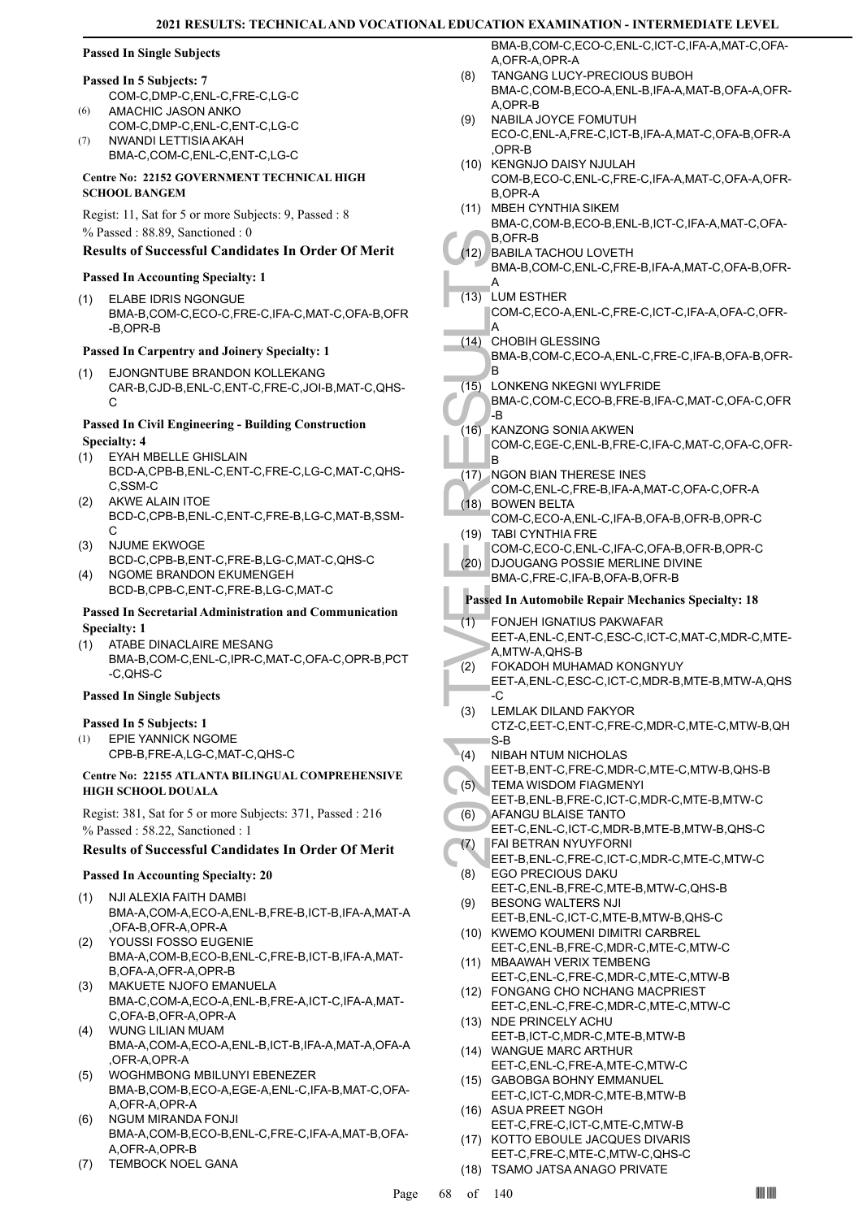### Passed In Single Subjects

#### Passed In 5 Subjects: 7

COM-C,DMP-C,ENL-C,FRE-C,LG-C

(6) AMACHIC JASON ANKO
COM-C,DMP-C,ENL-C,ENT-C,LG-C

(7) NWANDI LETTISIA AKAH
BMA-C,COM-C,ENL-C,ENT-C,LG-C

## Centre No: 22152 GOVERNMENT TECHNICAL HIGH SCHOOL BANGEM

Regist: 11, Sat for 5 or more Subjects: 9, Passed : 8

% Passed : 88.89, Sanctioned : 0

### Results of Successful Candidates In Order Of Merit

#### Passed In Accounting Specialty: 1

(1) ELABE IDRIS NGONGUE
BMA-B,COM-C,ECO-C,FRE-C,IFA-C,MAT-C,OFA-B,OFR-B,OPR-B

#### Passed In Carpentry and Joinery Specialty: 1

(1) EJONGNTUBE BRANDON KOLLEKANG
CAR-B,CJD-B,ENL-C,ENT-C,FRE-C,JOI-B,MAT-C,QHS-C

#### Passed In Civil Engineering - Building Construction Specialty: 4

(1) EYAH MBELLE GHISLAIN
BCD-A,CPB-B,ENL-C,ENT-C,FRE-C,LG-C,MAT-C,QHS-C,SSM-C

(2) AKWE ALAIN ITOE
BCD-C,CPB-B,ENL-C,ENT-C,FRE-B,LG-C,MAT-B,SSM-C

(3) NJUME EKWOGE
BCD-C,CPB-B,ENT-C,FRE-B,LG-C,MAT-C,QHS-C

(4) NGOME BRANDON EKUMENGEH
BCD-B,CPB-C,ENT-C,FRE-B,LG-C,MAT-C

#### Passed In Secretarial Administration and Communication Specialty: 1

(1) ATABE DINACLAIRE MESANG
BMA-B,COM-C,ENL-C,IPR-C,MAT-C,OFA-C,OPR-B,PCT-C,QHS-C

### Passed In Single Subjects

#### Passed In 5 Subjects: 1

(1) EPIE YANNICK NGOME
CPB-B,FRE-A,LG-C,MAT-C,QHS-C

## Centre No: 22155 ATLANTA BILINGUAL COMPREHENSIVE HIGH SCHOOL DOUALA

Regist: 381, Sat for 5 or more Subjects: 371, Passed : 216

% Passed : 58.22, Sanctioned : 1

### Results of Successful Candidates In Order Of Merit

#### Passed In Accounting Specialty: 20

(1) NJI ALEXIA FAITH DAMBI
BMA-A,COM-A,ECO-A,ENL-B,FRE-B,ICT-B,IFA-A,MAT-A,OFA-B,OFR-A,OPR-A

(2) YOUSSI FOSSO EUGENIE
BMA-A,COM-B,ECO-B,ENL-C,FRE-B,ICT-B,IFA-A,MAT-B,OFA-A,OFR-A,OPR-B

(3) MAKUETE NJOFO EMANUELA
BMA-C,COM-A,ECO-A,ENL-B,FRE-A,ICT-C,IFA-A,MAT-C,OFA-B,OFR-A,OPR-A

(4) WUNG LILIAN MUAM
BMA-A,COM-A,ECO-A,ENL-B,ICT-B,IFA-A,MAT-A,OFA-A,OFR-A,OPR-A

(5) WOGHMBONG MBILUNYI EBENEZER
BMA-B,COM-B,ECO-A,EGE-A,ENL-C,IFA-B,MAT-C,OFA-A,OFR-A,OPR-A

(6) NGUM MIRANDA FONJI
BMA-A,COM-B,ECO-B,ENL-C,FRE-C,IFA-A,MAT-B,OFA-A,OFR-A,OPR-B

(7) TEMBOCK NOEL GANA
BMA-B,COM-C,ECO-C,ENL-C,ICT-C,IFA-A,MAT-C,OFA-A,OFR-A,OPR-A

(8) TANGANG LUCY-PRECIOUS BUBOH
BMA-C,COM-B,ECO-A,ENL-B,IFA-A,MAT-B,OFA-A,OFR-A,OPR-B

(9) NABILA JOYCE FOMUTUH
ECO-C,ENL-A,FRE-C,ICT-B,IFA-A,MAT-C,OFA-B,OFR-A,OPR-B

(10) KENGNJO DAISY NJULAH
COM-B,ECO-C,ENL-C,FRE-C,IFA-A,MAT-C,OFA-A,OFR-B,OPR-A

(11) MBEH CYNTHIA SIKEM
BMA-C,COM-B,ECO-B,ENL-B,ICT-C,IFA-A,MAT-C,OFA-B,OFR-B

(12) BABILA TACHOU LOVETH
BMA-B,COM-C,ENL-C,FRE-B,IFA-A,MAT-C,OFA-B,OFR-A

(13) LUM ESTHER
COM-C,ECO-A,ENL-C,FRE-C,ICT-C,IFA-A,OFA-C,OFR-A

(14) CHOBIH GLESSING
BMA-B,COM-C,ECO-A,ENL-C,FRE-C,IFA-B,OFA-B,OFR-B

(15) LONKENG NKEGNI WYLFRIDE
BMA-C,COM-C,ECO-B,FRE-B,IFA-C,MAT-C,OFA-C,OFR-B

(16) KANZONG SONIA AKWEN
COM-C,EGE-C,ENL-B,FRE-C,IFA-C,MAT-C,OFA-C,OFR-B

(17) NGON BIAN THERESE INES
COM-C,ENL-C,FRE-B,IFA-A,MAT-C,OFA-C,OFR-A

(18) BOWEN BELTA
COM-C,ECO-A,ENL-C,IFA-B,OFA-B,OFR-B,OPR-C

(19) TABI CYNTHIA FRE
COM-C,ECO-C,ENL-C,IFA-C,OFA-B,OFR-B,OPR-C

(20) DJOUGANG POSSIE MERLINE DIVINE
BMA-C,FRE-C,IFA-B,OFA-B,OFR-B

#### Passed In Automobile Repair Mechanics Specialty: 18

(1) FONJEH IGNATIUS PAKWAFAR
EET-A,ENL-C,ENT-C,ESC-C,ICT-C,MAT-C,MDR-C,MTE-A,MTW-A,QHS-B

(2) FOKADOH MUHAMAD KONGNYUY
EET-A,ENL-C,ESC-C,ICT-C,MDR-B,MTE-B,MTW-A,QHS-C

(3) LEMLAK DILAND FAKYOR
CTZ-C,EET-C,ENT-C,FRE-C,MDR-C,MTE-C,MTW-B,QHS-B

(4) NIBAH NTUM NICHOLAS
EET-B,ENT-C,FRE-C,MDR-C,MTE-C,MTW-B,QHS-B

(5) TEMA WISDOM FIAGMENYI
EET-B,ENL-B,FRE-C,ICT-C,MDR-C,MTE-B,MTW-C

(6) AFANGU BLAISE TANTO
EET-C,ENL-C,ICT-C,MDR-B,MTE-B,MTW-B,QHS-C

(7) FAI BETRAN NYUYFORNI
EET-B,ENL-C,FRE-C,ICT-C,MDR-C,MTE-C,MTW-C

(8) EGO PRECIOUS DAKU
EET-C,ENL-B,FRE-C,MTE-B,MTW-C,QHS-B

(9) BESONG WALTERS NJI
EET-B,ENL-C,ICT-C,MTE-B,MTW-B,QHS-C

(10) KWEMO KOUMENI DIMITRI CARBREL
EET-C,ENL-B,FRE-C,MDR-C,MTE-C,MTW-C

(11) MBAAWAH VERIX TEMBENG
EET-C,ENL-C,FRE-C,MDR-C,MTE-C,MTW-B

(12) FONGANG CHO NCHANG MACPRIEST
EET-C,ENL-C,FRE-C,MDR-C,MTE-C,MTW-C

(13) NDE PRINCELY ACHU
EET-B,ICT-C,MDR-C,MTE-B,MTW-B

(14) WANGUE MARC ARTHUR
EET-C,ENL-C,FRE-A,MTE-C,MTW-C

(15) GABOBGA BOHNY EMMANUEL
EET-C,ICT-C,MDR-C,MTE-B,MTW-B

(16) ASUA PREET NGOH
EET-C,FRE-C,ICT-C,MTE-C,MTW-B

(17) KOTTO EBOULE JACQUES DIVARIS
EET-C,FRE-C,MTE-C,MTW-C,QHS-C

(18) TSAMO JATSA ANAGO PRIVATE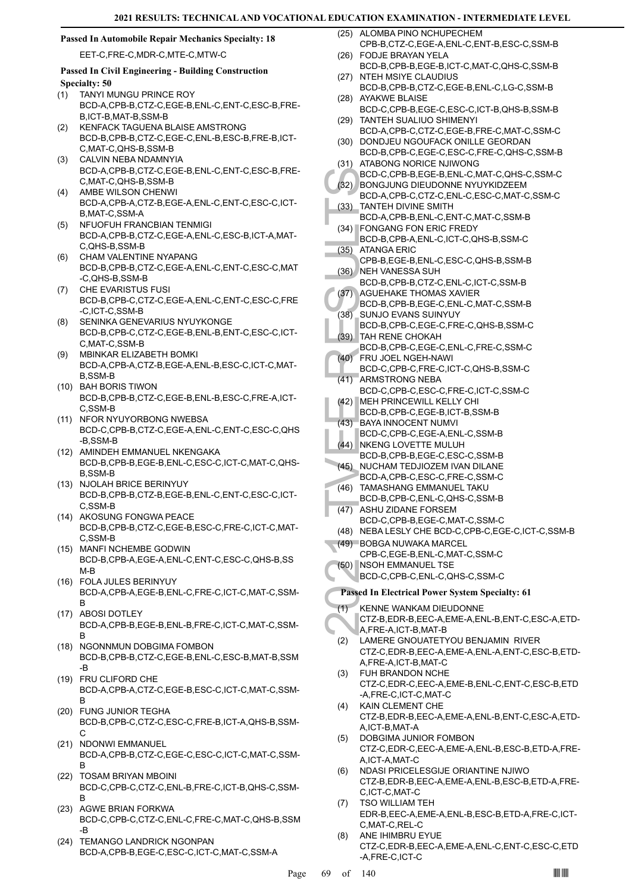**Passed In Automobile Repair Mechanics Specialty: 18**

EET-C,FRE-C,MDR-C,MTE-C,MTW-C

**Passed In Civil Engineering - Building Construction Specialty: 50**

(1) TANYI MUNGU PRINCE ROY
BCD-A,CPB-B,CTZ-C,EGE-B,ENL-C,ENT-C,ESC-B,FRE-B,ICT-B,MAT-B,SSM-B

(2) KENFACK TAGUENA BLAISE AMSTRONG
BCD-B,CPB-B,CTZ-C,EGE-C,ENL-B,ESC-B,FRE-B,ICT-C,MAT-C,QHS-B,SSM-B

(3) CALVIN NEBA NDAMNYIA
BCD-A,CPB-B,CTZ-C,EGE-B,ENL-C,ENT-C,ESC-B,FRE-C,MAT-C,QHS-B,SSM-B

(4) AMBE WILSON CHENWI
BCD-A,CPB-A,CTZ-B,EGE-A,ENL-C,ENT-C,ESC-C,ICT-B,MAT-C,SSM-A

(5) NFUOFUH FRANCBIAN TENMIGI
BCD-A,CPB-B,CTZ-C,EGE-A,ENL-C,ESC-B,ICT-A,MAT-C,QHS-B,SSM-B

(6) CHAM VALENTINE NYAPANG
BCD-B,CPB-B,CTZ-C,EGE-A,ENL-C,ENT-C,ESC-C,MAT-C,QHS-B,SSM-B

(7) CHE EVARISTUS FUSI
BCD-B,CPB-C,CTZ-C,EGE-A,ENL-C,ENT-C,ESC-C,FRE-C,ICT-C,SSM-B

(8) SENINKA GENEVARIUS NYUYKONGE
BCD-B,CPB-C,CTZ-C,EGE-B,ENL-B,ENT-C,ESC-C,ICT-C,MAT-C,SSM-B

(9) MBINKAR ELIZABETH BOMKI
BCD-A,CPB-A,CTZ-B,EGE-A,ENL-B,ESC-C,ICT-C,MAT-B,SSM-B

(10) BAH BORIS TIWON
BCD-B,CPB-B,CTZ-C,EGE-B,ENL-B,ESC-C,FRE-A,ICT-C,SSM-B

(11) NFOR NYUYORBONG NWEBSA
BCD-C,CPB-B,CTZ-C,EGE-A,ENL-C,ENT-C,ESC-C,QHS-B,SSM-B

(12) AMINDEH EMMANUEL NKENGAKA
BCD-B,CPB-B,EGE-B,ENL-C,ESC-C,ICT-C,MAT-C,QHS-B,SSM-B

(13) NJOLAH BRICE BERINYUY
BCD-B,CPB-B,CTZ-B,EGE-B,ENL-C,ENT-C,ESC-C,ICT-C,SSM-B

(14) AKOSUNG FONGWA PEACE
BCD-B,CPB-B,CTZ-C,EGE-B,ESC-C,FRE-C,ICT-C,MAT-C,SSM-B

(15) MANFI NCHEMBE GODWIN
BCD-B,CPB-A,EGE-A,ENL-C,ENT-C,ESC-C,QHS-B,SSM-B

(16) FOLA JULES BERINYUY
BCD-A,CPB-A,EGE-B,ENL-C,FRE-C,ICT-C,MAT-C,SSM-B

(17) ABOSI DOTLEY
BCD-A,CPB-B,EGE-B,ENL-B,FRE-C,ICT-C,MAT-C,SSM-B

(18) NGONNMUN DOBGIMA FOMBON
BCD-B,CPB-B,CTZ-C,EGE-B,ENL-C,ESC-B,MAT-B,SSM-B

(19) FRU CLIFORD CHE
BCD-A,CPB-A,CTZ-C,EGE-B,ESC-C,ICT-C,MAT-C,SSM-B

(20) FUNG JUNIOR TEGHA
BCD-B,CPB-C,CTZ-C,ESC-C,FRE-B,ICT-A,QHS-B,SSM-C

(21) NDONWI EMMANUEL
BCD-A,CPB-B,CTZ-C,EGE-C,ESC-C,ICT-C,MAT-C,SSM-B

(22) TOSAM BRIYAN MBOINI
BCD-C,CPB-C,CTZ-C,ENL-B,FRE-C,ICT-B,QHS-C,SSM-B

(23) AGWE BRIAN FORKWA
BCD-C,CPB-C,CTZ-C,ENL-C,FRE-C,MAT-C,QHS-B,SSM-B

(24) TEMANGO LANDRICK NGONPAN
BCD-A,CPB-B,EGE-C,ESC-C,ICT-C,MAT-C,SSM-A

(25) ALOMBA PINO NCHUPECHEM
CPB-B,CTZ-C,EGE-A,ENL-C,ENT-B,ESC-C,SSM-B

(26) FODJE BRAYAN YELA
BCD-B,CPB-B,EGE-B,ICT-C,MAT-C,QHS-C,SSM-B

(27) NTEH MSIYE CLAUDIUS
BCD-B,CPB-B,CTZ-C,EGE-B,ENL-C,LG-C,SSM-B

(28) AYAKWE BLAISE
BCD-C,CPB-B,EGE-C,ESC-C,ICT-B,QHS-B,SSM-B

(29) TANTEH SUALIUO SHIMENYI
BCD-A,CPB-C,CTZ-C,EGE-B,FRE-C,MAT-C,SSM-C

(30) DONDJEU NGOUFACK ONILLE GEORDAN
BCD-B,CPB-C,EGE-C,ESC-C,FRE-C,QHS-C,SSM-B

(31) ATABONG NORICE NJIWONG
BCD-C,CPB-B,EGE-B,ENL-C,MAT-C,QHS-C,SSM-C

(32) BONGJUNG DIEUDONNE NYUYKIDZEEM
BCD-A,CPB-C,CTZ-C,ENL-C,ESC-C,MAT-C,SSM-C

(33) TANTEH DIVINE SMITH
BCD-A,CPB-B,ENL-C,ENT-C,MAT-C,SSM-B

(34) FONGANG FON ERIC FREDY
BCD-B,CPB-A,ENL-C,ICT-C,QHS-B,SSM-C

(35) ATANGA ERIC
CPB-B,EGE-B,ENL-C,ESC-C,QHS-B,SSM-B

(36) NEH VANESSA SUH
BCD-B,CPB-B,CTZ-C,ENL-C,ICT-C,SSM-B

(37) AGUEHAKE THOMAS XAVIER
BCD-B,CPB-B,EGE-C,ENL-C,MAT-C,SSM-B

(38) SUNJO EVANS SUINYUY
BCD-B,CPB-C,EGE-C,FRE-C,QHS-B,SSM-C

(39) TAH RENE CHOKAH
BCD-B,CPB-C,EGE-C,ENL-C,FRE-C,SSM-C

(40) FRU JOEL NGEH-NAWI
BCD-C,CPB-C,FRE-C,ICT-C,QHS-B,SSM-C

(41) ARMSTRONG NEBA
BCD-C,CPB-C,ESC-C,FRE-C,ICT-C,SSM-C

(42) MEH PRINCEWILL KELLY CHI
BCD-B,CPB-C,EGE-B,ICT-B,SSM-B

(43) BAYA INNOCENT NUMVI
BCD-C,CPB-C,EGE-A,ENL-C,SSM-B

(44) NKENG LOVETTE MULUH
BCD-B,CPB-B,EGE-C,ESC-C,SSM-B

(45) NUCHAM TEDJIOZEM IVAN DILANE
BCD-A,CPB-C,ESC-C,FRE-C,SSM-C

(46) TAMASHANG EMMANUEL TAKU
BCD-B,CPB-C,ENL-C,QHS-C,SSM-B

(47) ASHU ZIDANE FORSEM
BCD-C,CPB-B,EGE-C,MAT-C,SSM-C

(48) NEBA LESLY CHE BCD-C,CPB-C,EGE-C,ICT-C,SSM-B

(49) BOBGA NUWAKA MARCEL
CPB-C,EGE-B,ENL-C,MAT-C,SSM-C

(50) NSOH EMMANUEL TSE
BCD-C,CPB-C,ENL-C,QHS-C,SSM-C

**Passed In Electrical Power System Specialty: 61**

(1) KENNE WANKAM DIEUDONNE
CTZ-B,EDR-B,EEC-A,EME-A,ENL-B,ENT-C,ESC-A,ETD-A,FRE-A,ICT-B,MAT-B

(2) LAMERE GNOUATETYOU BENJAMIN RIVER
CTZ-C,EDR-B,EEC-A,EME-A,ENL-A,ENT-C,ESC-B,ETD-A,FRE-A,ICT-B,MAT-C

(3) FUH BRANDON NCHE
CTZ-C,EDR-C,EEC-A,EME-B,ENL-C,ENT-C,ESC-B,ETD-A,FRE-C,ICT-C,MAT-C

(4) KAIN CLEMENT CHE
CTZ-B,EDR-B,EEC-A,EME-A,ENL-B,ENT-C,ESC-A,ETD-A,ICT-B,MAT-A

(5) DOBGIMA JUNIOR FOMBON
CTZ-C,EDR-C,EEC-A,EME-A,ENL-B,ESC-B,ETD-A,FRE-A,ICT-A,MAT-C

(6) NDASI PRICELESGIJE ORIANTINE NJIWO
CTZ-B,EDR-B,EEC-A,EME-A,ENL-B,ESC-B,ETD-A,FRE-C,ICT-C,MAT-C

(7) TSO WILLIAM TEH
EDR-B,EEC-A,EME-A,ENL-B,ESC-B,ETD-A,FRE-C,ICT-C,MAT-C,REL-C

(8) ANE IHIMBRU EYUE
CTZ-C,EDR-B,EEC-A,EME-A,ENL-C,ENT-C,ESC-C,ETD-A,FRE-C,ICT-C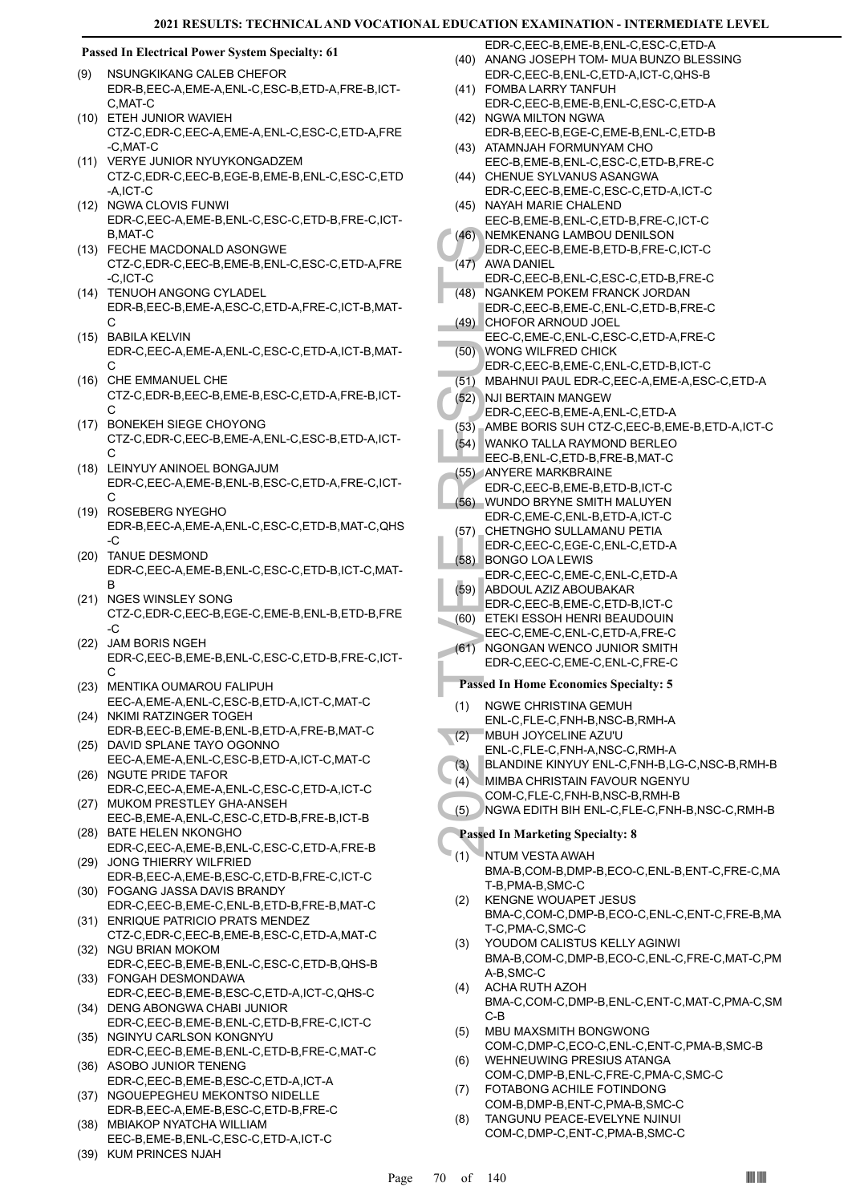### Passed In Electrical Power System Specialty: 61

(9) NSUNGKIKANG CALEB CHEFOR
EDR-B,EEC-A,EME-A,ENL-C,ESC-B,ETD-A,FRE-B,ICT-C,MAT-C

(10) ETEH JUNIOR WAVIEH
CTZ-C,EDR-C,EEC-A,EME-A,ENL-C,ESC-C,ETD-A,FRE-C,MAT-C

(11) VERYE JUNIOR NYUYKONGADZEM
CTZ-C,EDR-C,EEC-B,EGE-B,EME-B,ENL-C,ESC-C,ETD-A,ICT-C

(12) NGWA CLOVIS FUNWI
EDR-C,EEC-A,EME-B,ENL-C,ESC-C,ETD-B,FRE-C,ICT-B,MAT-C

(13) FECHE MACDONALD ASONGWE
CTZ-C,EDR-C,EEC-B,EME-B,ENL-C,ESC-C,ETD-A,FRE-C,ICT-C

(14) TENUOH ANGONG CYLADEL
EDR-B,EEC-B,EME-A,ESC-C,ETD-A,FRE-C,ICT-B,MAT-C

(15) BABILA KELVIN
EDR-C,EEC-A,EME-A,ENL-C,ESC-C,ETD-A,ICT-B,MAT-C

(16) CHE EMMANUEL CHE
CTZ-C,EDR-B,EEC-B,EME-B,ESC-C,ETD-A,FRE-B,ICT-C

(17) BONEKEH SIEGE CHOYONG
CTZ-C,EDR-C,EEC-B,EME-A,ENL-C,ESC-B,ETD-A,ICT-C

(18) LEINYUY ANINOEL BONGAJUM
EDR-C,EEC-A,EME-B,ENL-B,ESC-C,ETD-A,FRE-C,ICT-C

(19) ROSEBERG NYEGHO
EDR-B,EEC-A,EME-A,ENL-C,ESC-C,ETD-B,MAT-C,QHS-C

(20) TANUE DESMOND
EDR-C,EEC-A,EME-B,ENL-C,ESC-C,ETD-B,ICT-C,MAT-B

(21) NGES WINSLEY SONG
CTZ-C,EDR-C,EEC-B,EGE-C,EME-B,ENL-B,ETD-B,FRE-C

(22) JAM BORIS NGEH
EDR-C,EEC-B,EME-B,ENL-C,ESC-C,ETD-B,FRE-C,ICT-C

(23) MENTIKA OUMAROU FALIPUH
EEC-A,EME-A,ENL-C,ESC-B,ETD-A,ICT-C,MAT-C

(24) NKIMI RATZINGER TOGEH
EDR-B,EEC-B,EME-B,ENL-B,ETD-A,FRE-B,MAT-C

(25) DAVID SPLANE TAYO OGONNO
EEC-A,EME-A,ENL-C,ESC-B,ETD-A,ICT-C,MAT-C

(26) NGUTE PRIDE TAFOR
EDR-C,EEC-A,EME-A,ENL-C,ESC-C,ETD-A,ICT-C

(27) MUKOM PRESTLEY GHA-ANSEH
EEC-B,EME-A,ENL-C,ESC-C,ETD-B,FRE-B,ICT-B

(28) BATE HELEN NKONGHO
EDR-C,EEC-A,EME-B,ENL-C,ESC-C,ETD-A,FRE-B

(29) JONG THIERRY WILFRIED
EDR-B,EEC-A,EME-B,ESC-C,ETD-B,FRE-C,ICT-C

(30) FOGANG JASSA DAVIS BRANDY
EDR-C,EEC-B,EME-C,ENL-B,ETD-B,FRE-B,MAT-C

(31) ENRIQUE PATRICIO PRATS MENDEZ
CTZ-C,EDR-C,EEC-B,EME-B,ESC-C,ETD-A,MAT-C

(32) NGU BRIAN MOKOM
EDR-C,EEC-B,EME-B,ENL-C,ESC-C,ETD-B,QHS-B

(33) FONGAH DESMONDAWA
EDR-C,EEC-B,EME-B,ESC-C,ETD-A,ICT-C,QHS-C

(34) DENG ABONGWA CHABI JUNIOR
EDR-C,EEC-B,EME-B,ENL-C,ETD-B,FRE-C,ICT-C

(35) NGINYU CARLSON KONGNYU
EDR-C,EEC-B,EME-B,ENL-C,ETD-B,FRE-C,MAT-C

(36) ASOBO JUNIOR TENENG
EDR-C,EEC-B,EME-B,ESC-C,ETD-A,ICT-A

(37) NGOUEPEGHEU MEKONTSO NIDELLE
EDR-B,EEC-A,EME-B,ESC-C,ETD-B,FRE-C

(38) MBIAKOP NYATCHA WILLIAM
EEC-B,EME-B,ENL-C,ESC-C,ETD-A,ICT-C

(39) KUM PRINCES NJAH
EDR-C,EEC-B,EME-B,ENL-C,ESC-C,ETD-A

(40) ANANG JOSEPH TOM- MUA BUNZO BLESSING
EDR-C,EEC-B,ENL-C,ETD-A,ICT-C,QHS-B

(41) FOMBA LARRY TANFUH
EDR-C,EEC-B,EME-B,ENL-C,ESC-C,ETD-A

(42) NGWA MILTON NGWA
EDR-B,EEC-B,EGE-C,EME-B,ENL-C,ETD-B

(43) ATAMNJAH FORMUNYAM CHO
EEC-B,EME-B,ENL-C,ESC-C,ETD-B,FRE-C

(44) CHENUE SYLVANUS ASANGWA
EDR-C,EEC-B,EME-C,ESC-C,ETD-A,ICT-C

(45) NAYAH MARIE CHALEND
EEC-B,EME-B,ENL-C,ETD-B,FRE-C,ICT-C

(46) NEMKENANG LAMBOU DENILSON
EDR-C,EEC-B,EME-B,ETD-B,FRE-C,ICT-C

(47) AWA DANIEL
EDR-C,EEC-B,ENL-C,ESC-C,ETD-B,FRE-C

(48) NGANKEM POKEM FRANCK JORDAN
EDR-C,EEC-B,EME-C,ENL-C,ETD-B,FRE-C

(49) CHOFOR ARNOUD JOEL
EEC-C,EME-C,ENL-C,ESC-C,ETD-A,FRE-C

(50) WONG WILFRED CHICK
EDR-C,EEC-B,EME-C,ENL-C,ETD-B,ICT-C

(51) MBAHNUI PAUL EDR-C,EEC-A,EME-A,ESC-C,ETD-A

(52) NJI BERTAIN MANGEW
EDR-C,EEC-B,EME-A,ENL-C,ETD-A

(53) AMBE BORIS SUH CTZ-C,EEC-B,EME-B,ETD-A,ICT-C

(54) WANKO TALLA RAYMOND BERLEO
EEC-B,ENL-C,ETD-B,FRE-B,MAT-C

(55) ANYERE MARKBRAINE
EDR-C,EEC-B,EME-B,ETD-B,ICT-C

(56) WUNDO BRYNE SMITH MALUYEN
EDR-C,EME-C,ENL-B,ETD-A,ICT-C

(57) CHETNGHO SULLAMANU PETIA
EDR-C,EEC-C,EGE-C,ENL-C,ETD-A

(58) BONGO LOA LEWIS
EDR-C,EEC-C,EME-C,ENL-C,ETD-A

(59) ABDOUL AZIZ ABOUBAKAR
EDR-C,EEC-B,EME-C,ETD-B,ICT-C

(60) ETEKI ESSOH HENRI BEAUDOUIN
EEC-C,EME-C,ENL-C,ETD-A,FRE-C

(61) NGONGAN WENCO JUNIOR SMITH
EDR-C,EEC-C,EME-C,ENL-C,FRE-C

### Passed In Home Economics Specialty: 5

(1) NGWE CHRISTINA GEMUH
ENL-C,FLE-C,FNH-B,NSC-B,RMH-A

(2) MBUH JOYCELINE AZU'U
ENL-C,FLE-C,FNH-A,NSC-C,RMH-A

(3) BLANDINE KINYUY ENL-C,FNH-B,LG-C,NSC-B,RMH-B

(4) MIMBA CHRISTAIN FAVOUR NGENYU
COM-C,FLE-C,FNH-B,NSC-B,RMH-B

(5) NGWA EDITH BIH ENL-C,FLE-C,FNH-B,NSC-C,RMH-B

### Passed In Marketing Specialty: 8

(1) NTUM VESTA AWAH
BMA-B,COM-B,DMP-B,ECO-C,ENL-B,ENT-C,FRE-C,MAT-B,PMA-B,SMC-C

(2) KENGNE WOUAPET JESUS
BMA-C,COM-C,DMP-B,ECO-C,ENL-C,ENT-C,FRE-B,MAT-C,PMA-C,SMC-C

(3) YOUDOM CALISTUS KELLY AGINWI
BMA-B,COM-C,DMP-B,ECO-C,ENL-C,FRE-C,MAT-C,PMA-B,SMC-C

(4) ACHA RUTH AZOH
BMA-C,COM-C,DMP-B,ENL-C,ENT-C,MAT-C,PMA-C,SMC-B

(5) MBU MAXSMITH BONGWONG
COM-C,DMP-C,ECO-C,ENL-C,ENT-C,PMA-B,SMC-B

(6) WEHNEUWING PRESIUS ATANGA
COM-C,DMP-B,ENL-C,FRE-C,PMA-C,SMC-C

(7) FOTABONG ACHILE FOTINDONG
COM-B,DMP-B,ENT-C,PMA-B,SMC-C

(8) TANGUNU PEACE-EVELYNE NJINUI
COM-C,DMP-C,ENT-C,PMA-B,SMC-C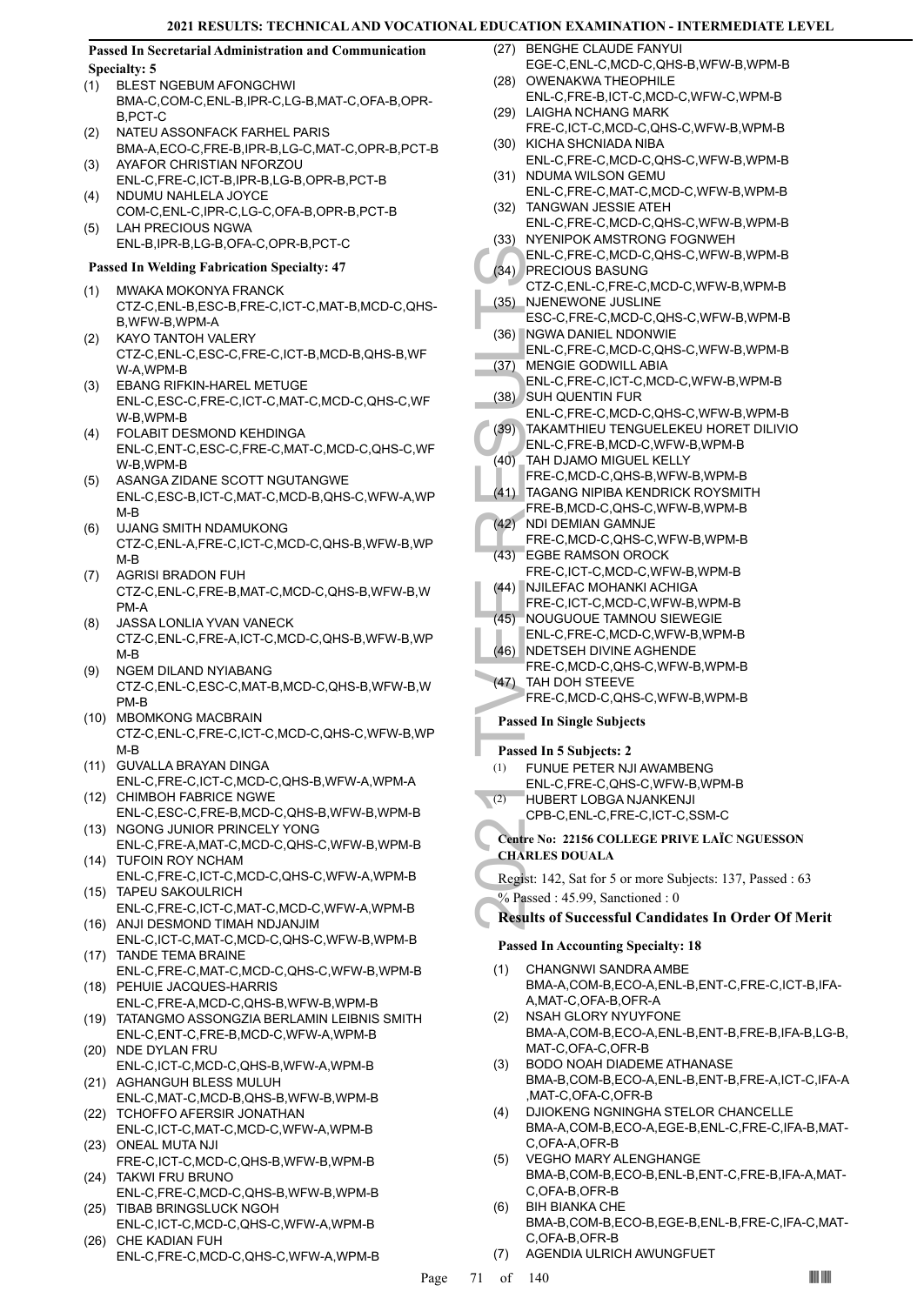### Passed In Secretarial Administration and Communication Specialty: 5

(1) BLEST NGEBUM AFONGCHWI
BMA-C,COM-C,ENL-B,IPR-C,LG-B,MAT-C,OFA-B,OPR-B,PCT-C
(2) NATEU ASSONFACK FARHEL PARIS
BMA-A,ECO-C,FRE-B,IPR-B,LG-C,MAT-C,OPR-B,PCT-B
(3) AYAFOR CHRISTIAN NFORZOU
ENL-C,FRE-C,ICT-B,IPR-B,LG-B,OPR-B,PCT-B
(4) NDUMU NAHLELA JOYCE
COM-C,ENL-C,IPR-C,LG-C,OFA-B,OPR-B,PCT-B
(5) LAH PRECIOUS NGWA
ENL-B,IPR-B,LG-B,OFA-C,OPR-B,PCT-C

### Passed In Welding Fabrication Specialty: 47

(1) MWAKA MOKONYA FRANCK
CTZ-C,ENL-B,ESC-B,FRE-C,ICT-C,MAT-B,MCD-C,QHS-B,WFW-B,WPM-A
(2) KAYO TANTOH VALERY
CTZ-C,ENL-C,ESC-C,FRE-C,ICT-B,MCD-B,QHS-B,WFW-A,WPM-B
(3) EBANG RIFKIN-HAREL METUGE
ENL-C,ESC-C,FRE-C,ICT-C,MAT-C,MCD-C,QHS-C,WFW-B,WPM-B
(4) FOLABIT DESMOND KEHDINGA
ENL-C,ENT-C,ESC-C,FRE-C,MAT-C,MCD-C,QHS-C,WFW-B,WPM-B
(5) ASANGA ZIDANE SCOTT NGUTANGWE
ENL-C,ESC-B,ICT-C,MAT-C,MCD-B,QHS-C,WFW-A,WPM-B
(6) UJANG SMITH NDAMUKONG
CTZ-C,ENL-A,FRE-C,ICT-C,MCD-C,QHS-B,WFW-B,WPM-B
(7) AGRISI BRADON FUH
CTZ-C,ENL-C,FRE-B,MAT-C,MCD-C,QHS-B,WFW-B,WPM-A
(8) JASSA LONLIA YVAN VANECK
CTZ-C,ENL-C,FRE-A,ICT-C,MCD-C,QHS-B,WFW-B,WPM-B
(9) NGEM DILAND NYIABANG
CTZ-C,ENL-C,ESC-C,MAT-B,MCD-C,QHS-B,WFW-B,WPM-B
(10) MBOMKONG MACBRAIN
CTZ-C,ENL-C,FRE-C,ICT-C,MCD-C,QHS-C,WFW-B,WPM-B
(11) GUVALLA BRAYAN DINGA
ENL-C,FRE-C,ICT-C,MCD-C,QHS-B,WFW-A,WPM-A
(12) CHIMBOH FABRICE NGWE
ENL-C,ESC-C,FRE-B,MCD-C,QHS-B,WFW-B,WPM-B
(13) NGONG JUNIOR PRINCELY YONG
ENL-C,FRE-A,MAT-C,MCD-C,QHS-C,WFW-B,WPM-B
(14) TUFOIN ROY NCHAM
ENL-C,FRE-C,ICT-C,MCD-C,QHS-C,WFW-A,WPM-B
(15) TAPEU SAKOULRICH
ENL-C,FRE-C,ICT-C,MAT-C,MCD-C,WFW-A,WPM-B
(16) ANJI DESMOND TIMAH NDJANJIM
ENL-C,ICT-C,MAT-C,MCD-C,QHS-C,WFW-B,WPM-B
(17) TANDE TEMA BRAINE
ENL-C,FRE-C,MAT-C,MCD-C,QHS-C,WFW-B,WPM-B
(18) PEHUIE JACQUES-HARRIS
ENL-C,FRE-A,MCD-C,QHS-B,WFW-B,WPM-B
(19) TATANGMO ASSONGZIA BERLAMIN LEIBNIS SMITH
ENL-C,ENT-C,FRE-B,MCD-C,WFW-A,WPM-B
(20) NDE DYLAN FRU
ENL-C,ICT-C,MCD-C,QHS-B,WFW-A,WPM-B
(21) AGHANGUH BLESS MULUH
ENL-C,MAT-C,MCD-B,QHS-B,WFW-B,WPM-B
(22) TCHOFFO AFERSIR JONATHAN
ENL-C,ICT-C,MAT-C,MCD-C,WFW-A,WPM-B
(23) ONEAL MUTA NJI
FRE-C,ICT-C,MCD-C,QHS-B,WFW-B,WPM-B
(24) TAKWI FRU BRUNO
ENL-C,FRE-C,MCD-C,QHS-B,WFW-B,WPM-B
(25) TIBAB BRINGSLUCK NGOH
ENL-C,ICT-C,MCD-C,QHS-C,WFW-A,WPM-B
(26) CHE KADIAN FUH
ENL-C,FRE-C,MCD-C,QHS-C,WFW-A,WPM-B
(27) BENGHE CLAUDE FANYUI
EGE-C,ENL-C,MCD-C,QHS-B,WFW-B,WPM-B
(28) OWENAKWA THEOPHILE
ENL-C,FRE-B,ICT-C,MCD-C,WFW-C,WPM-B
(29) LAIGHA NCHANG MARK
FRE-C,ICT-C,MCD-C,QHS-C,WFW-B,WPM-B
(30) KICHA SHCNIADA NIBA
ENL-C,FRE-C,MCD-C,QHS-C,WFW-B,WPM-B
(31) NDUMA WILSON GEMU
ENL-C,FRE-C,MAT-C,MCD-C,WFW-B,WPM-B
(32) TANGWAN JESSIE ATEH
ENL-C,FRE-C,MCD-C,QHS-C,WFW-B,WPM-B
(33) NYENIPOK AMSTRONG FOGNWEH
ENL-C,FRE-C,MCD-C,QHS-C,WFW-B,WPM-B
(34) PRECIOUS BASUNG
CTZ-C,ENL-C,FRE-C,MCD-C,WFW-B,WPM-B
(35) NJENEWONE JUSLINE
ESC-C,FRE-C,MCD-C,QHS-C,WFW-B,WPM-B
(36) NGWA DANIEL NDONWIE
ENL-C,FRE-C,MCD-C,QHS-C,WFW-B,WPM-B
(37) MENGIE GODWILL ABIA
ENL-C,FRE-C,ICT-C,MCD-C,WFW-B,WPM-B
(38) SUH QUENTIN FUR
ENL-C,FRE-C,MCD-C,QHS-C,WFW-B,WPM-B
(39) TAKAMTHIEU TENGUELEKEU HORET DILIVIO
ENL-C,FRE-B,MCD-C,WFW-B,WPM-B
(40) TAH DJAMO MIGUEL KELLY
FRE-C,MCD-C,QHS-B,WFW-B,WPM-B
(41) TAGANG NIPIBA KENDRICK ROYSMITH
FRE-B,MCD-C,QHS-C,WFW-B,WPM-B
(42) NDI DEMIAN GAMNJE
FRE-C,MCD-C,QHS-C,WFW-B,WPM-B
(43) EGBE RAMSON OROCK
FRE-C,ICT-C,MCD-C,WFW-B,WPM-B
(44) NJILEFAC MOHANKI ACHIGA
FRE-C,ICT-C,MCD-C,WFW-B,WPM-B
(45) NOUGUOUE TAMNOU SIEWEGIE
ENL-C,FRE-C,MCD-C,WFW-B,WPM-B
(46) NDETSEH DIVINE AGHENDE
FRE-C,MCD-C,QHS-C,WFW-B,WPM-B
(47) TAH DOH STEEVE
FRE-C,MCD-C,QHS-C,WFW-B,WPM-B

### Passed In Single Subjects

### Passed In 5 Subjects: 2

(1) FUNUE PETER NJI AWAMBENG
ENL-C,FRE-C,QHS-C,WFW-B,WPM-B
(2) HUBERT LOBGA NJANKENJI
CPB-C,ENL-C,FRE-C,ICT-C,SSM-C

### Centre No: 22156 COLLEGE PRIVE LAÏC NGUESSON CHARLES DOUALA

Regist: 142, Sat for 5 or more Subjects: 137, Passed : 63
% Passed : 45.99, Sanctioned : 0

## Results of Successful Candidates In Order Of Merit

### Passed In Accounting Specialty: 18

(1) CHANGNWI SANDRA AMBE
BMA-A,COM-B,ECO-A,ENL-B,ENT-C,FRE-C,ICT-B,IFA-A,MAT-C,OFA-B,OFR-A
(2) NSAH GLORY NYUYFONE
BMA-A,COM-B,ECO-A,ENL-B,ENT-B,FRE-B,IFA-B,LG-B,MAT-C,OFA-C,OFR-B
(3) BODO NOAH DIADEME ATHANASE
BMA-B,COM-B,ECO-A,ENL-B,ENT-B,FRE-A,ICT-C,IFA-A,MAT-C,OFA-C,OFR-B
(4) DJIOKENG NGNINGHA STELOR CHANCELLE
BMA-A,COM-B,ECO-A,EGE-B,ENL-C,FRE-C,IFA-B,MAT-C,OFA-A,OFR-B
(5) VEGHO MARY ALENGHANGE
BMA-B,COM-B,ECO-B,ENL-B,ENT-C,FRE-B,IFA-A,MAT-C,OFA-B,OFR-B
(6) BIH BIANKA CHE
BMA-B,COM-B,ECO-B,EGE-B,ENL-B,FRE-C,IFA-C,MAT-C,OFA-B,OFR-B
(7) AGENDIA ULRICH AWUNGFUET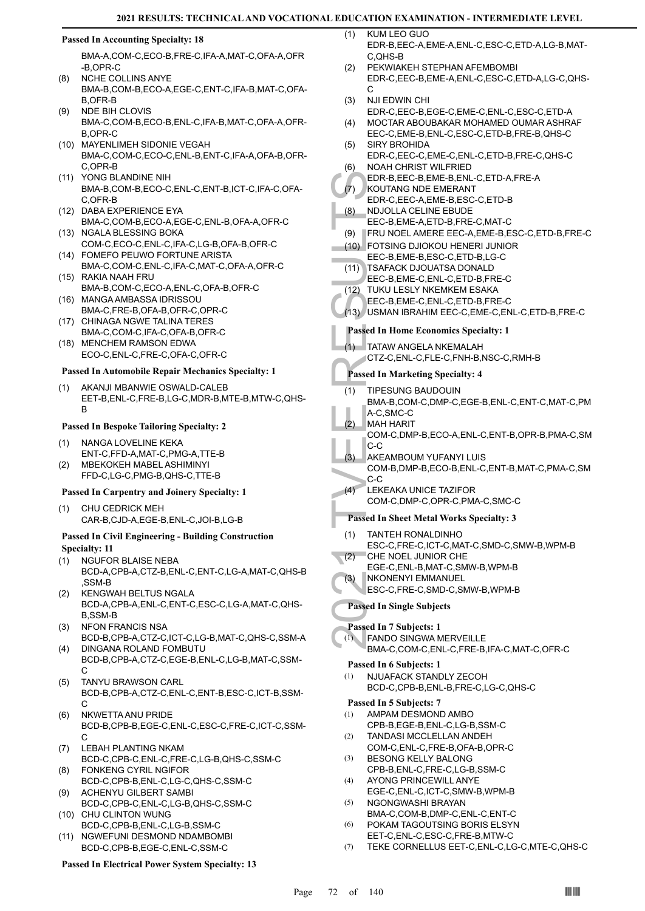### Passed In Accounting Specialty: 18

BMA-A,COM-C,ECO-B,FRE-C,IFA-A,MAT-C,OFA-A,OFR-B,OPR-C

(8) NCHE COLLINS ANYE
BMA-B,COM-B,ECO-A,EGE-C,ENT-C,IFA-B,MAT-C,OFA-B,OFR-B

(9) NDE BIH CLOVIS
BMA-C,COM-B,ECO-B,ENL-C,IFA-B,MAT-C,OFA-A,OFR-B,OPR-C

(10) MAYENLIMEH SIDONIE VEGAH
BMA-C,COM-C,ECO-C,ENL-B,ENT-C,IFA-A,OFA-B,OFR-C,OPR-B

(11) YONG BLANDINE NIH
BMA-B,COM-B,ECO-C,ENL-C,ENT-B,ICT-C,IFA-C,OFA-C,OFR-B

(12) DABA EXPERIENCE EYA
BMA-C,COM-B,ECO-A,EGE-C,ENL-B,OFA-A,OFR-C

(13) NGALA BLESSING BOKA
COM-C,ECO-C,ENL-C,IFA-C,LG-B,OFA-B,OFR-C

(14) FOMEFO PEUWO FORTUNE ARISTA
BMA-C,COM-C,ENL-C,IFA-C,MAT-C,OFA-A,OFR-C

(15) RAKIA NAAH FRU
BMA-B,COM-C,ECO-A,ENL-C,OFA-B,OFR-C

(16) MANGA AMBASSA IDRISSOU
BMA-C,FRE-B,OFA-B,OFR-C,OPR-C

(17) CHINAGA NGWE TALINA TERES
BMA-C,COM-C,IFA-C,OFA-B,OFR-C

(18) MENCHEM RAMSON EDWA
ECO-C,ENL-C,FRE-C,OFA-C,OFR-C

### Passed In Automobile Repair Mechanics Specialty: 1

(1) AKANJI MBANWIE OSWALD-CALEB
EET-B,ENL-C,FRE-B,LG-C,MDR-B,MTE-B,MTW-C,QHS-B

### Passed In Bespoke Tailoring Specialty: 2

(1) NANGA LOVELINE KEKA
ENT-C,FFD-A,MAT-C,PMG-A,TTE-B

(2) MBEKOKEH MABEL ASHIMINYI
FFD-C,LG-C,PMG-B,QHS-C,TTE-B

### Passed In Carpentry and Joinery Specialty: 1

(1) CHU CEDRICK MEH
CAR-B,CJD-A,EGE-B,ENL-C,JOI-B,LG-B

### Passed In Civil Engineering - Building Construction Specialty: 11

(1) NGUFOR BLAISE NEBA
BCD-A,CPB-A,CTZ-B,ENL-C,ENT-C,LG-A,MAT-C,QHS-B,SSM-B

(2) KENGWAH BELTUS NGALA
BCD-A,CPB-A,ENL-C,ENT-C,ESC-C,LG-A,MAT-C,QHS-B,SSM-B

(3) NFON FRANCIS NSA
BCD-B,CPB-A,CTZ-C,ICT-C,LG-B,MAT-C,QHS-C,SSM-A

(4) DINGANA ROLAND FOMBUTU
BCD-B,CPB-A,CTZ-C,EGE-B,ENL-C,LG-B,MAT-C,SSM-C

(5) TANYU BRAWSON CARL
BCD-B,CPB-A,CTZ-C,ENL-C,ENT-B,ESC-C,ICT-B,SSM-C

(6) NKWETTA ANU PRIDE
BCD-B,CPB-B,EGE-C,ENL-C,ESC-C,FRE-C,ICT-C,SSM-C

(7) LEBAH PLANTING NKAM
BCD-C,CPB-C,ENL-C,FRE-C,LG-B,QHS-C,SSM-C

(8) FONKENG CYRIL NGIFOR
BCD-C,CPB-B,ENL-C,LG-C,QHS-C,SSM-C

(9) ACHENYU GILBERT SAMBI
BCD-C,CPB-C,ENL-C,LG-B,QHS-C,SSM-C

(10) CHU CLINTON WUNG
BCD-C,CPB-B,ENL-C,LG-B,SSM-C

(11) NGWEFUNI DESMOND NDAMBOMBI
BCD-C,CPB-B,EGE-C,ENL-C,SSM-C

### Passed In Electrical Power System Specialty: 13

(1) KUM LEO GUO
EDR-B,EEC-A,EME-A,ENL-C,ESC-C,ETD-A,LG-B,MAT-C,QHS-B

(2) PEKWIAKEH STEPHAN AFEMBOMBI
EDR-C,EEC-B,EME-A,ENL-C,ESC-C,ETD-A,LG-C,QHS-C

(3) NJI EDWIN CHI
EDR-C,EEC-B,EGE-C,EME-C,ENL-C,ESC-C,ETD-A

(4) MOCTAR ABOUBAKAR MOHAMED OUMAR ASHRAF
EEC-C,EME-B,ENL-C,ESC-C,ETD-B,FRE-B,QHS-C

(5) SIRY BROHIDA
EDR-C,EEC-C,EME-C,ENL-C,ETD-B,FRE-C,QHS-C

(6) NOAH CHRIST WILFRIED
EDR-B,EEC-B,EME-B,ENL-C,ETD-A,FRE-A

(7) KOUTANG NDE EMERANT
EDR-C,EEC-A,EME-B,ESC-C,ETD-B

(8) NDJOLLA CELINE EBUDE
EEC-B,EME-A,ETD-B,FRE-C,MAT-C

(9) FRU NOEL AMERE EEC-A,EME-B,ESC-C,ETD-B,FRE-C

(10) FOTSING DJIOKOU HENERI JUNIOR
EEC-B,EME-B,ESC-C,ETD-B,LG-C

(11) TSAFACK DJOUATSA DONALD
EEC-B,EME-C,ENL-C,ETD-B,FRE-C

(12) TUKU LESLY NKEMKEM ESAKA
EEC-B,EME-C,ENL-C,ETD-B,FRE-C

(13) USMAN IBRAHIM EEC-C,EME-C,ENL-C,ETD-B,FRE-C

### Passed In Home Economics Specialty: 1

(1) TATAW ANGELA NKEMALAH
CTZ-C,ENL-C,FLE-C,FNH-B,NSC-C,RMH-B

### Passed In Marketing Specialty: 4

(1) TIPESUNG BAUDOUIN
BMA-B,COM-C,DMP-C,EGE-B,ENL-C,ENT-C,MAT-C,PMA-C,SMC-C

(2) MAH HARIT
COM-C,DMP-B,ECO-A,ENL-C,ENT-B,OPR-B,PMA-C,SMC-C

(3) AKEAMBOUM YUFANYI LUIS
COM-B,DMP-B,ECO-B,ENL-C,ENT-B,MAT-C,PMA-C,SMC-C

(4) LEKEAKA UNICE TAZIFOR
COM-C,DMP-C,OPR-C,PMA-C,SMC-C

### Passed In Sheet Metal Works Specialty: 3

(1) TANTEH RONALDINHO
ESC-C,FRE-C,ICT-C,MAT-C,SMD-C,SMW-B,WPM-B

(2) CHE NOEL JUNIOR CHE
EGE-C,ENL-B,MAT-C,SMW-B,WPM-B

(3) NKONENYI EMMANUEL
ESC-C,FRE-C,SMD-C,SMW-B,WPM-B

### Passed In Single Subjects

#### Passed In 7 Subjects: 1

(1) FANDO SINGWA MERVEILLE
BMA-C,COM-C,ENL-C,FRE-B,IFA-C,MAT-C,OFR-C

#### Passed In 6 Subjects: 1

(1) NJUAFACK STANDLY ZECOH
BCD-C,CPB-B,ENL-B,FRE-C,LG-C,QHS-C

#### Passed In 5 Subjects: 7

(1) AMPAM DESMOND AMBO
CPB-B,EGE-B,ENL-C,LG-B,SSM-C

(2) TANDASI MCCLELLAN ANDEH
COM-C,ENL-C,FRE-B,OFA-B,OPR-C

(3) BESONG KELLY BALONG
CPB-B,ENL-C,FRE-C,LG-B,SSM-C

(4) AYONG PRINCEWILL ANYE
EGE-C,ENL-C,ICT-C,SMW-B,WPM-B

(5) NGONGWASHI BRAYAN
BMA-C,COM-B,DMP-C,ENL-C,ENT-C

(6) POKAM TAGOUTSING BORIS ELSYN
EET-C,ENL-C,ESC-C,FRE-B,MTW-C

(7) TEKE CORNELLUS EET-C,ENL-C,LG-C,MTE-C,QHS-C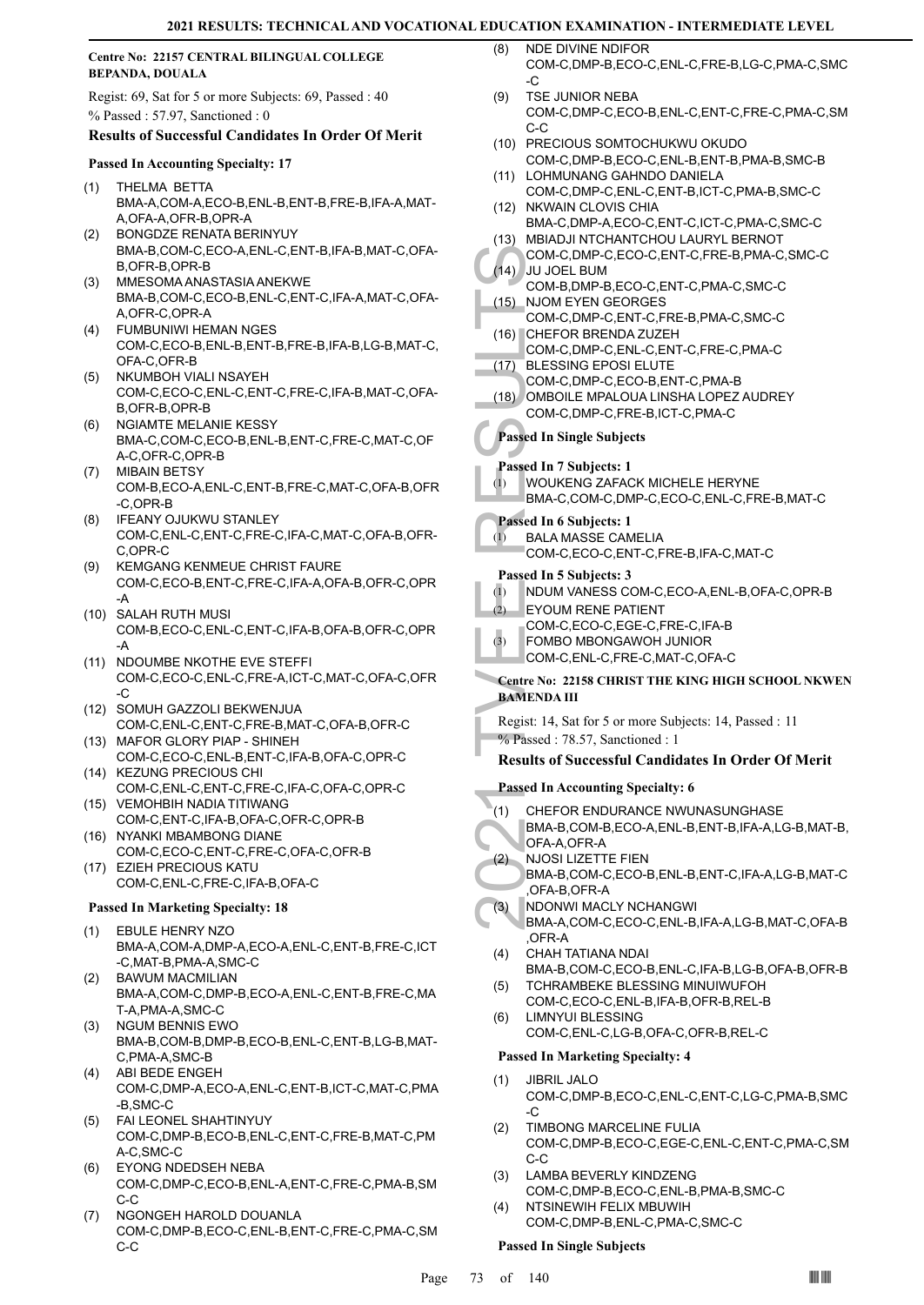**Centre No: 22157 CENTRAL BILINGUAL COLLEGE BEPANDA, DOUALA**

Regist: 69, Sat for 5 or more Subjects: 69, Passed : 40

% Passed : 57.97, Sanctioned : 0

### Results of Successful Candidates In Order Of Merit

#### Passed In Accounting Specialty: 17

(1) THELMA BETTA
BMA-A,COM-A,ECO-B,ENL-B,ENT-B,FRE-B,IFA-A,MAT-A,OFA-A,OFR-B,OPR-A

(2) BONGDZE RENATA BERINYUY
BMA-B,COM-C,ECO-A,ENL-C,ENT-B,IFA-B,MAT-C,OFA-B,OFR-B,OPR-B

(3) MMESOMA ANASTASIA ANEKWE
BMA-B,COM-C,ECO-B,ENL-C,ENT-C,IFA-A,MAT-C,OFA-A,OFR-C,OPR-A

(4) FUMBUNIWI HEMAN NGES
COM-C,ECO-B,ENL-B,ENT-B,FRE-B,IFA-B,LG-B,MAT-C,OFA-C,OFR-B

(5) NKUMBOH VIALI NSAYEH
COM-C,ECO-C,ENL-C,ENT-C,FRE-C,IFA-B,MAT-C,OFA-B,OFR-B,OPR-B

(6) NGIAMTE MELANIE KESSY
BMA-C,COM-C,ECO-B,ENL-B,ENT-C,FRE-C,MAT-C,OFA-C,OFR-C,OPR-B

(7) MIBAIN BETSY
COM-B,ECO-A,ENL-C,ENT-B,FRE-C,MAT-C,OFA-B,OFR-C,OPR-B

(8) IFEANY OJUKWU STANLEY
COM-C,ENL-C,ENT-C,FRE-C,IFA-C,MAT-C,OFA-B,OFR-C,OPR-C

(9) KEMGANG KENMEUE CHRIST FAURE
COM-C,ECO-B,ENT-C,FRE-C,IFA-A,OFA-B,OFR-C,OPR-A

(10) SALAH RUTH MUSI
COM-B,ECO-C,ENL-C,ENT-C,IFA-B,OFA-B,OFR-C,OPR-A

(11) NDOUMBE NKOTHE EVE STEFFI
COM-C,ECO-C,ENL-C,FRE-A,ICT-C,MAT-C,OFA-C,OFR-C

(12) SOMUH GAZZOLI BEKWENJUA
COM-C,ENL-C,ENT-C,FRE-B,MAT-C,OFA-B,OFR-C

(13) MAFOR GLORY PIAP - SHINEH
COM-C,ECO-C,ENL-B,ENT-C,IFA-B,OFA-C,OPR-C

(14) KEZUNG PRECIOUS CHI
COM-C,ENL-C,ENT-C,FRE-C,IFA-C,OFA-C,OPR-C

(15) VEMOHBIH NADIA TITIWANG
COM-C,ENT-C,IFA-B,OFA-C,OFR-C,OPR-B

(16) NYANKI MBAMBONG DIANE
COM-C,ECO-C,ENT-C,FRE-C,OFA-C,OFR-B

(17) EZIEH PRECIOUS KATU
COM-C,ENL-C,FRE-C,IFA-B,OFA-C

#### Passed In Marketing Specialty: 18

(1) EBULE HENRY NZO
BMA-A,COM-A,DMP-A,ECO-A,ENL-C,ENT-B,FRE-C,ICT-C,MAT-B,PMA-A,SMC-C

(2) BAWUM MACMILIAN
BMA-A,COM-C,DMP-B,ECO-A,ENL-C,ENT-B,FRE-C,MAT-A,PMA-A,SMC-C

(3) NGUM BENNIS EWO
BMA-B,COM-B,DMP-B,ECO-B,ENL-C,ENT-B,LG-B,MAT-C,PMA-A,SMC-B

(4) ABI BEDE ENGEH
COM-C,DMP-A,ECO-A,ENL-C,ENT-B,ICT-C,MAT-C,PMA-B,SMC-C

(5) FAI LEONEL SHAHTINYUY
COM-C,DMP-B,ECO-B,ENL-C,ENT-C,FRE-B,MAT-C,PMA-C,SMC-C

(6) EYONG NDEDSEH NEBA
COM-C,DMP-C,ECO-B,ENL-A,ENT-C,FRE-C,PMA-B,SMC-C

(7) NGONGEH HAROLD DOUANLA
COM-C,DMP-B,ECO-C,ENL-B,ENT-C,FRE-C,PMA-C,SMC-C

(8) NDE DIVINE NDIFOR
COM-C,DMP-B,ECO-C,ENL-C,FRE-B,LG-C,PMA-C,SMC-C

(9) TSE JUNIOR NEBA
COM-C,DMP-C,ECO-B,ENL-C,ENT-C,FRE-C,PMA-C,SMC-C

(10) PRECIOUS SOMTOCHUKWU OKUDO
COM-C,DMP-B,ECO-C,ENL-B,ENT-B,PMA-B,SMC-B

(11) LOHMUNANG GAHNDO DANIELA
COM-C,DMP-C,ENL-C,ENT-B,ICT-C,PMA-B,SMC-C

(12) NKWAIN CLOVIS CHIA
BMA-C,DMP-A,ECO-C,ENT-C,ICT-C,PMA-C,SMC-C

(13) MBIADJI NTCHANTCHOU LAURYL BERNOT
COM-C,DMP-C,ECO-C,ENT-C,FRE-B,PMA-C,SMC-C

(14) JU JOEL BUM
COM-B,DMP-B,ECO-C,ENT-C,PMA-C,SMC-C

(15) NJOM EYEN GEORGES
COM-C,DMP-C,ENT-C,FRE-B,PMA-C,SMC-C

(16) CHEFOR BRENDA ZUZEH
COM-C,DMP-C,ENL-C,ENT-C,FRE-C,PMA-C

(17) BLESSING EPOSI ELUTE
COM-C,DMP-C,ECO-B,ENT-C,PMA-B

(18) OMBOILE MPALOUA LINSHA LOPEZ AUDREY
COM-C,DMP-C,FRE-B,ICT-C,PMA-C

#### Passed In Single Subjects

**Passed In 7 Subjects: 1**

(1) WOUKENG ZAFACK MICHELE HERYNE
BMA-C,COM-C,DMP-C,ECO-C,ENL-C,FRE-B,MAT-C

**Passed In 6 Subjects: 1**

(1) BALA MASSE CAMELIA
COM-C,ECO-C,ENT-C,FRE-B,IFA-C,MAT-C

**Passed In 5 Subjects: 3**

(1) NDUM VANESS COM-C,ECO-A,ENL-B,OFA-C,OPR-B

(2) EYOUM RENE PATIENT
COM-C,ECO-C,EGE-C,FRE-C,IFA-B

(3) FOMBO MBONGAWOH JUNIOR
COM-C,ENL-C,FRE-C,MAT-C,OFA-C

**Centre No: 22158 CHRIST THE KING HIGH SCHOOL NKWEN BAMENDA III**

Regist: 14, Sat for 5 or more Subjects: 14, Passed : 11

% Passed : 78.57, Sanctioned : 1

### Results of Successful Candidates In Order Of Merit

#### Passed In Accounting Specialty: 6

(1) CHEFOR ENDURANCE NWUNASUNGHASE
BMA-B,COM-B,ECO-A,ENL-B,ENT-B,IFA-A,LG-B,MAT-B,OFA-A,OFR-A

(2) NJOSI LIZETTE FIEN
BMA-B,COM-C,ECO-B,ENL-B,ENT-C,IFA-A,LG-B,MAT-C,OFA-B,OFR-A

(3) NDONWI MACLY NCHANGWI
BMA-A,COM-C,ECO-C,ENL-B,IFA-A,LG-B,MAT-C,OFA-B,OFR-A

(4) CHAH TATIANA NDAI
BMA-B,COM-C,ECO-B,ENL-C,IFA-B,LG-B,OFA-B,OFR-B

(5) TCHRAMBEKE BLESSING MINUIWUFOH
COM-C,ECO-C,ENL-B,IFA-B,OFR-B,REL-B

(6) LIMNYUI BLESSING
COM-C,ENL-C,LG-B,OFA-C,OFR-B,REL-C

#### Passed In Marketing Specialty: 4

(1) JIBRIL JALO
COM-C,DMP-B,ECO-C,ENL-C,ENT-C,LG-C,PMA-B,SMC-C

(2) TIMBONG MARCELINE FULIA
COM-C,DMP-B,ECO-C,EGE-C,ENL-C,ENT-C,PMA-C,SMC-C

(3) LAMBA BEVERLY KINDZENG
COM-C,DMP-B,ECO-C,ENL-B,PMA-B,SMC-C

(4) NTSINEWIH FELIX MBUWIH
COM-C,DMP-B,ENL-C,PMA-C,SMC-C

#### Passed In Single Subjects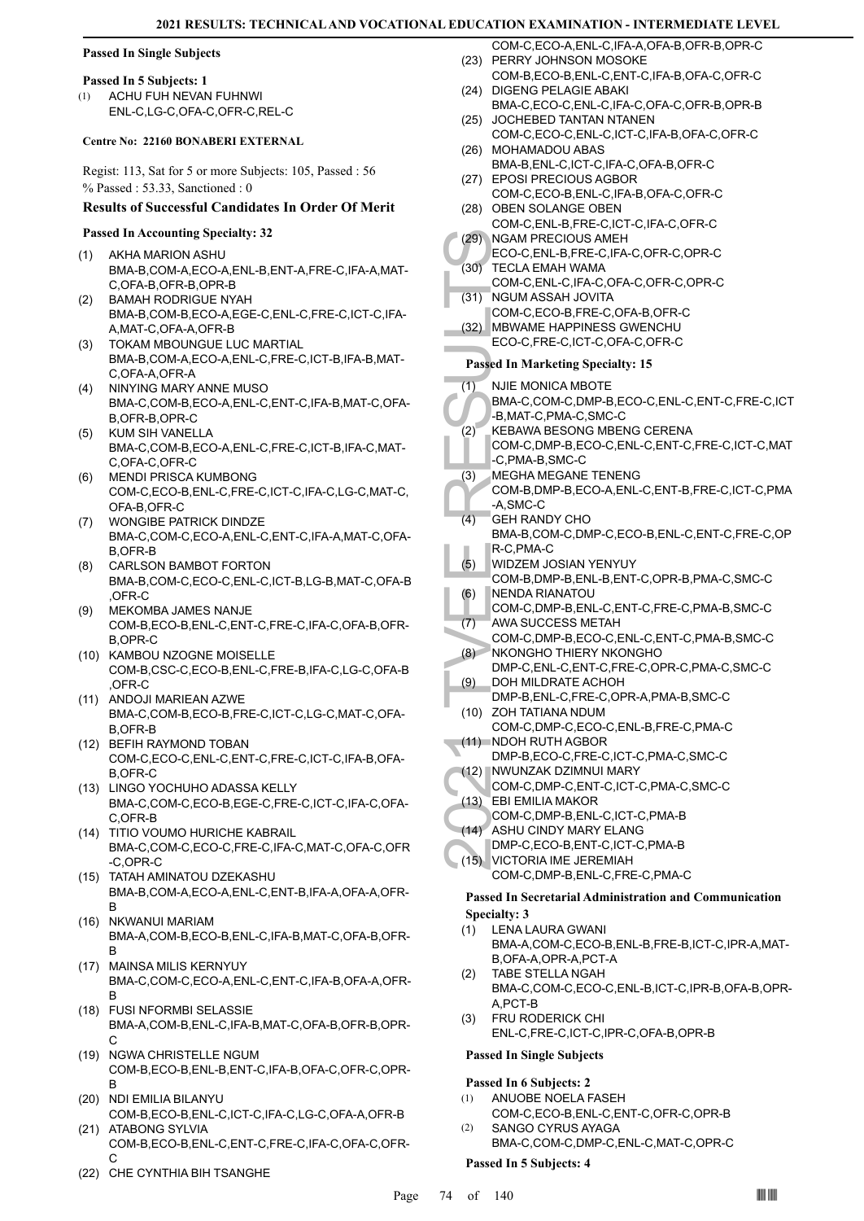### Passed In Single Subjects

#### Passed In 5 Subjects: 1

(1) ACHU FUH NEVAN FUHNWI
ENL-C,LG-C,OFA-C,OFR-C,REL-C

### Centre No: 22160 BONABERI EXTERNAL

Regist: 113, Sat for 5 or more Subjects: 105, Passed : 56
% Passed : 53.33, Sanctioned : 0

### Results of Successful Candidates In Order Of Merit

#### Passed In Accounting Specialty: 32

(1) AKHA MARION ASHU
BMA-B,COM-A,ECO-A,ENL-B,ENT-A,FRE-C,IFA-A,MAT-C,OFA-B,OFR-B,OPR-B

(2) BAMAH RODRIGUE NYAH
BMA-B,COM-B,ECO-A,EGE-C,ENL-C,FRE-C,ICT-C,IFA-A,MAT-C,OFA-A,OFR-B

(3) TOKAM MBOUNGUE LUC MARTIAL
BMA-B,COM-A,ECO-A,ENL-C,FRE-C,ICT-B,IFA-B,MAT-C,OFA-A,OFR-A

(4) NINYING MARY ANNE MUSO
BMA-C,COM-B,ECO-A,ENL-C,ENT-C,IFA-B,MAT-C,OFA-B,OFR-B,OPR-C

(5) KUM SIH VANELLA
BMA-C,COM-B,ECO-A,ENL-C,FRE-C,ICT-B,IFA-C,MAT-C,OFA-C,OFR-C

(6) MENDI PRISCA KUMBONG
COM-C,ECO-B,ENL-C,FRE-C,ICT-C,IFA-C,LG-C,MAT-C,OFA-B,OFR-C

(7) WONGIBE PATRICK DINDZE
BMA-C,COM-C,ECO-A,ENL-C,ENT-C,IFA-A,MAT-C,OFA-B,OFR-B

(8) CARLSON BAMBOT FORTON
BMA-B,COM-C,ECO-C,ENL-C,ICT-B,LG-B,MAT-C,OFA-B,OFR-C

(9) MEKOMBA JAMES NANJE
COM-B,ECO-B,ENL-C,ENT-C,FRE-C,IFA-C,OFA-B,OFR-B,OPR-C

(10) KAMBOU NZOGNE MOISELLE
COM-B,CSC-C,ECO-B,ENL-C,FRE-B,IFA-C,LG-C,OFA-B,OFR-C

(11) ANDOJI MARIEAN AZWE
BMA-C,COM-B,ECO-B,FRE-C,ICT-C,LG-C,MAT-C,OFA-B,OFR-B

(12) BEFIH RAYMOND TOBAN
COM-C,ECO-C,ENL-C,ENT-C,FRE-C,ICT-C,IFA-B,OFA-B,OFR-C

(13) LINGO YOCHUHO ADASSA KELLY
BMA-C,COM-C,ECO-B,EGE-C,FRE-C,ICT-C,IFA-C,OFA-C,OFR-B

(14) TITIO VOUMO HURICHE KABRAIL
BMA-C,COM-C,ECO-C,FRE-C,IFA-C,MAT-C,OFA-C,OFR-C,OPR-C

(15) TATAH AMINATOU DZEKASHU
BMA-B,COM-A,ECO-A,ENL-C,ENT-B,IFA-A,OFA-A,OFR-B

(16) NKWANUI MARIAM
BMA-A,COM-B,ECO-B,ENL-C,IFA-B,MAT-C,OFA-B,OFR-B

(17) MAINSA MILIS KERNYUY
BMA-C,COM-C,ECO-A,ENL-C,ENT-C,IFA-B,OFA-A,OFR-B

(18) FUSI NFORMBI SELASSIE
BMA-A,COM-B,ENL-C,IFA-B,MAT-C,OFA-B,OFR-B,OPR-C

(19) NGWA CHRISTELLE NGUM
COM-B,ECO-B,ENL-B,ENT-C,IFA-B,OFA-C,OFR-C,OPR-B

(20) NDI EMILIA BILANYU
COM-B,ECO-B,ENL-C,ICT-C,IFA-C,LG-C,OFA-A,OFR-B

(21) ATABONG SYLVIA
COM-B,ECO-B,ENL-C,ENT-C,FRE-C,IFA-C,OFA-C,OFR-C

(22) CHE CYNTHIA BIH TSANGHE
COM-C,ECO-A,ENL-C,IFA-A,OFA-B,OFR-B,OPR-C

(23) PERRY JOHNSON MOSOKE
COM-B,ECO-B,ENL-C,ENT-C,IFA-B,OFA-C,OFR-C

(24) DIGENG PELAGIE ABAKI
BMA-C,ECO-C,ENL-C,IFA-C,OFA-C,OFR-B,OPR-B

(25) JOCHEBED TANTAN NTANEN
COM-C,ECO-C,ENL-C,ICT-C,IFA-B,OFA-C,OFR-C

(26) MOHAMADOU ABAS
BMA-B,ENL-C,ICT-C,IFA-C,OFA-B,OFR-C

(27) EPOSI PRECIOUS AGBOR
COM-C,ECO-B,ENL-C,IFA-B,OFA-C,OFR-C

(28) OBEN SOLANGE OBEN
COM-C,ENL-B,FRE-C,ICT-C,IFA-C,OFR-C

(29) NGAM PRECIOUS AMEH
ECO-C,ENL-B,FRE-C,IFA-C,OFR-C,OPR-C

(30) TECLA EMAH WAMA
COM-C,ENL-C,IFA-C,OFA-C,OFR-C,OPR-C

(31) NGUM ASSAH JOVITA
COM-C,ECO-B,FRE-C,OFA-B,OFR-C

(32) MBWAME HAPPINESS GWENCHU
ECO-C,FRE-C,ICT-C,OFA-C,OFR-C

#### Passed In Marketing Specialty: 15

(1) NJIE MONICA MBOTE
BMA-C,COM-C,DMP-B,ECO-C,ENL-C,ENT-C,FRE-C,ICT-B,MAT-C,PMA-C,SMC-C

(2) KEBAWA BESONG MBENG CERENA
COM-C,DMP-B,ECO-C,ENL-C,ENT-C,FRE-C,ICT-C,MAT-C,PMA-B,SMC-C

(3) MEGHA MEGANE TENENG
COM-B,DMP-B,ECO-A,ENL-C,ENT-B,FRE-C,ICT-C,PMA-A,SMC-C

(4) GEH RANDY CHO
BMA-B,COM-C,DMP-C,ECO-B,ENL-C,ENT-C,FRE-C,OPR-C,PMA-C

(5) WIDZEM JOSIAN YENYUY
COM-B,DMP-B,ENL-B,ENT-C,OPR-B,PMA-C,SMC-C

(6) NENDA RIANATOU
COM-C,DMP-B,ENL-C,ENT-C,FRE-C,PMA-B,SMC-C

(7) AWA SUCCESS METAH
COM-C,DMP-B,ECO-C,ENL-C,ENT-C,PMA-B,SMC-C

(8) NKONGHO THIERY NKONGHO
DMP-C,ENL-C,ENT-C,FRE-C,OPR-C,PMA-C,SMC-C

(9) DOH MILDRATE ACHOH
DMP-B,ENL-C,FRE-C,OPR-A,PMA-B,SMC-C

(10) ZOH TATIANA NDUM
COM-C,DMP-C,ECO-C,ENL-B,FRE-C,PMA-C

(11) NDOH RUTH AGBOR
DMP-B,ECO-C,FRE-C,ICT-C,PMA-C,SMC-C

(12) NWUNZAK DZIMNUI MARY
COM-C,DMP-C,ENT-C,ICT-C,PMA-C,SMC-C

(13) EBI EMILIA MAKOR
COM-C,DMP-B,ENL-C,ICT-C,PMA-B

(14) ASHU CINDY MARY ELANG
DMP-C,ECO-B,ENT-C,ICT-C,PMA-B

(15) VICTORIA IME JEREMIAH
COM-C,DMP-B,ENL-C,FRE-C,PMA-C

#### Passed In Secretarial Administration and Communication Specialty: 3

(1) LENA LAURA GWANI
BMA-A,COM-C,ECO-B,ENL-B,FRE-B,ICT-C,IPR-A,MAT-B,OFA-A,OPR-A,PCT-A

(2) TABE STELLA NGAH
BMA-C,COM-C,ECO-C,ENL-B,ICT-C,IPR-B,OFA-B,OPR-A,PCT-B

(3) FRU RODERICK CHI
ENL-C,FRE-C,ICT-C,IPR-C,OFA-B,OPR-B

### Passed In Single Subjects

#### Passed In 6 Subjects: 2

(1) ANUOBE NOELA FASEH
COM-C,ECO-B,ENL-C,ENT-C,OFR-C,OPR-B

(2) SANGO CYRUS AYAGA
BMA-C,COM-C,DMP-C,ENL-C,MAT-C,OPR-C

#### Passed In 5 Subjects: 4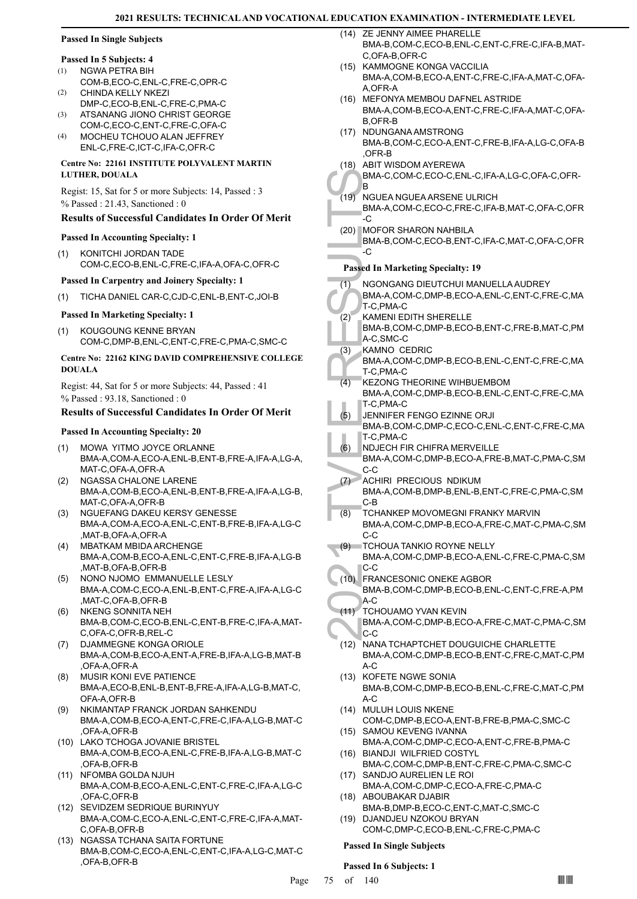#### Passed In Single Subjects

**Passed In 5 Subjects: 4**

1. NGWA PETRA BIH
   COM-B,ECO-C,ENL-C,FRE-C,OPR-C
2. CHINDA KELLY NKEZI
   DMP-C,ECO-B,ENL-C,FRE-C,PMA-C
3. ATSANANG JIONO CHRIST GEORGE
   COM-C,ECO-C,ENT-C,FRE-C,OFA-C
4. MOCHEU TCHOUO ALAN JEFFREY
   ENL-C,FRE-C,ICT-C,IFA-C,OFR-C

### Centre No: 22161 INSTITUTE POLYVALENT MARTIN LUTHER, DOUALA

Regist: 15, Sat for 5 or more Subjects: 14, Passed : 3
% Passed : 21.43, Sanctioned : 0

### Results of Successful Candidates In Order Of Merit

#### Passed In Accounting Specialty: 1

1. KONITCHI JORDAN TADE
   COM-C,ECO-B,ENL-C,FRE-C,IFA-A,OFA-C,OFR-C

#### Passed In Carpentry and Joinery Specialty: 1

1. TICHA DANIEL CAR-C,CJD-C,ENL-B,ENT-C,JOI-B

#### Passed In Marketing Specialty: 1

1. KOUGOUNG KENNE BRYAN
   COM-C,DMP-B,ENL-C,ENT-C,FRE-C,PMA-C,SMC-C

### Centre No: 22162 KING DAVID COMPREHENSIVE COLLEGE DOUALA

Regist: 44, Sat for 5 or more Subjects: 44, Passed : 41
% Passed : 93.18, Sanctioned : 0

### Results of Successful Candidates In Order Of Merit

#### Passed In Accounting Specialty: 20

1. MOWA YITMO JOYCE ORLANNE
   BMA-A,COM-A,ECO-A,ENL-B,ENT-B,FRE-A,IFA-A,LG-A,MAT-C,OFA-A,OFR-A
2. NGASSA CHALONE LARENE
   BMA-A,COM-B,ECO-A,ENL-B,ENT-B,FRE-A,IFA-A,LG-B,MAT-C,OFA-A,OFR-B
3. NGUEFANG DAKEU KERSY GENESSE
   BMA-A,COM-A,ECO-A,ENL-C,ENT-B,FRE-B,IFA-A,LG-C,MAT-B,OFA-A,OFR-A
4. MBATKAM MBIDA ARCHENGE
   BMA-A,COM-B,ECO-A,ENL-C,ENT-C,FRE-B,IFA-A,LG-B,MAT-B,OFA-B,OFR-B
5. NONO NJOMO EMMANUELLE LESLY
   BMA-A,COM-C,ECO-A,ENL-B,ENT-C,FRE-A,IFA-A,LG-C,MAT-C,OFA-B,OFR-B
6. NKENG SONNITA NEH
   BMA-B,COM-C,ECO-B,ENL-C,ENT-B,FRE-C,IFA-A,MAT-C,OFA-C,OFR-B,REL-C
7. DJAMMEGNE KONGA ORIOLE
   BMA-A,COM-B,ECO-A,ENT-A,FRE-B,IFA-A,LG-B,MAT-B,OFA-A,OFR-A
8. MUSIR KONI EVE PATIENCE
   BMA-A,ECO-B,ENL-B,ENT-B,FRE-A,IFA-A,LG-B,MAT-C,OFA-A,OFR-B
9. NKIMANTAP FRANCK JORDAN SAHKENDU
   BMA-A,COM-B,ECO-A,ENT-C,FRE-C,IFA-A,LG-B,MAT-C,OFA-A,OFR-B
10. LAKO TCHOGA JOVANIE BRISTEL
    BMA-A,COM-B,ECO-A,ENL-C,FRE-B,IFA-A,LG-B,MAT-C,OFA-B,OFR-B
11. NFOMBA GOLDA NJUH
    BMA-A,COM-B,ECO-A,ENL-C,ENT-C,FRE-C,IFA-A,LG-C,OFA-C,OFR-B
12. SEVIDZEM SEDRIQUE BURINYUY
    BMA-A,COM-C,ECO-A,ENL-C,ENT-C,FRE-C,IFA-A,MAT-C,OFA-B,OFR-B
13. NGASSA TCHANA SAITA FORTUNE
    BMA-B,COM-C,ECO-A,ENL-C,ENT-C,IFA-A,LG-C,MAT-C,OFA-B,OFR-B
14. ZE JENNY AIMEE PHARELLE
    BMA-B,COM-C,ECO-B,ENL-C,ENT-C,FRE-C,IFA-B,MAT-C,OFA-B,OFR-C
15. KAMMOGNE KONGA VACCILIA
    BMA-A,COM-B,ECO-A,ENT-C,FRE-C,IFA-A,MAT-C,OFA-A,OFR-A
16. MEFONYA MEMBOU DAFNEL ASTRIDE
    BMA-A,COM-B,ECO-A,ENT-C,FRE-C,IFA-A,MAT-C,OFA-B,OFR-B
17. NDUNGANA AMSTRONG
    BMA-B,COM-C,ECO-A,ENT-C,FRE-B,IFA-A,LG-C,OFA-B,OFR-B
18. ABIT WISDOM AYEREWA
    BMA-C,COM-C,ECO-C,ENL-C,IFA-A,LG-C,OFA-C,OFR-B
19. NGUEA NGUEA ARSENE ULRICH
    BMA-A,COM-C,ECO-C,FRE-C,IFA-B,MAT-C,OFA-C,OFR-C
20. MOFOR SHARON NAHBILA
    BMA-B,COM-C,ECO-B,ENT-C,IFA-C,MAT-C,OFA-C,OFR-C

#### Passed In Marketing Specialty: 19

1. NGONGANG DIEUTCHUI MANUELLA AUDREY
   BMA-A,COM-C,DMP-B,ECO-A,ENL-C,ENT-C,FRE-C,MAT-C,PMA-C
2. KAMENI EDITH SHERELLE
   BMA-B,COM-C,DMP-B,ECO-B,ENT-C,FRE-B,MAT-C,PMA-C,SMC-C
3. KAMNO CEDRIC
   BMA-A,COM-C,DMP-B,ECO-B,ENL-C,ENT-C,FRE-C,MAT-C,PMA-C
4. KEZONG THEORINE WIHBUEMBOM
   BMA-A,COM-C,DMP-B,ECO-B,ENL-C,ENT-C,FRE-C,MAT-C,PMA-C
5. JENNIFER FENGO EZINNE ORJI
   BMA-B,COM-C,DMP-C,ECO-C,ENL-C,ENT-C,FRE-C,MAT-C,PMA-C
6. NDJECH FIR CHIFRA MERVEILLE
   BMA-A,COM-C,DMP-B,ECO-A,FRE-B,MAT-C,PMA-C,SMC-C
7. ACHIRI PRECIOUS NDIKUM
   BMA-A,COM-B,DMP-B,ENL-B,ENT-C,FRE-C,PMA-C,SMC-B
8. TCHANKEP MOVOMEGNI FRANKY MARVIN
   BMA-A,COM-C,DMP-B,ECO-A,FRE-C,MAT-C,PMA-C,SMC-C
9. TCHOUA TANKIO ROYNE NELLY
   BMA-A,COM-C,DMP-B,ECO-A,ENL-C,FRE-C,PMA-C,SMC-C
10. FRANCESONIC ONEKE AGBOR
    BMA-B,COM-C,DMP-B,ECO-B,ENL-C,ENT-C,FRE-A,PMA-C
11. TCHOUAMO YVAN KEVIN
    BMA-A,COM-C,DMP-B,ECO-A,FRE-C,MAT-C,PMA-C,SMC-C
12. NANA TCHAPTCHET DOUGUICHE CHARLETTE
    BMA-A,COM-C,DMP-B,ECO-B,ENT-C,FRE-C,MAT-C,PMA-C
13. KOFETE NGWE SONIA
    BMA-B,COM-C,DMP-B,ECO-B,ENL-C,FRE-C,MAT-C,PMA-C
14. MULUH LOUIS NKENE
    COM-C,DMP-B,ECO-A,ENT-B,FRE-B,PMA-C,SMC-C
15. SAMOU KEVENG IVANNA
    BMA-A,COM-C,DMP-C,ECO-A,ENT-C,FRE-B,PMA-C
16. BIANDJI WILFRIED COSTYL
    BMA-C,COM-C,DMP-B,ENT-C,FRE-C,PMA-C,SMC-C
17. SANDJO AURELIEN LE ROI
    BMA-A,COM-C,DMP-C,ECO-A,FRE-C,PMA-C
18. ABOUBAKAR DJABIR
    BMA-B,DMP-B,ECO-C,ENT-C,MAT-C,SMC-C
19. DJANDJEU NZOKOU BRYAN
    COM-C,DMP-C,ECO-B,ENL-C,FRE-C,PMA-C

#### Passed In Single Subjects

**Passed In 6 Subjects: 1**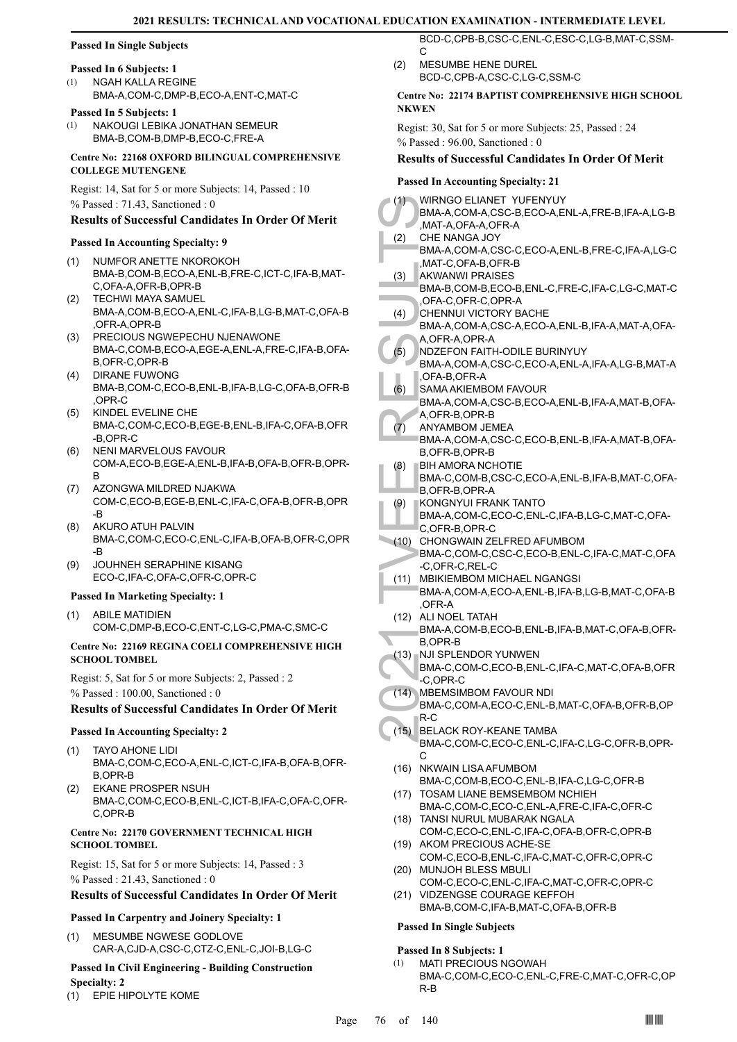#### Passed In Single Subjects

**Passed In 6 Subjects: 1**

(1) NGAH KALLA REGINE
BMA-A,COM-C,DMP-B,ECO-A,ENT-C,MAT-C

**Passed In 5 Subjects: 1**

(1) NAKOUGI LEBIKA JONATHAN SEMEUR
BMA-B,COM-B,DMP-B,ECO-C,FRE-A

#### Centre No: 22168 OXFORD BILINGUAL COMPREHENSIVE COLLEGE MUTENGENE

Regist: 14, Sat for 5 or more Subjects: 14, Passed : 10
% Passed : 71.43, Sanctioned : 0

### Results of Successful Candidates In Order Of Merit

**Passed In Accounting Specialty: 9**

(1) NUMFOR ANETTE NKOROKOH
BMA-B,COM-B,ECO-A,ENL-B,FRE-C,ICT-C,IFA-B,MAT-C,OFA-A,OFR-B,OPR-B
(2) TECHWI MAYA SAMUEL
BMA-A,COM-B,ECO-A,ENL-C,IFA-B,LG-B,MAT-C,OFA-B,OFR-A,OPR-B
(3) PRECIOUS NGWEPECHU NJENAWONE
BMA-C,COM-B,ECO-A,EGE-A,ENL-A,FRE-C,IFA-B,OFA-B,OFR-C,OPR-B
(4) DIRANE FUWONG
BMA-B,COM-C,ECO-B,ENL-B,IFA-B,LG-C,OFA-B,OFR-B,OPR-C
(5) KINDEL EVELINE CHE
BMA-C,COM-C,ECO-B,EGE-B,ENL-B,IFA-C,OFA-B,OFR-B,OPR-C
(6) NENI MARVELOUS FAVOUR
COM-A,ECO-B,EGE-A,ENL-B,IFA-B,OFA-B,OFR-B,OPR-B
(7) AZONGWA MILDRED NJAKWA
COM-C,ECO-B,EGE-B,ENL-C,IFA-C,OFA-B,OFR-B,OPR-B
(8) AKURO ATUH PALVIN
BMA-C,COM-C,ECO-C,ENL-C,IFA-B,OFA-B,OFR-C,OPR-B
(9) JOUHNEH SERAPHINE KISANG
ECO-C,IFA-C,OFA-C,OFR-C,OPR-C

**Passed In Marketing Specialty: 1**

(1) ABILE MATIDIEN
COM-C,DMP-B,ECO-C,ENT-C,LG-C,PMA-C,SMC-C

#### Centre No: 22169 REGINA COELI COMPREHENSIVE HIGH SCHOOL TOMBEL

Regist: 5, Sat for 5 or more Subjects: 2, Passed : 2
% Passed : 100.00, Sanctioned : 0

### Results of Successful Candidates In Order Of Merit

**Passed In Accounting Specialty: 2**

(1) TAYO AHONE LIDI
BMA-C,COM-C,ECO-A,ENL-C,ICT-C,IFA-B,OFA-B,OFR-B,OPR-B
(2) EKANE PROSPER NSUH
BMA-C,COM-C,ECO-B,ENL-C,ICT-B,IFA-C,OFA-C,OFR-C,OPR-B

#### Centre No: 22170 GOVERNMENT TECHNICAL HIGH SCHOOL TOMBEL

Regist: 15, Sat for 5 or more Subjects: 14, Passed : 3
% Passed : 21.43, Sanctioned : 0

### Results of Successful Candidates In Order Of Merit

**Passed In Carpentry and Joinery Specialty: 1**

(1) MESUMBE NGWESE GODLOVE
CAR-A,CJD-A,CSC-C,CTZ-C,ENL-C,JOI-B,LG-C

**Passed In Civil Engineering - Building Construction Specialty: 2**

(1) EPIE HIPOLYTE KOME
BCD-C,CPB-B,CSC-C,ENL-C,ESC-C,LG-B,MAT-C,SSM-C
(2) MESUMBE HENE DUREL
BCD-C,CPB-A,CSC-C,LG-C,SSM-C

#### Centre No: 22174 BAPTIST COMPREHENSIVE HIGH SCHOOL NKWEN

Regist: 30, Sat for 5 or more Subjects: 25, Passed : 24
% Passed : 96.00, Sanctioned : 0

### Results of Successful Candidates In Order Of Merit

**Passed In Accounting Specialty: 21**

(1) WIRNGO ELIANET YUFENYUY
BMA-A,COM-A,CSC-B,ECO-A,ENL-A,FRE-B,IFA-A,LG-B,MAT-A,OFA-A,OFR-A
(2) CHE NANGA JOY
BMA-A,COM-A,CSC-C,ECO-A,ENL-B,FRE-C,IFA-A,LG-C,MAT-C,OFA-B,OFR-B
(3) AKWANWI PRAISES
BMA-B,COM-B,ECO-B,ENL-C,FRE-C,IFA-C,LG-C,MAT-C,OFA-C,OFR-C,OPR-A
(4) CHENNUI VICTORY BACHE
BMA-A,COM-A,CSC-A,ECO-A,ENL-B,IFA-A,MAT-A,OFA-A,OFR-A,OPR-A
(5) NDZEFON FAITH-ODILE BURINYUY
BMA-A,COM-A,CSC-C,ECO-A,ENL-A,IFA-A,LG-B,MAT-A,OFA-B,OFR-A
(6) SAMA AKIEMBOM FAVOUR
BMA-A,COM-A,CSC-B,ECO-A,ENL-B,IFA-A,MAT-B,OFA-A,OFR-B,OPR-B
(7) ANYAMBOM JEMEA
BMA-A,COM-A,CSC-C,ECO-B,ENL-B,IFA-A,MAT-B,OFA-B,OFR-B,OPR-B
(8) BIH AMORA NCHOTIE
BMA-C,COM-B,CSC-C,ECO-A,ENL-B,IFA-B,MAT-C,OFA-B,OFR-B,OPR-A
(9) KONGNYUI FRANK TANTO
BMA-A,COM-C,ECO-C,ENL-C,IFA-B,LG-C,MAT-C,OFA-C,OFR-B,OPR-C
(10) CHONGWAIN ZELFRED AFUMBOM
BMA-C,COM-C,CSC-C,ECO-B,ENL-C,IFA-C,MAT-C,OFA-C,OFR-C,REL-C
(11) MBIKIEMBOM MICHAEL NGANGSI
BMA-A,COM-A,ECO-A,ENL-B,IFA-B,LG-B,MAT-C,OFA-B,OFR-A
(12) ALI NOEL TATAH
BMA-A,COM-B,ECO-B,ENL-B,IFA-B,MAT-C,OFA-B,OFR-B,OPR-B
(13) NJI SPLENDOR YUNWEN
BMA-C,COM-C,ECO-B,ENL-C,IFA-C,MAT-C,OFA-B,OFR-C,OPR-C
(14) MBEMSIMBOM FAVOUR NDI
BMA-C,COM-A,ECO-C,ENL-B,MAT-C,OFA-B,OFR-B,OPR-C
(15) BELACK ROY-KEANE TAMBA
BMA-C,COM-C,ECO-C,ENL-C,IFA-C,LG-C,OFR-B,OPR-C
(16) NKWAIN LISA AFUMBOM
BMA-C,COM-B,ECO-C,ENL-B,IFA-C,LG-C,OFR-B
(17) TOSAM LIANE BEMSEMBOM NCHIEH
BMA-C,COM-C,ECO-C,ENL-A,FRE-C,IFA-C,OFR-C
(18) TANSI NURUL MUBARAK NGALA
COM-C,ECO-C,ENL-C,IFA-C,OFA-B,OFR-C,OPR-B
(19) AKOM PRECIOUS ACHE-SE
COM-C,ECO-B,ENL-C,IFA-C,MAT-C,OFR-C,OPR-C
(20) MUNJOH BLESS MBULI
COM-C,ECO-C,ENL-C,IFA-C,MAT-C,OFR-C,OPR-C
(21) VIDZENGSE COURAGE KEFFOH
BMA-B,COM-C,IFA-B,MAT-C,OFA-B,OFR-B

#### Passed In Single Subjects

**Passed In 8 Subjects: 1**

(1) MATI PRECIOUS NGOWAH
BMA-C,COM-C,ECO-C,ENL-C,FRE-C,MAT-C,OFR-C,OPR-B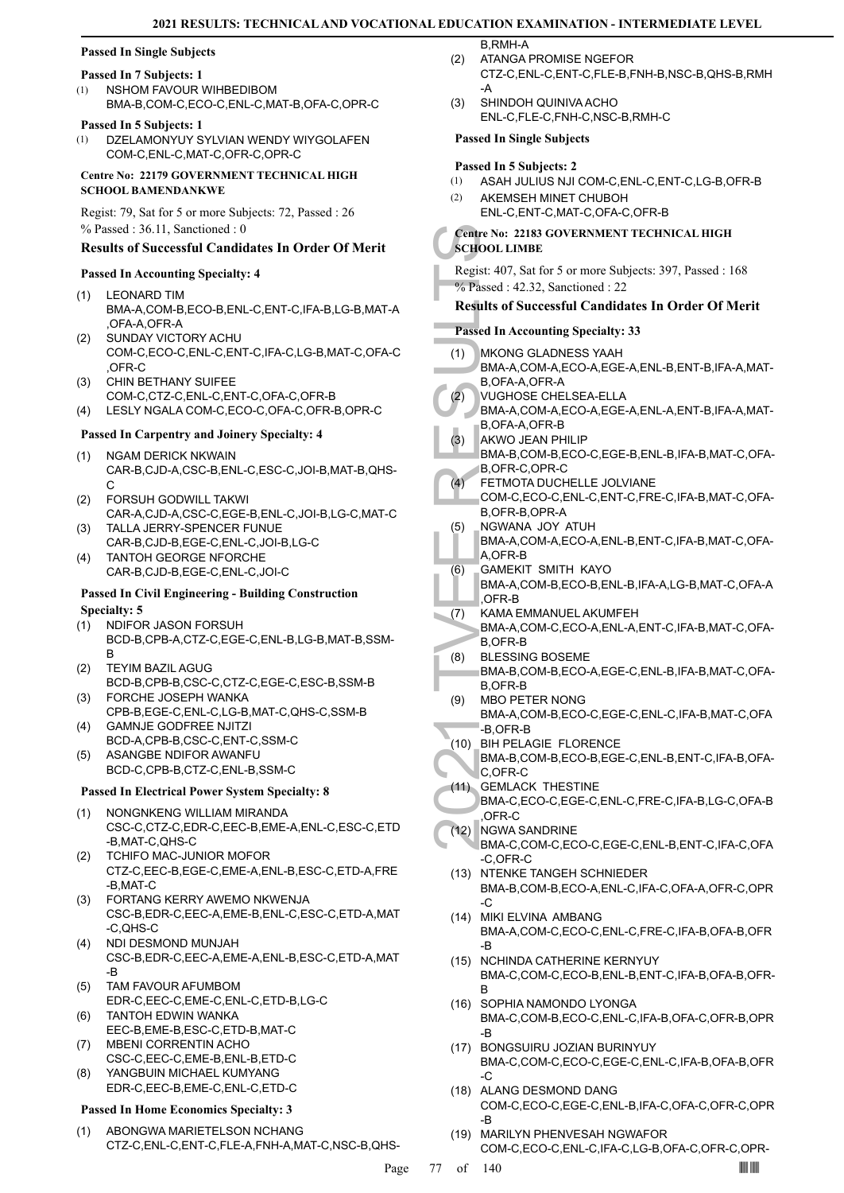### Passed In Single Subjects

#### Passed In 7 Subjects: 1

(1) NSHOM FAVOUR WIHBEDIBOM
BMA-B,COM-C,ECO-C,ENL-C,MAT-B,OFA-C,OPR-C

#### Passed In 5 Subjects: 1

(1) DZELAMONYUY SYLVIAN WENDY WIYGOLAFEN
COM-C,ENL-C,MAT-C,OFR-C,OPR-C

## Centre No: 22179 GOVERNMENT TECHNICAL HIGH SCHOOL BAMENDANKWE

Regist: 79, Sat for 5 or more Subjects: 72, Passed : 26
% Passed : 36.11, Sanctioned : 0

### Results of Successful Candidates In Order Of Merit

#### Passed In Accounting Specialty: 4

(1) LEONARD TIM
BMA-A,COM-B,ECO-B,ENL-C,ENT-C,IFA-B,LG-B,MAT-A,OFA-A,OFR-A
(2) SUNDAY VICTORY ACHU
COM-C,ECO-C,ENL-C,ENT-C,IFA-C,LG-B,MAT-C,OFA-C,OFR-C
(3) CHIN BETHANY SUIFEE
COM-C,CTZ-C,ENL-C,ENT-C,OFA-C,OFR-B
(4) LESLY NGALA COM-C,ECO-C,OFA-C,OFR-B,OPR-C

#### Passed In Carpentry and Joinery Specialty: 4

(1) NGAM DERICK NKWAIN
CAR-B,CJD-A,CSC-B,ENL-C,ESC-C,JOI-B,MAT-B,QHS-C
(2) FORSUH GODWILL TAKWI
CAR-A,CJD-A,CSC-C,EGE-B,ENL-C,JOI-B,LG-C,MAT-C
(3) TALLA JERRY-SPENCER FUNUE
CAR-B,CJD-B,EGE-C,ENL-C,JOI-B,LG-C
(4) TANTOH GEORGE NFORCHE
CAR-B,CJD-B,EGE-C,ENL-C,JOI-C

#### Passed In Civil Engineering - Building Construction Specialty: 5

(1) NDIFOR JASON FORSUH
BCD-B,CPB-A,CTZ-C,EGE-C,ENL-B,LG-B,MAT-B,SSM-B
(2) TEYIM BAZIL AGUG
BCD-B,CPB-B,CSC-C,CTZ-C,EGE-C,ESC-B,SSM-B
(3) FORCHE JOSEPH WANKA
CPB-B,EGE-C,ENL-C,LG-B,MAT-C,QHS-C,SSM-B
(4) GAMNJE GODFREE NJITZI
BCD-A,CPB-B,CSC-C,ENT-C,SSM-C
(5) ASANGBE NDIFOR AWANFU
BCD-C,CPB-B,CTZ-C,ENL-B,SSM-C

#### Passed In Electrical Power System Specialty: 8

(1) NONGNKENG WILLIAM MIRANDA
CSC-C,CTZ-C,EDR-C,EEC-B,EME-A,ENL-C,ESC-C,ETD-B,MAT-C,QHS-C
(2) TCHIFO MAC-JUNIOR MOFOR
CTZ-C,EEC-B,EGE-C,EME-A,ENL-B,ESC-C,ETD-A,FRE-B,MAT-C
(3) FORTANG KERRY AWEMO NKWENJA
CSC-B,EDR-C,EEC-A,EME-B,ENL-C,ESC-C,ETD-A,MAT-C,QHS-C
(4) NDI DESMOND MUNJAH
CSC-B,EDR-C,EEC-A,EME-A,ENL-B,ESC-C,ETD-A,MAT-B
(5) TAM FAVOUR AFUMBOM
EDR-C,EEC-C,EME-C,ENL-C,ETD-B,LG-C
(6) TANTOH EDWIN WANKA
EEC-B,EME-B,ESC-C,ETD-B,MAT-C
(7) MBENI CORRENTIN ACHO
CSC-C,EEC-C,EME-B,ENL-B,ETD-C
(8) YANGBUIN MICHAEL KUMYANG
EDR-C,EEC-B,EME-C,ENL-C,ETD-C

#### Passed In Home Economics Specialty: 3

(1) ABONGWA MARIETELSON NCHANG
CTZ-C,ENL-C,ENT-C,FLE-A,FNH-A,MAT-C,NSC-B,QHS-B,RMH-A
(2) ATANGA PROMISE NGEFOR
CTZ-C,ENL-C,ENT-C,FLE-B,FNH-B,NSC-B,QHS-B,RMH-A
(3) SHINDOH QUINIVA ACHO
ENL-C,FLE-C,FNH-C,NSC-B,RMH-C

### Passed In Single Subjects

#### Passed In 5 Subjects: 2

(1) ASAH JULIUS NJI COM-C,ENL-C,ENT-C,LG-B,OFR-B
(2) AKEMSEH MINET CHUBOH
ENL-C,ENT-C,MAT-C,OFA-C,OFR-B

## Centre No: 22183 GOVERNMENT TECHNICAL HIGH SCHOOL LIMBE

Regist: 407, Sat for 5 or more Subjects: 397, Passed : 168
% Passed : 42.32, Sanctioned : 22

### Results of Successful Candidates In Order Of Merit

#### Passed In Accounting Specialty: 33

(1) MKONG GLADNESS YAAH
BMA-A,COM-A,ECO-A,EGE-A,ENL-B,ENT-B,IFA-A,MAT-B,OFA-A,OFR-A
(2) VUGHOSE CHELSEA-ELLA
BMA-A,COM-A,ECO-A,EGE-A,ENL-A,ENT-B,IFA-A,MAT-B,OFA-A,OFR-B
(3) AKWO JEAN PHILIP
BMA-B,COM-B,ECO-C,EGE-B,ENL-B,IFA-B,MAT-C,OFA-B,OFR-C,OPR-C
(4) FETMOTA DUCHELLE JOLVIANE
COM-C,ECO-C,ENL-C,ENT-C,FRE-C,IFA-B,MAT-C,OFA-B,OFR-B,OPR-A
(5) NGWANA JOY ATUH
BMA-A,COM-A,ECO-A,ENL-B,ENT-C,IFA-B,MAT-C,OFA-A,OFR-B
(6) GAMEKIT SMITH KAYO
BMA-A,COM-B,ECO-B,ENL-B,IFA-A,LG-B,MAT-C,OFA-A,OFR-B
(7) KAMA EMMANUEL AKUMFEH
BMA-A,COM-C,ECO-A,ENL-A,ENT-C,IFA-B,MAT-C,OFA-B,OFR-B
(8) BLESSING BOSEME
BMA-B,COM-B,ECO-A,EGE-C,ENL-B,IFA-B,MAT-C,OFA-B,OFR-B
(9) MBO PETER NONG
BMA-A,COM-B,ECO-C,EGE-C,ENL-C,IFA-B,MAT-C,OFA-B,OFR-B
(10) BIH PELAGIE FLORENCE
BMA-B,COM-B,ECO-B,EGE-C,ENL-B,ENT-C,IFA-B,OFA-C,OFR-C
(11) GEMLACK THESTINE
BMA-C,ECO-C,EGE-C,ENL-C,FRE-C,IFA-B,LG-C,OFA-B,OFR-C
(12) NGWA SANDRINE
BMA-C,COM-C,ECO-C,EGE-C,ENL-B,ENT-C,IFA-C,OFA-C,OFR-C
(13) NTENKE TANGEH SCHNIEDER
BMA-B,COM-B,ECO-A,ENL-C,IFA-C,OFA-A,OFR-C,OPR-C
(14) MIKI ELVINA AMBANG
BMA-A,COM-C,ECO-C,ENL-C,FRE-C,IFA-B,OFA-B,OFR-B
(15) NCHINDA CATHERINE KERNYUY
BMA-C,COM-C,ECO-B,ENL-B,ENT-C,IFA-B,OFA-B,OFR-B
(16) SOPHIA NAMONDO LYONGA
BMA-C,COM-B,ECO-C,ENL-C,IFA-B,OFA-C,OFR-B,OPR-B
(17) BONGSUIRU JOZIAN BURINYUY
BMA-C,COM-C,ECO-C,EGE-C,ENL-C,IFA-B,OFA-B,OFR-C
(18) ALANG DESMOND DANG
COM-C,ECO-C,EGE-C,ENL-B,IFA-C,OFA-C,OFR-C,OPR-B
(19) MARILYN PHENVESAH NGWAFOR
COM-C,ECO-C,ENL-C,IFA-C,LG-B,OFA-C,OFR-C,OPR-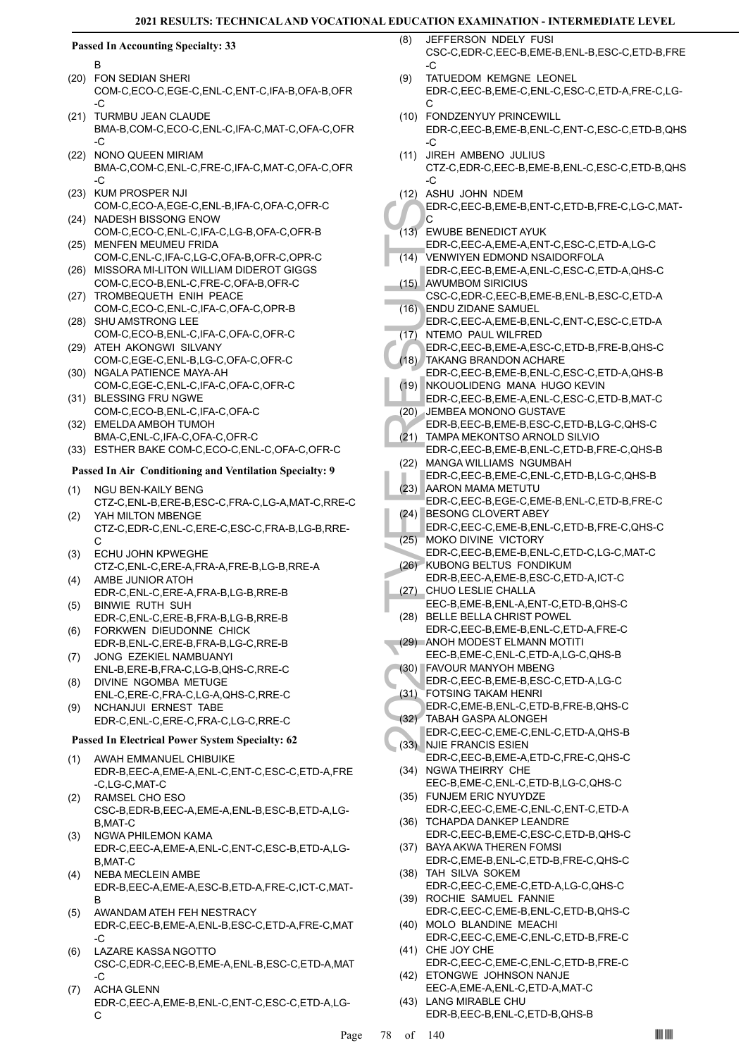## Passed In Accounting Specialty: 33

B

(20) FON SEDIAN SHERI
COM-C,ECO-C,EGE-C,ENL-C,ENT-C,IFA-B,OFA-B,OFR-C

(21) TURMBU JEAN CLAUDE
BMA-B,COM-C,ECO-C,ENL-C,IFA-C,MAT-C,OFA-C,OFR-C

(22) NONO QUEEN MIRIAM
BMA-C,COM-C,ENL-C,FRE-C,IFA-C,MAT-C,OFA-C,OFR-C

(23) KUM PROSPER NJI
COM-C,ECO-A,EGE-C,ENL-B,IFA-C,OFA-C,OFR-C

(24) NADESH BISSONG ENOW
COM-C,ECO-C,ENL-C,IFA-C,LG-B,OFA-C,OFR-B

(25) MENFEN MEUMEU FRIDA
COM-C,ENL-C,IFA-C,LG-C,OFA-B,OFR-C,OPR-C

(26) MISSORA MI-LITON WILLIAM DIDEROT GIGGS
COM-C,ECO-B,ENL-C,FRE-C,OFA-B,OFR-C

(27) TROMBEQUETH ENIH PEACE
COM-C,ECO-C,ENL-C,IFA-C,OFA-C,OPR-B

(28) SHU AMSTRONG LEE
COM-C,ECO-B,ENL-C,IFA-C,OFA-C,OFR-C

(29) ATEH AKONGWI SILVANY
COM-C,EGE-C,ENL-B,LG-C,OFA-C,OFR-C

(30) NGALA PATIENCE MAYA-AH
COM-C,EGE-C,ENL-C,IFA-C,OFA-C,OFR-C

(31) BLESSING FRU NGWE
COM-C,ECO-B,ENL-C,IFA-C,OFA-C

(32) EMELDA AMBOH TUMOH
BMA-C,ENL-C,IFA-C,OFA-C,OFR-C

(33) ESTHER BAKE COM-C,ECO-C,ENL-C,OFA-C,OFR-C

## Passed In Air Conditioning and Ventilation Specialty: 9

(1) NGU BEN-KAILY BENG
CTZ-C,ENL-B,ERE-B,ESC-C,FRA-C,LG-A,MAT-C,RRE-C

(2) YAH MILTON MBENGE
CTZ-C,EDR-C,ENL-C,ERE-C,ESC-C,FRA-B,LG-B,RRE-C

(3) ECHU JOHN KPWEGHE
CTZ-C,ENL-C,ERE-A,FRA-A,FRE-B,LG-B,RRE-A

(4) AMBE JUNIOR ATOH
EDR-C,ENL-C,ERE-A,FRA-B,LG-B,RRE-B

(5) BINWIE RUTH SUH
EDR-C,ENL-C,ERE-B,FRA-B,LG-B,RRE-B

(6) FORKWEN DIEUDONNE CHICK
EDR-B,ENL-C,ERE-B,FRA-B,LG-C,RRE-B

(7) JONG EZEKIEL NAMBUANYI
ENL-B,ERE-B,FRA-C,LG-B,QHS-C,RRE-C

(8) DIVINE NGOMBA METUGE
ENL-C,ERE-C,FRA-C,LG-A,QHS-C,RRE-C

(9) NCHANJUI ERNEST TABE
EDR-C,ENL-C,ERE-C,FRA-C,LG-C,RRE-C

## Passed In Electrical Power System Specialty: 62

(1) AWAH EMMANUEL CHIBUIKE
EDR-B,EEC-A,EME-A,ENL-C,ENT-C,ESC-C,ETD-A,FRE-C,LG-C,MAT-C

(2) RAMSEL CHO ESO
CSC-B,EDR-B,EEC-A,EME-A,ENL-B,ESC-B,ETD-A,LG-B,MAT-C

(3) NGWA PHILEMON KAMA
EDR-C,EEC-A,EME-A,ENL-C,ENT-C,ESC-B,ETD-A,LG-B,MAT-C

(4) NEBA MECLEIN AMBE
EDR-B,EEC-A,EME-A,ESC-B,ETD-A,FRE-C,ICT-C,MAT-B

(5) AWANDAM ATEH FEH NESTRACY
EDR-C,EEC-B,EME-A,ENL-B,ESC-C,ETD-A,FRE-C,MAT-C

(6) LAZARE KASSA NGOTTO
CSC-C,EDR-C,EEC-B,EME-A,ENL-B,ESC-C,ETD-A,MAT-C

(7) ACHA GLENN
EDR-C,EEC-A,EME-B,ENL-C,ENT-C,ESC-C,ETD-A,LG-C

(8) JEFFERSON NDELY FUSI
CSC-C,EDR-C,EEC-B,EME-B,ENL-B,ESC-C,ETD-B,FRE-C

(9) TATUEDOM KEMGNE LEONEL
EDR-C,EEC-B,EME-C,ENL-C,ESC-C,ETD-A,FRE-C,LG-C

(10) FONDZENYUY PRINCEWILL
EDR-C,EEC-B,EME-B,ENL-C,ENT-C,ESC-C,ETD-B,QHS-C

(11) JIREH AMBENO JULIUS
CTZ-C,EDR-C,EEC-B,EME-B,ENL-C,ESC-C,ETD-B,QHS-C

(12) ASHU JOHN NDEM
EDR-C,EEC-B,EME-B,ENT-C,ETD-B,FRE-C,LG-C,MAT-C

(13) EWUBE BENEDICT AYUK
EDR-C,EEC-A,EME-A,ENT-C,ESC-C,ETD-A,LG-C

(14) VENWIYEN EDMOND NSAIDORFOLA
EDR-C,EEC-B,EME-A,ENL-C,ESC-C,ETD-A,QHS-C

(15) AWUMBOM SIRICIUS
CSC-C,EDR-C,EEC-B,EME-B,ENL-B,ESC-C,ETD-A

(16) ENDU ZIDANE SAMUEL
EDR-C,EEC-A,EME-B,ENL-C,ENT-C,ESC-C,ETD-A

(17) NTEMO PAUL WILFRED
EDR-C,EEC-B,EME-A,ESC-C,ETD-B,FRE-B,QHS-C

(18) TAKANG BRANDON ACHARE
EDR-C,EEC-B,EME-B,ENL-C,ESC-C,ETD-A,QHS-B

(19) NKOUOLIDENG MANA HUGO KEVIN
EDR-C,EEC-B,EME-A,ENL-C,ESC-C,ETD-B,MAT-C

(20) JEMBEA MONONO GUSTAVE
EDR-B,EEC-B,EME-B,ESC-C,ETD-B,LG-C,QHS-C

(21) TAMPA MEKONTSO ARNOLD SILVIO
EDR-C,EEC-B,EME-B,ENL-C,ETD-B,FRE-C,QHS-B

(22) MANGA WILLIAMS NGUMBAH
EDR-C,EEC-B,EME-C,ENL-C,ETD-B,LG-C,QHS-B

(23) AARON MAMA METUTU
EDR-C,EEC-B,EGE-C,EME-B,ENL-C,ETD-B,FRE-C

(24) BESONG CLOVERT ABEY
EDR-C,EEC-C,EME-B,ENL-C,ETD-B,FRE-C,QHS-C

(25) MOKO DIVINE VICTORY
EDR-C,EEC-B,EME-B,ENL-C,ETD-C,LG-C,MAT-C

(26) KUBONG BELTUS FONDIKUM
EDR-B,EEC-A,EME-B,ESC-C,ETD-A,ICT-C

(27) CHUO LESLIE CHALLA
EEC-B,EME-B,ENL-A,ENT-C,ETD-B,QHS-C

(28) BELLE BELLA CHRIST POWEL
EDR-C,EEC-B,EME-B,ENL-C,ETD-A,FRE-C

(29) ANOH MODEST ELMANN MOTITI
EEC-B,EME-C,ENL-C,ETD-A,LG-C,QHS-B

(30) FAVOUR MANYOH MBENG
EDR-C,EEC-B,EME-B,ESC-C,ETD-A,LG-C

(31) FOTSING TAKAM HENRI
EDR-C,EME-B,ENL-C,ETD-B,FRE-B,QHS-C

(32) TABAH GASPA ALONGEH
EDR-C,EEC-C,EME-C,ENL-C,ETD-A,QHS-B

(33) NJIE FRANCIS ESIEN
EDR-C,EEC-B,EME-A,ETD-C,FRE-C,QHS-C

(34) NGWA THEIRRY CHE
EEC-B,EME-C,ENL-C,ETD-B,LG-C,QHS-C

(35) FUNJEM ERIC NYUYDZE
EDR-C,EEC-C,EME-C,ENL-C,ENT-C,ETD-A

(36) TCHAPDA DANKEP LEANDRE
EDR-C,EEC-B,EME-C,ESC-C,ETD-B,QHS-C

(37) BAYA AKWA THEREN FOMSI
EDR-C,EME-B,ENL-C,ETD-B,FRE-C,QHS-C

(38) TAH SILVA SOKEM
EDR-C,EEC-C,EME-C,ETD-A,LG-C,QHS-C

(39) ROCHIE SAMUEL FANNIE
EDR-C,EEC-C,EME-B,ENL-C,ETD-B,QHS-C

(40) MOLO BLANDINE MEACHI
EDR-C,EEC-C,EME-C,ENL-C,ETD-B,FRE-C

(41) CHE JOY CHE
EDR-C,EEC-C,EME-C,ENL-C,ETD-B,FRE-C

(42) ETONGWE JOHNSON NANJE
EEC-A,EME-A,ENL-C,ETD-A,MAT-C

(43) LANG MIRABLE CHU
EDR-B,EEC-B,ENL-C,ETD-B,QHS-B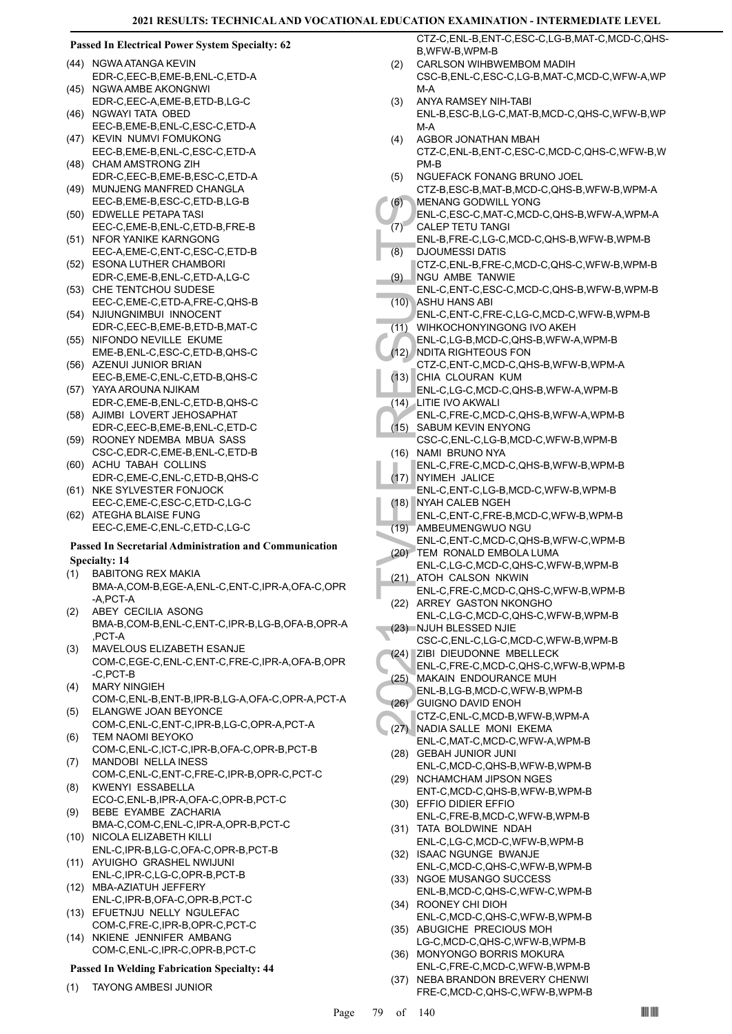#### Passed In Electrical Power System Specialty: 62

(44) NGWA ATANGA KEVIN
EDR-C,EEC-B,EME-B,ENL-C,ETD-A

(45) NGWA AMBE AKONGNWI
EDR-C,EEC-A,EME-B,ETD-B,LG-C

(46) NGWAYI TATA OBED
EEC-B,EME-B,ENL-C,ESC-C,ETD-A

(47) KEVIN NUMVI FOMUKONG
EEC-B,EME-B,ENL-C,ESC-C,ETD-A

(48) CHAM AMSTRONG ZIH
EDR-C,EEC-B,EME-B,ESC-C,ETD-A

(49) MUNJENG MANFRED CHANGLA
EEC-B,EME-B,ESC-C,ETD-B,LG-B

(50) EDWELLE PETAPA TASI
EEC-C,EME-B,ENL-C,ETD-B,FRE-B

(51) NFOR YANIKE KARNGONG
EEC-A,EME-C,ENT-C,ESC-C,ETD-B

(52) ESONA LUTHER CHAMBORI
EDR-C,EME-B,ENL-C,ETD-A,LG-C

(53) CHE TENTCHOU SUDESE
EEC-C,EME-C,ETD-A,FRE-C,QHS-B

(54) NJIUNGNIMBUI INNOCENT
EDR-C,EEC-B,EME-B,ETD-B,MAT-C

(55) NIFONDO NEVILLE EKUME
EME-B,ENL-C,ESC-C,ETD-B,QHS-C

(56) AZENUI JUNIOR BRIAN
EEC-B,EME-C,ENL-C,ETD-B,QHS-C

(57) YAYA AROUNA NJIKAM
EDR-C,EME-B,ENL-C,ETD-B,QHS-C

(58) AJIMBI LOVERT JEHOSAPHAT
EDR-C,EEC-B,EME-B,ENL-C,ETD-C

(59) ROONEY NDEMBA MBUA SASS
CSC-C,EDR-C,EME-B,ENL-C,ETD-B

(60) ACHU TABAH COLLINS
EDR-C,EME-C,ENL-C,ETD-B,QHS-C

(61) NKE SYLVESTER FONJOCK
EEC-C,EME-C,ESC-C,ETD-C,LG-C

(62) ATEGHA BLAISE FUNG
EEC-C,EME-C,ENL-C,ETD-C,LG-C

#### Passed In Secretarial Administration and Communication Specialty: 14

(1) BABITONG REX MAKIA
BMA-A,COM-B,EGE-A,ENL-C,ENT-C,IPR-A,OFA-C,OPR-A,PCT-A

(2) ABEY CECILIA ASONG
BMA-B,COM-B,ENL-C,ENT-C,IPR-B,LG-B,OFA-B,OPR-A,PCT-A

(3) MAVELOUS ELIZABETH ESANJE
COM-C,EGE-C,ENL-C,ENT-C,FRE-C,IPR-A,OFA-B,OPR-C,PCT-B

(4) MARY NINGIEH
COM-C,ENL-B,ENT-B,IPR-B,LG-A,OFA-C,OPR-A,PCT-A

(5) ELANGWE JOAN BEYONCE
COM-C,ENL-C,ENT-C,IPR-B,LG-C,OPR-A,PCT-A

(6) TEM NAOMI BEYOKO
COM-C,ENL-C,ICT-C,IPR-B,OFA-C,OPR-B,PCT-B

(7) MANDOBI NELLA INESS
COM-C,ENL-C,ENT-C,FRE-C,IPR-B,OPR-C,PCT-C

(8) KWENYI ESSABELLA
ECO-C,ENL-B,IPR-A,OFA-C,OPR-B,PCT-C

(9) BEBE EYAMBE ZACHARIA
BMA-C,COM-C,ENL-C,IPR-A,OPR-B,PCT-C

(10) NICOLA ELIZABETH KILLI
ENL-C,IPR-B,LG-C,OFA-C,OPR-B,PCT-B

(11) AYUIGHO GRASHEL NWIJUNI
ENL-C,IPR-C,LG-C,OPR-B,PCT-B

(12) MBA-AZIATUH JEFFERY
ENL-C,IPR-B,OFA-C,OPR-B,PCT-C

(13) EFUETNJU NELLY NGULEFAC
COM-C,FRE-C,IPR-B,OPR-C,PCT-C

(14) NKIENE JENNIFER AMBANG
COM-C,ENL-C,IPR-C,OPR-B,PCT-C

#### Passed In Welding Fabrication Specialty: 44

(1) TAYONG AMBESI JUNIOR
CTZ-C,ENL-B,ENT-C,ESC-C,LG-B,MAT-C,MCD-C,QHS-B,WFW-B,WPM-B

(2) CARLSON WIHBWEMBOM MADIH
CSC-B,ENL-C,ESC-C,LG-B,MAT-C,MCD-C,WFW-A,WPM-A

(3) ANYA RAMSEY NIH-TABI
ENL-B,ESC-B,LG-C,MAT-B,MCD-C,QHS-C,WFW-B,WPM-A

(4) AGBOR JONATHAN MBAH
CTZ-C,ENL-B,ENT-C,ESC-C,MCD-C,QHS-C,WFW-B,WPM-B

(5) NGUEFACK FONANG BRUNO JOEL
CTZ-B,ESC-B,MAT-B,MCD-C,QHS-B,WFW-B,WPM-A

(6) MENANG GODWILL YONG
ENL-C,ESC-C,MAT-C,MCD-C,QHS-B,WFW-A,WPM-A

(7) CALEP TETU TANGI
ENL-B,FRE-C,LG-C,MCD-C,QHS-B,WFW-B,WPM-B

(8) DJOUMESSI DATIS
CTZ-C,ENL-B,FRE-C,MCD-C,QHS-C,WFW-B,WPM-B

(9) NGU AMBE TANWIE
ENL-C,ENT-C,ESC-C,MCD-C,QHS-B,WFW-B,WPM-B

(10) ASHU HANS ABI
ENL-C,ENT-C,FRE-C,LG-C,MCD-C,WFW-B,WPM-B

(11) WIHKOCHONYINGONG IVO AKEH
ENL-C,LG-B,MCD-C,QHS-B,WFW-A,WPM-B

(12) NDITA RIGHTEOUS FON
CTZ-C,ENT-C,MCD-C,QHS-B,WFW-B,WPM-A

(13) CHIA CLOURAN KUM
ENL-C,LG-C,MCD-C,QHS-B,WFW-A,WPM-B

(14) LITIE IVO AKWALI
ENL-C,FRE-C,MCD-C,QHS-B,WFW-A,WPM-B

(15) SABUM KEVIN ENYONG
CSC-C,ENL-C,LG-B,MCD-C,WFW-B,WPM-B

(16) NAMI BRUNO NYA
ENL-C,FRE-C,MCD-C,QHS-B,WFW-B,WPM-B

(17) NYIMEH JALICE
ENL-C,ENT-C,LG-B,MCD-C,WFW-B,WPM-B

(18) NYAH CALEB NGEH
ENL-C,ENT-C,FRE-B,MCD-C,WFW-B,WPM-B

(19) AMBEUMENGWUO NGU
ENL-C,ENT-C,MCD-C,QHS-B,WFW-C,WPM-B

(20) TEM RONALD EMBOLA LUMA
ENL-C,LG-C,MCD-C,QHS-C,WFW-B,WPM-B

(21) ATOH CALSON NKWIN
ENL-C,FRE-C,MCD-C,QHS-C,WFW-B,WPM-B

(22) ARREY GASTON NKONGHO
ENL-C,LG-C,MCD-C,QHS-C,WFW-B,WPM-B

(23) NJUH BLESSED NJIE
CSC-C,ENL-C,LG-C,MCD-C,WFW-B,WPM-B

(24) ZIBI DIEUDONNE MBELLECK
ENL-C,FRE-C,MCD-C,QHS-C,WFW-B,WPM-B

(25) MAKAIN ENDOURANCE MUH
ENL-B,LG-B,MCD-C,WFW-B,WPM-B

(26) GUIGNO DAVID ENOH
CTZ-C,ENL-C,MCD-B,WFW-B,WPM-A

(27) NADIA SALLE MONI EKEMA
ENL-C,MAT-C,MCD-C,WFW-A,WPM-B

(28) GEBAH JUNIOR JUNI
ENL-C,MCD-C,QHS-B,WFW-B,WPM-B

(29) NCHAMCHAM JIPSON NGES
ENT-C,MCD-C,QHS-B,WFW-B,WPM-B

(30) EFFIO DIDIER EFFIO
ENL-C,FRE-B,MCD-C,WFW-B,WPM-B

(31) TATA BOLDWINE NDAH
ENL-C,LG-C,MCD-C,WFW-B,WPM-B

(32) ISAAC NGUNGE BWANJE
ENL-C,MCD-C,QHS-C,WFW-B,WPM-B

(33) NGOE MUSANGO SUCCESS
ENL-B,MCD-C,QHS-C,WFW-C,WPM-B

(34) ROONEY CHI DIOH
ENL-C,MCD-C,QHS-C,WFW-B,WPM-B

(35) ABUGICHE PRECIOUS MOH
LG-C,MCD-C,QHS-C,WFW-B,WPM-B

(36) MONYONGO BORRIS MOKURA
ENL-C,FRE-C,MCD-C,WFW-B,WPM-B

(37) NEBA BRANDON BREVERY CHENWI
FRE-C,MCD-C,QHS-C,WFW-B,WPM-B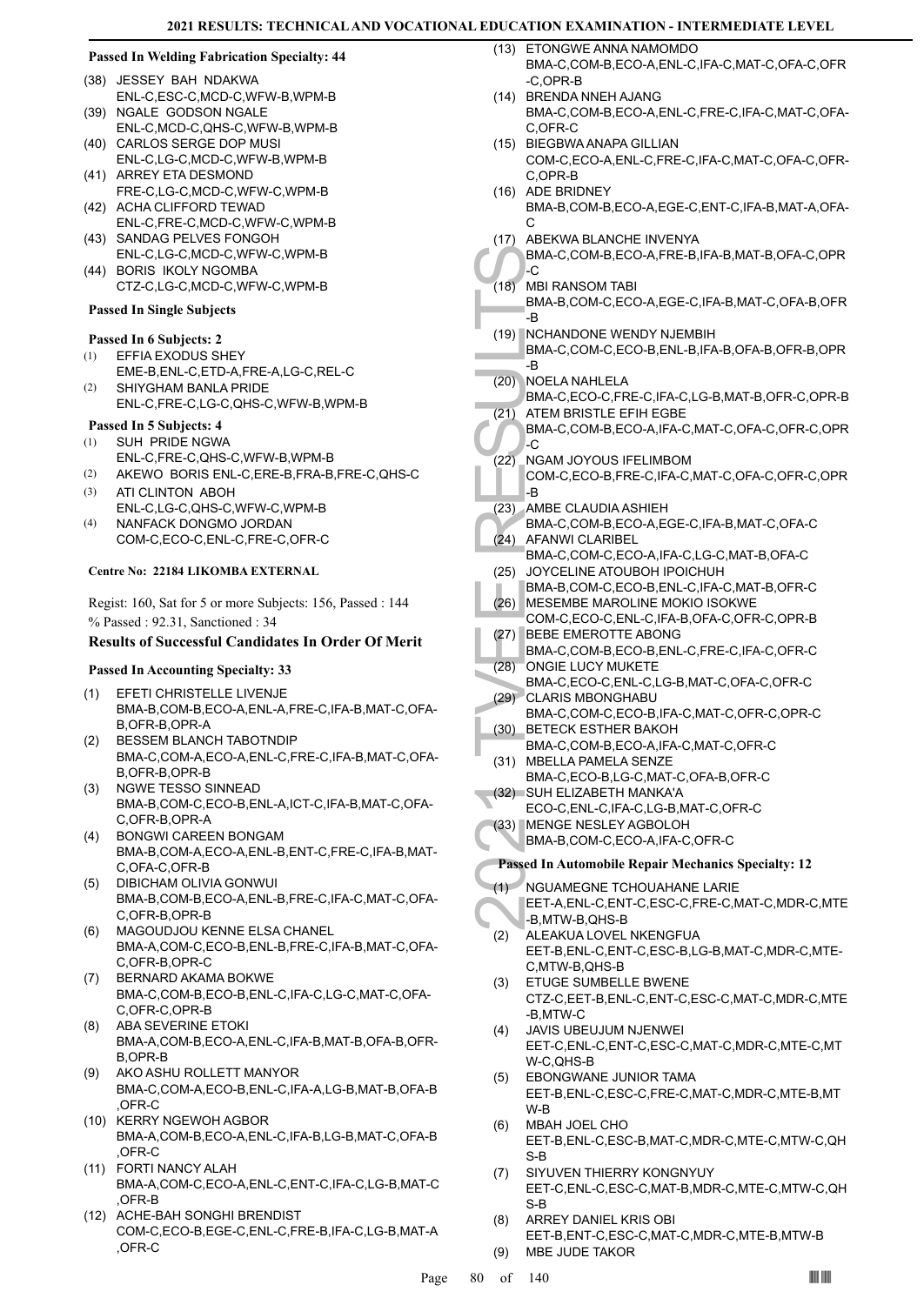**Passed In Welding Fabrication Specialty: 44**

(38) JESSEY BAH NDAKWA
ENL-C,ESC-C,MCD-C,WFW-B,WPM-B

(39) NGALE GODSON NGALE
ENL-C,MCD-C,QHS-C,WFW-B,WPM-B

(40) CARLOS SERGE DOP MUSI
ENL-C,LG-C,MCD-C,WFW-B,WPM-B

(41) ARREY ETA DESMOND
FRE-C,LG-C,MCD-C,WFW-C,WPM-B

(42) ACHA CLIFFORD TEWAD
ENL-C,FRE-C,MCD-C,WFW-C,WPM-B

(43) SANDAG PELVES FONGOH
ENL-C,LG-C,MCD-C,WFW-C,WPM-B

(44) BORIS IKOLY NGOMBA
CTZ-C,LG-C,MCD-C,WFW-C,WPM-B

**Passed In Single Subjects**

**Passed In 6 Subjects: 2**

(1) EFFIA EXODUS SHEY
EME-B,ENL-C,ETD-A,FRE-A,LG-C,REL-C

(2) SHIYGHAM BANLA PRIDE
ENL-C,FRE-C,LG-C,QHS-C,WFW-B,WPM-B

**Passed In 5 Subjects: 4**

(1) SUH PRIDE NGWA
ENL-C,FRE-C,QHS-C,WFW-B,WPM-B

(2) AKEWO BORIS ENL-C,ERE-B,FRA-B,FRE-C,QHS-C

(3) ATI CLINTON ABOH
ENL-C,LG-C,QHS-C,WFW-C,WPM-B

(4) NANFACK DONGMO JORDAN
COM-C,ECO-C,ENL-C,FRE-C,OFR-C

**Centre No: 22184 LIKOMBA EXTERNAL**

Regist: 160, Sat for 5 or more Subjects: 156, Passed : 144
% Passed : 92.31, Sanctioned : 34

### Results of Successful Candidates In Order Of Merit

**Passed In Accounting Specialty: 33**

(1) EFETI CHRISTELLE LIVENJE
BMA-B,COM-B,ECO-A,ENL-A,FRE-C,IFA-B,MAT-C,OFA-B,OFR-B,OPR-A

(2) BESSEM BLANCH TABOTNDIP
BMA-C,COM-A,ECO-A,ENL-C,FRE-C,IFA-B,MAT-C,OFA-B,OFR-B,OPR-B

(3) NGWE TESSO SINNEAD
BMA-B,COM-C,ECO-B,ENL-A,ICT-C,IFA-B,MAT-C,OFA-C,OFR-B,OPR-A

(4) BONGWI CAREEN BONGAM
BMA-B,COM-A,ECO-A,ENL-B,ENT-C,FRE-C,IFA-B,MAT-C,OFA-C,OFR-B

(5) DIBICHAM OLIVIA GONWUI
BMA-B,COM-B,ECO-A,ENL-B,FRE-C,IFA-C,MAT-C,OFA-C,OFR-B,OPR-B

(6) MAGOUDJOU KENNE ELSA CHANEL
BMA-A,COM-C,ECO-B,ENL-B,FRE-C,IFA-B,MAT-C,OFA-C,OFR-B,OPR-C

(7) BERNARD AKAMA BOKWE
BMA-C,COM-B,ECO-B,ENL-C,IFA-C,LG-C,MAT-C,OFA-C,OFR-C,OPR-B

(8) ABA SEVERINE ETOKI
BMA-A,COM-B,ECO-A,ENL-C,IFA-B,MAT-B,OFA-B,OFR-B,OPR-B

(9) AKO ASHU ROLLETT MANYOR
BMA-C,COM-A,ECO-B,ENL-C,IFA-A,LG-B,MAT-B,OFA-B,OFR-C

(10) KERRY NGEWOH AGBOR
BMA-A,COM-B,ECO-A,ENL-C,IFA-B,LG-B,MAT-C,OFA-B,OFR-C

(11) FORTI NANCY ALAH
BMA-A,COM-C,ECO-A,ENL-C,ENT-C,IFA-C,LG-B,MAT-C,OFR-B

(12) ACHE-BAH SONGHI BRENDIST
COM-C,ECO-B,EGE-C,ENL-C,FRE-B,IFA-C,LG-B,MAT-A,OFR-C

(13) ETONGWE ANNA NAMOMDO
BMA-C,COM-B,ECO-A,ENL-C,IFA-C,MAT-C,OFA-C,OFR-C,OPR-B

(14) BRENDA NNEH AJANG
BMA-C,COM-B,ECO-A,ENL-C,FRE-C,IFA-C,MAT-C,OFA-C,OFR-C

(15) BIEGBWA ANAPA GILLIAN
COM-C,ECO-A,ENL-C,FRE-C,IFA-C,MAT-C,OFA-C,OFR-C,OPR-B

(16) ADE BRIDNEY
BMA-B,COM-B,ECO-A,EGE-C,ENT-C,IFA-B,MAT-A,OFA-C

(17) ABEKWA BLANCHE INVENYA
BMA-C,COM-B,ECO-A,FRE-B,IFA-B,MAT-B,OFA-C,OPR-C

(18) MBI RANSOM TABI
BMA-B,COM-C,ECO-A,EGE-C,IFA-B,MAT-C,OFA-B,OFR-B

(19) NCHANDONE WENDY NJEMBIH
BMA-C,COM-C,ECO-B,ENL-B,IFA-B,OFA-B,OFR-B,OPR-B

(20) NOELA NAHLELA
BMA-C,ECO-C,FRE-C,IFA-C,LG-B,MAT-B,OFR-C,OPR-B

(21) ATEM BRISTLE EFIH EGBE
BMA-C,COM-B,ECO-A,IFA-C,MAT-C,OFA-C,OFR-C,OPR-C

(22) NGAM JOYOUS IFELIMBOM
COM-C,ECO-B,FRE-C,IFA-C,MAT-C,OFA-C,OFR-C,OPR-B

(23) AMBE CLAUDIA ASHIEH
BMA-C,COM-B,ECO-A,EGE-C,IFA-B,MAT-C,OFA-C

(24) AFANWI CLARIBEL
BMA-C,COM-C,ECO-A,IFA-C,LG-C,MAT-B,OFA-C

(25) JOYCELINE ATOUBOH IPOICHUH
BMA-B,COM-C,ECO-B,ENL-B,IFA-C,MAT-B,OFR-C

(26) MESEMBE MAROLINE MOKIO ISOKWE
COM-C,ECO-C,ENL-C,IFA-B,OFA-C,OFR-C,OPR-B

(27) BEBE EMEROTTE ABONG
BMA-C,COM-B,ECO-B,ENL-C,FRE-C,IFA-C,OFR-C

(28) ONGIE LUCY MUKETE
BMA-C,ECO-C,ENL-C,LG-B,MAT-C,OFA-C,OFR-C

(29) CLARIS MBONGHABU
BMA-C,COM-C,ECO-B,IFA-C,MAT-C,OFR-C,OPR-C

(30) BETECK ESTHER BAKOH
BMA-C,COM-B,ECO-A,IFA-C,MAT-C,OFR-C

(31) MBELLA PAMELA SENZE
BMA-C,ECO-B,LG-C,MAT-C,OFA-B,OFR-C

(32) SUH ELIZABETH MANKA'A
ECO-C,ENL-C,IFA-C,LG-B,MAT-C,OFR-C

(33) MENGE NESLEY AGBOLOH
BMA-B,COM-C,ECO-A,IFA-C,OFR-C

**Passed In Automobile Repair Mechanics Specialty: 12**

(1) NGUAMEGNE TCHOUAHANE LARIE
EET-A,ENL-C,ENT-C,ESC-C,FRE-C,MAT-C,MDR-C,MTE-B,MTW-B,QHS-B

(2) ALEAKUA LOVEL NKENGFUA
EET-B,ENL-C,ENT-C,ESC-B,LG-B,MAT-C,MDR-C,MTE-C,MTW-B,QHS-B

(3) ETUGE SUMBELLE BWENE
CTZ-C,EET-B,ENL-C,ENT-C,ESC-C,MAT-C,MDR-C,MTE-B,MTW-C

(4) JAVIS UBEUJUM NJENWEI
EET-C,ENL-C,ENT-C,ESC-C,MAT-C,MDR-C,MTE-C,MTW-C,QHS-B

(5) EBONGWANE JUNIOR TAMA
EET-B,ENL-C,ESC-C,FRE-C,MAT-C,MDR-C,MTE-B,MTW-B

(6) MBAH JOEL CHO
EET-B,ENL-C,ESC-B,MAT-C,MDR-C,MTE-C,MTW-C,QHS-B

(7) SIYUVEN THIERRY KONGNYUY
EET-C,ENL-C,ESC-C,MAT-B,MDR-C,MTE-C,MTW-C,QHS-B

(8) ARREY DANIEL KRIS OBI
EET-B,ENT-C,ESC-C,MAT-C,MDR-C,MTE-B,MTW-B

(9) MBE JUDE TAKOR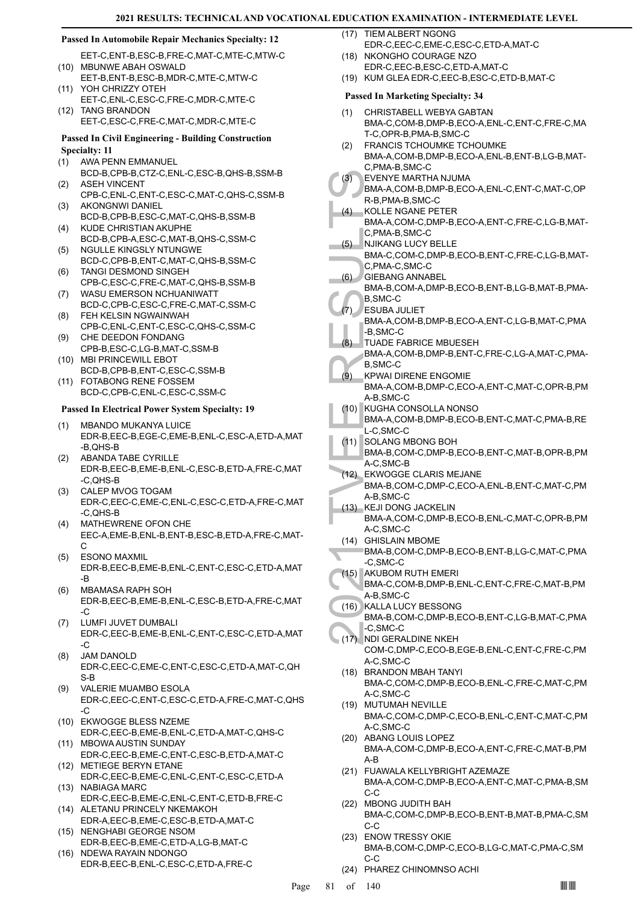### Passed In Automobile Repair Mechanics Specialty: 12

EET-C,ENT-B,ESC-B,FRE-C,MAT-C,MTE-C,MTW-C

(10) MBUNWE ABAH OSWALD
EET-B,ENT-B,ESC-B,MDR-C,MTE-C,MTW-C

(11) YOH CHRIZZY OTEH
EET-C,ENL-C,ESC-C,FRE-C,MDR-C,MTE-C

(12) TANG BRANDON
EET-C,ESC-C,FRE-C,MAT-C,MDR-C,MTE-C

### Passed In Civil Engineering - Building Construction Specialty: 11

(1) AWA PENN EMMANUEL
BCD-B,CPB-B,CTZ-C,ENL-C,ESC-B,QHS-B,SSM-B

(2) ASEH VINCENT
CPB-C,ENL-C,ENT-C,ESC-C,MAT-C,QHS-C,SSM-B

(3) AKONGNWI DANIEL
BCD-B,CPB-B,ESC-C,MAT-C,QHS-B,SSM-B

(4) KUDE CHRISTIAN AKUPHE
BCD-B,CPB-A,ESC-C,MAT-B,QHS-C,SSM-C

(5) NGULLE KINGSLY NTUNGWE
BCD-C,CPB-B,ENT-C,MAT-C,QHS-B,SSM-C

(6) TANGI DESMOND SINGEH
CPB-C,ESC-C,FRE-C,MAT-C,QHS-B,SSM-B

(7) WASU EMERSON NCHUANIWATT
BCD-C,CPB-C,ESC-C,FRE-C,MAT-C,SSM-C

(8) FEH KELSIN NGWAINWAH
CPB-C,ENL-C,ENT-C,ESC-C,QHS-C,SSM-C

(9) CHE DEEDON FONDANG
CPB-B,ESC-C,LG-B,MAT-C,SSM-B

(10) MBI PRINCEWILL EBOT
BCD-B,CPB-B,ENT-C,ESC-C,SSM-B

(11) FOTABONG RENE FOSSEM
BCD-C,CPB-C,ENL-C,ESC-C,SSM-C

### Passed In Electrical Power System Specialty: 19

(1) MBANDO MUKANYA LUICE
EDR-B,EEC-B,EGE-C,EME-B,ENL-C,ESC-A,ETD-A,MAT-B,QHS-B

(2) ABANDA TABE CYRILLE
EDR-B,EEC-B,EME-B,ENL-C,ESC-B,ETD-A,FRE-C,MAT-C,QHS-B

(3) CALEP MVOG TOGAM
EDR-C,EEC-C,EME-C,ENL-C,ESC-C,ETD-A,FRE-C,MAT-C,QHS-B

(4) MATHEWRENE OFON CHE
EEC-A,EME-B,ENL-B,ENT-B,ESC-B,ETD-A,FRE-C,MAT-C

(5) ESONO MAXMIL
EDR-B,EEC-B,EME-B,ENL-C,ENT-C,ESC-C,ETD-A,MAT-B

(6) MBAMASA RAPH SOH
EDR-B,EEC-B,EME-B,ENL-C,ESC-B,ETD-A,FRE-C,MAT-C

(7) LUMFI JUVET DUMBALI
EDR-C,EEC-B,EME-B,ENL-C,ENT-C,ESC-C,ETD-A,MAT-C

(8) JAM DANOLD
EDR-C,EEC-C,EME-C,ENT-C,ESC-C,ETD-A,MAT-C,QHS-B

(9) VALERIE MUAMBO ESOLA
EDR-C,EEC-C,ENT-C,ESC-C,ETD-A,FRE-C,MAT-C,QHS-C

(10) EKWOGGE BLESS NZEME
EDR-C,EEC-B,EME-B,ENL-C,ETD-A,MAT-C,QHS-C

(11) MBOWA AUSTIN SUNDAY
EDR-C,EEC-B,EME-C,ENT-C,ESC-B,ETD-A,MAT-C

(12) METIEGE BERYN ETANE
EDR-C,EEC-B,EME-C,ENL-C,ENT-C,ESC-C,ETD-A

(13) NABIAGA MARC
EDR-C,EEC-B,EME-C,ENL-C,ENT-C,ETD-B,FRE-C

(14) ALETANU PRINCELY NKEMAKOH
EDR-A,EEC-B,EME-C,ESC-B,ETD-A,MAT-C

(15) NENGHABI GEORGE NSOM
EDR-B,EEC-B,EME-C,ETD-A,LG-B,MAT-C

(16) NDEWA RAYAIN NDONGO
EDR-B,EEC-B,ENL-C,ESC-C,ETD-A,FRE-C

(17) TIEM ALBERT NGONG
EDR-C,EEC-C,EME-C,ESC-C,ETD-A,MAT-C

(18) NKONGHO COURAGE NZO
EDR-C,EEC-B,ESC-C,ETD-A,MAT-C

(19) KUM GLEA EDR-C,EEC-B,ESC-C,ETD-B,MAT-C

### Passed In Marketing Specialty: 34

(1) CHRISTABELL WEBYA GABTAN
BMA-C,COM-B,DMP-B,ECO-A,ENL-C,ENT-C,FRE-C,MAT-C,OPR-B,PMA-B,SMC-C

(2) FRANCIS TCHOUMKE TCHOUMKE
BMA-A,COM-B,DMP-B,ECO-A,ENL-B,ENT-B,LG-B,MAT-C,PMA-B,SMC-C

(3) EVENYE MARTHA NJUMA
BMA-A,COM-B,DMP-B,ECO-A,ENL-C,ENT-C,MAT-C,OPR-B,PMA-B,SMC-C

(4) KOLLE NGANE PETER
BMA-A,COM-C,DMP-B,ECO-A,ENT-C,FRE-C,LG-B,MAT-C,PMA-B,SMC-C

(5) NJIKANG LUCY BELLE
BMA-C,COM-C,DMP-B,ECO-B,ENT-C,FRE-C,LG-B,MAT-C,PMA-C,SMC-C

(6) GIEBANG ANNABEL
BMA-B,COM-A,DMP-B,ECO-B,ENT-B,LG-B,MAT-B,PMA-B,SMC-C

(7) ESUBA JULIET
BMA-A,COM-B,DMP-B,ECO-A,ENT-C,LG-B,MAT-C,PMA-B,SMC-C

(8) TUADE FABRICE MBUESEH
BMA-A,COM-B,DMP-B,ENT-C,FRE-C,LG-A,MAT-C,PMA-B,SMC-C

(9) KPWAI DIRENE ENGOMIE
BMA-A,COM-B,DMP-C,ECO-A,ENT-C,MAT-C,OPR-B,PMA-B,SMC-C

(10) KUGHA CONSOLLA NONSO
BMA-A,COM-B,DMP-B,ECO-B,ENT-C,MAT-C,PMA-B,REL-C,SMC-C

(11) SOLANG MBONG BOH
BMA-B,COM-C,DMP-B,ECO-B,ENT-C,MAT-B,OPR-B,PMA-C,SMC-B

(12) EKWOGGE CLARIS MEJANE
BMA-B,COM-C,DMP-C,ECO-A,ENL-B,ENT-C,MAT-C,PMA-B,SMC-C

(13) KEJI DONG JACKELIN
BMA-A,COM-C,DMP-B,ECO-B,ENL-C,MAT-C,OPR-B,PMA-C,SMC-C

(14) GHISLAIN MBOME
BMA-B,COM-C,DMP-B,ECO-B,ENT-B,LG-C,MAT-C,PMA-C,SMC-C

(15) AKUBOM RUTH EMERI
BMA-C,COM-B,DMP-B,ENL-C,ENT-C,FRE-C,MAT-B,PMA-B,SMC-C

(16) KALLA LUCY BESSONG
BMA-B,COM-C,DMP-B,ECO-B,ENT-C,LG-B,MAT-C,PMA-C,SMC-C

(17) NDI GERALDINE NKEH
COM-C,DMP-C,ECO-B,EGE-B,ENL-C,ENT-C,FRE-C,PMA-C,SMC-C

(18) BRANDON MBAH TANYI
BMA-C,COM-C,DMP-B,ECO-B,ENL-C,FRE-C,MAT-C,PMA-C,SMC-C

(19) MUTUMAH NEVILLE
BMA-C,COM-C,DMP-C,ECO-B,ENL-C,ENT-C,MAT-C,PMA-C,SMC-C

(20) ABANG LOUIS LOPEZ
BMA-A,COM-C,DMP-B,ECO-A,ENT-C,FRE-C,MAT-B,PMA-B

(21) FUAWALA KELLYBRIGHT AZEMAZE
BMA-A,COM-C,DMP-B,ECO-A,ENT-C,MAT-C,PMA-B,SMC-C

(22) MBONG JUDITH BAH
BMA-C,COM-C,DMP-B,ECO-B,ENT-B,MAT-B,PMA-C,SMC-C

(23) ENOW TRESSY OKIE
BMA-B,COM-C,DMP-C,ECO-B,LG-C,MAT-C,PMA-C,SMC-C

(24) PHAREZ CHINOMNSO ACHI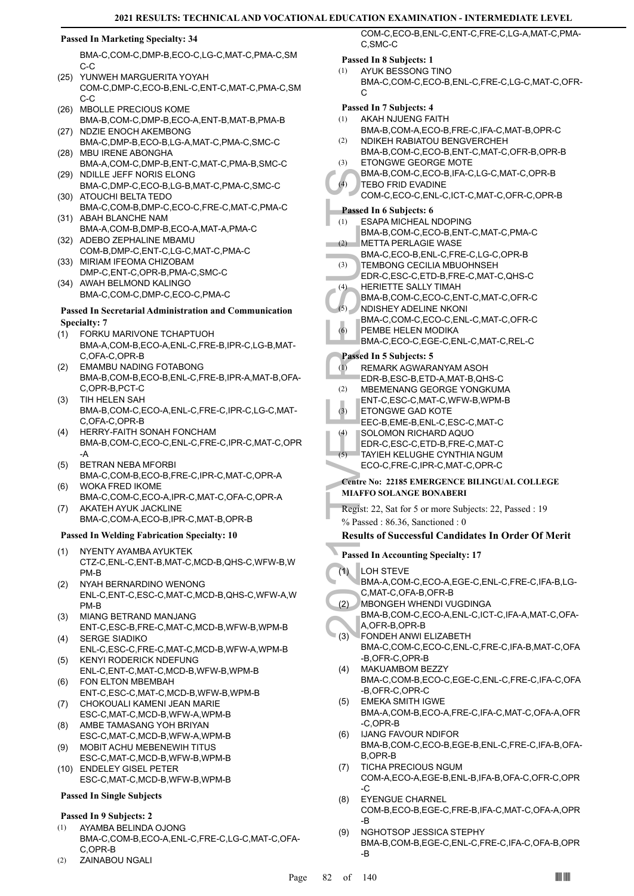### Passed In Marketing Specialty: 34

BMA-C,COM-C,DMP-B,ECO-C,LG-C,MAT-C,PMA-C,SMC-C

(25) YUNWEH MARGUERITA YOYAH
COM-C,DMP-C,ECO-B,ENL-C,ENT-C,MAT-C,PMA-C,SMC-C

(26) MBOLLE PRECIOUS KOME
BMA-B,COM-C,DMP-B,ECO-A,ENT-B,MAT-B,PMA-B

(27) NDZIE ENOCH AKEMBONG
BMA-C,DMP-B,ECO-B,LG-A,MAT-C,PMA-C,SMC-C

(28) MBU IRENE ABONGHA
BMA-A,COM-C,DMP-B,ENT-C,MAT-C,PMA-B,SMC-C

(29) NDILLE JEFF NORIS ELONG
BMA-C,DMP-C,ECO-B,LG-B,MAT-C,PMA-C,SMC-C

(30) ATOUCHI BELTA TEDO
BMA-C,COM-B,DMP-C,ECO-C,FRE-C,MAT-C,PMA-C

(31) ABAH BLANCHE NAM
BMA-A,COM-B,DMP-B,ECO-A,MAT-A,PMA-C

(32) ADEBO ZEPHALINE MBAMU
COM-B,DMP-C,ENT-C,LG-C,MAT-C,PMA-C

(33) MIRIAM IFEOMA CHIZOBAM
DMP-C,ENT-C,OPR-B,PMA-C,SMC-C

(34) AWAH BELMOND KALINGO
BMA-C,COM-C,DMP-C,ECO-C,PMA-C

### Passed In Secretarial Administration and Communication Specialty: 7

(1) FORKU MARIVONE TCHAPTUOH
BMA-A,COM-B,ECO-A,ENL-C,FRE-B,IPR-C,LG-B,MAT-C,OFA-C,OPR-B

(2) EMAMBU NADING FOTABONG
BMA-B,COM-B,ECO-B,ENL-C,FRE-B,IPR-A,MAT-B,OFA-C,OPR-B,PCT-C

(3) TIH HELEN SAH
BMA-B,COM-C,ECO-A,ENL-C,FRE-C,IPR-C,LG-C,MAT-C,OFA-C,OPR-B

(4) HERRY-FAITH SONAH FONCHAM
BMA-B,COM-C,ECO-C,ENL-C,FRE-C,IPR-C,MAT-C,OPR-A

(5) BETRAN NEBA MFORBI
BMA-C,COM-B,ECO-B,FRE-C,IPR-C,MAT-C,OPR-A

(6) WOKA FRED IKOME
BMA-C,COM-C,ECO-A,IPR-C,MAT-C,OFA-C,OPR-A

(7) AKATEH AYUK JACKLINE
BMA-C,COM-A,ECO-B,IPR-C,MAT-B,OPR-B

### Passed In Welding Fabrication Specialty: 10

(1) NYENTY AYAMBA AYUKTEK
CTZ-C,ENL-C,ENT-B,MAT-C,MCD-B,QHS-C,WFW-B,WPM-B

(2) NYAH BERNARDINO WENONG
ENL-C,ENT-C,ESC-C,MAT-C,MCD-B,QHS-C,WFW-A,WPM-B

(3) MIANG BETRAND MANJANG
ENT-C,ESC-B,FRE-C,MAT-C,MCD-B,WFW-B,WPM-B

(4) SERGE SIADIKO
ENL-C,ESC-C,FRE-C,MAT-C,MCD-B,WFW-A,WPM-B

(5) KENYI RODERICK NDEFUNG
ENL-C,ENT-C,MAT-C,MCD-B,WFW-B,WPM-B

(6) FON ELTON MBEMBAH
ENT-C,ESC-C,MAT-C,MCD-B,WFW-B,WPM-B

(7) CHOKOUALI KAMENI JEAN MARIE
ESC-C,MAT-C,MCD-B,WFW-A,WPM-B

(8) AMBE TAMASANG YOH BRIYAN
ESC-C,MAT-C,MCD-B,WFW-A,WPM-B

(9) MOBIT ACHU MEBENEWIH TITUS
ESC-C,MAT-C,MCD-B,WFW-B,WPM-B

(10) ENDELEY GISEL PETER
ESC-C,MAT-C,MCD-B,WFW-B,WPM-B

### Passed In Single Subjects

#### Passed In 9 Subjects: 2

(1) AYAMBA BELINDA OJONG
BMA-C,COM-B,ECO-A,ENL-C,FRE-C,LG-C,MAT-C,OFA-C,OPR-B

(2) ZAINABOU NGALI
COM-C,ECO-B,ENL-C,ENT-C,FRE-C,LG-A,MAT-C,PMA-C,SMC-C

#### Passed In 8 Subjects: 1

(1) AYUK BESSONG TINO
BMA-C,COM-C,ECO-B,ENL-C,FRE-C,LG-C,MAT-C,OFR-C

#### Passed In 7 Subjects: 4

(1) AKAH NJUENG FAITH
BMA-B,COM-A,ECO-B,FRE-C,IFA-C,MAT-B,OPR-C

(2) NDIKEH RABIATOU BENGVERCHEH
BMA-B,COM-C,ECO-B,ENT-C,MAT-C,OFR-B,OPR-B

(3) ETONGWE GEORGE MOTE
BMA-B,COM-C,ECO-B,IFA-C,LG-C,MAT-C,OPR-B

(4) TEBO FRID EVADINE
COM-C,ECO-C,ENL-C,ICT-C,MAT-C,OFR-C,OPR-B

#### Passed In 6 Subjects: 6

(1) ESAPA MICHEAL NDOPING
BMA-B,COM-C,ECO-B,ENT-C,MAT-C,PMA-C

(2) METTA PERLAGIE WASE
BMA-C,ECO-B,ENL-C,FRE-C,LG-C,OPR-B

(3) TEMBONG CECILIA MBUOHNSEH
EDR-C,ESC-C,ETD-B,FRE-C,MAT-C,QHS-C

(4) HERIETTE SALLY TIMAH
BMA-B,COM-C,ECO-C,ENT-C,MAT-C,OFR-C

(5) NDISHEY ADELINE NKONI
BMA-C,COM-C,ECO-C,ENL-C,MAT-C,OFR-C

(6) PEMBE HELEN MODIKA
BMA-C,ECO-C,EGE-C,ENL-C,MAT-C,REL-C

#### Passed In 5 Subjects: 5

(1) REMARK AGWARANYAM ASOH
EDR-B,ESC-B,ETD-A,MAT-B,QHS-C

(2) MBEMENANG GEORGE YONGKUMA
ENT-C,ESC-C,MAT-C,WFW-B,WPM-B

(3) ETONGWE GAD KOTE
EEC-B,EME-B,ENL-C,ESC-C,MAT-C

(4) SOLOMON RICHARD AQUO
EDR-C,ESC-C,ETD-B,FRE-C,MAT-C

(5) TAYIEH KELUGHE CYNTHIA NGUM
ECO-C,FRE-C,IPR-C,MAT-C,OPR-C

**Centre No: 22185 EMERGENCE BILINGUAL COLLEGE MIAFFO SOLANGE BONABERI**

Regist: 22, Sat for 5 or more Subjects: 22, Passed : 19

% Passed : 86.36, Sanctioned : 0

## Results of Successful Candidates In Order Of Merit

### Passed In Accounting Specialty: 17

(1) LOH STEVE
BMA-A,COM-C,ECO-A,EGE-C,ENL-C,FRE-C,IFA-B,LG-C,MAT-C,OFA-B,OFR-B

(2) MBONGEH WHENDI VUGDINGA
BMA-B,COM-C,ECO-A,ENL-C,ICT-C,IFA-A,MAT-C,OFA-A,OFR-B,OPR-B

(3) FONDEH ANWI ELIZABETH
BMA-C,COM-C,ECO-C,ENL-C,FRE-C,IFA-B,MAT-C,OFA-B,OFR-C,OPR-B

(4) MAKUAMBOM BEZZY
BMA-C,COM-B,ECO-C,EGE-C,ENL-C,FRE-C,IFA-C,OFA-B,OFR-C,OPR-C

(5) EMEKA SMITH IGWE
BMA-A,COM-B,ECO-A,FRE-C,IFA-C,MAT-C,OFA-A,OFR-C,OPR-B

(6) IJANG FAVOUR NDIFOR
BMA-B,COM-C,ECO-B,EGE-B,ENL-C,FRE-C,IFA-B,OFA-B,OPR-B

(7) TICHA PRECIOUS NGUM
COM-A,ECO-A,EGE-B,ENL-B,IFA-B,OFA-C,OFR-C,OPR-C

(8) EYENGUE CHARNEL
COM-B,ECO-B,EGE-C,FRE-B,IFA-C,MAT-C,OFA-A,OPR-B

(9) NGHOTSOP JESSICA STEPHY
BMA-B,COM-B,EGE-C,ENL-C,FRE-C,IFA-C,OFA-B,OPR-B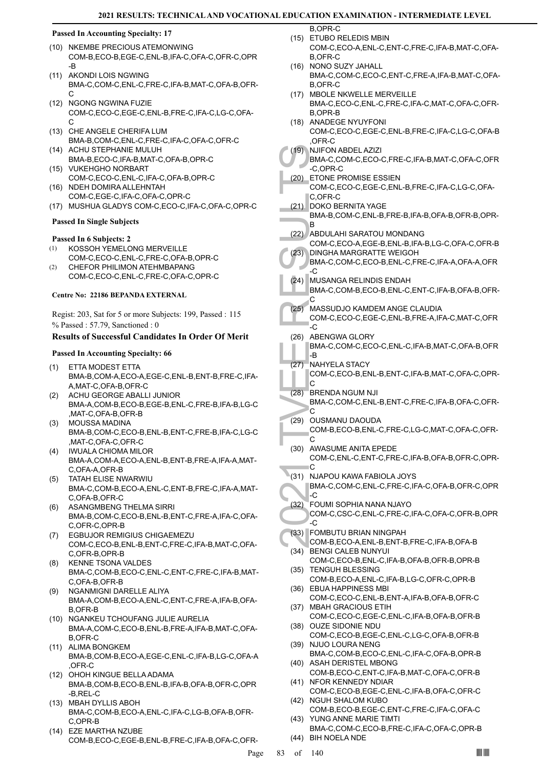**Passed In Accounting Specialty: 17**

(10) NKEMBE PRECIOUS ATEMONWING
COM-B,ECO-B,EGE-C,ENL-B,IFA-C,OFA-C,OFR-C,OPR-B

(11) AKONDI LOIS NGWING
BMA-C,COM-C,ENL-C,FRE-C,IFA-B,MAT-C,OFA-B,OFR-C

(12) NGONG NGWINA FUZIE
COM-C,ECO-C,EGE-C,ENL-B,FRE-C,IFA-C,LG-C,OFA-C

(13) CHE ANGELE CHERIFA LUM
BMA-B,COM-C,ENL-C,FRE-C,IFA-C,OFA-C,OFR-C

(14) ACHU STEPHANIE MULUH
BMA-B,ECO-C,IFA-B,MAT-C,OFA-B,OPR-C

(15) VUKEHGHO NORBART
COM-C,ECO-C,ENL-C,IFA-C,OFA-B,OPR-C

(16) NDEH DOMIRA ALLEHNTAH
COM-C,EGE-C,IFA-C,OFA-C,OPR-C

(17) MUSHUA GLADYS COM-C,ECO-C,IFA-C,OFA-C,OPR-C

**Passed In Single Subjects**

**Passed In 6 Subjects: 2**

(1) KOSSOH YEMELONG MERVEILLE
COM-C,ECO-C,ENL-C,FRE-C,OFA-B,OPR-C

(2) CHEFOR PHILIMON ATEHMBAPANG
COM-C,ECO-C,ENL-C,FRE-C,OFA-C,OPR-C

**Centre No: 22186 BEPANDA EXTERNAL**

Regist: 203, Sat for 5 or more Subjects: 199, Passed : 115
% Passed : 57.79, Sanctioned : 0

### Results of Successful Candidates In Order Of Merit

**Passed In Accounting Specialty: 66**

(1) ETTA MODEST ETTA
BMA-B,COM-A,ECO-A,EGE-C,ENL-B,ENT-B,FRE-C,IFA-A,MAT-C,OFA-B,OFR-C

(2) ACHU GEORGE ABALLI JUNIOR
BMA-A,COM-B,ECO-B,EGE-B,ENL-C,FRE-B,IFA-B,LG-C,MAT-C,OFA-B,OFR-B

(3) MOUSSA MADINA
BMA-B,COM-C,ECO-B,ENL-B,ENT-C,FRE-B,IFA-C,LG-C,MAT-C,OFA-C,OFR-C

(4) IWUALA CHIOMA MILOR
BMA-A,COM-A,ECO-A,ENL-B,ENT-B,FRE-A,IFA-A,MAT-C,OFA-A,OFR-B

(5) TATAH ELISE NWARWIU
BMA-C,COM-B,ECO-A,ENL-C,ENT-B,FRE-C,IFA-A,MAT-C,OFA-B,OFR-C

(6) ASANGMBENG THELMA SIRRI
BMA-B,COM-C,ECO-B,ENL-B,ENT-C,FRE-A,IFA-C,OFA-C,OFR-C,OPR-B

(7) EGBUJOR REMIGIUS CHIGAEMEZU
COM-C,ECO-B,ENL-B,ENT-C,FRE-C,IFA-B,MAT-C,OFA-C,OFR-B,OPR-B

(8) KENNE TSONA VALDES
BMA-C,COM-B,ECO-C,ENL-C,ENT-C,FRE-C,IFA-B,MAT-C,OFA-B,OFR-B

(9) NGANMIGNI DARELLE ALIYA
BMA-A,COM-B,ECO-A,ENL-C,ENT-C,FRE-A,IFA-B,OFA-B,OFR-B

(10) NGANKEU TCHOUFANG JULIE AURELIA
BMA-A,COM-C,ECO-B,ENL-B,FRE-A,IFA-B,MAT-C,OFA-B,OFR-C

(11) ALIMA BONGKEM
BMA-B,COM-B,ECO-A,EGE-C,ENL-C,IFA-B,LG-C,OFA-A,OFR-C

(12) OHOH KINGUE BELLA ADAMA
BMA-B,COM-B,ECO-B,ENL-B,IFA-B,OFA-B,OFR-C,OPR-B,REL-C

(13) MBAH DYLLIS ABOH
BMA-C,COM-B,ECO-A,ENL-C,IFA-C,LG-B,OFA-B,OFR-C,OPR-B

(14) EZE MARTHA NZUBE
COM-B,ECO-C,EGE-B,ENL-B,FRE-C,IFA-B,OFA-C,OFR-B,OPR-C

(15) ETUBO RELEDIS MBIN
COM-C,ECO-A,ENL-C,ENT-C,FRE-C,IFA-B,MAT-C,OFA-B,OFR-C

(16) NONO SUZY JAHALL
BMA-C,COM-C,ECO-C,ENT-C,FRE-A,IFA-B,MAT-C,OFA-B,OFR-C

(17) MBOLE NKWELLE MERVEILLE
BMA-C,ECO-C,ENL-C,FRE-C,IFA-C,MAT-C,OFA-C,OFR-B,OPR-B

(18) ANADEGE NYUYFONI
COM-C,ECO-C,EGE-C,ENL-B,FRE-C,IFA-C,LG-C,OFA-B,OFR-C

(19) NJIFON ABDEL AZIZI
BMA-C,COM-C,ECO-C,FRE-C,IFA-B,MAT-C,OFA-C,OFR-C,OPR-C

(20) ETONE PROMISE ESSIEN
COM-C,ECO-C,EGE-C,ENL-B,FRE-C,IFA-C,LG-C,OFA-C,OFR-C

(21) DOKO BERNITA YAGE
BMA-B,COM-C,ENL-B,FRE-B,IFA-B,OFA-B,OFR-B,OPR-B

(22) ABDULAHI SARATOU MONDANG
COM-C,ECO-A,EGE-B,ENL-B,IFA-B,LG-C,OFA-C,OFR-B

(23) DINGHA MARGRATTE WEIGOH
BMA-C,COM-C,ECO-B,ENL-C,FRE-C,IFA-A,OFA-A,OFR-C

(24) MUSANGA RELINDIS ENDAH
BMA-C,COM-B,ECO-B,ENL-C,ENT-C,IFA-B,OFA-B,OFR-C

(25) MASSUDJO KAMDEM ANGE CLAUDIA
COM-C,ECO-C,EGE-C,ENL-B,FRE-A,IFA-C,MAT-C,OFR-C

(26) ABENGWA GLORY
BMA-C,COM-C,ECO-C,ENL-C,IFA-B,MAT-C,OFA-B,OFR-B

(27) NAHYELA STACY
COM-C,ECO-B,ENL-B,ENT-C,IFA-B,MAT-C,OFA-C,OPR-C

(28) BRENDA NGUM NJI
BMA-C,COM-C,ENL-B,ENT-C,FRE-C,IFA-B,OFA-C,OFR-C

(29) OUSMANU DAOUDA
COM-B,ECO-B,ENL-C,FRE-C,LG-C,MAT-C,OFA-C,OFR-C

(30) AWASUME ANITA EPEDE
COM-C,ENL-C,ENT-C,FRE-C,IFA-B,OFA-B,OFR-C,OPR-C

(31) NJAPOU KAWA FABIOLA JOYS
BMA-C,COM-C,ENL-C,FRE-C,IFA-C,OFA-B,OFR-C,OPR-C

(32) FOUMI SOPHIA NANA NJAYO
COM-C,CSC-C,ENL-C,FRE-C,IFA-C,OFA-C,OFR-B,OPR-C

(33) FOMBUTU BRIAN NINGPAH
COM-B,ECO-A,ENL-B,ENT-B,FRE-C,IFA-B,OFA-B

(34) BENGI CALEB NUNYUI
COM-C,ECO-B,ENL-C,IFA-B,OFA-B,OFR-B,OPR-B

(35) TENGUH BLESSING
COM-B,ECO-A,ENL-C,IFA-B,LG-C,OFR-C,OPR-B

(36) EBUA HAPPINESS MBI
COM-C,ECO-C,ENL-B,ENT-A,IFA-B,OFA-B,OFR-C

(37) MBAH GRACIOUS ETIH
COM-C,ECO-C,EGE-C,ENL-C,IFA-B,OFA-B,OFR-B

(38) OUZE SIDONIE NDU
COM-C,ECO-B,EGE-C,ENL-C,LG-C,OFA-B,OFR-B

(39) NJUO LOURA NENG
BMA-C,COM-B,ECO-C,ENL-C,IFA-C,OFA-B,OPR-B

(40) ASAH DERISTEL MBONG
COM-B,ECO-C,ENT-C,IFA-B,MAT-C,OFA-C,OFR-B

(41) NFOR KENNEDY NDIAR
COM-C,ECO-B,EGE-C,ENL-C,IFA-B,OFA-C,OFR-C

(42) NGUH SHALOM KUBO
COM-B,ECO-B,EGE-C,ENT-C,FRE-C,IFA-C,OFA-C

(43) YUNG ANNE MARIE TIMTI
BMA-C,COM-C,ECO-B,FRE-C,IFA-C,OFA-C,OPR-B

(44) BIH NOELA NDE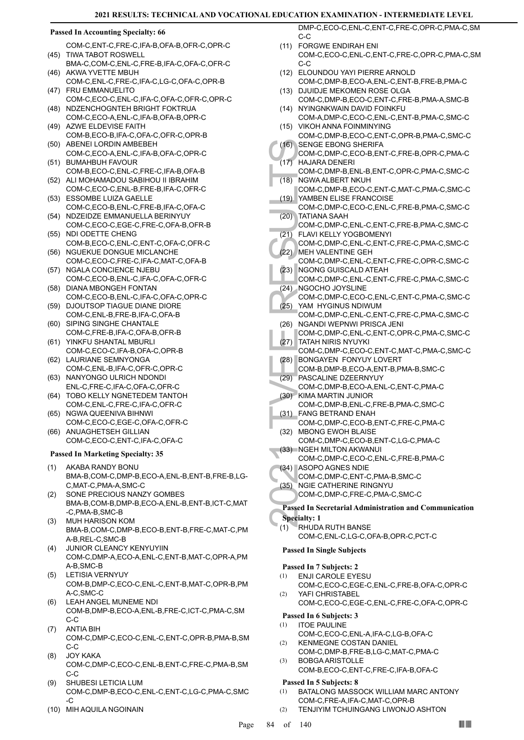### Passed In Accounting Specialty: 66

COM-C,ENT-C,FRE-C,IFA-B,OFA-B,OFR-C,OPR-C

(45) TIWA TABOT ROSWELL
BMA-C,COM-C,ENL-C,FRE-B,IFA-C,OFA-C,OFR-C

(46) AKWA YVETTE MBUH
COM-C,ENL-C,FRE-C,IFA-C,LG-C,OFA-C,OPR-B

(47) FRU EMMANUELITO
COM-C,ECO-C,ENL-C,IFA-C,OFA-C,OFR-C,OPR-C

(48) NDZENCHOGNTEH BRIGHT FOKTRUA
COM-C,ECO-A,ENL-C,IFA-B,OFA-B,OPR-C

(49) AZWE ELDEVISE FAITH
COM-B,ECO-B,IFA-C,OFA-C,OFR-C,OPR-B

(50) ABENEI LORDIN AMBEBEH
COM-C,ECO-A,ENL-C,IFA-B,OFA-C,OPR-C

(51) BUMAHBUH FAVOUR
COM-B,ECO-C,ENL-C,FRE-C,IFA-B,OFA-B

(52) ALI MOHAMADOU SABIHOU II IBRAHIM
COM-C,ECO-C,ENL-B,FRE-B,IFA-C,OFR-C

(53) ESSOMBE LUIZA GAELLE
COM-C,ECO-B,ENL-C,FRE-B,IFA-C,OFA-C

(54) NDZEIDZE EMMANUELLA BERINYUY
COM-C,ECO-C,EGE-C,FRE-C,OFA-B,OFR-B

(55) NDI ODETTE CHENG
COM-B,ECO-C,ENL-C,ENT-C,OFA-C,OFR-C

(56) NGUEKUE DONGUE MICLANCHE
COM-C,ECO-C,FRE-C,IFA-C,MAT-C,OFA-B

(57) NGALA CONCIENCE NJEBU
COM-C,ECO-B,ENL-C,IFA-C,OFA-C,OFR-C

(58) DIANA MBONGEH FONTAN
COM-C,ECO-B,ENL-C,IFA-C,OFA-C,OPR-C

(59) DJOUTSOP TIAGUE DIANE DIORE
COM-C,ENL-B,FRE-B,IFA-C,OFA-B

(60) SIPING SINGHE CHANTALE
COM-C,FRE-B,IFA-C,OFA-B,OFR-B

(61) YINKFU SHANTAL MBURLI
COM-C,ECO-C,IFA-B,OFA-C,OPR-B

(62) LAURIANE SEMNYONGA
COM-C,ENL-B,IFA-C,OFR-C,OPR-C

(63) NANYONGO ULRICH NDONDI
ENL-C,FRE-C,IFA-C,OFA-C,OFR-C

(64) TOBO KELLY NGNETEDEM TANTOH
COM-C,ENL-C,FRE-C,IFA-C,OFR-C

(65) NGWA QUEENIVA BIHNWI
COM-C,ECO-C,EGE-C,OFA-C,OFR-C

(66) ANUAGHETSEH GILLIAN
COM-C,ECO-C,ENT-C,IFA-C,OFA-C

### Passed In Marketing Specialty: 35

(1) AKABA RANDY BONU
BMA-B,COM-C,DMP-B,ECO-A,ENL-B,ENT-B,FRE-B,LG-C,MAT-C,PMA-A,SMC-C

(2) SONE PRECIOUS NANZY GOMBES
BMA-B,COM-B,DMP-B,ECO-A,ENL-B,ENT-B,ICT-C,MAT-C,PMA-B,SMC-B

(3) MUH HARISON KOM
BMA-B,COM-C,DMP-B,ECO-B,ENT-B,FRE-C,MAT-C,PMA-B,REL-C,SMC-B

(4) JUNIOR CLEANCY KENYUYIIN
COM-C,DMP-A,ECO-A,ENL-C,ENT-B,MAT-C,OPR-A,PMA-B,SMC-B

(5) LETISIA VERNYUY
COM-B,DMP-C,ECO-C,ENL-C,ENT-B,MAT-C,OPR-B,PMA-C,SMC-C

(6) LEAH ANGEL MUNEME NDI
COM-B,DMP-B,ECO-A,ENL-B,FRE-C,ICT-C,PMA-C,SMC-C

(7) ANTIA BIH
COM-C,DMP-C,ECO-C,ENL-C,ENT-C,OPR-B,PMA-B,SMC-C

(8) JOY KAKA
COM-C,DMP-C,ECO-C,ENL-B,ENT-C,FRE-C,PMA-B,SMC-C

(9) SHUBESI LETICIA LUM
COM-C,DMP-B,ECO-C,ENL-C,ENT-C,LG-C,PMA-C,SMC-C

(10) MIH AQUILA NGOINAIN
DMP-C,ECO-C,ENL-C,ENT-C,FRE-C,OPR-C,PMA-C,SMC-C

(11) FORGWE ENDIRAH ENI
COM-C,ECO-C,ENL-C,ENT-C,FRE-C,OPR-C,PMA-C,SMC-C

(12) ELOUNDOU YAYI PIERRE ARNOLD
COM-C,DMP-B,ECO-A,ENL-C,ENT-B,FRE-B,PMA-C

(13) DJUIDJE MEKOMEN ROSE OLGA
COM-C,DMP-B,ECO-C,ENT-C,FRE-B,PMA-A,SMC-B

(14) NYINGNKWAIN DAVID FOINKFU
COM-A,DMP-C,ECO-C,ENL-C,ENT-B,PMA-C,SMC-C

(15) VIKOH ANNA FOINMINYING
COM-C,DMP-B,ECO-C,ENT-C,OPR-B,PMA-C,SMC-C

(16) SENGE EBONG SHERIFA
COM-C,DMP-C,ECO-B,ENT-C,FRE-B,OPR-C,PMA-C

(17) HAJARA DENERI
COM-C,DMP-B,ENL-B,ENT-C,OPR-C,PMA-C,SMC-C

(18) NGWA ALBERT NKUH
COM-C,DMP-B,ECO-C,ENT-C,MAT-C,PMA-C,SMC-C

(19) YAMBEN ELISE FRANCOISE
COM-C,DMP-C,ECO-C,ENL-C,FRE-B,PMA-C,SMC-C

(20) TATIANA SAAH
COM-C,DMP-C,ENL-C,ENT-C,FRE-B,PMA-C,SMC-C

(21) FLAVI KELLY YOGBOMENYI
COM-C,DMP-C,ENL-C,ENT-C,FRE-C,PMA-C,SMC-C

(22) MEH VALENTINE GEH
COM-C,DMP-C,ENL-C,ENT-C,FRE-C,OPR-C,SMC-C

(23) NGONG GUISCALD ATEAH
COM-C,DMP-C,ENL-C,ENT-C,FRE-C,PMA-C,SMC-C

(24) NGOCHO JOYSLINE
COM-C,DMP-C,ECO-C,ENL-C,ENT-C,PMA-C,SMC-C

(25) YAM HYGINUS NDIWUM
COM-C,DMP-C,ENL-C,ENT-C,FRE-C,PMA-C,SMC-C

(26) NGANDI WEPNWI PRISCA JENI
COM-C,DMP-C,ENL-C,ENT-C,OPR-C,PMA-C,SMC-C

(27) TATAH NIRIS NYUYKI
COM-C,DMP-C,ECO-C,ENT-C,MAT-C,PMA-C,SMC-C

(28) BONGAYEN FONYUY LOVERT
COM-B,DMP-B,ECO-A,ENT-B,PMA-B,SMC-C

(29) PASCALINE DZEERNYUY
COM-C,DMP-B,ECO-A,ENL-C,ENT-C,PMA-C

(30) KIMA MARTIN JUNIOR
COM-C,DMP-B,ENL-C,FRE-B,PMA-C,SMC-C

(31) FANG BETRAND ENAH
COM-C,DMP-C,ECO-B,ENT-C,FRE-C,PMA-C

(32) MBONG EWOH BLAISE
COM-C,DMP-C,ECO-B,ENT-C,LG-C,PMA-C

(33) NGEH MILTON AKWANUI
COM-C,DMP-C,ECO-C,ENL-C,FRE-B,PMA-C

(34) ASOPO AGNES NDIE
COM-C,DMP-C,ENT-C,PMA-B,SMC-C

(35) NGIE CATHERINE RINGNYU
COM-C,DMP-C,FRE-C,PMA-C,SMC-C

### Passed In Secretarial Administration and Communication Specialty: 1

(1) RHUDA RUTH BANSE
COM-C,ENL-C,LG-C,OFA-B,OPR-C,PCT-C

### Passed In Single Subjects

#### Passed In 7 Subjects: 2

(1) ENJI CAROLE EYESU
COM-C,ECO-C,EGE-C,ENL-C,FRE-B,OFA-C,OPR-C

(2) YAFI CHRISTABEL
COM-C,ECO-C,EGE-C,ENL-C,FRE-C,OFA-C,OPR-C

#### Passed In 6 Subjects: 3

(1) ITOE PAULINE
COM-C,ECO-C,ENL-A,IFA-C,LG-B,OFA-C

(2) KENMEGNE COSTAN DANIEL
COM-C,DMP-B,FRE-B,LG-C,MAT-C,PMA-C

(3) BOBGA ARISTOLLE
COM-B,ECO-C,ENT-C,FRE-C,IFA-B,OFA-C

#### Passed In 5 Subjects: 8

(1) BATALONG MASSOCK WILLIAM MARC ANTONY
COM-C,FRE-A,IFA-C,MAT-C,OPR-B

(2) TENJIYIM TCHUINGANG LIWONJO ASHTON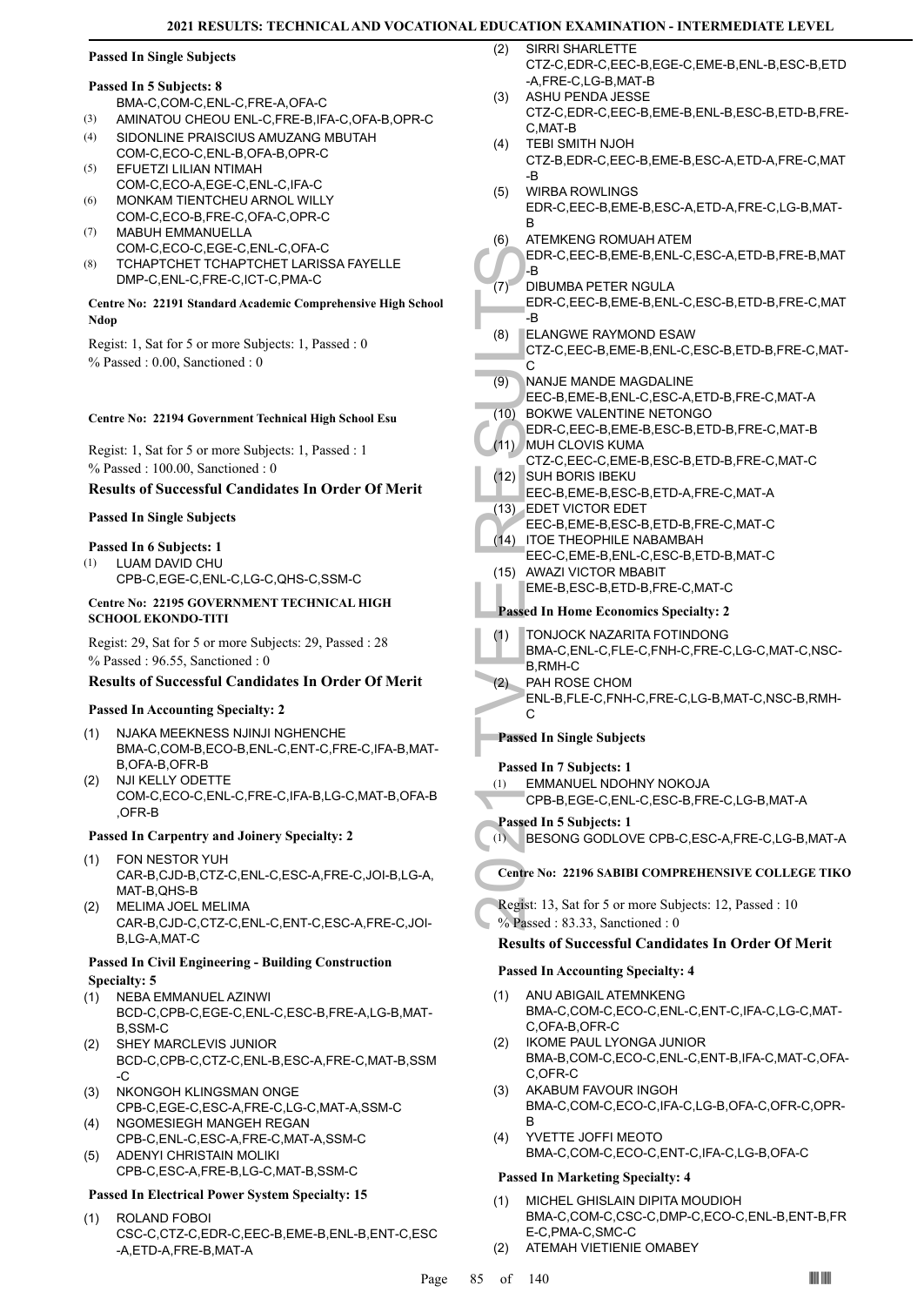**Passed In Single Subjects**

**Passed In 5 Subjects: 8**

BMA-C,COM-C,ENL-C,FRE-A,OFA-C

(3) AMINATOU CHEOU ENL-C,FRE-B,IFA-C,OFA-B,OPR-C
(4) SIDONLINE PRAISCIUS AMUZANG MBUTAH COM-C,ECO-C,ENL-B,OFA-B,OPR-C
(5) EFUETZI LILIAN NTIMAH COM-C,ECO-A,EGE-C,ENL-C,IFA-C
(6) MONKAM TIENTCHEU ARNOL WILLY COM-C,ECO-B,FRE-C,OFA-C,OPR-C
(7) MABUH EMMANUELLA COM-C,ECO-C,EGE-C,ENL-C,OFA-C
(8) TCHAPTCHET TCHAPTCHET LARISSA FAYELLE DMP-C,ENL-C,FRE-C,ICT-C,PMA-C

**Centre No: 22191 Standard Academic Comprehensive High School Ndop**

Regist: 1, Sat for 5 or more Subjects: 1, Passed : 0
% Passed : 0.00, Sanctioned : 0

**Centre No: 22194 Government Technical High School Esu**

Regist: 1, Sat for 5 or more Subjects: 1, Passed : 1
% Passed : 100.00, Sanctioned : 0

### Results of Successful Candidates In Order Of Merit

**Passed In Single Subjects**

**Passed In 6 Subjects: 1**

(1) LUAM DAVID CHU CPB-C,EGE-C,ENL-C,LG-C,QHS-C,SSM-C

**Centre No: 22195 GOVERNMENT TECHNICAL HIGH SCHOOL EKONDO-TITI**

Regist: 29, Sat for 5 or more Subjects: 29, Passed : 28
% Passed : 96.55, Sanctioned : 0

### Results of Successful Candidates In Order Of Merit

**Passed In Accounting Specialty: 2**

(1) NJAKA MEEKNESS NJINJI NGHENCHE BMA-C,COM-B,ECO-B,ENL-C,ENT-C,FRE-C,IFA-B,MAT-B,OFA-B,OFR-B
(2) NJI KELLY ODETTE COM-C,ECO-C,ENL-C,FRE-C,IFA-B,LG-C,MAT-B,OFA-B,OFR-B

**Passed In Carpentry and Joinery Specialty: 2**

(1) FON NESTOR YUH CAR-B,CJD-B,CTZ-C,ENL-C,ESC-A,FRE-C,JOI-B,LG-A,MAT-B,QHS-B
(2) MELIMA JOEL MELIMA CAR-B,CJD-C,CTZ-C,ENL-C,ENT-C,ESC-A,FRE-C,JOI-B,LG-A,MAT-C

**Passed In Civil Engineering - Building Construction Specialty: 5**

(1) NEBA EMMANUEL AZINWI BCD-C,CPB-C,EGE-C,ENL-C,ESC-B,FRE-A,LG-B,MAT-B,SSM-C
(2) SHEY MARCLEVIS JUNIOR BCD-C,CPB-C,CTZ-C,ENL-B,ESC-A,FRE-C,MAT-B,SSM-C
(3) NKONGOH KLINGSMAN ONGE CPB-C,EGE-C,ESC-A,FRE-C,LG-C,MAT-A,SSM-C
(4) NGOMESIEGH MANGEH REGAN CPB-C,ENL-C,ESC-A,FRE-C,MAT-A,SSM-C
(5) ADENYI CHRISTAIN MOLIKI CPB-C,ESC-A,FRE-B,LG-C,MAT-B,SSM-C

**Passed In Electrical Power System Specialty: 15**

(1) ROLAND FOBOI CSC-C,CTZ-C,EDR-C,EEC-B,EME-B,ENL-B,ENT-C,ESC-A,ETD-A,FRE-B,MAT-A
(2) SIRRI SHARLETTE CTZ-C,EDR-C,EEC-B,EGE-C,EME-B,ENL-B,ESC-B,ETD-A,FRE-C,LG-B,MAT-B
(3) ASHU PENDA JESSE CTZ-C,EDR-C,EEC-B,EME-B,ENL-B,ESC-B,ETD-B,FRE-C,MAT-B
(4) TEBI SMITH NJOH CTZ-B,EDR-C,EEC-B,EME-B,ESC-A,ETD-A,FRE-C,MAT-B
(5) WIRBA ROWLINGS EDR-C,EEC-B,EME-B,ESC-A,ETD-A,FRE-C,LG-B,MAT-B
(6) ATEMKENG ROMUAH ATEM EDR-C,EEC-B,EME-B,ENL-C,ESC-A,ETD-B,FRE-B,MAT-B
(7) DIBUMBA PETER NGULA EDR-C,EEC-B,EME-B,ENL-C,ESC-B,ETD-B,FRE-C,MAT-B
(8) ELANGWE RAYMOND ESAW CTZ-C,EEC-B,EME-B,ENL-C,ESC-B,ETD-B,FRE-C,MAT-C
(9) NANJE MANDE MAGDALINE EEC-B,EME-B,ENL-C,ESC-A,ETD-B,FRE-C,MAT-A
(10) BOKWE VALENTINE NETONGO EDR-C,EEC-B,EME-B,ESC-B,ETD-B,FRE-C,MAT-B
(11) MUH CLOVIS KUMA CTZ-C,EEC-C,EME-B,ESC-B,ETD-B,FRE-C,MAT-C
(12) SUH BORIS IBEKU EEC-B,EME-B,ESC-B,ETD-A,FRE-C,MAT-A
(13) EDET VICTOR EDET EEC-B,EME-B,ESC-B,ETD-B,FRE-C,MAT-C
(14) ITOE THEOPHILE NABAMBAH EEC-C,EME-B,ENL-C,ESC-B,ETD-B,MAT-C
(15) AWAZI VICTOR MBABIT EME-B,ESC-B,ETD-B,FRE-C,MAT-C

**Passed In Home Economics Specialty: 2**

(1) TONJOCK NAZARITA FOTINDONG BMA-C,ENL-C,FLE-C,FNH-C,FRE-C,LG-C,MAT-C,NSC-B,RMH-C
(2) PAH ROSE CHOM ENL-B,FLE-C,FNH-C,FRE-C,LG-B,MAT-C,NSC-B,RMH-C

**Passed In Single Subjects**

**Passed In 7 Subjects: 1**

(1) EMMANUEL NDOHNY NOKOJA CPB-B,EGE-C,ENL-C,ESC-B,FRE-C,LG-B,MAT-A

**Passed In 5 Subjects: 1**

(1) BESONG GODLOVE CPB-C,ESC-A,FRE-C,LG-B,MAT-A

**Centre No: 22196 SABIBI COMPREHENSIVE COLLEGE TIKO**

Regist: 13, Sat for 5 or more Subjects: 12, Passed : 10
% Passed : 83.33, Sanctioned : 0

### Results of Successful Candidates In Order Of Merit

**Passed In Accounting Specialty: 4**

(1) ANU ABIGAIL ATEMNKENG BMA-C,COM-C,ECO-C,ENL-C,ENT-C,IFA-C,LG-C,MAT-C,OFA-B,OFR-C
(2) IKOME PAUL LYONGA JUNIOR BMA-B,COM-C,ECO-C,ENL-C,ENT-B,IFA-C,MAT-C,OFA-C,OFR-C
(3) AKABUM FAVOUR INGOH BMA-C,COM-C,ECO-C,IFA-C,LG-B,OFA-C,OFR-C,OPR-B
(4) YVETTE JOFFI MEOTO BMA-C,COM-C,ECO-C,ENT-C,IFA-C,LG-B,OFA-C

**Passed In Marketing Specialty: 4**

(1) MICHEL GHISLAIN DIPITA MOUDIOH BMA-C,COM-C,CSC-C,DMP-C,ECO-C,ENL-B,ENT-B,FRE-C,PMA-C,SMC-C
(2) ATEMAH VIETIENIE OMABEY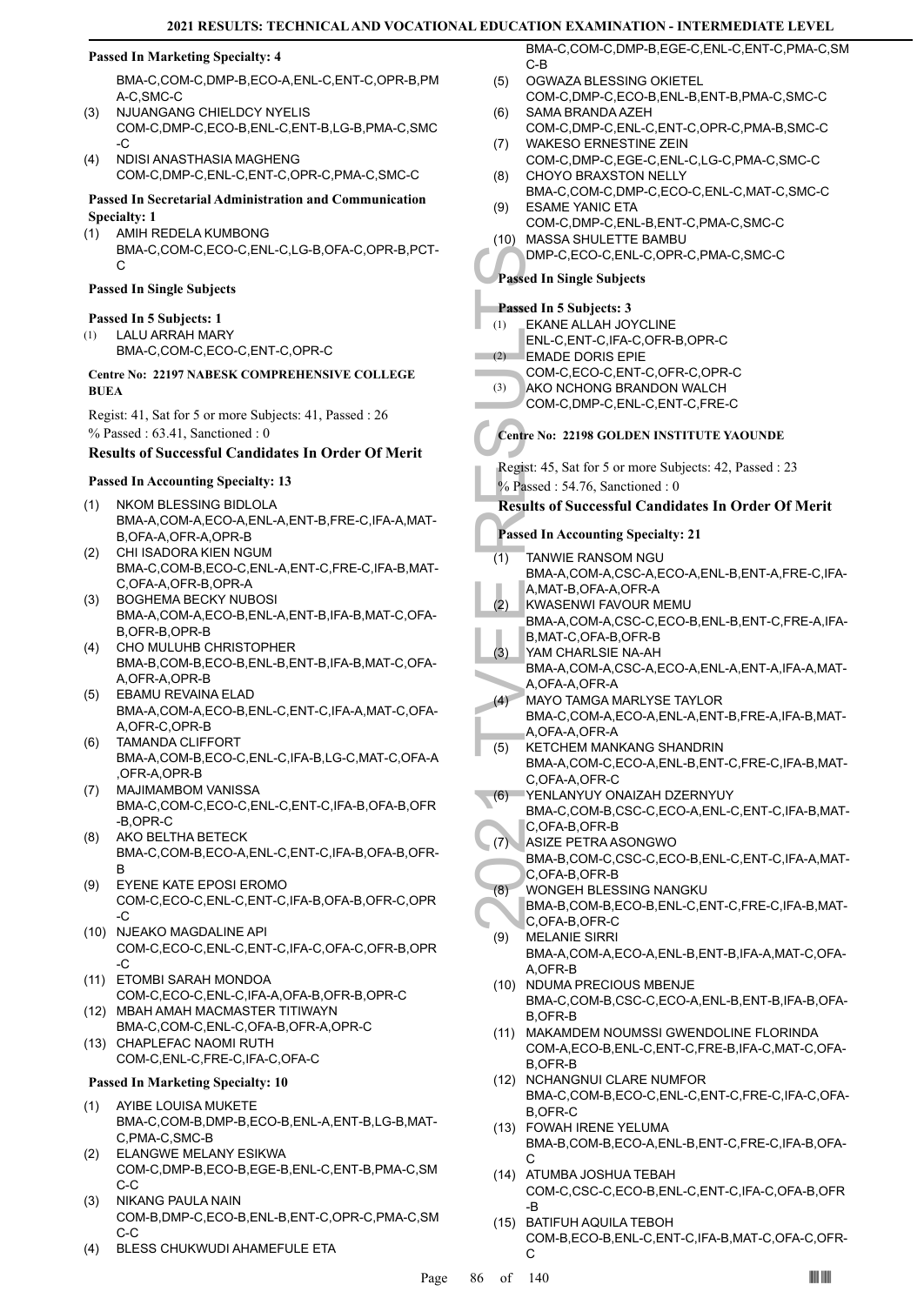#### Passed In Marketing Specialty: 4

BMA-C,COM-C,DMP-B,ECO-A,ENL-C,ENT-C,OPR-B,PMA-C,SMC-C

(3) NJUANGANG CHIELDCY NYELIS
COM-C,DMP-C,ECO-B,ENL-C,ENT-B,LG-B,PMA-C,SMC-C

(4) NDISI ANASTHASIA MAGHENG
COM-C,DMP-C,ENL-C,ENT-C,OPR-C,PMA-C,SMC-C

#### Passed In Secretarial Administration and Communication Specialty: 1

(1) AMIH REDELA KUMBONG
BMA-C,COM-C,ECO-C,ENL-C,LG-B,OFA-C,OPR-B,PCT-C

#### Passed In Single Subjects

#### Passed In 5 Subjects: 1

(1) LALU ARRAH MARY
BMA-C,COM-C,ECO-C,ENT-C,OPR-C

#### Centre No: 22197 NABESK COMPREHENSIVE COLLEGE BUEA

Regist: 41, Sat for 5 or more Subjects: 41, Passed : 26
% Passed : 63.41, Sanctioned : 0

### Results of Successful Candidates In Order Of Merit

#### Passed In Accounting Specialty: 13

(1) NKOM BLESSING BIDLOLA
BMA-A,COM-A,ECO-A,ENL-A,ENT-B,FRE-C,IFA-A,MAT-B,OFA-A,OFR-A,OPR-B

(2) CHI ISADORA KIEN NGUM
BMA-C,COM-B,ECO-C,ENL-A,ENT-C,FRE-C,IFA-B,MAT-C,OFA-A,OFR-B,OPR-A

(3) BOGHEMA BECKY NUBOSI
BMA-A,COM-A,ECO-B,ENL-A,ENT-B,IFA-B,MAT-C,OFA-B,OFR-B,OPR-B

(4) CHO MULUHB CHRISTOPHER
BMA-B,COM-B,ECO-B,ENL-B,ENT-B,IFA-B,MAT-C,OFA-A,OFR-A,OPR-B

(5) EBAMU REVAINA ELAD
BMA-A,COM-A,ECO-B,ENL-C,ENT-C,IFA-A,MAT-C,OFA-A,OFR-C,OPR-B

(6) TAMANDA CLIFFORT
BMA-A,COM-B,ECO-C,ENL-C,IFA-B,LG-C,MAT-C,OFA-A,OFR-A,OPR-B

(7) MAJIMAMBOM VANISSA
BMA-C,COM-C,ECO-C,ENL-C,ENT-C,IFA-B,OFA-B,OFR-B,OPR-C

(8) AKO BELTHA BETECK
BMA-C,COM-B,ECO-A,ENL-C,ENT-C,IFA-B,OFA-B,OFR-B

(9) EYENE KATE EPOSI EROMO
COM-C,ECO-C,ENL-C,ENT-C,IFA-B,OFA-B,OFR-C,OPR-C

(10) NJEAKO MAGDALINE API
COM-C,ECO-C,ENL-C,ENT-C,IFA-C,OFA-C,OFR-B,OPR-C

(11) ETOMBI SARAH MONDOA
COM-C,ECO-C,ENL-C,IFA-A,OFA-B,OFR-B,OPR-C

(12) MBAH AMAH MACMASTER TITIWAYN
BMA-C,COM-C,ENL-C,OFA-B,OFR-A,OPR-C

(13) CHAPLEFAC NAOMI RUTH
COM-C,ENL-C,FRE-C,IFA-C,OFA-C

#### Passed In Marketing Specialty: 10

(1) AYIBE LOUISA MUKETE
BMA-C,COM-B,DMP-B,ECO-B,ENL-A,ENT-B,LG-B,MAT-C,PMA-C,SMC-B

(2) ELANGWE MELANY ESIKWA
COM-C,DMP-B,ECO-B,EGE-B,ENL-C,ENT-B,PMA-C,SMC-C

(3) NIKANG PAULA NAIN
COM-B,DMP-C,ECO-B,ENL-B,ENT-C,OPR-C,PMA-C,SMC-C

(4) BLESS CHUKWUDI AHAMEFULE ETA
BMA-C,COM-C,DMP-B,EGE-C,ENL-C,ENT-C,PMA-C,SMC-B

(5) OGWAZA BLESSING OKIETEL
COM-C,DMP-C,ECO-B,ENL-B,ENT-B,PMA-C,SMC-C

(6) SAMA BRANDA AZEH
COM-C,DMP-C,ENL-C,ENT-C,OPR-C,PMA-B,SMC-C

(7) WAKESO ERNESTINE ZEIN
COM-C,DMP-C,EGE-C,ENL-C,LG-C,PMA-C,SMC-C

(8) CHOYO BRAXSTON NELLY
BMA-C,COM-C,DMP-C,ECO-C,ENL-C,MAT-C,SMC-C

(9) ESAME YANIC ETA
COM-C,DMP-C,ENL-B,ENT-C,PMA-C,SMC-C

(10) MASSA SHULETTE BAMBU
DMP-C,ECO-C,ENL-C,OPR-C,PMA-C,SMC-C

#### Passed In Single Subjects

#### Passed In 5 Subjects: 3

(1) EKANE ALLAH JOYCLINE
ENL-C,ENT-C,IFA-C,OFR-B,OPR-C

(2) EMADE DORIS EPIE
COM-C,ECO-C,ENT-C,OFR-C,OPR-C

(3) AKO NCHONG BRANDON WALCH
COM-C,DMP-C,ENL-C,ENT-C,FRE-C

#### Centre No: 22198 GOLDEN INSTITUTE YAOUNDE

Regist: 45, Sat for 5 or more Subjects: 42, Passed : 23
% Passed : 54.76, Sanctioned : 0

### Results of Successful Candidates In Order Of Merit

#### Passed In Accounting Specialty: 21

(1) TANWIE RANSOM NGU
BMA-A,COM-A,CSC-A,ECO-A,ENL-B,ENT-A,FRE-C,IFA-A,MAT-B,OFA-A,OFR-A

(2) KWASENWI FAVOUR MEMU
BMA-A,COM-A,CSC-C,ECO-B,ENL-B,ENT-C,FRE-A,IFA-B,MAT-C,OFA-B,OFR-B

(3) YAM CHARLSIE NA-AH
BMA-A,COM-A,CSC-A,ECO-A,ENL-A,ENT-A,IFA-A,MAT-A,OFA-A,OFR-A

(4) MAYO TAMGA MARLYSE TAYLOR
BMA-C,COM-A,ECO-A,ENL-A,ENT-B,FRE-A,IFA-B,MAT-A,OFA-A,OFR-A

(5) KETCHEM MANKANG SHANDRIN
BMA-A,COM-C,ECO-A,ENL-B,ENT-C,FRE-C,IFA-B,MAT-C,OFA-A,OFR-C

(6) YENLANYUY ONAIZAH DZERNYUY
BMA-C,COM-B,CSC-C,ECO-A,ENL-C,ENT-C,IFA-B,MAT-C,OFA-B,OFR-B

(7) ASIZE PETRA ASONGWO
BMA-B,COM-C,CSC-C,ECO-B,ENL-C,ENT-C,IFA-A,MAT-C,OFA-B,OFR-B

(8) WONGEH BLESSING NANGKU
BMA-B,COM-B,ECO-B,ENL-C,ENT-C,FRE-C,IFA-B,MAT-C,OFA-B,OFR-C

(9) MELANIE SIRRI
BMA-A,COM-A,ECO-A,ENL-B,ENT-B,IFA-A,MAT-C,OFA-A,OFR-B

(10) NDUMA PRECIOUS MBENJE
BMA-C,COM-B,CSC-C,ECO-A,ENL-B,ENT-B,IFA-B,OFA-B,OFR-B

(11) MAKAMDEM NOUMSSI GWENDOLINE FLORINDA
COM-A,ECO-B,ENL-C,ENT-C,FRE-B,IFA-C,MAT-C,OFA-B,OFR-B

(12) NCHANGNUI CLARE NUMFOR
BMA-C,COM-B,ECO-C,ENL-C,ENT-C,FRE-C,IFA-C,OFA-B,OFR-C

(13) FOWAH IRENE YELUMA
BMA-B,COM-B,ECO-A,ENL-B,ENT-C,FRE-C,IFA-B,OFA-C

(14) ATUMBA JOSHUA TEBAH
COM-C,CSC-C,ECO-B,ENL-C,ENT-C,IFA-C,OFA-B,OFR-B

(15) BATIFUH AQUILA TEBOH
COM-B,ECO-B,ENL-C,ENT-C,IFA-B,MAT-C,OFA-C,OFR-C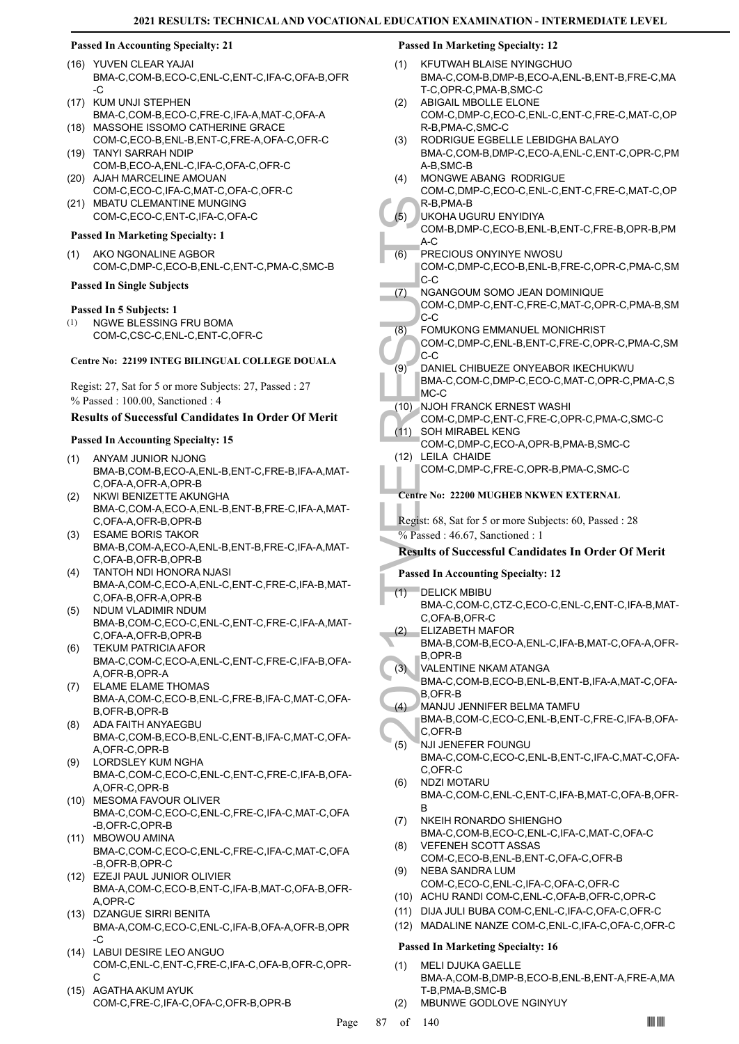**Passed In Accounting Specialty: 21**

(16) YUVEN CLEAR YAJAI
BMA-C,COM-B,ECO-C,ENL-C,ENT-C,IFA-C,OFA-B,OFR-C
(17) KUM UNJI STEPHEN
BMA-C,COM-B,ECO-C,FRE-C,IFA-A,MAT-C,OFA-A
(18) MASSOHE ISSOMO CATHERINE GRACE
COM-C,ECO-B,ENL-B,ENT-C,FRE-A,OFA-C,OFR-C
(19) TANYI SARRAH NDIP
COM-B,ECO-A,ENL-C,IFA-C,OFA-C,OFR-C
(20) AJAH MARCELINE AMOUAN
COM-C,ECO-C,IFA-C,MAT-C,OFA-C,OFR-C
(21) MBATU CLEMANTINE MUNGING
COM-C,ECO-C,ENT-C,IFA-C,OFA-C

**Passed In Marketing Specialty: 1**

(1) AKO NGONALINE AGBOR
COM-C,DMP-C,ECO-B,ENL-C,ENT-C,PMA-C,SMC-B

**Passed In Single Subjects**

**Passed In 5 Subjects: 1**

(1) NGWE BLESSING FRU BOMA
COM-C,CSC-C,ENL-C,ENT-C,OFR-C

**Centre No: 22199 INTEG BILINGUAL COLLEGE DOUALA**

Regist: 27, Sat for 5 or more Subjects: 27, Passed : 27
% Passed : 100.00, Sanctioned : 4

### Results of Successful Candidates In Order Of Merit

**Passed In Accounting Specialty: 15**

(1) ANYAM JUNIOR NJONG
BMA-B,COM-B,ECO-A,ENL-B,ENT-C,FRE-B,IFA-A,MAT-C,OFA-A,OFR-A,OPR-B
(2) NKWI BENIZETTE AKUNGHA
BMA-C,COM-A,ECO-A,ENL-B,ENT-B,FRE-C,IFA-A,MAT-C,OFA-A,OFR-B,OPR-B
(3) ESAME BORIS TAKOR
BMA-B,COM-A,ECO-A,ENL-B,FRE-C,IFA-A,MAT-C,OFA-B,OFR-B,OPR-B
(4) TANTOH NDI HONORA NJASI
BMA-A,COM-C,ECO-A,ENL-C,ENT-C,FRE-C,IFA-B,MAT-C,OFA-B,OFR-A,OPR-B
(5) NDUM VLADIMIR NDUM
BMA-B,COM-C,ECO-C,ENL-C,ENT-C,FRE-C,IFA-A,MAT-C,OFA-A,OFR-B,OPR-B
(6) TEKUM PATRICIA AFOR
BMA-C,COM-C,ECO-A,ENL-C,ENT-C,FRE-C,IFA-B,OFA-A,OFR-B,OPR-A
(7) ELAME ELAME THOMAS
BMA-A,COM-C,ECO-B,ENL-C,FRE-B,IFA-C,MAT-C,OFA-B,OFR-B,OPR-B
(8) ADA FAITH ANYAEGBU
BMA-C,COM-B,ECO-B,ENL-C,ENT-B,IFA-C,MAT-C,OFA-A,OFR-C,OPR-B
(9) LORDSLEY KUM NGHA
BMA-C,COM-C,ECO-C,ENL-C,ENT-C,FRE-C,IFA-B,OFA-A,OFR-C,OPR-B
(10) MESOMA FAVOUR OLIVER
BMA-C,COM-C,ECO-C,ENL-C,FRE-C,IFA-C,MAT-C,OFA-B,OFR-C,OPR-B
(11) MBOWOU AMINA
BMA-C,COM-C,ECO-C,ENL-C,FRE-C,IFA-C,MAT-C,OFA-B,OFR-B,OPR-C
(12) EZEJI PAUL JUNIOR OLIVIER
BMA-A,COM-C,ECO-B,ENT-C,IFA-B,MAT-C,OFA-B,OFR-A,OPR-C
(13) DZANGUE SIRRI BENITA
BMA-A,COM-C,ECO-C,ENL-C,IFA-B,OFA-A,OFR-B,OPR-C
(14) LABUI DESIRE LEO ANGUO
COM-C,ENL-C,ENT-C,FRE-C,IFA-C,OFA-B,OFR-C,OPR-C
(15) AGATHA AKUM AYUK
COM-C,FRE-C,IFA-C,OFA-C,OFR-B,OPR-B

**Passed In Marketing Specialty: 12**

(1) KFUTWAH BLAISE NYINGCHUO
BMA-C,COM-B,DMP-B,ECO-A,ENL-B,ENT-B,FRE-C,MAT-C,OPR-C,PMA-B,SMC-C
(2) ABIGAIL MBOLLE ELONE
COM-C,DMP-C,ECO-C,ENL-C,ENT-C,FRE-C,MAT-C,OPR-B,PMA-C,SMC-C
(3) RODRIGUE EGBELLE LEBIDGHA BALAYO
BMA-C,COM-B,DMP-C,ECO-A,ENL-C,ENT-C,OPR-C,PMA-B,SMC-B
(4) MONGWE ABANG RODRIGUE
COM-C,DMP-C,ECO-C,ENL-C,ENT-C,FRE-C,MAT-C,OPR-B,PMA-B
(5) UKOHA UGURU ENYIDIYA
COM-B,DMP-C,ECO-B,ENL-B,ENT-C,FRE-B,OPR-B,PMA-C
(6) PRECIOUS ONYINYE NWOSU
COM-C,DMP-C,ECO-B,ENL-B,FRE-C,OPR-C,PMA-C,SMC-C
(7) NGANGOUM SOMO JEAN DOMINIQUE
COM-C,DMP-C,ENT-C,FRE-C,MAT-C,OPR-C,PMA-B,SMC-C
(8) FOMUKONG EMMANUEL MONICHRIST
COM-C,DMP-C,ENL-B,ENT-C,FRE-C,OPR-C,PMA-C,SMC-C
(9) DANIEL CHIBUEZE ONYEABOR IKECHUKWU
BMA-C,COM-C,DMP-C,ECO-C,MAT-C,OPR-C,PMA-C,SMC-C
(10) NJOH FRANCK ERNEST WASHI
COM-C,DMP-C,ENT-C,FRE-C,OPR-C,PMA-C,SMC-C
(11) SOH MIRABEL KENG
COM-C,DMP-C,ECO-A,OPR-B,PMA-B,SMC-C
(12) LEILA CHAIDE
COM-C,DMP-C,FRE-C,OPR-B,PMA-C,SMC-C

**Centre No: 22200 MUGHEB NKWEN EXTERNAL**

Regist: 68, Sat for 5 or more Subjects: 60, Passed : 28
% Passed : 46.67, Sanctioned : 1

### Results of Successful Candidates In Order Of Merit

**Passed In Accounting Specialty: 12**

(1) DELICK MBIBU
BMA-C,COM-C,CTZ-C,ECO-C,ENL-C,ENT-C,IFA-B,MAT-C,OFA-B,OFR-C
(2) ELIZABETH MAFOR
BMA-B,COM-B,ECO-A,ENL-C,IFA-B,MAT-C,OFA-A,OFR-B,OPR-B
(3) VALENTINE NKAM ATANGA
BMA-C,COM-B,ECO-B,ENL-B,ENT-B,IFA-A,MAT-C,OFA-B,OFR-B
(4) MANJU JENNIFER BELMA TAMFU
BMA-B,COM-C,ECO-C,ENL-B,ENT-C,FRE-C,IFA-B,OFA-C,OFR-B
(5) NJI JENEFER FOUNGU
BMA-C,COM-C,ECO-C,ENL-B,ENT-C,IFA-C,MAT-C,OFA-C,OFR-C
(6) NDZI MOTARU
BMA-C,COM-C,ENL-C,ENT-C,IFA-B,MAT-C,OFA-B,OFR-B
(7) NKEIH RONARDO SHIENGHO
BMA-C,COM-B,ECO-C,ENL-C,IFA-C,MAT-C,OFA-C
(8) VEFENEH SCOTT ASSAS
COM-C,ECO-B,ENL-B,ENT-C,OFA-C,OFR-B
(9) NEBA SANDRA LUM
COM-C,ECO-C,ENL-C,IFA-C,OFA-C,OFR-C
(10) ACHU RANDI COM-C,ENL-C,OFA-B,OFR-C,OPR-C
(11) DIJA JULI BUBA COM-C,ENL-C,IFA-C,OFA-C,OFR-C
(12) MADALINE NANZE COM-C,ENL-C,IFA-C,OFA-C,OFR-C

**Passed In Marketing Specialty: 16**

(1) MELI DJUKA GAELLE
BMA-A,COM-B,DMP-B,ECO-B,ENL-B,ENT-A,FRE-A,MAT-B,PMA-B,SMC-B
(2) MBUNWE GODLOVE NGINYUY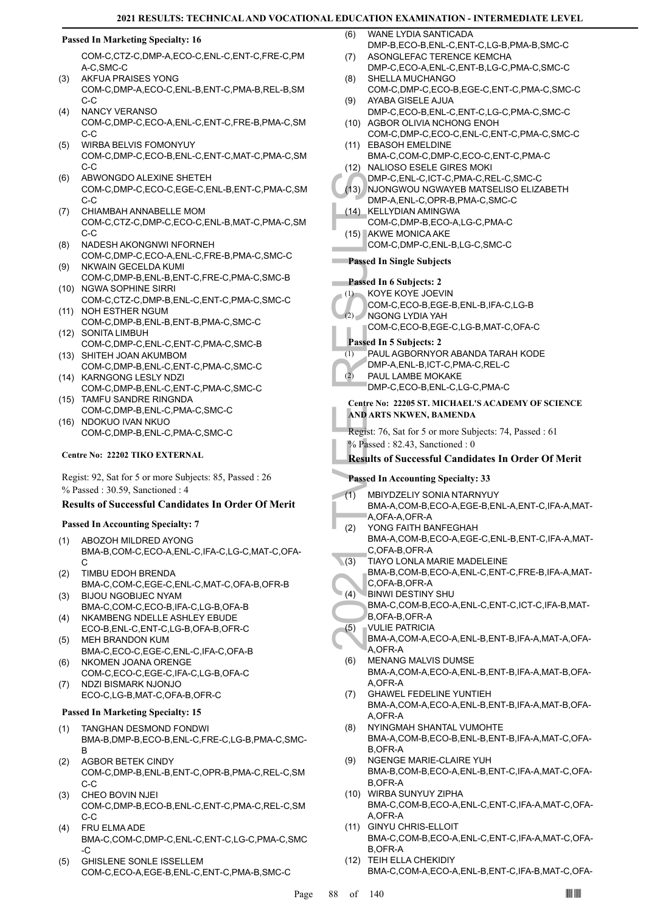#### Passed In Marketing Specialty: 16

COM-C,CTZ-C,DMP-A,ECO-C,ENL-C,ENT-C,FRE-C,PMA-C,SMC-C

(3) AKFUA PRAISES YONG
COM-C,DMP-A,ECO-C,ENL-B,ENT-C,PMA-B,REL-B,SMC-C

(4) NANCY VERANSO
COM-C,DMP-C,ECO-A,ENL-C,ENT-C,FRE-B,PMA-C,SMC-C

(5) WIRBA BELVIS FOMONYUY
COM-C,DMP-C,ECO-B,ENL-C,ENT-C,MAT-C,PMA-C,SMC-C

(6) ABWONGDO ALEXINE SHETEH
COM-C,DMP-C,ECO-C,EGE-C,ENL-B,ENT-C,PMA-C,SMC-C

(7) CHIAMBAH ANNABELLE MOM
COM-C,CTZ-C,DMP-C,ECO-C,ENL-B,MAT-C,PMA-C,SMC-C

(8) NADESH AKONGNWI NFORNEH
COM-C,DMP-C,ECO-A,ENL-C,FRE-B,PMA-C,SMC-C

(9) NKWAIN GECELDA KUMI
COM-C,DMP-B,ENL-B,ENT-C,FRE-C,PMA-C,SMC-B

(10) NGWA SOPHINE SIRRI
COM-C,CTZ-C,DMP-B,ENL-C,ENT-C,PMA-C,SMC-C

(11) NOH ESTHER NGUM
COM-C,DMP-B,ENL-B,ENT-B,PMA-C,SMC-C

(12) SONITA LIMBUH
COM-C,DMP-C,ENL-C,ENT-C,PMA-C,SMC-B

(13) SHITEH JOAN AKUMBOM
COM-C,DMP-B,ENL-C,ENT-C,PMA-C,SMC-C

(14) KARNGONG LESLY NDZI
COM-C,DMP-B,ENL-C,ENT-C,PMA-C,SMC-C

(15) TAMFU SANDRE RINGNDA
COM-C,DMP-B,ENL-C,PMA-C,SMC-C

(16) NDOKUO IVAN NKUO
COM-C,DMP-B,ENL-C,PMA-C,SMC-C

#### Centre No: 22202 TIKO EXTERNAL

Regist: 92, Sat for 5 or more Subjects: 85, Passed : 26
% Passed : 30.59, Sanctioned : 4

### Results of Successful Candidates In Order Of Merit

#### Passed In Accounting Specialty: 7

(1) ABOZOH MILDRED AYONG
BMA-B,COM-C,ECO-A,ENL-C,IFA-C,LG-C,MAT-C,OFA-C

(2) TIMBU EDOH BRENDA
BMA-C,COM-C,EGE-C,ENL-C,MAT-C,OFA-B,OFR-B

(3) BIJOU NGOBIJEC NYAM
BMA-C,COM-C,ECO-B,IFA-C,LG-B,OFA-B

(4) NKAMBENG NDELLE ASHLEY EBUDE
ECO-B,ENL-C,ENT-C,LG-B,OFA-B,OFR-C

(5) MEH BRANDON KUM
BMA-C,ECO-C,EGE-C,ENL-C,IFA-C,OFA-B

(6) NKOMEN JOANA ORENGE
COM-C,ECO-C,EGE-C,IFA-C,LG-B,OFA-C

(7) NDZI BISMARK NJONJO
ECO-C,LG-B,MAT-C,OFA-B,OFR-C

#### Passed In Marketing Specialty: 15

(1) TANGHAN DESMOND FONDWI
BMA-B,DMP-B,ECO-B,ENL-C,FRE-C,LG-B,PMA-C,SMC-B

(2) AGBOR BETEK CINDY
COM-C,DMP-B,ENL-B,ENT-C,OPR-B,PMA-C,REL-C,SMC-C

(3) CHEO BOVIN NJEI
COM-C,DMP-B,ECO-B,ENL-C,ENT-C,PMA-C,REL-C,SMC-C

(4) FRU ELMA ADE
BMA-C,COM-C,DMP-C,ENL-C,ENT-C,LG-C,PMA-C,SMC-C

(5) GHISLENE SONLE ISSELLEM
COM-C,ECO-A,EGE-B,ENL-C,ENT-C,PMA-B,SMC-C

(6) WANE LYDIA SANTICADA
DMP-B,ECO-B,ENL-C,ENT-C,LG-B,PMA-B,SMC-C

(7) ASONGLEFAC TERENCE KEMCHA
DMP-C,ECO-A,ENL-C,ENT-B,LG-C,PMA-C,SMC-C

(8) SHELLA MUCHANGO
COM-C,DMP-C,ECO-B,EGE-C,ENT-C,PMA-C,SMC-C

(9) AYABA GISELE AJUA
DMP-C,ECO-B,ENL-C,ENT-C,LG-C,PMA-C,SMC-C

(10) AGBOR OLIVIA NCHONG ENOH
COM-C,DMP-C,ECO-C,ENL-C,ENT-C,PMA-C,SMC-C

(11) EBASOH EMELDINE
BMA-C,COM-C,DMP-C,ECO-C,ENT-C,PMA-C

(12) NALIOSO ESELE GIRES MOKI
DMP-C,ENL-C,ICT-C,PMA-C,REL-C,SMC-C

(13) NJONGWOU NGWAYEB MATSELISO ELIZABETH
DMP-A,ENL-C,OPR-B,PMA-C,SMC-C

(14) KELLYDIAN AMINGWA
COM-C,DMP-B,ECO-A,LG-C,PMA-C

(15) AKWE MONICA AKE
COM-C,DMP-C,ENL-B,LG-C,SMC-C

#### Passed In Single Subjects

#### Passed In 6 Subjects: 2

(1) KOYE KOYE JOEVIN
COM-C,ECO-B,EGE-B,ENL-B,IFA-C,LG-B

(2) NGONG LYDIA YAH
COM-C,ECO-B,EGE-C,LG-B,MAT-C,OFA-C

#### Passed In 5 Subjects: 2

(1) PAUL AGBORNYOR ABANDA TARAH KODE
DMP-A,ENL-B,ICT-C,PMA-C,REL-C

(2) PAUL LAMBE MOKAKE
DMP-C,ECO-B,ENL-C,LG-C,PMA-C

#### Centre No: 22205 ST. MICHAEL'S ACADEMY OF SCIENCE AND ARTS NKWEN, BAMENDA

Regist: 76, Sat for 5 or more Subjects: 74, Passed : 61
% Passed : 82.43, Sanctioned : 0

### Results of Successful Candidates In Order Of Merit

#### Passed In Accounting Specialty: 33

(1) MBIYDZELIY SONIA NTARNYUY
BMA-A,COM-B,ECO-A,EGE-B,ENL-A,ENT-C,IFA-A,MAT-A,OFA-A,OFR-A

(2) YONG FAITH BANFEGHAH
BMA-A,COM-B,ECO-A,EGE-C,ENL-B,ENT-C,IFA-A,MAT-C,OFA-B,OFR-A

(3) TIAYO LONLA MARIE MADELEINE
BMA-B,COM-B,ECO-A,ENL-C,ENT-C,FRE-B,IFA-A,MAT-C,OFA-B,OFR-A

(4) BINWI DESTINY SHU
BMA-C,COM-B,ECO-A,ENL-C,ENT-C,ICT-C,IFA-B,MAT-B,OFA-B,OFR-A

(5) VULIE PATRICIA
BMA-A,COM-A,ECO-A,ENL-B,ENT-B,IFA-A,MAT-A,OFA-A,OFR-A

(6) MENANG MALVIS DUMSE
BMA-A,COM-A,ECO-A,ENL-B,ENT-B,IFA-A,MAT-B,OFA-A,OFR-A

(7) GHAWEL FEDELINE YUNTIEH
BMA-A,COM-A,ECO-A,ENL-B,ENT-B,IFA-A,MAT-B,OFA-A,OFR-A

(8) NYINGMAH SHANTAL VUMOHTE
BMA-A,COM-B,ECO-B,ENL-B,ENT-B,IFA-A,MAT-C,OFA-B,OFR-A

(9) NGENGE MARIE-CLAIRE YUH
BMA-B,COM-B,ECO-A,ENL-B,ENT-C,IFA-A,MAT-C,OFA-B,OFR-A

(10) WIRBA SUNYUY ZIPHA
BMA-C,COM-B,ECO-A,ENL-C,ENT-C,IFA-A,MAT-C,OFA-A,OFR-A

(11) GINYU CHRIS-ELLOIT
BMA-C,COM-B,ECO-A,ENL-C,ENT-C,IFA-A,MAT-C,OFA-B,OFR-A

(12) TEIH ELLA CHEKIDIY
BMA-C,COM-A,ECO-A,ENL-B,ENT-C,IFA-B,MAT-C,OFA-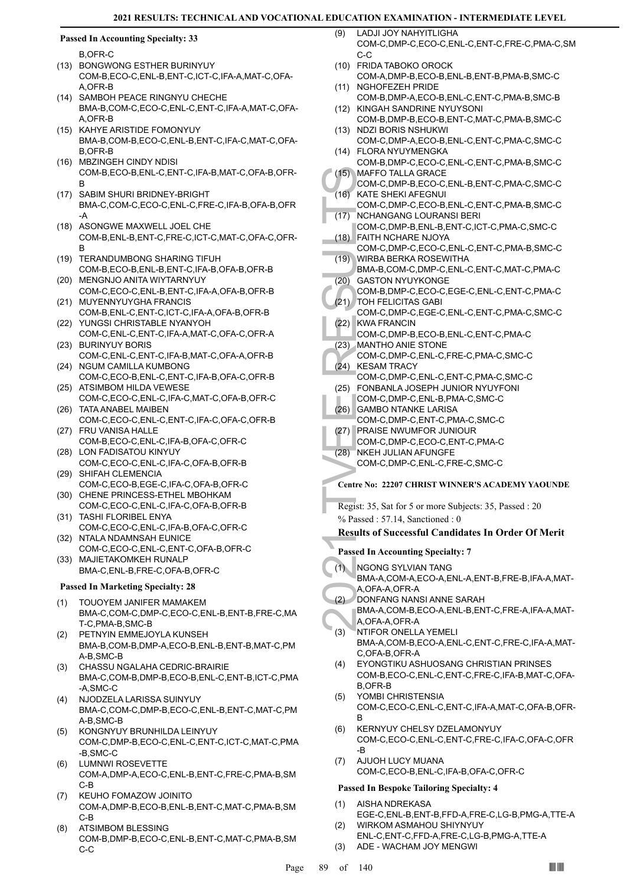**Passed In Accounting Specialty: 33**

B,OFR-C

(13) BONGWONG ESTHER BURINYUY
COM-B,ECO-C,ENL-B,ENT-C,ICT-C,IFA-A,MAT-C,OFA-A,OFR-B

(14) SAMBOH PEACE RINGNYU CHECHE
BMA-B,COM-C,ECO-C,ENL-C,ENT-C,IFA-A,MAT-C,OFA-A,OFR-B

(15) KAHYE ARISTIDE FOMONYUY
BMA-B,COM-B,ECO-C,ENL-B,ENT-C,IFA-C,MAT-C,OFA-B,OFR-B

(16) MBZINGEH CINDY NDISI
COM-B,ECO-B,ENL-C,ENT-C,IFA-B,MAT-C,OFA-B,OFR-B

(17) SABIM SHURI BRIDNEY-BRIGHT
BMA-C,COM-C,ECO-C,ENL-C,FRE-C,IFA-B,OFA-B,OFR-A

(18) ASONGWE MAXWELL JOEL CHE
COM-B,ENL-B,ENT-C,FRE-C,ICT-C,MAT-C,OFA-C,OFR-B

(19) TERANDUMBONG SHARING TIFUH
COM-B,ECO-B,ENL-B,ENT-C,IFA-B,OFA-B,OFR-B

(20) MENGNJO ANITA WIYTARNYUY
COM-C,ECO-C,ENL-B,ENT-C,IFA-A,OFA-B,OFR-B

(21) MUYENNYUYGHA FRANCIS
COM-B,ENL-C,ENT-C,ICT-C,IFA-A,OFA-B,OFR-B

(22) YUNGSI CHRISTABLE NYANYOH
COM-C,ENL-C,ENT-C,IFA-A,MAT-C,OFA-C,OFR-A

(23) BURINYUY BORIS
COM-C,ENL-C,ENT-C,IFA-B,MAT-C,OFA-A,OFR-B

(24) NGUM CAMILLA KUMBONG
COM-C,ECO-B,ENL-C,ENT-C,IFA-B,OFA-C,OFR-B

(25) ATSIMBOM HILDA VEWESE
COM-C,ECO-C,ENL-C,IFA-C,MAT-C,OFA-B,OFR-C

(26) TATA ANABEL MAIBEN
COM-C,ECO-C,ENL-C,ENT-C,IFA-C,OFA-C,OFR-B

(27) FRU VANISA HALLE
COM-B,ECO-C,ENL-C,IFA-B,OFA-C,OFR-C

(28) LON FADISATOU KINYUY
COM-C,ECO-C,ENL-C,IFA-C,OFA-B,OFR-B

(29) SHIFAH CLEMENCIA
COM-C,ECO-B,EGE-C,IFA-C,OFA-B,OFR-C

(30) CHENE PRINCESS-ETHEL MBOHKAM
COM-C,ECO-C,ENL-C,IFA-C,OFA-B,OFR-B

(31) TASHI FLORIBEL ENYA
COM-C,ECO-C,ENL-C,IFA-B,OFA-C,OFR-C

(32) NTALA NDAMNSAH EUNICE
COM-C,ECO-C,ENL-C,ENT-C,OFA-B,OFR-C

(33) MAJIETAKOMKEH RUNALP
BMA-C,ENL-B,FRE-C,OFA-B,OFR-C

**Passed In Marketing Specialty: 28**

(1) TOUOYEM JANIFER MAMAKEM
BMA-C,COM-C,DMP-C,ECO-C,ENL-B,ENT-B,FRE-C,MAT-C,PMA-B,SMC-B

(2) PETNYIN EMMEJOYLA KUNSEH
BMA-B,COM-B,DMP-A,ECO-B,ENL-B,ENT-B,MAT-C,PMA-B,SMC-B

(3) CHASSU NGALAHA CEDRIC-BRAIRIE
BMA-C,COM-B,DMP-B,ECO-B,ENL-C,ENT-B,ICT-C,PMA-A,SMC-C

(4) NJODZELA LARISSA SUINYUY
BMA-C,COM-C,DMP-B,ECO-C,ENL-B,ENT-C,MAT-C,PMA-B,SMC-B

(5) KONGNYUY BRUNHILDA LEINYUY
COM-C,DMP-B,ECO-C,ENL-C,ENT-C,ICT-C,MAT-C,PMA-B,SMC-C

(6) LUMNWI ROSEVETTE
COM-A,DMP-A,ECO-C,ENL-B,ENT-C,FRE-C,PMA-B,SMC-B

(7) KEUHO FOMAZOW JOINITO
COM-A,DMP-B,ECO-B,ENL-B,ENT-C,MAT-C,PMA-B,SMC-B

(8) ATSIMBOM BLESSING
COM-B,DMP-B,ECO-C,ENL-B,ENT-C,MAT-C,PMA-B,SMC-C

(9) LADJI JOY NAHYITLIGHA
COM-C,DMP-C,ECO-C,ENL-C,ENT-C,FRE-C,PMA-C,SMC-C

(10) FRIDA TABOKO OROCK
COM-A,DMP-B,ECO-B,ENL-B,ENT-B,PMA-B,SMC-C

(11) NGHOFEZEH PRIDE
COM-B,DMP-A,ECO-B,ENL-C,ENT-C,PMA-B,SMC-B

(12) KINGAH SANDRINE NYUYSONI
COM-B,DMP-B,ECO-B,ENT-C,MAT-C,PMA-B,SMC-C

(13) NDZI BORIS NSHUKWI
COM-C,DMP-A,ECO-B,ENL-C,ENT-C,PMA-C,SMC-C

(14) FLORA NYUYMENGKA
COM-B,DMP-C,ECO-C,ENL-C,ENT-C,PMA-B,SMC-C

(15) MAFFO TALLA GRACE
COM-C,DMP-B,ECO-C,ENL-B,ENT-C,PMA-C,SMC-C

(16) KATE SHEKI AFEGNUI
COM-C,DMP-C,ECO-B,ENL-C,ENT-C,PMA-B,SMC-C

(17) NCHANGANG LOURANSI BERI
COM-C,DMP-B,ENL-B,ENT-C,ICT-C,PMA-C,SMC-C

(18) FAITH NCHARE NJOYA
COM-C,DMP-C,ECO-C,ENL-C,ENT-C,PMA-B,SMC-C

(19) WIRBA BERKA ROSEWITHA
BMA-B,COM-C,DMP-C,ENL-C,ENT-C,MAT-C,PMA-C

(20) GASTON NYUYKONGE
COM-B,DMP-C,ECO-C,EGE-C,ENL-C,ENT-C,PMA-C

(21) TOH FELICITAS GABI
COM-C,DMP-C,EGE-C,ENL-C,ENT-C,PMA-C,SMC-C

(22) KWA FRANCIN
COM-C,DMP-B,ECO-B,ENL-C,ENT-C,PMA-C

(23) MANTHO ANIE STONE
COM-C,DMP-C,ENL-C,FRE-C,PMA-C,SMC-C

(24) KESAM TRACY
COM-C,DMP-C,ENL-C,ENT-C,PMA-C,SMC-C

(25) FONBANLA JOSEPH JUNIOR NYUYFONI
COM-C,DMP-C,ENL-B,PMA-C,SMC-C

(26) GAMBO NTANKE LARISA
COM-C,DMP-C,ENT-C,PMA-C,SMC-C

(27) PRAISE NWUMFOR JUNIOUR
COM-C,DMP-C,ECO-C,ENT-C,PMA-C

(28) NKEH JULIAN AFUNGFE
COM-C,DMP-C,ENL-C,FRE-C,SMC-C

**Centre No: 22207 CHRIST WINNER'S ACADEMY YAOUNDE**

Regist: 35, Sat for 5 or more Subjects: 35, Passed : 20

% Passed : 57.14, Sanctioned : 0

### Results of Successful Candidates In Order Of Merit

**Passed In Accounting Specialty: 7**

(1) NGONG SYLVIAN TANG
BMA-A,COM-A,ECO-A,ENL-A,ENT-B,FRE-B,IFA-A,MAT-A,OFA-A,OFR-A

(2) DONFANG NANSI ANNE SARAH
BMA-A,COM-B,ECO-A,ENL-B,ENT-C,FRE-A,IFA-A,MAT-A,OFA-A,OFR-A

(3) NTIFOR ONELLA YEMELI
BMA-A,COM-B,ECO-A,ENL-C,ENT-C,FRE-C,IFA-A,MAT-C,OFA-B,OFR-A

(4) EYONGTIKU ASHUOSANG CHRISTIAN PRINSES
COM-B,ECO-C,ENL-C,ENT-C,FRE-C,IFA-B,MAT-C,OFA-B,OFR-B

(5) YOMBI CHRISTENSIA
COM-C,ECO-C,ENL-C,ENT-C,IFA-A,MAT-C,OFA-B,OFR-B

(6) KERNYUY CHELSY DZELAMONYUY
COM-C,ECO-C,ENL-C,ENT-C,FRE-C,IFA-C,OFA-C,OFR-B

(7) AJUOH LUCY MUANA
COM-C,ECO-B,ENL-C,IFA-B,OFA-C,OFR-C

**Passed In Bespoke Tailoring Specialty: 4**

(1) AISHA NDREKASA
EGE-C,ENL-B,ENT-B,FFD-A,FRE-C,LG-B,PMG-A,TTE-A

(2) WIRKOM ASMAHOU SHIYNYUY
ENL-C,ENT-C,FFD-A,FRE-C,LG-B,PMG-A,TTE-A

(3) ADE - WACHAM JOY MENGWI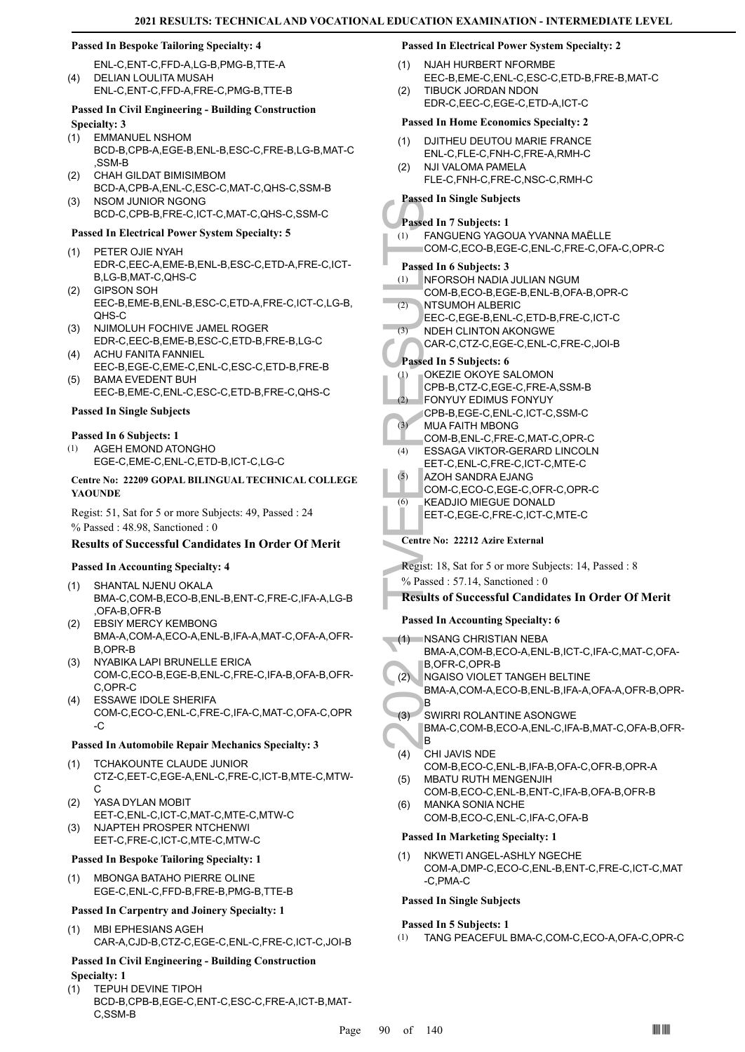#### Passed In Bespoke Tailoring Specialty: 4

ENL-C,ENT-C,FFD-A,LG-B,PMG-B,TTE-A

(4) DELIAN LOULITA MUSAH
ENL-C,ENT-C,FFD-A,FRE-C,PMG-B,TTE-B

#### Passed In Civil Engineering - Building Construction Specialty: 3

(1) EMMANUEL NSHOM
BCD-B,CPB-A,EGE-B,ENL-B,ESC-C,FRE-B,LG-B,MAT-C,SSM-B
(2) CHAH GILDAT BIMISIMBOM
BCD-A,CPB-A,ENL-C,ESC-C,MAT-C,QHS-C,SSM-B
(3) NSOM JUNIOR NGONG
BCD-C,CPB-B,FRE-C,ICT-C,MAT-C,QHS-C,SSM-C

#### Passed In Electrical Power System Specialty: 5

(1) PETER OJIE NYAH
EDR-C,EEC-A,EME-B,ENL-B,ESC-C,ETD-A,FRE-C,ICT-B,LG-B,MAT-C,QHS-C
(2) GIPSON SOH
EEC-B,EME-B,ENL-B,ESC-C,ETD-A,FRE-C,ICT-C,LG-B,QHS-C
(3) NJIMOLUH FOCHIVE JAMEL ROGER
EDR-C,EEC-B,EME-B,ESC-C,ETD-B,FRE-B,LG-C
(4) ACHU FANITA FANNIEL
EEC-B,EGE-C,EME-C,ENL-C,ESC-C,ETD-B,FRE-B
(5) BAMA EVEDENT BUH
EEC-B,EME-C,ENL-C,ESC-C,ETD-B,FRE-C,QHS-C

#### Passed In Single Subjects

#### Passed In 6 Subjects: 1

(1) AGEH EMOND ATONGHO
EGE-C,EME-C,ENL-C,ETD-B,ICT-C,LG-C

#### Centre No: 22209 GOPAL BILINGUAL TECHNICAL COLLEGE YAOUNDE

Regist: 51, Sat for 5 or more Subjects: 49, Passed : 24
% Passed : 48.98, Sanctioned : 0

### Results of Successful Candidates In Order Of Merit

#### Passed In Accounting Specialty: 4

(1) SHANTAL NJENU OKALA
BMA-C,COM-B,ECO-B,ENL-B,ENT-C,FRE-C,IFA-A,LG-B,OFA-B,OFR-B
(2) EBSIY MERCY KEMBONG
BMA-A,COM-A,ECO-A,ENL-B,IFA-A,MAT-C,OFA-A,OFR-B,OPR-B
(3) NYABIKA LAPI BRUNELLE ERICA
COM-C,ECO-B,EGE-B,ENL-C,FRE-C,IFA-B,OFA-B,OFR-C,OPR-C
(4) ESSAWE IDOLE SHERIFA
COM-C,ECO-C,ENL-C,FRE-C,IFA-C,MAT-C,OFA-C,OPR-C

#### Passed In Automobile Repair Mechanics Specialty: 3

(1) TCHAKOUNTE CLAUDE JUNIOR
CTZ-C,EET-C,EGE-A,ENL-C,FRE-C,ICT-B,MTE-C,MTW-C
(2) YASA DYLAN MOBIT
EET-C,ENL-C,ICT-C,MAT-C,MTE-C,MTW-C
(3) NJAPTEH PROSPER NTCHENWI
EET-C,FRE-C,ICT-C,MTE-C,MTW-C

#### Passed In Bespoke Tailoring Specialty: 1

(1) MBONGA BATAHO PIERRE OLINE
EGE-C,ENL-C,FFD-B,FRE-B,PMG-B,TTE-B

#### Passed In Carpentry and Joinery Specialty: 1

(1) MBI EPHESIANS AGEH
CAR-A,CJD-B,CTZ-C,EGE-C,ENL-C,FRE-C,ICT-C,JOI-B

#### Passed In Civil Engineering - Building Construction Specialty: 1

(1) TEPUH DEVINE TIPOH
BCD-B,CPB-B,EGE-C,ENT-C,ESC-C,FRE-A,ICT-B,MAT-C,SSM-B

#### Passed In Electrical Power System Specialty: 2

(1) NJAH HURBERT NFORMBE
EEC-B,EME-C,ENL-C,ESC-C,ETD-B,FRE-B,MAT-C
(2) TIBUCK JORDAN NDON
EDR-C,EEC-C,EGE-C,ETD-A,ICT-C

#### Passed In Home Economics Specialty: 2

(1) DJITHEU DEUTOU MARIE FRANCE
ENL-C,FLE-C,FNH-C,FRE-A,RMH-C
(2) NJI VALOMA PAMELA
FLE-C,FNH-C,FRE-C,NSC-C,RMH-C

#### Passed In Single Subjects

#### Passed In 7 Subjects: 1

(1) FANGUENG YAGOUA YVANNA MAËLLE
COM-C,ECO-B,EGE-C,ENL-C,FRE-C,OFA-C,OPR-C

#### Passed In 6 Subjects: 3

(1) NFORSOH NADIA JULIAN NGUM
COM-B,ECO-B,EGE-B,ENL-B,OFA-B,OPR-C
(2) NTSUMOH ALBERIC
EEC-C,EGE-B,ENL-C,ETD-B,FRE-C,ICT-C
(3) NDEH CLINTON AKONGWE
CAR-C,CTZ-C,EGE-C,ENL-C,FRE-C,JOI-B

#### Passed In 5 Subjects: 6

(1) OKEZIE OKOYE SALOMON
CPB-B,CTZ-C,EGE-C,FRE-A,SSM-B
(2) FONYUY EDIMUS FONYUY
CPB-B,EGE-C,ENL-C,ICT-C,SSM-C
(3) MUA FAITH MBONG
COM-B,ENL-C,FRE-C,MAT-C,OPR-C
(4) ESSAGA VIKTOR-GERARD LINCOLN
EET-C,ENL-C,FRE-C,ICT-C,MTE-C
(5) AZOH SANDRA EJANG
COM-C,ECO-C,EGE-C,OFR-C,OPR-C
(6) KEADJIO MIEGUE DONALD
EET-C,EGE-C,FRE-C,ICT-C,MTE-C

#### Centre No: 22212 Azire External

Regist: 18, Sat for 5 or more Subjects: 14, Passed : 8
% Passed : 57.14, Sanctioned : 0

### Results of Successful Candidates In Order Of Merit

#### Passed In Accounting Specialty: 6

(1) NSANG CHRISTIAN NEBA
BMA-A,COM-B,ECO-A,ENL-B,ICT-C,IFA-C,MAT-C,OFA-B,OFR-C,OPR-B
(2) NGAISO VIOLET TANGEH BELTINE
BMA-A,COM-A,ECO-B,ENL-B,IFA-A,OFA-A,OFR-B,OPR-B
(3) SWIRRI ROLANTINE ASONGWE
BMA-C,COM-B,ECO-A,ENL-C,IFA-B,MAT-C,OFA-B,OFR-B
(4) CHI JAVIS NDE
COM-B,ECO-C,ENL-B,IFA-B,OFA-C,OFR-B,OPR-A
(5) MBATU RUTH MENGENJIH
COM-B,ECO-C,ENL-B,ENT-C,IFA-B,OFA-B,OFR-B
(6) MANKA SONIA NCHE
COM-B,ECO-C,ENL-C,IFA-C,OFA-B

#### Passed In Marketing Specialty: 1

(1) NKWETI ANGEL-ASHLY NGECHE
COM-A,DMP-C,ECO-C,ENL-B,ENT-C,FRE-C,ICT-C,MAT-C,PMA-C

#### Passed In Single Subjects

#### Passed In 5 Subjects: 1

(1) TANG PEACEFUL BMA-C,COM-C,ECO-A,OFA-C,OPR-C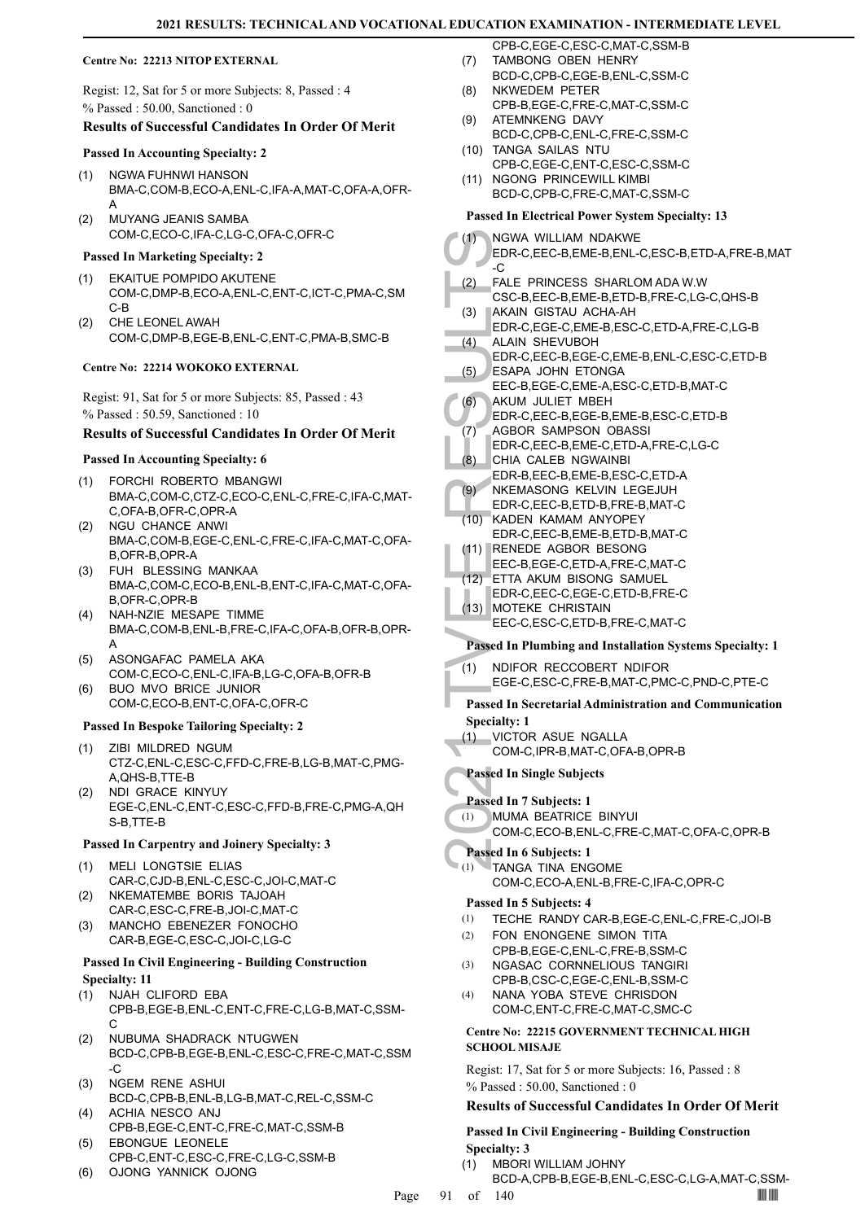#### Centre No: 22213 NITOP EXTERNAL

Regist: 12, Sat for 5 or more Subjects: 8, Passed : 4
% Passed : 50.00, Sanctioned : 0

### Results of Successful Candidates In Order Of Merit

#### Passed In Accounting Specialty: 2

(1) NGWA FUHNWI HANSON
BMA-C,COM-B,ECO-A,ENL-C,IFA-A,MAT-C,OFA-A,OFR-A
(2) MUYANG JEANIS SAMBA
COM-C,ECO-C,IFA-C,LG-C,OFA-C,OFR-C

#### Passed In Marketing Specialty: 2

(1) EKAITUE POMPIDO AKUTENE
COM-C,DMP-B,ECO-A,ENL-C,ENT-C,ICT-C,PMA-C,SMC-B
(2) CHE LEONEL AWAH
COM-C,DMP-B,EGE-B,ENL-C,ENT-C,PMA-B,SMC-B

#### Centre No: 22214 WOKOKO EXTERNAL

Regist: 91, Sat for 5 or more Subjects: 85, Passed : 43
% Passed : 50.59, Sanctioned : 10

### Results of Successful Candidates In Order Of Merit

#### Passed In Accounting Specialty: 6

(1) FORCHI ROBERTO MBANGWI
BMA-C,COM-C,CTZ-C,ECO-C,ENL-C,FRE-C,IFA-C,MAT-C,OFA-B,OFR-C,OPR-A
(2) NGU CHANCE ANWI
BMA-C,COM-B,EGE-C,ENL-C,FRE-C,IFA-C,MAT-C,OFA-B,OFR-B,OPR-A
(3) FUH BLESSING MANKAA
BMA-C,COM-C,ECO-B,ENL-B,ENT-C,IFA-C,MAT-C,OFA-B,OFR-C,OPR-B
(4) NAH-NZIE MESAPE TIMME
BMA-C,COM-B,ENL-B,FRE-C,IFA-C,OFA-B,OFR-B,OPR-A
(5) ASONGAFAC PAMELA AKA
COM-C,ECO-C,ENL-C,IFA-B,LG-C,OFA-B,OFR-B
(6) BUO MVO BRICE JUNIOR
COM-C,ECO-B,ENT-C,OFA-C,OFR-C

#### Passed In Bespoke Tailoring Specialty: 2

(1) ZIBI MILDRED NGUM
CTZ-C,ENL-C,ESC-C,FFD-C,FRE-B,LG-B,MAT-C,PMG-A,QHS-B,TTE-B
(2) NDI GRACE KINYUY
EGE-C,ENL-C,ENT-C,ESC-C,FFD-B,FRE-C,PMG-A,QHS-B,TTE-B

#### Passed In Carpentry and Joinery Specialty: 3

(1) MELI LONGTSIE ELIAS
CAR-C,CJD-B,ENL-C,ESC-C,JOI-C,MAT-C
(2) NKEMATEMBE BORIS TAJOAH
CAR-C,ESC-C,FRE-B,JOI-C,MAT-C
(3) MANCHO EBENEZER FONOCHO
CAR-B,EGE-C,ESC-C,JOI-C,LG-C

#### Passed In Civil Engineering - Building Construction Specialty: 11

(1) NJAH CLIFORD EBA
CPB-B,EGE-B,ENL-C,ENT-C,FRE-C,LG-B,MAT-C,SSM-C
(2) NUBUMA SHADRACK NTUGWEN
BCD-C,CPB-B,EGE-B,ENL-C,ESC-C,FRE-C,MAT-C,SSM-C
(3) NGEM RENE ASHUI
BCD-C,CPB-B,ENL-B,LG-B,MAT-C,REL-C,SSM-C
(4) ACHIA NESCO ANJ
CPB-B,EGE-C,ENT-C,FRE-C,MAT-C,SSM-B
(5) EBONGUE LEONELE
CPB-C,ENT-C,ESC-C,FRE-C,LG-C,SSM-B
(6) OJONG YANNICK OJONG
CPB-C,EGE-C,ESC-C,MAT-C,SSM-B
(7) TAMBONG OBEN HENRY
BCD-C,CPB-C,EGE-B,ENL-C,SSM-C
(8) NKWEDEM PETER
CPB-B,EGE-C,FRE-C,MAT-C,SSM-C
(9) ATEMNKENG DAVY
BCD-C,CPB-C,ENL-C,FRE-C,SSM-C
(10) TANGA SAILAS NTU
CPB-C,EGE-C,ENT-C,ESC-C,SSM-C
(11) NGONG PRINCEWILL KIMBI
BCD-C,CPB-C,FRE-C,MAT-C,SSM-C

#### Passed In Electrical Power System Specialty: 13

(1) NGWA WILLIAM NDAKWE
EDR-C,EEC-B,EME-B,ENL-C,ESC-B,ETD-A,FRE-B,MAT-C
(2) FALE PRINCESS SHARLOM ADA W.W
CSC-B,EEC-B,EME-B,ETD-B,FRE-C,LG-C,QHS-B
(3) AKAIN GISTAU ACHA-AH
EDR-C,EGE-C,EME-B,ESC-C,ETD-A,FRE-C,LG-B
(4) ALAIN SHEVUBOH
EDR-C,EEC-B,EGE-C,EME-B,ENL-C,ESC-C,ETD-B
(5) ESAPA JOHN ETONGA
EEC-B,EGE-C,EME-A,ESC-C,ETD-B,MAT-C
(6) AKUM JULIET MBEH
EDR-C,EEC-B,EGE-B,EME-B,ESC-C,ETD-B
(7) AGBOR SAMPSON OBASSI
EDR-C,EEC-B,EME-C,ETD-A,FRE-C,LG-C
(8) CHIA CALEB NGWAINBI
EDR-B,EEC-B,EME-B,ESC-C,ETD-A
(9) NKEMASONG KELVIN LEGEJUH
EDR-C,EEC-B,ETD-B,FRE-B,MAT-C
(10) KADEN KAMAM ANYOPEY
EDR-C,EEC-B,EME-B,ETD-B,MAT-C
(11) RENEDE AGBOR BESONG
EEC-B,EGE-C,ETD-A,FRE-C,MAT-C
(12) ETTA AKUM BISONG SAMUEL
EDR-C,EEC-C,EGE-C,ETD-B,FRE-C
(13) MOTEKE CHRISTAIN
EEC-C,ESC-C,ETD-B,FRE-C,MAT-C

#### Passed In Plumbing and Installation Systems Specialty: 1

(1) NDIFOR RECCOBERT NDIFOR
EGE-C,ESC-C,FRE-B,MAT-C,PMC-C,PND-C,PTE-C

#### Passed In Secretarial Administration and Communication Specialty: 1

(1) VICTOR ASUE NGALLA
COM-C,IPR-B,MAT-C,OFA-B,OPR-B

#### Passed In Single Subjects

#### Passed In 7 Subjects: 1

(1) MUMA BEATRICE BINYUI
COM-C,ECO-B,ENL-C,FRE-C,MAT-C,OFA-C,OPR-B

#### Passed In 6 Subjects: 1

(1) TANGA TINA ENGOME
COM-C,ECO-A,ENL-B,FRE-C,IFA-C,OPR-C

#### Passed In 5 Subjects: 4

(1) TECHE RANDY CAR-B,EGE-C,ENL-C,FRE-C,JOI-B
(2) FON ENONGENE SIMON TITA
CPB-B,EGE-C,ENL-C,FRE-B,SSM-C
(3) NGASAC CORNNELIOUS TANGIRI
CPB-B,CSC-C,EGE-C,ENL-B,SSM-C
(4) NANA YOBA STEVE CHRISDON
COM-C,ENT-C,FRE-C,MAT-C,SMC-C

#### Centre No: 22215 GOVERNMENT TECHNICAL HIGH SCHOOL MISAJE

Regist: 17, Sat for 5 or more Subjects: 16, Passed : 8
% Passed : 50.00, Sanctioned : 0

### Results of Successful Candidates In Order Of Merit

#### Passed In Civil Engineering - Building Construction Specialty: 3

(1) MBORI WILLIAM JOHNY
BCD-A,CPB-B,EGE-B,ENL-C,ESC-C,LG-A,MAT-C,SSM-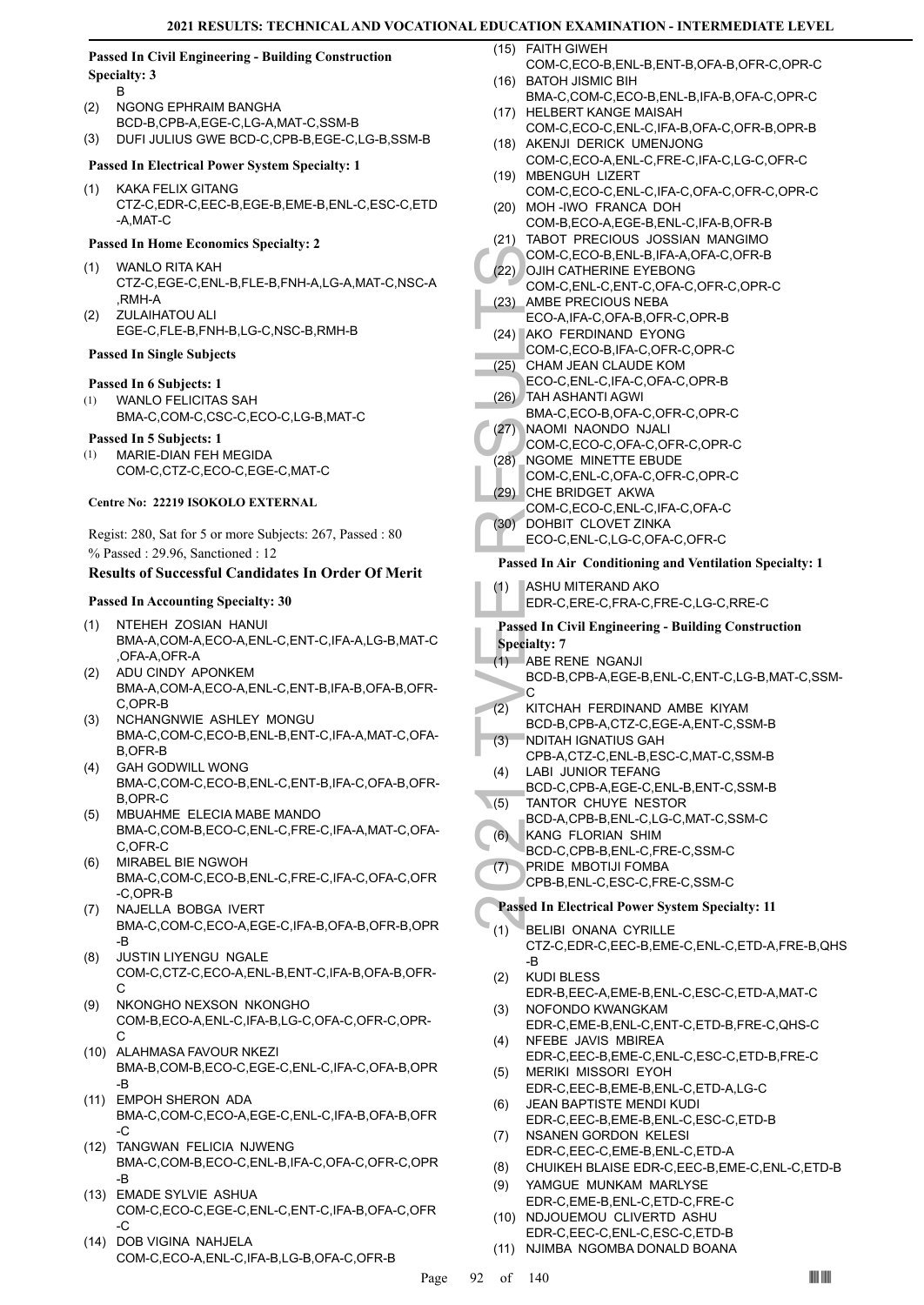### Passed In Civil Engineering - Building Construction Specialty: 3

B

(2) NGONG EPHRAIM BANGHA
BCD-B,CPB-A,EGE-C,LG-A,MAT-C,SSM-B

(3) DUFI JULIUS GWE BCD-C,CPB-B,EGE-C,LG-B,SSM-B

### Passed In Electrical Power System Specialty: 1

(1) KAKA FELIX GITANG
CTZ-C,EDR-C,EEC-B,EGE-B,EME-B,ENL-C,ESC-C,ETD-A,MAT-C

### Passed In Home Economics Specialty: 2

(1) WANLO RITA KAH
CTZ-C,EGE-C,ENL-B,FLE-B,FNH-A,LG-A,MAT-C,NSC-A,RMH-A

(2) ZULAIHATOU ALI
EGE-C,FLE-B,FNH-B,LG-C,NSC-B,RMH-B

### Passed In Single Subjects

### Passed In 6 Subjects: 1

(1) WANLO FELICITAS SAH
BMA-C,COM-C,CSC-C,ECO-C,LG-B,MAT-C

### Passed In 5 Subjects: 1

(1) MARIE-DIAN FEH MEGIDA
COM-C,CTZ-C,ECO-C,EGE-C,MAT-C

## Centre No: 22219 ISOKOLO EXTERNAL

Regist: 280, Sat for 5 or more Subjects: 267, Passed : 80
% Passed : 29.96, Sanctioned : 12

## Results of Successful Candidates In Order Of Merit

### Passed In Accounting Specialty: 30

(1) NTEHEH ZOSIAN HANUI
BMA-A,COM-A,ECO-A,ENL-C,ENT-C,IFA-A,LG-B,MAT-C,OFA-A,OFR-A

(2) ADU CINDY APONKEM
BMA-A,COM-A,ECO-A,ENL-C,ENT-B,IFA-B,OFA-B,OFR-C,OPR-B

(3) NCHANGNWIE ASHLEY MONGU
BMA-C,COM-C,ECO-B,ENL-B,ENT-C,IFA-A,MAT-C,OFA-B,OFR-B

(4) GAH GODWILL WONG
BMA-C,COM-C,ECO-B,ENL-C,ENT-B,IFA-C,OFA-B,OFR-B,OPR-C

(5) MBUAHME ELECIA MABE MANDO
BMA-C,COM-B,ECO-C,ENL-C,FRE-C,IFA-A,MAT-C,OFA-C,OFR-C

(6) MIRABEL BIE NGWOH
BMA-C,COM-C,ECO-B,ENL-C,FRE-C,IFA-C,OFA-C,OFR-C,OPR-B

(7) NAJELLA BOBGA IVERT
BMA-C,COM-C,ECO-A,EGE-C,IFA-B,OFA-B,OFR-B,OPR-B

(8) JUSTIN LIYENGU NGALE
COM-C,CTZ-C,ECO-A,ENL-B,ENT-C,IFA-B,OFA-B,OFR-C

(9) NKONGHO NEXSON NKONGHO
COM-B,ECO-A,ENL-C,IFA-B,LG-C,OFA-C,OFR-C,OPR-C

(10) ALAHMASA FAVOUR NKEZI
BMA-B,COM-B,ECO-C,EGE-C,ENL-C,IFA-C,OFA-B,OPR-B

(11) EMPOH SHERON ADA
BMA-C,COM-C,ECO-A,EGE-C,ENL-C,IFA-B,OFA-B,OFR-C

(12) TANGWAN FELICIA NJWENG
BMA-C,COM-B,ECO-C,ENL-B,IFA-C,OFA-C,OFR-C,OPR-B

(13) EMADE SYLVIE ASHUA
COM-C,ECO-C,EGE-C,ENL-C,ENT-C,IFA-B,OFA-C,OFR-C

(14) DOB VIGINA NAHJELA
COM-C,ECO-A,ENL-C,IFA-B,LG-B,OFA-C,OFR-B

(15) FAITH GIWEH
COM-C,ECO-B,ENL-B,ENT-B,OFA-B,OFR-C,OPR-C

(16) BATOH JISMIC BIH
BMA-C,COM-C,ECO-B,ENL-B,IFA-B,OFA-C,OPR-C

(17) HELBERT KANGE MAISAH
COM-C,ECO-C,ENL-C,IFA-B,OFA-C,OFR-B,OPR-B

(18) AKENJI DERICK UMENJONG
COM-C,ECO-A,ENL-C,FRE-C,IFA-C,LG-C,OFR-C

(19) MBENGUH LIZERT
COM-C,ECO-C,ENL-C,IFA-C,OFA-C,OFR-C,OPR-C

(20) MOH -IWO FRANCA DOH
COM-B,ECO-A,EGE-B,ENL-C,IFA-B,OFR-B

(21) TABOT PRECIOUS JOSSIAN MANGIMO
COM-C,ECO-B,ENL-B,IFA-A,OFA-C,OFR-B

(22) OJIH CATHERINE EYEBONG
COM-C,ENL-C,ENT-C,OFA-C,OFR-C,OPR-C

(23) AMBE PRECIOUS NEBA
ECO-A,IFA-C,OFA-B,OFR-C,OPR-B

(24) AKO FERDINAND EYONG
COM-C,ECO-B,IFA-C,OFR-C,OPR-C

(25) CHAM JEAN CLAUDE KOM
ECO-C,ENL-C,IFA-C,OFA-C,OPR-B

(26) TAH ASHANTI AGWI
BMA-C,ECO-B,OFA-C,OFR-C,OPR-C

(27) NAOMI NAONDO NJALI
COM-C,ECO-C,OFA-C,OFR-C,OPR-C

(28) NGOME MINETTE EBUDE
COM-C,ENL-C,OFA-C,OFR-C,OPR-C

(29) CHE BRIDGET AKWA
COM-C,ECO-C,ENL-C,IFA-C,OFA-C

(30) DOHBIT CLOVET ZINKA
ECO-C,ENL-C,LG-C,OFA-C,OFR-C

### Passed In Air Conditioning and Ventilation Specialty: 1

(1) ASHU MITERAND AKO
EDR-C,ERE-C,FRA-C,FRE-C,LG-C,RRE-C

### Passed In Civil Engineering - Building Construction Specialty: 7

(1) ABE RENE NGANJI
BCD-B,CPB-A,EGE-B,ENL-C,ENT-C,LG-B,MAT-C,SSM-C

(2) KITCHAH FERDINAND AMBE KIYAM
BCD-B,CPB-A,CTZ-C,EGE-A,ENT-C,SSM-B

(3) NDITAH IGNATIUS GAH
CPB-A,CTZ-C,ENL-B,ESC-C,MAT-C,SSM-B

(4) LABI JUNIOR TEFANG
BCD-C,CPB-A,EGE-C,ENL-B,ENT-C,SSM-B

(5) TANTOR CHUYE NESTOR
BCD-A,CPB-B,ENL-C,LG-C,MAT-C,SSM-C

(6) KANG FLORIAN SHIM
BCD-C,CPB-B,ENL-C,FRE-C,SSM-C

(7) PRIDE MBOTIJI FOMBA
CPB-B,ENL-C,ESC-C,FRE-C,SSM-C

### Passed In Electrical Power System Specialty: 11

(1) BELIBI ONANA CYRILLE
CTZ-C,EDR-C,EEC-B,EME-C,ENL-C,ETD-A,FRE-B,QHS-B

(2) KUDI BLESS
EDR-B,EEC-A,EME-B,ENL-C,ESC-C,ETD-A,MAT-C

(3) NOFONDO KWANGKAM
EDR-C,EME-B,ENL-C,ENT-C,ETD-B,FRE-C,QHS-C

(4) NFEBE JAVIS MBIREA
EDR-C,EEC-B,EME-C,ENL-C,ESC-C,ETD-B,FRE-C

(5) MERIKI MISSORI EYOH
EDR-C,EEC-B,EME-B,ENL-C,ETD-A,LG-C

(6) JEAN BAPTISTE MENDI KUDI
EDR-C,EEC-B,EME-B,ENL-C,ESC-C,ETD-B

(7) NSANEN GORDON KELESI
EDR-C,EEC-C,EME-B,ENL-C,ETD-A

(8) CHUIKEH BLAISE EDR-C,EEC-B,EME-C,ENL-C,ETD-B

(9) YAMGUE MUNKAM MARLYSE
EDR-C,EME-B,ENL-C,ETD-C,FRE-C

(10) NDJOUEMOU CLIVERTD ASHU
EDR-C,EEC-C,ENL-C,ESC-C,ETD-B

(11) NJIMBA NGOMBA DONALD BOANA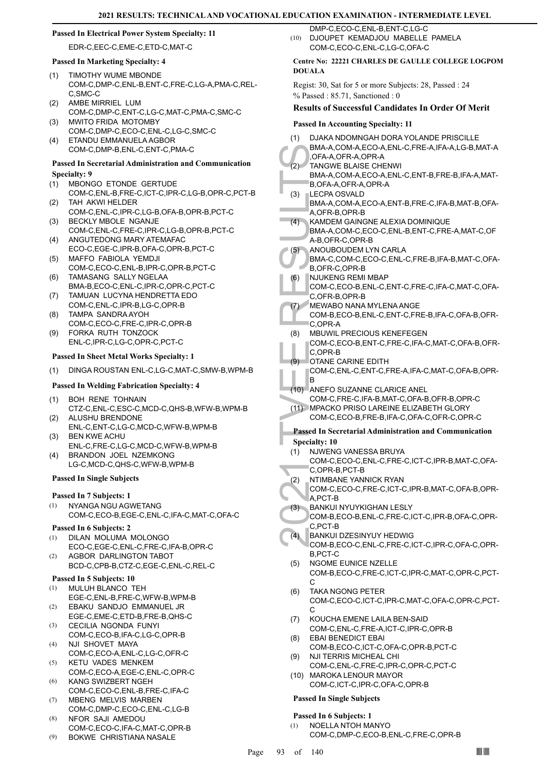**Passed In Electrical Power System Specialty: 11**

EDR-C,EEC-C,EME-C,ETD-C,MAT-C

**Passed In Marketing Specialty: 4**

(1) TIMOTHY WUME MBONDE
COM-C,DMP-C,ENL-B,ENT-C,FRE-C,LG-A,PMA-C,REL-C,SMC-C
(2) AMBE MIRRIEL LUM
COM-C,DMP-C,ENT-C,LG-C,MAT-C,PMA-C,SMC-C
(3) MWITO FRIDA MOTOMBY
COM-C,DMP-C,ECO-C,ENL-C,LG-C,SMC-C
(4) ETANDU EMMANUELA AGBOR
COM-C,DMP-B,ENL-C,ENT-C,PMA-C

**Passed In Secretarial Administration and Communication Specialty: 9**

(1) MBONGO ETONDE GERTUDE
COM-C,ENL-B,FRE-C,ICT-C,IPR-C,LG-B,OPR-C,PCT-B
(2) TAH AKWI HELDER
COM-C,ENL-C,IPR-C,LG-B,OFA-B,OPR-B,PCT-C
(3) BECKLY MBOLE NGANJE
COM-C,ENL-C,FRE-C,IPR-C,LG-B,OPR-B,PCT-C
(4) ANGUTEDONG MARY ATEMAFAC
ECO-C,EGE-C,IPR-B,OFA-C,OPR-B,PCT-C
(5) MAFFO FABIOLA YEMDJI
COM-C,ECO-C,ENL-B,IPR-C,OPR-B,PCT-C
(6) TAMASANG SALLY NGELAA
BMA-B,ECO-C,ENL-C,IPR-C,OPR-C,PCT-C
(7) TAMUAN LUCYNA HENDRETTA EDO
COM-C,ENL-C,IPR-B,LG-C,OPR-B
(8) TAMPA SANDRA AYOH
COM-C,ECO-C,FRE-C,IPR-C,OPR-B
(9) FORKA RUTH TONZOCK
ENL-C,IPR-C,LG-C,OPR-C,PCT-C

**Passed In Sheet Metal Works Specialty: 1**

(1) DINGA ROUSTAN ENL-C,LG-C,MAT-C,SMW-B,WPM-B

**Passed In Welding Fabrication Specialty: 4**

(1) BOH RENE TOHNAIN
CTZ-C,ENL-C,ESC-C,MCD-C,QHS-B,WFW-B,WPM-B
(2) ALUSHU BRENDONE
ENL-C,ENT-C,LG-C,MCD-C,WFW-B,WPM-B
(3) BEN KWE ACHU
ENL-C,FRE-C,LG-C,MCD-C,WFW-B,WPM-B
(4) BRANDON JOEL NZEMKONG
LG-C,MCD-C,QHS-C,WFW-B,WPM-B

**Passed In Single Subjects**

**Passed In 7 Subjects: 1**

(1) NYANGA NGU AGWETANG
COM-C,ECO-B,EGE-C,ENL-C,IFA-C,MAT-C,OFA-C

**Passed In 6 Subjects: 2**

(1) DILAN MOLUMA MOLONGO
ECO-C,EGE-C,ENL-C,FRE-C,IFA-B,OPR-C
(2) AGBOR DARLINGTON TABOT
BCD-C,CPB-B,CTZ-C,EGE-C,ENL-C,REL-C

**Passed In 5 Subjects: 10**

(1) MULUH BLANCO TEH
EGE-C,ENL-B,FRE-C,WFW-B,WPM-B
(2) EBAKU SANDJO EMMANUEL JR
EGE-C,EME-C,ETD-B,FRE-B,QHS-C
(3) CECILIA NGONDA FUNYI
COM-C,ECO-B,IFA-C,LG-C,OPR-B
(4) NJI SHOVET MAYA
COM-C,ECO-A,ENL-C,LG-C,OFR-C
(5) KETU VADES MENKEM
COM-C,ECO-A,EGE-C,ENL-C,OPR-C
(6) KANG SWIZBERT NGEH
COM-C,ECO-C,ENL-B,FRE-C,IFA-C
(7) MBENG MELVIS MARBEN
COM-C,DMP-C,ECO-C,ENL-C,LG-B
(8) NFOR SAJI AMEDOU
COM-C,ECO-C,IFA-C,MAT-C,OPR-B
(9) BOKWE CHRISTIANA NASALE
DMP-C,ECO-C,ENL-B,ENT-C,LG-C
(10) DJOUPET KEMADJOU MABELLE PAMELA
COM-C,ECO-C,ENL-C,LG-C,OFA-C

**Centre No: 22221 CHARLES DE GAULLE COLLEGE LOGPOM DOUALA**

Regist: 30, Sat for 5 or more Subjects: 28, Passed : 24
% Passed : 85.71, Sanctioned : 0

### Results of Successful Candidates In Order Of Merit

**Passed In Accounting Specialty: 11**

(1) DJAKA NDOMNGAH DORA YOLANDE PRISCILLE
BMA-A,COM-A,ECO-A,ENL-C,FRE-A,IFA-A,LG-B,MAT-A,OFA-A,OFR-A,OPR-A
(2) TANGWE BLAISE CHENWI
BMA-A,COM-A,ECO-A,ENL-C,ENT-B,FRE-B,IFA-A,MAT-B,OFA-A,OFR-A,OPR-A
(3) LECPA OSVALD
BMA-A,COM-A,ECO-A,ENT-B,FRE-C,IFA-B,MAT-B,OFA-A,OFR-B,OPR-B
(4) KAMDEM GAINGNE ALEXIA DOMINIQUE
BMA-A,COM-C,ECO-C,ENL-B,ENT-C,FRE-A,MAT-C,OFA-B,OFR-C,OPR-B
(5) ANOUBOUDEM LYN CARLA
BMA-C,COM-C,ECO-C,ENL-C,FRE-B,IFA-B,MAT-C,OFA-B,OFR-C,OPR-B
(6) NJUKENG REMI MBAP
COM-C,ECO-B,ENL-C,ENT-C,FRE-C,IFA-C,MAT-C,OFA-C,OFR-B,OPR-B
(7) MEWABO NANA MYLENA ANGE
COM-B,ECO-B,ENL-C,ENT-C,FRE-B,IFA-C,OFA-B,OFR-C,OPR-A
(8) MBUWIL PRECIOUS KENEFEGEN
COM-C,ECO-B,ENT-C,FRE-C,IFA-C,MAT-C,OFA-B,OFR-C,OPR-B
(9) OTANE CARINE EDITH
COM-C,ENL-C,ENT-C,FRE-A,IFA-C,MAT-C,OFA-B,OPR-B
(10) ANEFO SUZANNE CLARICE ANEL
COM-C,FRE-C,IFA-B,MAT-C,OFA-B,OFR-B,OPR-C
(11) MPACKO PRISO LAREINE ELIZABETH GLORY
COM-C,ECO-B,FRE-B,IFA-C,OFA-C,OFR-C,OPR-C

**Passed In Secretarial Administration and Communication Specialty: 10**

(1) NJWENG VANESSA BRUYA
COM-C,ECO-C,ENL-C,FRE-C,ICT-C,IPR-B,MAT-C,OFA-C,OPR-B,PCT-B
(2) NTIMBANE YANNICK RYAN
COM-C,ECO-C,FRE-C,ICT-C,IPR-B,MAT-C,OFA-B,OPR-A,PCT-B
(3) BANKUI NYUYKIGHAN LESLY
COM-B,ECO-B,ENL-C,FRE-C,ICT-C,IPR-B,OFA-C,OPR-C,PCT-B
(4) BANKUI DZESINYUY HEDWIG
COM-B,ECO-C,ENL-C,FRE-C,ICT-C,IPR-C,OFA-C,OPR-B,PCT-C
(5) NGOME EUNICE NZELLE
COM-B,ECO-C,FRE-C,ICT-C,IPR-C,MAT-C,OPR-C,PCT-C
(6) TAKA NGONG PETER
COM-C,ECO-C,ICT-C,IPR-C,MAT-C,OFA-C,OPR-C,PCT-C
(7) KOUCHA EMENE LAILA BEN-SAID
COM-C,ENL-C,FRE-A,ICT-C,IPR-C,OPR-B
(8) EBAI BENEDICT EBAI
COM-B,ECO-C,ICT-C,OFA-C,OPR-B,PCT-C
(9) NJI TERRIS MICHEAL CHI
COM-C,ENL-C,FRE-C,IPR-C,OPR-C,PCT-C
(10) MAROKA LENOUR MAYOR
COM-C,ICT-C,IPR-C,OFA-C,OPR-B

**Passed In Single Subjects**

**Passed In 6 Subjects: 1**

(1) NOELLA NTOH MANYO
COM-C,DMP-C,ECO-B,ENL-C,FRE-C,OPR-B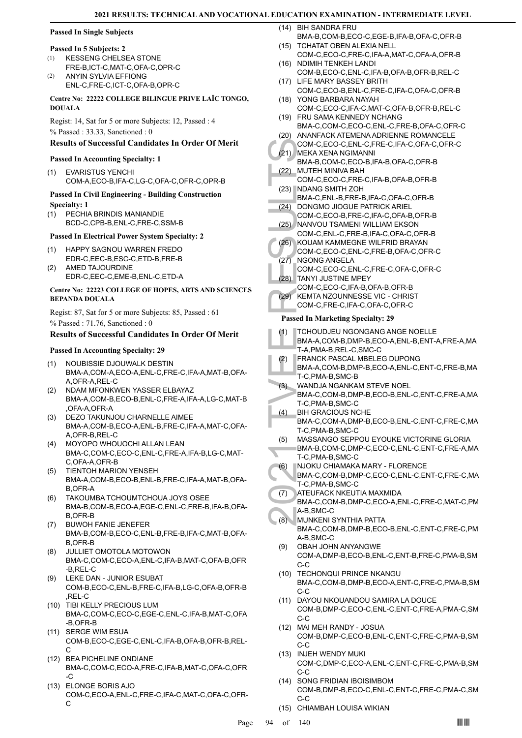#### Passed In Single Subjects

#### Passed In 5 Subjects: 2

(1) KESSENG CHELSEA STONE
FRE-B,ICT-C,MAT-C,OFA-C,OPR-C
(2) ANYIN SYLVIA EFFIONG
ENL-C,FRE-C,ICT-C,OFA-B,OPR-C

#### Centre No: 22222 COLLEGE BILINGUE PRIVE LAÏC TONGO, DOUALA

Regist: 14, Sat for 5 or more Subjects: 12, Passed : 4
% Passed : 33.33, Sanctioned : 0

### Results of Successful Candidates In Order Of Merit

#### Passed In Accounting Specialty: 1

(1) EVARISTUS YENCHI
COM-A,ECO-B,IFA-C,LG-C,OFA-C,OFR-C,OPR-B

#### Passed In Civil Engineering - Building Construction Specialty: 1

(1) PECHIA BRINDIS MANIANDIE
BCD-C,CPB-B,ENL-C,FRE-C,SSM-B

#### Passed In Electrical Power System Specialty: 2

(1) HAPPY SAGNOU WARREN FREDO
EDR-C,EEC-B,ESC-C,ETD-B,FRE-B
(2) AMED TAJOURDINE
EDR-C,EEC-C,EME-B,ENL-C,ETD-A

#### Centre No: 22223 COLLEGE OF HOPES, ARTS AND SCIENCES BEPANDA DOUALA

Regist: 87, Sat for 5 or more Subjects: 85, Passed : 61
% Passed : 71.76, Sanctioned : 0

### Results of Successful Candidates In Order Of Merit

#### Passed In Accounting Specialty: 29

(1) NOUBISSIE DJOUWALK DESTIN
BMA-A,COM-A,ECO-A,ENL-C,FRE-C,IFA-A,MAT-B,OFA-A,OFR-A,REL-C
(2) NDAM MFONKWEN YASSER ELBAYAZ
BMA-A,COM-B,ECO-B,ENL-C,FRE-A,IFA-A,LG-C,MAT-B,OFA-A,OFR-A
(3) DEZO TAKUNJOU CHARNELLE AIMEE
BMA-A,COM-B,ECO-A,ENL-B,FRE-C,IFA-A,MAT-C,OFA-A,OFR-B,REL-C
(4) MOYOPO WHOUOCHI ALLAN LEAN
BMA-C,COM-C,ECO-C,ENL-C,FRE-A,IFA-B,LG-C,MAT-C,OFA-A,OFR-B
(5) TIENTOH MARION YENSEH
BMA-A,COM-B,ECO-B,ENL-B,FRE-C,IFA-A,MAT-B,OFA-B,OFR-A
(6) TAKOUMBA TCHOUMTCHOUA JOYS OSEE
BMA-B,COM-B,ECO-A,EGE-C,ENL-C,FRE-B,IFA-B,OFA-B,OFR-B
(7) BUWOH FANIE JENEFER
BMA-B,COM-B,ECO-C,ENL-B,FRE-B,IFA-C,MAT-B,OFA-B,OFR-B
(8) JULLIET OMOTOLA MOTOWON
BMA-C,COM-C,ECO-A,ENL-C,IFA-B,MAT-C,OFA-B,OFR-B,REL-C
(9) LEKE DAN - JUNIOR ESUBAT
COM-B,ECO-C,ENL-B,FRE-C,IFA-B,LG-C,OFA-B,OFR-B,REL-C
(10) TIBI KELLY PRECIOUS LUM
BMA-C,COM-C,ECO-C,EGE-C,ENL-C,IFA-B,MAT-C,OFA-B,OFR-B
(11) SERGE WIM ESUA
COM-B,ECO-C,EGE-C,ENL-C,IFA-B,OFA-B,OFR-B,REL-C
(12) BEA PICHELINE ONDIANE
BMA-C,COM-C,ECO-A,FRE-C,IFA-B,MAT-C,OFA-C,OFR-C
(13) ELONGE BORIS AJO
COM-C,ECO-A,ENL-C,FRE-C,IFA-C,MAT-C,OFA-C,OFR-C
(14) BIH SANDRA FRU
BMA-B,COM-B,ECO-C,EGE-B,IFA-B,OFA-C,OFR-B
(15) TCHATAT OBEN ALEXIA NELL
COM-C,ECO-C,FRE-C,IFA-A,MAT-C,OFA-A,OFR-B
(16) NDIMIH TENKEH LANDI
COM-B,ECO-C,ENL-C,IFA-B,OFA-B,OFR-B,REL-C
(17) LIFE MARY BASSEY BRITH
COM-C,ECO-B,ENL-C,FRE-C,IFA-C,OFA-C,OFR-B
(18) YONG BARBARA NAYAH
COM-C,ECO-C,IFA-C,MAT-C,OFA-B,OFR-B,REL-C
(19) FRU SAMA KENNEDY NCHANG
BMA-C,COM-C,ECO-C,ENL-C,FRE-B,OFA-C,OFR-C
(20) ANANFACK ATEMENA ADRIENNE ROMANCELE
COM-C,ECO-C,ENL-C,FRE-C,IFA-C,OFA-C,OFR-C
(21) MEKA XENA NGIMANNI
BMA-B,COM-C,ECO-B,IFA-B,OFA-C,OFR-B
(22) MUTEH MINIVA BAH
COM-C,ECO-C,FRE-C,IFA-B,OFA-B,OFR-B
(23) NDANG SMITH ZOH
BMA-C,ENL-B,FRE-B,IFA-C,OFA-C,OFR-B
(24) DONGMO JIOGUE PATRICK ARIEL
COM-C,ECO-B,FRE-C,IFA-C,OFA-B,OFR-B
(25) NANVOU TSAMENI WILLIAM EKSON
COM-C,ENL-C,FRE-B,IFA-C,OFA-C,OFR-B
(26) KOUAM KAMMEGNE WILFRID BRAYAN
COM-C,ECO-C,ENL-C,FRE-B,OFA-C,OFR-C
(27) NGONG ANGELA
COM-C,ECO-C,ENL-C,FRE-C,OFA-C,OFR-C
(28) TANYI JUSTINE MPEY
COM-C,ECO-C,IFA-B,OFA-B,OFR-B
(29) KEMTA NZOUNNESSE VIC - CHRIST
COM-C,FRE-C,IFA-C,OFA-C,OFR-C

#### Passed In Marketing Specialty: 29

(1) TCHOUDJEU NGONGANG ANGE NOELLE
BMA-A,COM-B,DMP-B,ECO-A,ENL-B,ENT-A,FRE-A,MAT-A,PMA-B,REL-C,SMC-C
(2) FRANCK PASCAL MBELEG DUPONG
BMA-A,COM-B,DMP-B,ECO-A,ENL-C,ENT-C,FRE-B,MAT-C,PMA-B,SMC-B
(3) WANDJA NGANKAM STEVE NOEL
BMA-C,COM-B,DMP-B,ECO-B,ENL-C,ENT-C,FRE-A,MAT-C,PMA-B,SMC-C
(4) BIH GRACIOUS NCHE
BMA-C,COM-A,DMP-B,ECO-B,ENL-C,ENT-C,FRE-C,MAT-C,PMA-B,SMC-C
(5) MASSANGO SEPPOU EYOUKE VICTORINE GLORIA
BMA-B,COM-C,DMP-C,ECO-C,ENL-C,ENT-C,FRE-A,MAT-C,PMA-B,SMC-C
(6) NJOKU CHIAMAKA MARY - FLORENCE
BMA-C,COM-B,DMP-C,ECO-C,ENL-C,ENT-C,FRE-C,MAT-C,PMA-B,SMC-C
(7) ATEUFACK NKEUTIA MAXMIDA
BMA-C,COM-B,DMP-C,ECO-A,ENL-C,FRE-C,MAT-C,PMA-B,SMC-C
(8) MUNKENI SYNTHIA PATTA
BMA-C,COM-B,DMP-B,ECO-B,ENL-C,ENT-C,FRE-C,PMA-B,SMC-C
(9) OBAH JOHN ANYANGWE
COM-A,DMP-B,ECO-B,ENL-C,ENT-B,FRE-C,PMA-B,SMC-C
(10) TECHONQUI PRINCE NKANGU
BMA-C,COM-B,DMP-B,ECO-A,ENT-C,FRE-C,PMA-B,SMC-C
(11) DAYOU NKOUANDOU SAMIRA LA DOUCE
COM-B,DMP-C,ECO-C,ENL-C,ENT-C,FRE-A,PMA-C,SMC-C
(12) MAI MEH RANDY - JOSUA
COM-B,DMP-C,ECO-B,ENL-C,ENT-C,FRE-C,PMA-B,SMC-C
(13) INJEH WENDY MUKI
COM-C,DMP-C,ECO-A,ENL-C,ENT-C,FRE-C,PMA-B,SMC-C
(14) SONG FRIDIAN IBOISIMBOM
COM-B,DMP-B,ECO-C,ENL-C,ENT-C,FRE-C,PMA-C,SMC-C
(15) CHIAMBAH LOUISA WIKIAN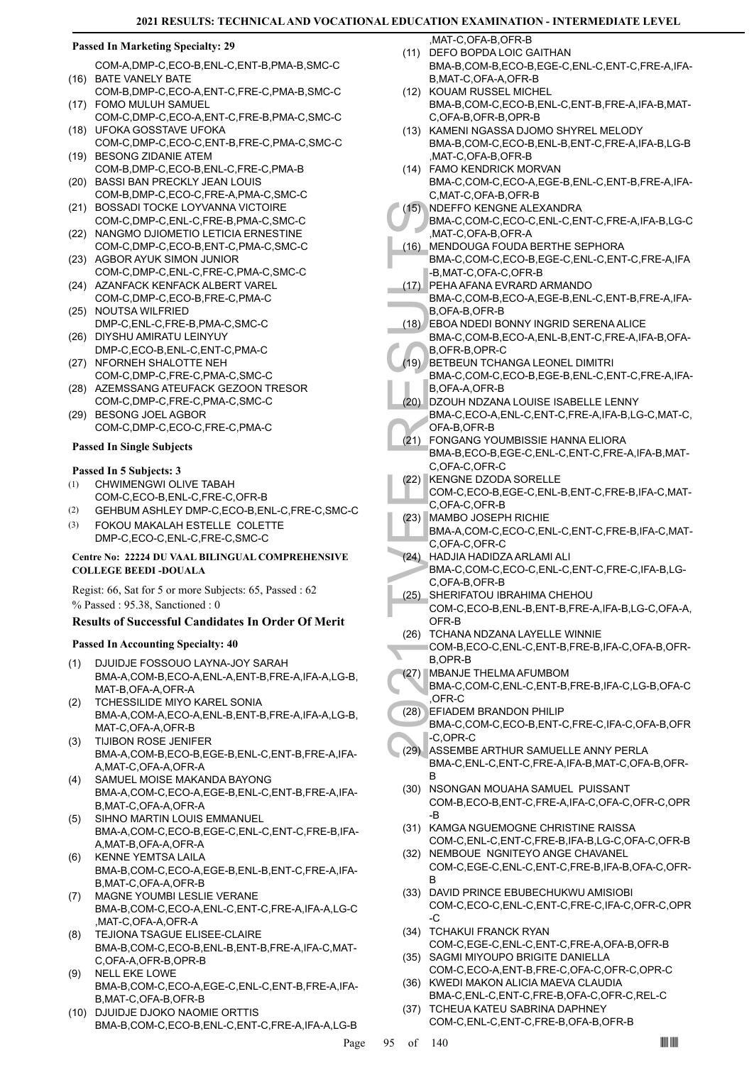#### Passed In Marketing Specialty: 29

COM-A,DMP-C,ECO-B,ENL-C,ENT-B,PMA-B,SMC-C

(16) BATE VANELY BATE
COM-B,DMP-C,ECO-A,ENT-C,FRE-C,PMA-B,SMC-C

(17) FOMO MULUH SAMUEL
COM-C,DMP-C,ECO-A,ENT-C,FRE-B,PMA-C,SMC-C

(18) UFOKA GOSSTAVE UFOKA
COM-C,DMP-C,ECO-C,ENT-B,FRE-C,PMA-C,SMC-C

(19) BESONG ZIDANIE ATEM
COM-B,DMP-C,ECO-B,ENL-C,FRE-C,PMA-B

(20) BASSI BAN PRECKLY JEAN LOUIS
COM-B,DMP-C,ECO-C,FRE-A,PMA-C,SMC-C

(21) BOSSADI TOCKE LOYVANNA VICTOIRE
COM-C,DMP-C,ENL-C,FRE-B,PMA-C,SMC-C

(22) NANGMO DJIOMETIO LETICIA ERNESTINE
COM-C,DMP-C,ECO-B,ENT-C,PMA-C,SMC-C

(23) AGBOR AYUK SIMON JUNIOR
COM-C,DMP-C,ENL-C,FRE-C,PMA-C,SMC-C

(24) AZANFACK KENFACK ALBERT VAREL
COM-C,DMP-C,ECO-B,FRE-C,PMA-C

(25) NOUTSA WILFRIED
DMP-C,ENL-C,FRE-B,PMA-C,SMC-C

(26) DIYSHU AMIRATU LEINYUY
DMP-C,ECO-B,ENL-C,ENT-C,PMA-C

(27) NFORNEH SHALOTTE NEH
COM-C,DMP-C,FRE-C,PMA-C,SMC-C

(28) AZEMSSANG ATEUFACK GEZOON TRESOR
COM-C,DMP-C,FRE-C,PMA-C,SMC-C

(29) BESONG JOEL AGBOR
COM-C,DMP-C,ECO-C,FRE-C,PMA-C

#### Passed In Single Subjects

#### Passed In 5 Subjects: 3

(1) CHWIMENGWI OLIVE TABAH
COM-C,ECO-B,ENL-C,FRE-C,OFR-B

(2) GEHBUM ASHLEY DMP-C,ECO-B,ENL-C,FRE-C,SMC-C

(3) FOKOU MAKALAH ESTELLE COLETTE
DMP-C,ECO-C,ENL-C,FRE-C,SMC-C

#### Centre No: 22224 DU VAAL BILINGUAL COMPREHENSIVE COLLEGE BEEDI -DOUALA

Regist: 66, Sat for 5 or more Subjects: 65, Passed : 62
% Passed : 95.38, Sanctioned : 0

### Results of Successful Candidates In Order Of Merit

#### Passed In Accounting Specialty: 40

(1) DJUIDJE FOSSOUO LAYNA-JOY SARAH
BMA-A,COM-B,ECO-A,ENL-A,ENT-B,FRE-A,IFA-A,LG-B,MAT-B,OFA-A,OFR-A

(2) TCHESSILIDE MIYO KAREL SONIA
BMA-A,COM-A,ECO-A,ENL-B,ENT-B,FRE-A,IFA-A,LG-B,MAT-C,OFA-A,OFR-B

(3) TIJIBON ROSE JENIFER
BMA-A,COM-B,ECO-B,EGE-B,ENL-C,ENT-B,FRE-A,IFA-A,MAT-C,OFA-A,OFR-A

(4) SAMUEL MOISE MAKANDA BAYONG
BMA-A,COM-C,ECO-A,EGE-B,ENL-C,ENT-B,FRE-A,IFA-B,MAT-C,OFA-A,OFR-A

(5) SIHNO MARTIN LOUIS EMMANUEL
BMA-A,COM-C,ECO-B,EGE-C,ENL-C,ENT-C,FRE-B,IFA-A,MAT-B,OFA-A,OFR-A

(6) KENNE YEMTSA LAILA
BMA-B,COM-C,ECO-A,EGE-B,ENL-B,ENT-C,FRE-A,IFA-B,MAT-C,OFA-A,OFR-B

(7) MAGNE YOUMBI LESLIE VERANE
BMA-B,COM-C,ECO-A,ENL-C,ENT-C,FRE-A,IFA-A,LG-C,MAT-C,OFA-A,OFR-A

(8) TEJIONA TSAGUE ELISEE-CLAIRE
BMA-B,COM-C,ECO-B,ENL-B,ENT-B,FRE-A,IFA-C,MAT-C,OFA-A,OFR-B,OPR-B

(9) NELL EKE LOWE
BMA-B,COM-C,ECO-A,EGE-C,ENL-C,ENT-B,FRE-A,IFA-B,MAT-C,OFA-B,OFR-B

(10) DJUIDJE DJOKO NAOMIE ORTTIS
BMA-B,COM-C,ECO-B,ENL-C,ENT-C,FRE-A,IFA-A,LG-B,MAT-C,OFA-B,OFR-B

(11) DEFO BOPDA LOIC GAITHAN
BMA-B,COM-B,ECO-B,EGE-C,ENL-C,ENT-C,FRE-A,IFA-B,MAT-C,OFA-A,OFR-B

(12) KOUAM RUSSEL MICHEL
BMA-B,COM-C,ECO-B,ENL-C,ENT-B,FRE-A,IFA-B,MAT-C,OFA-B,OFR-B,OPR-B

(13) KAMENI NGASSA DJOMO SHYREL MELODY
BMA-B,COM-C,ECO-B,ENL-B,ENT-C,FRE-A,IFA-B,LG-B,MAT-C,OFA-B,OFR-B

(14) FAMO KENDRICK MORVAN
BMA-C,COM-C,ECO-A,EGE-B,ENL-C,ENT-B,FRE-A,IFA-C,MAT-C,OFA-B,OFR-B

(15) NDEFFO KENGNE ALEXANDRA
BMA-C,COM-C,ECO-C,ENL-C,ENT-C,FRE-A,IFA-B,LG-C,MAT-C,OFA-B,OFR-A

(16) MENDOUGA FOUDA BERTHE SEPHORA
BMA-C,COM-C,ECO-B,EGE-C,ENL-C,ENT-C,FRE-A,IFA-B,MAT-C,OFA-C,OFR-B

(17) PEHA AFANA EVRARD ARMANDO
BMA-C,COM-B,ECO-A,EGE-B,ENL-C,ENT-B,FRE-A,IFA-B,OFA-B,OFR-B

(18) EBOA NDEDI BONNY INGRID SERENA ALICE
BMA-C,COM-B,ECO-A,ENL-B,ENT-C,FRE-A,IFA-B,OFA-B,OFR-B,OPR-C

(19) BETBEUN TCHANGA LEONEL DIMITRI
BMA-C,COM-C,ECO-B,EGE-B,ENL-C,ENT-C,FRE-A,IFA-B,OFA-A,OFR-B

(20) DZOUH NDZANA LOUISE ISABELLE LENNY
BMA-C,ECO-A,ENL-C,ENT-C,FRE-A,IFA-B,LG-C,MAT-C,OFA-B,OFR-B

(21) FONGANG YOUMBISSIE HANNA ELIORA
BMA-B,ECO-B,EGE-C,ENL-C,ENT-C,FRE-A,IFA-B,MAT-C,OFA-C,OFR-C

(22) KENGNE DZODA SORELLE
COM-C,ECO-B,EGE-C,ENL-B,ENT-C,FRE-B,IFA-C,MAT-C,OFA-C,OFR-B

(23) MAMBO JOSEPH RICHIE
BMA-A,COM-C,ECO-C,ENL-C,ENT-C,FRE-B,IFA-C,MAT-C,OFA-C,OFR-C

(24) HADJIA HADIDZA ARLAMI ALI
BMA-C,COM-C,ECO-C,ENL-C,ENT-C,FRE-C,IFA-B,LG-C,OFA-B,OFR-B

(25) SHERIFATOU IBRAHIMA CHEHOU
COM-C,ECO-B,ENL-B,ENT-B,FRE-A,IFA-B,LG-C,OFA-A,OFR-B

(26) TCHANA NDZANA LAYELLE WINNIE
COM-B,ECO-C,ENL-C,ENT-B,FRE-B,IFA-C,OFA-B,OFR-B,OPR-B

(27) MBANJE THELMA AFUMBOM
BMA-C,COM-C,ENL-C,ENT-B,FRE-B,IFA-C,LG-B,OFA-C,OFR-C

(28) EFIADEM BRANDON PHILIP
BMA-C,COM-C,ECO-B,ENT-C,FRE-C,IFA-C,OFA-B,OFR-C,OPR-C

(29) ASSEMBE ARTHUR SAMUELLE ANNY PERLA
BMA-C,ENL-C,ENT-C,FRE-A,IFA-B,MAT-C,OFA-B,OFR-B

(30) NSONGAN MOUAHA SAMUEL PUISSANT
COM-B,ECO-B,ENT-C,FRE-A,IFA-C,OFA-C,OFR-C,OPR-B

(31) KAMGA NGUEMOGNE CHRISTINE RAISSA
COM-C,ENL-C,ENT-C,FRE-B,IFA-B,LG-C,OFA-C,OFR-B

(32) NEMBOUE NGNITEYO ANGE CHAVANEL
COM-C,EGE-C,ENL-C,ENT-C,FRE-B,IFA-B,OFA-C,OFR-B

(33) DAVID PRINCE EBUBECHUKWU AMISIOBI
COM-C,ECO-C,ENL-C,ENT-C,FRE-C,IFA-C,OFR-C,OPR-C

(34) TCHAKUI FRANCK RYAN
COM-C,EGE-C,ENL-C,ENT-C,FRE-A,OFA-B,OFR-B

(35) SAGMI MIYOUPO BRIGITE DANIELLA
COM-C,ECO-A,ENT-B,FRE-C,OFA-C,OFR-C,OPR-C

(36) KWEDI MAKON ALICIA MAEVA CLAUDIA
BMA-C,ENL-C,ENT-C,FRE-B,OFA-C,OFR-C,REL-C

(37) TCHEUA KATEU SABRINA DAPHNEY
COM-C,ENL-C,ENT-C,FRE-B,OFA-B,OFR-B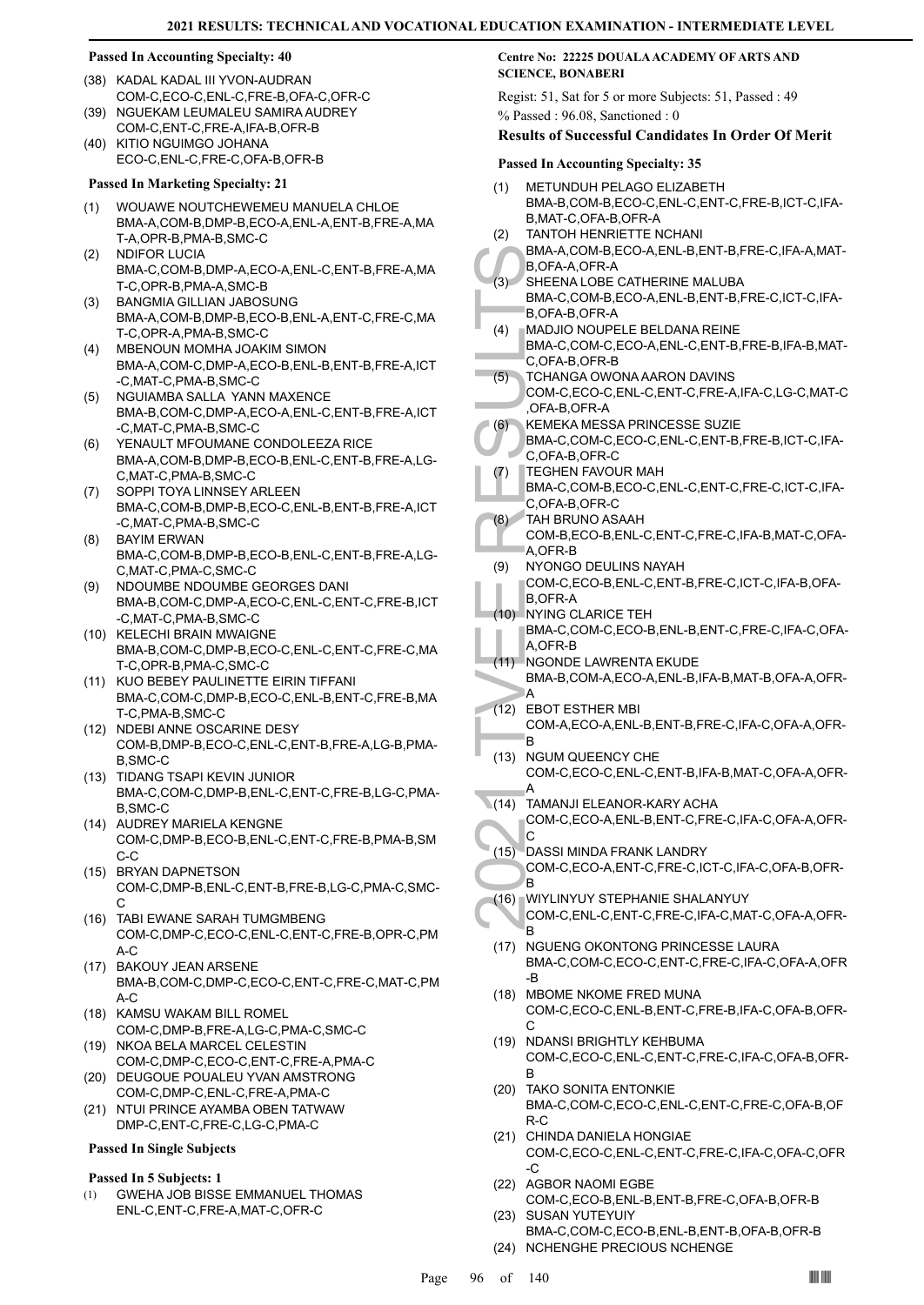### Passed In Accounting Specialty: 40

(38) KADAL KADAL III YVON-AUDRAN
COM-C,ECO-C,ENL-C,FRE-B,OFA-C,OFR-C

(39) NGUEKAM LEUMALEU SAMIRA AUDREY
COM-C,ENT-C,FRE-A,IFA-B,OFR-B

(40) KITIO NGUIMGO JOHANA
ECO-C,ENL-C,FRE-C,OFA-B,OFR-B

### Passed In Marketing Specialty: 21

(1) WOUAWE NOUTCHEWEMEU MANUELA CHLOE
BMA-A,COM-B,DMP-B,ECO-A,ENL-A,ENT-B,FRE-A,MAT-A,OPR-B,PMA-B,SMC-C

(2) NDIFOR LUCIA
BMA-C,COM-B,DMP-A,ECO-A,ENL-C,ENT-B,FRE-A,MAT-C,OPR-B,PMA-A,SMC-B

(3) BANGMIA GILLIAN JABOSUNG
BMA-A,COM-B,DMP-B,ECO-B,ENL-A,ENT-C,FRE-C,MAT-C,OPR-A,PMA-B,SMC-C

(4) MBENOUN MOMHA JOAKIM SIMON
BMA-A,COM-C,DMP-A,ECO-B,ENL-B,ENT-B,FRE-A,ICT-C,MAT-C,PMA-B,SMC-C

(5) NGUIAMBA SALLA YANN MAXENCE
BMA-B,COM-C,DMP-C,ECO-A,ENL-C,ENT-B,FRE-A,ICT-C,MAT-C,PMA-B,SMC-C

(6) YENAULT MFOUMANE CONDOLEEZA RICE
BMA-A,COM-B,DMP-B,ECO-B,ENL-C,ENT-B,FRE-A,LG-C,MAT-C,PMA-B,SMC-C

(7) SOPPI TOYA LINNSEY ARLEEN
BMA-C,COM-B,DMP-B,ECO-C,ENL-B,ENT-B,FRE-A,ICT-C,MAT-C,PMA-B,SMC-C

(8) BAYIM ERWAN
BMA-C,COM-B,DMP-B,ECO-B,ENL-C,ENT-B,FRE-A,LG-C,MAT-C,PMA-C,SMC-C

(9) NDOUMBE NDOUMBE GEORGES DANI
BMA-B,COM-C,DMP-A,ECO-C,ENL-C,ENT-C,FRE-B,ICT-C,MAT-C,PMA-B,SMC-C

(10) KELECHI BRAIN MWAIGNE
BMA-B,COM-C,DMP-B,ECO-C,ENL-C,ENT-C,FRE-C,MAT-C,OPR-B,PMA-C,SMC-C

(11) KUO BEBEY PAULINETTE EIRIN TIFFANI
BMA-C,COM-C,DMP-B,ECO-C,ENL-B,ENT-C,FRE-B,MAT-C,PMA-B,SMC-C

(12) NDEBI ANNE OSCARINE DESY
COM-B,DMP-B,ECO-C,ENL-C,ENT-B,FRE-A,LG-B,PMA-B,SMC-C

(13) TIDANG TSAPI KEVIN JUNIOR
BMA-C,COM-C,DMP-B,ENL-C,ENT-C,FRE-B,LG-C,PMA-B,SMC-C

(14) AUDREY MARIELA KENGNE
COM-C,DMP-B,ECO-B,ENL-C,ENT-C,FRE-B,PMA-B,SMC-C

(15) BRYAN DAPNETSON
COM-C,DMP-B,ENL-C,ENT-B,FRE-B,LG-C,PMA-C,SMC-C

(16) TABI EWANE SARAH TUMGMBENG
COM-C,DMP-C,ECO-C,ENL-C,ENT-C,FRE-B,OPR-C,PMA-C

(17) BAKOUY JEAN ARSENE
BMA-B,COM-C,DMP-C,ECO-C,ENT-C,FRE-C,MAT-C,PMA-C

(18) KAMSU WAKAM BILL ROMEL
COM-C,DMP-B,FRE-A,LG-C,PMA-C,SMC-C

(19) NKOA BELA MARCEL CELESTIN
COM-C,DMP-C,ECO-C,ENT-C,FRE-A,PMA-C

(20) DEUGOUE POUALEU YVAN AMSTRONG
COM-C,DMP-C,ENL-C,FRE-A,PMA-C

(21) NTUI PRINCE AYAMBA OBEN TATWAW
DMP-C,ENT-C,FRE-C,LG-C,PMA-C

### Passed In Single Subjects

#### Passed In 5 Subjects: 1

(1) GWEHA JOB BISSE EMMANUEL THOMAS
ENL-C,ENT-C,FRE-A,MAT-C,OFR-C

### Centre No: 22225 DOUALA ACADEMY OF ARTS AND SCIENCE, BONABERI

Regist: 51, Sat for 5 or more Subjects: 51, Passed : 49

% Passed : 96.08, Sanctioned : 0

### Results of Successful Candidates In Order Of Merit

### Passed In Accounting Specialty: 35

(1) METUNDUH PELAGO ELIZABETH
BMA-B,COM-B,ECO-C,ENL-C,ENT-C,FRE-B,ICT-C,IFA-B,MAT-C,OFA-B,OFR-A

(2) TANTOH HENRIETTE NCHANI
BMA-A,COM-B,ECO-A,ENL-B,ENT-B,FRE-C,IFA-A,MAT-B,OFA-A,OFR-A

(3) SHEENA LOBE CATHERINE MALUBA
BMA-C,COM-B,ECO-A,ENL-B,ENT-B,FRE-C,ICT-C,IFA-B,OFA-B,OFR-A

(4) MADJIO NOUPELE BELDANA REINE
BMA-C,COM-C,ECO-A,ENL-C,ENT-B,FRE-B,IFA-B,MAT-C,OFA-B,OFR-B

(5) TCHANGA OWONA AARON DAVINS
COM-C,ECO-C,ENL-C,ENT-C,FRE-A,IFA-C,LG-C,MAT-C,OFA-B,OFR-A

(6) KEMEKA MESSA PRINCESSE SUZIE
BMA-C,COM-C,ECO-C,ENL-C,ENT-B,FRE-B,ICT-C,IFA-C,OFA-B,OFR-C

(7) TEGHEN FAVOUR MAH
BMA-C,COM-B,ECO-C,ENL-C,ENT-C,FRE-C,ICT-C,IFA-C,OFA-B,OFR-C

(8) TAH BRUNO ASAAH
COM-B,ECO-B,ENL-C,ENT-C,FRE-C,IFA-B,MAT-C,OFA-A,OFR-B

(9) NYONGO DEULINS NAYAH
COM-C,ECO-B,ENL-C,ENT-B,FRE-C,ICT-C,IFA-B,OFA-B,OFR-A

(10) NYING CLARICE TEH
BMA-C,COM-C,ECO-B,ENL-B,ENT-C,FRE-C,IFA-C,OFA-A,OFR-B

(11) NGONDE LAWRENTA EKUDE
BMA-B,COM-A,ECO-A,ENL-B,IFA-B,MAT-B,OFA-A,OFR-A

(12) EBOT ESTHER MBI
COM-A,ECO-A,ENL-B,ENT-B,FRE-C,IFA-C,OFA-A,OFR-B

(13) NGUM QUEENCY CHE
COM-C,ECO-C,ENL-C,ENT-B,IFA-B,MAT-C,OFA-A,OFR-A

(14) TAMANJI ELEANOR-KARY ACHA
COM-C,ECO-A,ENL-B,ENT-C,FRE-C,IFA-C,OFA-A,OFR-C

(15) DASSI MINDA FRANK LANDRY
COM-C,ECO-A,ENT-C,FRE-C,ICT-C,IFA-C,OFA-B,OFR-B

(16) WIYLINYUY STEPHANIE SHALANYUY
COM-C,ENL-C,ENT-C,FRE-C,IFA-C,MAT-C,OFA-A,OFR-B

(17) NGUENG OKONTONG PRINCESSE LAURA
BMA-C,COM-C,ECO-C,ENT-C,FRE-C,IFA-C,OFA-A,OFR-B

(18) MBOME NKOME FRED MUNA
COM-C,ECO-C,ENL-B,ENT-C,FRE-B,IFA-C,OFA-B,OFR-C

(19) NDANSI BRIGHTLY KEHBUMA
COM-C,ECO-C,ENL-C,ENT-C,FRE-C,IFA-C,OFA-B,OFR-B

(20) TAKO SONITA ENTONKIE
BMA-C,COM-C,ECO-C,ENL-C,ENT-C,FRE-C,OFA-B,OFR-C

(21) CHINDA DANIELA HONGIAE
COM-C,ECO-C,ENL-C,ENT-C,FRE-C,IFA-C,OFA-C,OFR-C

(22) AGBOR NAOMI EGBE
COM-C,ECO-B,ENL-B,ENT-B,FRE-C,OFA-B,OFR-B

(23) SUSAN YUTEYUIY
BMA-C,COM-C,ECO-B,ENL-B,ENT-B,OFA-B,OFR-B

(24) NCHENGHE PRECIOUS NCHENGE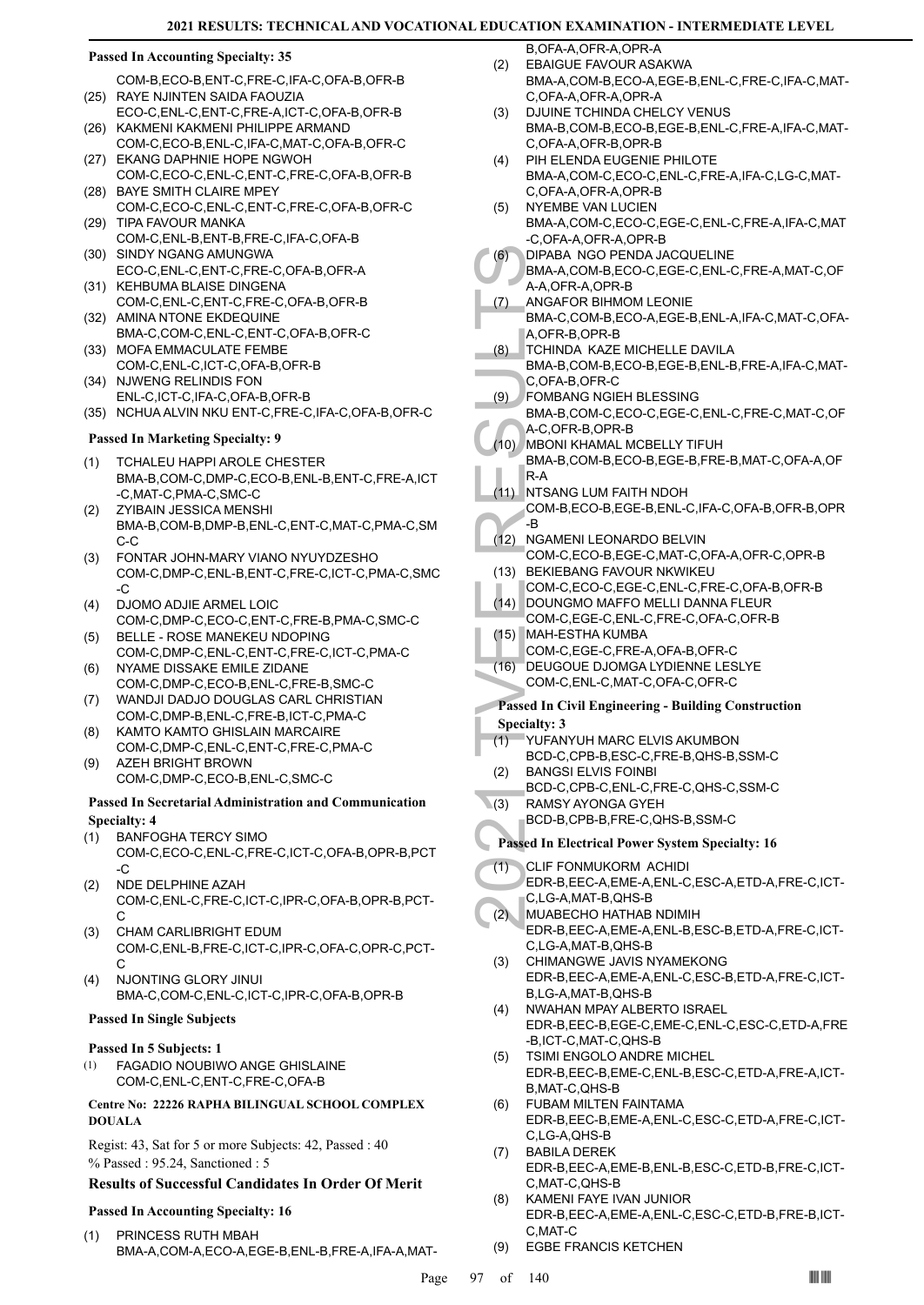#### Passed In Accounting Specialty: 35

COM-B,ECO-B,ENT-C,FRE-C,IFA-C,OFA-B,OFR-B

(25) RAYE NJINTEN SAIDA FAOUZIA
ECO-C,ENL-C,ENT-C,FRE-A,ICT-C,OFA-B,OFR-B

(26) KAKMENI KAKMENI PHILIPPE ARMAND
COM-C,ECO-B,ENL-C,IFA-C,MAT-C,OFA-B,OFR-C

(27) EKANG DAPHNIE HOPE NGWOH
COM-C,ECO-C,ENL-C,ENT-C,FRE-C,OFA-B,OFR-B

(28) BAYE SMITH CLAIRE MPEY
COM-C,ECO-C,ENL-C,ENT-C,FRE-C,OFA-B,OFR-C

(29) TIPA FAVOUR MANKA
COM-C,ENL-B,ENT-B,FRE-C,IFA-C,OFA-B

(30) SINDY NGANG AMUNGWA
ECO-C,ENL-C,ENT-C,FRE-C,OFA-B,OFR-A

(31) KEHBUMA BLAISE DINGENA
COM-C,ENL-C,ENT-C,FRE-C,OFA-B,OFR-B

(32) AMINA NTONE EKDEQUINE
BMA-C,COM-C,ENL-C,ENT-C,OFA-B,OFR-C

(33) MOFA EMMACULATE FEMBE
COM-C,ENL-C,ICT-C,OFA-B,OFR-B

(34) NJWENG RELINDIS FON
ENL-C,ICT-C,IFA-C,OFA-B,OFR-B

(35) NCHUA ALVIN NKU ENT-C,FRE-C,IFA-C,OFA-B,OFR-C

#### Passed In Marketing Specialty: 9

(1) TCHALEU HAPPI AROLE CHESTER
BMA-B,COM-C,DMP-C,ECO-B,ENL-B,ENT-C,FRE-A,ICT-C,MAT-C,PMA-C,SMC-C

(2) ZYIBAIN JESSICA MENSHI
BMA-B,COM-B,DMP-B,ENL-C,ENT-C,MAT-C,PMA-C,SMC-C

(3) FONTAR JOHN-MARY VIANO NYUYDZESHO
COM-C,DMP-C,ENL-B,ENT-C,FRE-C,ICT-C,PMA-C,SMC-C

(4) DJOMO ADJIE ARMEL LOIC
COM-C,DMP-C,ECO-C,ENT-C,FRE-B,PMA-C,SMC-C

(5) BELLE - ROSE MANEKEU NDOPING
COM-C,DMP-C,ENL-C,ENT-C,FRE-C,ICT-C,PMA-C

(6) NYAME DISSAKE EMILE ZIDANE
COM-C,DMP-C,ECO-B,ENL-C,FRE-B,SMC-C

(7) WANDJI DADJO DOUGLAS CARL CHRISTIAN
COM-C,DMP-B,ENL-C,FRE-B,ICT-C,PMA-C

(8) KAMTO KAMTO GHISLAIN MARCAIRE
COM-C,DMP-C,ENL-C,ENT-C,FRE-C,PMA-C

(9) AZEH BRIGHT BROWN
COM-C,DMP-C,ECO-B,ENL-C,SMC-C

#### Passed In Secretarial Administration and Communication Specialty: 4

(1) BANFOGHA TERCY SIMO
COM-C,ECO-C,ENL-C,FRE-C,ICT-C,OFA-B,OPR-B,PCT-C

(2) NDE DELPHINE AZAH
COM-C,ENL-C,FRE-C,ICT-C,IPR-C,OFA-B,OPR-B,PCT-C

(3) CHAM CARLIBRIGHT EDUM
COM-C,ENL-B,FRE-C,ICT-C,IPR-C,OFA-C,OPR-C,PCT-C

(4) NJONTING GLORY JINUI
BMA-C,COM-C,ENL-C,ICT-C,IPR-C,OFA-B,OPR-B

#### Passed In Single Subjects

#### Passed In 5 Subjects: 1

(1) FAGADIO NOUBIWO ANGE GHISLAINE
COM-C,ENL-C,ENT-C,FRE-C,OFA-B

#### Centre No: 22226 RAPHA BILINGUAL SCHOOL COMPLEX DOUALA

Regist: 43, Sat for 5 or more Subjects: 42, Passed : 40
% Passed : 95.24, Sanctioned : 5

### Results of Successful Candidates In Order Of Merit

#### Passed In Accounting Specialty: 16

(1) PRINCESS RUTH MBAH
BMA-A,COM-A,ECO-A,EGE-B,ENL-B,FRE-A,IFA-A,MAT-B,OFA-A,OFR-A,OPR-A

(2) EBAIGUE FAVOUR ASAKWA
BMA-A,COM-B,ECO-A,EGE-B,ENL-C,FRE-C,IFA-C,MAT-C,OFA-A,OFR-A,OPR-A

(3) DJUINE TCHINDA CHELCY VENUS
BMA-B,COM-B,ECO-B,EGE-B,ENL-C,FRE-A,IFA-C,MAT-C,OFA-A,OFR-B,OPR-B

(4) PIH ELENDA EUGENIE PHILOTE
BMA-A,COM-C,ECO-C,ENL-C,FRE-A,IFA-C,LG-C,MAT-C,OFA-A,OFR-A,OPR-B

(5) NYEMBE VAN LUCIEN
BMA-A,COM-C,ECO-C,EGE-C,ENL-C,FRE-A,IFA-C,MAT-C,OFA-A,OFR-A,OPR-B

(6) DIPABA NGO PENDA JACQUELINE
BMA-A,COM-B,ECO-C,EGE-C,ENL-C,FRE-A,MAT-C,OFA-A,OFR-A,OPR-B

(7) ANGAFOR BIHMOM LEONIE
BMA-C,COM-B,ECO-A,EGE-B,ENL-A,IFA-C,MAT-C,OFA-A,OFR-B,OPR-B

(8) TCHINDA KAZE MICHELLE DAVILA
BMA-B,COM-B,ECO-B,EGE-B,ENL-B,FRE-A,IFA-C,MAT-C,OFA-B,OFR-C

(9) FOMBANG NGIEH BLESSING
BMA-B,COM-C,ECO-C,EGE-C,ENL-C,FRE-C,MAT-C,OFA-C,OFR-B,OPR-B

(10) MBONI KHAMAL MCBELLY TIFUH
BMA-B,COM-B,ECO-B,EGE-B,FRE-B,MAT-C,OFA-A,OFR-A

(11) NTSANG LUM FAITH NDOH
COM-B,ECO-B,EGE-B,ENL-C,IFA-C,OFA-B,OFR-B,OPR-B

(12) NGAMENI LEONARDO BELVIN
COM-C,ECO-B,EGE-C,MAT-C,OFA-A,OFR-C,OPR-B

(13) BEKIEBANG FAVOUR NKWIKEU
COM-C,ECO-C,EGE-C,ENL-C,FRE-C,OFA-B,OFR-B

(14) DOUNGMO MAFFO MELLI DANNA FLEUR
COM-C,EGE-C,ENL-C,FRE-C,OFA-C,OFR-B

(15) MAH-ESTHA KUMBA
COM-C,EGE-C,FRE-A,OFA-B,OFR-C

(16) DEUGOUE DJOMGA LYDIENNE LESLYE
COM-C,ENL-C,MAT-C,OFA-C,OFR-C

#### Passed In Civil Engineering - Building Construction Specialty: 3

(1) YUFANYUH MARC ELVIS AKUMBON
BCD-C,CPB-B,ESC-C,FRE-B,QHS-B,SSM-C

(2) BANGSI ELVIS FOINBI
BCD-C,CPB-C,ENL-C,FRE-C,QHS-C,SSM-C

(3) RAMSY AYONGA GYEH
BCD-B,CPB-B,FRE-C,QHS-B,SSM-C

#### Passed In Electrical Power System Specialty: 16

(1) CLIF FONMUKORM ACHIDI
EDR-B,EEC-A,EME-A,ENL-C,ESC-A,ETD-A,FRE-C,ICT-C,LG-A,MAT-B,QHS-B

(2) MUABECHO HATHAB NDIMIH
EDR-B,EEC-A,EME-A,ENL-B,ESC-B,ETD-A,FRE-C,ICT-C,LG-A,MAT-B,QHS-B

(3) CHIMANGWE JAVIS NYAMEKONG
EDR-B,EEC-A,EME-A,ENL-C,ESC-B,ETD-A,FRE-C,ICT-B,LG-A,MAT-B,QHS-B

(4) NWAHAN MPAY ALBERTO ISRAEL
EDR-B,EEC-B,EGE-C,EME-C,ENL-C,ESC-C,ETD-A,FRE-B,ICT-C,MAT-C,QHS-B

(5) TSIMI ENGOLO ANDRE MICHEL
EDR-B,EEC-B,EME-C,ENL-B,ESC-C,ETD-A,FRE-A,ICT-B,MAT-C,QHS-B

(6) FUBAM MILTEN FAINTAMA
EDR-B,EEC-B,EME-A,ENL-C,ESC-C,ETD-A,FRE-C,ICT-C,LG-A,QHS-B

(7) BABILA DEREK
EDR-B,EEC-A,EME-B,ENL-B,ESC-C,ETD-B,FRE-C,ICT-C,MAT-C,QHS-B

(8) KAMENI FAYE IVAN JUNIOR
EDR-B,EEC-A,EME-A,ENL-C,ESC-C,ETD-B,FRE-B,ICT-C,MAT-C

(9) EGBE FRANCIS KETCHEN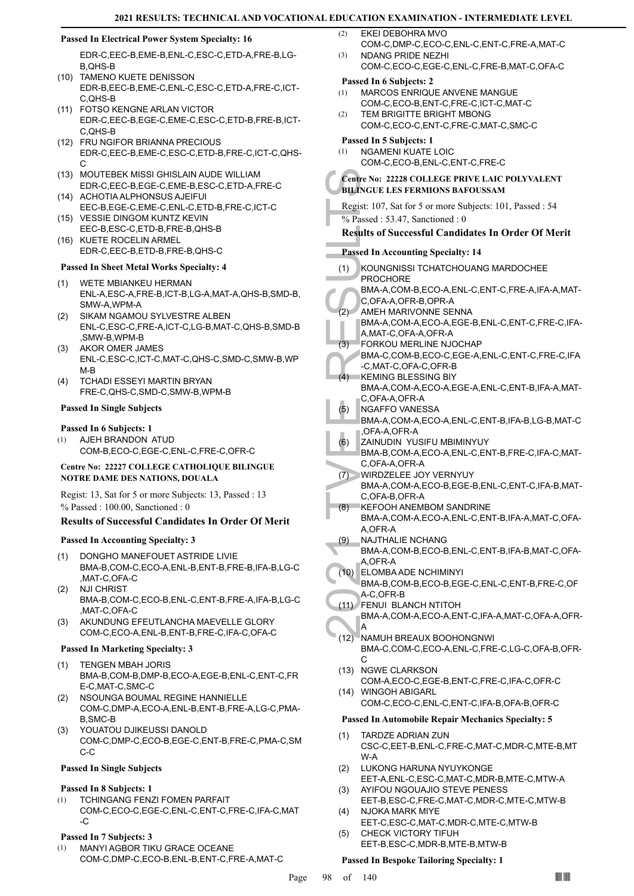### Passed In Electrical Power System Specialty: 16

EDR-C,EEC-B,EME-B,ENL-C,ESC-C,ETD-A,FRE-B,LG-B,QHS-B

(10) TAMENO KUETE DENISSON
EDR-B,EEC-B,EME-C,ENL-C,ESC-C,ETD-A,FRE-C,ICT-C,QHS-B

(11) FOTSO KENGNE ARLAN VICTOR
EDR-C,EEC-B,EGE-C,EME-C,ESC-C,ETD-B,FRE-B,ICT-C,QHS-B

(12) FRU NGIFOR BRIANNA PRECIOUS
EDR-C,EEC-B,EME-C,ESC-C,ETD-B,FRE-C,ICT-C,QHS-C

(13) MOUTEBEK MISSI GHISLAIN AUDE WILLIAM
EDR-C,EEC-B,EGE-C,EME-B,ESC-C,ETD-A,FRE-C

(14) ACHOTIA ALPHONSUS AJEIFUI
EEC-B,EGE-C,EME-C,ENL-C,ETD-B,FRE-C,ICT-C

(15) VESSIE DINGOM KUNTZ KEVIN
EEC-B,ESC-C,ETD-B,FRE-B,QHS-B

(16) KUETE ROCELIN ARMEL
EDR-C,EEC-B,ETD-B,FRE-B,QHS-C

### Passed In Sheet Metal Works Specialty: 4

(1) WETE MBIANKEU HERMAN
ENL-A,ESC-A,FRE-B,ICT-B,LG-A,MAT-A,QHS-B,SMD-B,SMW-A,WPM-A

(2) SIKAM NGAMOU SYLVESTRE ALBEN
ENL-C,ESC-C,FRE-A,ICT-C,LG-B,MAT-C,QHS-B,SMD-B,SMW-B,WPM-B

(3) AKOR OMER JAMES
ENL-C,ESC-C,ICT-C,MAT-C,QHS-C,SMD-C,SMW-B,WPM-B

(4) TCHADI ESSEYI MARTIN BRYAN
FRE-C,QHS-C,SMD-C,SMW-B,WPM-B

### Passed In Single Subjects

#### Passed In 6 Subjects: 1

(1) AJEH BRANDON ATUD
COM-B,ECO-C,EGE-C,ENL-C,FRE-C,OFR-C

### Centre No: 22227 COLLEGE CATHOLIQUE BILINGUE NOTRE DAME DES NATIONS, DOUALA

Regist: 13, Sat for 5 or more Subjects: 13, Passed : 13

% Passed : 100.00, Sanctioned : 0

### Results of Successful Candidates In Order Of Merit

#### Passed In Accounting Specialty: 3

(1) DONGHO MANEFOUET ASTRIDE LIVIE
BMA-B,COM-C,ECO-A,ENL-B,ENT-B,FRE-B,IFA-B,LG-C,MAT-C,OFA-C

(2) NJI CHRIST
BMA-B,COM-C,ECO-B,ENL-C,ENT-B,FRE-A,IFA-B,LG-C,MAT-C,OFA-C

(3) AKUNDUNG EFEUTLANCHA MAEVELLE GLORY
COM-C,ECO-A,ENL-B,ENT-B,FRE-C,IFA-C,OFA-C

#### Passed In Marketing Specialty: 3

(1) TENGEN MBAH JORIS
BMA-B,COM-B,DMP-B,ECO-A,EGE-B,ENL-C,ENT-C,FRE-C,MAT-C,SMC-C

(2) NSOUNGA BOUMAL REGINE HANNIELLE
COM-C,DMP-A,ECO-A,ENL-B,ENT-B,FRE-A,LG-C,PMA-B,SMC-B

(3) YOUATOU DJIKEUSSI DANOLD
COM-C,DMP-C,ECO-B,EGE-C,ENT-B,FRE-C,PMA-C,SMC-C

### Passed In Single Subjects

#### Passed In 8 Subjects: 1

(1) TCHINGANG FENZI FOMEN PARFAIT
COM-C,ECO-C,EGE-C,ENL-C,ENT-C,FRE-C,IFA-C,MAT-C

#### Passed In 7 Subjects: 3

(1) MANYI AGBOR TIKU GRACE OCEANE
COM-C,DMP-C,ECO-B,ENL-B,ENT-C,FRE-A,MAT-C

(2) EKEI DEBOHRA MVO
COM-C,DMP-C,ECO-C,ENL-C,ENT-C,FRE-A,MAT-C

(3) NDANG PRIDE NEZHI
COM-C,ECO-C,EGE-C,ENL-C,FRE-B,MAT-C,OFA-C

#### Passed In 6 Subjects: 2

(1) MARCOS ENRIQUE ANVENE MANGUE
COM-C,ECO-B,ENT-C,FRE-C,ICT-C,MAT-C

(2) TEM BRIGITTE BRIGHT MBONG
COM-C,ECO-C,ENT-C,FRE-C,MAT-C,SMC-C

#### Passed In 5 Subjects: 1

(1) NGAMENI KUATE LOIC
COM-C,ECO-B,ENL-C,ENT-C,FRE-C

### Centre No: 22228 COLLEGE PRIVE LAIC POLYVALENT BILINGUE LES FERMIONS BAFOUSSAM

Regist: 107, Sat for 5 or more Subjects: 101, Passed : 54

% Passed : 53.47, Sanctioned : 0

### Results of Successful Candidates In Order Of Merit

#### Passed In Accounting Specialty: 14

(1) KOUNGNISSI TCHATCHOUANG MARDOCHEE PROCHORE
BMA-A,COM-B,ECO-A,ENL-C,ENT-C,FRE-A,IFA-A,MAT-C,OFA-A,OFR-B,OPR-A

(2) AMEH MARIVONNE SENNA
BMA-A,COM-A,ECO-A,EGE-B,ENL-C,ENT-C,FRE-C,IFA-A,MAT-C,OFA-A,OFR-A

(3) FORKOU MERLINE NJOCHAP
BMA-C,COM-B,ECO-C,EGE-A,ENL-C,ENT-C,FRE-C,IFA-C,MAT-C,OFA-C,OFR-B

(4) KEMING BLESSING BIY
BMA-A,COM-A,ECO-A,EGE-A,ENL-C,ENT-B,IFA-A,MAT-C,OFA-A,OFR-A

(5) NGAFFO VANESSA
BMA-A,COM-A,ECO-A,ENL-C,ENT-B,IFA-B,LG-B,MAT-C,OFA-A,OFR-A

(6) ZAINUDIN YUSIFU MBIMINYUY
BMA-B,COM-A,ECO-A,ENL-C,ENT-B,FRE-C,IFA-C,MAT-C,OFA-A,OFR-A

(7) WIRDZELEE JOY VERNYUY
BMA-A,COM-A,ECO-B,EGE-B,ENL-C,ENT-C,IFA-B,MAT-C,OFA-B,OFR-A

(8) KEFOOH ANEMBOM SANDRINE
BMA-A,COM-A,ECO-A,ENL-C,ENT-B,IFA-A,MAT-C,OFA-A,OFR-A

(9) NAJTHALIE NCHANG
BMA-A,COM-B,ECO-B,ENL-C,ENT-B,IFA-B,MAT-C,OFA-A,OFR-A

(10) ELOMBA ADE NCHIMINYI
BMA-B,COM-B,ECO-B,EGE-C,ENL-C,ENT-B,FRE-C,OFA-C,OFR-B

(11) FENUI BLANCH NTITOH
BMA-A,COM-A,ECO-A,ENT-C,IFA-A,MAT-C,OFA-A,OFR-A

(12) NAMUH BREAUX BOOHONGNWI
BMA-C,COM-C,ECO-A,ENL-C,FRE-C,LG-C,OFA-B,OFR-C

(13) NGWE CLARKSON
COM-A,ECO-C,EGE-B,ENT-C,FRE-C,IFA-C,OFR-C

(14) WINGOH ABIGARL
COM-C,ECO-C,ENL-C,ENT-C,IFA-B,OFA-B,OFR-C

#### Passed In Automobile Repair Mechanics Specialty: 5

(1) TARDZE ADRIAN ZUN
CSC-C,EET-B,ENL-C,FRE-C,MAT-C,MDR-C,MTE-B,MTW-A

(2) LUKONG HARUNA NYUYKONGE
EET-A,ENL-C,ESC-C,MAT-C,MDR-B,MTE-C,MTW-A

(3) AYIFOU NGOUAJIO STEVE PENESS
EET-B,ESC-C,FRE-C,MAT-C,MDR-C,MTE-C,MTW-B

(4) NJOKA MARK MIYE
EET-C,ESC-C,MAT-C,MDR-C,MTE-C,MTW-B

(5) CHECK VICTORY TIFUH
EET-B,ESC-C,MDR-B,MTE-B,MTW-B

#### Passed In Bespoke Tailoring Specialty: 1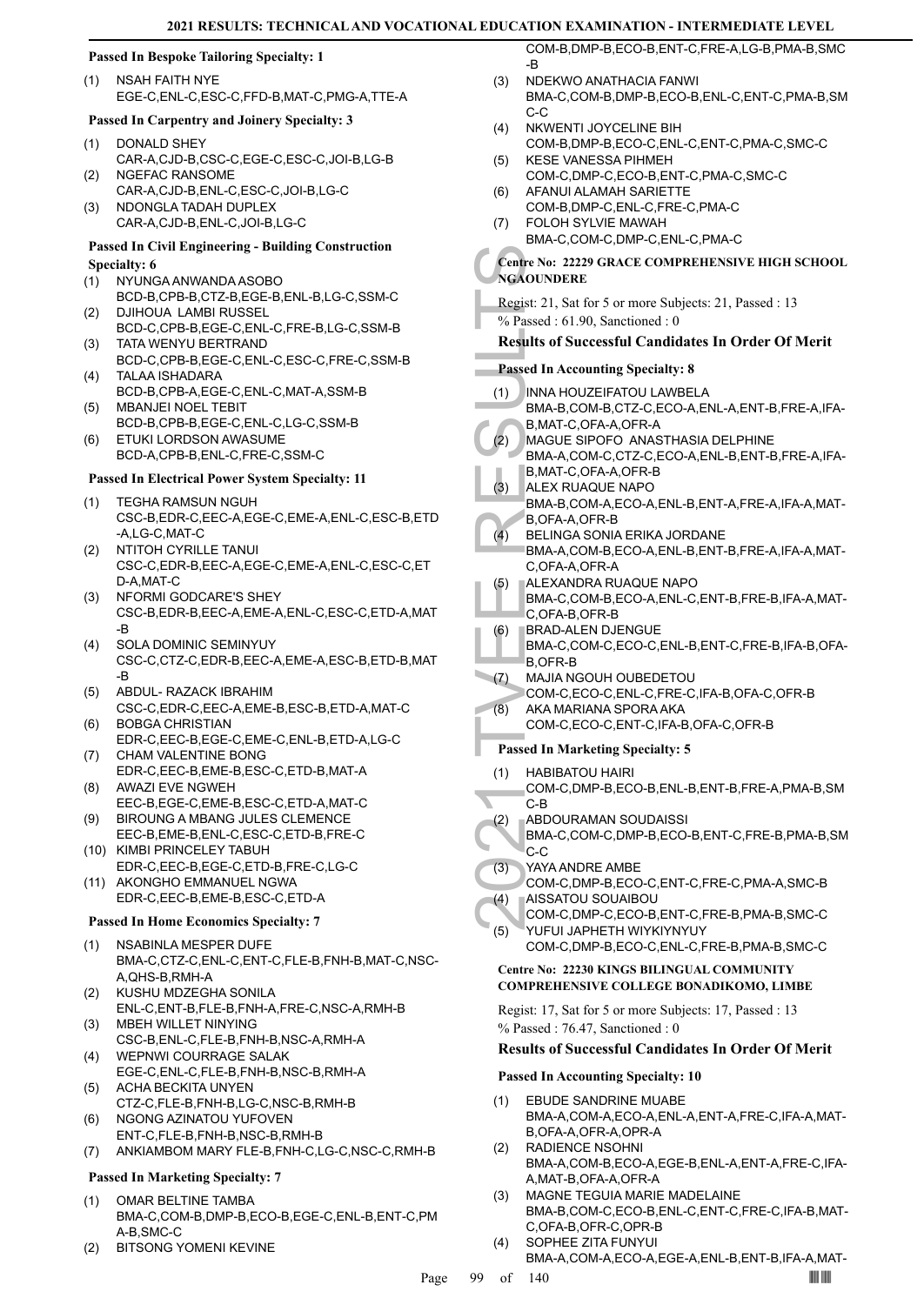**Passed In Bespoke Tailoring Specialty: 1**

(1) NSAH FAITH NYE
EGE-C,ENL-C,ESC-C,FFD-B,MAT-C,PMG-A,TTE-A

**Passed In Carpentry and Joinery Specialty: 3**

(1) DONALD SHEY
CAR-A,CJD-B,CSC-C,EGE-C,ESC-C,JOI-B,LG-B
(2) NGEFAC RANSOME
CAR-A,CJD-B,ENL-C,ESC-C,JOI-B,LG-C
(3) NDONGLA TADAH DUPLEX
CAR-A,CJD-B,ENL-C,JOI-B,LG-C

**Passed In Civil Engineering - Building Construction Specialty: 6**

(1) NYUNGA ANWANDA ASOBO
BCD-B,CPB-B,CTZ-B,EGE-B,ENL-B,LG-C,SSM-C
(2) DJIHOUA LAMBI RUSSEL
BCD-C,CPB-B,EGE-C,ENL-C,FRE-B,LG-C,SSM-B
(3) TATA WENYU BERTRAND
BCD-C,CPB-B,EGE-C,ENL-C,ESC-C,FRE-C,SSM-B
(4) TALAA ISHADARA
BCD-B,CPB-A,EGE-C,ENL-C,MAT-A,SSM-B
(5) MBANJEI NOEL TEBIT
BCD-B,CPB-B,EGE-C,ENL-C,LG-C,SSM-B
(6) ETUKI LORDSON AWASUME
BCD-A,CPB-B,ENL-C,FRE-C,SSM-C

**Passed In Electrical Power System Specialty: 11**

(1) TEGHA RAMSUN NGUH
CSC-B,EDR-C,EEC-A,EGE-C,EME-A,ENL-C,ESC-B,ETD-A,LG-C,MAT-C
(2) NTITOH CYRILLE TANUI
CSC-C,EDR-B,EEC-A,EGE-C,EME-A,ENL-C,ESC-C,ETD-A,MAT-C
(3) NFORMI GODCARE'S SHEY
CSC-B,EDR-B,EEC-A,EME-A,ENL-C,ESC-C,ETD-A,MAT-B
(4) SOLA DOMINIC SEMINYUY
CSC-C,CTZ-C,EDR-B,EEC-A,EME-A,ESC-B,ETD-B,MAT-B
(5) ABDUL- RAZACK IBRAHIM
CSC-C,EDR-C,EEC-A,EME-B,ESC-B,ETD-A,MAT-C
(6) BOBGA CHRISTIAN
EDR-C,EEC-B,EGE-C,EME-C,ENL-B,ETD-A,LG-C
(7) CHAM VALENTINE BONG
EDR-C,EEC-B,EME-B,ESC-C,ETD-B,MAT-A
(8) AWAZI EVE NGWEH
EEC-B,EGE-C,EME-B,ESC-C,ETD-A,MAT-C
(9) BIROUNG A MBANG JULES CLEMENCE
EEC-B,EME-B,ENL-C,ESC-C,ETD-B,FRE-C
(10) KIMBI PRINCELEY TABUH
EDR-C,EEC-B,EGE-C,ETD-B,FRE-C,LG-C
(11) AKONGHO EMMANUEL NGWA
EDR-C,EEC-B,EME-B,ESC-C,ETD-A

**Passed In Home Economics Specialty: 7**

(1) NSABINLA MESPER DUFE
BMA-C,CTZ-C,ENL-C,ENT-C,FLE-B,FNH-B,MAT-C,NSC-A,QHS-B,RMH-A
(2) KUSHU MDZEGHA SONILA
ENL-C,ENT-B,FLE-B,FNH-A,FRE-C,NSC-A,RMH-B
(3) MBEH WILLET NINYING
CSC-B,ENL-C,FLE-B,FNH-B,NSC-A,RMH-A
(4) WEPNWI COURRAGE SALAK
EGE-C,ENL-C,FLE-B,FNH-B,NSC-B,RMH-A
(5) ACHA BECKITA UNYEN
CTZ-C,FLE-B,FNH-B,LG-C,NSC-B,RMH-B
(6) NGONG AZINATOU YUFOVEN
ENT-C,FLE-B,FNH-B,NSC-B,RMH-B
(7) ANKIAMBOM MARY FLE-B,FNH-C,LG-C,NSC-C,RMH-B

**Passed In Marketing Specialty: 7**

(1) OMAR BELTINE TAMBA
BMA-C,COM-B,DMP-B,ECO-B,EGE-C,ENL-B,ENT-C,PMA-B,SMC-C
(2) BITSONG YOMENI KEVINE
COM-B,DMP-B,ECO-B,ENT-C,FRE-A,LG-B,PMA-B,SMC-B
(3) NDEKWO ANATHACIA FANWI
BMA-C,COM-B,DMP-B,ECO-B,ENL-C,ENT-C,PMA-B,SMC-C
(4) NKWENTI JOYCELINE BIH
COM-B,DMP-B,ECO-C,ENL-C,ENT-C,PMA-C,SMC-C
(5) KESE VANESSA PIHMEH
COM-C,DMP-C,ECO-B,ENT-C,PMA-C,SMC-C
(6) AFANUI ALAMAH SARIETTE
COM-B,DMP-C,ENL-C,FRE-C,PMA-C
(7) FOLOH SYLVIE MAWAH
BMA-C,COM-C,DMP-C,ENL-C,PMA-C

**Centre No: 22229 GRACE COMPREHENSIVE HIGH SCHOOL NGAOUNDERE**

Regist: 21, Sat for 5 or more Subjects: 21, Passed : 13
% Passed : 61.90, Sanctioned : 0

**Results of Successful Candidates In Order Of Merit**

**Passed In Accounting Specialty: 8**

(1) INNA HOUZEIFATOU LAWBELA
BMA-B,COM-B,CTZ-C,ECO-A,ENL-A,ENT-B,FRE-A,IFA-B,MAT-C,OFA-A,OFR-A
(2) MAGUE SIPOFO ANASTHASIA DELPHINE
BMA-A,COM-C,CTZ-C,ECO-A,ENL-B,ENT-B,FRE-A,IFA-B,MAT-C,OFA-A,OFR-B
(3) ALEX RUAQUE NAPO
BMA-B,COM-A,ECO-A,ENL-B,ENT-A,FRE-A,IFA-A,MAT-B,OFA-A,OFR-B
(4) BELINGA SONIA ERIKA JORDANE
BMA-A,COM-B,ECO-A,ENL-B,ENT-B,FRE-A,IFA-A,MAT-C,OFA-A,OFR-A
(5) ALEXANDRA RUAQUE NAPO
BMA-C,COM-B,ECO-A,ENL-C,ENT-B,FRE-B,IFA-A,MAT-C,OFA-B,OFR-B
(6) BRAD-ALEN DJENGUE
BMA-C,COM-C,ECO-C,ENL-B,ENT-C,FRE-B,IFA-B,OFA-B,OFR-B
(7) MAJIA NGOUH OUBEDETOU
COM-C,ECO-C,ENL-C,FRE-C,IFA-B,OFA-C,OFR-B
(8) AKA MARIANA SPORA AKA
COM-C,ECO-C,ENT-C,IFA-B,OFA-C,OFR-B

**Passed In Marketing Specialty: 5**

(1) HABIBATOU HAIRI
COM-C,DMP-B,ECO-B,ENL-B,ENT-B,FRE-A,PMA-B,SMC-B
(2) ABDOURAMAN SOUDAISSI
BMA-C,COM-C,DMP-B,ECO-B,ENT-C,FRE-B,PMA-B,SMC-C
(3) YAYA ANDRE AMBE
COM-C,DMP-B,ECO-C,ENT-C,FRE-C,PMA-A,SMC-B
(4) AISSATOU SOUAIBOU
COM-C,DMP-C,ECO-B,ENT-C,FRE-B,PMA-B,SMC-C
(5) YUFUI JAPHETH WIYKIYNYUY
COM-C,DMP-B,ECO-C,ENL-C,FRE-B,PMA-B,SMC-C

**Centre No: 22230 KINGS BILINGUAL COMMUNITY COMPREHENSIVE COLLEGE BONADIKOMO, LIMBE**

Regist: 17, Sat for 5 or more Subjects: 17, Passed : 13
% Passed : 76.47, Sanctioned : 0

**Results of Successful Candidates In Order Of Merit**

**Passed In Accounting Specialty: 10**

(1) EBUDE SANDRINE MUABE
BMA-A,COM-A,ECO-A,ENL-A,ENT-A,FRE-C,IFA-A,MAT-B,OFA-A,OFR-A,OPR-A
(2) RADIENCE NSOHNI
BMA-A,COM-B,ECO-A,EGE-B,ENL-A,ENT-A,FRE-C,IFA-A,MAT-B,OFA-A,OFR-A
(3) MAGNE TEGUIA MARIE MADELAINE
BMA-B,COM-C,ECO-B,ENL-C,ENT-C,FRE-C,IFA-B,MAT-C,OFA-B,OFR-C,OPR-B
(4) SOPHEE ZITA FUNYUI
BMA-A,COM-A,ECO-A,EGE-A,ENL-B,ENT-B,IFA-A,MAT-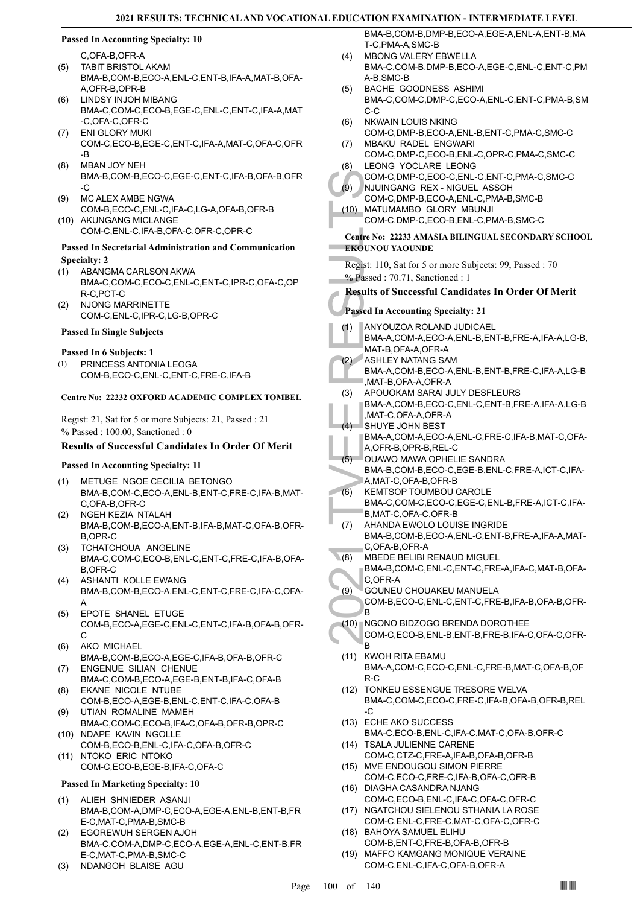### Passed In Accounting Specialty: 10

C,OFA-B,OFR-A

(5) TABIT BRISTOL AKAM
BMA-B,COM-B,ECO-A,ENL-C,ENT-B,IFA-A,MAT-B,OFA-A,OFR-B,OPR-B
(6) LINDSY INJOH MIBANG
BMA-C,COM-C,ECO-B,EGE-C,ENL-C,ENT-C,IFA-A,MAT-C,OFA-C,OFR-C
(7) ENI GLORY MUKI
COM-C,ECO-B,EGE-C,ENT-C,IFA-A,MAT-C,OFA-C,OFR-B
(8) MBAN JOY NEH
BMA-B,COM-B,ECO-C,EGE-C,ENT-C,IFA-B,OFA-B,OFR-C
(9) MC ALEX AMBE NGWA
COM-B,ECO-C,ENL-C,IFA-C,LG-A,OFA-B,OFR-B
(10) AKUNGANG MICLANGE
COM-C,ENL-C,IFA-B,OFA-C,OFR-C,OPR-C

### Passed In Secretarial Administration and Communication Specialty: 2

(1) ABANGMA CARLSON AKWA
BMA-C,COM-C,ECO-C,ENL-C,ENT-C,IPR-C,OFA-C,OPR-C,PCT-C
(2) NJONG MARRINETTE
COM-C,ENL-C,IPR-C,LG-B,OPR-C

### Passed In Single Subjects

#### Passed In 6 Subjects: 1

(1) PRINCESS ANTONIA LEOGA
COM-B,ECO-C,ENL-C,ENT-C,FRE-C,IFA-B

## Centre No: 22232 OXFORD ACADEMIC COMPLEX TOMBEL

Regist: 21, Sat for 5 or more Subjects: 21, Passed : 21
% Passed : 100.00, Sanctioned : 0

### Results of Successful Candidates In Order Of Merit

#### Passed In Accounting Specialty: 11

(1) METUGE NGOE CECILIA BETONGO
BMA-B,COM-C,ECO-A,ENL-B,ENT-C,FRE-C,IFA-B,MAT-C,OFA-B,OFR-C
(2) NGEH KEZIA NTALAH
BMA-B,COM-B,ECO-A,ENT-B,IFA-B,MAT-C,OFA-B,OFR-B,OPR-C
(3) TCHATCHOUA ANGELINE
BMA-C,COM-C,ECO-B,ENL-C,ENT-C,FRE-C,IFA-B,OFA-B,OFR-C
(4) ASHANTI KOLLE EWANG
BMA-B,COM-B,ECO-A,ENL-C,ENT-C,FRE-C,IFA-C,OFA-A
(5) EPOTE SHANEL ETUGE
COM-B,ECO-A,EGE-C,ENL-C,ENT-C,IFA-B,OFA-B,OFR-C
(6) AKO MICHAEL
BMA-B,COM-B,ECO-A,EGE-C,IFA-B,OFA-B,OFR-C
(7) ENGENUE SILIAN CHENUE
BMA-C,COM-B,ECO-A,EGE-B,ENT-B,IFA-C,OFA-B
(8) EKANE NICOLE NTUBE
COM-B,ECO-A,EGE-B,ENL-C,ENT-C,IFA-C,OFA-B
(9) UTIAN ROMALINE MAMEH
BMA-C,COM-C,ECO-B,IFA-C,OFA-B,OFR-B,OPR-C
(10) NDAPE KAVIN NGOLLE
COM-B,ECO-B,ENL-C,IFA-C,OFA-B,OFR-C
(11) NTOKO ERIC NTOKO
COM-C,ECO-B,EGE-B,IFA-C,OFA-C

#### Passed In Marketing Specialty: 10

(1) ALIEH SHNIEDER ASANJI
BMA-B,COM-A,DMP-C,ECO-A,EGE-A,ENL-B,ENT-B,FRE-C,MAT-C,PMA-B,SMC-B
(2) EGOREWUH SERGEN AJOH
BMA-C,COM-A,DMP-C,ECO-A,EGE-A,ENL-C,ENT-B,FRE-C,MAT-C,PMA-B,SMC-C
(3) NDANGOH BLAISE AGU
BMA-B,COM-B,DMP-B,ECO-A,EGE-A,ENL-A,ENT-B,MAT-C,PMA-A,SMC-B
(4) MBONG VALERY EBWELLA
BMA-C,COM-B,DMP-B,ECO-A,EGE-C,ENL-C,ENT-C,PMA-B,SMC-B
(5) BACHE GOODNESS ASHIMI
BMA-C,COM-C,DMP-C,ECO-A,ENL-C,ENT-C,PMA-B,SMC-C
(6) NKWAIN LOUIS NKING
COM-C,DMP-B,ECO-A,ENL-B,ENT-C,PMA-C,SMC-C
(7) MBAKU RADEL ENGWARI
COM-C,DMP-C,ECO-B,ENL-C,OPR-C,PMA-C,SMC-C
(8) LEONG YOCLARE LEONG
COM-C,DMP-C,ECO-C,ENL-C,ENT-C,PMA-C,SMC-C
(9) NJUINGANG REX - NIGUEL ASSOH
COM-C,DMP-B,ECO-A,ENL-C,PMA-B,SMC-B
(10) MATUMAMBO GLORY MBUNJI
COM-C,DMP-C,ECO-B,ENL-C,PMA-B,SMC-C

## Centre No: 22233 AMASIA BILINGUAL SECONDARY SCHOOL EKOUNOU YAOUNDE

Regist: 110, Sat for 5 or more Subjects: 99, Passed : 70
% Passed : 70.71, Sanctioned : 1

### Results of Successful Candidates In Order Of Merit

#### Passed In Accounting Specialty: 21

(1) ANYOUZOA ROLAND JUDICAEL
BMA-A,COM-A,ECO-A,ENL-B,ENT-B,FRE-A,IFA-A,LG-B,MAT-B,OFA-A,OFR-A
(2) ASHLEY NATANG SAM
BMA-A,COM-B,ECO-A,ENL-B,ENT-B,FRE-C,IFA-A,LG-B,MAT-B,OFA-A,OFR-A
(3) APOUOKAM SARAI JULY DESFLEURS
BMA-A,COM-B,ECO-C,ENL-C,ENT-B,FRE-A,IFA-A,LG-B,MAT-C,OFA-A,OFR-A
(4) SHUYE JOHN BEST
BMA-A,COM-A,ECO-A,ENL-C,FRE-C,IFA-B,MAT-C,OFA-A,OFR-B,OPR-B,REL-C
(5) OUAWO MAWA OPHELIE SANDRA
BMA-B,COM-B,ECO-C,EGE-B,ENL-C,FRE-A,ICT-C,IFA-A,MAT-C,OFA-B,OFR-B
(6) KEMTSOP TOUMBOU CAROLE
BMA-C,COM-C,ECO-C,EGE-C,ENL-B,FRE-A,ICT-C,IFA-B,MAT-C,OFA-C,OFR-B
(7) AHANDA EWOLO LOUISE INGRIDE
BMA-B,COM-B,ECO-A,ENL-C,ENT-B,FRE-A,IFA-A,MAT-C,OFA-B,OFR-A
(8) MBEDE BELIBI RENAUD MIGUEL
BMA-B,COM-C,ENL-C,ENT-C,FRE-A,IFA-C,MAT-B,OFA-C,OFR-A
(9) GOUNEU CHOUAKEU MANUELA
COM-B,ECO-C,ENL-C,ENT-C,FRE-B,IFA-B,OFA-B,OFR-B
(10) NGONO BIDZOGO BRENDA DOROTHEE
COM-C,ECO-B,ENL-B,ENT-B,FRE-B,IFA-C,OFA-C,OFR-B
(11) KWOH RITA EBAMU
BMA-A,COM-C,ECO-C,ENL-C,FRE-B,MAT-C,OFA-B,OFR-C
(12) TONKEU ESSENGUE TRESORE WELVA
BMA-C,COM-C,ECO-C,FRE-C,IFA-B,OFA-B,OFR-B,REL-C
(13) ECHE AKO SUCCESS
BMA-C,ECO-B,ENL-C,IFA-C,MAT-C,OFA-B,OFR-C
(14) TSALA JULIENNE CARENE
COM-C,CTZ-C,FRE-A,IFA-B,OFA-B,OFR-B
(15) MVE ENDOUGOU SIMON PIERRE
COM-C,ECO-C,FRE-C,IFA-B,OFA-C,OFR-B
(16) DIAGHA CASANDRA NJANG
COM-C,ECO-B,ENL-C,IFA-C,OFA-C,OFR-C
(17) NGATCHOU SIELENOU STHANIA LA ROSE
COM-C,ENL-C,FRE-C,MAT-C,OFA-C,OFR-C
(18) BAHOYA SAMUEL ELIHU
COM-B,ENT-C,FRE-B,OFA-B,OFR-B
(19) MAFFO KAMGANG MONIQUE VERAINE
COM-C,ENL-C,IFA-C,OFA-B,OFR-A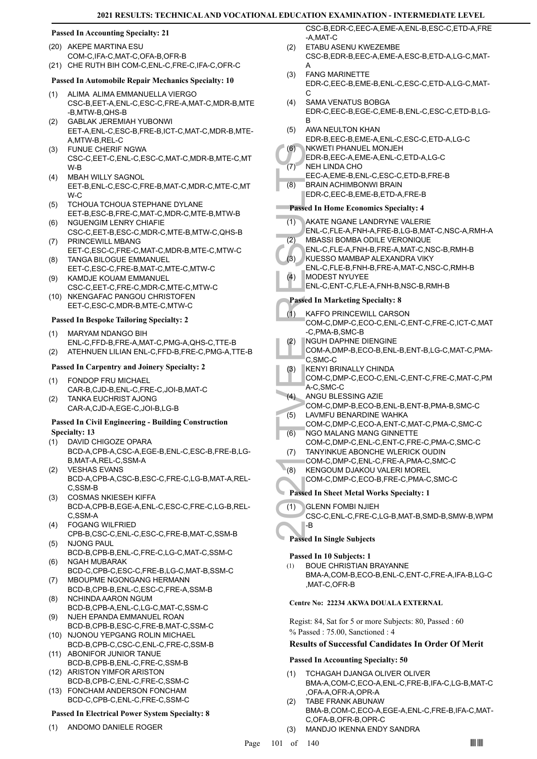#### Passed In Accounting Specialty: 21

(20) AKEPE MARTINA ESU
COM-C,IFA-C,MAT-C,OFA-B,OFR-B

(21) CHE RUTH BIH COM-C,ENL-C,FRE-C,IFA-C,OFR-C

#### Passed In Automobile Repair Mechanics Specialty: 10

(1) ALIMA ALIMA EMMANUELLA VIERGO
CSC-B,EET-A,ENL-C,ESC-C,FRE-A,MAT-C,MDR-B,MTE-B,MTW-B,QHS-B

(2) GABLAK JEREMIAH YUBONWI
EET-A,ENL-C,ESC-B,FRE-B,ICT-C,MAT-C,MDR-B,MTE-A,MTW-B,REL-C

(3) FUNUE CHERIF NGWA
CSC-C,EET-C,ENL-C,ESC-C,MAT-C,MDR-B,MTE-C,MTW-B

(4) MBAH WILLY SAGNOL
EET-B,ENL-C,ESC-C,FRE-B,MAT-C,MDR-C,MTE-C,MTW-C

(5) TCHOUA TCHOUA STEPHANE DYLANE
EET-B,ESC-B,FRE-C,MAT-C,MDR-C,MTE-B,MTW-B

(6) NGUENGIM LENRY CHIAFIE
CSC-C,EET-B,ESC-C,MDR-C,MTE-B,MTW-C,QHS-B

(7) PRINCEWILL MBANG
EET-C,ESC-C,FRE-C,MAT-C,MDR-B,MTE-C,MTW-C

(8) TANGA BILOGUE EMMANUEL
EET-C,ESC-C,FRE-B,MAT-C,MTE-C,MTW-C

(9) KAMDJE KOUAM EMMANUEL
CSC-C,EET-C,FRE-C,MDR-C,MTE-C,MTW-C

(10) NKENGAFAC PANGOU CHRISTOFEN
EET-C,ESC-C,MDR-B,MTE-C,MTW-C

#### Passed In Bespoke Tailoring Specialty: 2

(1) MARYAM NDANGO BIH
ENL-C,FFD-B,FRE-A,MAT-C,PMG-A,QHS-C,TTE-B

(2) ATEHNUEN LILIAN ENL-C,FFD-B,FRE-C,PMG-A,TTE-B

#### Passed In Carpentry and Joinery Specialty: 2

(1) FONDOP FRU MICHAEL
CAR-B,CJD-B,ENL-C,FRE-C,JOI-B,MAT-C

(2) TANKA EUCHRIST AJONG
CAR-A,CJD-A,EGE-C,JOI-B,LG-B

#### Passed In Civil Engineering - Building Construction Specialty: 13

(1) DAVID CHIGOZE OPARA
BCD-A,CPB-A,CSC-A,EGE-B,ENL-C,ESC-B,FRE-B,LG-B,MAT-A,REL-C,SSM-A

(2) VESHAS EVANS
BCD-A,CPB-A,CSC-B,ESC-C,FRE-C,LG-B,MAT-A,REL-C,SSM-B

(3) COSMAS NKIESEH KIFFA
BCD-A,CPB-B,EGE-A,ENL-C,ESC-C,FRE-C,LG-B,REL-C,SSM-A

(4) FOGANG WILFRIED
CPB-B,CSC-C,ENL-C,ESC-C,FRE-B,MAT-C,SSM-B

(5) NJONG PAUL
BCD-B,CPB-B,ENL-C,FRE-C,LG-C,MAT-C,SSM-C

(6) NGAH MUBARAK
BCD-C,CPB-C,ESC-C,FRE-B,LG-C,MAT-B,SSM-C

(7) MBOUPME NGONGANG HERMANN
BCD-B,CPB-B,ENL-C,ESC-C,FRE-A,SSM-B

(8) NCHINDA AARON NGUM
BCD-B,CPB-A,ENL-C,LG-C,MAT-C,SSM-C

(9) NJEH EPANDA EMMANUEL ROAN
BCD-B,CPB-B,ESC-C,FRE-B,MAT-C,SSM-C

(10) NJONOU YEPGANG ROLIN MICHAEL
BCD-B,CPB-C,CSC-C,ENL-C,FRE-C,SSM-B

(11) ABONIFOR JUNIOR TANUE
BCD-B,CPB-B,ENL-C,FRE-C,SSM-B

(12) ARISTON YIMFOR ARISTON
BCD-B,CPB-C,ENL-C,FRE-C,SSM-C

(13) FONCHAM ANDERSON FONCHAM
BCD-C,CPB-C,ENL-C,FRE-C,SSM-C

#### Passed In Electrical Power System Specialty: 8

(1) ANDOMO DANIELE ROGER
CSC-B,EDR-C,EEC-A,EME-A,ENL-B,ESC-C,ETD-A,FRE-A,MAT-C

(2) ETABU ASENU KWEZEMBE
CSC-B,EDR-B,EEC-A,EME-A,ESC-B,ETD-A,LG-C,MAT-A

(3) FANG MARINETTE
EDR-C,EEC-B,EME-B,ENL-C,ESC-C,ETD-A,LG-C,MAT-C

(4) SAMA VENATUS BOBGA
EDR-C,EEC-B,EGE-C,EME-B,ENL-C,ESC-C,ETD-B,LG-B

(5) AWA NEULTON KHAN
EDR-B,EEC-B,EME-A,ENL-C,ESC-C,ETD-A,LG-C

(6) NKWETI PHANUEL MONJEH
EDR-B,EEC-A,EME-A,ENL-C,ETD-A,LG-C

(7) NEH LINDA CHO
EEC-A,EME-B,ENL-C,ESC-C,ETD-B,FRE-B

(8) BRAIN ACHIMBONWI BRAIN
EDR-C,EEC-B,EME-B,ETD-A,FRE-B

#### Passed In Home Economics Specialty: 4

(1) AKATE NGANE LANDRYNE VALERIE
ENL-C,FLE-A,FNH-A,FRE-B,LG-B,MAT-C,NSC-A,RMH-A

(2) MBASSI BOMBA ODILE VERONIQUE
ENL-C,FLE-A,FNH-B,FRE-A,MAT-C,NSC-B,RMH-B

(3) KUESSO MAMBAP ALEXANDRA VIKY
ENL-C,FLE-B,FNH-B,FRE-A,MAT-C,NSC-C,RMH-B

(4) MODEST NYUYEE
ENL-C,ENT-C,FLE-A,FNH-B,NSC-B,RMH-B

#### Passed In Marketing Specialty: 8

(1) KAFFO PRINCEWILL CARSON
COM-C,DMP-C,ECO-C,ENL-C,ENT-C,FRE-C,ICT-C,MAT-C,PMA-B,SMC-B

(2) NGUH DAPHNE DIENGINE
COM-A,DMP-B,ECO-B,ENL-B,ENT-B,LG-C,MAT-C,PMA-C,SMC-C

(3) KENYI BRINALLY CHINDA
COM-C,DMP-C,ECO-C,ENL-C,ENT-C,FRE-C,MAT-C,PMA-C,SMC-C

(4) ANGU BLESSING AZIE
COM-C,DMP-B,ECO-B,ENL-B,ENT-B,PMA-B,SMC-C

(5) LAVMFU BENARDINE WAHKA
COM-C,DMP-C,ECO-A,ENT-C,MAT-C,PMA-C,SMC-C

(6) NGO MALANG MANG GINNETTE
COM-C,DMP-C,ENL-C,ENT-C,FRE-C,PMA-C,SMC-C

(7) TANYINKUE ABONCHE WLERICK OUDIN
COM-C,DMP-C,ENL-C,FRE-A,PMA-C,SMC-C

(8) KENGOUM DJAKOU VALERI MOREL
COM-C,DMP-C,ECO-B,FRE-C,PMA-C,SMC-C

#### Passed In Sheet Metal Works Specialty: 1

(1) GLENN FOMBI NJIEH
CSC-C,ENL-C,FRE-C,LG-B,MAT-B,SMD-B,SMW-B,WPM-B

#### Passed In Single Subjects

#### Passed In 10 Subjects: 1

(1) BOUE CHRISTIAN BRAYANNE
BMA-A,COM-B,ECO-B,ENL-C,ENT-C,FRE-A,IFA-B,LG-C,MAT-C,OFR-B

### Centre No: 22234 AKWA DOUALA EXTERNAL

Regist: 84, Sat for 5 or more Subjects: 80, Passed : 60
% Passed : 75.00, Sanctioned : 4

### Results of Successful Candidates In Order Of Merit

#### Passed In Accounting Specialty: 50

(1) TCHAGAH DJANGA OLIVER OLIVER
BMA-A,COM-C,ECO-A,ENL-C,FRE-B,IFA-C,LG-B,MAT-C,OFA-A,OFR-A,OPR-A

(2) TABE FRANK ABUNAW
BMA-B,COM-C,ECO-A,EGE-A,ENL-C,FRE-B,IFA-C,MAT-C,OFA-B,OFR-B,OPR-C

(3) MANDJO IKENNA ENDY SANDRA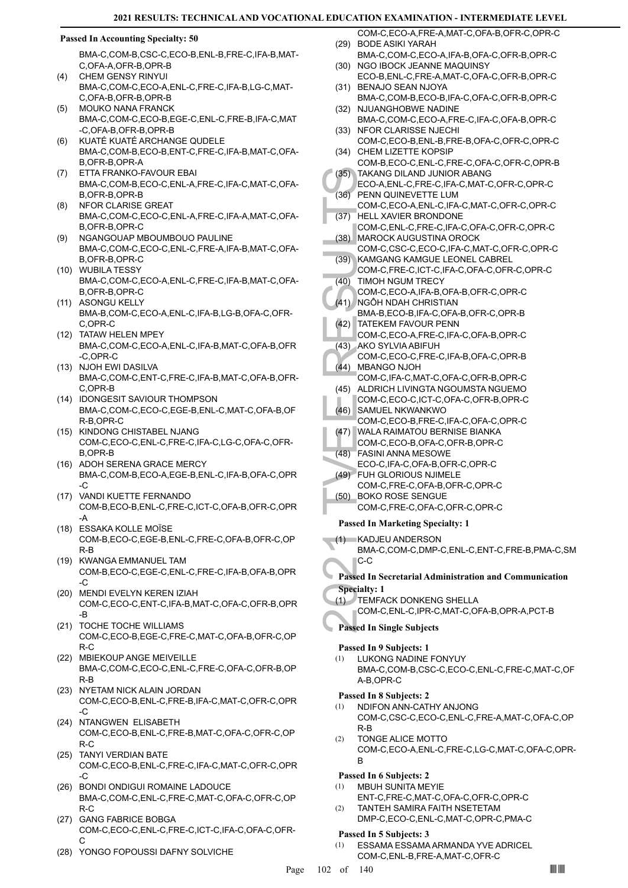### Passed In Accounting Specialty: 50

BMA-C,COM-B,CSC-C,ECO-B,ENL-B,FRE-C,IFA-B,MAT-C,OFA-A,OFR-B,OPR-B

(4) CHEM GENSY RINYUI
BMA-C,COM-C,ECO-A,ENL-C,FRE-C,IFA-B,LG-C,MAT-C,OFA-B,OFR-B,OPR-B

(5) MOUKO NANA FRANCK
BMA-C,COM-C,ECO-B,EGE-C,ENL-C,FRE-B,IFA-C,MAT-C,OFA-B,OFR-B,OPR-B

(6) KUATÉ KUATÉ ARCHANGE QUDELE
BMA-C,COM-B,ECO-B,ENT-C,FRE-C,IFA-B,MAT-C,OFA-B,OFR-B,OPR-A

(7) ETTA FRANKO-FAVOUR EBAI
BMA-C,COM-B,ECO-C,ENL-A,FRE-C,IFA-C,MAT-C,OFA-B,OFR-B,OPR-B

(8) NFOR CLARISE GREAT
BMA-C,COM-C,ECO-C,ENL-A,FRE-C,IFA-A,MAT-C,OFA-B,OFR-B,OPR-C

(9) NGANGOUAP MBOUMBOUO PAULINE
BMA-C,COM-C,ECO-C,ENL-C,FRE-A,IFA-B,MAT-C,OFA-B,OFR-B,OPR-C

(10) WUBILA TESSY
BMA-C,COM-C,ECO-A,ENL-C,FRE-C,IFA-B,MAT-C,OFA-B,OFR-B,OPR-C

(11) ASONGU KELLY
BMA-B,COM-C,ECO-A,ENL-C,IFA-B,LG-B,OFA-C,OFR-C,OPR-C

(12) TATAW HELEN MPEY
BMA-C,COM-C,ECO-A,ENL-C,IFA-B,MAT-C,OFA-B,OFR-C,OPR-C

(13) NJOH EWI DASILVA
BMA-C,COM-C,ENT-C,FRE-C,IFA-B,MAT-C,OFA-B,OFR-C,OPR-B

(14) IDONGESIT SAVIOUR THOMPSON
BMA-C,COM-C,ECO-C,EGE-B,ENL-C,MAT-C,OFA-B,OFR-B,OPR-C

(15) KINDONG CHISTABEL NJANG
COM-C,ECO-C,ENL-C,FRE-C,IFA-C,LG-C,OFA-C,OFR-B,OPR-B

(16) ADOH SERENA GRACE MERCY
BMA-C,COM-B,ECO-A,EGE-B,ENL-C,IFA-B,OFA-C,OPR-C

(17) VANDI KUETTE FERNANDO
COM-B,ECO-B,ENL-C,FRE-C,ICT-C,OFA-B,OFR-C,OPR-A

(18) ESSAKA KOLLE MOÏSE
COM-B,ECO-C,EGE-B,ENL-C,FRE-C,OFA-B,OFR-C,OPR-B

(19) KWANGA EMMANUEL TAM
COM-B,ECO-C,EGE-C,ENL-C,FRE-C,IFA-B,OFA-B,OPR-C

(20) MENDI EVELYN KEREN IZIAH
COM-C,ECO-C,ENT-C,IFA-B,MAT-C,OFA-C,OFR-B,OPR-B

(21) TOCHE TOCHE WILLIAMS
COM-C,ECO-B,EGE-C,FRE-C,MAT-C,OFA-B,OFR-C,OPR-C

(22) MBIEKOUP ANGE MEIVEILLE
BMA-C,COM-C,ECO-C,ENL-C,FRE-C,OFA-C,OFR-B,OPR-B

(23) NYETAM NICK ALAIN JORDAN
COM-C,ECO-B,ENL-C,FRE-B,IFA-C,MAT-C,OFR-C,OPR-C

(24) NTANGWEN ELISABETH
COM-C,ECO-B,ENL-C,FRE-B,MAT-C,OFA-C,OFR-C,OPR-C

(25) TANYI VERDIAN BATE
COM-C,ECO-B,ENL-C,FRE-C,IFA-C,MAT-C,OFR-C,OPR-C

(26) BONDI ONDIGUI ROMAINE LADOUCE
BMA-C,COM-C,ENL-C,FRE-C,MAT-C,OFA-C,OFR-C,OPR-C

(27) GANG FABRICE BOBGA
COM-C,ECO-C,ENL-C,FRE-C,ICT-C,IFA-C,OFA-C,OFR-C

(28) YONGO FOPOUSSI DAFNY SOLVICHE
COM-C,ECO-A,FRE-A,MAT-C,OFA-B,OFR-C,OPR-C

(29) BODE ASIKI YARAH
BMA-C,COM-C,ECO-A,IFA-B,OFA-C,OFR-B,OPR-C

(30) NGO IBOCK JEANNE MAQUINSY
ECO-B,ENL-C,FRE-A,MAT-C,OFA-C,OFR-B,OPR-C

(31) BENAJO SEAN NJOYA
BMA-C,COM-B,ECO-B,IFA-C,OFA-C,OFR-B,OPR-C

(32) NJUANGHOBWE NADINE
BMA-C,COM-C,ECO-A,FRE-C,IFA-C,OFA-B,OPR-C

(33) NFOR CLARISSE NJECHI
COM-C,ECO-B,ENL-B,FRE-B,OFA-C,OFR-C,OPR-C

(34) CHEM LIZETTE KOPSIP
COM-B,ECO-C,ENL-C,FRE-C,OFA-C,OFR-C,OPR-B

(35) TAKANG DILAND JUNIOR ABANG
ECO-A,ENL-C,FRE-C,IFA-C,MAT-C,OFR-C,OPR-C

(36) PENN QUINEVETTE LUM
COM-C,ECO-A,ENL-C,IFA-C,MAT-C,OFR-C,OPR-C

(37) HELL XAVIER BRONDONE
COM-C,ENL-C,FRE-C,IFA-C,OFA-C,OFR-C,OPR-C

(38) MAROCK AUGUSTINA OROCK
COM-C,CSC-C,ECO-C,IFA-C,MAT-C,OFR-C,OPR-C

(39) KAMGANG KAMGUE LEONEL CABREL
COM-C,FRE-C,ICT-C,IFA-C,OFA-C,OFR-C,OPR-C

(40) TIMOH NGUM TRECY
COM-C,ECO-A,IFA-B,OFA-B,OFR-C,OPR-C

(41) NGÔH NDAH CHRISTIAN
BMA-B,ECO-B,IFA-C,OFA-B,OFR-C,OPR-B

(42) TATEKEM FAVOUR PENN
COM-C,ECO-A,FRE-C,IFA-C,OFA-B,OPR-C

(43) AKO SYLVIA ABIFUH
COM-C,ECO-C,FRE-C,IFA-B,OFA-C,OPR-B

(44) MBANGO NJOH
COM-C,IFA-C,MAT-C,OFA-C,OFR-B,OPR-C

(45) ALDRICH LIVINGTA NGOUMSTA NGUEMO
COM-C,ECO-C,ICT-C,OFA-C,OFR-B,OPR-C

(46) SAMUEL NKWANKWO
COM-C,ECO-B,FRE-C,IFA-C,OFA-C,OPR-C

(47) WALA RAIMATOU BERNISE BIANKA
COM-C,ECO-B,OFA-C,OFR-B,OPR-C

(48) FASINI ANNA MESOWE
ECO-C,IFA-C,OFA-B,OFR-C,OPR-C

(49) FUH GLORIOUS NJIMELE
COM-C,FRE-C,OFA-B,OFR-C,OPR-C

(50) BOKO ROSE SENGUE
COM-C,FRE-C,OFA-C,OFR-C,OPR-C

### Passed In Marketing Specialty: 1

(1) KADJEU ANDERSON
BMA-C,COM-C,DMP-C,ENL-C,ENT-C,FRE-B,PMA-C,SMC-C

### Passed In Secretarial Administration and Communication Specialty: 1

(1) TEMFACK DONKENG SHELLA
COM-C,ENL-C,IPR-C,MAT-C,OFA-B,OPR-A,PCT-B

### Passed In Single Subjects

#### Passed In 9 Subjects: 1

(1) LUKONG NADINE FONYUY
BMA-C,COM-B,CSC-C,ECO-C,ENL-C,FRE-C,MAT-C,OFA-B,OPR-C

#### Passed In 8 Subjects: 2

(1) NDIFON ANN-CATHY ANJONG
COM-C,CSC-C,ECO-C,ENL-C,FRE-A,MAT-C,OFA-C,OPR-B

(2) TONGE ALICE MOTTO
COM-C,ECO-A,ENL-C,FRE-C,LG-C,MAT-C,OFA-C,OPR-B

#### Passed In 6 Subjects: 2

(1) MBUH SUNITA MEYIE
ENT-C,FRE-C,MAT-C,OFA-C,OFR-C,OPR-C

(2) TANTEH SAMIRA FAITH NSETETAM
DMP-C,ECO-C,ENL-C,MAT-C,OPR-C,PMA-C

#### Passed In 5 Subjects: 3

(1) ESSAMA ESSAMA ARMANDA YVE ADRICEL
COM-C,ENL-B,FRE-A,MAT-C,OFR-C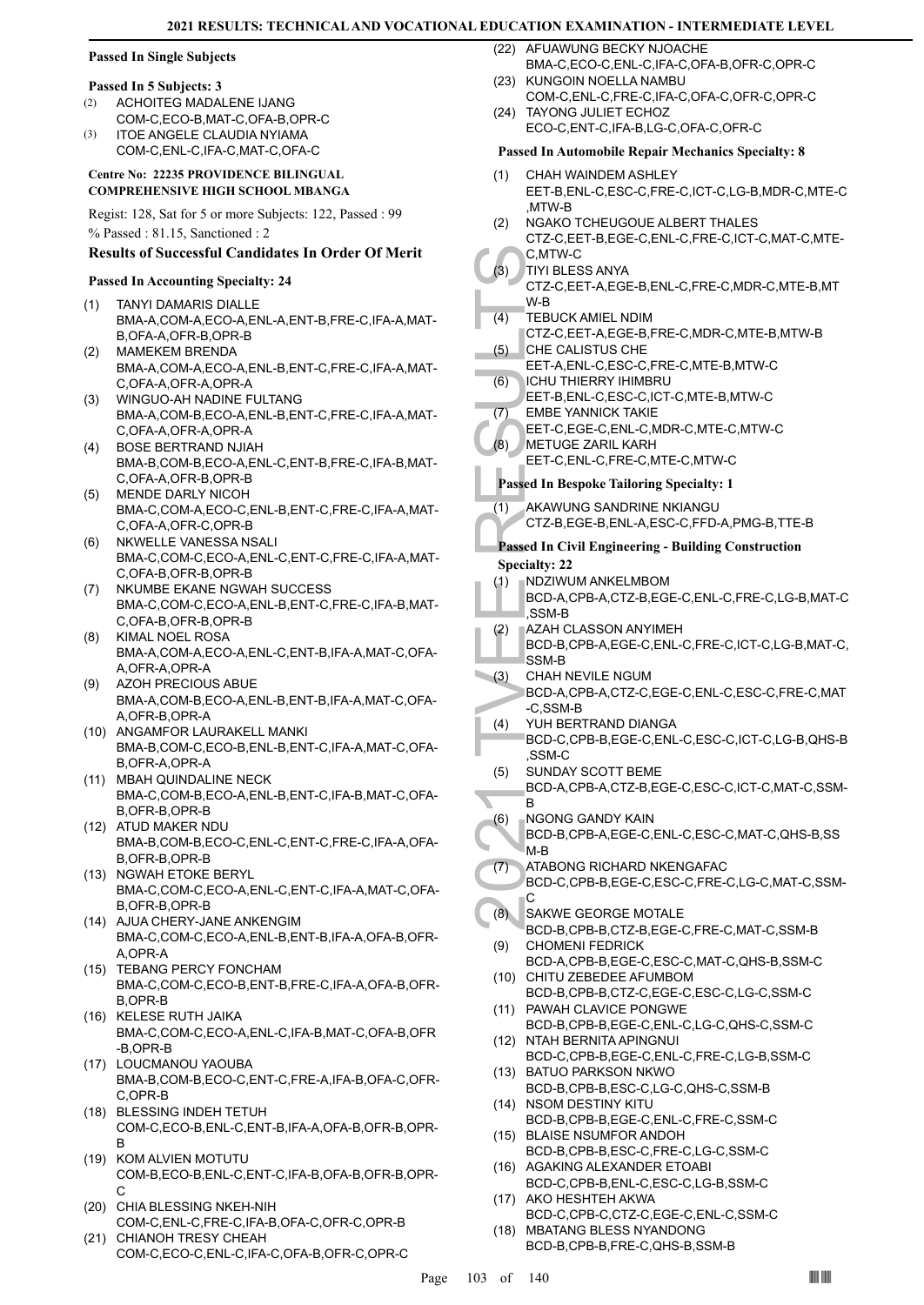#### Passed In Single Subjects

**Passed In 5 Subjects: 3**

(2) ACHOITEG MADALENE IJANG
COM-C,ECO-B,MAT-C,OFA-B,OPR-C

(3) ITOE ANGELE CLAUDIA NYIAMA
COM-C,ENL-C,IFA-C,MAT-C,OFA-C

**Centre No: 22235 PROVIDENCE BILINGUAL COMPREHENSIVE HIGH SCHOOL MBANGA**

Regist: 128, Sat for 5 or more Subjects: 122, Passed : 99

% Passed : 81.15, Sanctioned : 2

### Results of Successful Candidates In Order Of Merit

**Passed In Accounting Specialty: 24**

(1) TANYI DAMARIS DIALLE
BMA-A,COM-A,ECO-A,ENL-A,ENT-B,FRE-C,IFA-A,MAT-B,OFA-A,OFR-B,OPR-B

(2) MAMEKEM BRENDA
BMA-A,COM-A,ECO-A,ENL-B,ENT-C,FRE-C,IFA-A,MAT-C,OFA-A,OFR-A,OPR-A

(3) WINGUO-AH NADINE FULTANG
BMA-A,COM-B,ECO-A,ENL-B,ENT-C,FRE-C,IFA-A,MAT-C,OFA-A,OFR-A,OPR-A

(4) BOSE BERTRAND NJIAH
BMA-B,COM-B,ECO-A,ENL-C,ENT-B,FRE-C,IFA-B,MAT-C,OFA-A,OFR-B,OPR-B

(5) MENDE DARLY NICOH
BMA-C,COM-A,ECO-C,ENL-B,ENT-C,FRE-C,IFA-A,MAT-C,OFA-A,OFR-C,OPR-B

(6) NKWELLE VANESSA NSALI
BMA-C,COM-C,ECO-A,ENL-C,ENT-C,FRE-C,IFA-A,MAT-C,OFA-B,OFR-B,OPR-B

(7) NKUMBE EKANE NGWAH SUCCESS
BMA-C,COM-C,ECO-A,ENL-B,ENT-C,FRE-C,IFA-B,MAT-C,OFA-B,OFR-B,OPR-B

(8) KIMAL NOEL ROSA
BMA-A,COM-A,ECO-A,ENL-C,ENT-B,IFA-A,MAT-C,OFA-A,OFR-A,OPR-A

(9) AZOH PRECIOUS ABUE
BMA-A,COM-B,ECO-A,ENL-B,ENT-B,IFA-A,MAT-C,OFA-A,OFR-B,OPR-A

(10) ANGAMFOR LAURAKELL MANKI
BMA-B,COM-C,ECO-B,ENL-B,ENT-C,IFA-A,MAT-C,OFA-B,OFR-A,OPR-A

(11) MBAH QUINDALINE NECK
BMA-C,COM-B,ECO-A,ENL-B,ENT-C,IFA-B,MAT-C,OFA-B,OFR-B,OPR-B

(12) ATUD MAKER NDU
BMA-B,COM-B,ECO-C,ENL-C,ENT-C,FRE-C,IFA-A,OFA-B,OFR-B,OPR-B

(13) NGWAH ETOKE BERYL
BMA-C,COM-C,ECO-A,ENL-C,ENT-C,IFA-A,MAT-C,OFA-B,OFR-B,OPR-B

(14) AJUA CHERY-JANE ANKENGIM
BMA-C,COM-C,ECO-A,ENL-B,ENT-B,IFA-A,OFA-B,OFR-A,OPR-A

(15) TEBANG PERCY FONCHAM
BMA-C,COM-C,ECO-B,ENT-B,FRE-C,IFA-A,OFA-B,OFR-B,OPR-B

(16) KELESE RUTH JAIKA
BMA-C,COM-C,ECO-A,ENL-C,IFA-B,MAT-C,OFA-B,OFR-B,OPR-B

(17) LOUCMANOU YAOUBA
BMA-B,COM-B,ECO-C,ENT-C,FRE-A,IFA-B,OFA-C,OFR-C,OPR-B

(18) BLESSING INDEH TETUH
COM-C,ECO-B,ENL-C,ENT-B,IFA-A,OFA-B,OFR-B,OPR-B

(19) KOM ALVIEN MOTUTU
COM-B,ECO-B,ENL-C,ENT-C,IFA-B,OFA-B,OFR-B,OPR-C

(20) CHIA BLESSING NKEH-NIH
COM-C,ENL-C,FRE-C,IFA-B,OFA-C,OFR-C,OPR-B

(21) CHIANOH TRESY CHEAH
COM-C,ECO-C,ENL-C,IFA-C,OFA-B,OFR-C,OPR-C

(22) AFUAWUNG BECKY NJOACHE
BMA-C,ECO-C,ENL-C,IFA-C,OFA-B,OFR-C,OPR-C

(23) KUNGOIN NOELLA NAMBU
COM-C,ENL-C,FRE-C,IFA-C,OFA-C,OFR-C,OPR-C

(24) TAYONG JULIET ECHOZ
ECO-C,ENT-C,IFA-B,LG-C,OFA-C,OFR-C

**Passed In Automobile Repair Mechanics Specialty: 8**

(1) CHAH WAINDEM ASHLEY
EET-B,ENL-C,ESC-C,FRE-C,ICT-C,LG-B,MDR-C,MTE-C,MTW-B

(2) NGAKO TCHEUGOUE ALBERT THALES
CTZ-C,EET-B,EGE-C,ENL-C,FRE-C,ICT-C,MAT-C,MTE-C,MTW-C

(3) TIYI BLESS ANYA
CTZ-C,EET-A,EGE-B,ENL-C,FRE-C,MDR-C,MTE-B,MTW-B

(4) TEBUCK AMIEL NDIM
CTZ-C,EET-A,EGE-B,FRE-C,MDR-C,MTE-B,MTW-B

(5) CHE CALISTUS CHE
EET-A,ENL-C,ESC-C,FRE-C,MTE-B,MTW-C

(6) ICHU THIERRY IHIMBRU
EET-B,ENL-C,ESC-C,ICT-C,MTE-B,MTW-C

(7) EMBE YANNICK TAKIE
EET-C,EGE-C,ENL-C,MDR-C,MTE-C,MTW-C

(8) METUGE ZARIL KARH
EET-C,ENL-C,FRE-C,MTE-C,MTW-C

**Passed In Bespoke Tailoring Specialty: 1**

(1) AKAWUNG SANDRINE NKIANGU
CTZ-B,EGE-B,ENL-A,ESC-C,FFD-A,PMG-B,TTE-B

**Passed In Civil Engineering - Building Construction Specialty: 22**

(1) NDZIWUM ANKELMBOM
BCD-A,CPB-A,CTZ-B,EGE-C,ENL-C,FRE-C,LG-B,MAT-C,SSM-B

(2) AZAH CLASSON ANYIMEH
BCD-B,CPB-A,EGE-C,ENL-C,FRE-C,ICT-C,LG-B,MAT-C,SSM-B

(3) CHAH NEVILE NGUM
BCD-A,CPB-A,CTZ-C,EGE-C,ENL-C,ESC-C,FRE-C,MAT-C,SSM-B

(4) YUH BERTRAND DIANGA
BCD-C,CPB-B,EGE-C,ENL-C,ESC-C,ICT-C,LG-B,QHS-B,SSM-C

(5) SUNDAY SCOTT BEME
BCD-A,CPB-A,CTZ-B,EGE-C,ESC-C,ICT-C,MAT-C,SSM-B

(6) NGONG GANDY KAIN
BCD-B,CPB-A,EGE-C,ENL-C,ESC-C,MAT-C,QHS-B,SSM-B

(7) ATABONG RICHARD NKENGAFAC
BCD-C,CPB-B,EGE-C,ESC-C,FRE-C,LG-C,MAT-C,SSM-C

(8) SAKWE GEORGE MOTALE
BCD-B,CPB-B,CTZ-B,EGE-C,FRE-C,MAT-C,SSM-B

(9) CHOMENI FEDRICK
BCD-A,CPB-B,EGE-C,ESC-C,MAT-C,QHS-B,SSM-C

(10) CHITU ZEBEDEE AFUMBOM
BCD-B,CPB-B,CTZ-C,EGE-C,ESC-C,LG-C,SSM-C

(11) PAWAH CLAVICE PONGWE
BCD-B,CPB-B,EGE-C,ENL-C,LG-C,QHS-C,SSM-C

(12) NTAH BERNITA APINGNUI
BCD-C,CPB-B,EGE-C,ENL-C,FRE-C,LG-B,SSM-C

(13) BATUO PARKSON NKWO
BCD-B,CPB-B,ESC-C,LG-C,QHS-C,SSM-B

(14) NSOM DESTINY KITU
BCD-B,CPB-B,EGE-C,ENL-C,FRE-C,SSM-C

(15) BLAISE NSUMFOR ANDOH
BCD-B,CPB-B,ESC-C,FRE-C,LG-C,SSM-C

(16) AGAKING ALEXANDER ETOABI
BCD-C,CPB-B,ENL-C,ESC-C,LG-B,SSM-C

(17) AKO HESHTEH AKWA
BCD-C,CPB-C,CTZ-C,EGE-C,ENL-C,SSM-C

(18) MBATANG BLESS NYANDONG
BCD-B,CPB-B,FRE-C,QHS-B,SSM-B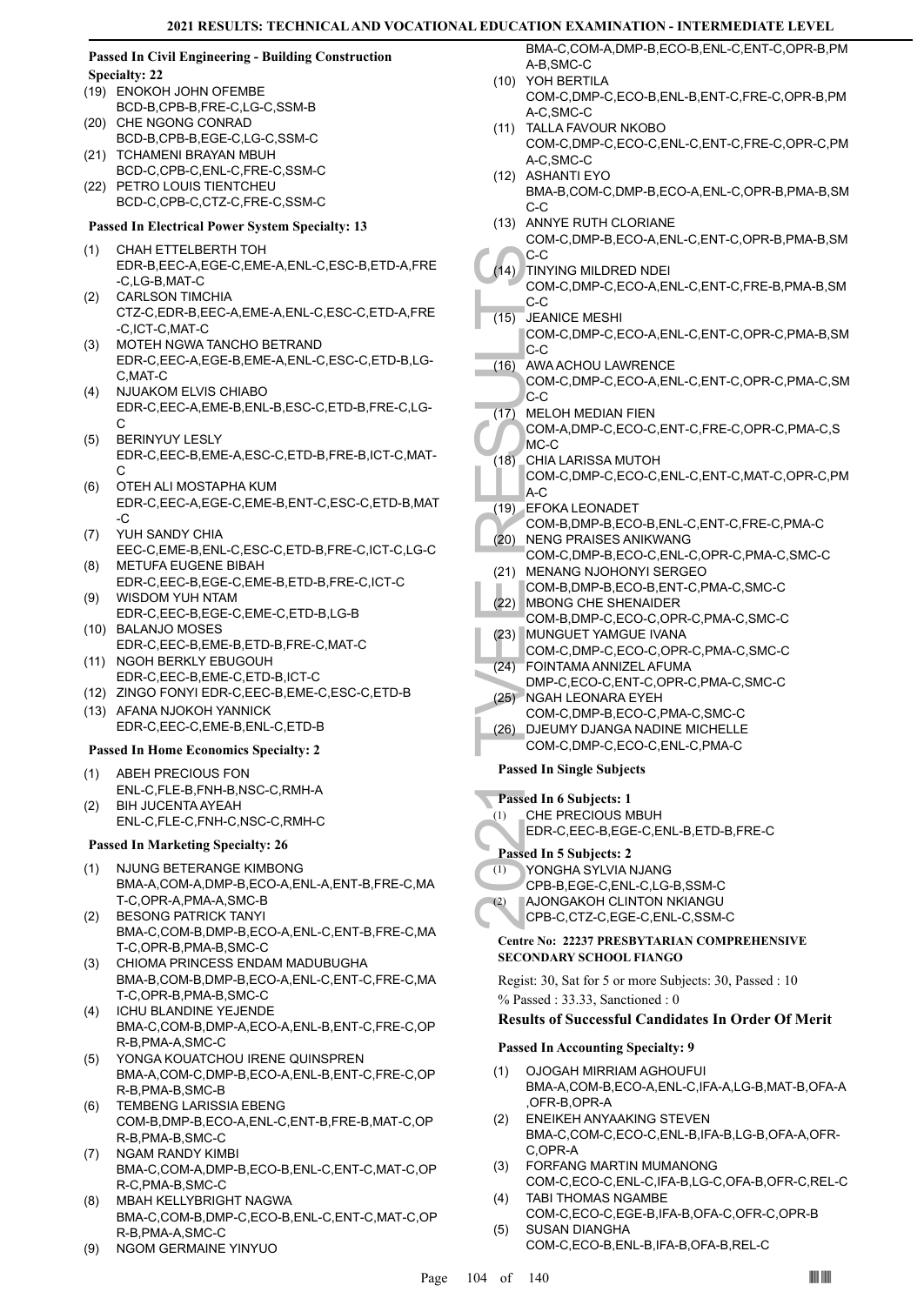### Passed In Civil Engineering - Building Construction

**Specialty: 22**

(19) ENOKOH JOHN OFEMBE
BCD-B,CPB-B,FRE-C,LG-C,SSM-B
(20) CHE NGONG CONRAD
BCD-B,CPB-B,EGE-C,LG-C,SSM-C
(21) TCHAMENI BRAYAN MBUH
BCD-C,CPB-C,ENL-C,FRE-C,SSM-C
(22) PETRO LOUIS TIENTCHEU
BCD-C,CPB-C,CTZ-C,FRE-C,SSM-C

### Passed In Electrical Power System Specialty: 13

(1) CHAH ETTELBERTH TOH
EDR-B,EEC-A,EGE-C,EME-A,ENL-C,ESC-B,ETD-A,FRE-C,LG-B,MAT-C
(2) CARLSON TIMCHIA
CTZ-C,EDR-B,EEC-A,EME-A,ENL-C,ESC-C,ETD-A,FRE-C,ICT-C,MAT-C
(3) MOTEH NGWA TANCHO BETRAND
EDR-C,EEC-A,EGE-B,EME-A,ENL-C,ESC-C,ETD-B,LG-C,MAT-C
(4) NJUAKOM ELVIS CHIABO
EDR-C,EEC-A,EME-B,ENL-B,ESC-C,ETD-B,FRE-C,LG-C
(5) BERINYUY LESLY
EDR-C,EEC-B,EME-A,ESC-C,ETD-B,FRE-B,ICT-C,MAT-C
(6) OTEH ALI MOSTAPHA KUM
EDR-C,EEC-A,EGE-C,EME-B,ENT-C,ESC-C,ETD-B,MAT-C
(7) YUH SANDY CHIA
EEC-C,EME-B,ENL-C,ESC-C,ETD-B,FRE-C,ICT-C,LG-C
(8) METUFA EUGENE BIBAH
EDR-C,EEC-B,EGE-C,EME-B,ETD-B,FRE-C,ICT-C
(9) WISDOM YUH NTAM
EDR-C,EEC-B,EGE-C,EME-C,ETD-B,LG-B
(10) BALANJO MOSES
EDR-C,EEC-B,EME-B,ETD-B,FRE-C,MAT-C
(11) NGOH BERKLY EBUGOUH
EDR-C,EEC-B,EME-C,ETD-B,ICT-C
(12) ZINGO FONYI EDR-C,EEC-B,EME-C,ESC-C,ETD-B
(13) AFANA NJOKOH YANNICK
EDR-C,EEC-C,EME-B,ENL-C,ETD-B

### Passed In Home Economics Specialty: 2

(1) ABEH PRECIOUS FON
ENL-C,FLE-B,FNH-B,NSC-C,RMH-A
(2) BIH JUCENTA AYEAH
ENL-C,FLE-C,FNH-C,NSC-C,RMH-C

### Passed In Marketing Specialty: 26

(1) NJUNG BETERANGE KIMBONG
BMA-A,COM-A,DMP-B,ECO-A,ENL-A,ENT-B,FRE-C,MAT-C,OPR-A,PMA-A,SMC-B
(2) BESONG PATRICK TANYI
BMA-C,COM-B,DMP-B,ECO-A,ENL-C,ENT-B,FRE-C,MAT-C,OPR-B,PMA-B,SMC-C
(3) CHIOMA PRINCESS ENDAM MADUBUGHA
BMA-B,COM-B,DMP-B,ECO-A,ENL-C,ENT-C,FRE-C,MAT-C,OPR-B,PMA-B,SMC-C
(4) ICHU BLANDINE YEJENDE
BMA-C,COM-B,DMP-A,ECO-A,ENL-B,ENT-C,FRE-C,OPR-B,PMA-A,SMC-C
(5) YONGA KOUATCHOU IRENE QUINSPREN
BMA-A,COM-C,DMP-B,ECO-A,ENL-B,ENT-C,FRE-C,OPR-B,PMA-B,SMC-B
(6) TEMBENG LARISSIA EBENG
COM-B,DMP-B,ECO-A,ENL-C,ENT-B,FRE-B,MAT-C,OPR-B,PMA-B,SMC-C
(7) NGAM RANDY KIMBI
BMA-C,COM-A,DMP-B,ECO-B,ENL-C,ENT-C,MAT-C,OPR-C,PMA-B,SMC-C
(8) MBAH KELLYBRIGHT NAGWA
BMA-C,COM-B,DMP-C,ECO-B,ENL-C,ENT-C,MAT-C,OPR-B,PMA-A,SMC-C
(9) NGOM GERMAINE YINYUO
BMA-C,COM-A,DMP-B,ECO-B,ENL-C,ENT-C,OPR-B,PMA-B,SMC-C
(10) YOH BERTILA
COM-C,DMP-C,ECO-B,ENL-B,ENT-C,FRE-C,OPR-B,PMA-C,SMC-C
(11) TALLA FAVOUR NKOBO
COM-C,DMP-C,ECO-C,ENL-C,ENT-C,FRE-C,OPR-C,PMA-C,SMC-C
(12) ASHANTI EYO
BMA-B,COM-C,DMP-B,ECO-A,ENL-C,OPR-B,PMA-B,SMC-C
(13) ANNYE RUTH CLORIANE
COM-C,DMP-B,ECO-A,ENL-C,ENT-C,OPR-B,PMA-B,SMC-C
(14) TINYING MILDRED NDEI
COM-C,DMP-C,ECO-A,ENL-C,ENT-C,FRE-B,PMA-B,SMC-C
(15) JEANICE MESHI
COM-C,DMP-C,ECO-A,ENL-C,ENT-C,OPR-C,PMA-B,SMC-C
(16) AWA ACHOU LAWRENCE
COM-C,DMP-C,ECO-A,ENL-C,ENT-C,OPR-C,PMA-C,SMC-C
(17) MELOH MEDIAN FIEN
COM-A,DMP-C,ECO-C,ENT-C,FRE-C,OPR-C,PMA-C,SMC-C
(18) CHIA LARISSA MUTOH
COM-C,DMP-C,ECO-C,ENL-C,ENT-C,MAT-C,OPR-C,PMA-C
(19) EFOKA LEONADET
COM-B,DMP-B,ECO-B,ENL-C,ENT-C,FRE-C,PMA-C
(20) NENG PRAISES ANIKWANG
COM-C,DMP-B,ECO-C,ENL-C,OPR-C,PMA-C,SMC-C
(21) MENANG NJOHONYI SERGEO
COM-B,DMP-B,ECO-B,ENT-C,PMA-C,SMC-C
(22) MBONG CHE SHENAIDER
COM-B,DMP-C,ECO-C,OPR-C,PMA-C,SMC-C
(23) MUNGUET YAMGUE IVANA
COM-C,DMP-C,ECO-C,OPR-C,PMA-C,SMC-C
(24) FOINTAMA ANNIZEL AFUMA
DMP-C,ECO-C,ENT-C,OPR-C,PMA-C,SMC-C
(25) NGAH LEONARA EYEH
COM-C,DMP-B,ECO-C,PMA-C,SMC-C
(26) DJEUMY DJANGA NADINE MICHELLE
COM-C,DMP-C,ECO-C,ENL-C,PMA-C

### Passed In Single Subjects

**Passed In 6 Subjects: 1**

(1) CHE PRECIOUS MBUH
EDR-C,EEC-B,EGE-C,ENL-B,ETD-B,FRE-C

**Passed In 5 Subjects: 2**

(1) YONGHA SYLVIA NJANG
CPB-B,EGE-C,ENL-C,LG-B,SSM-C
(2) AJONGAKOH CLINTON NKIANGU
CPB-C,CTZ-C,EGE-C,ENL-C,SSM-C

**Centre No: 22237 PRESBYTARIAN COMPREHENSIVE SECONDARY SCHOOL FIANGO**

Regist: 30, Sat for 5 or more Subjects: 30, Passed : 10

% Passed : 33.33, Sanctioned : 0

## Results of Successful Candidates In Order Of Merit

### Passed In Accounting Specialty: 9

(1) OJOGAH MIRRIAM AGHOUFUI
BMA-A,COM-B,ECO-A,ENL-C,IFA-A,LG-B,MAT-B,OFA-A,OFR-B,OPR-A
(2) ENEIKEH ANYAAKING STEVEN
BMA-C,COM-C,ECO-C,ENL-B,IFA-B,LG-B,OFA-A,OFR-C,OPR-A
(3) FORFANG MARTIN MUMANONG
COM-C,ECO-C,ENL-C,IFA-B,LG-C,OFA-B,OFR-C,REL-C
(4) TABI THOMAS NGAMBE
COM-C,ECO-C,EGE-B,IFA-B,OFA-C,OFR-C,OPR-B
(5) SUSAN DIANGHA
COM-C,ECO-B,ENL-B,IFA-B,OFA-B,REL-C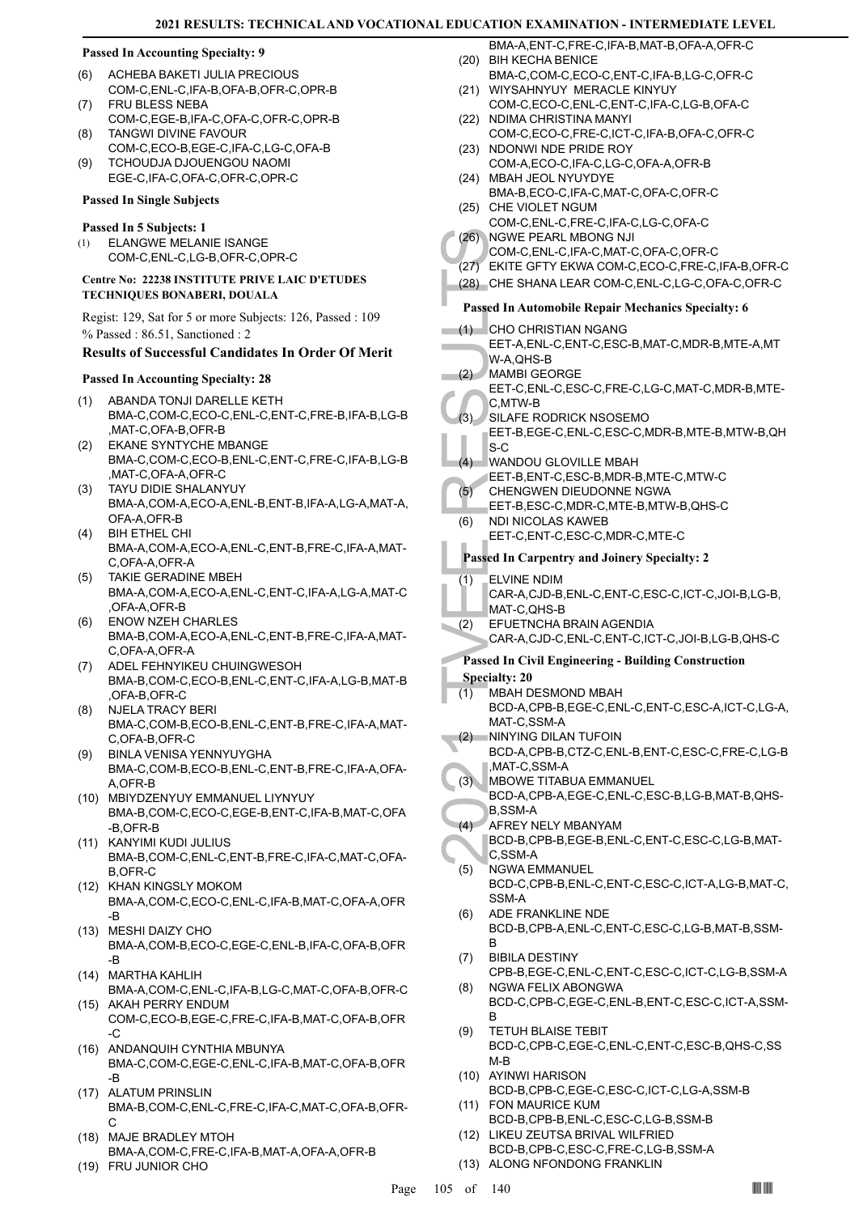#### Passed In Accounting Specialty: 9

(6) ACHEBA BAKETI JULIA PRECIOUS
COM-C,ENL-C,IFA-B,OFA-B,OFR-C,OPR-B
(7) FRU BLESS NEBA
COM-C,EGE-B,IFA-C,OFA-C,OFR-C,OPR-B
(8) TANGWI DIVINE FAVOUR
COM-C,ECO-B,EGE-C,IFA-C,LG-C,OFA-B
(9) TCHOUDJA DJOUENGOU NAOMI
EGE-C,IFA-C,OFA-C,OFR-C,OPR-C

#### Passed In Single Subjects

#### Passed In 5 Subjects: 1

(1) ELANGWE MELANIE ISANGE
COM-C,ENL-C,LG-B,OFR-C,OPR-C

#### Centre No: 22238 INSTITUTE PRIVE LAIC D'ETUDES TECHNIQUES BONABERI, DOUALA

Regist: 129, Sat for 5 or more Subjects: 126, Passed : 109
% Passed : 86.51, Sanctioned : 2

### Results of Successful Candidates In Order Of Merit

#### Passed In Accounting Specialty: 28

(1) ABANDA TONJI DARELLE KETH
BMA-C,COM-C,ECO-C,ENL-C,ENT-C,FRE-B,IFA-B,LG-B,MAT-C,OFA-B,OFR-B
(2) EKANE SYNTYCHE MBANGE
BMA-C,COM-C,ECO-B,ENL-C,ENT-C,FRE-C,IFA-B,LG-B,MAT-C,OFA-A,OFR-C
(3) TAYU DIDIE SHALANYUY
BMA-A,COM-A,ECO-A,ENL-B,ENT-B,IFA-A,LG-A,MAT-A,OFA-A,OFR-B
(4) BIH ETHEL CHI
BMA-A,COM-A,ECO-A,ENL-C,ENT-B,FRE-C,IFA-A,MAT-C,OFA-A,OFR-A
(5) TAKIE GERADINE MBEH
BMA-A,COM-A,ECO-A,ENL-C,ENT-C,IFA-A,LG-A,MAT-C,OFA-A,OFR-B
(6) ENOW NZEH CHARLES
BMA-B,COM-A,ECO-A,ENL-C,ENT-B,FRE-C,IFA-A,MAT-C,OFA-A,OFR-A
(7) ADEL FEHNYIKEU CHUINGWESOH
BMA-B,COM-C,ECO-B,ENL-C,ENT-C,IFA-A,LG-B,MAT-B,OFA-B,OFR-C
(8) NJELA TRACY BERI
BMA-C,COM-B,ECO-B,ENL-C,ENT-B,FRE-C,IFA-A,MAT-C,OFA-B,OFR-C
(9) BINLA VENISA YENNYUYGHA
BMA-C,COM-B,ECO-B,ENL-C,ENT-B,FRE-C,IFA-A,OFA-A,OFR-B
(10) MBIYDZENYUY EMMANUEL LIYNYUY
BMA-B,COM-C,ECO-C,EGE-B,ENT-C,IFA-B,MAT-C,OFA-B,OFR-B
(11) KANYIMI KUDI JULIUS
BMA-B,COM-C,ENL-C,ENT-B,FRE-C,IFA-C,MAT-C,OFA-B,OFR-C
(12) KHAN KINGSLY MOKOM
BMA-A,COM-C,ECO-C,ENL-C,IFA-B,MAT-C,OFA-A,OFR-B
(13) MESHI DAIZY CHO
BMA-A,COM-B,ECO-C,EGE-C,ENL-B,IFA-C,OFA-B,OFR-B
(14) MARTHA KAHLIH
BMA-A,COM-C,ENL-C,IFA-B,LG-C,MAT-C,OFA-B,OFR-C
(15) AKAH PERRY ENDUM
COM-C,ECO-B,EGE-C,FRE-C,IFA-B,MAT-C,OFA-B,OFR-C
(16) ANDANQUIH CYNTHIA MBUNYA
BMA-C,COM-C,EGE-C,ENL-C,IFA-B,MAT-C,OFA-B,OFR-B
(17) ALATUM PRINSLIN
BMA-B,COM-C,ENL-C,FRE-C,IFA-C,MAT-C,OFA-B,OFR-C
(18) MAJE BRADLEY MTOH
BMA-A,COM-C,FRE-C,IFA-B,MAT-A,OFA-A,OFR-B
(19) FRU JUNIOR CHO
BMA-A,ENT-C,FRE-C,IFA-B,MAT-B,OFA-A,OFR-C
(20) BIH KECHA BENICE
BMA-C,COM-C,ECO-C,ENT-C,IFA-B,LG-C,OFR-C
(21) WIYSAHNYUY MERACLE KINYUY
COM-C,ECO-C,ENL-C,ENT-C,IFA-C,LG-B,OFA-C
(22) NDIMA CHRISTINA MANYI
COM-C,ECO-C,FRE-C,ICT-C,IFA-B,OFA-C,OFR-C
(23) NDONWI NDE PRIDE ROY
COM-A,ECO-C,IFA-C,LG-C,OFA-A,OFR-B
(24) MBAH JEOL NYUYDYE
BMA-B,ECO-C,IFA-C,MAT-C,OFA-C,OFR-C
(25) CHE VIOLET NGUM
COM-C,ENL-C,FRE-C,IFA-C,LG-C,OFA-C
(26) NGWE PEARL MBONG NJI
COM-C,ENL-C,IFA-C,MAT-C,OFA-C,OFR-C
(27) EKITE GFTY EKWA COM-C,ECO-C,FRE-C,IFA-B,OFR-C
(28) CHE SHANA LEAR COM-C,ENL-C,LG-C,OFA-C,OFR-C

#### Passed In Automobile Repair Mechanics Specialty: 6

(1) CHO CHRISTIAN NGANG
EET-A,ENL-C,ENT-C,ESC-B,MAT-C,MDR-B,MTE-A,MTW-A,QHS-B
(2) MAMBI GEORGE
EET-C,ENL-C,ESC-C,FRE-C,LG-C,MAT-C,MDR-B,MTE-C,MTW-B
(3) SILAFE RODRICK NSOSEMO
EET-B,EGE-C,ENL-C,ESC-C,MDR-B,MTE-B,MTW-B,QHS-C
(4) WANDOU GLOVILLE MBAH
EET-B,ENT-C,ESC-B,MDR-B,MTE-C,MTW-C
(5) CHENGWEN DIEUDONNE NGWA
EET-B,ESC-C,MDR-C,MTE-B,MTW-B,QHS-C
(6) NDI NICOLAS KAWEB
EET-C,ENT-C,ESC-C,MDR-C,MTE-C

#### Passed In Carpentry and Joinery Specialty: 2

(1) ELVINE NDIM
CAR-A,CJD-B,ENL-C,ENT-C,ESC-C,ICT-C,JOI-B,LG-B,MAT-C,QHS-B
(2) EFUETNCHA BRAIN AGENDIA
CAR-A,CJD-C,ENL-C,ENT-C,ICT-C,JOI-B,LG-B,QHS-C

#### Passed In Civil Engineering - Building Construction Specialty: 20

(1) MBAH DESMOND MBAH
BCD-A,CPB-B,EGE-C,ENL-C,ENT-C,ESC-A,ICT-C,LG-A,MAT-C,SSM-A
(2) NINYING DILAN TUFOIN
BCD-A,CPB-B,CTZ-C,ENL-B,ENT-C,ESC-C,FRE-C,LG-B,MAT-C,SSM-A
(3) MBOWE TITABUA EMMANUEL
BCD-A,CPB-A,EGE-C,ENL-C,ESC-B,LG-B,MAT-B,QHS-B,SSM-A
(4) AFREY NELY MBANYAM
BCD-B,CPB-B,EGE-B,ENL-C,ENT-C,ESC-C,LG-B,MAT-C,SSM-A
(5) NGWA EMMANUEL
BCD-C,CPB-B,ENL-C,ENT-C,ESC-C,ICT-A,LG-B,MAT-C,SSM-A
(6) ADE FRANKLINE NDE
BCD-B,CPB-A,ENL-C,ENT-C,ESC-C,LG-B,MAT-B,SSM-B
(7) BIBILA DESTINY
CPB-B,EGE-C,ENL-C,ENT-C,ESC-C,ICT-C,LG-B,SSM-A
(8) NGWA FELIX ABONGWA
BCD-C,CPB-C,EGE-C,ENL-B,ENT-C,ESC-C,ICT-A,SSM-B
(9) TETUH BLAISE TEBIT
BCD-C,CPB-C,EGE-C,ENL-C,ENT-C,ESC-B,QHS-C,SSM-B
(10) AYINWI HARISON
BCD-B,CPB-C,EGE-C,ESC-C,ICT-C,LG-A,SSM-B
(11) FON MAURICE KUM
BCD-B,CPB-B,ENL-C,ESC-C,LG-B,SSM-B
(12) LIKEU ZEUTSA BRIVAL WILFRIED
BCD-B,CPB-C,ESC-C,FRE-C,LG-B,SSM-A
(13) ALONG NFONDONG FRANKLIN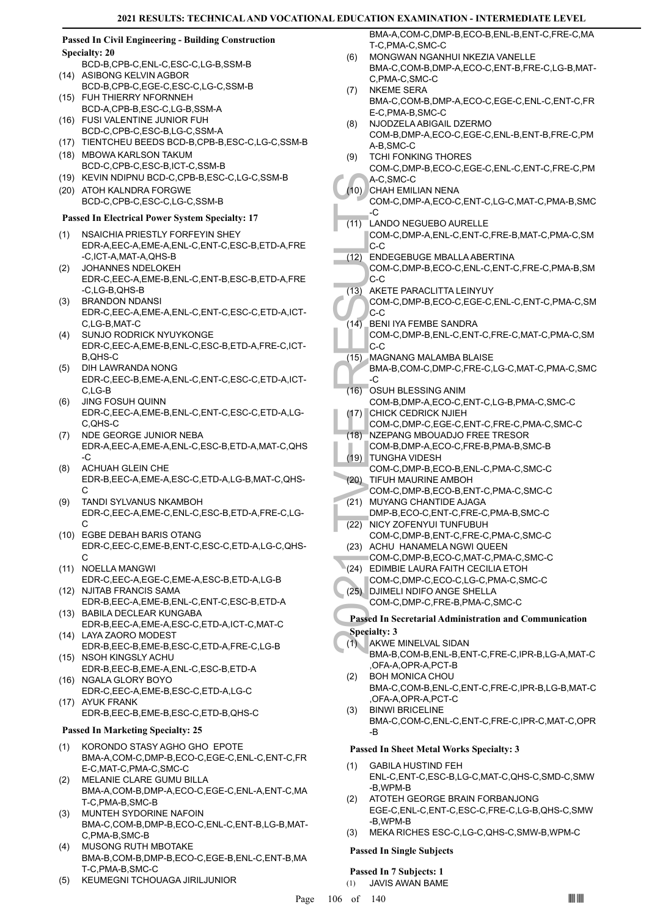## Passed In Civil Engineering - Building Construction Specialty: 20

BCD-B,CPB-C,ENL-C,ESC-C,LG-B,SSM-B

(14) ASIBONG KELVIN AGBOR
BCD-B,CPB-C,EGE-C,ESC-C,LG-C,SSM-B

(15) FUH THIERRY NFORNNEH
BCD-A,CPB-B,ESC-C,LG-B,SSM-A

(16) FUSI VALENTINE JUNIOR FUH
BCD-C,CPB-C,ESC-B,LG-C,SSM-A

(17) TIENTCHEU BEEDS BCD-B,CPB-B,ESC-C,LG-C,SSM-B

(18) MBOWA KARLSON TAKUM
BCD-C,CPB-C,ESC-B,ICT-C,SSM-B

(19) KEVIN NDIPNU BCD-C,CPB-B,ESC-C,LG-C,SSM-B

(20) ATOH KALNDRA FORGWE
BCD-C,CPB-C,ESC-C,LG-C,SSM-B

## Passed In Electrical Power System Specialty: 17

(1) NSAICHIA PRIESTLY FORFEYIN SHEY
EDR-A,EEC-A,EME-A,ENL-C,ENT-C,ESC-B,ETD-A,FRE-C,ICT-A,MAT-A,QHS-B

(2) JOHANNES NDELOKEH
EDR-C,EEC-A,EME-B,ENL-C,ENT-B,ESC-B,ETD-A,FRE-C,LG-B,QHS-B

(3) BRANDON NDANSI
EDR-C,EEC-A,EME-A,ENL-C,ENT-C,ESC-C,ETD-A,ICT-C,LG-B,MAT-C

(4) SUNJO RODRICK NYUYKONGE
EDR-C,EEC-A,EME-B,ENL-C,ESC-B,ETD-A,FRE-C,ICT-B,QHS-C

(5) DIH LAWRANDA NONG
EDR-C,EEC-B,EME-A,ENL-C,ENT-C,ESC-C,ETD-A,ICT-C,LG-B

(6) JING FOSUH QUINN
EDR-C,EEC-A,EME-B,ENL-C,ENT-C,ESC-C,ETD-A,LG-C,QHS-C

(7) NDE GEORGE JUNIOR NEBA
EDR-A,EEC-A,EME-A,ENL-C,ESC-B,ETD-A,MAT-C,QHS-C

(8) ACHUAH GLEIN CHE
EDR-B,EEC-A,EME-A,ESC-C,ETD-A,LG-B,MAT-C,QHS-C

(9) TANDI SYLVANUS NKAMBOH
EDR-C,EEC-A,EME-C,ENL-C,ESC-B,ETD-A,FRE-C,LG-C

(10) EGBE DEBAH BARIS OTANG
EDR-C,EEC-C,EME-B,ENT-C,ESC-C,ETD-A,LG-C,QHS-C

(11) NOELLA MANGWI
EDR-C,EEC-A,EGE-C,EME-A,ESC-B,ETD-A,LG-B

(12) NJITAB FRANCIS SAMA
EDR-B,EEC-A,EME-B,ENL-C,ENT-C,ESC-B,ETD-A

(13) BABILA DECLEAR KUNGABA
EDR-B,EEC-A,EME-A,ESC-C,ETD-A,ICT-C,MAT-C

(14) LAYA ZAORO MODEST
EDR-B,EEC-B,EME-B,ESC-C,ETD-A,FRE-C,LG-B

(15) NSOH KINGSLY ACHU
EDR-B,EEC-B,EME-A,ENL-C,ESC-B,ETD-A

(16) NGALA GLORY BOYO
EDR-C,EEC-A,EME-B,ESC-C,ETD-A,LG-C

(17) AYUK FRANK
EDR-B,EEC-B,EME-B,ESC-C,ETD-B,QHS-C

## Passed In Marketing Specialty: 25

(1) KORONDO STASY AGHO GHO EPOTE
BMA-A,COM-C,DMP-B,ECO-C,EGE-C,ENL-C,ENT-C,FRE-C,MAT-C,PMA-C,SMC-C

(2) MELANIE CLARE GUMU BILLA
BMA-A,COM-B,DMP-A,ECO-C,EGE-C,ENL-A,ENT-C,MAT-C,PMA-B,SMC-B

(3) MUNTEH SYDORINE NAFOIN
BMA-C,COM-B,DMP-B,ECO-C,ENL-C,ENT-B,LG-B,MAT-C,PMA-B,SMC-B

(4) MUSONG RUTH MBOTAKE
BMA-B,COM-B,DMP-B,ECO-C,EGE-B,ENL-C,ENT-B,MAT-C,PMA-B,SMC-C

(5) KEUMEGNI TCHOUAGA JIRILJUNIOR
BMA-A,COM-C,DMP-B,ECO-B,ENL-B,ENT-C,FRE-C,MAT-C,PMA-C,SMC-C

(6) MONGWAN NGANHUI NKEZIA VANELLE
BMA-C,COM-B,DMP-A,ECO-C,ENT-B,FRE-C,LG-B,MAT-C,PMA-C,SMC-C

(7) NKEME SERA
BMA-C,COM-B,DMP-A,ECO-C,EGE-C,ENL-C,ENT-C,FRE-C,PMA-B,SMC-C

(8) NJODZELA ABIGAIL DZERMO
COM-B,DMP-A,ECO-C,EGE-C,ENL-B,ENT-B,FRE-C,PMA-B,SMC-C

(9) TCHI FONKING THORES
COM-C,DMP-B,ECO-C,EGE-C,ENL-C,ENT-C,FRE-C,PMA-C,SMC-C

(10) CHAH EMILIAN NENA
COM-C,DMP-A,ECO-C,ENT-C,LG-C,MAT-C,PMA-B,SMC-C

(11) LANDO NEGUEBO AURELLE
COM-C,DMP-A,ENL-C,ENT-C,FRE-B,MAT-C,PMA-C,SMC-C

(12) ENDEGEBUGE MBALLA ABERTINA
COM-C,DMP-B,ECO-C,ENL-C,ENT-C,FRE-C,PMA-B,SMC-C

(13) AKETE PARACLITTA LEINYUY
COM-C,DMP-B,ECO-C,EGE-C,ENL-C,ENT-C,PMA-C,SMC-C

(14) BENI IYA FEMBE SANDRA
COM-C,DMP-B,ENL-C,ENT-C,FRE-C,MAT-C,PMA-C,SMC-C

(15) MAGNANG MALAMBA BLAISE
BMA-B,COM-C,DMP-C,FRE-C,LG-C,MAT-C,PMA-C,SMC-C

(16) OSUH BLESSING ANIM
COM-B,DMP-A,ECO-C,ENT-C,LG-B,PMA-C,SMC-C

(17) CHICK CEDRICK NJIEH
COM-C,DMP-C,EGE-C,ENT-C,FRE-C,PMA-C,SMC-C

(18) NZEPANG MBOUADJO FREE TRESOR
COM-B,DMP-A,ECO-C,FRE-B,PMA-B,SMC-B

(19) TUNGHA VIDESH
COM-C,DMP-B,ECO-B,ENL-C,PMA-C,SMC-C

(20) TIFUH MAURINE AMBOH
COM-C,DMP-B,ECO-B,ENT-C,PMA-C,SMC-C

(21) MUYANG CHANTIDE AJAGA
DMP-B,ECO-C,ENT-C,FRE-C,PMA-B,SMC-C

(22) NICY ZOFENYUI TUNFUBUH
COM-C,DMP-B,ENT-C,FRE-C,PMA-C,SMC-C

(23) ACHU HANAMELA NGWI QUEEN
COM-C,DMP-B,ECO-C,MAT-C,PMA-C,SMC-C

(24) EDIMBIE LAURA FAITH CECILIA ETOH
COM-C,DMP-C,ECO-C,LG-C,PMA-C,SMC-C

(25) DJIMELI NDIFO ANGE SHELLA
COM-C,DMP-C,FRE-B,PMA-C,SMC-C

## Passed In Secretarial Administration and Communication Specialty: 3

(1) AKWE MINELVAL SIDAN
BMA-B,COM-B,ENL-B,ENT-C,FRE-C,IPR-B,LG-A,MAT-C,OFA-A,OPR-A,PCT-B

(2) BOH MONICA CHOU
BMA-C,COM-B,ENL-C,ENT-C,FRE-C,IPR-B,LG-B,MAT-C,OFA-A,OPR-A,PCT-C

(3) BINWI BRICELINE
BMA-C,COM-C,ENL-C,ENT-C,FRE-C,IPR-C,MAT-C,OPR-B

## Passed In Sheet Metal Works Specialty: 3

(1) GABILA HUSTIND FEH
ENL-C,ENT-C,ESC-B,LG-C,MAT-C,QHS-C,SMD-C,SMW-B,WPM-B

(2) ATOTEH GEORGE BRAIN FORBANJONG
EGE-C,ENL-C,ENT-C,ESC-C,FRE-C,LG-B,QHS-C,SMW-B,WPM-B

(3) MEKA RICHES ESC-C,LG-C,QHS-C,SMW-B,WPM-C

## Passed In Single Subjects

### Passed In 7 Subjects: 1

(1) JAVIS AWAN BAME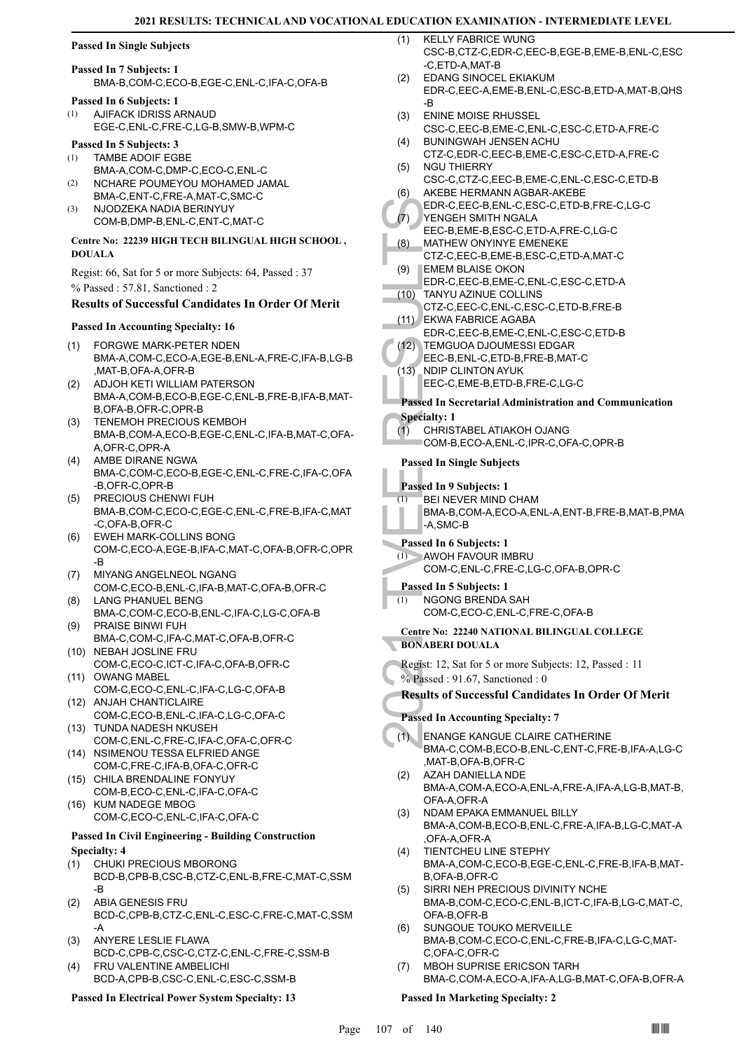#### Passed In Single Subjects

**Passed In 7 Subjects: 1**

BMA-B,COM-C,ECO-B,EGE-C,ENL-C,IFA-C,OFA-B

**Passed In 6 Subjects: 1**

(1) AJIFACK IDRISS ARNAUD
EGE-C,ENL-C,FRE-C,LG-B,SMW-B,WPM-C

**Passed In 5 Subjects: 3**

(1) TAMBE ADOIF EGBE
BMA-A,COM-C,DMP-C,ECO-C,ENL-C
(2) NCHARE POUMEYOU MOHAMED JAMAL
BMA-C,ENT-C,FRE-A,MAT-C,SMC-C
(3) NJODZEKA NADIA BERINYUY
COM-B,DMP-B,ENL-C,ENT-C,MAT-C

#### Centre No: 22239 HIGH TECH BILINGUAL HIGH SCHOOL , DOUALA

Regist: 66, Sat for 5 or more Subjects: 64, Passed : 37

% Passed : 57.81, Sanctioned : 2

### Results of Successful Candidates In Order Of Merit

**Passed In Accounting Specialty: 16**

(1) FORGWE MARK-PETER NDEN
BMA-A,COM-C,ECO-A,EGE-B,ENL-A,FRE-C,IFA-B,LG-B,MAT-B,OFA-A,OFR-B
(2) ADJOH KETI WILLIAM PATERSON
BMA-A,COM-B,ECO-B,EGE-C,ENL-B,FRE-B,IFA-B,MAT-B,OFA-B,OFR-C,OPR-B
(3) TENEMOH PRECIOUS KEMBOH
BMA-B,COM-A,ECO-B,EGE-C,ENL-C,IFA-B,MAT-C,OFA-A,OFR-C,OPR-A
(4) AMBE DIRANE NGWA
BMA-C,COM-C,ECO-B,EGE-C,ENL-C,FRE-C,IFA-C,OFA-B,OFR-C,OPR-B
(5) PRECIOUS CHENWI FUH
BMA-B,COM-C,ECO-C,EGE-C,ENL-C,FRE-B,IFA-C,MAT-C,OFA-B,OFR-C
(6) EWEH MARK-COLLINS BONG
COM-C,ECO-A,EGE-B,IFA-C,MAT-C,OFA-B,OFR-C,OPR-B
(7) MIYANG ANGELNEOL NGANG
COM-C,ECO-B,ENL-C,IFA-B,MAT-C,OFA-B,OFR-C
(8) LANG PHANUEL BENG
BMA-C,COM-C,ECO-B,ENL-C,IFA-C,LG-C,OFA-B
(9) PRAISE BINWI FUH
BMA-C,COM-C,IFA-C,MAT-C,OFA-B,OFR-C
(10) NEBAH JOSLINE FRU
COM-C,ECO-C,ICT-C,IFA-C,OFA-B,OFR-C
(11) OWANG MABEL
COM-C,ECO-C,ENL-C,IFA-C,LG-C,OFA-B
(12) ANJAH CHANTICLAIRE
COM-C,ECO-B,ENL-C,IFA-C,LG-C,OFA-C
(13) TUNDA NADESH NKUSEH
COM-C,ENL-C,FRE-C,IFA-C,OFA-C,OFR-C
(14) NSIMENOU TESSA ELFRIED ANGE
COM-C,FRE-C,IFA-B,OFA-C,OFR-C
(15) CHILA BRENDALINE FONYUY
COM-B,ECO-C,ENL-C,IFA-C,OFA-C
(16) KUM NADEGE MBOG
COM-C,ECO-C,ENL-C,IFA-C,OFA-C

**Passed In Civil Engineering - Building Construction Specialty: 4**

(1) CHUKI PRECIOUS MBORONG
BCD-B,CPB-B,CSC-B,CTZ-C,ENL-B,FRE-C,MAT-C,SSM-B
(2) ABIA GENESIS FRU
BCD-C,CPB-B,CTZ-C,ENL-C,ESC-C,FRE-C,MAT-C,SSM-A
(3) ANYERE LESLIE FLAWA
BCD-C,CPB-C,CSC-C,CTZ-C,ENL-C,FRE-C,SSM-B
(4) FRU VALENTINE AMBELICHI
BCD-A,CPB-B,CSC-C,ENL-C,ESC-C,SSM-B

**Passed In Electrical Power System Specialty: 13**

(1) KELLY FABRICE WUNG
CSC-B,CTZ-C,EDR-C,EEC-B,EGE-B,EME-B,ENL-C,ESC-C,ETD-A,MAT-B
(2) EDANG SINOCEL EKIAKUM
EDR-C,EEC-A,EME-B,ENL-C,ESC-B,ETD-A,MAT-B,QHS-B
(3) ENINE MOISE RHUSSEL
CSC-C,EEC-B,EME-C,ENL-C,ESC-C,ETD-A,FRE-C
(4) BUNINGWAH JENSEN ACHU
CTZ-C,EDR-C,EEC-B,EME-C,ESC-C,ETD-A,FRE-C
(5) NGU THIERRY
CSC-C,CTZ-C,EEC-B,EME-C,ENL-C,ESC-C,ETD-B
(6) AKEBE HERMANN AGBAR-AKEBE
EDR-C,EEC-B,ENL-C,ESC-C,ETD-B,FRE-C,LG-C
(7) YENGEH SMITH NGALA
EEC-B,EME-B,ESC-C,ETD-A,FRE-C,LG-C
(8) MATHEW ONYINYE EMENEKE
CTZ-C,EEC-B,EME-B,ESC-C,ETD-A,MAT-C
(9) EMEM BLAISE OKON
EDR-C,EEC-B,EME-C,ENL-C,ESC-C,ETD-A
(10) TANYU AZINUE COLLINS
CTZ-C,EEC-C,ENL-C,ESC-C,ETD-B,FRE-B
(11) EKWA FABRICE AGABA
EDR-C,EEC-B,EME-C,ENL-C,ESC-C,ETD-B
(12) TEMGUOA DJOUMESSI EDGAR
EEC-B,ENL-C,ETD-B,FRE-B,MAT-C
(13) NDIP CLINTON AYUK
EEC-C,EME-B,ETD-B,FRE-C,LG-C

**Passed In Secretarial Administration and Communication Specialty: 1**

(1) CHRISTABEL ATIAKOH OJANG
COM-B,ECO-A,ENL-C,IPR-C,OFA-C,OPR-B

#### Passed In Single Subjects

**Passed In 9 Subjects: 1**

(1) BEI NEVER MIND CHAM
BMA-B,COM-A,ECO-A,ENL-A,ENT-B,FRE-B,MAT-B,PMA-A,SMC-B

**Passed In 6 Subjects: 1**

(1) AWOH FAVOUR IMBRU
COM-C,ENL-C,FRE-C,LG-C,OFA-B,OPR-C

**Passed In 5 Subjects: 1**

(1) NGONG BRENDA SAH
COM-C,ECO-C,ENL-C,FRE-C,OFA-B

#### Centre No: 22240 NATIONAL BILINGUAL COLLEGE BONABERI DOUALA

Regist: 12, Sat for 5 or more Subjects: 12, Passed : 11

% Passed : 91.67, Sanctioned : 0

### Results of Successful Candidates In Order Of Merit

**Passed In Accounting Specialty: 7**

(1) ENANGE KANGUE CLAIRE CATHERINE
BMA-C,COM-B,ECO-B,ENL-C,ENT-C,FRE-B,IFA-A,LG-C,MAT-B,OFA-B,OFR-C
(2) AZAH DANIELLA NDE
BMA-A,COM-A,ECO-A,ENL-A,FRE-A,IFA-A,LG-B,MAT-B,OFA-A,OFR-A
(3) NDAM EPAKA EMMANUEL BILLY
BMA-A,COM-B,ECO-B,ENL-C,FRE-A,IFA-B,LG-C,MAT-A,OFA-A,OFR-A
(4) TIENTCHEU LINE STEPHY
BMA-A,COM-C,ECO-B,EGE-C,ENL-C,FRE-B,IFA-B,MAT-B,OFA-B,OFR-C
(5) SIRRI NEH PRECIOUS DIVINITY NCHE
BMA-B,COM-C,ECO-C,ENL-B,ICT-C,IFA-B,LG-C,MAT-C,OFA-B,OFR-B
(6) SUNGOUE TOUKO MERVEILLE
BMA-B,COM-C,ECO-C,ENL-C,FRE-B,IFA-C,LG-C,MAT-C,OFA-C,OFR-C
(7) MBOH SUPRISE ERICSON TARH
BMA-C,COM-A,ECO-A,IFA-A,LG-B,MAT-C,OFA-B,OFR-A

**Passed In Marketing Specialty: 2**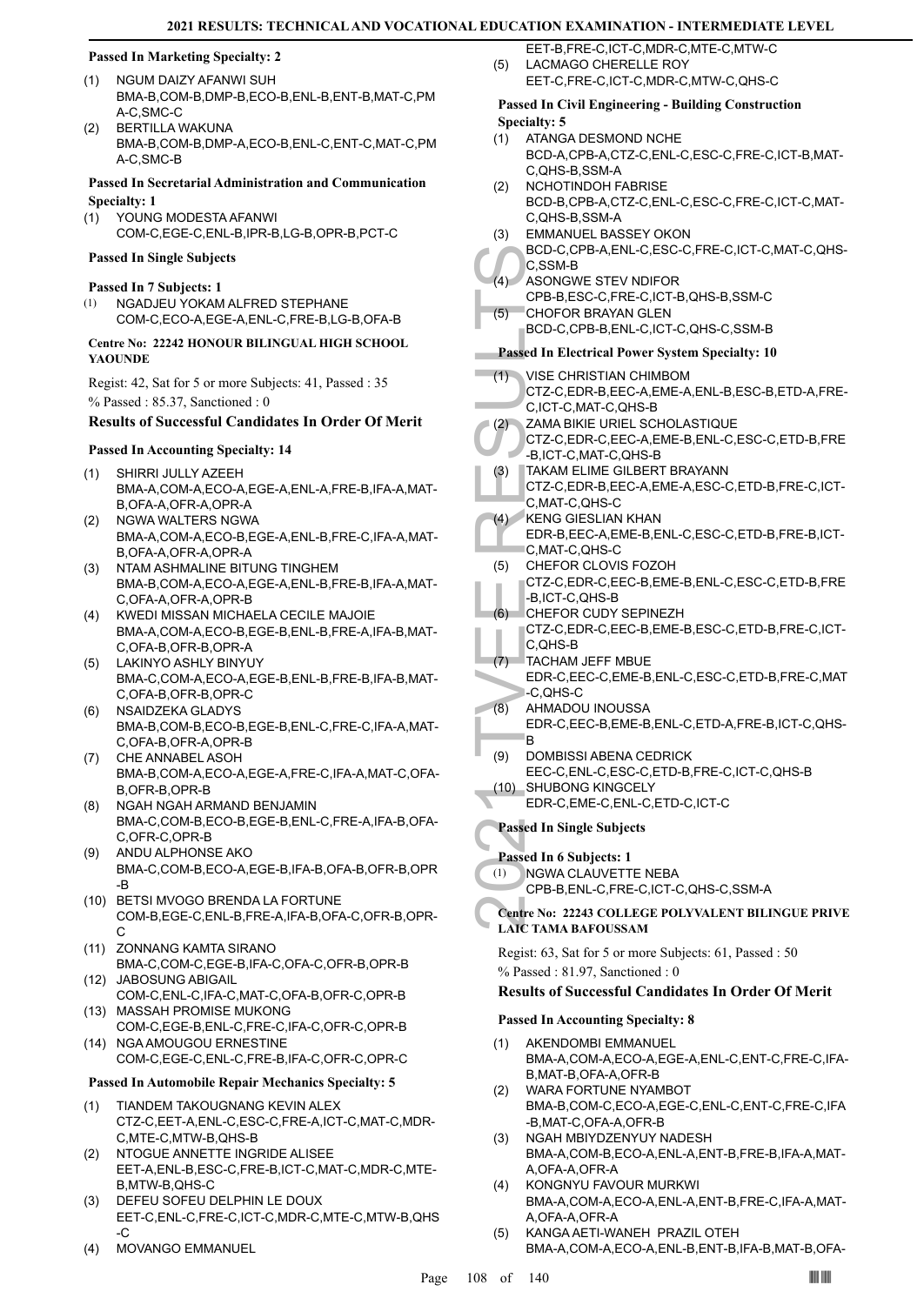#### Passed In Marketing Specialty: 2

(1) NGUM DAIZY AFANWI SUH
BMA-B,COM-B,DMP-B,ECO-B,ENL-B,ENT-B,MAT-C,PMA-C,SMC-C

(2) BERTILLA WAKUNA
BMA-B,COM-B,DMP-A,ECO-B,ENL-C,ENT-C,MAT-C,PMA-C,SMC-B

#### Passed In Secretarial Administration and Communication Specialty: 1

(1) YOUNG MODESTA AFANWI
COM-C,EGE-C,ENL-B,IPR-B,LG-B,OPR-B,PCT-C

#### Passed In Single Subjects

#### Passed In 7 Subjects: 1

(1) NGADJEU YOKAM ALFRED STEPHANE
COM-C,ECO-A,EGE-A,ENL-C,FRE-B,LG-B,OFA-B

#### Centre No: 22242 HONOUR BILINGUAL HIGH SCHOOL YAOUNDE

Regist: 42, Sat for 5 or more Subjects: 41, Passed : 35

% Passed : 85.37, Sanctioned : 0

### Results of Successful Candidates In Order Of Merit

#### Passed In Accounting Specialty: 14

(1) SHIRRI JULLY AZEEH
BMA-A,COM-A,ECO-A,EGE-A,ENL-A,FRE-B,IFA-A,MAT-B,OFA-A,OFR-A,OPR-A

(2) NGWA WALTERS NGWA
BMA-A,COM-A,ECO-B,EGE-A,ENL-B,FRE-C,IFA-A,MAT-B,OFA-A,OFR-A,OPR-A

(3) NTAM ASHMALINE BITUNG TINGHEM
BMA-B,COM-A,ECO-A,EGE-A,ENL-B,FRE-B,IFA-A,MAT-C,OFA-A,OFR-A,OPR-B

(4) KWEDI MISSAN MICHAELA CECILE MAJOIE
BMA-A,COM-A,ECO-B,EGE-B,ENL-B,FRE-A,IFA-B,MAT-C,OFA-B,OFR-B,OPR-A

(5) LAKINYO ASHLY BINYUY
BMA-C,COM-A,ECO-A,EGE-B,ENL-B,FRE-B,IFA-B,MAT-C,OFA-B,OFR-B,OPR-C

(6) NSAIDZEKA GLADYS
BMA-B,COM-B,ECO-B,EGE-B,ENL-C,FRE-C,IFA-A,MAT-C,OFA-B,OFR-A,OPR-B

(7) CHE ANNABEL ASOH
BMA-B,COM-A,ECO-A,EGE-A,FRE-C,IFA-A,MAT-C,OFA-B,OFR-B,OPR-B

(8) NGAH NGAH ARMAND BENJAMIN
BMA-C,COM-B,ECO-B,EGE-B,ENL-C,FRE-A,IFA-B,OFA-C,OFR-C,OPR-B

(9) ANDU ALPHONSE AKO
BMA-C,COM-B,ECO-A,EGE-B,IFA-B,OFA-B,OFR-B,OPR-B

(10) BETSI MVOGO BRENDA LA FORTUNE
COM-B,EGE-C,ENL-B,FRE-A,IFA-B,OFA-C,OFR-B,OPR-C

(11) ZONNANG KAMTA SIRANO
BMA-C,COM-C,EGE-B,IFA-C,OFA-C,OFR-B,OPR-B

(12) JABOSUNG ABIGAIL
COM-C,ENL-C,IFA-C,MAT-C,OFA-B,OFR-C,OPR-B

(13) MASSAH PROMISE MUKONG
COM-C,EGE-B,ENL-C,FRE-C,IFA-C,OFR-C,OPR-B

(14) NGA AMOUGOU ERNESTINE
COM-C,EGE-C,ENL-C,FRE-B,IFA-C,OFR-C,OPR-C

#### Passed In Automobile Repair Mechanics Specialty: 5

(1) TIANDEM TAKOUGNANG KEVIN ALEX
CTZ-C,EET-A,ENL-C,ESC-C,FRE-A,ICT-C,MAT-C,MDR-C,MTE-C,MTW-B,QHS-B

(2) NTOGUE ANNETTE INGRIDE ALISEE
EET-A,ENL-B,ESC-C,FRE-B,ICT-C,MAT-C,MDR-C,MTE-B,MTW-B,QHS-C

(3) DEFEU SOFEU DELPHIN LE DOUX
EET-C,ENL-C,FRE-C,ICT-C,MDR-C,MTE-C,MTW-B,QHS-C

(4) MOVANGO EMMANUEL
EET-B,FRE-C,ICT-C,MDR-C,MTE-C,MTW-C

(5) LACMAGO CHERELLE ROY
EET-C,FRE-C,ICT-C,MDR-C,MTW-C,QHS-C

#### Passed In Civil Engineering - Building Construction Specialty: 5

(1) ATANGA DESMOND NCHE
BCD-A,CPB-A,CTZ-C,ENL-C,ESC-C,FRE-C,ICT-B,MAT-C,QHS-B,SSM-A

(2) NCHOTINDOH FABRISE
BCD-B,CPB-A,CTZ-C,ENL-C,ESC-C,FRE-C,ICT-C,MAT-C,QHS-B,SSM-A

(3) EMMANUEL BASSEY OKON
BCD-C,CPB-A,ENL-C,ESC-C,FRE-C,ICT-C,MAT-C,QHS-C,SSM-B

(4) ASONGWE STEV NDIFOR
CPB-B,ESC-C,FRE-C,ICT-B,QHS-B,SSM-C

(5) CHOFOR BRAYAN GLEN
BCD-C,CPB-B,ENL-C,ICT-C,QHS-C,SSM-B

#### Passed In Electrical Power System Specialty: 10

(1) VISE CHRISTIAN CHIMBOM
CTZ-C,EDR-B,EEC-A,EME-A,ENL-B,ESC-B,ETD-A,FRE-C,ICT-C,MAT-C,QHS-B

(2) ZAMA BIKIE URIEL SCHOLASTIQUE
CTZ-C,EDR-C,EEC-A,EME-B,ENL-C,ESC-C,ETD-B,FRE-B,ICT-C,MAT-C,QHS-B

(3) TAKAM ELIME GILBERT BRAYANN
CTZ-C,EDR-B,EEC-A,EME-A,ESC-C,ETD-B,FRE-C,ICT-C,MAT-C,QHS-C

(4) KENG GIESLIAN KHAN
EDR-B,EEC-A,EME-B,ENL-C,ESC-C,ETD-B,FRE-B,ICT-C,MAT-C,QHS-C

(5) CHEFOR CLOVIS FOZOH
CTZ-C,EDR-C,EEC-B,EME-B,ENL-C,ESC-C,ETD-B,FRE-B,ICT-C,QHS-B

(6) CHEFOR CUDY SEPINEZH
CTZ-C,EDR-C,EEC-B,EME-B,ESC-C,ETD-B,FRE-C,ICT-C,QHS-B

(7) TACHAM JEFF MBUE
EDR-C,EEC-C,EME-B,ENL-C,ESC-C,ETD-B,FRE-C,MAT-C,QHS-C

(8) AHMADOU INOUSSA
EDR-C,EEC-B,EME-B,ENL-C,ETD-A,FRE-B,ICT-C,QHS-B

(9) DOMBISSI ABENA CEDRICK
EEC-C,ENL-C,ESC-C,ETD-B,FRE-C,ICT-C,QHS-B

(10) SHUBONG KINGCELY
EDR-C,EME-C,ENL-C,ETD-C,ICT-C

#### Passed In Single Subjects

#### Passed In 6 Subjects: 1

(1) NGWA CLAUVETTE NEBA
CPB-B,ENL-C,FRE-C,ICT-C,QHS-C,SSM-A

#### Centre No: 22243 COLLEGE POLYVALENT BILINGUE PRIVE LAIC TAMA BAFOUSSAM

Regist: 63, Sat for 5 or more Subjects: 61, Passed : 50

% Passed : 81.97, Sanctioned : 0

### Results of Successful Candidates In Order Of Merit

#### Passed In Accounting Specialty: 8

(1) AKENDOMBI EMMANUEL
BMA-A,COM-A,ECO-A,EGE-A,ENL-C,ENT-C,FRE-C,IFA-B,MAT-B,OFA-A,OFR-B

(2) WARA FORTUNE NYAMBOT
BMA-B,COM-C,ECO-A,EGE-C,ENL-C,ENT-C,FRE-C,IFA-B,MAT-C,OFA-A,OFR-B

(3) NGAH MBIYDZENYUY NADESH
BMA-A,COM-B,ECO-A,ENL-A,ENT-B,FRE-B,IFA-A,MAT-A,OFA-A,OFR-A

(4) KONGNYU FAVOUR MURKWI
BMA-A,COM-A,ECO-A,ENL-A,ENT-B,FRE-C,IFA-A,MAT-A,OFA-A,OFR-A

(5) KANGA AETI-WANEH PRAZIL OTEH
BMA-A,COM-A,ECO-A,ENL-B,ENT-B,IFA-B,MAT-B,OFA-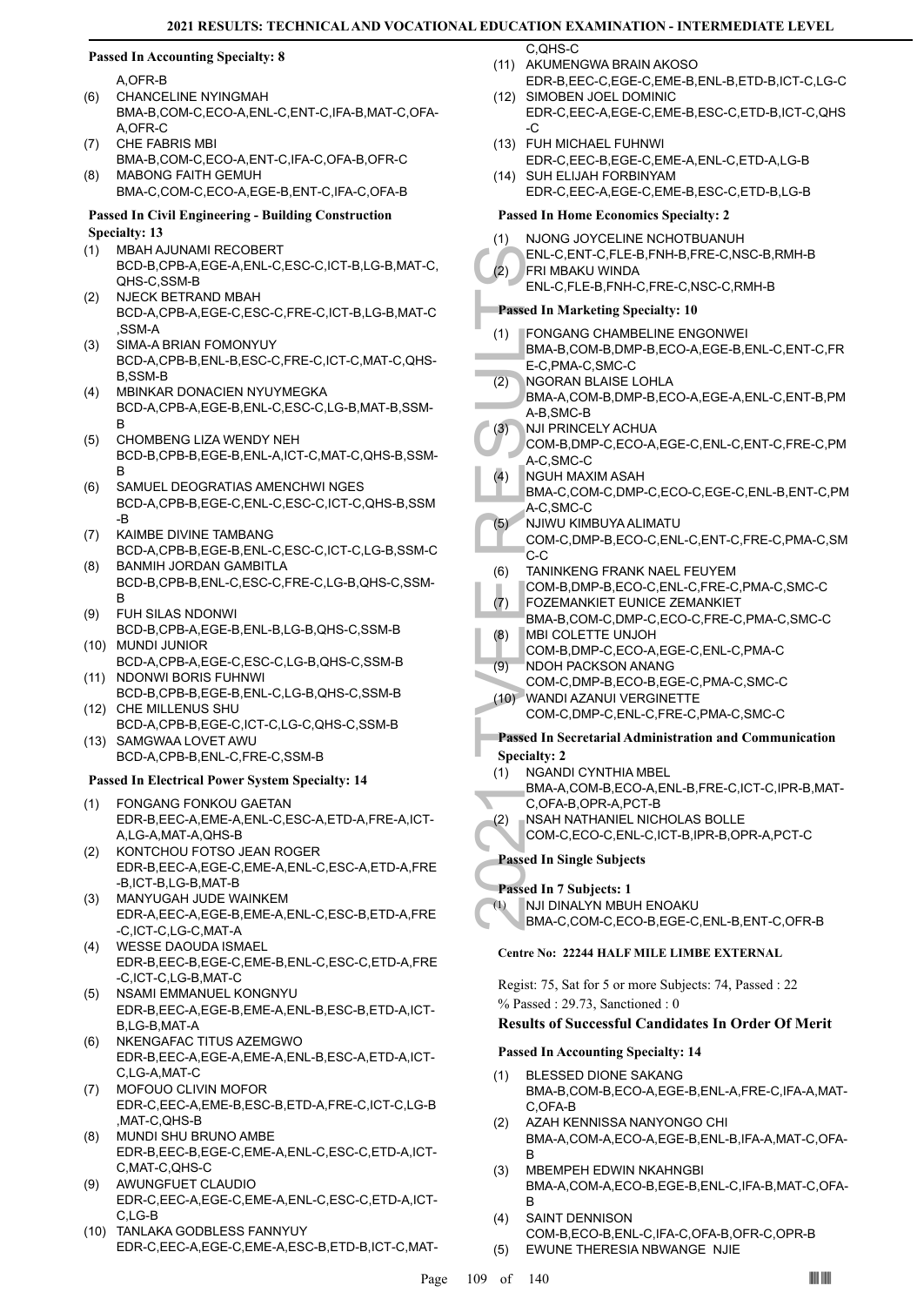**Passed In Accounting Specialty: 8**

A,OFR-B

(6) CHANCELINE NYINGMAH
BMA-B,COM-C,ECO-A,ENL-C,ENT-C,IFA-B,MAT-C,OFA-A,OFR-C

(7) CHE FABRIS MBI
BMA-B,COM-C,ECO-A,ENT-C,IFA-C,OFA-B,OFR-C

(8) MABONG FAITH GEMUH
BMA-C,COM-C,ECO-A,EGE-B,ENT-C,IFA-C,OFA-B

**Passed In Civil Engineering - Building Construction Specialty: 13**

(1) MBAH AJUNAMI RECOBERT
BCD-B,CPB-A,EGE-A,ENL-C,ESC-C,ICT-B,LG-B,MAT-C,QHS-C,SSM-B

(2) NJECK BETRAND MBAH
BCD-A,CPB-A,EGE-C,ESC-C,FRE-C,ICT-B,LG-B,MAT-C,SSM-A

(3) SIMA-A BRIAN FOMONYUY
BCD-A,CPB-B,ENL-B,ESC-C,FRE-C,ICT-C,MAT-C,QHS-B,SSM-B

(4) MBINKAR DONACIEN NYUYMEGKA
BCD-A,CPB-A,EGE-B,ENL-C,ESC-C,LG-B,MAT-B,SSM-B

(5) CHOMBENG LIZA WENDY NEH
BCD-B,CPB-B,EGE-B,ENL-A,ICT-C,MAT-C,QHS-B,SSM-B

(6) SAMUEL DEOGRATIAS AMENCHWI NGES
BCD-A,CPB-B,EGE-C,ENL-C,ESC-C,ICT-C,QHS-B,SSM-B

(7) KAIMBE DIVINE TAMBANG
BCD-A,CPB-B,EGE-B,ENL-C,ESC-C,ICT-C,LG-B,SSM-C

(8) BANMIH JORDAN GAMBITLA
BCD-B,CPB-B,ENL-C,ESC-C,FRE-C,LG-B,QHS-C,SSM-B

(9) FUH SILAS NDONWI
BCD-B,CPB-A,EGE-B,ENL-B,LG-B,QHS-C,SSM-B

(10) MUNDI JUNIOR
BCD-A,CPB-A,EGE-C,ESC-C,LG-B,QHS-C,SSM-B

(11) NDONWI BORIS FUHNWI
BCD-B,CPB-B,EGE-B,ENL-C,LG-B,QHS-C,SSM-B

(12) CHE MILLENUS SHU
BCD-A,CPB-B,EGE-C,ICT-C,LG-C,QHS-C,SSM-B

(13) SAMGWAA LOVET AWU
BCD-A,CPB-B,ENL-C,FRE-C,SSM-B

**Passed In Electrical Power System Specialty: 14**

(1) FONGANG FONKOU GAETAN
EDR-B,EEC-A,EME-A,ENL-C,ESC-A,ETD-A,FRE-A,ICT-A,LG-A,MAT-A,QHS-B

(2) KONTCHOU FOTSO JEAN ROGER
EDR-B,EEC-A,EGE-C,EME-A,ENL-C,ESC-A,ETD-A,FRE-B,ICT-B,LG-B,MAT-B

(3) MANYUGAH JUDE WAINKEM
EDR-A,EEC-A,EGE-B,EME-A,ENL-C,ESC-B,ETD-A,FRE-C,ICT-C,LG-C,MAT-A

(4) WESSE DAOUDA ISMAEL
EDR-B,EEC-B,EGE-C,EME-B,ENL-C,ESC-C,ETD-A,FRE-C,ICT-C,LG-B,MAT-C

(5) NSAMI EMMANUEL KONGNYU
EDR-B,EEC-A,EGE-B,EME-A,ENL-B,ESC-B,ETD-A,ICT-B,LG-B,MAT-A

(6) NKENGAFAC TITUS AZEMGWO
EDR-B,EEC-A,EGE-A,EME-A,ENL-B,ESC-A,ETD-A,ICT-C,LG-A,MAT-C

(7) MOFOUO CLIVIN MOFOR
EDR-C,EEC-A,EME-B,ESC-B,ETD-A,FRE-C,ICT-C,LG-B,MAT-C,QHS-B

(8) MUNDI SHU BRUNO AMBE
EDR-B,EEC-B,EGE-C,EME-A,ENL-C,ESC-C,ETD-A,ICT-C,MAT-C,QHS-C

(9) AWUNGFUET CLAUDIO
EDR-C,EEC-A,EGE-C,EME-A,ENL-C,ESC-C,ETD-A,ICT-C,LG-B

(10) TANLAKA GODBLESS FANNYUY
EDR-C,EEC-A,EGE-C,EME-A,ESC-B,ETD-B,ICT-C,MAT-C,QHS-C

(11) AKUMENGWA BRAIN AKOSO
EDR-B,EEC-C,EGE-C,EME-B,ENL-B,ETD-B,ICT-C,LG-C

(12) SIMOBEN JOEL DOMINIC
EDR-C,EEC-A,EGE-C,EME-B,ESC-C,ETD-B,ICT-C,QHS-C

(13) FUH MICHAEL FUHNWI
EDR-C,EEC-B,EGE-C,EME-A,ENL-C,ETD-A,LG-B

(14) SUH ELIJAH FORBINYAM
EDR-C,EEC-A,EGE-C,EME-B,ESC-C,ETD-B,LG-B

**Passed In Home Economics Specialty: 2**

(1) NJONG JOYCELINE NCHOTBUANUH
ENL-C,ENT-C,FLE-B,FNH-B,FRE-C,NSC-B,RMH-B

(2) FRI MBAKU WINDA
ENL-C,FLE-B,FNH-C,FRE-C,NSC-C,RMH-B

**Passed In Marketing Specialty: 10**

(1) FONGANG CHAMBELINE ENGONWEI
BMA-B,COM-B,DMP-B,ECO-A,EGE-B,ENL-C,ENT-C,FRE-C,PMA-C,SMC-C

(2) NGORAN BLAISE LOHLA
BMA-A,COM-B,DMP-B,ECO-A,EGE-A,ENL-C,ENT-B,PMA-B,SMC-B

(3) NJI PRINCELY ACHUA
COM-B,DMP-C,ECO-A,EGE-C,ENL-C,ENT-C,FRE-C,PMA-C,SMC-C

(4) NGUH MAXIM ASAH
BMA-C,COM-C,DMP-C,ECO-C,EGE-C,ENL-B,ENT-C,PMA-C,SMC-C

(5) NJIWU KIMBUYA ALIMATU
COM-C,DMP-B,ECO-C,ENL-C,ENT-C,FRE-C,PMA-C,SMC-C

(6) TANINKENG FRANK NAEL FEUYEM
COM-B,DMP-B,ECO-C,ENL-C,FRE-C,PMA-C,SMC-C

(7) FOZEMANKIET EUNICE ZEMANKIET
BMA-B,COM-C,DMP-C,ECO-C,FRE-C,PMA-C,SMC-C

(8) MBI COLETTE UNJOH
COM-B,DMP-C,ECO-A,EGE-C,ENL-C,PMA-C

(9) NDOH PACKSON ANANG
COM-C,DMP-B,ECO-B,EGE-C,PMA-C,SMC-C

(10) WANDI AZANUI VERGINETTE
COM-C,DMP-C,ENL-C,FRE-C,PMA-C,SMC-C

**Passed In Secretarial Administration and Communication Specialty: 2**

(1) NGANDI CYNTHIA MBEL
BMA-A,COM-B,ECO-A,ENL-B,FRE-C,ICT-C,IPR-B,MAT-C,OFA-B,OPR-A,PCT-B

(2) NSAH NATHANIEL NICHOLAS BOLLE
COM-C,ECO-C,ENL-C,ICT-B,IPR-B,OPR-A,PCT-C

**Passed In Single Subjects**

**Passed In 7 Subjects: 1**

(1) NJI DINALYN MBUH ENOAKU
BMA-C,COM-C,ECO-B,EGE-C,ENL-B,ENT-C,OFR-B

**Centre No: 22244 HALF MILE LIMBE EXTERNAL**

Regist: 75, Sat for 5 or more Subjects: 74, Passed : 22
% Passed : 29.73, Sanctioned : 0

### Results of Successful Candidates In Order Of Merit

**Passed In Accounting Specialty: 14**

(1) BLESSED DIONE SAKANG
BMA-B,COM-B,ECO-A,EGE-B,ENL-A,FRE-C,IFA-A,MAT-C,OFA-B

(2) AZAH KENNISSA NANYONGO CHI
BMA-A,COM-A,ECO-A,EGE-B,ENL-B,IFA-A,MAT-C,OFA-B

(3) MBEMPEH EDWIN NKAHNGBI
BMA-A,COM-A,ECO-B,EGE-B,ENL-C,IFA-B,MAT-C,OFA-B

(4) SAINT DENNISON
COM-B,ECO-B,ENL-C,IFA-C,OFA-B,OFR-C,OPR-B

(5) EWUNE THERESIA NBWANGE NJIE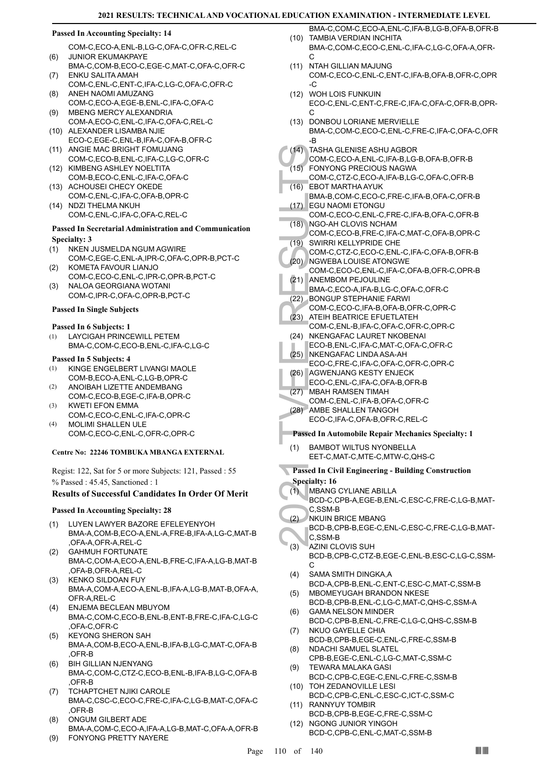**Passed In Accounting Specialty: 14**

COM-C,ECO-A,ENL-B,LG-C,OFA-C,OFR-C,REL-C

(6) JUNIOR EKUMAKPAYE
BMA-C,COM-B,ECO-C,EGE-C,MAT-C,OFA-C,OFR-C

(7) ENKU SALITA AMAH
COM-C,ENL-C,ENT-C,IFA-C,LG-C,OFA-C,OFR-C

(8) ANEH NAOMI AMUZANG
COM-C,ECO-A,EGE-B,ENL-C,IFA-C,OFA-C

(9) MBENG MERCY ALEXANDRIA
COM-A,ECO-C,ENL-C,IFA-C,OFA-C,REL-C

(10) ALEXANDER LISAMBA NJIE
ECO-C,EGE-C,ENL-B,IFA-C,OFA-B,OFR-C

(11) ANGIE MAC BRIGHT FOMUJANG
COM-C,ECO-B,ENL-C,IFA-C,LG-C,OFR-C

(12) KIMBENG ASHLEY NOELTITA
COM-B,ECO-C,ENL-C,IFA-C,OFA-C

(13) ACHOUSEI CHECY OKEDE
COM-C,ENL-C,IFA-C,OFA-B,OPR-C

(14) NDZI THELMA NKUH
COM-C,ENL-C,IFA-C,OFA-C,REL-C

**Passed In Secretarial Administration and Communication Specialty: 3**

(1) NKEN JUSMELDA NGUM AGWIRE
COM-C,EGE-C,ENL-A,IPR-C,OFA-C,OPR-B,PCT-C

(2) KOMETA FAVOUR LIANJO
COM-C,ECO-C,ENL-C,IPR-C,OPR-B,PCT-C

(3) NALOA GEORGIANA WOTANI
COM-C,IPR-C,OFA-C,OPR-B,PCT-C

**Passed In Single Subjects**

**Passed In 6 Subjects: 1**

(1) LAYCIGAH PRINCEWILL PETEM
BMA-C,COM-C,ECO-B,ENL-C,IFA-C,LG-C

**Passed In 5 Subjects: 4**

(1) KINGE ENGELBERT LIVANGI MAOLE
COM-B,ECO-A,ENL-C,LG-B,OPR-C

(2) ANOIBAH LIZETTE ANDEMBANG
COM-C,ECO-B,EGE-C,IFA-B,OPR-C

(3) KWETI EFON EMMA
COM-C,ECO-C,ENL-C,IFA-C,OPR-C

(4) MOLIMI SHALLEN ULE
COM-C,ECO-C,ENL-C,OFR-C,OPR-C

**Centre No: 22246 TOMBUKA MBANGA EXTERNAL**

Regist: 122, Sat for 5 or more Subjects: 121, Passed : 55
% Passed : 45.45, Sanctioned : 1

### Results of Successful Candidates In Order Of Merit

**Passed In Accounting Specialty: 28**

(1) LUYEN LAWYER BAZORE EFELEYENYOH
BMA-A,COM-B,ECO-A,ENL-A,FRE-B,IFA-A,LG-C,MAT-B,OFA-A,OFR-A,REL-C

(2) GAHMUH FORTUNATE
BMA-C,COM-A,ECO-A,ENL-B,FRE-C,IFA-A,LG-B,MAT-B,OFA-B,OFR-A,REL-C

(3) KENKO SILDOAN FUY
BMA-A,COM-A,ECO-A,ENL-B,IFA-A,LG-B,MAT-B,OFA-A,OFR-A,REL-C

(4) ENJEMA BECLEAN MBUYOM
BMA-C,COM-C,ECO-B,ENL-B,ENT-B,FRE-C,IFA-C,LG-C,OFA-C,OFR-C

(5) KEYONG SHERON SAH
BMA-A,COM-B,ECO-A,ENL-B,IFA-B,LG-C,MAT-C,OFA-B,OFR-B

(6) BIH GILLIAN NJENYANG
BMA-C,COM-C,CTZ-C,ECO-B,ENL-B,IFA-B,LG-C,OFA-B,OFR-B

(7) TCHAPTCHET NJIKI CAROLE
BMA-C,CSC-C,ECO-C,FRE-C,IFA-C,LG-B,MAT-C,OFA-C,OFR-B

(8) ONGUM GILBERT ADE
BMA-A,COM-C,ECO-A,IFA-A,LG-B,MAT-C,OFA-A,OFR-B

(9) FONYONG PRETTY NAYERE
BMA-C,COM-C,ECO-A,ENL-C,IFA-B,LG-B,OFA-B,OFR-B

(10) TAMBIA VERDIAN INCHITA
BMA-C,COM-C,ECO-C,ENL-C,IFA-C,LG-C,OFA-A,OFR-C

(11) NTAH GILLIAN MAJUNG
COM-C,ECO-C,ENL-C,ENT-C,IFA-B,OFA-B,OFR-C,OPR-C

(12) WOH LOIS FUNKUIN
ECO-C,ENL-C,ENT-C,FRE-C,IFA-C,OFA-C,OFR-B,OPR-C

(13) DONBOU LORIANE MERVIELLE
BMA-C,COM-C,ECO-C,ENL-C,FRE-C,IFA-C,OFA-C,OFR-B

(14) TASHA GLENISE ASHU AGBOR
COM-C,ECO-A,ENL-C,IFA-B,LG-B,OFA-B,OFR-B

(15) FONYONG PRECIOUS NAGWA
COM-C,CTZ-C,ECO-A,IFA-B,LG-C,OFA-C,OFR-B

(16) EBOT MARTHA AYUK
BMA-B,COM-C,ECO-C,FRE-C,IFA-B,OFA-C,OFR-B

(17) EGU NAOMI ETONGU
COM-C,ECO-C,ENL-C,FRE-C,IFA-B,OFA-C,OFR-B

(18) NGO-AH CLOVIS NCHAM
COM-C,ECO-B,FRE-C,IFA-C,MAT-C,OFA-B,OPR-C

(19) SWIRRI KELLYPRIDE CHE
COM-C,CTZ-C,ECO-C,ENL-C,IFA-C,OFA-B,OFR-B

(20) NGWEBA LOUISE ATONGWE
COM-C,ECO-C,ENL-C,IFA-C,OFA-B,OFR-C,OPR-B

(21) ANEMBOM PEJOULINE
BMA-C,ECO-A,IFA-B,LG-C,OFA-C,OFR-C

(22) BONGUP STEPHANIE FARWI
COM-C,ECO-C,IFA-B,OFA-B,OFR-C,OPR-C

(23) ATEIH BEATRICE EFUETLATEH
COM-C,ENL-B,IFA-C,OFA-C,OFR-C,OPR-C

(24) NKENGAFAC LAURET NKOBENAI
ECO-B,ENL-C,IFA-C,MAT-C,OFA-C,OFR-C

(25) NKENGAFAC LINDA ASA-AH
ECO-C,FRE-C,IFA-C,OFA-C,OFR-C,OPR-C

(26) AGWENJANG KESTY ENJECK
ECO-C,ENL-C,IFA-C,OFA-B,OFR-B

(27) MBAH RAMSEN TIMAH
COM-C,ENL-C,IFA-B,OFA-C,OFR-C

(28) AMBE SHALLEN TANGOH
ECO-C,IFA-C,OFA-B,OFR-C,REL-C

**Passed In Automobile Repair Mechanics Specialty: 1**

(1) BAMBOT WILTUS NYONBELLA
EET-C,MAT-C,MTE-C,MTW-C,QHS-C

**Passed In Civil Engineering - Building Construction Specialty: 16**

(1) MBANG CYLIANE ABILLA
BCD-C,CPB-A,EGE-B,ENL-C,ESC-C,FRE-C,LG-B,MAT-C,SSM-B

(2) NKUIN BRICE MBANG
BCD-B,CPB-B,EGE-C,ENL-C,ESC-C,FRE-C,LG-B,MAT-C,SSM-B

(3) AZINI CLOVIS SUH
BCD-B,CPB-C,CTZ-B,EGE-C,ENL-B,ESC-C,LG-C,SSM-C

(4) SAMA SMITH DINGKA,A
BCD-A,CPB-B,ENL-C,ENT-C,ESC-C,MAT-C,SSM-B

(5) MBOMEYUGAH BRANDON NKESE
BCD-B,CPB-B,ENL-C,LG-C,MAT-C,QHS-C,SSM-A

(6) GAMA NELSON MINDER
BCD-C,CPB-B,ENL-C,FRE-C,LG-C,QHS-C,SSM-B

(7) NKUO GAYELLE CHIA
BCD-B,CPB-B,EGE-C,ENL-C,FRE-C,SSM-B

(8) NDACHI SAMUEL SLATEL
CPB-B,EGE-C,ENL-C,LG-C,MAT-C,SSM-C

(9) TEWARA MALAKA GASI
BCD-C,CPB-C,EGE-C,ENL-C,FRE-C,SSM-B

(10) TOH ZEDANOVILLE LESI
BCD-C,CPB-C,ENL-C,ESC-C,ICT-C,SSM-C

(11) RANNYUY TOMBIR
BCD-B,CPB-B,EGE-C,FRE-C,SSM-C

(12) NGONG JUNIOR YINGOH
BCD-C,CPB-C,ENL-C,MAT-C,SSM-B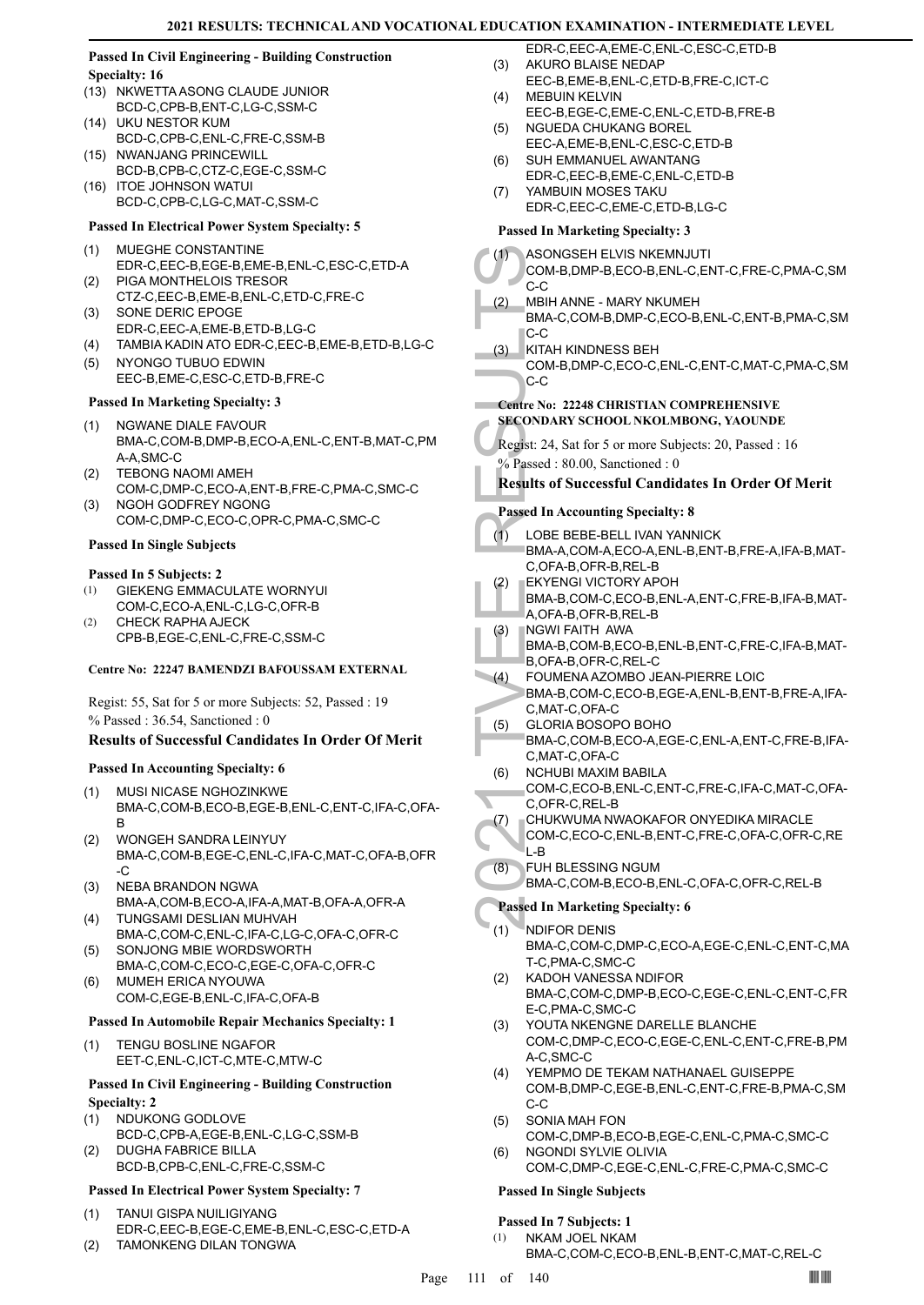#### Passed In Civil Engineering - Building Construction Specialty: 16

(13) NKWETTA ASONG CLAUDE JUNIOR
BCD-C,CPB-B,ENT-C,LG-C,SSM-C
(14) UKU NESTOR KUM
BCD-C,CPB-C,ENL-C,FRE-C,SSM-B
(15) NWANJANG PRINCEWILL
BCD-B,CPB-C,CTZ-C,EGE-C,SSM-C
(16) ITOE JOHNSON WATUI
BCD-C,CPB-C,LG-C,MAT-C,SSM-C

#### Passed In Electrical Power System Specialty: 5

(1) MUEGHE CONSTANTINE
EDR-C,EEC-B,EGE-B,EME-B,ENL-C,ESC-C,ETD-A
(2) PIGA MONTHELOIS TRESOR
CTZ-C,EEC-B,EME-B,ENL-C,ETD-C,FRE-C
(3) SONE DERIC EPOGE
EDR-C,EEC-A,EME-B,ETD-B,LG-C
(4) TAMBIA KADIN ATO EDR-C,EEC-B,EME-B,ETD-B,LG-C
(5) NYONGO TUBUO EDWIN
EEC-B,EME-C,ESC-C,ETD-B,FRE-C

#### Passed In Marketing Specialty: 3

(1) NGWANE DIALE FAVOUR
BMA-C,COM-B,DMP-B,ECO-A,ENL-C,ENT-B,MAT-C,PMA-A,SMC-C
(2) TEBONG NAOMI AMEH
COM-C,DMP-C,ECO-A,ENT-B,FRE-C,PMA-C,SMC-C
(3) NGOH GODFREY NGONG
COM-C,DMP-C,ECO-C,OPR-C,PMA-C,SMC-C

#### Passed In Single Subjects

#### Passed In 5 Subjects: 2

(1) GIEKENG EMMACULATE WORNYUI
COM-C,ECO-A,ENL-C,LG-C,OFR-B
(2) CHECK RAPHA AJECK
CPB-B,EGE-C,ENL-C,FRE-C,SSM-C

### Centre No: 22247 BAMENDZI BAFOUSSAM EXTERNAL

Regist: 55, Sat for 5 or more Subjects: 52, Passed : 19
% Passed : 36.54, Sanctioned : 0

### Results of Successful Candidates In Order Of Merit

#### Passed In Accounting Specialty: 6

(1) MUSI NICASE NGHOZINKWE
BMA-C,COM-B,ECO-B,EGE-B,ENL-C,ENT-C,IFA-C,OFA-B
(2) WONGEH SANDRA LEINYUY
BMA-C,COM-B,EGE-C,ENL-C,IFA-C,MAT-C,OFA-B,OFR-C
(3) NEBA BRANDON NGWA
BMA-A,COM-B,ECO-A,IFA-A,MAT-B,OFA-A,OFR-A
(4) TUNGSAMI DESLIAN MUHVAH
BMA-C,COM-C,ENL-C,IFA-C,LG-C,OFA-C,OFR-C
(5) SONJONG MBIE WORDSWORTH
BMA-C,COM-C,ECO-C,EGE-C,OFA-C,OFR-C
(6) MUMEH ERICA NYOUWA
COM-C,EGE-B,ENL-C,IFA-C,OFA-B

#### Passed In Automobile Repair Mechanics Specialty: 1

(1) TENGU BOSLINE NGAFOR
EET-C,ENL-C,ICT-C,MTE-C,MTW-C

#### Passed In Civil Engineering - Building Construction Specialty: 2

(1) NDUKONG GODLOVE
BCD-C,CPB-A,EGE-B,ENL-C,LG-C,SSM-B
(2) DUGHA FABRICE BILLA
BCD-B,CPB-C,ENL-C,FRE-C,SSM-C

#### Passed In Electrical Power System Specialty: 7

(1) TANUI GISPA NUILIGIYANG
EDR-C,EEC-B,EGE-C,EME-B,ENL-C,ESC-C,ETD-A
(2) TAMONKENG DILAN TONGWA
EDR-C,EEC-A,EME-C,ENL-C,ESC-C,ETD-B
(3) AKURO BLAISE NEDAP
EEC-B,EME-B,ENL-C,ETD-B,FRE-C,ICT-C
(4) MEBUIN KELVIN
EEC-B,EGE-C,EME-C,ENL-C,ETD-B,FRE-B
(5) NGUEDA CHUKANG BOREL
EEC-A,EME-B,ENL-C,ESC-C,ETD-B
(6) SUH EMMANUEL AWANTANG
EDR-C,EEC-B,EME-C,ENL-C,ETD-B
(7) YAMBUIN MOSES TAKU
EDR-C,EEC-C,EME-C,ETD-B,LG-C

#### Passed In Marketing Specialty: 3

(1) ASONGSEH ELVIS NKEMNJUTI
COM-B,DMP-B,ECO-B,ENL-C,ENT-C,FRE-C,PMA-C,SMC-C
(2) MBIH ANNE - MARY NKUMEH
BMA-C,COM-B,DMP-C,ECO-B,ENL-C,ENT-B,PMA-C,SMC-C
(3) KITAH KINDNESS BEH
COM-B,DMP-C,ECO-C,ENL-C,ENT-C,MAT-C,PMA-C,SMC-C

### Centre No: 22248 CHRISTIAN COMPREHENSIVE SECONDARY SCHOOL NKOLMBONG, YAOUNDE

Regist: 24, Sat for 5 or more Subjects: 20, Passed : 16
% Passed : 80.00, Sanctioned : 0

### Results of Successful Candidates In Order Of Merit

#### Passed In Accounting Specialty: 8

(1) LOBE BEBE-BELL IVAN YANNICK
BMA-A,COM-A,ECO-A,ENL-B,ENT-B,FRE-A,IFA-B,MAT-C,OFA-B,OFR-B,REL-B
(2) EKYENGI VICTORY APOH
BMA-B,COM-C,ECO-B,ENL-A,ENT-C,FRE-B,IFA-B,MAT-A,OFA-B,OFR-B,REL-B
(3) NGWI FAITH AWA
BMA-B,COM-B,ECO-B,ENL-B,ENT-C,FRE-C,IFA-B,MAT-B,OFA-B,OFR-C,REL-C
(4) FOUMENA AZOMBO JEAN-PIERRE LOIC
BMA-B,COM-C,ECO-B,EGE-A,ENL-B,ENT-B,FRE-A,IFA-C,MAT-C,OFA-C
(5) GLORIA BOSOPO BOHO
BMA-C,COM-B,ECO-A,EGE-C,ENL-A,ENT-C,FRE-B,IFA-C,MAT-C,OFA-C
(6) NCHUBI MAXIM BABILA
COM-C,ECO-B,ENL-C,ENT-C,FRE-C,IFA-C,MAT-C,OFA-C,OFR-C,REL-B
(7) CHUKWUMA NWAOKAFOR ONYEDIKA MIRACLE
COM-C,ECO-C,ENL-B,ENT-C,FRE-C,OFA-C,OFR-C,REL-B
(8) FUH BLESSING NGUM
BMA-C,COM-B,ECO-B,ENL-C,OFA-C,OFR-C,REL-B

#### Passed In Marketing Specialty: 6

(1) NDIFOR DENIS
BMA-C,COM-C,DMP-C,ECO-A,EGE-C,ENL-C,ENT-C,MAT-C,PMA-C,SMC-C
(2) KADOH VANESSA NDIFOR
BMA-C,COM-C,DMP-B,ECO-C,EGE-C,ENL-C,ENT-C,FRE-C,PMA-C,SMC-C
(3) YOUTA NKENGNE DARELLE BLANCHE
COM-C,DMP-C,ECO-C,EGE-C,ENL-C,ENT-C,FRE-B,PMA-C,SMC-C
(4) YEMPMO DE TEKAM NATHANAEL GUISEPPE
COM-B,DMP-C,EGE-B,ENL-C,ENT-C,FRE-B,PMA-C,SMC-C
(5) SONIA MAH FON
COM-C,DMP-B,ECO-B,EGE-C,ENL-C,PMA-C,SMC-C
(6) NGONDI SYLVIE OLIVIA
COM-C,DMP-C,EGE-C,ENL-C,FRE-C,PMA-C,SMC-C

#### Passed In Single Subjects

#### Passed In 7 Subjects: 1

(1) NKAM JOEL NKAM
BMA-C,COM-C,ECO-B,ENL-B,ENT-C,MAT-C,REL-C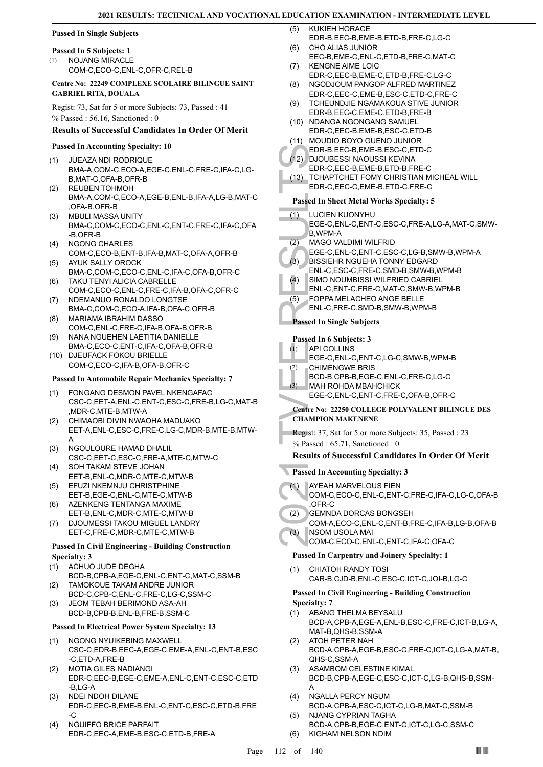### Passed In Single Subjects

#### Passed In 5 Subjects: 1

(1) NOJANG MIRACLE
COM-C,ECO-C,ENL-C,OFR-C,REL-B

### Centre No: 22249 COMPLEXE SCOLAIRE BILINGUE SAINT GABRIEL RITA, DOUALA

Regist: 73, Sat for 5 or more Subjects: 73, Passed : 41
% Passed : 56.16, Sanctioned : 0

### Results of Successful Candidates In Order Of Merit

#### Passed In Accounting Specialty: 10

(1) JUEAZA NDI RODRIQUE
BMA-A,COM-C,ECO-A,EGE-C,ENL-C,FRE-C,IFA-C,LG-B,MAT-C,OFA-B,OFR-B
(2) REUBEN TOHMOH
BMA-A,COM-C,ECO-A,EGE-B,ENL-B,IFA-A,LG-B,MAT-C,OFA-B,OFR-B
(3) MBULI MASSA UNITY
BMA-C,COM-C,ECO-C,ENL-C,ENT-C,FRE-C,IFA-C,OFA-B,OFR-B
(4) NGONG CHARLES
COM-C,ECO-B,ENT-B,IFA-B,MAT-C,OFA-A,OFR-B
(5) AYUK SALLY OROCK
BMA-C,COM-C,ECO-C,ENL-C,IFA-C,OFA-B,OFR-C
(6) TAKU TENYI ALICIA CABRELLE
COM-C,ECO-C,ENL-C,FRE-C,IFA-B,OFA-C,OFR-C
(7) NDEMANUO RONALDO LONGTSE
BMA-C,COM-C,ECO-A,IFA-B,OFA-C,OFR-B
(8) MARIAMA IBRAHIM DASSO
COM-C,ENL-C,FRE-C,IFA-B,OFA-B,OFR-B
(9) NANA NGUEHEN LAETITIA DANIELLE
BMA-C,ECO-C,ENT-C,IFA-C,OFA-B,OFR-B
(10) DJEUFACK FOKOU BRIELLE
COM-C,ECO-C,IFA-B,OFA-B,OFR-C

#### Passed In Automobile Repair Mechanics Specialty: 7

(1) FONGANG DESMON PAVEL NKENGAFAC
CSC-C,EET-A,ENL-C,ENT-C,ESC-C,FRE-B,LG-C,MAT-B,MDR-C,MTE-B,MTW-A
(2) CHIMAOBI DIVIN NWAOHA MADUAKO
EET-A,ENL-C,ESC-C,FRE-C,LG-C,MDR-B,MTE-B,MTW-A
(3) NGOULOURE HAMAD DHALIL
CSC-C,EET-C,ESC-C,FRE-A,MTE-C,MTW-C
(4) SOH TAKAM STEVE JOHAN
EET-B,ENL-C,MDR-C,MTE-C,MTW-B
(5) EFUZI NKEMNJU CHRISTPHINE
EET-B,EGE-C,ENL-C,MTE-C,MTW-B
(6) AZENKENG TENTANGA MAXIME
EET-B,ENL-C,MDR-C,MTE-C,MTW-B
(7) DJOUMESSI TAKOU MIGUEL LANDRY
EET-C,FRE-C,MDR-C,MTE-C,MTW-B

#### Passed In Civil Engineering - Building Construction Specialty: 3

(1) ACHUO JUDE DEGHA
BCD-B,CPB-A,EGE-C,ENL-C,ENT-C,MAT-C,SSM-B
(2) TAMOKOUE TAKAM ANDRE JUNIOR
BCD-C,CPB-C,ENL-C,FRE-C,LG-C,SSM-C
(3) JEOM TEBAH BERIMOND ASA-AH
BCD-B,CPB-B,ENL-B,FRE-B,SSM-C

#### Passed In Electrical Power System Specialty: 13

(1) NGONG NYUIKEBING MAXWELL
CSC-C,EDR-B,EEC-A,EGE-C,EME-A,ENL-C,ENT-B,ESC-C,ETD-A,FRE-B
(2) MOTIA GILES NADIANGI
EDR-C,EEC-B,EGE-C,EME-A,ENL-C,ENT-C,ESC-C,ETD-B,LG-A
(3) NDEI NDOH DILANE
EDR-C,EEC-B,EME-B,ENL-C,ENT-C,ESC-C,ETD-B,FRE-C
(4) NGUIFFO BRICE PARFAIT
EDR-C,EEC-A,EME-B,ESC-C,ETD-B,FRE-A
(5) KUKIEH HORACE
EDR-B,EEC-B,EME-B,ETD-B,FRE-C,LG-C
(6) CHO ALIAS JUNIOR
EEC-B,EME-C,ENL-C,ETD-B,FRE-C,MAT-C
(7) KENGNE AIME LOIC
EDR-C,EEC-B,EME-C,ETD-B,FRE-C,LG-C
(8) NGODJOUM PANGOP ALFRED MARTINEZ
EDR-C,EEC-B,EME-B,ESC-C,ETD-C,FRE-C
(9) TCHEUNDJIE NGAMAKOUA STIVE JUNIOR
EDR-B,EEC-C,EME-C,ETD-B,FRE-B
(10) NDANGA NGONGANG SAMUEL
EDR-C,EEC-B,EME-B,ESC-C,ETD-B
(11) MOUDIO BOYO GUENO JUNIOR
EDR-B,EEC-B,EME-B,ESC-C,ETD-C
(12) DJOUBESSI NAOUSSI KEVINA
EDR-C,EEC-B,EME-B,ETD-B,FRE-C
(13) TCHAPTCHET FOMY CHRISTIAN MICHEAL WILL
EDR-C,EEC-C,EME-B,ETD-C,FRE-C

#### Passed In Sheet Metal Works Specialty: 5

(1) LUCIEN KUONYHU
EGE-C,ENL-C,ENT-C,ESC-C,FRE-A,LG-A,MAT-C,SMW-B,WPM-A
(2) MAGO VALDIMI WILFRID
EGE-C,ENL-C,ENT-C,ESC-C,LG-B,SMW-B,WPM-A
(3) BISSIEHR NGUEHA TONNY EDGARD
ENL-C,ESC-C,FRE-C,SMD-B,SMW-B,WPM-B
(4) SIMO NOUMBISSI WILFRIED CABRIEL
ENL-C,ENT-C,FRE-C,MAT-C,SMW-B,WPM-B
(5) FOPPA MELACHEO ANGE BELLE
ENL-C,FRE-C,SMD-B,SMW-B,WPM-B

### Passed In Single Subjects

#### Passed In 6 Subjects: 3

(1) API COLLINS
EGE-C,ENL-C,ENT-C,LG-C,SMW-B,WPM-B
(2) CHIMENGWE BRIS
BCD-B,CPB-B,EGE-C,ENL-C,FRE-C,LG-C
(3) MAH ROHDA MBAHCHICK
EGE-C,ENL-C,ENT-C,FRE-C,OFA-B,OFR-C

### Centre No: 22250 COLLEGE POLYVALENT BILINGUE DES CHAMPION MAKENENE

Regist: 37, Sat for 5 or more Subjects: 35, Passed : 23
% Passed : 65.71, Sanctioned : 0

### Results of Successful Candidates In Order Of Merit

#### Passed In Accounting Specialty: 3

(1) AYEAH MARVELOUS FIEN
COM-C,ECO-C,ENL-C,ENT-C,FRE-C,IFA-C,LG-C,OFA-B,OFR-C
(2) GEMNDA DORCAS BONGSEH
COM-A,ECO-C,ENL-C,ENT-B,FRE-C,IFA-B,LG-B,OFA-B
(3) NSOM USOLA MAI
COM-C,ECO-C,ENL-C,ENT-C,IFA-C,OFA-C

#### Passed In Carpentry and Joinery Specialty: 1

(1) CHIATOH RANDY TOSI
CAR-B,CJD-B,ENL-C,ESC-C,ICT-C,JOI-B,LG-C

#### Passed In Civil Engineering - Building Construction Specialty: 7

(1) ABANG THELMA BEYSALU
BCD-A,CPB-A,EGE-A,ENL-B,ESC-C,FRE-C,ICT-B,LG-A,MAT-B,QHS-B,SSM-A
(2) ATOH PETER NAH
BCD-A,CPB-A,EGE-B,ESC-C,FRE-C,ICT-C,LG-A,MAT-B,QHS-C,SSM-A
(3) ASAMBOM CELESTINE KIMAL
BCD-B,CPB-A,EGE-C,ESC-C,ICT-C,LG-B,QHS-B,SSM-A
(4) NGALLA PERCY NGUM
BCD-A,CPB-A,ESC-C,ICT-C,LG-B,MAT-C,SSM-B
(5) NJANG CYPRIAN TAGHA
BCD-A,CPB-B,EGE-C,ENT-C,ICT-C,LG-C,SSM-C
(6) KIGHAM NELSON NDIM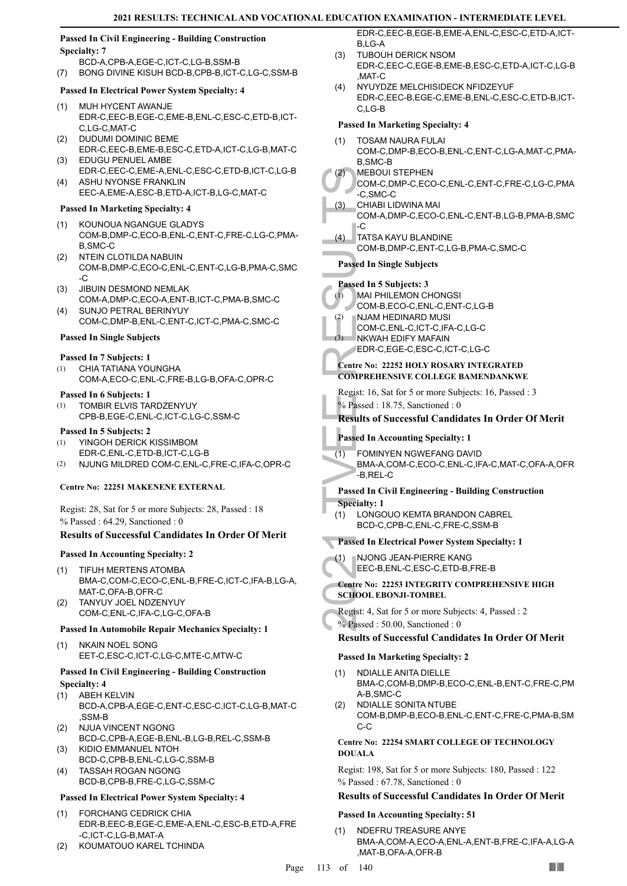**Passed In Civil Engineering - Building Construction Specialty: 7**

BCD-A,CPB-A,EGE-C,ICT-C,LG-B,SSM-B

(7) BONG DIVINE KISUH BCD-B,CPB-B,ICT-C,LG-C,SSM-B

**Passed In Electrical Power System Specialty: 4**

(1) MUH HYCENT AWANJE
EDR-C,EEC-B,EGE-C,EME-B,ENL-C,ESC-C,ETD-B,ICT-C,LG-C,MAT-C
(2) DUDUMI DOMINIC BEME
EDR-C,EEC-B,EME-B,ESC-C,ETD-A,ICT-C,LG-B,MAT-C
(3) EDUGU PENUEL AMBE
EDR-C,EEC-C,EME-A,ENL-C,ESC-C,ETD-B,ICT-C,LG-B
(4) ASHU NYONSE FRANKLIN
EEC-A,EME-A,ESC-B,ETD-A,ICT-B,LG-C,MAT-C

**Passed In Marketing Specialty: 4**

(1) KOUNOUA NGANGUE GLADYS
COM-B,DMP-C,ECO-B,ENL-C,ENT-C,FRE-C,LG-C,PMA-B,SMC-C
(2) NTEIN CLOTILDA NABUIN
COM-B,DMP-C,ECO-C,ENL-C,ENT-C,LG-B,PMA-C,SMC-C
(3) JIBUIN DESMOND NEMLAK
COM-A,DMP-C,ECO-A,ENT-B,ICT-C,PMA-B,SMC-C
(4) SUNJO PETRAL BERINYUY
COM-C,DMP-B,ENL-C,ENT-C,ICT-C,PMA-C,SMC-C

**Passed In Single Subjects**

**Passed In 7 Subjects: 1**

(1) CHIA TATIANA YOUNGHA
COM-A,ECO-C,ENL-C,FRE-B,LG-B,OFA-C,OPR-C

**Passed In 6 Subjects: 1**

(1) TOMBIR ELVIS TARDZENYUY
CPB-B,EGE-C,ENL-C,ICT-C,LG-C,SSM-C

**Passed In 5 Subjects: 2**

(1) YINGOH DERICK KISSIMBOM
EDR-C,ENL-C,ETD-B,ICT-C,LG-B
(2) NJUNG MILDRED COM-C,ENL-C,FRE-C,IFA-C,OPR-C

**Centre No: 22251 MAKENENE EXTERNAL**

Regist: 28, Sat for 5 or more Subjects: 28, Passed : 18
% Passed : 64.29, Sanctioned : 0

**Results of Successful Candidates In Order Of Merit**

**Passed In Accounting Specialty: 2**

(1) TIFUH MERTENS ATOMBA
BMA-C,COM-C,ECO-C,ENL-B,FRE-C,ICT-C,IFA-B,LG-A,MAT-C,OFA-B,OFR-C
(2) TANYUY JOEL NDZENYUY
COM-C,ENL-C,IFA-C,LG-C,OFA-B

**Passed In Automobile Repair Mechanics Specialty: 1**

(1) NKAIN NOEL SONG
EET-C,ESC-C,ICT-C,LG-C,MTE-C,MTW-C

**Passed In Civil Engineering - Building Construction Specialty: 4**

(1) ABEH KELVIN
BCD-A,CPB-A,EGE-C,ENT-C,ESC-C,ICT-C,LG-B,MAT-C,SSM-B
(2) NJUA VINCENT NGONG
BCD-C,CPB-A,EGE-B,ENL-B,LG-B,REL-C,SSM-B
(3) KIDIO EMMANUEL NTOH
BCD-C,CPB-B,ENL-C,LG-C,SSM-B
(4) TASSAH ROGAN NGONG
BCD-B,CPB-B,FRE-C,LG-C,SSM-C

**Passed In Electrical Power System Specialty: 4**

(1) FORCHANG CEDRICK CHIA
EDR-B,EEC-B,EGE-C,EME-A,ENL-C,ESC-B,ETD-A,FRE-C,ICT-C,LG-B,MAT-A
(2) KOUMATOUO KAREL TCHINDA
EDR-C,EEC-B,EGE-B,EME-A,ENL-C,ESC-C,ETD-A,ICT-B,LG-A
(3) TUBOUH DERICK NSOM
EDR-C,EEC-C,EGE-B,EME-B,ESC-C,ETD-A,ICT-C,LG-B,MAT-C
(4) NYUYDZE MELCHISIDECK NFIDZEYUF
EDR-C,EEC-B,EGE-C,EME-B,ENL-C,ESC-C,ETD-B,ICT-C,LG-B

**Passed In Marketing Specialty: 4**

(1) TOSAM NAURA FULAI
COM-C,DMP-B,ECO-B,ENL-C,ENT-C,LG-A,MAT-C,PMA-B,SMC-B
(2) MEBOUI STEPHEN
COM-C,DMP-C,ECO-C,ENL-C,ENT-C,FRE-C,LG-C,PMA-C,SMC-C
(3) CHIABI LIDWINA MAI
COM-A,DMP-C,ECO-C,ENL-C,ENT-B,LG-B,PMA-B,SMC-C
(4) TATSA KAYU BLANDINE
COM-B,DMP-C,ENT-C,LG-B,PMA-C,SMC-C

**Passed In Single Subjects**

**Passed In 5 Subjects: 3**

(1) MAI PHILEMON CHONGSI
COM-B,ECO-C,ENL-C,ENT-C,LG-B
(2) NJAM HEDINARD MUSI
COM-C,ENL-C,ICT-C,IFA-C,LG-C
(3) NKWAH EDIFY MAFAIN
EDR-C,EGE-C,ESC-C,ICT-C,LG-C

**Centre No: 22252 HOLY ROSARY INTEGRATED COMPREHENSIVE COLLEGE BAMENDANKWE**

Regist: 16, Sat for 5 or more Subjects: 16, Passed : 3
% Passed : 18.75, Sanctioned : 0

**Results of Successful Candidates In Order Of Merit**

**Passed In Accounting Specialty: 1**

(1) FOMINYEN NGWEFANG DAVID
BMA-A,COM-C,ECO-C,ENL-C,IFA-C,MAT-C,OFA-A,OFR-B,REL-C

**Passed In Civil Engineering - Building Construction Specialty: 1**

(1) LONGOUO KEMTA BRANDON CABREL
BCD-C,CPB-C,ENL-C,FRE-C,SSM-B

**Passed In Electrical Power System Specialty: 1**

(1) NJONG JEAN-PIERRE KANG
EEC-B,ENL-C,ESC-C,ETD-B,FRE-B

**Centre No: 22253 INTEGRITY COMPREHENSIVE HIGH SCHOOL EBONJI-TOMBEL**

Regist: 4, Sat for 5 or more Subjects: 4, Passed : 2
% Passed : 50.00, Sanctioned : 0

**Results of Successful Candidates In Order Of Merit**

**Passed In Marketing Specialty: 2**

(1) NDIALLE ANITA DIELLE
BMA-C,COM-B,DMP-B,ECO-C,ENL-B,ENT-C,FRE-C,PMA-B,SMC-C
(2) NDIALLE SONITA NTUBE
COM-B,DMP-B,ECO-B,ENL-C,ENT-C,FRE-C,PMA-B,SMC-C

**Centre No: 22254 SMART COLLEGE OF TECHNOLOGY DOUALA**

Regist: 198, Sat for 5 or more Subjects: 180, Passed : 122
% Passed : 67.78, Sanctioned : 0

**Results of Successful Candidates In Order Of Merit**

**Passed In Accounting Specialty: 51**

(1) NDEFRU TREASURE ANYE
BMA-A,COM-A,ECO-A,ENL-A,ENT-B,FRE-C,IFA-A,LG-A,MAT-B,OFA-A,OFR-B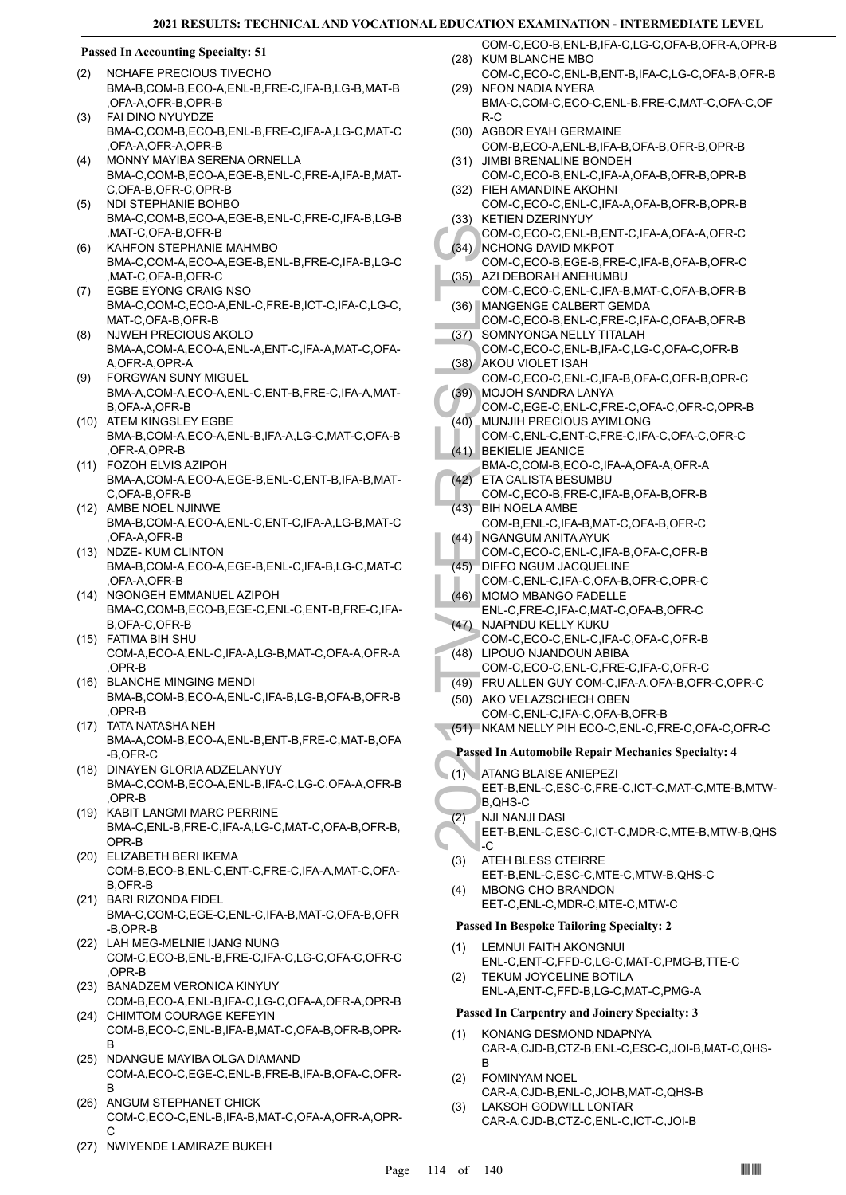### Passed In Accounting Specialty: 51

(2) NCHAFE PRECIOUS TIVECHO
BMA-B,COM-B,ECO-A,ENL-B,FRE-C,IFA-B,LG-B,MAT-B,OFA-A,OFR-B,OPR-B

(3) FAI DINO NYUYDZE
BMA-C,COM-B,ECO-B,ENL-B,FRE-C,IFA-A,LG-C,MAT-C,OFA-A,OFR-A,OPR-B

(4) MONNY MAYIBA SERENA ORNELLA
BMA-C,COM-B,ECO-A,EGE-B,ENL-C,FRE-A,IFA-B,MAT-C,OFA-B,OFR-C,OPR-B

(5) NDI STEPHANIE BOHBO
BMA-C,COM-B,ECO-A,EGE-B,ENL-C,FRE-C,IFA-B,LG-B,MAT-C,OFA-B,OFR-B

(6) KAHFON STEPHANIE MAHMBO
BMA-C,COM-A,ECO-A,EGE-B,ENL-B,FRE-C,IFA-B,LG-C,MAT-C,OFA-B,OFR-C

(7) EGBE EYONG CRAIG NSO
BMA-C,COM-C,ECO-A,ENL-C,FRE-B,ICT-C,IFA-C,LG-C,MAT-C,OFA-B,OFR-B

(8) NJWEH PRECIOUS AKOLO
BMA-A,COM-A,ECO-A,ENL-A,ENT-C,IFA-A,MAT-C,OFA-A,OFR-A,OPR-A

(9) FORGWAN SUNY MIGUEL
BMA-A,COM-A,ECO-A,ENL-C,ENT-B,FRE-C,IFA-A,MAT-B,OFA-A,OFR-B

(10) ATEM KINGSLEY EGBE
BMA-B,COM-A,ECO-A,ENL-B,IFA-A,LG-C,MAT-C,OFA-B,OFR-A,OPR-B

(11) FOZOH ELVIS AZIPOH
BMA-A,COM-A,ECO-A,EGE-B,ENL-C,ENT-B,IFA-B,MAT-C,OFA-B,OFR-B

(12) AMBE NOEL NJINWE
BMA-B,COM-A,ECO-A,ENL-C,ENT-C,IFA-A,LG-B,MAT-C,OFA-A,OFR-B

(13) NDZE- KUM CLINTON
BMA-B,COM-A,ECO-A,EGE-B,ENL-C,IFA-B,LG-C,MAT-C,OFA-A,OFR-B

(14) NGONGEH EMMANUEL AZIPOH
BMA-C,COM-B,ECO-B,EGE-C,ENL-C,ENT-B,FRE-C,IFA-B,OFA-C,OFR-B

(15) FATIMA BIH SHU
COM-A,ECO-A,ENL-C,IFA-A,LG-B,MAT-C,OFA-A,OFR-A,OPR-B

(16) BLANCHE MINGING MENDI
BMA-B,COM-B,ECO-A,ENL-C,IFA-B,LG-B,OFA-B,OFR-B,OPR-B

(17) TATA NATASHA NEH
BMA-A,COM-B,ECO-A,ENL-B,ENT-B,FRE-C,MAT-B,OFA-B,OFR-C

(18) DINAYEN GLORIA ADZELANYUY
BMA-C,COM-B,ECO-A,ENL-B,IFA-C,LG-C,OFA-A,OFR-B,OPR-B

(19) KABIT LANGMI MARC PERRINE
BMA-C,ENL-B,FRE-C,IFA-A,LG-C,MAT-C,OFA-B,OFR-B,OPR-B

(20) ELIZABETH BERI IKEMA
COM-B,ECO-B,ENL-C,ENT-C,FRE-C,IFA-A,MAT-C,OFA-B,OFR-B

(21) BARI RIZONDA FIDEL
BMA-C,COM-C,EGE-C,ENL-C,IFA-B,MAT-C,OFA-B,OFR-B,OPR-B

(22) LAH MEG-MELNIE IJANG NUNG
COM-C,ECO-B,ENL-B,FRE-C,IFA-C,LG-C,OFA-C,OFR-C,OPR-B

(23) BANADZEM VERONICA KINYUY
COM-B,ECO-A,ENL-B,IFA-C,LG-C,OFA-A,OFR-A,OPR-B

(24) CHIMTOM COURAGE KEFEYIN
COM-B,ECO-C,ENL-B,IFA-B,MAT-C,OFA-B,OFR-B,OPR-B

(25) NDANGUE MAYIBA OLGA DIAMAND
COM-A,ECO-C,EGE-C,ENL-B,FRE-B,IFA-B,OFA-C,OFR-B

(26) ANGUM STEPHANET CHICK
COM-C,ECO-C,ENL-B,IFA-B,MAT-C,OFA-A,OFR-A,OPR-C

(27) NWIYENDE LAMIRAZE BUKEH
COM-C,ECO-B,ENL-B,IFA-C,LG-C,OFA-B,OFR-A,OPR-B

(28) KUM BLANCHE MBO
COM-C,ECO-C,ENL-B,ENT-B,IFA-C,LG-C,OFA-B,OFR-B

(29) NFON NADIA NYERA
BMA-C,COM-C,ECO-C,ENL-B,FRE-C,MAT-C,OFA-C,OFR-C

(30) AGBOR EYAH GERMAINE
COM-B,ECO-A,ENL-B,IFA-B,OFA-B,OFR-B,OPR-B

(31) JIMBI BRENALINE BONDEH
COM-C,ECO-B,ENL-C,IFA-A,OFA-B,OFR-B,OPR-B

(32) FIEH AMANDINE AKOHNI
COM-C,ECO-C,ENL-C,IFA-A,OFA-B,OFR-B,OPR-B

(33) KETIEN DZERINYUY
COM-C,ECO-C,ENL-B,ENT-C,IFA-A,OFA-A,OFR-C

(34) NCHONG DAVID MKPOT
COM-C,ECO-B,EGE-B,FRE-C,IFA-B,OFA-B,OFR-C

(35) AZI DEBORAH ANEHUMBU
COM-C,ECO-C,ENL-C,IFA-B,MAT-C,OFA-B,OFR-B

(36) MANGENGE CALBERT GEMDA
COM-C,ECO-B,ENL-C,FRE-C,IFA-C,OFA-B,OFR-B

(37) SOMNYONGA NELLY TITALAH
COM-C,ECO-C,ENL-B,IFA-C,LG-C,OFA-C,OFR-B

(38) AKOU VIOLET ISAH
COM-C,ECO-C,ENL-C,IFA-B,OFA-C,OFR-B,OPR-C

(39) MOJOH SANDRA LANYA
COM-C,EGE-C,ENL-C,FRE-C,OFA-C,OFR-C,OPR-B

(40) MUNJIH PRECIOUS AYIMLONG
COM-C,ENL-C,ENT-C,FRE-C,IFA-C,OFA-C,OFR-C

(41) BEKIELIE JEANICE
BMA-C,COM-B,ECO-C,IFA-A,OFA-A,OFR-A

(42) ETA CALISTA BESUMBU
COM-C,ECO-B,FRE-C,IFA-B,OFA-B,OFR-B

(43) BIH NOELA AMBE
COM-B,ENL-C,IFA-B,MAT-C,OFA-B,OFR-C

(44) NGANGUM ANITA AYUK
COM-C,ECO-C,ENL-C,IFA-B,OFA-C,OFR-B

(45) DIFFO NGUM JACQUELINE
COM-C,ENL-C,IFA-C,OFA-B,OFR-C,OPR-C

(46) MOMO MBANGO FADELLE
ENL-C,FRE-C,IFA-C,MAT-C,OFA-B,OFR-C

(47) NJAPNDU KELLY KUKU
COM-C,ECO-C,ENL-C,IFA-C,OFA-C,OFR-B

(48) LIPOUO NJANDOUN ABIBA
COM-C,ECO-C,ENL-C,FRE-C,IFA-C,OFR-C

(49) FRU ALLEN GUY COM-C,IFA-A,OFA-B,OFR-C,OPR-C

(50) AKO VELAZSCHECH OBEN
COM-C,ENL-C,IFA-C,OFA-B,OFR-B

(51) NKAM NELLY PIH ECO-C,ENL-C,FRE-C,OFA-C,OFR-C

### Passed In Automobile Repair Mechanics Specialty: 4

(1) ATANG BLAISE ANIEPEZI
EET-B,ENL-C,ESC-C,FRE-C,ICT-C,MAT-C,MTE-B,MTW-B,QHS-C

(2) NJI NANJI DASI
EET-B,ENL-C,ESC-C,ICT-C,MDR-C,MTE-B,MTW-B,QHS-C

(3) ATEH BLESS CTEIRRE
EET-B,ENL-C,ESC-C,MTE-C,MTW-B,QHS-C

(4) MBONG CHO BRANDON
EET-C,ENL-C,MDR-C,MTE-C,MTW-C

### Passed In Bespoke Tailoring Specialty: 2

(1) LEMNUI FAITH AKONGNUI
ENL-C,ENT-C,FFD-C,LG-C,MAT-C,PMG-B,TTE-C

(2) TEKUM JOYCELINE BOTILA
ENL-A,ENT-C,FFD-B,LG-C,MAT-C,PMG-A

### Passed In Carpentry and Joinery Specialty: 3

(1) KONANG DESMOND NDAPNYA
CAR-A,CJD-B,CTZ-B,ENL-C,ESC-C,JOI-B,MAT-C,QHS-B

(2) FOMINYAM NOEL
CAR-A,CJD-B,ENL-C,JOI-B,MAT-C,QHS-B

(3) LAKSOH GODWILL LONTAR
CAR-A,CJD-B,CTZ-C,ENL-C,ICT-C,JOI-B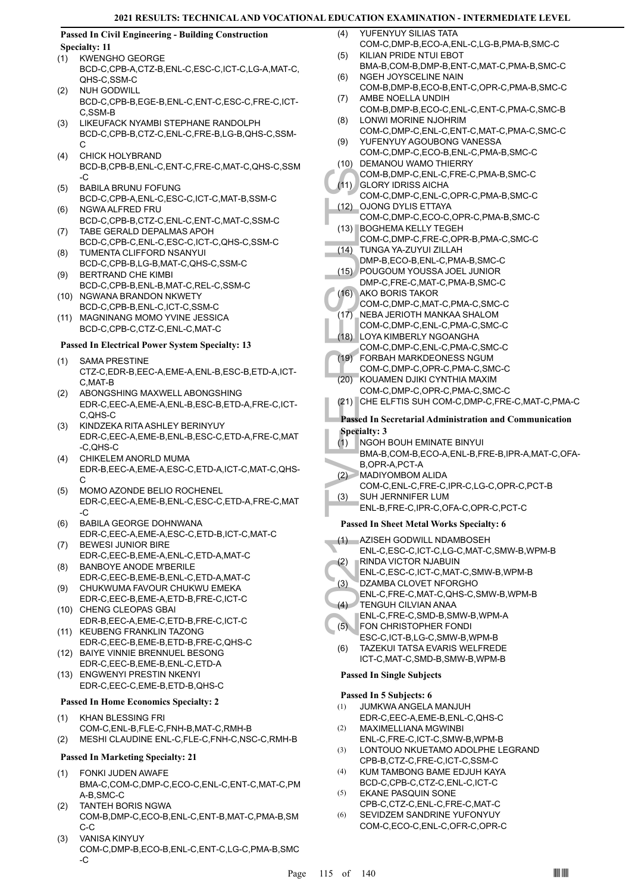## Passed In Civil Engineering - Building Construction Specialty: 11

(1) KWENGHO GEORGE
BCD-C,CPB-A,CTZ-B,ENL-C,ESC-C,ICT-C,LG-A,MAT-C,QHS-C,SSM-C

(2) NUH GODWILL
BCD-C,CPB-B,EGE-B,ENL-C,ENT-C,ESC-C,FRE-C,ICT-C,SSM-B

(3) LIKEUFACK NYAMBI STEPHANE RANDOLPH
BCD-C,CPB-B,CTZ-C,ENL-C,FRE-B,LG-B,QHS-C,SSM-C

(4) CHICK HOLYBRAND
BCD-B,CPB-B,ENL-C,ENT-C,FRE-C,MAT-C,QHS-C,SSM-C

(5) BABILA BRUNU FOFUNG
BCD-C,CPB-A,ENL-C,ESC-C,ICT-C,MAT-B,SSM-C

(6) NGWA ALFRED FRU
BCD-C,CPB-B,CTZ-C,ENL-C,ENT-C,MAT-C,SSM-C

(7) TABE GERALD DEPALMAS APOH
BCD-C,CPB-C,ENL-C,ESC-C,ICT-C,QHS-C,SSM-C

(8) TUMENTA CLIFFORD NSANYUI
BCD-C,CPB-B,LG-B,MAT-C,QHS-C,SSM-C

(9) BERTRAND CHE KIMBI
BCD-C,CPB-B,ENL-B,MAT-C,REL-C,SSM-C

(10) NGWANA BRANDON NKWETY
BCD-C,CPB-B,ENL-C,ICT-C,SSM-C

(11) MAGNINANG MOMO YVINE JESSICA
BCD-C,CPB-C,CTZ-C,ENL-C,MAT-C

## Passed In Electrical Power System Specialty: 13

(1) SAMA PRESTINE
CTZ-C,EDR-B,EEC-A,EME-A,ENL-B,ESC-B,ETD-A,ICT-C,MAT-B

(2) ABONGSHING MAXWELL ABONGSHING
EDR-C,EEC-A,EME-A,ENL-B,ESC-B,ETD-A,FRE-C,ICT-C,QHS-C

(3) KINDZEKA RITA ASHLEY BERINYUY
EDR-C,EEC-A,EME-B,ENL-B,ESC-C,ETD-A,FRE-C,MAT-C,QHS-C

(4) CHIKELEM ANORLD MUMA
EDR-B,EEC-A,EME-A,ESC-C,ETD-A,ICT-C,MAT-C,QHS-C

(5) MOMO AZONDE BELIO ROCHENEL
EDR-C,EEC-A,EME-B,ENL-C,ESC-C,ETD-A,FRE-C,MAT-C

(6) BABILA GEORGE DOHNWANA
EDR-C,EEC-A,EME-A,ESC-C,ETD-B,ICT-C,MAT-C

(7) BEWESI JUNIOR BIRE
EDR-C,EEC-B,EME-A,ENL-C,ETD-A,MAT-C

(8) BANBOYE ANODE M'BERILE
EDR-C,EEC-B,EME-B,ENL-C,ETD-A,MAT-C

(9) CHUKWUMA FAVOUR CHUKWU EMEKA
EDR-C,EEC-B,EME-A,ETD-B,FRE-C,ICT-C

(10) CHENG CLEOPAS GBAI
EDR-B,EEC-A,EME-C,ETD-B,FRE-C,ICT-C

(11) KEUBENG FRANKLIN TAZONG
EDR-C,EEC-B,EME-B,ETD-B,FRE-C,QHS-C

(12) BAIYE VINNIE BRENNUEL BESONG
EDR-C,EEC-B,EME-B,ENL-C,ETD-A

(13) ENGWENYI PRESTIN NKENYI
EDR-C,EEC-C,EME-B,ETD-B,QHS-C

## Passed In Home Economics Specialty: 2

(1) KHAN BLESSING FRI
COM-C,ENL-B,FLE-C,FNH-B,MAT-C,RMH-B

(2) MESHI CLAUDINE ENL-C,FLE-C,FNH-C,NSC-C,RMH-B

## Passed In Marketing Specialty: 21

(1) FONKI JUDEN AWAFE
BMA-C,COM-C,DMP-C,ECO-C,ENL-C,ENT-C,MAT-C,PMA-B,SMC-C

(2) TANTEH BORIS NGWA
COM-B,DMP-C,ECO-B,ENL-C,ENT-B,MAT-C,PMA-B,SMC-C

(3) VANISA KINYUY
COM-C,DMP-B,ECO-B,ENL-C,ENT-C,LG-C,PMA-B,SMC-C

(4) YUFENYUY SILIAS TATA
COM-C,DMP-B,ECO-A,ENL-C,LG-B,PMA-B,SMC-C

(5) KILIAN PRIDE NTUI EBOT
BMA-B,COM-B,DMP-B,ENT-C,MAT-C,PMA-B,SMC-C

(6) NGEH JOYSCELINE NAIN
COM-B,DMP-B,ECO-B,ENT-C,OPR-C,PMA-B,SMC-C

(7) AMBE NOELLA UNDIH
COM-B,DMP-B,ECO-C,ENL-C,ENT-C,PMA-C,SMC-B

(8) LONWI MORINE NJOHRIM
COM-C,DMP-C,ENL-C,ENT-C,MAT-C,PMA-C,SMC-C

(9) YUFENYUY AGOUBONG VANESSA
COM-C,DMP-C,ECO-B,ENL-C,PMA-B,SMC-C

(10) DEMANOU WAMO THIERRY
COM-B,DMP-C,ENL-C,FRE-C,PMA-B,SMC-C

(11) GLORY IDRISS AICHA
COM-C,DMP-C,ENL-C,OPR-C,PMA-B,SMC-C

(12) OJONG DYLIS ETTAYA
COM-C,DMP-C,ECO-C,OPR-C,PMA-B,SMC-C

(13) BOGHEMA KELLY TEGEH
COM-C,DMP-C,FRE-C,OPR-B,PMA-C,SMC-C

(14) TUNGA YA-ZUYUI ZILLAH
DMP-B,ECO-B,ENL-C,PMA-B,SMC-C

(15) POUGOUM YOUSSA JOEL JUNIOR
DMP-C,FRE-C,MAT-C,PMA-B,SMC-C

(16) AKO BORIS TAKOR
COM-C,DMP-C,MAT-C,PMA-C,SMC-C

(17) NEBA JERIOTH MANKAA SHALOM
COM-C,DMP-C,ENL-C,PMA-C,SMC-C

(18) LOYA KIMBERLY NGOANGHA
COM-C,DMP-C,ENL-C,PMA-C,SMC-C

(19) FORBAH MARKDEONESS NGUM
COM-C,DMP-C,OPR-C,PMA-C,SMC-C

(20) KOUAMEN DJIKI CYNTHIA MAXIM
COM-C,DMP-C,OPR-C,PMA-C,SMC-C

(21) CHE ELFTIS SUH COM-C,DMP-C,FRE-C,MAT-C,PMA-C

## Passed In Secretarial Administration and Communication Specialty: 3

(1) NGOH BOUH EMINATE BINYUI
BMA-B,COM-B,ECO-A,ENL-B,FRE-B,IPR-A,MAT-C,OFA-B,OPR-A,PCT-A

(2) MADIYOMBOM ALIDA
COM-C,ENL-C,FRE-C,IPR-C,LG-C,OPR-C,PCT-B

(3) SUH JERNNIFER LUM
ENL-B,FRE-C,IPR-C,OFA-C,OPR-C,PCT-C

## Passed In Sheet Metal Works Specialty: 6

(1) AZISEH GODWILL NDAMBOSEH
ENL-C,ESC-C,ICT-C,LG-C,MAT-C,SMW-B,WPM-B

(2) RINDA VICTOR NJABUIN
ENL-C,ESC-C,ICT-C,MAT-C,SMW-B,WPM-B

(3) DZAMBA CLOVET NFORGHO
ENL-C,FRE-C,MAT-C,QHS-C,SMW-B,WPM-B

(4) TENGUH CILVIAN ANAA
ENL-C,FRE-C,SMD-B,SMW-B,WPM-A

(5) FON CHRISTOPHER FONDI
ESC-C,ICT-B,LG-C,SMW-B,WPM-B

(6) TAZEKUI TATSA EVARIS WELFREDE
ICT-C,MAT-C,SMD-B,SMW-B,WPM-B

## Passed In Single Subjects

### Passed In 5 Subjects: 6

(1) JUMKWA ANGELA MANJUH
EDR-C,EEC-A,EME-B,ENL-C,QHS-C

(2) MAXIMELLIANA MGWINBI
ENL-C,FRE-C,ICT-C,SMW-B,WPM-B

(3) LONTOUO NKUETAMO ADOLPHE LEGRAND
CPB-B,CTZ-C,FRE-C,ICT-C,SSM-C

(4) KUM TAMBONG BAME EDJUH KAYA
BCD-C,CPB-C,CTZ-C,ENL-C,ICT-C

(5) EKANE PASQUIN SONE
CPB-C,CTZ-C,ENL-C,FRE-C,MAT-C

(6) SEVIDZEM SANDRINE YUFONYUY
COM-C,ECO-C,ENL-C,OFR-C,OPR-C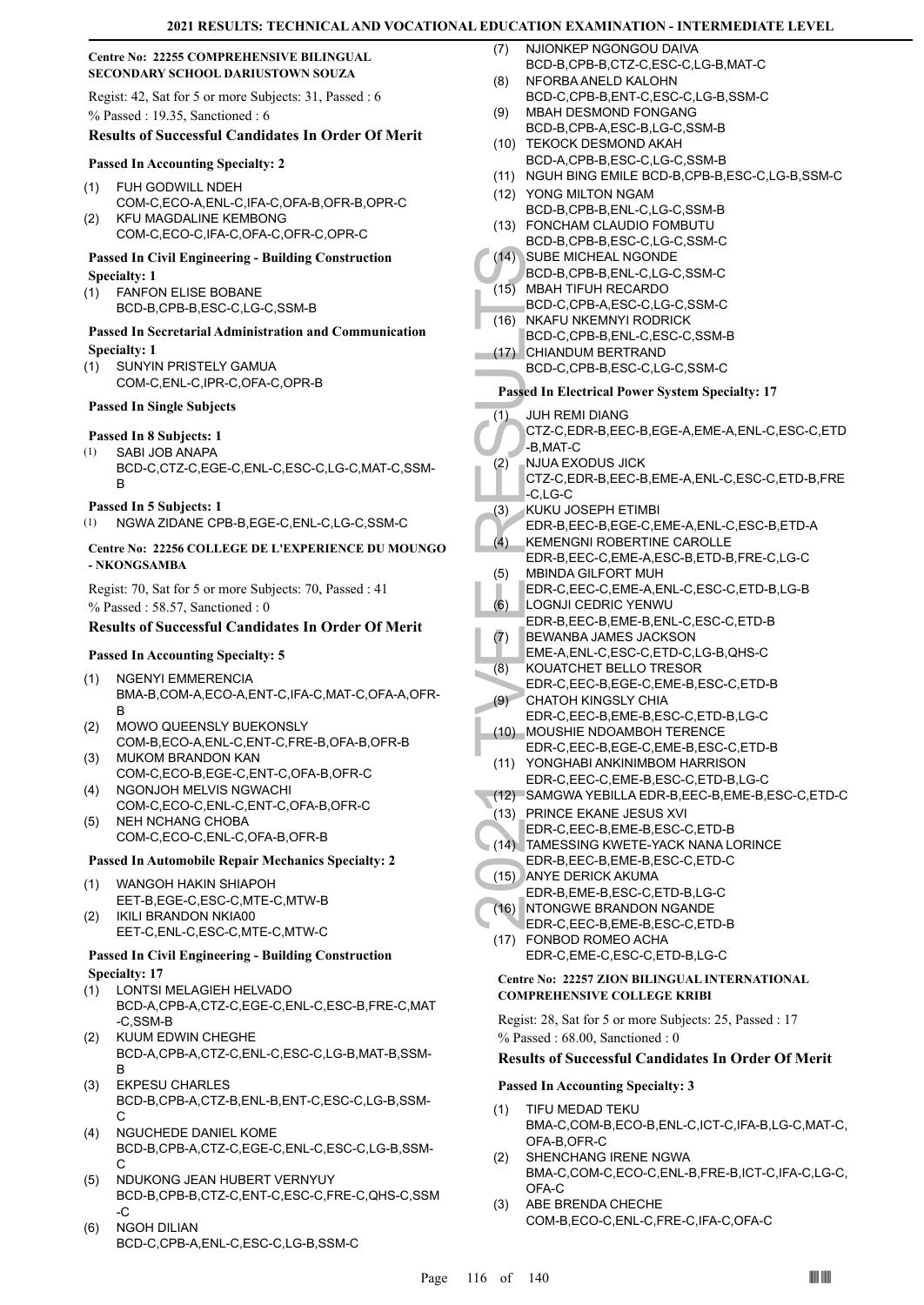### Centre No: 22255 COMPREHENSIVE BILINGUAL SECONDARY SCHOOL DARIUSTOWN SOUZA

Regist: 42, Sat for 5 or more Subjects: 31, Passed : 6

% Passed : 19.35, Sanctioned : 6

#### Results of Successful Candidates In Order Of Merit

**Passed In Accounting Specialty: 2**

(1) FUH GODWILL NDEH
COM-C,ECO-A,ENL-C,IFA-C,OFA-B,OFR-B,OPR-C
(2) KFU MAGDALINE KEMBONG
COM-C,ECO-C,IFA-C,OFA-C,OFR-C,OPR-C

**Passed In Civil Engineering - Building Construction Specialty: 1**

(1) FANFON ELISE BOBANE
BCD-B,CPB-B,ESC-C,LG-C,SSM-B

**Passed In Secretarial Administration and Communication Specialty: 1**

(1) SUNYIN PRISTELY GAMUA
COM-C,ENL-C,IPR-C,OFA-C,OPR-B

**Passed In Single Subjects**

**Passed In 8 Subjects: 1**

(1) SABI JOB ANAPA
BCD-C,CTZ-C,EGE-C,ENL-C,ESC-C,LG-C,MAT-C,SSM-B

**Passed In 5 Subjects: 1**

(1) NGWA ZIDANE CPB-B,EGE-C,ENL-C,LG-C,SSM-C

### Centre No: 22256 COLLEGE DE L'EXPERIENCE DU MOUNGO - NKONGSAMBA

Regist: 70, Sat for 5 or more Subjects: 70, Passed : 41

% Passed : 58.57, Sanctioned : 0

#### Results of Successful Candidates In Order Of Merit

**Passed In Accounting Specialty: 5**

(1) NGENYI EMMERENCIA
BMA-B,COM-A,ECO-A,ENT-C,IFA-C,MAT-C,OFA-A,OFR-B
(2) MOWO QUEENSLY BUEKONSLY
COM-B,ECO-A,ENL-C,ENT-C,FRE-B,OFA-B,OFR-B
(3) MUKOM BRANDON KAN
COM-C,ECO-B,EGE-C,ENT-C,OFA-B,OFR-C
(4) NGONJOH MELVIS NGWACHI
COM-C,ECO-C,ENL-C,ENT-C,OFA-B,OFR-C
(5) NEH NCHANG CHOBA
COM-C,ECO-C,ENL-C,OFA-B,OFR-B

**Passed In Automobile Repair Mechanics Specialty: 2**

(1) WANGOH HAKIN SHIAPOH
EET-B,EGE-C,ESC-C,MTE-C,MTW-B
(2) IKILI BRANDON NKIA00
EET-C,ENL-C,ESC-C,MTE-C,MTW-C

**Passed In Civil Engineering - Building Construction Specialty: 17**

(1) LONTSI MELAGIEH HELVADO
BCD-A,CPB-A,CTZ-C,EGE-C,ENL-C,ESC-B,FRE-C,MAT-C,SSM-B
(2) KUUM EDWIN CHEGHE
BCD-A,CPB-A,CTZ-C,ENL-C,ESC-C,LG-B,MAT-B,SSM-B
(3) EKPESU CHARLES
BCD-B,CPB-A,CTZ-B,ENL-B,ENT-C,ESC-C,LG-B,SSM-C
(4) NGUCHEDE DANIEL KOME
BCD-B,CPB-A,CTZ-C,EGE-C,ENL-C,ESC-C,LG-B,SSM-C
(5) NDUKONG JEAN HUBERT VERNYUY
BCD-B,CPB-B,CTZ-C,ENT-C,ESC-C,FRE-C,QHS-C,SSM-C
(6) NGOH DILIAN
BCD-C,CPB-A,ENL-C,ESC-C,LG-B,SSM-C
(7) NJIONKEP NGONGOU DAIVA
BCD-B,CPB-B,CTZ-C,ESC-C,LG-B,MAT-C
(8) NFORBA ANELD KALOHN
BCD-C,CPB-B,ENT-C,ESC-C,LG-B,SSM-C
(9) MBAH DESMOND FONGANG
BCD-B,CPB-A,ESC-B,LG-C,SSM-B
(10) TEKOCK DESMOND AKAH
BCD-A,CPB-B,ESC-C,LG-C,SSM-B
(11) NGUH BING EMILE BCD-B,CPB-B,ESC-C,LG-B,SSM-C
(12) YONG MILTON NGAM
BCD-B,CPB-B,ENL-C,LG-C,SSM-B
(13) FONCHAM CLAUDIO FOMBUTU
BCD-B,CPB-B,ESC-C,LG-C,SSM-C
(14) SUBE MICHEAL NGONDE
BCD-B,CPB-B,ENL-C,LG-C,SSM-C
(15) MBAH TIFUH RECARDO
BCD-C,CPB-A,ESC-C,LG-C,SSM-C
(16) NKAFU NKEMNYI RODRICK
BCD-C,CPB-B,ENL-C,ESC-C,SSM-B
(17) CHIANDUM BERTRAND
BCD-C,CPB-B,ESC-C,LG-C,SSM-C

**Passed In Electrical Power System Specialty: 17**

(1) JUH REMI DIANG
CTZ-C,EDR-B,EEC-B,EGE-A,EME-A,ENL-C,ESC-C,ETD-B,MAT-C
(2) NJUA EXODUS JICK
CTZ-C,EDR-B,EEC-B,EME-A,ENL-C,ESC-C,ETD-B,FRE-C,LG-C
(3) KUKU JOSEPH ETIMBI
EDR-B,EEC-B,EGE-C,EME-A,ENL-C,ESC-B,ETD-A
(4) KEMENGNI ROBERTINE CAROLLE
EDR-B,EEC-C,EME-A,ESC-B,ETD-B,FRE-C,LG-C
(5) MBINDA GILFORT MUH
EDR-C,EEC-C,EME-A,ENL-C,ESC-C,ETD-B,LG-B
(6) LOGNJI CEDRIC YENWU
EDR-B,EEC-B,EME-B,ENL-C,ESC-C,ETD-B
(7) BEWANBA JAMES JACKSON
EME-A,ENL-C,ESC-C,ETD-C,LG-B,QHS-C
(8) KOUATCHET BELLO TRESOR
EDR-C,EEC-B,EGE-C,EME-B,ESC-C,ETD-B
(9) CHATOH KINGSLY CHIA
EDR-C,EEC-B,EME-B,ESC-C,ETD-B,LG-C
(10) MOUSHIE NDOAMBOH TERENCE
EDR-C,EEC-B,EGE-C,EME-B,ESC-C,ETD-B
(11) YONGHABI ANKINIMBOM HARRISON
EDR-C,EEC-C,EME-B,ESC-C,ETD-B,LG-C
(12) SAMGWA YEBILLA EDR-B,EEC-B,EME-B,ESC-C,ETD-C
(13) PRINCE EKANE JESUS XVI
EDR-C,EEC-B,EME-B,ESC-C,ETD-B
(14) TAMESSING KWETE-YACK NANA LORINCE
EDR-B,EEC-B,EME-B,ESC-C,ETD-C
(15) ANYE DERICK AKUMA
EDR-B,EME-B,ESC-C,ETD-B,LG-C
(16) NTONGWE BRANDON NGANDE
EDR-C,EEC-B,EME-B,ESC-C,ETD-B
(17) FONBOD ROMEO ACHA
EDR-C,EME-C,ESC-C,ETD-B,LG-C

### Centre No: 22257 ZION BILINGUAL INTERNATIONAL COMPREHENSIVE COLLEGE KRIBI

Regist: 28, Sat for 5 or more Subjects: 25, Passed : 17

% Passed : 68.00, Sanctioned : 0

#### Results of Successful Candidates In Order Of Merit

**Passed In Accounting Specialty: 3**

(1) TIFU MEDAD TEKU
BMA-C,COM-B,ECO-B,ENL-C,ICT-C,IFA-B,LG-C,MAT-C,OFA-B,OFR-C
(2) SHENCHANG IRENE NGWA
BMA-C,COM-C,ECO-C,ENL-B,FRE-B,ICT-C,IFA-C,LG-C,OFA-C
(3) ABE BRENDA CHECHE
COM-B,ECO-C,ENL-C,FRE-C,IFA-C,OFA-C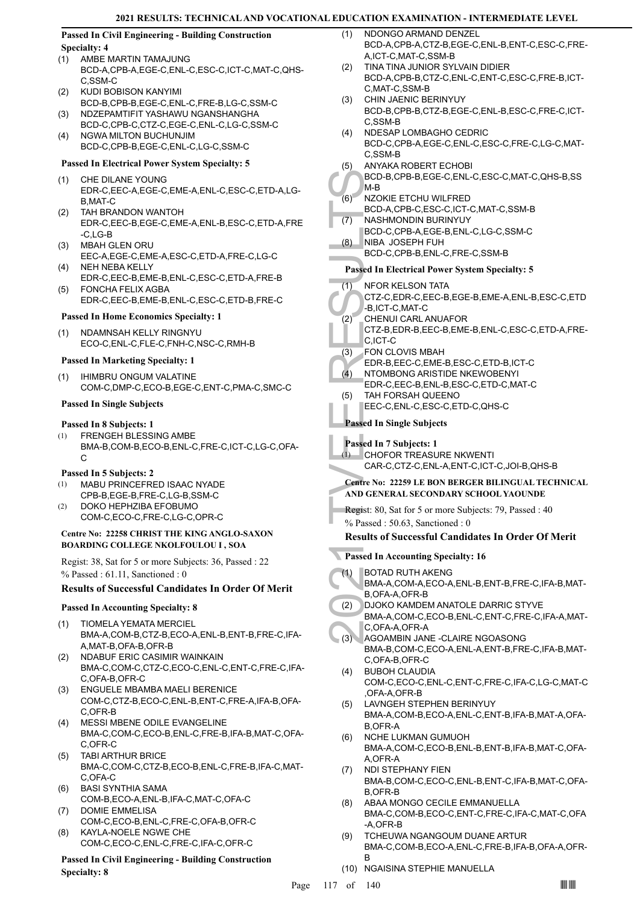### Passed In Civil Engineering - Building Construction Specialty: 4

(1) AMBE MARTIN TAMAJUNG
BCD-A,CPB-A,EGE-C,ENL-C,ESC-C,ICT-C,MAT-C,QHS-C,SSM-C
(2) KUDI BOBISON KANYIMI
BCD-B,CPB-B,EGE-C,ENL-C,FRE-B,LG-C,SSM-C
(3) NDZEPAMTIFIT YASHAWU NGANSHANGHA
BCD-C,CPB-C,CTZ-C,EGE-C,ENL-C,LG-C,SSM-C
(4) NGWA MILTON BUCHUNJIM
BCD-C,CPB-B,EGE-C,ENL-C,LG-C,SSM-C

### Passed In Electrical Power System Specialty: 5

(1) CHE DILANE YOUNG
EDR-C,EEC-A,EGE-C,EME-A,ENL-C,ESC-C,ETD-A,LG-B,MAT-C
(2) TAH BRANDON WANTOH
EDR-C,EEC-B,EGE-C,EME-A,ENL-B,ESC-C,ETD-A,FRE-C,LG-B
(3) MBAH GLEN ORU
EEC-A,EGE-C,EME-A,ESC-C,ETD-A,FRE-C,LG-C
(4) NEH NEBA KELLY
EDR-C,EEC-B,EME-B,ENL-C,ESC-C,ETD-A,FRE-B
(5) FONCHA FELIX AGBA
EDR-C,EEC-B,EME-B,ENL-C,ESC-C,ETD-B,FRE-C

### Passed In Home Economics Specialty: 1

(1) NDAMNSAH KELLY RINGNYU
ECO-C,ENL-C,FLE-C,FNH-C,NSC-C,RMH-B

### Passed In Marketing Specialty: 1

(1) IHIMBRU ONGUM VALATINE
COM-C,DMP-C,ECO-B,EGE-C,ENT-C,PMA-C,SMC-C

### Passed In Single Subjects

#### Passed In 8 Subjects: 1

(1) FRENGEH BLESSING AMBE
BMA-B,COM-B,ECO-B,ENL-C,FRE-C,ICT-C,LG-C,OFA-C

#### Passed In 5 Subjects: 2

(1) MABU PRINCEFRED ISAAC NYADE
CPB-B,EGE-B,FRE-C,LG-B,SSM-C
(2) DOKO HEPHZIBA EFOBUMO
COM-C,ECO-C,FRE-C,LG-C,OPR-C

## Centre No: 22258 CHRIST THE KING ANGLO-SAXON BOARDING COLLEGE NKOLFOULOU I , SOA

Regist: 38, Sat for 5 or more Subjects: 36, Passed : 22
% Passed : 61.11, Sanctioned : 0

### Results of Successful Candidates In Order Of Merit

### Passed In Accounting Specialty: 8

(1) TIOMELA YEMATA MERCIEL
BMA-A,COM-B,CTZ-B,ECO-A,ENL-B,ENT-B,FRE-C,IFA-A,MAT-B,OFA-B,OFR-B
(2) NDABUF ERIC CASIMIR WAINKAIN
BMA-C,COM-C,CTZ-C,ECO-C,ENL-C,ENT-C,FRE-C,IFA-C,OFA-B,OFR-C
(3) ENGUELE MBAMBA MAELI BERENICE
COM-C,CTZ-B,ECO-C,ENL-B,ENT-C,FRE-A,IFA-B,OFA-C,OFR-B
(4) MESSI MBENE ODILE EVANGELINE
BMA-C,COM-C,ECO-B,ENL-C,FRE-B,IFA-B,MAT-C,OFA-C,OFR-C
(5) TABI ARTHUR BRICE
BMA-C,COM-C,CTZ-B,ECO-B,ENL-C,FRE-B,IFA-C,MAT-C,OFA-C
(6) BASI SYNTHIA SAMA
COM-B,ECO-A,ENL-B,IFA-C,MAT-C,OFA-C
(7) DOMIE EMMELISA
COM-C,ECO-B,ENL-C,FRE-C,OFA-B,OFR-C
(8) KAYLA-NOELE NGWE CHE
COM-C,ECO-C,ENL-C,FRE-C,IFA-C,OFR-C

### Passed In Civil Engineering - Building Construction Specialty: 8

(1) NDONGO ARMAND DENZEL
BCD-A,CPB-A,CTZ-B,EGE-C,ENL-B,ENT-C,ESC-C,FRE-A,ICT-C,MAT-C,SSM-B
(2) TINA TINA JUNIOR SYLVAIN DIDIER
BCD-A,CPB-B,CTZ-C,ENL-C,ENT-C,ESC-C,FRE-B,ICT-C,MAT-C,SSM-B
(3) CHIN JAENIC BERINYUY
BCD-B,CPB-B,CTZ-B,EGE-C,ENL-B,ESC-C,FRE-C,ICT-C,SSM-B
(4) NDESAP LOMBAGHO CEDRIC
BCD-C,CPB-A,EGE-C,ENL-C,ESC-C,FRE-C,LG-C,MAT-C,SSM-B
(5) ANYAKA ROBERT ECHOBI
BCD-B,CPB-B,EGE-C,ENL-C,ESC-C,MAT-C,QHS-B,SSM-B
(6) NZOKIE ETCHU WILFRED
BCD-A,CPB-C,ESC-C,ICT-C,MAT-C,SSM-B
(7) NASHMONDIN BURINYUY
BCD-C,CPB-A,EGE-B,ENL-C,LG-C,SSM-C
(8) NIBA JOSEPH FUH
BCD-C,CPB-B,ENL-C,FRE-C,SSM-B

### Passed In Electrical Power System Specialty: 5

(1) NFOR KELSON TATA
CTZ-C,EDR-C,EEC-B,EGE-B,EME-A,ENL-B,ESC-C,ETD-B,ICT-C,MAT-C
(2) CHENUI CARL ANUAFOR
CTZ-B,EDR-B,EEC-B,EME-B,ENL-C,ESC-C,ETD-A,FRE-C,ICT-C
(3) FON CLOVIS MBAH
EDR-B,EEC-C,EME-B,ESC-C,ETD-B,ICT-C
(4) NTOMBONG ARISTIDE NKEWOBENYI
EDR-C,EEC-B,ENL-B,ESC-C,ETD-C,MAT-C
(5) TAH FORSAH QUEENO
EEC-C,ENL-C,ESC-C,ETD-C,QHS-C

### Passed In Single Subjects

#### Passed In 7 Subjects: 1

(1) CHOFOR TREASURE NKWENTI
CAR-C,CTZ-C,ENL-A,ENT-C,ICT-C,JOI-B,QHS-B

## Centre No: 22259 LE BON BERGER BILINGUAL TECHNICAL AND GENERAL SECONDARY SCHOOL YAOUNDE

Regist: 80, Sat for 5 or more Subjects: 79, Passed : 40
% Passed : 50.63, Sanctioned : 0

### Results of Successful Candidates In Order Of Merit

### Passed In Accounting Specialty: 16

(1) BOTAD RUTH AKENG
BMA-A,COM-A,ECO-A,ENL-B,ENT-B,FRE-C,IFA-B,MAT-B,OFA-A,OFR-B
(2) DJOKO KAMDEM ANATOLE DARRIC STYVE
BMA-A,COM-C,ECO-B,ENL-C,ENT-C,FRE-C,IFA-A,MAT-C,OFA-A,OFR-A
(3) AGOAMBIN JANE -CLAIRE NGOASONG
BMA-B,COM-C,ECO-A,ENL-A,ENT-B,FRE-C,IFA-B,MAT-C,OFA-B,OFR-C
(4) BUBOH CLAUDIA
COM-C,ECO-C,ENL-C,ENT-C,FRE-C,IFA-C,LG-C,MAT-C,OFA-A,OFR-B
(5) LAVNGEH STEPHEN BERINYUY
BMA-A,COM-B,ECO-A,ENL-C,ENT-B,IFA-B,MAT-A,OFA-B,OFR-A
(6) NCHE LUKMAN GUMUOH
BMA-A,COM-C,ECO-B,ENL-B,ENT-B,IFA-B,MAT-C,OFA-A,OFR-A
(7) NDI STEPHANY FIEN
BMA-B,COM-C,ECO-C,ENL-B,ENT-C,IFA-B,MAT-C,OFA-B,OFR-B
(8) ABAA MONGO CECILE EMMANUELLA
BMA-C,COM-B,ECO-C,ENT-C,FRE-C,IFA-C,MAT-C,OFA-A,OFR-B
(9) TCHEUWA NGANGOUM DUANE ARTUR
BMA-C,COM-B,ECO-A,ENL-C,FRE-B,IFA-B,OFA-A,OFR-B
(10) NGAISINA STEPHIE MANUELLA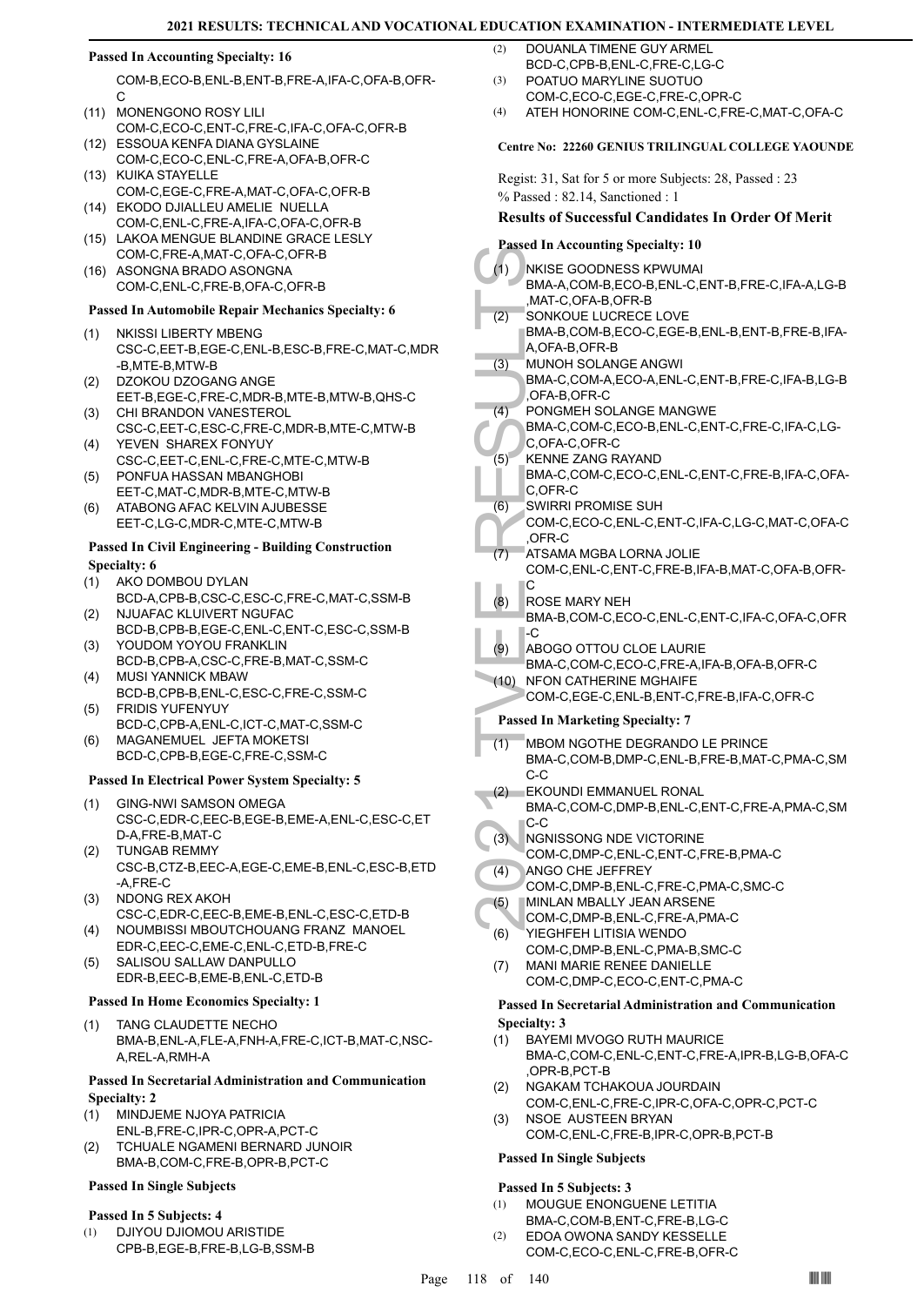### Passed In Accounting Specialty: 16

COM-B,ECO-B,ENL-B,ENT-B,FRE-A,IFA-C,OFA-B,OFR-C

(11) MONENGONO ROSY LILI
COM-C,ECO-C,ENT-C,FRE-C,IFA-C,OFA-C,OFR-B

(12) ESSOUA KENFA DIANA GYSLAINE
COM-C,ECO-C,ENL-C,FRE-A,OFA-B,OFR-C

(13) KUIKA STAYELLE
COM-C,EGE-C,FRE-A,MAT-C,OFA-C,OFR-B

(14) EKODO DJIALLEU AMELIE NUELLA
COM-C,ENL-C,FRE-A,IFA-C,OFA-C,OFR-B

(15) LAKOA MENGUE BLANDINE GRACE LESLY
COM-C,FRE-A,MAT-C,OFA-C,OFR-B

(16) ASONGNA BRADO ASONGNA
COM-C,ENL-C,FRE-B,OFA-C,OFR-B

### Passed In Automobile Repair Mechanics Specialty: 6

(1) NKISSI LIBERTY MBENG
CSC-C,EET-B,EGE-C,ENL-B,ESC-B,FRE-C,MAT-C,MDR-B,MTE-B,MTW-B

(2) DZOKOU DZOGANG ANGE
EET-B,EGE-C,FRE-C,MDR-B,MTE-B,MTW-B,QHS-C

(3) CHI BRANDON VANESTEROL
CSC-C,EET-C,ESC-C,FRE-C,MDR-B,MTE-C,MTW-B

(4) YEVEN SHAREX FONYUY
CSC-C,EET-C,ENL-C,FRE-C,MTE-C,MTW-B

(5) PONFUA HASSAN MBANGHOBI
EET-C,MAT-C,MDR-B,MTE-C,MTW-B

(6) ATABONG AFAC KELVIN AJUBESSE
EET-C,LG-C,MDR-C,MTE-C,MTW-B

### Passed In Civil Engineering - Building Construction Specialty: 6

(1) AKO DOMBOU DYLAN
BCD-A,CPB-B,CSC-C,ESC-C,FRE-C,MAT-C,SSM-B

(2) NJUAFAC KLUIVERT NGUFAC
BCD-B,CPB-B,EGE-C,ENL-C,ENT-C,ESC-C,SSM-B

(3) YOUDOM YOYOU FRANKLIN
BCD-B,CPB-A,CSC-C,FRE-B,MAT-C,SSM-C

(4) MUSI YANNICK MBAW
BCD-B,CPB-B,ENL-C,ESC-C,FRE-C,SSM-C

(5) FRIDIS YUFENYUY
BCD-C,CPB-A,ENL-C,ICT-C,MAT-C,SSM-C

(6) MAGANEMUEL JEFTA MOKETSI
BCD-C,CPB-B,EGE-C,FRE-C,SSM-C

### Passed In Electrical Power System Specialty: 5

(1) GING-NWI SAMSON OMEGA
CSC-C,EDR-C,EEC-B,EGE-B,EME-A,ENL-C,ESC-C,ETD-A,FRE-B,MAT-C

(2) TUNGAB REMMY
CSC-B,CTZ-B,EEC-A,EGE-C,EME-B,ENL-C,ESC-B,ETD-A,FRE-C

(3) NDONG REX AKOH
CSC-C,EDR-C,EEC-B,EME-B,ENL-C,ESC-C,ETD-B

(4) NOUMBISSI MBOUTCHOUANG FRANZ MANOEL
EDR-C,EEC-C,EME-C,ENL-C,ETD-B,FRE-C

(5) SALISOU SALLAW DANPULLO
EDR-B,EEC-B,EME-B,ENL-C,ETD-B

### Passed In Home Economics Specialty: 1

(1) TANG CLAUDETTE NECHO
BMA-B,ENL-A,FLE-A,FNH-A,FRE-C,ICT-B,MAT-C,NSC-A,REL-A,RMH-A

### Passed In Secretarial Administration and Communication Specialty: 2

(1) MINDJEME NJOYA PATRICIA
ENL-B,FRE-C,IPR-C,OPR-A,PCT-C

(2) TCHUALE NGAMENI BERNARD JUNOIR
BMA-B,COM-C,FRE-B,OPR-B,PCT-C

### Passed In Single Subjects

### Passed In 5 Subjects: 4

(1) DJIYOU DJIOMOU ARISTIDE
CPB-B,EGE-B,FRE-B,LG-B,SSM-B

(2) DOUANLA TIMENE GUY ARMEL
BCD-C,CPB-B,ENL-C,FRE-C,LG-C

(3) POATUO MARYLINE SUOTUO
COM-C,ECO-C,EGE-C,FRE-C,OPR-C

(4) ATEH HONORINE COM-C,ENL-C,FRE-C,MAT-C,OFA-C

## Centre No: 22260 GENIUS TRILINGUAL COLLEGE YAOUNDE

Regist: 31, Sat for 5 or more Subjects: 28, Passed : 23
% Passed : 82.14, Sanctioned : 1

### Results of Successful Candidates In Order Of Merit

### Passed In Accounting Specialty: 10

(1) NKISE GOODNESS KPWUMAI
BMA-A,COM-B,ECO-B,ENL-C,ENT-B,FRE-C,IFA-A,LG-B,MAT-C,OFA-B,OFR-B

(2) SONKOUE LUCRECE LOVE
BMA-B,COM-B,ECO-C,EGE-B,ENL-B,ENT-B,FRE-B,IFA-A,OFA-B,OFR-B

(3) MUNOH SOLANGE ANGWI
BMA-C,COM-A,ECO-A,ENL-C,ENT-B,FRE-C,IFA-B,LG-B,OFA-B,OFR-C

(4) PONGMEH SOLANGE MANGWE
BMA-C,COM-C,ECO-B,ENL-C,ENT-C,FRE-C,IFA-C,LG-C,OFA-C,OFR-C

(5) KENNE ZANG RAYAND
BMA-C,COM-C,ECO-C,ENL-C,ENT-C,FRE-B,IFA-C,OFA-C,OFR-C

(6) SWIRRI PROMISE SUH
COM-C,ECO-C,ENL-C,ENT-C,IFA-C,LG-C,MAT-C,OFA-C,OFR-C

(7) ATSAMA MGBA LORNA JOLIE
COM-C,ENL-C,ENT-C,FRE-B,IFA-B,MAT-C,OFA-B,OFR-C

(8) ROSE MARY NEH
BMA-B,COM-C,ECO-C,ENL-C,ENT-C,IFA-C,OFA-C,OFR-C

(9) ABOGO OTTOU CLOE LAURIE
BMA-C,COM-C,ECO-C,FRE-A,IFA-B,OFA-B,OFR-C

(10) NFON CATHERINE MGHAIFE
COM-C,EGE-C,ENL-B,ENT-C,FRE-B,IFA-C,OFR-C

### Passed In Marketing Specialty: 7

(1) MBOM NGOTHE DEGRANDO LE PRINCE
BMA-C,COM-B,DMP-C,ENL-B,FRE-B,MAT-C,PMA-C,SMC-C

(2) EKOUNDI EMMANUEL RONAL
BMA-C,COM-C,DMP-B,ENL-C,ENT-C,FRE-A,PMA-C,SMC-C

(3) NGNISSONG NDE VICTORINE
COM-C,DMP-C,ENL-C,ENT-C,FRE-B,PMA-C

(4) ANGO CHE JEFFREY
COM-C,DMP-B,ENL-C,FRE-C,PMA-C,SMC-C

(5) MINLAN MBALLY JEAN ARSENE
COM-C,DMP-B,ENL-C,FRE-A,PMA-C

(6) YIEGHFEH LITISIA WENDO
COM-C,DMP-B,ENL-C,PMA-B,SMC-C

(7) MANI MARIE RENEE DANIELLE
COM-C,DMP-C,ECO-C,ENT-C,PMA-C

### Passed In Secretarial Administration and Communication Specialty: 3

(1) BAYEMI MVOGO RUTH MAURICE
BMA-C,COM-C,ENL-C,ENT-C,FRE-A,IPR-B,LG-B,OFA-C,OPR-B,PCT-B

(2) NGAKAM TCHAKOUA JOURDAIN
COM-C,ENL-C,FRE-C,IPR-C,OFA-C,OPR-C,PCT-C

(3) NSOE AUSTEEN BRYAN
COM-C,ENL-C,FRE-B,IPR-C,OPR-B,PCT-B

### Passed In Single Subjects

### Passed In 5 Subjects: 3

(1) MOUGUE ENONGUENE LETITIA
BMA-C,COM-B,ENT-C,FRE-B,LG-C

(2) EDOA OWONA SANDY KESSELLE
COM-C,ECO-C,ENL-C,FRE-B,OFR-C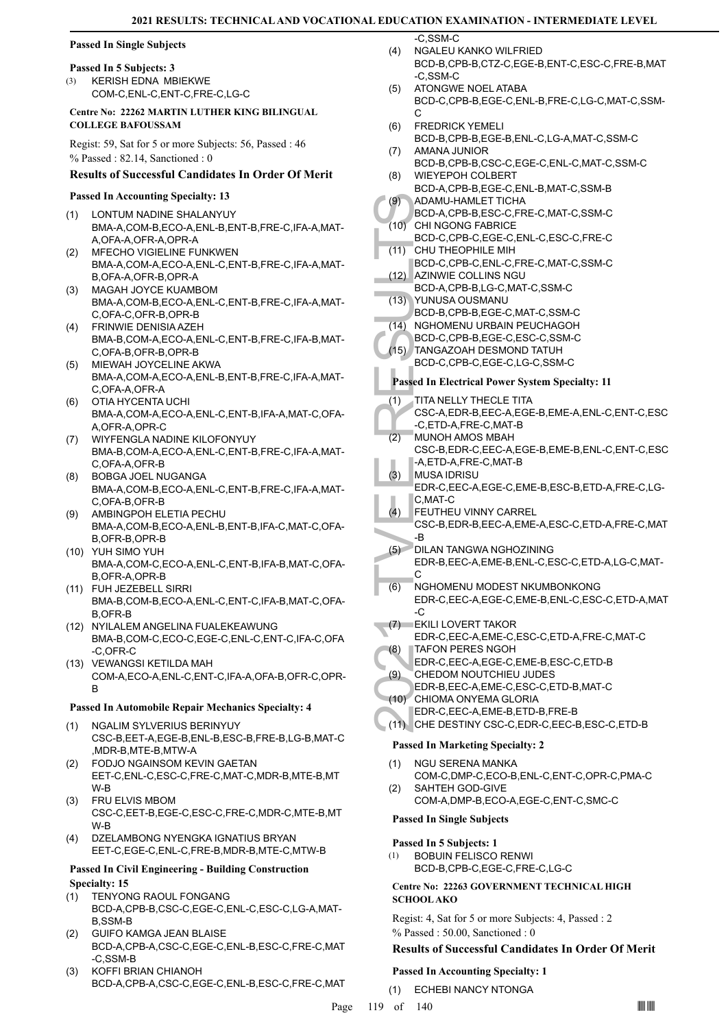#### Passed In Single Subjects

#### Passed In 5 Subjects: 3

(3) KERISH EDNA MBIEKWE
COM-C,ENL-C,ENT-C,FRE-C,LG-C

#### Centre No: 22262 MARTIN LUTHER KING BILINGUAL COLLEGE BAFOUSSAM

Regist: 59, Sat for 5 or more Subjects: 56, Passed : 46
% Passed : 82.14, Sanctioned : 0

### Results of Successful Candidates In Order Of Merit

#### Passed In Accounting Specialty: 13

(1) LONTUM NADINE SHALANYUY
BMA-A,COM-B,ECO-A,ENL-B,ENT-B,FRE-C,IFA-A,MAT-A,OFA-A,OFR-A,OPR-A
(2) MFECHO VIGIELINE FUNKWEN
BMA-A,COM-A,ECO-A,ENL-C,ENT-B,FRE-C,IFA-A,MAT-B,OFA-A,OFR-B,OPR-A
(3) MAGAH JOYCE KUAMBOM
BMA-A,COM-B,ECO-A,ENL-C,ENT-B,FRE-C,IFA-A,MAT-C,OFA-C,OFR-B,OPR-B
(4) FRINWIE DENISIA AZEH
BMA-B,COM-A,ECO-A,ENL-C,ENT-B,FRE-C,IFA-B,MAT-C,OFA-B,OFR-B,OPR-B
(5) MIEWAH JOYCELINE AKWA
BMA-A,COM-A,ECO-A,ENL-B,ENT-B,FRE-C,IFA-A,MAT-C,OFA-A,OFR-A
(6) OTIA HYCENTA UCHI
BMA-A,COM-A,ECO-A,ENL-C,ENT-B,IFA-A,MAT-C,OFA-A,OFR-A,OPR-C
(7) WIYFENGLA NADINE KILOFONYUY
BMA-B,COM-A,ECO-A,ENL-C,ENT-B,FRE-C,IFA-A,MAT-C,OFA-A,OFR-B
(8) BOBGA JOEL NUGANGA
BMA-A,COM-B,ECO-A,ENL-C,ENT-B,FRE-C,IFA-A,MAT-C,OFA-B,OFR-B
(9) AMBINGPOH ELETIA PECHU
BMA-A,COM-A,ECO-A,ENL-B,ENT-B,IFA-C,MAT-C,OFA-B,OFR-B,OPR-B
(10) YUH SIMO YUH
BMA-A,COM-C,ECO-A,ENL-C,ENT-B,IFA-B,MAT-C,OFA-B,OFR-A,OPR-B
(11) FUH JEZEBELL SIRRI
BMA-B,COM-B,ECO-A,ENL-C,ENT-C,IFA-B,MAT-C,OFA-B,OFR-B
(12) NYILALEM ANGELINA FUALEKEAWUNG
BMA-B,COM-C,ECO-C,EGE-C,ENL-C,ENT-C,IFA-C,OFA-C,OFR-C
(13) VEWANGSI KETILDA MAH
COM-A,ECO-A,ENL-C,ENT-C,IFA-A,OFA-B,OFR-C,OPR-B

#### Passed In Automobile Repair Mechanics Specialty: 4

(1) NGALIM SYLVERIUS BERINYUY
CSC-B,EET-A,EGE-B,ENL-B,ESC-B,FRE-B,LG-B,MAT-C,MDR-B,MTE-B,MTW-A
(2) FODJO NGAINSOM KEVIN GAETAN
EET-C,ENL-C,ESC-C,FRE-C,MAT-C,MDR-B,MTE-B,MTW-B
(3) FRU ELVIS MBOM
CSC-C,EET-B,EGE-C,ESC-C,FRE-C,MDR-C,MTE-B,MTW-B
(4) DZELAMBONG NYENGKA IGNATIUS BRYAN
EET-C,EGE-C,ENL-C,FRE-B,MDR-B,MTE-C,MTW-B

#### Passed In Civil Engineering - Building Construction Specialty: 15

(1) TENYONG RAOUL FONGANG
BCD-A,CPB-B,CSC-C,EGE-C,ENL-C,ESC-C,LG-A,MAT-B,SSM-B
(2) GUIFO KAMGA JEAN BLAISE
BCD-A,CPB-A,CSC-C,EGE-C,ENL-B,ESC-C,FRE-C,MAT-C,SSM-B
(3) KOFFI BRIAN CHIANOH
BCD-A,CPB-A,CSC-C,EGE-C,ENL-B,ESC-C,FRE-C,MAT-C,SSM-C
(4) NGALEU KANKO WILFRIED
BCD-B,CPB-B,CTZ-C,EGE-B,ENT-C,ESC-C,FRE-B,MAT-C,SSM-C
(5) ATONGWE NOEL ATABA
BCD-C,CPB-B,EGE-C,ENL-B,FRE-C,LG-C,MAT-C,SSM-C
(6) FREDRICK YEMELI
BCD-B,CPB-B,EGE-B,ENL-C,LG-A,MAT-C,SSM-C
(7) AMANA JUNIOR
BCD-B,CPB-B,CSC-C,EGE-C,ENL-C,MAT-C,SSM-C
(8) WIEYEPOH COLBERT
BCD-A,CPB-B,EGE-C,ENL-B,MAT-C,SSM-B
(9) ADAMU-HAMLET TICHA
BCD-A,CPB-B,ESC-C,FRE-C,MAT-C,SSM-C
(10) CHI NGONG FABRICE
BCD-C,CPB-C,EGE-C,ENL-C,ESC-C,FRE-C
(11) CHU THEOPHILE MIH
BCD-C,CPB-C,ENL-C,FRE-C,MAT-C,SSM-C
(12) AZINWIE COLLINS NGU
BCD-A,CPB-B,LG-C,MAT-C,SSM-C
(13) YUNUSA OUSMANU
BCD-B,CPB-B,EGE-C,MAT-C,SSM-C
(14) NGHOMENU URBAIN PEUCHAGOH
BCD-C,CPB-B,EGE-C,ESC-C,SSM-C
(15) TANGAZOAH DESMOND TATUH
BCD-C,CPB-C,EGE-C,LG-C,SSM-C

#### Passed In Electrical Power System Specialty: 11

(1) TITA NELLY THECLE TITA
CSC-A,EDR-B,EEC-A,EGE-B,EME-A,ENL-C,ENT-C,ESC-C,ETD-A,FRE-C,MAT-B
(2) MUNOH AMOS MBAH
CSC-B,EDR-C,EEC-A,EGE-B,EME-B,ENL-C,ENT-C,ESC-A,ETD-A,FRE-C,MAT-B
(3) MUSA IDRISU
EDR-C,EEC-A,EGE-C,EME-B,ESC-B,ETD-A,FRE-C,LG-C,MAT-C
(4) FEUTHEU VINNY CARREL
CSC-B,EDR-B,EEC-A,EME-A,ESC-C,ETD-A,FRE-C,MAT-B
(5) DILAN TANGWA NGHOZINING
EDR-B,EEC-A,EME-B,ENL-C,ESC-C,ETD-A,LG-C,MAT-C
(6) NGHOMENU MODEST NKUMBONKONG
EDR-C,EEC-A,EGE-C,EME-B,ENL-C,ESC-C,ETD-A,MAT-C
(7) EKILI LOVERT TAKOR
EDR-C,EEC-A,EME-C,ESC-C,ETD-A,FRE-C,MAT-C
(8) TAFON PERES NGOH
EDR-C,EEC-A,EGE-C,EME-B,ESC-C,ETD-B
(9) CHEDOM NOUTCHIEU JUDES
EDR-B,EEC-A,EME-C,ESC-C,ETD-B,MAT-C
(10) CHIOMA ONYEMA GLORIA
EDR-C,EEC-A,EME-B,ETD-B,FRE-B
(11) CHE DESTINY CSC-C,EDR-C,EEC-B,ESC-C,ETD-B

#### Passed In Marketing Specialty: 2

(1) NGU SERENA MANKA
COM-C,DMP-C,ECO-B,ENL-C,ENT-C,OPR-C,PMA-C
(2) SAHTEH GOD-GIVE
COM-A,DMP-B,ECO-A,EGE-C,ENT-C,SMC-C

#### Passed In Single Subjects

#### Passed In 5 Subjects: 1

(1) BOBUIN FELISCO RENWI
BCD-B,CPB-C,EGE-C,FRE-C,LG-C

#### Centre No: 22263 GOVERNMENT TECHNICAL HIGH SCHOOL AKO

Regist: 4, Sat for 5 or more Subjects: 4, Passed : 2
% Passed : 50.00, Sanctioned : 0

### Results of Successful Candidates In Order Of Merit

#### Passed In Accounting Specialty: 1

(1) ECHEBI NANCY NTONGA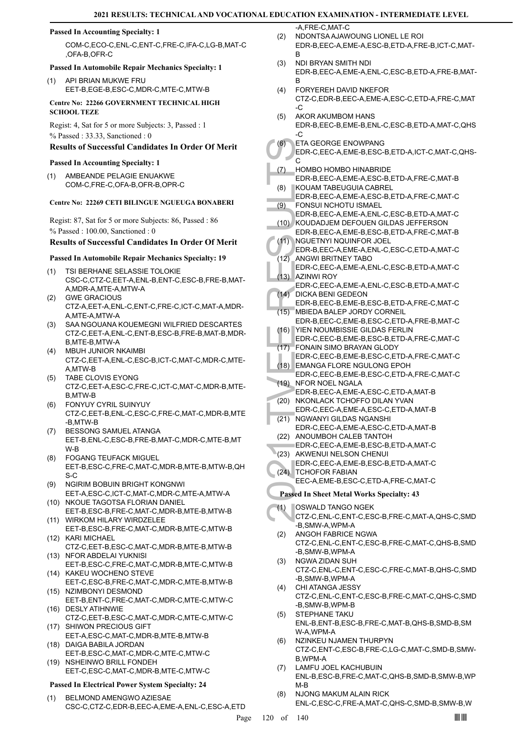#### Passed In Accounting Specialty: 1

COM-C,ECO-C,ENL-C,ENT-C,FRE-C,IFA-C,LG-B,MAT-C,OFA-B,OFR-C

#### Passed In Automobile Repair Mechanics Specialty: 1

(1) API BRIAN MUKWE FRU
EET-B,EGE-B,ESC-C,MDR-C,MTE-C,MTW-B

#### Centre No: 22266 GOVERNMENT TECHNICAL HIGH SCHOOL TEZE

Regist: 4, Sat for 5 or more Subjects: 3, Passed : 1
% Passed : 33.33, Sanctioned : 0

### Results of Successful Candidates In Order Of Merit

#### Passed In Accounting Specialty: 1

(1) AMBEANDE PELAGIE ENUAKWE
COM-C,FRE-C,OFA-B,OFR-B,OPR-C

#### Centre No: 22269 CETI BILINGUE NGUEUGA BONABERI

Regist: 87, Sat for 5 or more Subjects: 86, Passed : 86
% Passed : 100.00, Sanctioned : 0

### Results of Successful Candidates In Order Of Merit

#### Passed In Automobile Repair Mechanics Specialty: 19

(1) TSI BERHANE SELASSIE TOLOKIE
CSC-C,CTZ-C,EET-A,ENL-B,ENT-C,ESC-B,FRE-B,MAT-A,MDR-A,MTE-A,MTW-A

(2) GWE GRACIOUS
CTZ-A,EET-A,ENL-C,ENT-C,FRE-C,ICT-C,MAT-A,MDR-A,MTE-A,MTW-A

(3) SAA NGOUANA KOUEMEGNI WILFRIED DESCARTES
CTZ-C,EET-A,ENL-C,ENT-B,ESC-B,FRE-B,MAT-B,MDR-B,MTE-B,MTW-A

(4) MBUH JUNIOR NKAIMBI
CTZ-C,EET-A,ENL-C,ESC-B,ICT-C,MAT-C,MDR-C,MTE-A,MTW-B

(5) TABE CLOVIS EYONG
CTZ-C,EET-A,ESC-C,FRE-C,ICT-C,MAT-C,MDR-B,MTE-B,MTW-B

(6) FONYUY CYRIL SUINYUY
CTZ-C,EET-B,ENL-C,ESC-C,FRE-C,MAT-C,MDR-B,MTE-B,MTW-B

(7) BESSONG SAMUEL ATANGA
EET-B,ENL-C,ESC-B,FRE-B,MAT-C,MDR-C,MTE-B,MTW-B

(8) FOGANG TEUFACK MIGUEL
EET-B,ESC-C,FRE-C,MAT-C,MDR-B,MTE-B,MTW-B,QHS-C

(9) NGIRIM BOBUIN BRIGHT KONGNWI
EET-A,ESC-C,ICT-C,MAT-C,MDR-C,MTE-A,MTW-A

(10) NKOUE TAGOTSA FLORIAN DANIEL
EET-B,ESC-B,FRE-C,MAT-C,MDR-B,MTE-B,MTW-B

(11) WIRKOM HILARY WIRDZELEE
EET-B,ESC-B,FRE-C,MAT-C,MDR-B,MTE-C,MTW-B

(12) KARI MICHAEL
CTZ-C,EET-B,ESC-C,MAT-C,MDR-B,MTE-B,MTW-B

(13) NFOR ABDELAI YUKNISI
EET-B,ESC-C,FRE-C,MAT-C,MDR-B,MTE-C,MTW-B

(14) KAKEU WOCHENO STEVE
EET-C,ESC-B,FRE-C,MAT-C,MDR-C,MTE-B,MTW-B

(15) NZIMBONYI DESMOND
EET-B,ENT-C,FRE-C,MAT-C,MDR-C,MTE-C,MTW-C

(16) DESLY ATIHNWIE
CTZ-C,EET-B,ESC-C,MAT-C,MDR-C,MTE-C,MTW-C

(17) SHIWON PRECIOUS GIFT
EET-A,ESC-C,MAT-C,MDR-B,MTE-B,MTW-B

(18) DAIGA BABILA JORDAN
EET-B,ESC-C,MAT-C,MDR-C,MTE-C,MTW-C

(19) NSHEINWO BRILL FONDEH
EET-C,ESC-C,MAT-C,MDR-B,MTE-C,MTW-C

#### Passed In Electrical Power System Specialty: 24

(1) BELMOND AMENGWO AZIESAE
CSC-C,CTZ-C,EDR-B,EEC-A,EME-A,ENL-C,ESC-A,ETD-A,FRE-C,MAT-C

(2) NDONTSA AJAWOUNG LIONEL LE ROI
EDR-B,EEC-A,EME-A,ESC-B,ETD-A,FRE-B,ICT-C,MAT-B

(3) NDI BRYAN SMITH NDI
EDR-B,EEC-A,EME-A,ENL-C,ESC-B,ETD-A,FRE-B,MAT-B

(4) FORYEREH DAVID NKEFOR
CTZ-C,EDR-B,EEC-A,EME-A,ESC-C,ETD-A,FRE-C,MAT-C

(5) AKOR AKUMBOM HANS
EDR-B,EEC-B,EME-B,ENL-C,ESC-B,ETD-A,MAT-C,QHS-C

(6) ETA GEORGE ENOWPANG
EDR-C,EEC-A,EME-B,ESC-B,ETD-A,ICT-C,MAT-C,QHS-C

(7) HOMBO HOMBO HINABRIDE
EDR-B,EEC-A,EME-A,ESC-B,ETD-A,FRE-C,MAT-B

(8) KOUAM TABEUGUIA CABREL
EDR-B,EEC-A,EME-A,ESC-B,ETD-A,FRE-C,MAT-C

(9) FONSUI NCHOTU ISMAEL
EDR-B,EEC-A,EME-A,ENL-C,ESC-B,ETD-A,MAT-C

(10) KOUDADJEM DEFOUEN GILDAS JEFFERSON
EDR-B,EEC-A,EME-B,ESC-B,ETD-A,FRE-C,MAT-B

(11) NGUETNYI NQUINFOR JOEL
EDR-B,EEC-A,EME-A,ENL-C,ESC-C,ETD-A,MAT-C

(12) ANGWI BRITNEY TABO
EDR-C,EEC-A,EME-A,ENL-C,ESC-B,ETD-A,MAT-C

(13) AZINWI ROY
EDR-C,EEC-A,EME-A,ENL-C,ESC-B,ETD-A,MAT-C

(14) DICKA BENI GEDEON
EDR-B,EEC-B,EME-B,ESC-B,ETD-A,FRE-C,MAT-C

(15) MBIEDA BALEP JORDY CORNEIL
EDR-B,EEC-C,EME-B,ESC-C,ETD-A,FRE-B,MAT-C

(16) YIEN NOUMBISSIE GILDAS FERLIN
EDR-C,EEC-B,EME-B,ESC-B,ETD-A,FRE-C,MAT-C

(17) FONAIN SIMO BRAYAN GLODY
EDR-C,EEC-B,EME-B,ESC-C,ETD-A,FRE-C,MAT-C

(18) EMANGA FLORE NGULONG EPOH
EDR-C,EEC-B,EME-B,ESC-C,ETD-A,FRE-C,MAT-C

(19) NFOR NOEL NGALA
EDR-B,EEC-A,EME-A,ESC-C,ETD-A,MAT-B

(20) NKONLACK TCHOFFO DILAN YVAN
EDR-C,EEC-A,EME-A,ESC-C,ETD-A,MAT-B

(21) NGWANYI GILDAS NGANSHI
EDR-C,EEC-A,EME-A,ESC-C,ETD-A,MAT-B

(22) ANOUMBOH CALEB TANTOH
EDR-C,EEC-A,EME-B,ESC-B,ETD-A,MAT-C

(23) AKWENUI NELSON CHENUI
EDR-C,EEC-A,EME-B,ESC-B,ETD-A,MAT-C

(24) TCHOFOR FABIAN
EEC-A,EME-B,ESC-C,ETD-A,FRE-C,MAT-C

#### Passed In Sheet Metal Works Specialty: 43

(1) OSWALD TANGO NGEK
CTZ-C,ENL-C,ENT-C,ESC-B,FRE-C,MAT-A,QHS-C,SMD-B,SMW-A,WPM-A

(2) ANGOH FABRICE NGWA
CTZ-C,ENL-C,ENT-C,ESC-B,FRE-C,MAT-C,QHS-B,SMD-B,SMW-B,WPM-A

(3) NGWA ZIDAN SUH
CTZ-C,ENL-C,ENT-C,ESC-C,FRE-C,MAT-B,QHS-C,SMD-B,SMW-B,WPM-A

(4) CHI ATANGA JESSY
CTZ-C,ENL-C,ENT-C,ESC-B,FRE-C,MAT-C,QHS-C,SMD-B,SMW-B,WPM-B

(5) STEPHANE TAKU
ENL-B,ENT-B,ESC-B,FRE-C,MAT-B,QHS-B,SMD-B,SMW-A,WPM-A

(6) NZINKEU NJAMEN THURPYN
CTZ-C,ENT-C,ESC-B,FRE-C,LG-C,MAT-C,SMD-B,SMW-B,WPM-A

(7) LAMFU JOEL KACHUBUIN
ENL-B,ESC-B,FRE-C,MAT-C,QHS-B,SMD-B,SMW-B,WPM-B

(8) NJONG MAKUM ALAIN RICK
ENL-C,ESC-C,FRE-A,MAT-C,QHS-C,SMD-B,SMW-B,W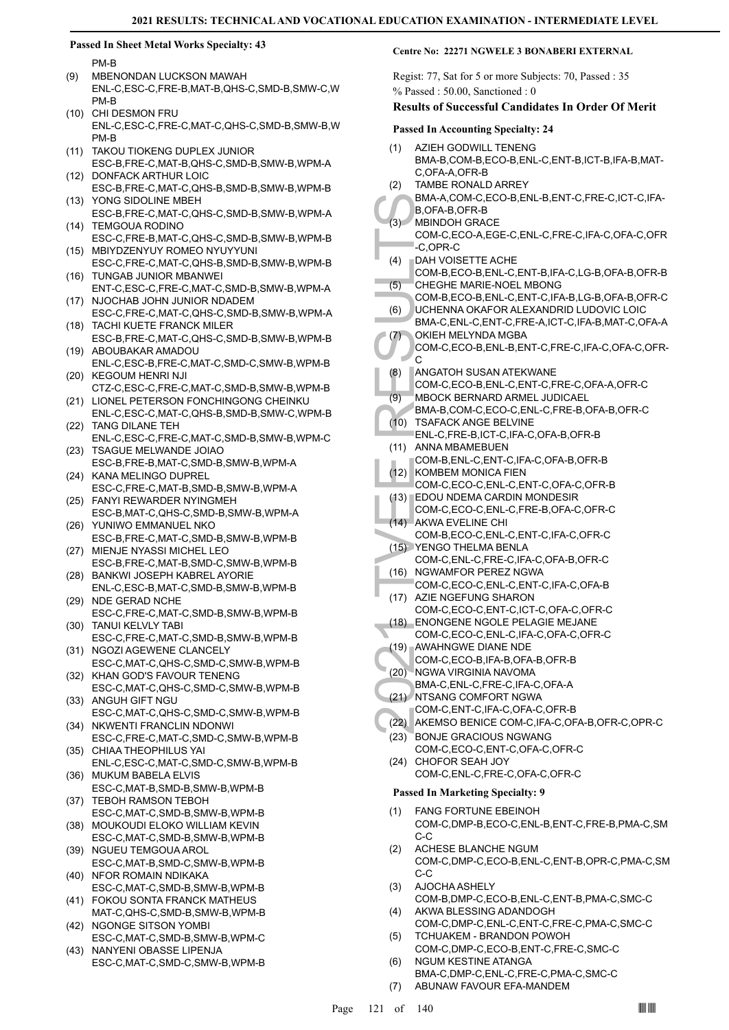### Passed In Sheet Metal Works Specialty: 43

PM-B

(9) MBENONDAN LUCKSON MAWAH
ENL-C,ESC-C,FRE-B,MAT-B,QHS-C,SMD-B,SMW-C,WPM-B

(10) CHI DESMON FRU
ENL-C,ESC-C,FRE-C,MAT-C,QHS-C,SMD-B,SMW-B,WPM-B

(11) TAKOU TIOKENG DUPLEX JUNIOR
ESC-B,FRE-C,MAT-B,QHS-C,SMD-B,SMW-B,WPM-A

(12) DONFACK ARTHUR LOIC
ESC-B,FRE-C,MAT-C,QHS-B,SMD-B,SMW-B,WPM-B

(13) YONG SIDOLINE MBEH
ESC-B,FRE-C,MAT-C,QHS-C,SMD-B,SMW-B,WPM-A

(14) TEMGOUA RODINO
ESC-C,FRE-B,MAT-C,QHS-C,SMD-B,SMW-B,WPM-B

(15) MBIYDZENYUY ROMEO NYUYYUNI
ESC-C,FRE-C,MAT-C,QHS-B,SMD-B,SMW-B,WPM-B

(16) TUNGAB JUNIOR MBANWEI
ENT-C,ESC-C,FRE-C,MAT-C,SMD-B,SMW-B,WPM-A

(17) NJOCHAB JOHN JUNIOR NDADEM
ESC-C,FRE-C,MAT-C,QHS-C,SMD-B,SMW-B,WPM-A

(18) TACHI KUETE FRANCK MILER
ESC-B,FRE-C,MAT-C,QHS-C,SMD-B,SMW-B,WPM-B

(19) ABOUBAKAR AMADOU
ENL-C,ESC-B,FRE-C,MAT-C,SMD-C,SMW-B,WPM-B

(20) KEGOUM HENRI NJI
CTZ-C,ESC-C,FRE-C,MAT-C,SMD-B,SMW-B,WPM-B

(21) LIONEL PETERSON FONCHINGONG CHEINKU
ENL-C,ESC-C,MAT-C,QHS-B,SMD-B,SMW-C,WPM-B

(22) TANG DILANE TEH
ENL-C,ESC-C,FRE-C,MAT-C,SMD-B,SMW-B,WPM-C

(23) TSAGUE MELWANDE JOIAO
ESC-B,FRE-B,MAT-C,SMD-B,SMW-B,WPM-A

(24) KANA MELINGO DUPREL
ESC-C,FRE-C,MAT-B,SMD-B,SMW-B,WPM-A

(25) FANYI REWARDER NYINGMEH
ESC-B,MAT-C,QHS-C,SMD-B,SMW-B,WPM-A

(26) YUNIWO EMMANUEL NKO
ESC-B,FRE-C,MAT-C,SMD-B,SMW-B,WPM-B

(27) MIENJE NYASSI MICHEL LEO
ESC-B,FRE-C,MAT-B,SMD-C,SMW-B,WPM-B

(28) BANKWI JOSEPH KABREL AYORIE
ENL-C,ESC-B,MAT-C,SMD-B,SMW-B,WPM-B

(29) NDE GERAD NCHE
ESC-C,FRE-C,MAT-C,SMD-B,SMW-B,WPM-B

(30) TANUI KELVLY TABI
ESC-C,FRE-C,MAT-C,SMD-B,SMW-B,WPM-B

(31) NGOZI AGEWENE CLANCELY
ESC-C,MAT-C,QHS-C,SMD-C,SMW-B,WPM-B

(32) KHAN GOD'S FAVOUR TENENG
ESC-C,MAT-C,QHS-C,SMD-C,SMW-B,WPM-B

(33) ANGUH GIFT NGU
ESC-C,MAT-C,QHS-C,SMD-C,SMW-B,WPM-B

(34) NKWENTI FRANCLIN NDONWI
ESC-C,FRE-C,MAT-C,SMD-C,SMW-B,WPM-B

(35) CHIAA THEOPHILUS YAI
ENL-C,ESC-C,MAT-C,SMD-C,SMW-B,WPM-B

(36) MUKUM BABELA ELVIS
ESC-C,MAT-B,SMD-B,SMW-B,WPM-B

(37) TEBOH RAMSON TEBOH
ESC-C,MAT-C,SMD-B,SMW-B,WPM-B

(38) MOUKOUDI ELOKO WILLIAM KEVIN
ESC-C,MAT-C,SMD-B,SMW-B,WPM-B

(39) NGUEU TEMGOUA AROL
ESC-C,MAT-B,SMD-C,SMW-B,WPM-B

(40) NFOR ROMAIN NDIKAKA
ESC-C,MAT-C,SMD-B,SMW-B,WPM-B

(41) FOKOU SONTA FRANCK MATHEUS
MAT-C,QHS-C,SMD-B,SMW-B,WPM-B

(42) NGONGE SITSON YOMBI
ESC-C,MAT-C,SMD-B,SMW-B,WPM-C

(43) NANYENI OBASSE LIPENJA
ESC-C,MAT-C,SMD-C,SMW-B,WPM-B

### Centre No: 22271 NGWELE 3 BONABERI EXTERNAL

Regist: 77, Sat for 5 or more Subjects: 70, Passed : 35
% Passed : 50.00, Sanctioned : 0

### Results of Successful Candidates In Order Of Merit

### Passed In Accounting Specialty: 24

(1) AZIEH GODWILL TENENG
BMA-B,COM-B,ECO-B,ENL-C,ENT-B,ICT-B,IFA-B,MAT-C,OFA-A,OFR-B

(2) TAMBE RONALD ARREY
BMA-A,COM-C,ECO-B,ENL-B,ENT-C,FRE-C,ICT-C,IFA-B,OFA-B,OFR-B

(3) MBINDOH GRACE
COM-C,ECO-A,EGE-C,ENL-C,FRE-C,IFA-C,OFA-C,OFR-C,OPR-C

(4) DAH VOISETTE ACHE
COM-B,ECO-B,ENL-C,ENT-B,IFA-C,LG-B,OFA-B,OFR-B

(5) CHEGHE MARIE-NOEL MBONG
COM-B,ECO-B,ENL-C,ENT-C,IFA-B,LG-B,OFA-B,OFR-C

(6) UCHENNA OKAFOR ALEXANDRID LUDOVIC LOIC
BMA-C,ENL-C,ENT-C,FRE-A,ICT-C,IFA-B,MAT-C,OFA-A

(7) OKIEH MELYNDA MGBA
COM-C,ECO-B,ENL-B,ENT-C,FRE-C,IFA-C,OFA-C,OFR-C

(8) ANGATOH SUSAN ATEKWANE
COM-C,ECO-B,ENL-C,ENT-C,FRE-C,OFA-A,OFR-C

(9) MBOCK BERNARD ARMEL JUDICAEL
BMA-B,COM-C,ECO-C,ENL-C,FRE-B,OFA-B,OFR-C

(10) TSAFACK ANGE BELVINE
ENL-C,FRE-B,ICT-C,IFA-C,OFA-B,OFR-B

(11) ANNA MBAMEBUEN
COM-B,ENL-C,ENT-C,IFA-C,OFA-B,OFR-B

(12) KOMBEM MONICA FIEN
COM-C,ECO-C,ENL-C,ENT-C,OFA-C,OFR-B

(13) EDOU NDEMA CARDIN MONDESIR
COM-C,ECO-C,ENL-C,FRE-B,OFA-C,OFR-C

(14) AKWA EVELINE CHI
COM-B,ECO-B,ENL-C,ENT-C,IFA-C,OFR-C

(15) YENGO THELMA BENLA
COM-C,ENL-C,FRE-C,IFA-C,OFA-B,OFR-C

(16) NGWAMFOR PEREZ NGWA
COM-C,ECO-C,ENL-C,ENT-C,IFA-C,OFA-B

(17) AZIE NGEFUNG SHARON
COM-C,ECO-C,ENT-C,ICT-C,OFA-C,OFR-C

(18) ENONGENE NGOLE PELAGIE MEJANE
COM-C,ECO-C,ENL-C,IFA-C,OFA-C,OFR-C

(19) AWAHNGWE DIANE NDE
COM-C,ECO-B,IFA-B,OFA-B,OFR-B

(20) NGWA VIRGINIA NAVOMA
BMA-C,ENL-C,FRE-C,IFA-C,OFA-A

(21) NTSANG COMFORT NGWA
COM-C,ENT-C,IFA-C,OFA-C,OFR-B

(22) AKEMSO BENICE COM-C,IFA-C,OFA-B,OFR-C,OPR-C

(23) BONJE GRACIOUS NGWANG
COM-C,ECO-C,ENT-C,OFA-C,OFR-C

(24) CHOFOR SEAH JOY
COM-C,ENL-C,FRE-C,OFA-C,OFR-C

### Passed In Marketing Specialty: 9

(1) FANG FORTUNE EBEINOH
COM-C,DMP-B,ECO-C,ENL-B,ENT-C,FRE-B,PMA-C,SMC-C

(2) ACHESE BLANCHE NGUM
COM-C,DMP-C,ECO-B,ENL-C,ENT-B,OPR-C,PMA-C,SMC-C

(3) AJOCHA ASHELY
COM-B,DMP-C,ECO-B,ENL-C,ENT-B,PMA-C,SMC-C

(4) AKWA BLESSING ADANDOGH
COM-C,DMP-C,ENL-C,ENT-C,FRE-C,PMA-C,SMC-C

(5) TCHUAKEM - BRANDON POWOH
COM-C,DMP-C,ECO-B,ENT-C,FRE-C,SMC-C

(6) NGUM KESTINE ATANGA
BMA-C,DMP-C,ENL-C,FRE-C,PMA-C,SMC-C

(7) ABUNAW FAVOUR EFA-MANDEM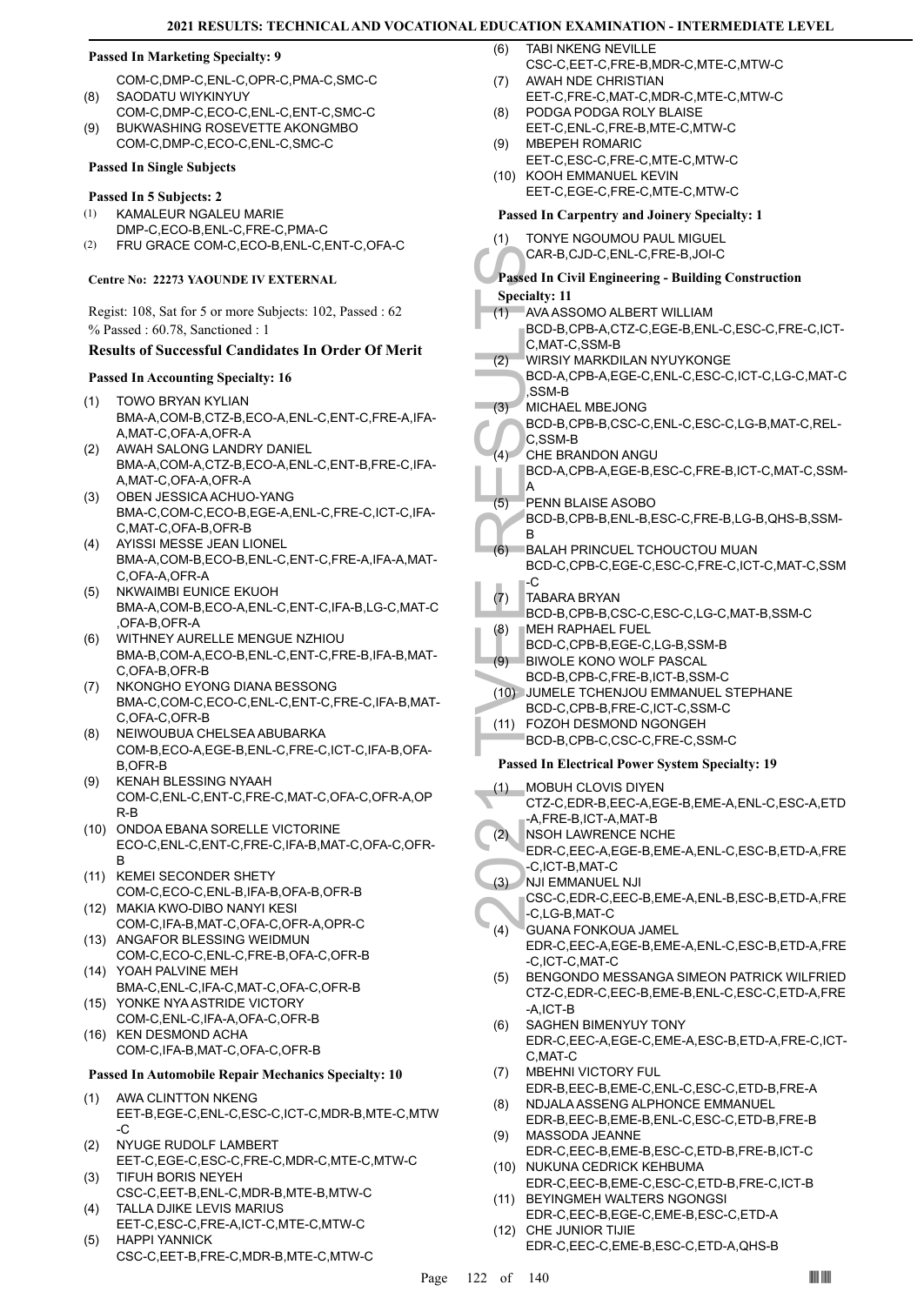#### Passed In Marketing Specialty: 9

COM-C,DMP-C,ENL-C,OPR-C,PMA-C,SMC-C

(8) SAODATU WIYKINYUY
COM-C,DMP-C,ECO-C,ENL-C,ENT-C,SMC-C
(9) BUKWASHING ROSEVETTE AKONGMBO
COM-C,DMP-C,ECO-C,ENL-C,SMC-C

#### Passed In Single Subjects

#### Passed In 5 Subjects: 2

(1) KAMALEUR NGALEU MARIE
DMP-C,ECO-B,ENL-C,FRE-C,PMA-C
(2) FRU GRACE COM-C,ECO-B,ENL-C,ENT-C,OFA-C

### Centre No: 22273 YAOUNDE IV EXTERNAL

Regist: 108, Sat for 5 or more Subjects: 102, Passed : 62
% Passed : 60.78, Sanctioned : 1

### Results of Successful Candidates In Order Of Merit

#### Passed In Accounting Specialty: 16

(1) TOWO BRYAN KYLIAN
BMA-A,COM-B,CTZ-B,ECO-A,ENL-C,ENT-C,FRE-A,IFA-A,MAT-C,OFA-A,OFR-A
(2) AWAH SALONG LANDRY DANIEL
BMA-A,COM-A,CTZ-B,ECO-A,ENL-C,ENT-B,FRE-C,IFA-A,MAT-C,OFA-A,OFR-A
(3) OBEN JESSICA ACHUO-YANG
BMA-C,COM-C,ECO-B,EGE-A,ENL-C,FRE-C,ICT-C,IFA-C,MAT-C,OFA-B,OFR-B
(4) AYISSI MESSE JEAN LIONEL
BMA-A,COM-B,ECO-B,ENL-C,ENT-C,FRE-A,IFA-A,MAT-C,OFA-A,OFR-A
(5) NKWAIMBI EUNICE EKUOH
BMA-A,COM-B,ECO-A,ENL-C,ENT-C,IFA-B,LG-C,MAT-C,OFA-B,OFR-A
(6) WITHNEY AURELLE MENGUE NZHIOU
BMA-B,COM-A,ECO-B,ENL-C,ENT-C,FRE-B,IFA-B,MAT-C,OFA-B,OFR-B
(7) NKONGHO EYONG DIANA BESSONG
BMA-C,COM-C,ECO-C,ENL-C,ENT-C,FRE-C,IFA-B,MAT-C,OFA-C,OFR-B
(8) NEIWOUBUA CHELSEA ABUBARKA
COM-B,ECO-A,EGE-B,ENL-C,FRE-C,ICT-C,IFA-B,OFA-B,OFR-B
(9) KENAH BLESSING NYAAH
COM-C,ENL-C,ENT-C,FRE-C,MAT-C,OFA-C,OFR-A,OPR-B
(10) ONDOA EBANA SORELLE VICTORINE
ECO-C,ENL-C,ENT-C,FRE-C,IFA-B,MAT-C,OFA-C,OFR-B
(11) KEMEI SECONDER SHETY
COM-C,ECO-C,ENL-B,IFA-B,OFA-B,OFR-B
(12) MAKIA KWO-DIBO NANYI KESI
COM-C,IFA-B,MAT-C,OFA-C,OFR-A,OPR-C
(13) ANGAFOR BLESSING WEIDMUN
COM-C,ECO-C,ENL-C,FRE-B,OFA-C,OFR-B
(14) YOAH PALVINE MEH
BMA-C,ENL-C,IFA-C,MAT-C,OFA-C,OFR-B
(15) YONKE NYA ASTRIDE VICTORY
COM-C,ENL-C,IFA-A,OFA-C,OFR-B
(16) KEN DESMOND ACHA
COM-C,IFA-B,MAT-C,OFA-C,OFR-B

#### Passed In Automobile Repair Mechanics Specialty: 10

(1) AWA CLINTTON NKENG
EET-B,EGE-C,ENL-C,ESC-C,ICT-C,MDR-B,MTE-C,MTW-C
(2) NYUGE RUDOLF LAMBERT
EET-C,EGE-C,ESC-C,FRE-C,MDR-C,MTE-C,MTW-C
(3) TIFUH BORIS NEYEH
CSC-C,EET-B,ENL-C,MDR-B,MTE-B,MTW-C
(4) TALLA DJIKE LEVIS MARIUS
EET-C,ESC-C,FRE-A,ICT-C,MTE-C,MTW-C
(5) HAPPI YANNICK
CSC-C,EET-B,FRE-C,MDR-B,MTE-C,MTW-C
(6) TABI NKENG NEVILLE
CSC-C,EET-C,FRE-B,MDR-C,MTE-C,MTW-C
(7) AWAH NDE CHRISTIAN
EET-C,FRE-C,MAT-C,MDR-C,MTE-C,MTW-C
(8) PODGA PODGA ROLY BLAISE
EET-C,ENL-C,FRE-B,MTE-C,MTW-C
(9) MBEPEH ROMARIC
EET-C,ESC-C,FRE-C,MTE-C,MTW-C
(10) KOOH EMMANUEL KEVIN
EET-C,EGE-C,FRE-C,MTE-C,MTW-C

#### Passed In Carpentry and Joinery Specialty: 1

(1) TONYE NGOUMOU PAUL MIGUEL
CAR-B,CJD-C,ENL-C,FRE-B,JOI-C

#### Passed In Civil Engineering - Building Construction Specialty: 11

(1) AVA ASSOMO ALBERT WILLIAM
BCD-B,CPB-A,CTZ-C,EGE-B,ENL-C,ESC-C,FRE-C,ICT-C,MAT-C,SSM-B
(2) WIRSIY MARKDILAN NYUYKONGE
BCD-A,CPB-A,EGE-C,ENL-C,ESC-C,ICT-C,LG-C,MAT-C,SSM-B
(3) MICHAEL MBEJONG
BCD-B,CPB-B,CSC-C,ENL-C,ESC-C,LG-B,MAT-C,REL-C,SSM-B
(4) CHE BRANDON ANGU
BCD-A,CPB-A,EGE-B,ESC-C,FRE-B,ICT-C,MAT-C,SSM-A
(5) PENN BLAISE ASOBO
BCD-B,CPB-B,ENL-B,ESC-C,FRE-B,LG-B,QHS-B,SSM-B
(6) BALAH PRINCUEL TCHOUCTOU MUAN
BCD-C,CPB-C,EGE-C,ESC-C,FRE-C,ICT-C,MAT-C,SSM-C
(7) TABARA BRYAN
BCD-B,CPB-B,CSC-C,ESC-C,LG-C,MAT-B,SSM-C
(8) MEH RAPHAEL FUEL
BCD-C,CPB-B,EGE-C,LG-B,SSM-B
(9) BIWOLE KONO WOLF PASCAL
BCD-B,CPB-C,FRE-B,ICT-B,SSM-C
(10) JUMELE TCHENJOU EMMANUEL STEPHANE
BCD-C,CPB-B,FRE-C,ICT-C,SSM-C
(11) FOZOH DESMOND NGONGEH
BCD-B,CPB-C,CSC-C,FRE-C,SSM-C

#### Passed In Electrical Power System Specialty: 19

(1) MOBUH CLOVIS DIYEN
CTZ-C,EDR-B,EEC-A,EGE-B,EME-A,ENL-C,ESC-A,ETD-A,FRE-B,ICT-A,MAT-B
(2) NSOH LAWRENCE NCHE
EDR-C,EEC-A,EGE-B,EME-A,ENL-C,ESC-B,ETD-A,FRE-C,ICT-B,MAT-C
(3) NJI EMMANUEL NJI
CSC-C,EDR-C,EEC-B,EME-A,ENL-B,ESC-B,ETD-A,FRE-C,LG-B,MAT-C
(4) GUANA FONKOUA JAMEL
EDR-C,EEC-A,EGE-B,EME-A,ENL-C,ESC-B,ETD-A,FRE-C,ICT-C,MAT-C
(5) BENGONDO MESSANGA SIMEON PATRICK WILFRIED
CTZ-C,EDR-C,EEC-B,EME-B,ENL-C,ESC-C,ETD-A,FRE-A,ICT-B
(6) SAGHEN BIMENYUY TONY
EDR-C,EEC-A,EGE-C,EME-A,ESC-B,ETD-A,FRE-C,ICT-C,MAT-C
(7) MBEHNI VICTORY FUL
EDR-B,EEC-B,EME-C,ENL-C,ESC-C,ETD-B,FRE-A
(8) NDJALA ASSENG ALPHONCE EMMANUEL
EDR-B,EEC-B,EME-B,ENL-C,ESC-C,ETD-B,FRE-B
(9) MASSODA JEANNE
EDR-C,EEC-B,EME-B,ESC-C,ETD-B,FRE-B,ICT-C
(10) NUKUNA CEDRICK KEHBUMA
EDR-C,EEC-B,EME-C,ESC-C,ETD-B,FRE-C,ICT-B
(11) BEYINGMEH WALTERS NGONGSI
EDR-C,EEC-B,EGE-C,EME-B,ESC-C,ETD-A
(12) CHE JUNIOR TIJIE
EDR-C,EEC-C,EME-B,ESC-C,ETD-A,QHS-B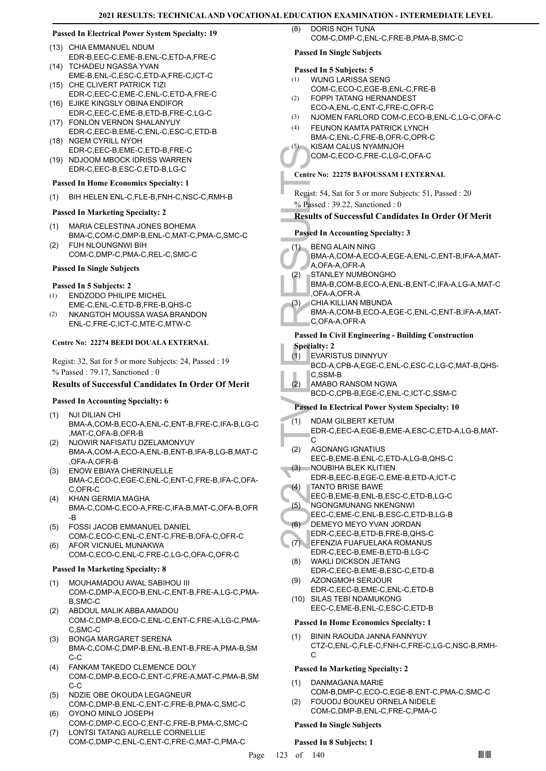**Passed In Electrical Power System Specialty: 19**

(13) CHIA EMMANUEL NDUM
EDR-B,EEC-C,EME-B,ENL-C,ETD-A,FRE-C
(14) TCHADEU NGASSA YVAN
EME-B,ENL-C,ESC-C,ETD-A,FRE-C,ICT-C
(15) CHE CLIVERT PATRICK TIZI
EDR-C,EEC-C,EME-C,ENL-C,ETD-A,FRE-C
(16) EJIKE KINGSLY OBINA ENDIFOR
EDR-C,EEC-C,EME-B,ETD-B,FRE-C,LG-C
(17) FONLON VERNON SHALANYUY
EDR-C,EEC-B,EME-C,ENL-C,ESC-C,ETD-B
(18) NGEM CYRILL NYOH
EDR-C,EEC-B,EME-C,ETD-B,FRE-C
(19) NDJOOM MBOCK IDRISS WARREN
EDR-C,EEC-B,ESC-C,ETD-B,LG-C

**Passed In Home Economics Specialty: 1**

(1) BIH HELEN ENL-C,FLE-B,FNH-C,NSC-C,RMH-B

**Passed In Marketing Specialty: 2**

(1) MARIA CELESTINA JONES BOHEMA
BMA-C,COM-C,DMP-B,ENL-C,MAT-C,PMA-C,SMC-C
(2) FUH NLOUNGNWI BIH
COM-C,DMP-C,PMA-C,REL-C,SMC-C

**Passed In Single Subjects**

**Passed In 5 Subjects: 2**

(1) ENDZODO PHILIPE MICHEL
EME-C,ENL-C,ETD-B,FRE-B,QHS-C
(2) NKANGTOH MOUSSA WASA BRANDON
ENL-C,FRE-C,ICT-C,MTE-C,MTW-C

**Centre No: 22274 BEEDI DOUALA EXTERNAL**

Regist: 32, Sat for 5 or more Subjects: 24, Passed : 19
% Passed : 79.17, Sanctioned : 0

**Results of Successful Candidates In Order Of Merit**

**Passed In Accounting Specialty: 6**

(1) NJI DILIAN CHI
BMA-A,COM-B,ECO-A,ENL-C,ENT-B,FRE-C,IFA-B,LG-C,MAT-C,OFA-B,OFR-B
(2) NJOWIR NAFISATU DZELAMONYUY
BMA-A,COM-A,ECO-A,ENL-B,ENT-B,IFA-B,LG-B,MAT-C,OFA-A,OFR-B
(3) ENOW EBIAYA CHERINUELLE
BMA-C,ECO-C,EGE-C,ENL-C,ENT-C,FRE-B,IFA-C,OFA-C,OFR-C
(4) KHAN GERMIA MAGHA
BMA-C,COM-C,ECO-A,FRE-C,IFA-B,MAT-C,OFA-B,OFR-B
(5) FOSSI JACOB EMMANUEL DANIEL
COM-C,ECO-C,ENL-C,ENT-C,FRE-B,OFA-C,OFR-C
(6) AFOR VICNUEL MUNAKWA
COM-C,ECO-C,ENL-C,FRE-C,LG-C,OFA-C,OFR-C

**Passed In Marketing Specialty: 8**

(1) MOUHAMADOU AWAL SABIHOU III
COM-C,DMP-A,ECO-B,ENL-C,ENT-B,FRE-A,LG-C,PMA-B,SMC-C
(2) ABDOUL MALIK ABBA AMADOU
COM-C,DMP-B,ECO-C,ENL-C,ENT-C,FRE-A,LG-C,PMA-C,SMC-C
(3) BONGA MARGARET SERENA
BMA-C,COM-C,DMP-B,ENL-B,ENT-B,FRE-A,PMA-B,SMC-C
(4) FANKAM TAKEDO CLEMENCE DOLY
COM-C,DMP-B,ECO-C,ENT-C,FRE-A,MAT-C,PMA-B,SMC-C
(5) NDZIE OBE OKOUDA LEGAGNEUR
COM-C,DMP-B,ENL-C,ENT-C,FRE-B,PMA-C,SMC-C
(6) OYONO MINLO JOSEPH
COM-C,DMP-C,ECO-C,ENT-C,FRE-B,PMA-C,SMC-C
(7) LONTSI TATANG AURELLE CORNELLIE
COM-C,DMP-C,ENL-C,ENT-C,FRE-C,MAT-C,PMA-C
(8) DORIS NOH TUNA
COM-C,DMP-C,ENL-C,FRE-B,PMA-B,SMC-C

**Passed In Single Subjects**

**Passed In 5 Subjects: 5**

(1) WUNG LARISSA SENG
COM-C,ECO-C,EGE-B,ENL-C,FRE-B
(2) FOPPI TATANG HERNANDEST
ECO-A,ENL-C,ENT-C,FRE-C,OFR-C
(3) NJOMEN FARLORD COM-C,ECO-B,ENL-C,LG-C,OFA-C
(4) FEUNON KAMTA PATRICK LYNCH
BMA-C,ENL-C,FRE-B,OFR-C,OPR-C
(5) KISAM CALUS NYAMNJOH
COM-C,ECO-C,FRE-C,LG-C,OFA-C

**Centre No: 22275 BAFOUSSAM I EXTERNAL**

Regist: 54, Sat for 5 or more Subjects: 51, Passed : 20
% Passed : 39.22, Sanctioned : 0

**Results of Successful Candidates In Order Of Merit**

**Passed In Accounting Specialty: 3**

(1) BENG ALAIN NING
BMA-A,COM-A,ECO-A,EGE-A,ENL-C,ENT-B,IFA-A,MAT-A,OFA-A,OFR-A
(2) STANLEY NUMBONGHO
BMA-B,COM-B,ECO-A,ENL-B,ENT-C,IFA-A,LG-A,MAT-C,OFA-A,OFR-A
(3) CHIA KILLIAN MBUNDA
BMA-A,COM-B,ECO-A,EGE-C,ENL-C,ENT-B,IFA-A,MAT-C,OFA-A,OFR-A

**Passed In Civil Engineering - Building Construction Specialty: 2**

(1) EVARISTUS DINNYUY
BCD-A,CPB-A,EGE-C,ENL-C,ESC-C,LG-C,MAT-B,QHS-C,SSM-B
(2) AMABO RANSOM NGWA
BCD-C,CPB-B,EGE-C,ENL-C,ICT-C,SSM-C

**Passed In Electrical Power System Specialty: 10**

(1) NDAM GILBERT KETUM
EDR-C,EEC-A,EGE-B,EME-A,ESC-C,ETD-A,LG-B,MAT-C
(2) AGONANG IGNATIUS
EEC-B,EME-B,ENL-C,ETD-A,LG-B,QHS-C
(3) NOUBIHA BLEK KLITIEN
EDR-B,EEC-B,EGE-C,EME-B,ETD-A,ICT-C
(4) TANTO BRISE BAWE
EEC-B,EME-B,ENL-B,ESC-C,ETD-B,LG-C
(5) NGONGMUNANG NKENGNWI
EEC-C,EME-C,ENL-B,ESC-C,ETD-B,LG-B
(6) DEMEYO MEYO YVAN JORDAN
EDR-C,EEC-B,ETD-B,FRE-B,QHS-C
(7) EFENZIA FUAFUELAKA ROMANUS
EDR-C,EEC-B,EME-B,ETD-B,LG-C
(8) WAKLI DICKSON JETANG
EDR-C,EEC-B,EME-B,ESC-C,ETD-B
(9) AZONGMOH SERJOUR
EDR-C,EEC-B,EME-C,ENL-C,ETD-B
(10) SILAS TEBI NDAMUKONG
EEC-C,EME-B,ENL-C,ESC-C,ETD-B

**Passed In Home Economics Specialty: 1**

(1) BININ RAOUDA JANNA FANNYUY
CTZ-C,ENL-C,FLE-C,FNH-C,FRE-C,LG-C,NSC-B,RMH-C

**Passed In Marketing Specialty: 2**

(1) DANMAGANA MARIE
COM-B,DMP-C,ECO-C,EGE-B,ENT-C,PMA-C,SMC-C
(2) FOUODJ BOUKEU ORNELA NIDELE
COM-C,DMP-B,ENL-C,FRE-C,PMA-C

**Passed In Single Subjects**

**Passed In 8 Subjects: 1**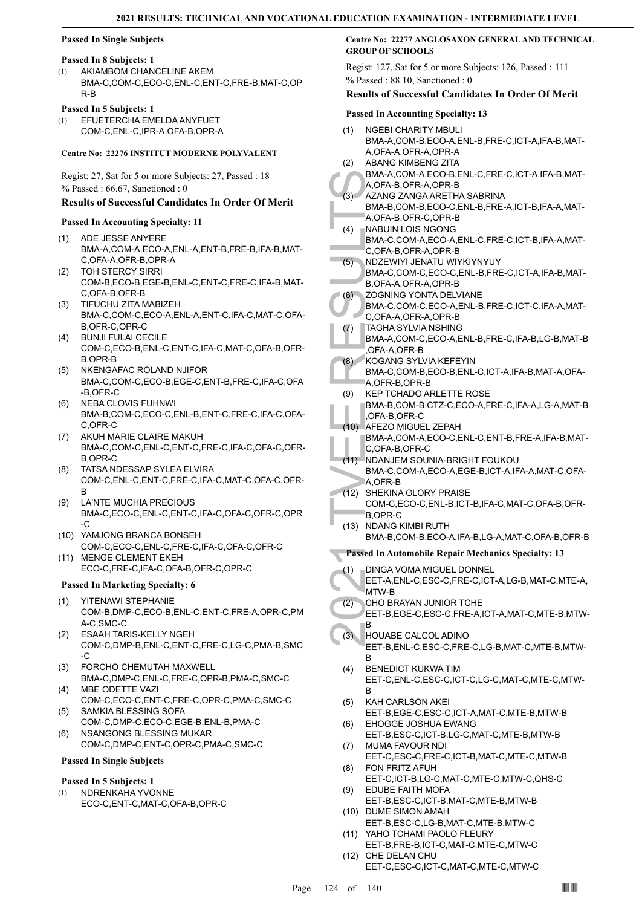### Passed In Single Subjects

#### Passed In 8 Subjects: 1

(1) AKIAMBOM CHANCELINE AKEM
BMA-C,COM-C,ECO-C,ENL-C,ENT-C,FRE-B,MAT-C,OPR-B

#### Passed In 5 Subjects: 1

(1) EFUETERCHA EMELDA ANYFUET
COM-C,ENL-C,IPR-A,OFA-B,OPR-A

## Centre No: 22276 INSTITUT MODERNE POLYVALENT

Regist: 27, Sat for 5 or more Subjects: 27, Passed : 18
% Passed : 66.67, Sanctioned : 0

### Results of Successful Candidates In Order Of Merit

#### Passed In Accounting Specialty: 11

(1) ADE JESSE ANYERE
BMA-A,COM-A,ECO-A,ENL-A,ENT-B,FRE-B,IFA-B,MAT-C,OFA-A,OFR-B,OPR-A
(2) TOH STERCY SIRRI
COM-B,ECO-B,EGE-B,ENL-C,ENT-C,FRE-C,IFA-B,MAT-C,OFA-B,OFR-B
(3) TIFUCHU ZITA MABIZEH
BMA-C,COM-C,ECO-A,ENL-A,ENT-C,IFA-C,MAT-C,OFA-B,OFR-C,OPR-C
(4) BUNJI FULAI CECILE
COM-C,ECO-B,ENL-C,ENT-C,IFA-C,MAT-C,OFA-B,OFR-B,OPR-B
(5) NKENGAFAC ROLAND NJIFOR
BMA-C,COM-C,ECO-B,EGE-C,ENT-B,FRE-C,IFA-C,OFA-B,OFR-C
(6) NEBA CLOVIS FUHNWI
BMA-B,COM-C,ECO-C,ENL-B,ENT-C,FRE-C,IFA-C,OFA-C,OFR-C
(7) AKUH MARIE CLAIRE MAKUH
BMA-C,COM-C,ENL-C,ENT-C,FRE-C,IFA-C,OFA-C,OFR-B,OPR-C
(8) TATSA NDESSAP SYLEA ELVIRA
COM-C,ENL-C,ENT-C,FRE-C,IFA-C,MAT-C,OFA-C,OFR-B
(9) LA'NTE MUCHIA PRECIOUS
BMA-C,ECO-C,ENL-C,ENT-C,IFA-C,OFA-C,OFR-C,OPR-C
(10) YAMJONG BRANCA BONSEH
COM-C,ECO-C,ENL-C,FRE-C,IFA-C,OFA-C,OFR-C
(11) MENGE CLEMENT EKEH
ECO-C,FRE-C,IFA-C,OFA-B,OFR-C,OPR-C

#### Passed In Marketing Specialty: 6

(1) YITENAWI STEPHANIE
COM-B,DMP-C,ECO-B,ENL-C,ENT-C,FRE-A,OPR-C,PMA-C,SMC-C
(2) ESAAH TARIS-KELLY NGEH
COM-C,DMP-B,ENL-C,ENT-C,FRE-C,LG-C,PMA-B,SMC-C
(3) FORCHO CHEMUTAH MAXWELL
BMA-C,DMP-C,ENL-C,FRE-C,OPR-B,PMA-C,SMC-C
(4) MBE ODETTE VAZI
COM-C,ECO-C,ENT-C,FRE-C,OPR-C,PMA-C,SMC-C
(5) SAMKIA BLESSING SOFA
COM-C,DMP-C,ECO-C,EGE-B,ENL-B,PMA-C
(6) NSANGONG BLESSING MUKAR
COM-C,DMP-C,ENT-C,OPR-C,PMA-C,SMC-C

### Passed In Single Subjects

#### Passed In 5 Subjects: 1

(1) NDRENKAHA YVONNE
ECO-C,ENT-C,MAT-C,OFA-B,OPR-C

## Centre No: 22277 ANGLOSAXON GENERAL AND TECHNICAL GROUP OF SCHOOLS

Regist: 127, Sat for 5 or more Subjects: 126, Passed : 111
% Passed : 88.10, Sanctioned : 0

### Results of Successful Candidates In Order Of Merit

#### Passed In Accounting Specialty: 13

(1) NGEBI CHARITY MBULI
BMA-A,COM-B,ECO-A,ENL-B,FRE-C,ICT-A,IFA-B,MAT-A,OFA-A,OFR-A,OPR-A
(2) ABANG KIMBENG ZITA
BMA-A,COM-A,ECO-B,ENL-C,FRE-C,ICT-A,IFA-B,MAT-A,OFA-B,OFR-A,OPR-B
(3) AZANG ZANGA ARETHA SABRINA
BMA-B,COM-B,ECO-C,ENL-B,FRE-A,ICT-B,IFA-A,MAT-A,OFA-B,OFR-C,OPR-B
(4) NABUIN LOIS NGONG
BMA-C,COM-A,ECO-A,ENL-C,FRE-C,ICT-B,IFA-A,MAT-C,OFA-B,OFR-A,OPR-B
(5) NDZEWIYI JENATU WIYKIYNYUY
BMA-C,COM-C,ECO-C,ENL-B,FRE-C,ICT-A,IFA-B,MAT-B,OFA-A,OFR-A,OPR-B
(6) ZOGNING YONTA DELVIANE
BMA-C,COM-C,ECO-A,ENL-B,FRE-C,ICT-C,IFA-A,MAT-C,OFA-A,OFR-A,OPR-B
(7) TAGHA SYLVIA NSHING
BMA-A,COM-C,ECO-A,ENL-B,FRE-C,IFA-B,LG-B,MAT-B,OFA-A,OFR-B
(8) KOGANG SYLVIA KEFEYIN
BMA-C,COM-B,ECO-B,ENL-C,ICT-A,IFA-B,MAT-A,OFA-A,OFR-B,OPR-B
(9) KEP TCHADO ARLETTE ROSE
BMA-B,COM-B,CTZ-C,ECO-A,FRE-C,IFA-A,LG-A,MAT-B,OFA-B,OFR-C
(10) AFEZO MIGUEL ZEPAH
BMA-A,COM-A,ECO-C,ENL-C,ENT-B,FRE-A,IFA-B,MAT-C,OFA-B,OFR-C
(11) NDANJEM SOUNIA-BRIGHT FOUKOU
BMA-C,COM-A,ECO-A,EGE-B,ICT-A,IFA-A,MAT-C,OFA-A,OFR-B
(12) SHEKINA GLORY PRAISE
COM-C,ECO-C,ENL-B,ICT-B,IFA-C,MAT-C,OFA-B,OFR-B,OPR-C
(13) NDANG KIMBI RUTH
BMA-B,COM-B,ECO-A,IFA-B,LG-A,MAT-C,OFA-B,OFR-B

#### Passed In Automobile Repair Mechanics Specialty: 13

(1) DINGA VOMA MIGUEL DONNEL
EET-A,ENL-C,ESC-C,FRE-C,ICT-A,LG-B,MAT-C,MTE-A,MTW-B
(2) CHO BRAYAN JUNIOR TCHE
EET-B,EGE-C,ESC-C,FRE-A,ICT-A,MAT-C,MTE-B,MTW-B
(3) HOUABE CALCOL ADINO
EET-B,ENL-C,ESC-C,FRE-C,LG-B,MAT-C,MTE-B,MTW-B
(4) BENEDICT KUKWA TIM
EET-C,ENL-C,ESC-C,ICT-C,LG-C,MAT-C,MTE-C,MTW-B
(5) KAH CARLSON AKEI
EET-B,EGE-C,ESC-C,ICT-A,MAT-C,MTE-B,MTW-B
(6) EHOGGE JOSHUA EWANG
EET-B,ESC-C,ICT-B,LG-C,MAT-C,MTE-B,MTW-B
(7) MUMA FAVOUR NDI
EET-C,ESC-C,FRE-C,ICT-B,MAT-C,MTE-C,MTW-B
(8) FON FRITZ AFUH
EET-C,ICT-B,LG-C,MAT-C,MTE-C,MTW-C,QHS-C
(9) EDUBE FAITH MOFA
EET-B,ESC-C,ICT-B,MAT-C,MTE-B,MTW-B
(10) DUME SIMON AMAH
EET-B,ESC-C,LG-B,MAT-C,MTE-B,MTW-C
(11) YAHO TCHAMI PAOLO FLEURY
EET-B,FRE-B,ICT-C,MAT-C,MTE-C,MTW-C
(12) CHE DELAN CHU
EET-C,ESC-C,ICT-C,MAT-C,MTE-C,MTW-C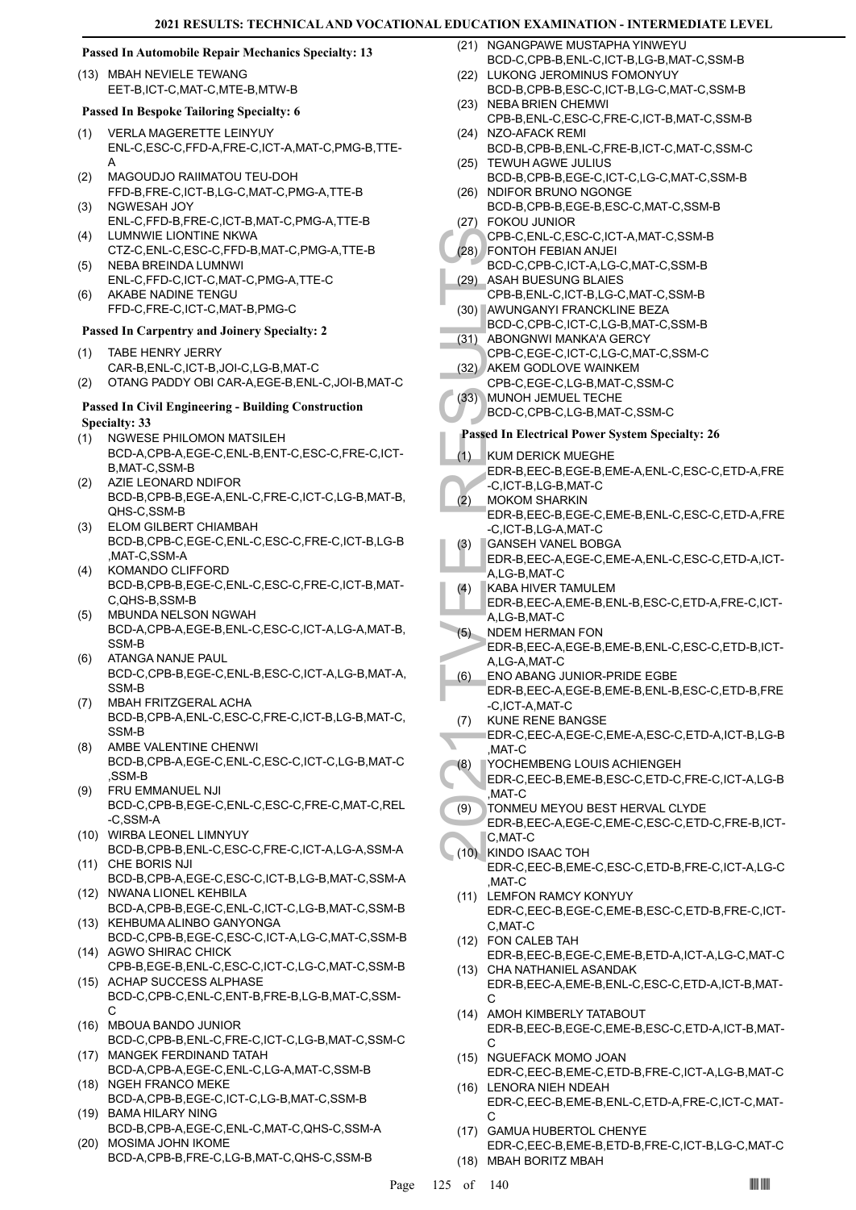### Passed In Automobile Repair Mechanics Specialty: 13

(13) MBAH NEVIELE TEWANG
EET-B,ICT-C,MAT-C,MTE-B,MTW-B

### Passed In Bespoke Tailoring Specialty: 6

(1) VERLA MAGERETTE LEINYUY
ENL-C,ESC-C,FFD-A,FRE-C,ICT-A,MAT-C,PMG-B,TTE-A

(2) MAGOUDJO RAIIMATOU TEU-DOH
FFD-B,FRE-C,ICT-B,LG-C,MAT-C,PMG-A,TTE-B

(3) NGWESAH JOY
ENL-C,FFD-B,FRE-C,ICT-B,MAT-C,PMG-A,TTE-B

(4) LUMNWIE LIONTINE NKWA
CTZ-C,ENL-C,ESC-C,FFD-B,MAT-C,PMG-A,TTE-B

(5) NEBA BREINDA LUMNWI
ENL-C,FFD-C,ICT-C,MAT-C,PMG-A,TTE-C

(6) AKABE NADINE TENGU
FFD-C,FRE-C,ICT-C,MAT-B,PMG-C

### Passed In Carpentry and Joinery Specialty: 2

(1) TABE HENRY JERRY
CAR-B,ENL-C,ICT-B,JOI-C,LG-B,MAT-C

(2) OTANG PADDY OBI CAR-A,EGE-B,ENL-C,JOI-B,MAT-C

### Passed In Civil Engineering - Building Construction Specialty: 33

(1) NGWESE PHILOMON MATSILEH
BCD-A,CPB-A,EGE-C,ENL-B,ENT-C,ESC-C,FRE-C,ICT-B,MAT-C,SSM-B

(2) AZIE LEONARD NDIFOR
BCD-B,CPB-B,EGE-A,ENL-C,FRE-C,ICT-C,LG-B,MAT-B,QHS-C,SSM-B

(3) ELOM GILBERT CHIAMBAH
BCD-B,CPB-C,EGE-C,ENL-C,ESC-C,FRE-C,ICT-B,LG-B,MAT-C,SSM-A

(4) KOMANDO CLIFFORD
BCD-B,CPB-B,EGE-C,ENL-C,ESC-C,FRE-C,ICT-B,MAT-C,QHS-B,SSM-B

(5) MBUNDA NELSON NGWAH
BCD-A,CPB-A,EGE-B,ENL-C,ESC-C,ICT-A,LG-A,MAT-B,SSM-B

(6) ATANGA NANJE PAUL
BCD-C,CPB-B,EGE-C,ENL-B,ESC-C,ICT-A,LG-B,MAT-A,SSM-B

(7) MBAH FRITZGERAL ACHA
BCD-B,CPB-A,ENL-C,ESC-C,FRE-C,ICT-B,LG-B,MAT-C,SSM-B

(8) AMBE VALENTINE CHENWI
BCD-B,CPB-A,EGE-C,ENL-C,ESC-C,ICT-C,LG-B,MAT-C,SSM-B

(9) FRU EMMANUEL NJI
BCD-C,CPB-B,EGE-C,ENL-C,ESC-C,FRE-C,MAT-C,REL-C,SSM-A

(10) WIRBA LEONEL LIMNYUY
BCD-B,CPB-B,ENL-C,ESC-C,FRE-C,ICT-A,LG-A,SSM-A

(11) CHE BORIS NJI
BCD-B,CPB-A,EGE-C,ESC-C,ICT-B,LG-B,MAT-C,SSM-A

(12) NWANA LIONEL KEHBILA
BCD-A,CPB-B,EGE-C,ENL-C,ICT-C,LG-B,MAT-C,SSM-B

(13) KEHBUMA ALINBO GANYONGA
BCD-C,CPB-B,EGE-C,ESC-C,ICT-A,LG-C,MAT-C,SSM-B

(14) AGWO SHIRAC CHICK
CPB-B,EGE-B,ENL-C,ESC-C,ICT-C,LG-C,MAT-C,SSM-B

(15) ACHAP SUCCESS ALPHASE
BCD-C,CPB-C,ENL-C,ENT-B,FRE-B,LG-B,MAT-C,SSM-C

(16) MBOUA BANDO JUNIOR
BCD-C,CPB-B,ENL-C,FRE-C,ICT-C,LG-B,MAT-C,SSM-C

(17) MANGEK FERDINAND TATAH
BCD-A,CPB-A,EGE-C,ENL-C,LG-A,MAT-C,SSM-B

(18) NGEH FRANCO MEKE
BCD-A,CPB-B,EGE-C,ICT-C,LG-B,MAT-C,SSM-B

(19) BAMA HILARY NING
BCD-B,CPB-A,EGE-C,ENL-C,MAT-C,QHS-C,SSM-A

(20) MOSIMA JOHN IKOME
BCD-A,CPB-B,FRE-C,LG-B,MAT-C,QHS-C,SSM-B

(21) NGANGPAWE MUSTAPHA YINWEYU
BCD-C,CPB-B,ENL-C,ICT-B,LG-B,MAT-C,SSM-B

(22) LUKONG JEROMINUS FOMONYUY
BCD-B,CPB-B,ESC-C,ICT-B,LG-C,MAT-C,SSM-B

(23) NEBA BRIEN CHEMWI
CPB-B,ENL-C,ESC-C,FRE-C,ICT-B,MAT-C,SSM-B

(24) NZO-AFACK REMI
BCD-B,CPB-B,ENL-C,FRE-B,ICT-C,MAT-C,SSM-C

(25) TEWUH AGWE JULIUS
BCD-B,CPB-B,EGE-C,ICT-C,LG-C,MAT-C,SSM-B

(26) NDIFOR BRUNO NGONGE
BCD-B,CPB-B,EGE-B,ESC-C,MAT-C,SSM-B

(27) FOKOU JUNIOR
CPB-C,ENL-C,ESC-C,ICT-A,MAT-C,SSM-B

(28) FONTOH FEBIAN ANJEI
BCD-C,CPB-C,ICT-A,LG-C,MAT-C,SSM-B

(29) ASAH BUESUNG BLAIES
CPB-B,ENL-C,ICT-B,LG-C,MAT-C,SSM-B

(30) AWUNGANYI FRANCKLINE BEZA
BCD-C,CPB-C,ICT-C,LG-B,MAT-C,SSM-B

(31) ABONGNWI MANKA'A GERCY
CPB-C,EGE-C,ICT-C,LG-C,MAT-C,SSM-C

(32) AKEM GODLOVE WAINKEM
CPB-C,EGE-C,LG-B,MAT-C,SSM-C

(33) MUNOH JEMUEL TECHE
BCD-C,CPB-C,LG-B,MAT-C,SSM-C

### Passed In Electrical Power System Specialty: 26

(1) KUM DERICK MUEGHE
EDR-B,EEC-B,EGE-B,EME-A,ENL-C,ESC-C,ETD-A,FRE-C,ICT-B,LG-B,MAT-C

(2) MOKOM SHARKIN
EDR-B,EEC-B,EGE-C,EME-B,ENL-C,ESC-C,ETD-A,FRE-C,ICT-B,LG-A,MAT-C

(3) GANSEH VANEL BOBGA
EDR-B,EEC-A,EGE-C,EME-A,ENL-C,ESC-C,ETD-A,ICT-A,LG-B,MAT-C

(4) KABA HIVER TAMULEM
EDR-B,EEC-A,EME-B,ENL-B,ESC-C,ETD-A,FRE-C,ICT-A,LG-B,MAT-C

(5) NDEM HERMAN FON
EDR-B,EEC-A,EGE-B,EME-B,ENL-C,ESC-C,ETD-B,ICT-A,LG-A,MAT-C

(6) ENO ABANG JUNIOR-PRIDE EGBE
EDR-B,EEC-A,EGE-B,EME-B,ENL-B,ESC-C,ETD-B,FRE-C,ICT-A,MAT-C

(7) KUNE RENE BANGSE
EDR-C,EEC-A,EGE-C,EME-A,ESC-C,ETD-A,ICT-B,LG-B,MAT-C

(8) YOCHEMBENG LOUIS ACHIENGEH
EDR-C,EEC-B,EME-B,ESC-C,ETD-C,FRE-C,ICT-A,LG-B,MAT-C

(9) TONMEU MEYOU BEST HERVAL CLYDE
EDR-B,EEC-A,EGE-C,EME-C,ESC-C,ETD-C,FRE-B,ICT-C,MAT-C

(10) KINDO ISAAC TOH
EDR-C,EEC-B,EME-C,ESC-C,ETD-B,FRE-C,ICT-A,LG-C,MAT-C

(11) LEMFON RAMCY KONYUY
EDR-C,EEC-B,EGE-C,EME-B,ESC-C,ETD-B,FRE-C,ICT-C,MAT-C

(12) FON CALEB TAH
EDR-B,EEC-B,EGE-C,EME-B,ETD-A,ICT-A,LG-C,MAT-C

(13) CHA NATHANIEL ASANDAK
EDR-B,EEC-A,EME-B,ENL-C,ESC-C,ETD-A,ICT-B,MAT-C

(14) AMOH KIMBERLY TATABOUT
EDR-B,EEC-B,EGE-C,EME-B,ESC-C,ETD-A,ICT-B,MAT-C

(15) NGUEFACK MOMO JOAN
EDR-C,EEC-B,EME-C,ETD-B,FRE-C,ICT-A,LG-B,MAT-C

(16) LENORA NIEH NDEAH
EDR-C,EEC-B,EME-B,ENL-C,ETD-A,FRE-C,ICT-C,MAT-C

(17) GAMUA HUBERTOL CHENYE
EDR-C,EEC-B,EME-B,ETD-B,FRE-C,ICT-B,LG-C,MAT-C

(18) MBAH BORITZ MBAH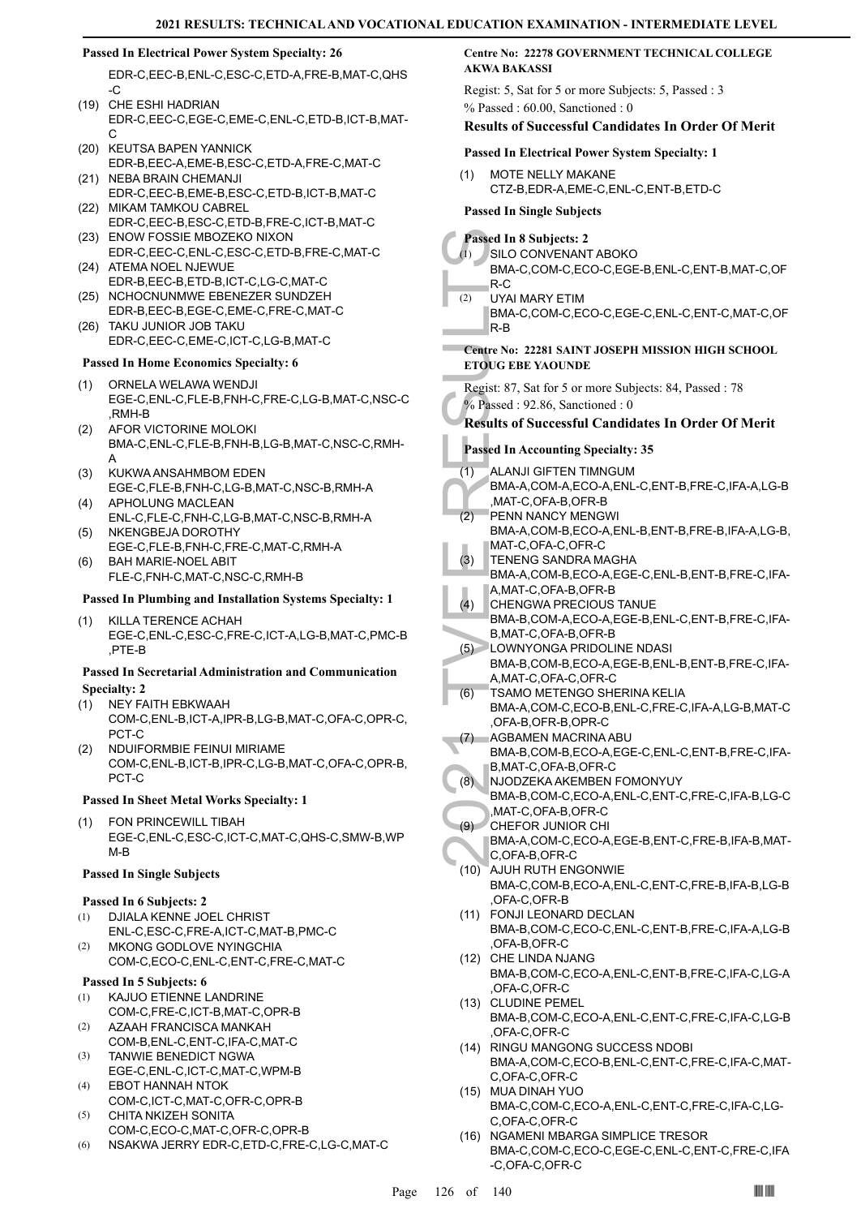**Passed In Electrical Power System Specialty: 26**

EDR-C,EEC-B,ENL-C,ESC-C,ETD-A,FRE-B,MAT-C,QHS-C

(19) CHE ESHI HADRIAN
EDR-C,EEC-C,EGE-C,EME-C,ENL-C,ETD-B,ICT-B,MAT-C

(20) KEUTSA BAPEN YANNICK
EDR-B,EEC-A,EME-B,ESC-C,ETD-A,FRE-C,MAT-C

(21) NEBA BRAIN CHEMANJI
EDR-C,EEC-B,EME-B,ESC-C,ETD-B,ICT-B,MAT-C

(22) MIKAM TAMKOU CABREL
EDR-C,EEC-B,ESC-C,ETD-B,FRE-C,ICT-B,MAT-C

(23) ENOW FOSSIE MBOZEKO NIXON
EDR-C,EEC-C,ENL-C,ESC-C,ETD-B,FRE-C,MAT-C

(24) ATEMA NOEL NJEWUE
EDR-B,EEC-B,ETD-B,ICT-C,LG-C,MAT-C

(25) NCHOCNUNMWE EBENEZER SUNDZEH
EDR-B,EEC-B,EGE-C,EME-C,FRE-C,MAT-C

(26) TAKU JUNIOR JOB TAKU
EDR-C,EEC-C,EME-C,ICT-C,LG-B,MAT-C

**Passed In Home Economics Specialty: 6**

(1) ORNELA WELAWA WENDJI
EGE-C,ENL-C,FLE-B,FNH-C,FRE-C,LG-B,MAT-C,NSC-C,RMH-B

(2) AFOR VICTORINE MOLOKI
BMA-C,ENL-C,FLE-B,FNH-B,LG-B,MAT-C,NSC-C,RMH-A

(3) KUKWA ANSAHMBOM EDEN
EGE-C,FLE-B,FNH-C,LG-B,MAT-C,NSC-B,RMH-A

(4) APHOLUNG MACLEAN
ENL-C,FLE-C,FNH-C,LG-B,MAT-C,NSC-B,RMH-A

(5) NKENGBEJA DOROTHY
EGE-C,FLE-B,FNH-C,FRE-C,MAT-C,RMH-A

(6) BAH MARIE-NOEL ABIT
FLE-C,FNH-C,MAT-C,NSC-C,RMH-B

**Passed In Plumbing and Installation Systems Specialty: 1**

(1) KILLA TERENCE ACHAH
EGE-C,ENL-C,ESC-C,FRE-C,ICT-A,LG-B,MAT-C,PMC-B,PTE-B

**Passed In Secretarial Administration and Communication Specialty: 2**

(1) NEY FAITH EBKWAAH
COM-C,ENL-B,ICT-A,IPR-B,LG-B,MAT-C,OFA-C,OPR-C,PCT-C

(2) NDUIFORMBIE FEINUI MIRIAME
COM-C,ENL-B,ICT-B,IPR-C,LG-B,MAT-C,OFA-C,OPR-B,PCT-C

**Passed In Sheet Metal Works Specialty: 1**

(1) FON PRINCEWILL TIBAH
EGE-C,ENL-C,ESC-C,ICT-C,MAT-C,QHS-C,SMW-B,WPM-B

**Passed In Single Subjects**

**Passed In 6 Subjects: 2**

(1) DJIALA KENNE JOEL CHRIST
ENL-C,ESC-C,FRE-A,ICT-C,MAT-B,PMC-C

(2) MKONG GODLOVE NYINGCHIA
COM-C,ECO-C,ENL-C,ENT-C,FRE-C,MAT-C

**Passed In 5 Subjects: 6**

(1) KAJUO ETIENNE LANDRINE
COM-C,FRE-C,ICT-B,MAT-C,OPR-B

(2) AZAAH FRANCISCA MANKAH
COM-B,ENL-C,ENT-C,IFA-C,MAT-C

(3) TANWIE BENEDICT NGWA
EGE-C,ENL-C,ICT-C,MAT-C,WPM-B

(4) EBOT HANNAH NTOK
COM-C,ICT-C,MAT-C,OFR-C,OPR-B

(5) CHITA NKIZEH SONITA
COM-C,ECO-C,MAT-C,OFR-C,OPR-B

(6) NSAKWA JERRY EDR-C,ETD-C,FRE-C,LG-C,MAT-C

**Centre No: 22278 GOVERNMENT TECHNICAL COLLEGE AKWA BAKASSI**

Regist: 5, Sat for 5 or more Subjects: 5, Passed : 3
% Passed : 60.00, Sanctioned : 0

### Results of Successful Candidates In Order Of Merit

**Passed In Electrical Power System Specialty: 1**

(1) MOTE NELLY MAKANE
CTZ-B,EDR-A,EME-C,ENL-C,ENT-B,ETD-C

**Passed In Single Subjects**

**Passed In 8 Subjects: 2**

(1) SILO CONVENANT ABOKO
BMA-C,COM-C,ECO-C,EGE-B,ENL-C,ENT-B,MAT-C,OFR-C

(2) UYAI MARY ETIM
BMA-C,COM-C,ECO-C,EGE-C,ENL-C,ENT-C,MAT-C,OFR-B

**Centre No: 22281 SAINT JOSEPH MISSION HIGH SCHOOL ETOUG EBE YAOUNDE**

Regist: 87, Sat for 5 or more Subjects: 84, Passed : 78
% Passed : 92.86, Sanctioned : 0

### Results of Successful Candidates In Order Of Merit

**Passed In Accounting Specialty: 35**

(1) ALANJI GIFTEN TIMNGUM
BMA-A,COM-A,ECO-A,ENL-C,ENT-B,FRE-C,IFA-A,LG-B,MAT-C,OFA-B,OFR-B

(2) PENN NANCY MENGWI
BMA-A,COM-B,ECO-A,ENL-B,ENT-B,FRE-B,IFA-A,LG-B,MAT-C,OFA-C,OFR-C

(3) TENENG SANDRA MAGHA
BMA-A,COM-B,ECO-A,EGE-C,ENL-B,ENT-B,FRE-C,IFA-A,MAT-C,OFA-B,OFR-B

(4) CHENGWA PRECIOUS TANUE
BMA-B,COM-A,ECO-A,EGE-B,ENL-C,ENT-B,FRE-C,IFA-B,MAT-C,OFA-B,OFR-B

(5) LOWNYONGA PRIDOLINE NDASI
BMA-B,COM-B,ECO-A,EGE-B,ENL-B,ENT-B,FRE-C,IFA-A,MAT-C,OFA-C,OFR-C

(6) TSAMO METENGO SHERINA KELIA
BMA-A,COM-C,ECO-B,ENL-C,FRE-C,IFA-A,LG-B,MAT-C,OFA-B,OFR-B,OPR-C

(7) AGBAMEN MACRINA ABU
BMA-B,COM-B,ECO-A,EGE-C,ENL-C,ENT-B,FRE-C,IFA-B,MAT-C,OFA-B,OFR-C

(8) NJODZEKA AKEMBEN FOMONYUY
BMA-B,COM-C,ECO-A,ENL-C,ENT-C,FRE-C,IFA-B,LG-C,MAT-C,OFA-B,OFR-C

(9) CHEFOR JUNIOR CHI
BMA-A,COM-C,ECO-A,EGE-B,ENT-C,FRE-B,IFA-B,MAT-C,OFA-B,OFR-C

(10) AJUH RUTH ENGONWIE
BMA-C,COM-B,ECO-A,ENL-C,ENT-C,FRE-B,IFA-B,LG-B,OFA-C,OFR-B

(11) FONJI LEONARD DECLAN
BMA-B,COM-C,ECO-C,ENL-C,ENT-B,FRE-C,IFA-A,LG-B,OFA-B,OFR-C

(12) CHE LINDA NJANG
BMA-B,COM-C,ECO-A,ENL-C,ENT-B,FRE-C,IFA-C,LG-A,OFA-C,OFR-C

(13) CLUDINE PEMEL
BMA-B,COM-C,ECO-A,ENL-C,ENT-C,FRE-C,IFA-C,LG-B,OFA-C,OFR-C

(14) RINGU MANGONG SUCCESS NDOBI
BMA-A,COM-C,ECO-B,ENL-C,ENT-C,FRE-C,IFA-C,MAT-C,OFA-C,OFR-C

(15) MUA DINAH YUO
BMA-C,COM-C,ECO-A,ENL-C,ENT-C,FRE-C,IFA-C,LG-C,OFA-C,OFR-C

(16) NGAMENI MBARGA SIMPLICE TRESOR
BMA-C,COM-C,ECO-C,EGE-C,ENL-C,ENT-C,FRE-C,IFA-C,OFA-C,OFR-C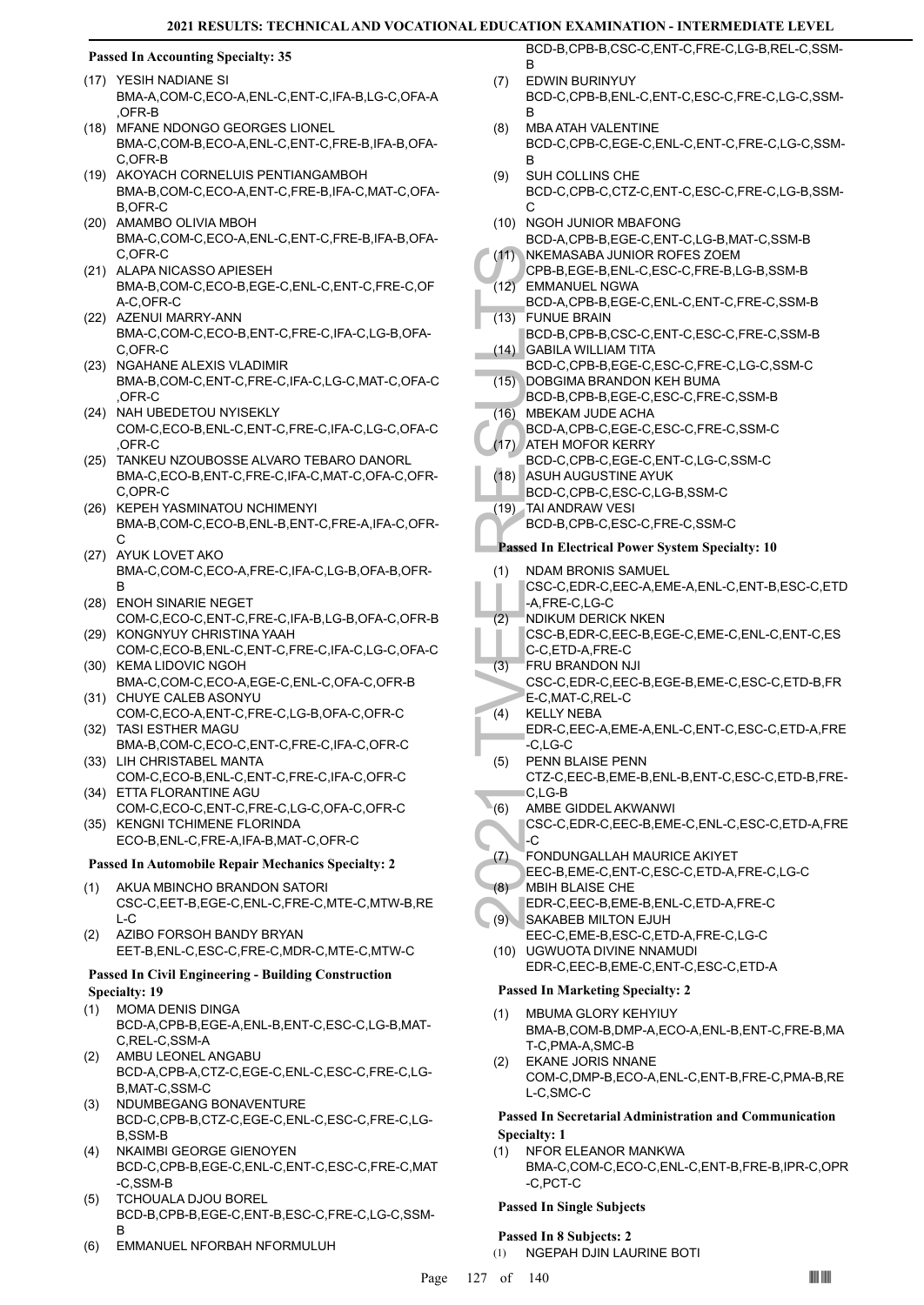### Passed In Accounting Specialty: 35

(17) YESIH NADIANE SI
BMA-A,COM-C,ECO-A,ENL-C,ENT-C,IFA-B,LG-C,OFA-A,OFR-B

(18) MFANE NDONGO GEORGES LIONEL
BMA-C,COM-B,ECO-A,ENL-C,ENT-C,FRE-B,IFA-B,OFA-C,OFR-B

(19) AKOYACH CORNELUIS PENTIANGAMBOH
BMA-B,COM-C,ECO-A,ENT-C,FRE-B,IFA-C,MAT-C,OFA-B,OFR-C

(20) AMAMBO OLIVIA MBOH
BMA-C,COM-C,ECO-A,ENL-C,ENT-C,FRE-B,IFA-B,OFA-C,OFR-C

(21) ALAPA NICASSO APIESEH
BMA-B,COM-C,ECO-B,EGE-C,ENL-C,ENT-C,FRE-C,OFA-C,OFR-C

(22) AZENUI MARRY-ANN
BMA-C,COM-C,ECO-B,ENT-C,FRE-C,IFA-C,LG-B,OFA-C,OFR-C

(23) NGAHANE ALEXIS VLADIMIR
BMA-B,COM-C,ENT-C,FRE-C,IFA-C,LG-C,MAT-C,OFA-C,OFR-C

(24) NAH UBEDETOU NYISEKLY
COM-C,ECO-B,ENL-C,ENT-C,FRE-C,IFA-C,LG-C,OFA-C,OFR-C

(25) TANKEU NZOUBOSSE ALVARO TEBARO DANORL
BMA-C,ECO-B,ENT-C,FRE-C,IFA-C,MAT-C,OFA-C,OFR-C,OPR-C

(26) KEPEH YASMINATOU NCHIMENYI
BMA-B,COM-C,ECO-B,ENL-B,ENT-C,FRE-A,IFA-C,OFR-C

(27) AYUK LOVET AKO
BMA-C,COM-C,ECO-A,FRE-C,IFA-C,LG-B,OFA-B,OFR-B

(28) ENOH SINARIE NEGET
COM-C,ECO-C,ENT-C,FRE-C,IFA-B,LG-B,OFA-C,OFR-B

(29) KONGNYUY CHRISTINA YAAH
COM-C,ECO-B,ENL-C,ENT-C,FRE-C,IFA-C,LG-C,OFA-C

(30) KEMA LIDOVIC NGOH
BMA-C,COM-C,ECO-A,EGE-C,ENL-C,OFA-C,OFR-B

(31) CHUYE CALEB ASONYU
COM-C,ECO-A,ENT-C,FRE-C,LG-B,OFA-C,OFR-C

(32) TASI ESTHER MAGU
BMA-B,COM-C,ECO-C,ENT-C,FRE-C,IFA-C,OFR-C

(33) LIH CHRISTABEL MANTA
COM-C,ECO-B,ENL-C,ENT-C,FRE-C,IFA-C,OFR-C

(34) ETTA FLORANTINE AGU
COM-C,ECO-C,ENT-C,FRE-C,LG-C,OFA-C,OFR-C

(35) KENGNI TCHIMENE FLORINDA
ECO-B,ENL-C,FRE-A,IFA-B,MAT-C,OFR-C

### Passed In Automobile Repair Mechanics Specialty: 2

(1) AKUA MBINCHO BRANDON SATORI
CSC-C,EET-B,EGE-C,ENL-C,FRE-C,MTE-C,MTW-B,REL-C

(2) AZIBO FORSOH BANDY BRYAN
EET-B,ENL-C,ESC-C,FRE-C,MDR-C,MTE-C,MTW-C

### Passed In Civil Engineering - Building Construction Specialty: 19

(1) MOMA DENIS DINGA
BCD-A,CPB-B,EGE-A,ENL-B,ENT-C,ESC-C,LG-B,MAT-C,REL-C,SSM-A

(2) AMBU LEONEL ANGABU
BCD-A,CPB-A,CTZ-C,EGE-C,ENL-C,ESC-C,FRE-C,LG-B,MAT-C,SSM-C

(3) NDUMBEGANG BONAVENTURE
BCD-C,CPB-B,CTZ-C,EGE-C,ENL-C,ESC-C,FRE-C,LG-B,SSM-B

(4) NKAIMBI GEORGE GIENOYEN
BCD-C,CPB-B,EGE-C,ENL-C,ENT-C,ESC-C,FRE-C,MAT-C,SSM-B

(5) TCHOUALA DJOU BOREL
BCD-B,CPB-B,EGE-C,ENT-B,ESC-C,FRE-C,LG-C,SSM-B

(6) EMMANUEL NFORBAH NFORMULUH
BCD-B,CPB-B,CSC-C,ENT-C,FRE-C,LG-B,REL-C,SSM-B

(7) EDWIN BURINYUY
BCD-C,CPB-B,ENL-C,ENT-C,ESC-C,FRE-C,LG-C,SSM-B

(8) MBA ATAH VALENTINE
BCD-C,CPB-C,EGE-C,ENL-C,ENT-C,FRE-C,LG-C,SSM-B

(9) SUH COLLINS CHE
BCD-C,CPB-C,CTZ-C,ENT-C,ESC-C,FRE-C,LG-B,SSM-C

(10) NGOH JUNIOR MBAFONG
BCD-A,CPB-B,EGE-C,ENT-C,LG-B,MAT-C,SSM-B

(11) NKEMASABA JUNIOR ROFES ZOEM
CPB-B,EGE-B,ENL-C,ESC-C,FRE-B,LG-B,SSM-B

(12) EMMANUEL NGWA
BCD-A,CPB-B,EGE-C,ENL-C,ENT-C,FRE-C,SSM-B

(13) FUNUE BRAIN
BCD-B,CPB-B,CSC-C,ENT-C,ESC-C,FRE-C,SSM-B

(14) GABILA WILLIAM TITA
BCD-C,CPB-B,EGE-C,ESC-C,FRE-C,LG-C,SSM-C

(15) DOBGIMA BRANDON KEH BUMA
BCD-B,CPB-B,EGE-C,ESC-C,FRE-C,SSM-B

(16) MBEKAM JUDE ACHA
BCD-A,CPB-C,EGE-C,ESC-C,FRE-C,SSM-C

(17) ATEH MOFOR KERRY
BCD-C,CPB-C,EGE-C,ENT-C,LG-C,SSM-C

(18) ASUH AUGUSTINE AYUK
BCD-C,CPB-C,ESC-C,LG-B,SSM-C

(19) TAI ANDRAW VESI
BCD-B,CPB-C,ESC-C,FRE-C,SSM-C

### Passed In Electrical Power System Specialty: 10

(1) NDAM BRONIS SAMUEL
CSC-C,EDR-C,EEC-A,EME-A,ENL-C,ENT-B,ESC-C,ETD-A,FRE-C,LG-C

(2) NDIKUM DERICK NKEN
CSC-B,EDR-C,EEC-B,EGE-C,EME-C,ENL-C,ENT-C,ESC-C,ETD-A,FRE-C

(3) FRU BRANDON NJI
CSC-C,EDR-C,EEC-B,EGE-B,EME-C,ESC-C,ETD-B,FRE-C,MAT-C,REL-C

(4) KELLY NEBA
EDR-C,EEC-A,EME-A,ENL-C,ENT-C,ESC-C,ETD-A,FRE-C,LG-C

(5) PENN BLAISE PENN
CTZ-C,EEC-B,EME-B,ENL-B,ENT-C,ESC-C,ETD-B,FRE-C,LG-B

(6) AMBE GIDDEL AKWANWI
CSC-C,EDR-C,EEC-B,EME-C,ENL-C,ESC-C,ETD-A,FRE-C

(7) FONDUNGALLAH MAURICE AKIYET
EEC-B,EME-C,ENT-C,ESC-C,ETD-A,FRE-C,LG-C

(8) MBIH BLAISE CHE
EDR-C,EEC-B,EME-B,ENL-C,ETD-A,FRE-C

(9) SAKABEB MILTON EJUH
EEC-C,EME-B,ESC-C,ETD-A,FRE-C,LG-C

(10) UGWUOTA DIVINE NNAMUDI
EDR-C,EEC-B,EME-C,ENT-C,ESC-C,ETD-A

### Passed In Marketing Specialty: 2

(1) MBUMA GLORY KEHYIUY
BMA-B,COM-B,DMP-A,ECO-A,ENL-B,ENT-C,FRE-B,MAT-C,PMA-A,SMC-B

(2) EKANE JORIS NNANE
COM-C,DMP-B,ECO-A,ENL-C,ENT-B,FRE-C,PMA-B,REL-C,SMC-C

### Passed In Secretarial Administration and Communication Specialty: 1

(1) NFOR ELEANOR MANKWA
BMA-C,COM-C,ECO-C,ENL-C,ENT-B,FRE-B,IPR-C,OPR-C,PCT-C

### Passed In Single Subjects

### Passed In 8 Subjects: 2

(1) NGEPAH DJIN LAURINE BOTI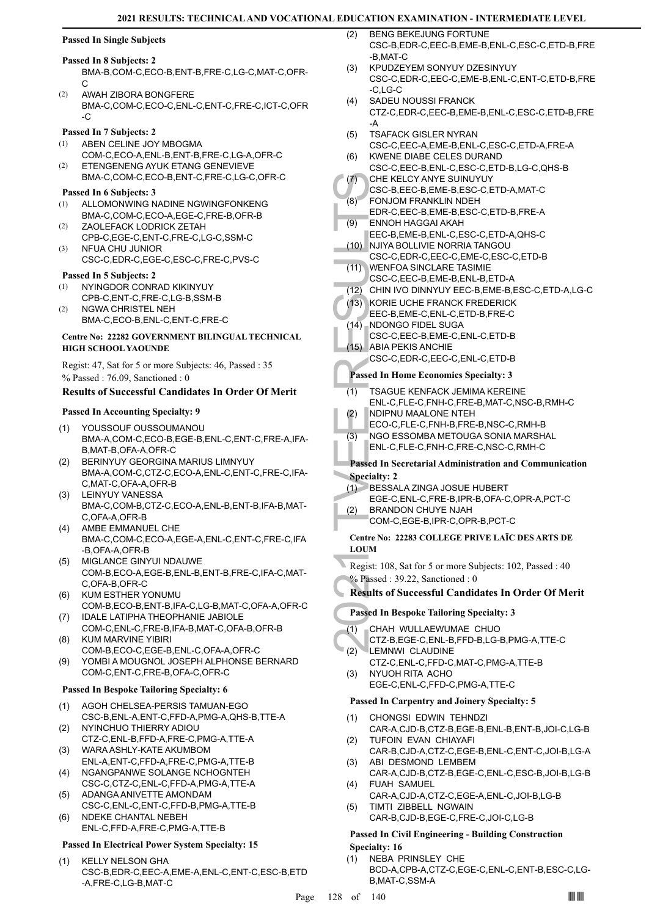### Passed In Single Subjects

#### Passed In 8 Subjects: 2

BMA-B,COM-C,ECO-B,ENT-B,FRE-C,LG-C,MAT-C,OFR-C

(2) AWAH ZIBORA BONGFERE
BMA-C,COM-C,ECO-C,ENL-C,ENT-C,FRE-C,ICT-C,OFR-C

#### Passed In 7 Subjects: 2

(1) ABEN CELINE JOY MBOGMA
COM-C,ECO-A,ENL-B,ENT-B,FRE-C,LG-A,OFR-C
(2) ETENGENENG AYUK ETANG GENEVIEVE
BMA-C,COM-C,ECO-B,ENT-C,FRE-C,LG-C,OFR-C

#### Passed In 6 Subjects: 3

(1) ALLOMONWING NADINE NGWINGFONKENG
BMA-C,COM-C,ECO-A,EGE-C,FRE-B,OFR-B
(2) ZAOLEFACK LODRICK ZETAH
CPB-C,EGE-C,ENT-C,FRE-C,LG-C,SSM-C
(3) NFUA CHU JUNIOR
CSC-C,EDR-C,EGE-C,ESC-C,FRE-C,PVS-C

#### Passed In 5 Subjects: 2

(1) NYINGDOR CONRAD KIKINYUY
CPB-C,ENT-C,FRE-C,LG-B,SSM-B
(2) NGWA CHRISTEL NEH
BMA-C,ECO-B,ENL-C,ENT-C,FRE-C

## Centre No: 22282 GOVERNMENT BILINGUAL TECHNICAL HIGH SCHOOL YAOUNDE

Regist: 47, Sat for 5 or more Subjects: 46, Passed : 35
% Passed : 76.09, Sanctioned : 0

### Results of Successful Candidates In Order Of Merit

#### Passed In Accounting Specialty: 9

(1) YOUSSOUF OUSSOUMANOU
BMA-A,COM-C,ECO-B,EGE-B,ENL-C,ENT-C,FRE-A,IFA-B,MAT-B,OFA-A,OFR-C
(2) BERINYUY GEORGINA MARIUS LIMNYUY
BMA-A,COM-C,CTZ-C,ECO-A,ENL-C,ENT-C,FRE-C,IFA-C,MAT-C,OFA-A,OFR-B
(3) LEINYUY VANESSA
BMA-C,COM-B,CTZ-C,ECO-A,ENL-B,ENT-B,IFA-B,MAT-C,OFA-A,OFR-B
(4) AMBE EMMANUEL CHE
BMA-C,COM-C,ECO-A,EGE-A,ENL-C,ENT-C,FRE-C,IFA-B,OFA-A,OFR-B
(5) MIGLANCE GINYUI NDAUWE
COM-B,ECO-A,EGE-B,ENL-B,ENT-B,FRE-C,IFA-C,MAT-C,OFA-B,OFR-C
(6) KUM ESTHER YONUMU
COM-B,ECO-B,ENT-B,IFA-C,LG-B,MAT-C,OFA-A,OFR-C
(7) IDALE LATIPHA THEOPHANIE JABIOLE
COM-C,ENL-C,FRE-B,IFA-B,MAT-C,OFA-B,OFR-B
(8) KUM MARVINE YIBIRI
COM-B,ECO-C,EGE-B,ENL-C,OFA-A,OFR-C
(9) YOMBI A MOUGNOL JOSEPH ALPHONSE BERNARD
COM-C,ENT-C,FRE-B,OFA-C,OFR-C

#### Passed In Bespoke Tailoring Specialty: 6

(1) AGOH CHELSEA-PERSIS TAMUAN-EGO
CSC-B,ENL-A,ENT-C,FFD-A,PMG-A,QHS-B,TTE-A
(2) NYINCHUO THIERRY ADIOU
CTZ-C,ENL-B,FFD-A,FRE-C,PMG-A,TTE-A
(3) WARA ASHLY-KATE AKUMBOM
ENL-A,ENT-C,FFD-A,FRE-C,PMG-A,TTE-B
(4) NGANGPANWE SOLANGE NCHOGNTEH
CSC-C,CTZ-C,ENL-C,FFD-A,PMG-A,TTE-A
(5) ADANGA ANIVETTE AMONDAM
CSC-C,ENL-C,ENT-C,FFD-B,PMG-A,TTE-B
(6) NDEKE CHANTAL NEBEH
ENL-C,FFD-A,FRE-C,PMG-A,TTE-B

#### Passed In Electrical Power System Specialty: 15

(1) KELLY NELSON GHA
CSC-B,EDR-C,EEC-A,EME-A,ENL-C,ENT-C,ESC-B,ETD-A,FRE-C,LG-B,MAT-C
(2) BENG BEKEJUNG FORTUNE
CSC-B,EDR-C,EEC-B,EME-B,ENL-C,ESC-C,ETD-B,FRE-B,MAT-C
(3) KPUDZEYEM SONYUY DZESINYUY
CSC-C,EDR-C,EEC-C,EME-B,ENL-C,ENT-C,ETD-B,FRE-C,LG-C
(4) SADEU NOUSSI FRANCK
CTZ-C,EDR-C,EEC-B,EME-B,ENL-C,ESC-C,ETD-B,FRE-A
(5) TSAFACK GISLER NYRAN
CSC-C,EEC-A,EME-B,ENL-C,ESC-C,ETD-A,FRE-A
(6) KWENE DIABE CELES DURAND
CSC-C,EEC-B,ENL-C,ESC-C,ETD-B,LG-C,QHS-B
(7) CHE KELCY ANYE SUINUYUY
CSC-B,EEC-B,EME-B,ESC-C,ETD-A,MAT-C
(8) FONJOM FRANKLIN NDEH
EDR-C,EEC-B,EME-B,ESC-C,ETD-B,FRE-A
(9) ENNOH HAGGAI AKAH
EEC-B,EME-B,ENL-C,ESC-C,ETD-A,QHS-C
(10) NJIYA BOLLIVIE NORRIA TANGOU
CSC-C,EDR-C,EEC-C,EME-C,ESC-C,ETD-B
(11) WENFOA SINCLARE TASIMIE
CSC-C,EEC-B,EME-B,ENL-B,ETD-A
(12) CHIN IVO DINNYUY EEC-B,EME-B,ESC-C,ETD-A,LG-C
(13) KORIE UCHE FRANCK FREDERICK
EEC-B,EME-C,ENL-C,ETD-B,FRE-C
(14) NDONGO FIDEL SUGA
CSC-C,EEC-B,EME-C,ENL-C,ETD-B
(15) ABIA PEKIS ANCHIE
CSC-C,EDR-C,EEC-C,ENL-C,ETD-B

#### Passed In Home Economics Specialty: 3

(1) TSAGUE KENFACK JEMIMA KEREINE
ENL-C,FLE-C,FNH-C,FRE-B,MAT-C,NSC-B,RMH-C
(2) NDIPNU MAALONE NTEH
ECO-C,FLE-C,FNH-B,FRE-B,NSC-C,RMH-B
(3) NGO ESSOMBA METOUGA SONIA MARSHAL
ENL-C,FLE-C,FNH-C,FRE-C,NSC-C,RMH-C

#### Passed In Secretarial Administration and Communication Specialty: 2

(1) BESSALA ZINGA JOSUE HUBERT
EGE-C,ENL-C,FRE-B,IPR-B,OFA-C,OPR-A,PCT-C
(2) BRANDON CHUYE NJAH
COM-C,EGE-B,IPR-C,OPR-B,PCT-C

## Centre No: 22283 COLLEGE PRIVE LAÏC DES ARTS DE LOUM

Regist: 108, Sat for 5 or more Subjects: 102, Passed : 40
% Passed : 39.22, Sanctioned : 0

### Results of Successful Candidates In Order Of Merit

#### Passed In Bespoke Tailoring Specialty: 3

(1) CHAH WULLAEWUMAE CHUO
CTZ-B,EGE-C,ENL-B,FFD-B,LG-B,PMG-A,TTE-C
(2) LEMNWI CLAUDINE
CTZ-C,ENL-C,FFD-C,MAT-C,PMG-A,TTE-B
(3) NYUOH RITA ACHO
EGE-C,ENL-C,FFD-C,PMG-A,TTE-C

#### Passed In Carpentry and Joinery Specialty: 5

(1) CHONGSI EDWIN TEHNDZI
CAR-A,CJD-B,CTZ-B,EGE-B,ENL-B,ENT-B,JOI-C,LG-B
(2) TUFOIN EVAN CHIAYAFI
CAR-B,CJD-A,CTZ-C,EGE-B,ENL-C,ENT-C,JOI-B,LG-A
(3) ABI DESMOND LEMBEM
CAR-A,CJD-B,CTZ-B,EGE-C,ENL-C,ESC-B,JOI-B,LG-B
(4) FUAH SAMUEL
CAR-A,CJD-A,CTZ-C,EGE-A,ENL-C,JOI-B,LG-B
(5) TIMTI ZIBBELL NGWAIN
CAR-B,CJD-B,EGE-C,FRE-C,JOI-C,LG-B

#### Passed In Civil Engineering - Building Construction Specialty: 16

(1) NEBA PRINSLEY CHE
BCD-A,CPB-A,CTZ-C,EGE-C,ENL-C,ENT-B,ESC-C,LG-B,MAT-C,SSM-A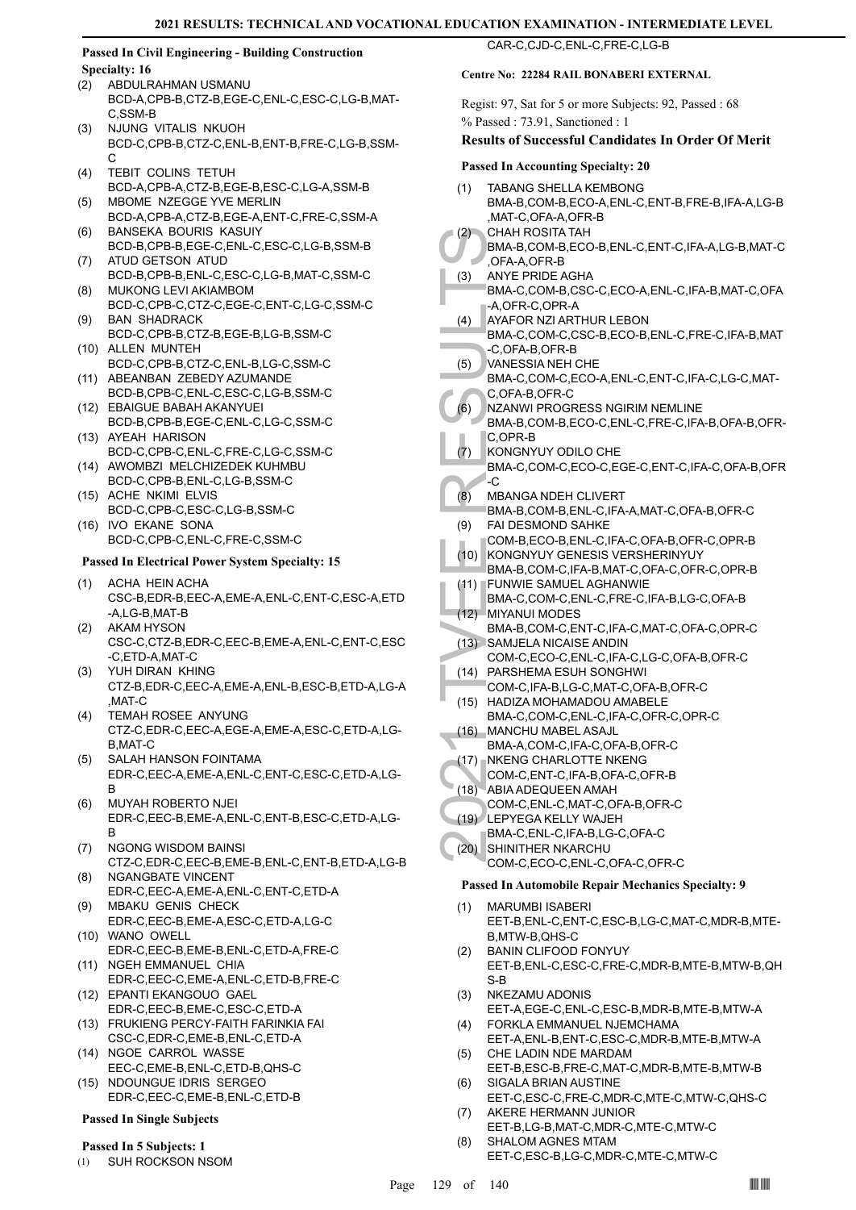### Passed In Civil Engineering - Building Construction Specialty: 16

(2) ABDULRAHMAN USMANU
BCD-A,CPB-B,CTZ-B,EGE-C,ENL-C,ESC-C,LG-B,MAT-C,SSM-B
(3) NJUNG VITALIS NKUOH
BCD-C,CPB-B,CTZ-C,ENL-B,ENT-B,FRE-C,LG-B,SSM-C
(4) TEBIT COLINS TETUH
BCD-A,CPB-A,CTZ-B,EGE-B,ESC-C,LG-A,SSM-B
(5) MBOME NZEGGE YVE MERLIN
BCD-A,CPB-A,CTZ-B,EGE-A,ENT-C,FRE-C,SSM-A
(6) BANSEKA BOURIS KASUIY
BCD-B,CPB-B,EGE-C,ENL-C,ESC-C,LG-B,SSM-B
(7) ATUD GETSON ATUD
BCD-B,CPB-B,ENL-C,ESC-C,LG-B,MAT-C,SSM-C
(8) MUKONG LEVI AKIAMBOM
BCD-C,CPB-C,CTZ-C,EGE-C,ENT-C,LG-C,SSM-C
(9) BAN SHADRACK
BCD-C,CPB-B,CTZ-B,EGE-B,LG-B,SSM-C
(10) ALLEN MUNTEH
BCD-C,CPB-B,CTZ-C,ENL-B,LG-C,SSM-C
(11) ABEANBAN ZEBEDY AZUMANDE
BCD-B,CPB-C,ENL-C,ESC-C,LG-B,SSM-C
(12) EBAIGUE BABAH AKANYUEI
BCD-B,CPB-B,EGE-C,ENL-C,LG-C,SSM-C
(13) AYEAH HARISON
BCD-C,CPB-C,ENL-C,FRE-C,LG-C,SSM-C
(14) AWOMBZI MELCHIZEDEK KUHMBU
BCD-C,CPB-B,ENL-C,LG-B,SSM-C
(15) ACHE NKIMI ELVIS
BCD-C,CPB-C,ESC-C,LG-B,SSM-C
(16) IVO EKANE SONA
BCD-C,CPB-C,ENL-C,FRE-C,SSM-C

### Passed In Electrical Power System Specialty: 15

(1) ACHA HEIN ACHA
CSC-B,EDR-B,EEC-A,EME-A,ENL-C,ENT-C,ESC-A,ETD-A,LG-B,MAT-B
(2) AKAM HYSON
CSC-C,CTZ-B,EDR-C,EEC-B,EME-A,ENL-C,ENT-C,ESC-C,ETD-A,MAT-C
(3) YUH DIRAN KHING
CTZ-B,EDR-C,EEC-A,EME-A,ENL-B,ESC-B,ETD-A,LG-A,MAT-C
(4) TEMAH ROSEE ANYUNG
CTZ-C,EDR-C,EEC-A,EGE-A,EME-A,ESC-C,ETD-A,LG-B,MAT-C
(5) SALAH HANSON FOINTAMA
EDR-C,EEC-A,EME-A,ENL-C,ENT-C,ESC-C,ETD-A,LG-B
(6) MUYAH ROBERTO NJEI
EDR-C,EEC-B,EME-A,ENL-C,ENT-B,ESC-C,ETD-A,LG-B
(7) NGONG WISDOM BAINSI
CTZ-C,EDR-C,EEC-B,EME-B,ENL-C,ENT-B,ETD-A,LG-B
(8) NGANGBATE VINCENT
EDR-C,EEC-A,EME-A,ENL-C,ENT-C,ETD-A
(9) MBAKU GENIS CHECK
EDR-C,EEC-B,EME-A,ESC-C,ETD-A,LG-C
(10) WANO OWELL
EDR-C,EEC-B,EME-B,ENL-C,ETD-A,FRE-C
(11) NGEH EMMANUEL CHIA
EDR-C,EEC-C,EME-A,ENL-C,ETD-B,FRE-C
(12) EPANTI EKANGOUO GAEL
EDR-C,EEC-B,EME-C,ESC-C,ETD-A
(13) FRUKIENG PERCY-FAITH FARINKIA FAI
CSC-C,EDR-C,EME-B,ENL-C,ETD-A
(14) NGOE CARROL WASSE
EEC-C,EME-B,ENL-C,ETD-B,QHS-C
(15) NDOUNGUE IDRIS SERGEO
EDR-C,EEC-C,EME-B,ENL-C,ETD-B

### Passed In Single Subjects

#### Passed In 5 Subjects: 1

(1) SUH ROCKSON NSOM
CAR-C,CJD-C,ENL-C,FRE-C,LG-B

### Centre No: 22284 RAIL BONABERI EXTERNAL

Regist: 97, Sat for 5 or more Subjects: 92, Passed : 68
% Passed : 73.91, Sanctioned : 1

### Results of Successful Candidates In Order Of Merit

#### Passed In Accounting Specialty: 20

(1) TABANG SHELLA KEMBONG
BMA-B,COM-B,ECO-A,ENL-C,ENT-B,FRE-B,IFA-A,LG-B,MAT-C,OFA-A,OFR-B
(2) CHAH ROSITA TAH
BMA-B,COM-B,ECO-B,ENL-C,ENT-C,IFA-A,LG-B,MAT-C,OFA-A,OFR-B
(3) ANYE PRIDE AGHA
BMA-C,COM-B,CSC-B,ECO-A,ENL-C,IFA-B,MAT-C,OFA-A,OFR-C,OPR-A
(4) AYAFOR NZI ARTHUR LEBON
BMA-C,COM-C,CSC-B,ECO-B,ENL-C,FRE-C,IFA-B,MAT-C,OFA-B,OFR-B
(5) VANESSIA NEH CHE
BMA-C,COM-C,ECO-A,ENL-C,ENT-C,IFA-C,LG-C,MAT-C,OFA-B,OFR-C
(6) NZANWI PROGRESS NGIRIM NEMLINE
BMA-B,COM-B,ECO-C,ENL-C,FRE-C,IFA-B,OFA-B,OFR-C,OPR-B
(7) KONGNYUY ODILO CHE
BMA-C,COM-C,ECO-C,EGE-C,ENT-C,IFA-C,OFA-B,OFR-C
(8) MBANGA NDEH CLIVERT
BMA-B,COM-B,ENL-C,IFA-A,MAT-C,OFA-B,OFR-C
(9) FAI DESMOND SAHKE
COM-B,ECO-B,ENL-C,IFA-C,OFA-B,OFR-C,OPR-B
(10) KONGNYUY GENESIS VERSHERINYUY
BMA-B,COM-C,IFA-B,MAT-C,OFA-C,OFR-C,OPR-B
(11) FUNWIE SAMUEL AGHANWIE
BMA-C,COM-C,ENL-C,FRE-C,IFA-B,LG-C,OFA-B
(12) MIYANUI MODES
BMA-B,COM-C,ENT-C,IFA-C,MAT-C,OFA-C,OPR-C
(13) SAMJELA NICAISE ANDIN
COM-C,ECO-C,ENL-C,IFA-C,LG-C,OFA-B,OFR-C
(14) PARSHEMA ESUH SONGHWI
COM-C,IFA-B,LG-C,MAT-C,OFA-B,OFR-C
(15) HADIZA MOHAMADOU AMABELE
BMA-C,COM-C,ENL-C,IFA-C,OFR-C,OPR-C
(16) MANCHU MABEL ASAJL
BMA-A,COM-C,IFA-C,OFA-B,OFR-C
(17) NKENG CHARLOTTE NKENG
COM-C,ENT-C,IFA-B,OFA-C,OFR-B
(18) ABIA ADEQUEEN AMAH
COM-C,ENL-C,MAT-C,OFA-B,OFR-C
(19) LEPYEGA KELLY WAJEH
BMA-C,ENL-C,IFA-B,LG-C,OFA-C
(20) SHINITHER NKARCHU
COM-C,ECO-C,ENL-C,OFA-C,OFR-C

#### Passed In Automobile Repair Mechanics Specialty: 9

(1) MARUMBI ISABERI
EET-B,ENL-C,ENT-C,ESC-B,LG-C,MAT-C,MDR-B,MTE-B,MTW-B,QHS-C
(2) BANIN CLIFOOD FONYUY
EET-B,ENL-C,ESC-C,FRE-C,MDR-B,MTE-B,MTW-B,QHS-B
(3) NKEZAMU ADONIS
EET-A,EGE-C,ENL-C,ESC-B,MDR-B,MTE-B,MTW-A
(4) FORKLA EMMANUEL NJEMCHAMA
EET-A,ENL-B,ENT-C,ESC-C,MDR-B,MTE-B,MTW-A
(5) CHE LADIN NDE MARDAM
EET-B,ESC-B,FRE-C,MAT-C,MDR-B,MTE-B,MTW-B
(6) SIGALA BRIAN AUSTINE
EET-C,ESC-C,FRE-C,MDR-C,MTE-C,MTW-C,QHS-C
(7) AKERE HERMANN JUNIOR
EET-B,LG-B,MAT-C,MDR-C,MTE-C,MTW-C
(8) SHALOM AGNES MTAM
EET-C,ESC-B,LG-C,MDR-C,MTE-C,MTW-C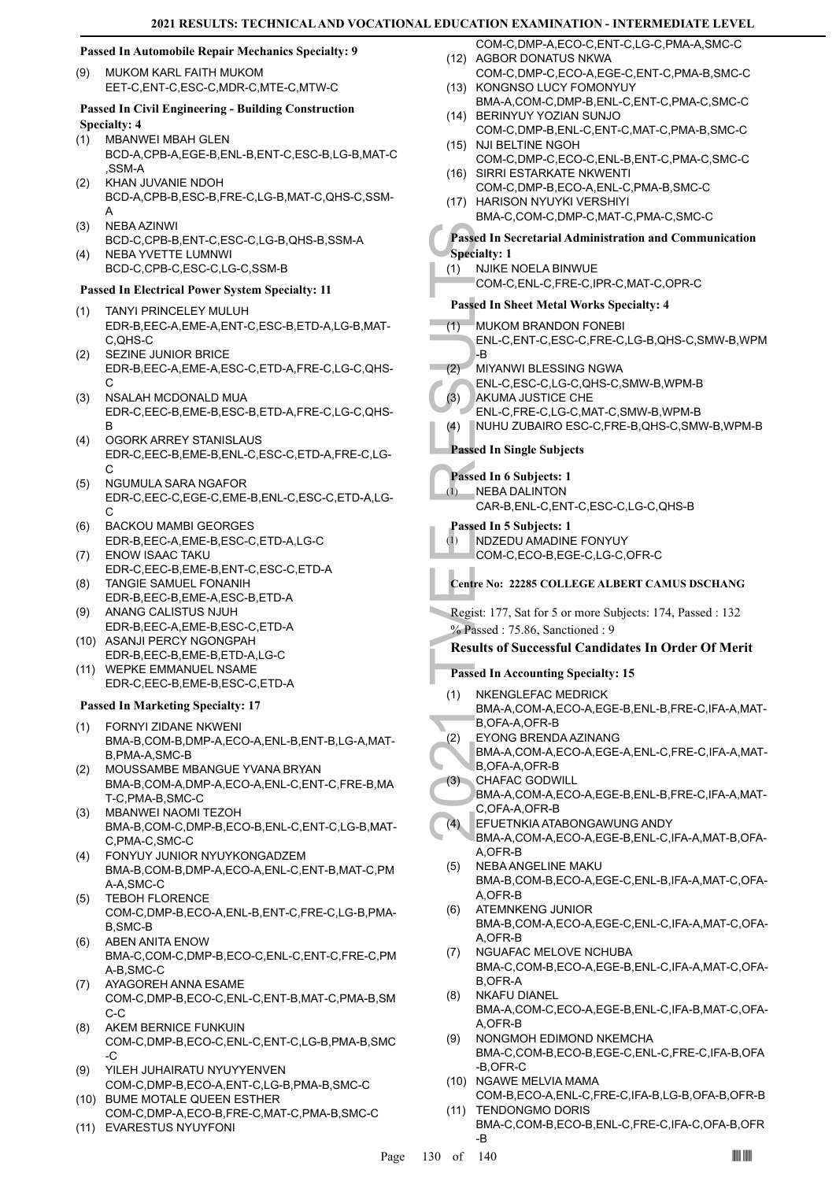**Passed In Automobile Repair Mechanics Specialty: 9**

(9) MUKOM KARL FAITH MUKOM
EET-C,ENT-C,ESC-C,MDR-C,MTE-C,MTW-C

**Passed In Civil Engineering - Building Construction Specialty: 4**

(1) MBANWEI MBAH GLEN
BCD-A,CPB-A,EGE-B,ENL-B,ENT-C,ESC-B,LG-B,MAT-C,SSM-A
(2) KHAN JUVANIE NDOH
BCD-A,CPB-B,ESC-B,FRE-C,LG-B,MAT-C,QHS-C,SSM-A
(3) NEBA AZINWI
BCD-C,CPB-B,ENT-C,ESC-C,LG-B,QHS-B,SSM-A
(4) NEBA YVETTE LUMNWI
BCD-C,CPB-C,ESC-C,LG-C,SSM-B

**Passed In Electrical Power System Specialty: 11**

(1) TANYI PRINCELEY MULUH
EDR-B,EEC-A,EME-A,ENT-C,ESC-B,ETD-A,LG-B,MAT-C,QHS-C
(2) SEZINE JUNIOR BRICE
EDR-B,EEC-A,EME-A,ESC-C,ETD-A,FRE-C,LG-C,QHS-C
(3) NSALAH MCDONALD MUA
EDR-C,EEC-B,EME-B,ESC-B,ETD-A,FRE-C,LG-C,QHS-B
(4) OGORK ARREY STANISLAUS
EDR-C,EEC-B,EME-B,ENL-C,ESC-C,ETD-A,FRE-C,LG-C
(5) NGUMULA SARA NGAFOR
EDR-C,EEC-C,EGE-C,EME-B,ENL-C,ESC-C,ETD-A,LG-C
(6) BACKOU MAMBI GEORGES
EDR-B,EEC-A,EME-B,ESC-C,ETD-A,LG-C
(7) ENOW ISAAC TAKU
EDR-C,EEC-B,EME-B,ENT-C,ESC-C,ETD-A
(8) TANGIE SAMUEL FONANIH
EDR-B,EEC-B,EME-A,ESC-B,ETD-A
(9) ANANG CALISTUS NJUH
EDR-B,EEC-A,EME-B,ESC-C,ETD-A
(10) ASANJI PERCY NGONGPAH
EDR-B,EEC-B,EME-B,ETD-A,LG-C
(11) WEPKE EMMANUEL NSAME
EDR-C,EEC-B,EME-B,ESC-C,ETD-A

**Passed In Marketing Specialty: 17**

(1) FORNYI ZIDANE NKWENI
BMA-B,COM-B,DMP-A,ECO-A,ENL-B,ENT-B,LG-A,MAT-B,PMA-A,SMC-B
(2) MOUSSAMBE MBANGUE YVANA BRYAN
BMA-B,COM-A,DMP-A,ECO-A,ENL-C,ENT-C,FRE-B,MAT-C,PMA-B,SMC-C
(3) MBANWEI NAOMI TEZOH
BMA-B,COM-C,DMP-B,ECO-B,ENL-C,ENT-C,LG-B,MAT-C,PMA-C,SMC-C
(4) FONYUY JUNIOR NYUYKONGADZEM
BMA-B,COM-B,DMP-A,ECO-A,ENL-C,ENT-B,MAT-C,PMA-A,SMC-C
(5) TEBOH FLORENCE
COM-C,DMP-B,ECO-A,ENL-B,ENT-C,FRE-C,LG-B,PMA-B,SMC-B
(6) ABEN ANITA ENOW
BMA-C,COM-C,DMP-B,ECO-C,ENL-C,ENT-C,FRE-C,PMA-B,SMC-C
(7) AYAGOREH ANNA ESAME
COM-C,DMP-B,ECO-C,ENL-C,ENT-B,MAT-C,PMA-B,SMC-C
(8) AKEM BERNICE FUNKUIN
COM-C,DMP-B,ECO-C,ENL-C,ENT-C,LG-B,PMA-B,SMC-C
(9) YILEH JUHAIRATU NYUYYENVEN
COM-C,DMP-B,ECO-A,ENT-C,LG-B,PMA-B,SMC-C
(10) BUME MOTALE QUEEN ESTHER
COM-C,DMP-A,ECO-B,FRE-C,MAT-C,PMA-B,SMC-C
(11) EVARESTUS NYUYFONI
COM-C,DMP-A,ECO-C,ENT-C,LG-C,PMA-A,SMC-C
(12) AGBOR DONATUS NKWA
COM-C,DMP-C,ECO-A,EGE-C,ENT-C,PMA-B,SMC-C
(13) KONGNSO LUCY FOMONYUY
BMA-A,COM-C,DMP-B,ENL-C,ENT-C,PMA-C,SMC-C
(14) BERINYUY YOZIAN SUNJO
COM-C,DMP-B,ENL-C,ENT-C,MAT-C,PMA-B,SMC-C
(15) NJI BELTINE NGOH
COM-C,DMP-C,ECO-C,ENL-B,ENT-C,PMA-C,SMC-C
(16) SIRRI ESTARKATE NKWENTI
COM-C,DMP-B,ECO-A,ENL-C,PMA-B,SMC-C
(17) HARISON NYUYKI VERSHIYI
BMA-C,COM-C,DMP-C,MAT-C,PMA-C,SMC-C

**Passed In Secretarial Administration and Communication Specialty: 1**

(1) NJIKE NOELA BINWUE
COM-C,ENL-C,FRE-C,IPR-C,MAT-C,OPR-C

**Passed In Sheet Metal Works Specialty: 4**

(1) MUKOM BRANDON FONEBI
ENL-C,ENT-C,ESC-C,FRE-C,LG-B,QHS-C,SMW-B,WPM-B
(2) MIYANWI BLESSING NGWA
ENL-C,ESC-C,LG-C,QHS-C,SMW-B,WPM-B
(3) AKUMA JUSTICE CHE
ENL-C,FRE-C,LG-C,MAT-C,SMW-B,WPM-B
(4) NUHU ZUBAIRO ESC-C,FRE-B,QHS-C,SMW-B,WPM-B

**Passed In Single Subjects**

**Passed In 6 Subjects: 1**

(1) NEBA DALINTON
CAR-B,ENL-C,ENT-C,ESC-C,LG-C,QHS-B

**Passed In 5 Subjects: 1**

(1) NDZEDU AMADINE FONYUY
COM-C,ECO-B,EGE-C,LG-C,OFR-C

**Centre No: 22285 COLLEGE ALBERT CAMUS DSCHANG**

Regist: 177, Sat for 5 or more Subjects: 174, Passed : 132
% Passed : 75.86, Sanctioned : 9

### Results of Successful Candidates In Order Of Merit

**Passed In Accounting Specialty: 15**

(1) NKENGLEFAC MEDRICK
BMA-A,COM-A,ECO-A,EGE-B,ENL-B,FRE-C,IFA-A,MAT-B,OFA-A,OFR-B
(2) EYONG BRENDA AZINANG
BMA-A,COM-A,ECO-A,EGE-A,ENL-C,FRE-C,IFA-A,MAT-B,OFA-A,OFR-B
(3) CHAFAC GODWILL
BMA-A,COM-A,ECO-A,EGE-B,ENL-B,FRE-C,IFA-A,MAT-C,OFA-A,OFR-B
(4) EFUETNKIA ATABONGAWUNG ANDY
BMA-A,COM-A,ECO-A,EGE-B,ENL-C,IFA-A,MAT-B,OFA-A,OFR-B
(5) NEBA ANGELINE MAKU
BMA-B,COM-B,ECO-A,EGE-C,ENL-B,IFA-A,MAT-C,OFA-A,OFR-B
(6) ATEMNKENG JUNIOR
BMA-B,COM-A,ECO-A,EGE-C,ENL-C,IFA-A,MAT-C,OFA-A,OFR-B
(7) NGUAFAC MELOVE NCHUBA
BMA-C,COM-B,ECO-A,EGE-B,ENL-C,IFA-A,MAT-C,OFA-B,OFR-A
(8) NKAFU DIANEL
BMA-A,COM-C,ECO-A,EGE-B,ENL-C,IFA-B,MAT-C,OFA-A,OFR-B
(9) NONGMOH EDIMOND NKEMCHA
BMA-C,COM-B,ECO-B,EGE-C,ENL-C,FRE-C,IFA-B,OFA-B,OFR-C
(10) NGAWE MELVIA MAMA
COM-B,ECO-A,ENL-C,FRE-C,IFA-B,LG-B,OFA-B,OFR-B
(11) TENDONGMO DORIS
BMA-C,COM-B,ECO-B,ENL-C,FRE-C,IFA-C,OFA-B,OFR-B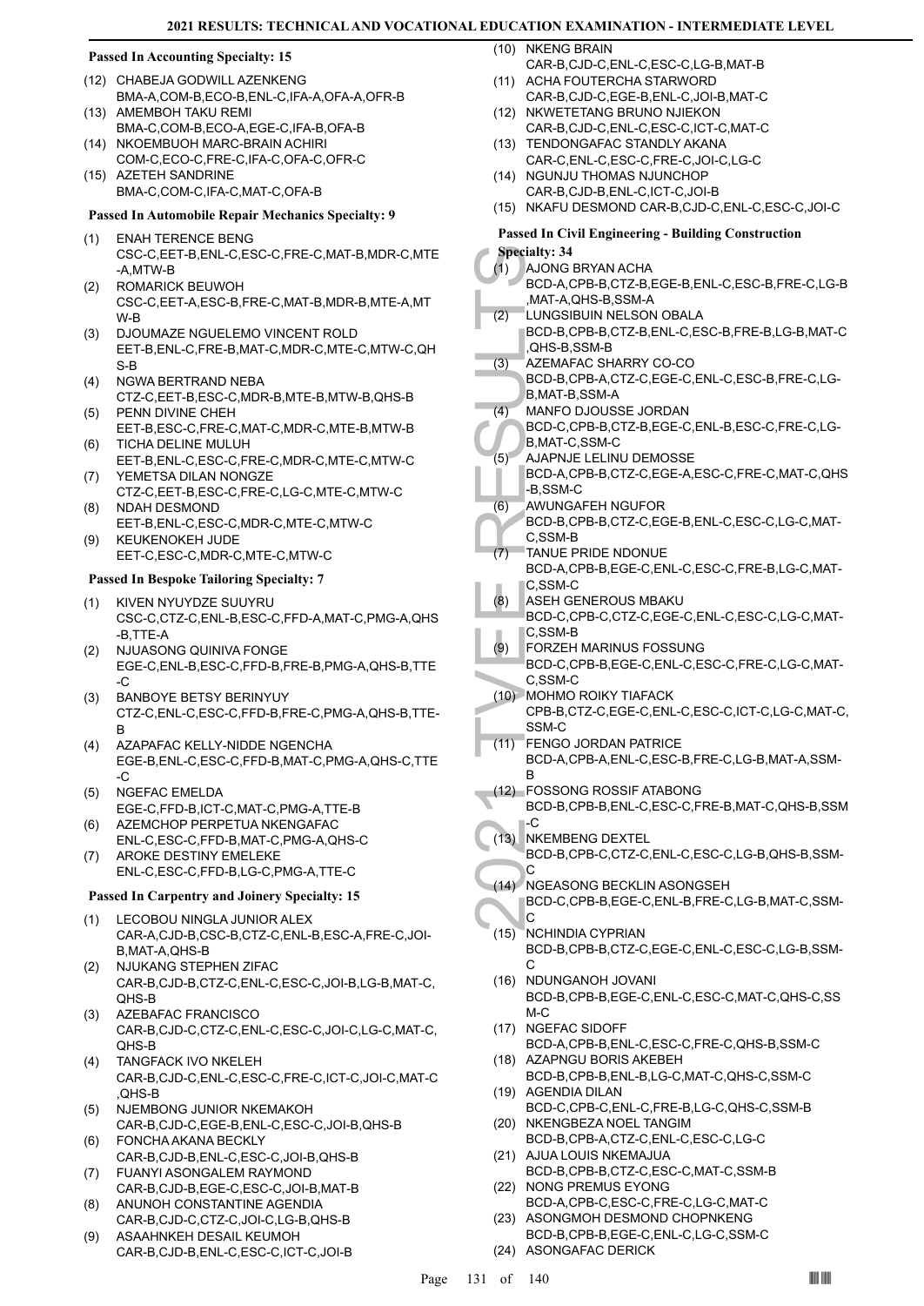### Passed In Accounting Specialty: 15

(12) CHABEJA GODWILL AZENKENG
BMA-A,COM-B,ECO-B,ENL-C,IFA-A,OFA-A,OFR-B

(13) AMEMBOH TAKU REMI
BMA-C,COM-B,ECO-A,EGE-C,IFA-B,OFA-B

(14) NKOEMBUOH MARC-BRAIN ACHIRI
COM-C,ECO-C,FRE-C,IFA-C,OFA-C,OFR-C

(15) AZETEH SANDRINE
BMA-C,COM-C,IFA-C,MAT-C,OFA-B

### Passed In Automobile Repair Mechanics Specialty: 9

(1) ENAH TERENCE BENG
CSC-C,EET-B,ENL-C,ESC-C,FRE-C,MAT-B,MDR-C,MTE-A,MTW-B

(2) ROMARICK BEUWOH
CSC-C,EET-A,ESC-B,FRE-C,MAT-B,MDR-B,MTE-A,MTW-B

(3) DJOUMAZE NGUELEMO VINCENT ROLD
EET-B,ENL-C,FRE-B,MAT-C,MDR-C,MTE-C,MTW-C,QHS-B

(4) NGWA BERTRAND NEBA
CTZ-C,EET-B,ESC-C,MDR-B,MTE-B,MTW-B,QHS-B

(5) PENN DIVINE CHEH
EET-B,ESC-C,FRE-C,MAT-C,MDR-C,MTE-B,MTW-B

(6) TICHA DELINE MULUH
EET-B,ENL-C,ESC-C,FRE-C,MDR-C,MTE-C,MTW-C

(7) YEMETSA DILAN NONGZE
CTZ-C,EET-B,ESC-C,FRE-C,LG-C,MTE-C,MTW-C

(8) NDAH DESMOND
EET-B,ENL-C,ESC-C,MDR-C,MTE-C,MTW-C

(9) KEUKENOKEH JUDE
EET-C,ESC-C,MDR-C,MTE-C,MTW-C

### Passed In Bespoke Tailoring Specialty: 7

(1) KIVEN NYUYDZE SUUYRU
CSC-C,CTZ-C,ENL-B,ESC-C,FFD-A,MAT-C,PMG-A,QHS-B,TTE-A

(2) NJUASONG QUINIVA FONGE
EGE-C,ENL-B,ESC-C,FFD-B,FRE-B,PMG-A,QHS-B,TTE-C

(3) BANBOYE BETSY BERINYUY
CTZ-C,ENL-C,ESC-C,FFD-B,FRE-C,PMG-A,QHS-B,TTE-B

(4) AZAPAFAC KELLY-NIDDE NGENCHA
EGE-B,ENL-C,ESC-C,FFD-B,MAT-C,PMG-A,QHS-C,TTE-C

(5) NGEFAC EMELDA
EGE-C,FFD-B,ICT-C,MAT-C,PMG-A,TTE-B

(6) AZEMCHOP PERPETUA NKENGAFAC
ENL-C,ESC-C,FFD-B,MAT-C,PMG-A,QHS-C

(7) AROKE DESTINY EMELEKE
ENL-C,ESC-C,FFD-B,LG-C,PMG-A,TTE-C

### Passed In Carpentry and Joinery Specialty: 15

(1) LECOBOU NINGLA JUNIOR ALEX
CAR-A,CJD-B,CSC-B,CTZ-C,ENL-B,ESC-A,FRE-C,JOI-B,MAT-A,QHS-B

(2) NJUKANG STEPHEN ZIFAC
CAR-B,CJD-B,CTZ-C,ENL-C,ESC-C,JOI-B,LG-B,MAT-C,QHS-B

(3) AZEBAFAC FRANCISCO
CAR-B,CJD-C,CTZ-C,ENL-C,ESC-C,JOI-C,LG-C,MAT-C,QHS-B

(4) TANGFACK IVO NKELEH
CAR-B,CJD-C,ENL-C,ESC-C,FRE-C,ICT-C,JOI-C,MAT-C,QHS-B

(5) NJEMBONG JUNIOR NKEMAKOH
CAR-B,CJD-C,EGE-B,ENL-C,ESC-C,JOI-B,QHS-B

(6) FONCHA AKANA BECKLY
CAR-B,CJD-B,ENL-C,ESC-C,JOI-B,QHS-B

(7) FUANYI ASONGALEM RAYMOND
CAR-B,CJD-B,EGE-C,ESC-C,JOI-B,MAT-B

(8) ANUNOH CONSTANTINE AGENDIA
CAR-B,CJD-C,CTZ-C,JOI-C,LG-B,QHS-B

(9) ASAAHNKEH DESAIL KEUMOH
CAR-B,CJD-B,ENL-C,ESC-C,ICT-C,JOI-B

(10) NKENG BRAIN
CAR-B,CJD-C,ENL-C,ESC-C,LG-B,MAT-B

(11) ACHA FOUTERCHA STARWORD
CAR-B,CJD-C,EGE-B,ENL-C,JOI-B,MAT-C

(12) NKWETETANG BRUNO NJIEKON
CAR-B,CJD-C,ENL-C,ESC-C,ICT-C,MAT-C

(13) TENDONGAFAC STANDLY AKANA
CAR-C,ENL-C,ESC-C,FRE-C,JOI-C,LG-C

(14) NGUNJU THOMAS NJUNCHOP
CAR-B,CJD-B,ENL-C,ICT-C,JOI-B

(15) NKAFU DESMOND CAR-B,CJD-C,ENL-C,ESC-C,JOI-C

### Passed In Civil Engineering - Building Construction Specialty: 34

(1) AJONG BRYAN ACHA
BCD-A,CPB-B,CTZ-B,EGE-B,ENL-C,ESC-B,FRE-C,LG-B,MAT-A,QHS-B,SSM-A

(2) LUNGSIBUIN NELSON OBALA
BCD-B,CPB-B,CTZ-B,ENL-C,ESC-B,FRE-B,LG-B,MAT-C,QHS-B,SSM-B

(3) AZEMAFAC SHARRY CO-CO
BCD-B,CPB-A,CTZ-C,EGE-C,ENL-C,ESC-B,FRE-C,LG-B,MAT-B,SSM-A

(4) MANFO DJOUSSE JORDAN
BCD-C,CPB-B,CTZ-B,EGE-C,ENL-B,ESC-C,FRE-C,LG-B,MAT-C,SSM-C

(5) AJAPNJE LELINU DEMOSSE
BCD-A,CPB-B,CTZ-C,EGE-A,ESC-C,FRE-C,MAT-C,QHS-B,SSM-C

(6) AWUNGAFEH NGUFOR
BCD-B,CPB-B,CTZ-C,EGE-B,ENL-C,ESC-C,LG-C,MAT-C,SSM-B

(7) TANUE PRIDE NDONUE
BCD-A,CPB-B,EGE-C,ENL-C,ESC-C,FRE-B,LG-C,MAT-C,SSM-C

(8) ASEH GENEROUS MBAKU
BCD-C,CPB-C,CTZ-C,EGE-C,ENL-C,ESC-C,LG-C,MAT-C,SSM-B

(9) FORZEH MARINUS FOSSUNG
BCD-C,CPB-B,EGE-C,ENL-C,ESC-C,FRE-C,LG-C,MAT-C,SSM-C

(10) MOHMO ROIKY TIAFACK
CPB-B,CTZ-C,EGE-C,ENL-C,ESC-C,ICT-C,LG-C,MAT-C,SSM-C

(11) FENGO JORDAN PATRICE
BCD-A,CPB-A,ENL-C,ESC-B,FRE-C,LG-B,MAT-A,SSM-B

(12) FOSSONG ROSSIF ATABONG
BCD-B,CPB-B,ENL-C,ESC-C,FRE-B,MAT-C,QHS-B,SSM-C

(13) NKEMBENG DEXTEL
BCD-B,CPB-C,CTZ-C,ENL-C,ESC-C,LG-B,QHS-B,SSM-C

(14) NGEASONG BECKLIN ASONGSEH
BCD-C,CPB-B,EGE-C,ENL-B,FRE-C,LG-B,MAT-C,SSM-C

(15) NCHINDIA CYPRIAN
BCD-B,CPB-B,CTZ-C,EGE-C,ENL-C,ESC-C,LG-B,SSM-C

(16) NDUNGANOH JOVANI
BCD-B,CPB-B,EGE-C,ENL-C,ESC-C,MAT-C,QHS-C,SSM-C

(17) NGEFAC SIDOFF
BCD-A,CPB-B,ENL-C,ESC-C,FRE-C,QHS-B,SSM-C

(18) AZAPNGU BORIS AKEBEH
BCD-B,CPB-B,ENL-B,LG-C,MAT-C,QHS-C,SSM-C

(19) AGENDIA DILAN
BCD-C,CPB-C,ENL-C,FRE-B,LG-C,QHS-C,SSM-B

(20) NKENGBEZA NOEL TANGIM
BCD-B,CPB-A,CTZ-C,ENL-C,ESC-C,LG-C

(21) AJUA LOUIS NKEMAJUA
BCD-B,CPB-B,CTZ-C,ESC-C,MAT-C,SSM-B

(22) NONG PREMUS EYONG
BCD-A,CPB-C,ESC-C,FRE-C,LG-C,MAT-C

(23) ASONGMOH DESMOND CHOPNKENG
BCD-B,CPB-B,EGE-C,ENL-C,LG-C,SSM-C

(24) ASONGAFAC DERICK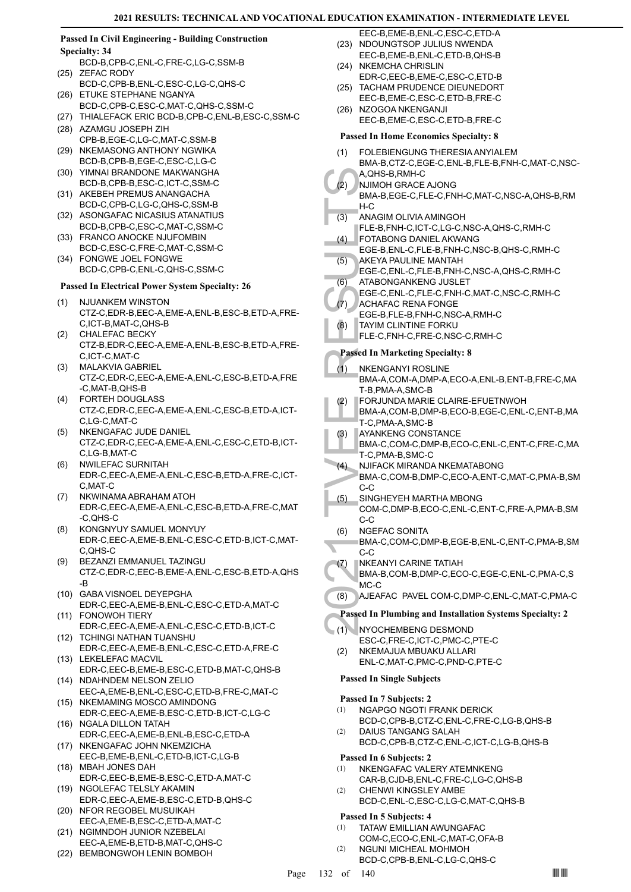## Passed In Civil Engineering - Building Construction Specialty: 34

BCD-B,CPB-C,ENL-C,FRE-C,LG-C,SSM-B

(25) ZEFAC RODY
BCD-C,CPB-B,ENL-C,ESC-C,LG-C,QHS-C

(26) ETUKE STEPHANE NGANYA
BCD-C,CPB-C,ESC-C,MAT-C,QHS-C,SSM-C

(27) THIALEFACK ERIC BCD-B,CPB-C,ENL-B,ESC-C,SSM-C

(28) AZAMGU JOSEPH ZIH
CPB-B,EGE-C,LG-C,MAT-C,SSM-B

(29) NKEMASONG ANTHONY NGWIKA
BCD-B,CPB-B,EGE-C,ESC-C,LG-C

(30) YIMNAI BRANDONE MAKWANGHA
BCD-B,CPB-B,ESC-C,ICT-C,SSM-C

(31) AKEBEH PREMUS ANANGACHA
BCD-C,CPB-C,LG-C,QHS-C,SSM-B

(32) ASONGAFAC NICASIUS ATANATIUS
BCD-B,CPB-C,ESC-C,MAT-C,SSM-C

(33) FRANCO ANOCKE NJUFOMBIN
BCD-C,ESC-C,FRE-C,MAT-C,SSM-C

(34) FONGWE JOEL FONGWE
BCD-C,CPB-C,ENL-C,QHS-C,SSM-C

## Passed In Electrical Power System Specialty: 26

(1) NJUANKEM WINSTON
CTZ-C,EDR-B,EEC-A,EME-A,ENL-B,ESC-B,ETD-A,FRE-C,ICT-B,MAT-C,QHS-B

(2) CHALEFAC BECKY
CTZ-B,EDR-C,EEC-A,EME-A,ENL-B,ESC-B,ETD-A,FRE-C,ICT-C,MAT-C

(3) MALAKVIA GABRIEL
CTZ-C,EDR-C,EEC-A,EME-A,ENL-C,ESC-B,ETD-A,FRE-C,MAT-B,QHS-B

(4) FORTEH DOUGLASS
CTZ-C,EDR-C,EEC-A,EME-A,ENL-C,ESC-B,ETD-A,ICT-C,LG-C,MAT-C

(5) NKENGAFAC JUDE DANIEL
CTZ-C,EDR-C,EEC-A,EME-A,ENL-C,ESC-C,ETD-B,ICT-C,LG-B,MAT-C

(6) NWILEFAC SURNITAH
EDR-C,EEC-A,EME-A,ENL-C,ESC-B,ETD-A,FRE-C,ICT-C,MAT-C

(7) NKWINAMA ABRAHAM ATOH
EDR-C,EEC-A,EME-A,ENL-C,ESC-B,ETD-A,FRE-C,MAT-C,QHS-C

(8) KONGNYUY SAMUEL MONYUY
EDR-C,EEC-A,EME-B,ENL-C,ESC-C,ETD-B,ICT-C,MAT-C,QHS-C

(9) BEZANZI EMMANUEL TAZINGU
CTZ-C,EDR-C,EEC-B,EME-A,ENL-C,ESC-B,ETD-A,QHS-B

(10) GABA VISNOEL DEYEPGHA
EDR-C,EEC-A,EME-B,ENL-C,ESC-C,ETD-A,MAT-C

(11) FONOWOH TIERY
EDR-C,EEC-A,EME-A,ENL-C,ESC-C,ETD-B,ICT-C

(12) TCHINGI NATHAN TUANSHU
EDR-C,EEC-A,EME-B,ENL-C,ESC-C,ETD-A,FRE-C

(13) LEKELEFAC MACVIL
EDR-C,EEC-B,EME-B,ESC-C,ETD-B,MAT-C,QHS-B

(14) NDAHNDEM NELSON ZELIO
EEC-A,EME-B,ENL-C,ESC-C,ETD-B,FRE-C,MAT-C

(15) NKEMAMING MOSCO AMINDONG
EDR-C,EEC-A,EME-B,ESC-C,ETD-B,ICT-C,LG-C

(16) NGALA DILLON TATAH
EDR-C,EEC-A,EME-B,ENL-B,ESC-C,ETD-A

(17) NKENGAFAC JOHN NKEMZICHA
EEC-B,EME-B,ENL-C,ETD-B,ICT-C,LG-B

(18) MBAH JONES DAH
EDR-C,EEC-B,EME-B,ESC-C,ETD-A,MAT-C

(19) NGOLEFAC TELSLY AKAMIN
EDR-C,EEC-A,EME-B,ESC-C,ETD-B,QHS-C

(20) NFOR REGOBEL MUSUIKAH
EEC-A,EME-B,ESC-C,ETD-A,MAT-C

(21) NGIMNDOH JUNIOR NZEBELAI
EEC-A,EME-B,ETD-B,MAT-C,QHS-C

(22) BEMBONGWOH LENIN BOMBOH
EEC-B,EME-B,ENL-C,ESC-C,ETD-A

(23) NDOUNGTSOP JULIUS NWENDA
EEC-B,EME-B,ENL-C,ETD-B,QHS-B

(24) NKEMCHA CHRISLIN
EDR-C,EEC-B,EME-C,ESC-C,ETD-B

(25) TACHAM PRUDENCE DIEUNEDORT
EEC-B,EME-C,ESC-C,ETD-B,FRE-C

(26) NZOGOA NKENGANJI
EEC-B,EME-C,ESC-C,ETD-B,FRE-C

## Passed In Home Economics Specialty: 8

(1) FOLEBIENGUNG THERESIA ANYIALEM
BMA-B,CTZ-C,EGE-C,ENL-B,FLE-B,FNH-C,MAT-C,NSC-A,QHS-B,RMH-C

(2) NJIMOH GRACE AJONG
BMA-B,EGE-C,FLE-C,FNH-C,MAT-C,NSC-A,QHS-B,RMH-C

(3) ANAGIM OLIVIA AMINGOH
FLE-B,FNH-C,ICT-C,LG-C,NSC-A,QHS-C,RMH-C

(4) FOTABONG DANIEL AKWANG
EGE-B,ENL-C,FLE-B,FNH-C,NSC-B,QHS-C,RMH-C

(5) AKEYA PAULINE MANTAH
EGE-C,ENL-C,FLE-B,FNH-C,NSC-A,QHS-C,RMH-C

(6) ATABONGANKENG JUSLET
EGE-C,ENL-C,FLE-C,FNH-C,MAT-C,NSC-C,RMH-C

(7) ACHAFAC RENA FONGE
EGE-B,FLE-B,FNH-C,NSC-A,RMH-C

(8) TAYIM CLINTINE FORKU
FLE-C,FNH-C,FRE-C,NSC-C,RMH-C

## Passed In Marketing Specialty: 8

(1) NKENGANYI ROSLINE
BMA-A,COM-A,DMP-A,ECO-A,ENL-B,ENT-B,FRE-C,MAT-B,PMA-A,SMC-B

(2) FORJUNDA MARIE CLAIRE-EFUETNWOH
BMA-A,COM-B,DMP-B,ECO-B,EGE-C,ENL-C,ENT-B,MAT-C,PMA-A,SMC-B

(3) AYANKENG CONSTANCE
BMA-C,COM-C,DMP-B,ECO-C,ENL-C,ENT-C,FRE-C,MAT-C,PMA-B,SMC-C

(4) NJIFACK MIRANDA NKEMATABONG
BMA-C,COM-B,DMP-C,ECO-A,ENT-C,MAT-C,PMA-B,SMC-C

(5) SINGHEYEH MARTHA MBONG
COM-C,DMP-B,ECO-C,ENL-C,ENT-C,FRE-A,PMA-B,SMC-C

(6) NGEFAC SONITA
BMA-C,COM-C,DMP-B,EGE-B,ENL-C,ENT-C,PMA-B,SMC-C

(7) NKEANYI CARINE TATIAH
BMA-B,COM-B,DMP-C,ECO-C,EGE-C,ENL-C,PMA-C,SMC-C

(8) AJEAFAC PAVEL COM-C,DMP-C,ENL-C,MAT-C,PMA-C

## Passed In Plumbing and Installation Systems Specialty: 2

(1) NYOCHEMBENG DESMOND
ESC-C,FRE-C,ICT-C,PMC-C,PTE-C

(2) NKEMAJUA MBUAKU ALLARI
ENL-C,MAT-C,PMC-C,PND-C,PTE-C

## Passed In Single Subjects

### Passed In 7 Subjects: 2

(1) NGAPGO NGOTI FRANK DERICK
BCD-C,CPB-B,CTZ-C,ENL-C,FRE-C,LG-B,QHS-B

(2) DAIUS TANGANG SALAH
BCD-C,CPB-B,CTZ-C,ENL-C,ICT-C,LG-B,QHS-B

### Passed In 6 Subjects: 2

(1) NKENGAFAC VALERY ATEMNKENG
CAR-B,CJD-B,ENL-C,FRE-C,LG-C,QHS-B

(2) CHENWI KINGSLEY AMBE
BCD-C,ENL-C,ESC-C,LG-C,MAT-C,QHS-B

### Passed In 5 Subjects: 4

(1) TATAW EMILLIAN AWUNGAFAC
COM-C,ECO-C,ENL-C,MAT-C,OFA-B

(2) NGUNI MICHEAL MOHMOH
BCD-C,CPB-B,ENL-C,LG-C,QHS-C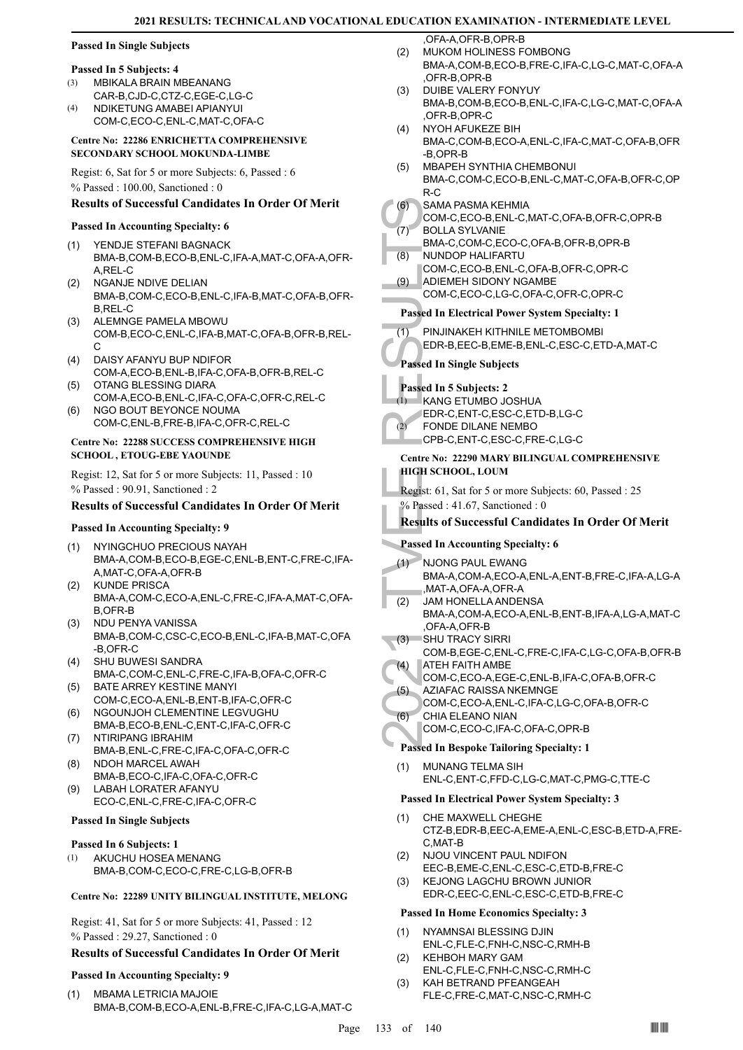### Passed In Single Subjects

#### Passed In 5 Subjects: 4

(3) MBIKALA BRAIN MBEANANG
CAR-B,CJD-C,CTZ-C,EGE-C,LG-C

(4) NDIKETUNG AMABEI APIANYUI
COM-C,ECO-C,ENL-C,MAT-C,OFA-C

## Centre No: 22286 ENRICHETTA COMPREHENSIVE SECONDARY SCHOOL MOKUNDA-LIMBE

Regist: 6, Sat for 5 or more Subjects: 6, Passed : 6
% Passed : 100.00, Sanctioned : 0

### Results of Successful Candidates In Order Of Merit

#### Passed In Accounting Specialty: 6

(1) YENDJE STEFANI BAGNACK
BMA-B,COM-B,ECO-B,ENL-C,IFA-A,MAT-C,OFA-A,OFR-A,REL-C

(2) NGANJE NDIVE DELIAN
BMA-B,COM-C,ECO-B,ENL-C,IFA-B,MAT-C,OFA-B,OFR-B,REL-C

(3) ALEMNGE PAMELA MBOWU
COM-B,ECO-C,ENL-C,IFA-B,MAT-C,OFA-B,OFR-B,REL-C

(4) DAISY AFANYU BUP NDIFOR
COM-A,ECO-B,ENL-B,IFA-C,OFA-B,OFR-B,REL-C

(5) OTANG BLESSING DIARA
COM-A,ECO-B,ENL-C,IFA-C,OFA-C,OFR-C,REL-C

(6) NGO BOUT BEYONCE NOUMA
COM-C,ENL-B,FRE-B,IFA-C,OFR-C,REL-C

## Centre No: 22288 SUCCESS COMPREHENSIVE HIGH SCHOOL , ETOUG-EBE YAOUNDE

Regist: 12, Sat for 5 or more Subjects: 11, Passed : 10
% Passed : 90.91, Sanctioned : 2

### Results of Successful Candidates In Order Of Merit

#### Passed In Accounting Specialty: 9

(1) NYINGCHUO PRECIOUS NAYAH
BMA-A,COM-B,ECO-B,EGE-C,ENL-B,ENT-C,FRE-C,IFA-A,MAT-C,OFA-A,OFR-B

(2) KUNDE PRISCA
BMA-A,COM-C,ECO-A,ENL-C,FRE-C,IFA-A,MAT-C,OFA-B,OFR-B

(3) NDU PENYA VANISSA
BMA-B,COM-C,CSC-C,ECO-B,ENL-C,IFA-B,MAT-C,OFA-B,OFR-C

(4) SHU BUWESI SANDRA
BMA-C,COM-C,ENL-C,FRE-C,IFA-B,OFA-C,OFR-C

(5) BATE ARREY KESTINE MANYI
COM-C,ECO-A,ENL-B,ENT-B,IFA-C,OFR-C

(6) NGOUNJOH CLEMENTINE LEGVUGHU
BMA-B,ECO-B,ENL-C,ENT-C,IFA-C,OFR-C

(7) NTIRIPANG IBRAHIM
BMA-B,ENL-C,FRE-C,IFA-C,OFA-C,OFR-C

(8) NDOH MARCEL AWAH
BMA-B,ECO-C,IFA-C,OFA-C,OFR-C

(9) LABAH LORATER AFANYU
ECO-C,ENL-C,FRE-C,IFA-C,OFR-C

### Passed In Single Subjects

#### Passed In 6 Subjects: 1

(1) AKUCHU HOSEA MENANG
BMA-B,COM-C,ECO-C,FRE-C,LG-B,OFR-B

## Centre No: 22289 UNITY BILINGUAL INSTITUTE, MELONG

Regist: 41, Sat for 5 or more Subjects: 41, Passed : 12
% Passed : 29.27, Sanctioned : 0

### Results of Successful Candidates In Order Of Merit

#### Passed In Accounting Specialty: 9

(1) MBAMA LETRICIA MAJOIE
BMA-B,COM-B,ECO-A,ENL-B,FRE-C,IFA-C,LG-A,MAT-C,OFA-A,OFR-B,OPR-B

(2) MUKOM HOLINESS FOMBONG
BMA-A,COM-B,ECO-B,FRE-C,IFA-C,LG-C,MAT-C,OFA-A,OFR-B,OPR-B

(3) DUIBE VALERY FONYUY
BMA-B,COM-B,ECO-B,ENL-C,IFA-C,LG-C,MAT-C,OFA-A,OFR-B,OPR-C

(4) NYOH AFUKEZE BIH
BMA-C,COM-B,ECO-A,ENL-C,IFA-C,MAT-C,OFA-B,OFR-B,OPR-B

(5) MBAPEH SYNTHIA CHEMBONUI
BMA-C,COM-C,ECO-B,ENL-C,MAT-C,OFA-B,OFR-C,OPR-C

(6) SAMA PASMA KEHMIA
COM-C,ECO-B,ENL-C,MAT-C,OFA-B,OFR-C,OPR-B

(7) BOLLA SYLVANIE
BMA-C,COM-C,ECO-C,OFA-B,OFR-B,OPR-B

(8) NUNDOP HALIFARTU
COM-C,ECO-B,ENL-C,OFA-B,OFR-C,OPR-C

(9) ADIEMEH SIDONY NGAMBE
COM-C,ECO-C,LG-C,OFA-C,OFR-C,OPR-C

#### Passed In Electrical Power System Specialty: 1

(1) PINJINAKEH KITHNILE METOMBOMBI
EDR-B,EEC-B,EME-B,ENL-C,ESC-C,ETD-A,MAT-C

### Passed In Single Subjects

#### Passed In 5 Subjects: 2

(1) KANG ETUMBO JOSHUA
EDR-C,ENT-C,ESC-C,ETD-B,LG-C

(2) FONDE DILANE NEMBO
CPB-C,ENT-C,ESC-C,FRE-C,LG-C

## Centre No: 22290 MARY BILINGUAL COMPREHENSIVE HIGH SCHOOL, LOUM

Regist: 61, Sat for 5 or more Subjects: 60, Passed : 25
% Passed : 41.67, Sanctioned : 0

### Results of Successful Candidates In Order Of Merit

#### Passed In Accounting Specialty: 6

(1) NJONG PAUL EWANG
BMA-A,COM-C,ECO-A,ENL-A,ENT-B,FRE-C,IFA-A,LG-A,MAT-A,OFA-A,OFR-A

(2) JAM HONELLA ANDENSA
BMA-A,COM-A,ECO-A,ENL-B,ENT-B,IFA-A,LG-A,MAT-C,OFA-A,OFR-B

(3) SHU TRACY SIRRI
COM-B,EGE-C,ENL-C,FRE-C,IFA-C,LG-C,OFA-B,OFR-B

(4) ATEH FAITH AMBE
COM-C,ECO-A,EGE-C,ENL-B,IFA-C,OFA-B,OFR-C

(5) AZIAFAC RAISSA NKEMNGE
COM-C,ECO-A,ENL-C,IFA-C,LG-C,OFA-B,OFR-C

(6) CHIA ELEANO NIAN
COM-C,ECO-C,IFA-C,OFA-C,OPR-B

#### Passed In Bespoke Tailoring Specialty: 1

(1) MUNANG TELMA SIH
ENL-C,ENT-C,FFD-C,LG-C,MAT-C,PMG-C,TTE-C

#### Passed In Electrical Power System Specialty: 3

(1) CHE MAXWELL CHEGHE
CTZ-B,EDR-B,EEC-A,EME-A,ENL-C,ESC-B,ETD-A,FRE-C,MAT-B

(2) NJOU VINCENT PAUL NDIFON
EEC-B,EME-C,ENL-C,ESC-C,ETD-B,FRE-C

(3) KEJONG LAGCHU BROWN JUNIOR
EDR-C,EEC-C,ENL-C,ESC-C,ETD-B,FRE-C

#### Passed In Home Economics Specialty: 3

(1) NYAMNSAI BLESSING DJIN
ENL-C,FLE-C,FNH-C,NSC-C,RMH-B

(2) KEHBOH MARY GAM
ENL-C,FLE-C,FNH-C,NSC-C,RMH-C

(3) KAH BETRAND PFEANGEAH
FLE-C,FRE-C,MAT-C,NSC-C,RMH-C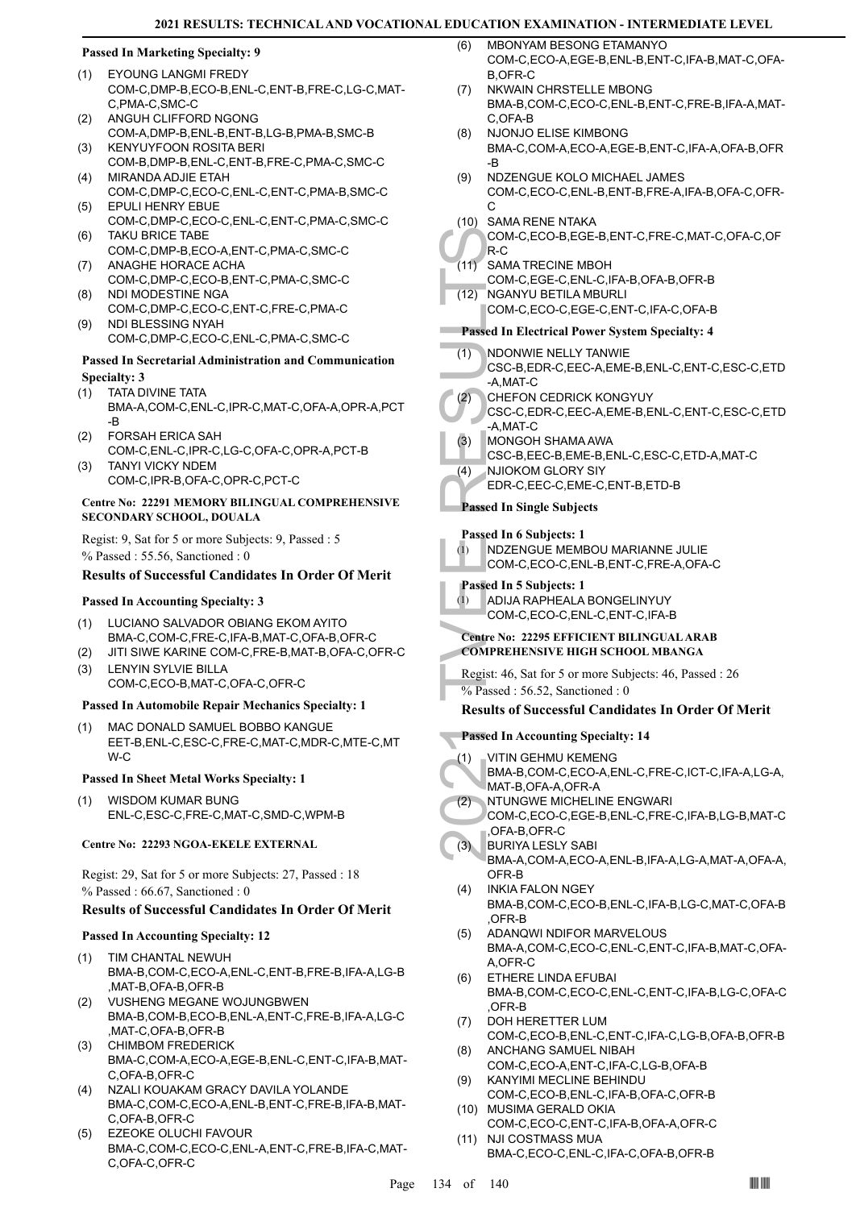#### Passed In Marketing Specialty: 9

1. EYOUNG LANGMI FREDY
   COM-C,DMP-B,ECO-B,ENL-C,ENT-B,FRE-C,LG-C,MAT-C,PMA-C,SMC-C
2. ANGUH CLIFFORD NGONG
   COM-A,DMP-B,ENL-B,ENT-B,LG-B,PMA-B,SMC-B
3. KENYUYFOON ROSITA BERI
   COM-B,DMP-B,ENL-C,ENT-B,FRE-C,PMA-C,SMC-C
4. MIRANDA ADJIE ETAH
   COM-C,DMP-C,ECO-C,ENL-C,ENT-C,PMA-B,SMC-C
5. EPULI HENRY EBUE
   COM-C,DMP-C,ECO-C,ENL-C,ENT-C,PMA-C,SMC-C
6. TAKU BRICE TABE
   COM-C,DMP-B,ECO-A,ENT-C,PMA-C,SMC-C
7. ANAGHE HORACE ACHA
   COM-C,DMP-C,ECO-B,ENT-C,PMA-C,SMC-C
8. NDI MODESTINE NGA
   COM-C,DMP-C,ECO-C,ENT-C,FRE-C,PMA-C
9. NDI BLESSING NYAH
   COM-C,DMP-C,ECO-C,ENL-C,PMA-C,SMC-C

#### Passed In Secretarial Administration and Communication Specialty: 3

1. TATA DIVINE TATA
   BMA-A,COM-C,ENL-C,IPR-C,MAT-C,OFA-A,OPR-A,PCT-B
2. FORSAH ERICA SAH
   COM-C,ENL-C,IPR-C,LG-C,OFA-C,OPR-A,PCT-B
3. TANYI VICKY NDEM
   COM-C,IPR-B,OFA-C,OPR-C,PCT-C

### Centre No: 22291 MEMORY BILINGUAL COMPREHENSIVE SECONDARY SCHOOL, DOUALA

Regist: 9, Sat for 5 or more Subjects: 9, Passed : 5
% Passed : 55.56, Sanctioned : 0

### Results of Successful Candidates In Order Of Merit

#### Passed In Accounting Specialty: 3

1. LUCIANO SALVADOR OBIANG EKOM AYITO
   BMA-C,COM-C,FRE-C,IFA-B,MAT-C,OFA-B,OFR-C
2. JITI SIWE KARINE COM-C,FRE-B,MAT-B,OFA-C,OFR-C
3. LENYIN SYLVIE BILLA
   COM-C,ECO-B,MAT-C,OFA-C,OFR-C

#### Passed In Automobile Repair Mechanics Specialty: 1

1. MAC DONALD SAMUEL BOBBO KANGUE
   EET-B,ENL-C,ESC-C,FRE-C,MAT-C,MDR-C,MTE-C,MTW-C

#### Passed In Sheet Metal Works Specialty: 1

1. WISDOM KUMAR BUNG
   ENL-C,ESC-C,FRE-C,MAT-C,SMD-C,WPM-B

### Centre No: 22293 NGOA-EKELE EXTERNAL

Regist: 29, Sat for 5 or more Subjects: 27, Passed : 18
% Passed : 66.67, Sanctioned : 0

### Results of Successful Candidates In Order Of Merit

#### Passed In Accounting Specialty: 12

1. TIM CHANTAL NEWUH
   BMA-B,COM-C,ECO-A,ENL-C,ENT-B,FRE-B,IFA-A,LG-B,MAT-B,OFA-B,OFR-B
2. VUSHENG MEGANE WOJUNGBWEN
   BMA-B,COM-B,ECO-B,ENL-A,ENT-C,FRE-B,IFA-A,LG-C,MAT-C,OFA-B,OFR-B
3. CHIMBOM FREDERICK
   BMA-C,COM-A,ECO-A,EGE-B,ENL-C,ENT-C,IFA-B,MAT-C,OFA-B,OFR-C
4. NZALI KOUAKAM GRACY DAVILA YOLANDE
   BMA-C,COM-C,ECO-A,ENL-B,ENT-C,FRE-B,IFA-B,MAT-C,OFA-B,OFR-C
5. EZEOKE OLUCHI FAVOUR
   BMA-C,COM-C,ECO-C,ENL-A,ENT-C,FRE-B,IFA-C,MAT-C,OFA-C,OFR-C
6. MBONYAM BESONG ETAMANYO
   COM-C,ECO-A,EGE-B,ENL-B,ENT-C,IFA-B,MAT-C,OFA-B,OFR-C
7. NKWAIN CHRSTELLE MBONG
   BMA-B,COM-C,ECO-C,ENL-B,ENT-C,FRE-B,IFA-A,MAT-C,OFA-B
8. NJONJO ELISE KIMBONG
   BMA-C,COM-A,ECO-A,EGE-B,ENT-C,IFA-A,OFA-B,OFR-B
9. NDZENGUE KOLO MICHAEL JAMES
   COM-C,ECO-C,ENL-B,ENT-B,FRE-A,IFA-B,OFA-C,OFR-C
10. SAMA RENE NTAKA
    COM-C,ECO-B,EGE-B,ENT-C,FRE-C,MAT-C,OFA-C,OFR-C
11. SAMA TRECINE MBOH
    COM-C,EGE-C,ENL-C,IFA-B,OFA-B,OFR-B
12. NGANYU BETILA MBURLI
    COM-C,ECO-C,EGE-C,ENT-C,IFA-C,OFA-B

#### Passed In Electrical Power System Specialty: 4

1. NDONWIE NELLY TANWIE
   CSC-B,EDR-C,EEC-A,EME-B,ENL-C,ENT-C,ESC-C,ETD-A,MAT-C
2. CHEFON CEDRICK KONGYUY
   CSC-C,EDR-C,EEC-A,EME-B,ENL-C,ENT-C,ESC-C,ETD-A,MAT-C
3. MONGOH SHAMA AWA
   CSC-B,EEC-B,EME-B,ENL-C,ESC-C,ETD-A,MAT-C
4. NJIOKOM GLORY SIY
   EDR-C,EEC-C,EME-C,ENT-B,ETD-B

#### Passed In Single Subjects

#### Passed In 6 Subjects: 1

1. NDZENGUE MEMBOU MARIANNE JULIE
   COM-C,ECO-C,ENL-B,ENT-C,FRE-A,OFA-C

#### Passed In 5 Subjects: 1

1. ADIJA RAPHEALA BONGELINYUY
   COM-C,ECO-C,ENL-C,ENT-C,IFA-B

### Centre No: 22295 EFFICIENT BILINGUAL ARAB COMPREHENSIVE HIGH SCHOOL MBANGA

Regist: 46, Sat for 5 or more Subjects: 46, Passed : 26
% Passed : 56.52, Sanctioned : 0

### Results of Successful Candidates In Order Of Merit

#### Passed In Accounting Specialty: 14

1. VITIN GEHMU KEMENG
   BMA-B,COM-C,ECO-A,ENL-C,FRE-C,ICT-C,IFA-A,LG-A,MAT-B,OFA-A,OFR-A
2. NTUNGWE MICHELINE ENGWARI
   COM-C,ECO-C,EGE-B,ENL-C,FRE-C,IFA-B,LG-B,MAT-C,OFA-B,OFR-C
3. BURIYA LESLY SABI
   BMA-A,COM-A,ECO-A,ENL-B,IFA-A,LG-A,MAT-A,OFA-A,OFR-B
4. INKIA FALON NGEY
   BMA-B,COM-C,ECO-B,ENL-C,IFA-B,LG-C,MAT-C,OFA-B,OFR-B
5. ADANQWI NDIFOR MARVELOUS
   BMA-A,COM-C,ECO-C,ENL-C,ENT-C,IFA-B,MAT-C,OFA-A,OFR-C
6. ETHERE LINDA EFUBAI
   BMA-B,COM-C,ECO-C,ENL-C,ENT-C,IFA-B,LG-C,OFA-C,OFR-B
7. DOH HERETTER LUM
   COM-C,ECO-B,ENL-C,ENT-C,IFA-C,LG-B,OFA-B,OFR-B
8. ANCHANG SAMUEL NIBAH
   COM-C,ECO-A,ENT-C,IFA-C,LG-B,OFA-B
9. KANYIMI MECLINE BEHINDU
   COM-C,ECO-B,ENL-C,IFA-B,OFA-C,OFR-B
10. MUSIMA GERALD OKIA
    COM-C,ECO-C,ENT-C,IFA-B,OFA-A,OFR-C
11. NJI COSTMASS MUA
    BMA-C,ECO-C,ENL-C,IFA-C,OFA-B,OFR-B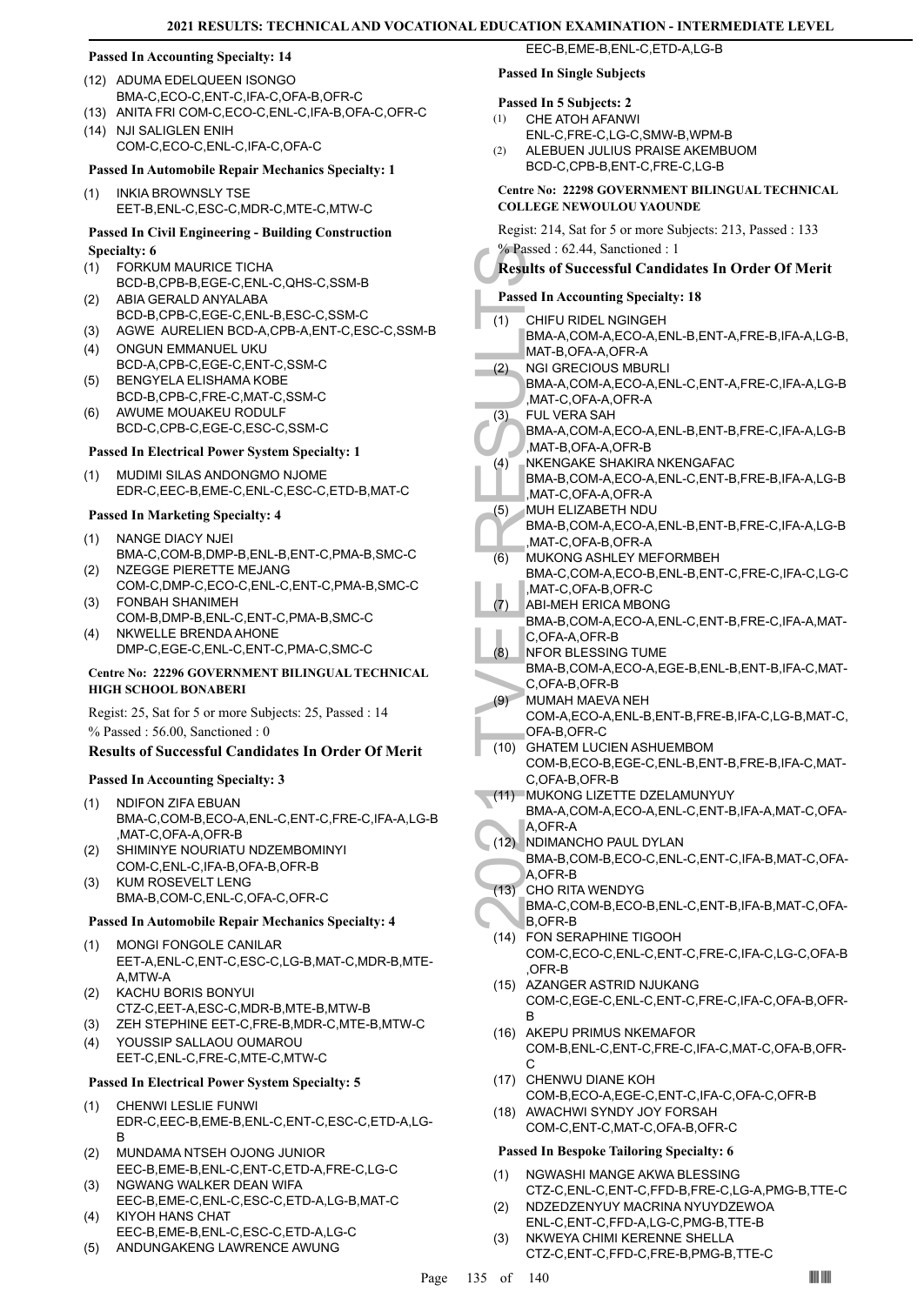### Passed In Accounting Specialty: 14

(12) ADUMA EDELQUEEN ISONGO
BMA-C,ECO-C,ENT-C,IFA-C,OFA-B,OFR-C
(13) ANITA FRI COM-C,ECO-C,ENL-C,IFA-B,OFA-C,OFR-C
(14) NJI SALIGLEN ENIH
COM-C,ECO-C,ENL-C,IFA-C,OFA-C

### Passed In Automobile Repair Mechanics Specialty: 1

(1) INKIA BROWNSLY TSE
EET-B,ENL-C,ESC-C,MDR-C,MTE-C,MTW-C

### Passed In Civil Engineering - Building Construction Specialty: 6

(1) FORKUM MAURICE TICHA
BCD-B,CPB-B,EGE-C,ENL-C,QHS-C,SSM-B
(2) ABIA GERALD ANYALABA
BCD-B,CPB-C,EGE-C,ENL-B,ESC-C,SSM-C
(3) AGWE AURELIEN BCD-A,CPB-A,ENT-C,ESC-C,SSM-B
(4) ONGUN EMMANUEL UKU
BCD-A,CPB-C,EGE-C,ENT-C,SSM-C
(5) BENGYELA ELISHAMA KOBE
BCD-B,CPB-C,FRE-C,MAT-C,SSM-C
(6) AWUME MOUAKEU RODULF
BCD-C,CPB-C,EGE-C,ESC-C,SSM-C

### Passed In Electrical Power System Specialty: 1

(1) MUDIMI SILAS ANDONGMO NJOME
EDR-C,EEC-B,EME-C,ENL-C,ESC-C,ETD-B,MAT-C

### Passed In Marketing Specialty: 4

(1) NANGE DIACY NJEI
BMA-C,COM-B,DMP-B,ENL-B,ENT-C,PMA-B,SMC-C
(2) NZEGGE PIERETTE MEJANG
COM-C,DMP-C,ECO-C,ENL-C,ENT-C,PMA-B,SMC-C
(3) FONBAH SHANIMEH
COM-B,DMP-B,ENL-C,ENT-C,PMA-B,SMC-C
(4) NKWELLE BRENDA AHONE
DMP-C,EGE-C,ENL-C,ENT-C,PMA-C,SMC-C

### Centre No: 22296 GOVERNMENT BILINGUAL TECHNICAL HIGH SCHOOL BONABERI

Regist: 25, Sat for 5 or more Subjects: 25, Passed : 14

% Passed : 56.00, Sanctioned : 0

## Results of Successful Candidates In Order Of Merit

### Passed In Accounting Specialty: 3

(1) NDIFON ZIFA EBUAN
BMA-C,COM-B,ECO-A,ENL-C,ENT-C,FRE-C,IFA-A,LG-B,MAT-C,OFA-A,OFR-B
(2) SHIMINYE NOURIATU NDZEMBOMINYI
COM-C,ENL-C,IFA-B,OFA-B,OFR-B
(3) KUM ROSEVELT LENG
BMA-B,COM-C,ENL-C,OFA-C,OFR-C

### Passed In Automobile Repair Mechanics Specialty: 4

(1) MONGI FONGOLE CANILAR
EET-A,ENL-C,ENT-C,ESC-C,LG-B,MAT-C,MDR-B,MTE-A,MTW-A
(2) KACHU BORIS BONYUI
CTZ-C,EET-A,ESC-C,MDR-B,MTE-B,MTW-B
(3) ZEH STEPHINE EET-C,FRE-B,MDR-C,MTE-B,MTW-C
(4) YOUSSIP SALLAOU OUMAROU
EET-C,ENL-C,FRE-C,MTE-C,MTW-C

### Passed In Electrical Power System Specialty: 5

(1) CHENWI LESLIE FUNWI
EDR-C,EEC-B,EME-B,ENL-C,ENT-C,ESC-C,ETD-A,LG-B
(2) MUNDAMA NTSEH OJONG JUNIOR
EEC-B,EME-B,ENL-C,ENT-C,ETD-A,FRE-C,LG-C
(3) NGWANG WALKER DEAN WIFA
EEC-B,EME-C,ENL-C,ESC-C,ETD-A,LG-B,MAT-C
(4) KIYOH HANS CHAT
EEC-B,EME-B,ENL-C,ESC-C,ETD-A,LG-C
(5) ANDUNGAKENG LAWRENCE AWUNG
EEC-B,EME-B,ENL-C,ETD-A,LG-B

### Passed In Single Subjects

### Passed In 5 Subjects: 2

(1) CHE ATOH AFANWI
ENL-C,FRE-C,LG-C,SMW-B,WPM-B
(2) ALEBUEN JULIUS PRAISE AKEMBUOM
BCD-C,CPB-B,ENT-C,FRE-C,LG-B

### Centre No: 22298 GOVERNMENT BILINGUAL TECHNICAL COLLEGE NEWOULOU YAOUNDE

Regist: 214, Sat for 5 or more Subjects: 213, Passed : 133

% Passed : 62.44, Sanctioned : 1

## Results of Successful Candidates In Order Of Merit

### Passed In Accounting Specialty: 18

(1) CHIFU RIDEL NGINGEH
BMA-A,COM-A,ECO-A,ENL-B,ENT-A,FRE-B,IFA-A,LG-B,MAT-B,OFA-A,OFR-A
(2) NGI GRECIOUS MBURLI
BMA-A,COM-A,ECO-A,ENL-C,ENT-A,FRE-C,IFA-A,LG-B,MAT-C,OFA-A,OFR-A
(3) FUL VERA SAH
BMA-A,COM-A,ECO-A,ENL-B,ENT-B,FRE-C,IFA-A,LG-B,MAT-B,OFA-A,OFR-B
(4) NKENGAKE SHAKIRA NKENGAFAC
BMA-B,COM-A,ECO-A,ENL-C,ENT-B,FRE-B,IFA-A,LG-B,MAT-C,OFA-A,OFR-A
(5) MUH ELIZABETH NDU
BMA-B,COM-A,ECO-A,ENL-B,ENT-B,FRE-C,IFA-A,LG-B,MAT-C,OFA-B,OFR-A
(6) MUKONG ASHLEY MEFORMBEH
BMA-C,COM-A,ECO-B,ENL-B,ENT-C,FRE-C,IFA-C,LG-C,MAT-C,OFA-B,OFR-C
(7) ABI-MEH ERICA MBONG
BMA-B,COM-A,ECO-A,ENL-C,ENT-B,FRE-C,IFA-A,MAT-C,OFA-A,OFR-B
(8) NFOR BLESSING TUME
BMA-B,COM-A,ECO-A,EGE-B,ENL-B,ENT-B,IFA-C,MAT-C,OFA-B,OFR-B
(9) MUMAH MAEVA NEH
COM-A,ECO-A,ENL-B,ENT-B,FRE-B,IFA-C,LG-B,MAT-C,OFA-B,OFR-C
(10) GHATEM LUCIEN ASHUEMBOM
COM-B,ECO-B,EGE-C,ENL-B,ENT-B,FRE-B,IFA-C,MAT-C,OFA-B,OFR-B
(11) MUKONG LIZETTE DZELAMUNYUY
BMA-A,COM-A,ECO-A,ENL-C,ENT-B,IFA-A,MAT-C,OFA-A,OFR-A
(12) NDIMANCHO PAUL DYLAN
BMA-B,COM-B,ECO-C,ENL-C,ENT-C,IFA-B,MAT-C,OFA-A,OFR-B
(13) CHO RITA WENDYG
BMA-C,COM-B,ECO-B,ENL-C,ENT-B,IFA-B,MAT-C,OFA-B,OFR-B
(14) FON SERAPHINE TIGOOH
COM-C,ECO-C,ENL-C,ENT-C,FRE-C,IFA-C,LG-C,OFA-B,OFR-B
(15) AZANGER ASTRID NJUKANG
COM-C,EGE-C,ENL-C,ENT-C,FRE-C,IFA-C,OFA-B,OFR-B
(16) AKEPU PRIMUS NKEMAFOR
COM-B,ENL-C,ENT-C,FRE-C,IFA-C,MAT-C,OFA-B,OFR-C
(17) CHENWU DIANE KOH
COM-B,ECO-A,EGE-C,ENT-C,IFA-C,OFA-C,OFR-B
(18) AWACHWI SYNDY JOY FORSAH
COM-C,ENT-C,MAT-C,OFA-B,OFR-C

### Passed In Bespoke Tailoring Specialty: 6

(1) NGWASHI MANGE AKWA BLESSING
CTZ-C,ENL-C,ENT-C,FFD-B,FRE-C,LG-A,PMG-B,TTE-C
(2) NDZEDZENYUY MACRINA NYUYDZEWOA
ENL-C,ENT-C,FFD-A,LG-C,PMG-B,TTE-B
(3) NKWEYA CHIMI KERENNE SHELLA
CTZ-C,ENT-C,FFD-C,FRE-B,PMG-B,TTE-C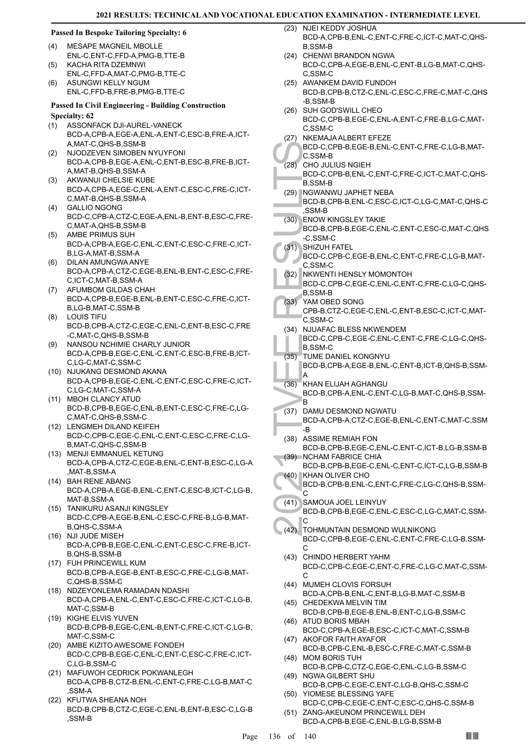**Passed In Bespoke Tailoring Specialty: 6**

(4) MESAPE MAGNEIL MBOLLE
ENL-C,ENT-C,FFD-A,PMG-B,TTE-B

(5) KACHA RITA DZEMNWI
ENL-C,FFD-A,MAT-C,PMG-B,TTE-C

(6) ASUNGWI KELLY NGUM
ENL-C,FFD-B,FRE-B,PMG-B,TTE-C

**Passed In Civil Engineering - Building Construction Specialty: 62**

(1) ASSONFACK DJI-AUREL-VANECK
BCD-A,CPB-A,EGE-A,ENL-A,ENT-C,ESC-B,FRE-A,ICT-A,MAT-C,QHS-B,SSM-B

(2) NJODZEVEN SIMOBEN NYUYFONI
BCD-A,CPB-B,EGE-A,ENL-C,ENT-B,ESC-B,FRE-B,ICT-A,MAT-B,QHS-B,SSM-A

(3) AKWANUI CHELSIE KUBE
BCD-A,CPB-A,EGE-C,ENL-A,ENT-C,ESC-C,FRE-C,ICT-C,MAT-B,QHS-B,SSM-A

(4) GALLIO NGONG
BCD-C,CPB-A,CTZ-C,EGE-A,ENL-B,ENT-B,ESC-C,FRE-C,MAT-A,QHS-B,SSM-B

(5) AMBE PRIMUS SUH
BCD-A,CPB-A,EGE-C,ENL-C,ENT-C,ESC-C,FRE-C,ICT-B,LG-A,MAT-B,SSM-A

(6) DILAN AMUNGWA ANYE
BCD-A,CPB-A,CTZ-C,EGE-B,ENL-B,ENT-C,ESC-C,FRE-C,ICT-C,MAT-B,SSM-A

(7) AFUMBOM GILDAS CHAH
BCD-A,CPB-B,EGE-B,ENL-B,ENT-C,ESC-C,FRE-C,ICT-B,LG-B,MAT-C,SSM-B

(8) LOUIS TIFU
BCD-B,CPB-A,CTZ-C,EGE-C,ENL-C,ENT-B,ESC-C,FRE-C,MAT-C,QHS-B,SSM-B

(9) NANSOU NCHIMIE CHARLY JUNIOR
BCD-A,CPB-B,EGE-C,ENL-C,ENT-C,ESC-B,FRE-B,ICT-C,LG-C,MAT-C,SSM-C

(10) NJUKANG DESMOND AKANA
BCD-A,CPB-B,EGE-C,ENL-C,ENT-C,ESC-C,FRE-C,ICT-C,LG-C,MAT-C,SSM-A

(11) MBOH CLANCY ATUD
BCD-B,CPB-B,EGE-C,ENL-B,ENT-C,ESC-C,FRE-C,LG-C,MAT-C,QHS-B,SSM-C

(12) LENGMEH DILAND KEIFEH
BCD-C,CPB-C,EGE-C,ENL-C,ENT-C,ESC-C,FRE-C,LG-B,MAT-C,QHS-C,SSM-B

(13) MENJI EMMANUEL KETUNG
BCD-A,CPB-A,CTZ-C,EGE-B,ENL-C,ENT-B,ESC-C,LG-A,MAT-B,SSM-A

(14) BAH RENE ABANG
BCD-A,CPB-A,EGE-B,ENL-C,ENT-C,ESC-B,ICT-C,LG-B,MAT-B,SSM-A

(15) TANIKURU ASANJI KINGSLEY
BCD-C,CPB-A,EGE-B,ENL-C,ESC-C,FRE-B,LG-B,MAT-B,QHS-C,SSM-A

(16) NJI JUDE MISEH
BCD-A,CPB-B,EGE-C,ENL-C,ENT-C,ESC-C,FRE-B,ICT-B,QHS-B,SSM-B

(17) FUH PRINCEWILL KUM
BCD-B,CPB-A,EGE-B,ENT-B,ESC-C,FRE-C,LG-B,MAT-C,QHS-B,SSM-C

(18) NDZEYONLEMA RAMADAN NDASHI
BCD-A,CPB-A,ENL-C,ENT-C,ESC-C,FRE-C,ICT-C,LG-B,MAT-C,SSM-B

(19) KIGHE ELVIS YUVEN
BCD-B,CPB-B,EGE-C,ENL-B,ENT-C,FRE-C,ICT-C,LG-B,MAT-C,SSM-C

(20) AMBE KIZITO AWESOME FONDEH
BCD-C,CPB-B,EGE-C,ENL-C,ENT-C,ESC-C,FRE-C,ICT-C,LG-B,SSM-C

(21) MAFUWOH CEDRICK POKWANLEGH
BCD-A,CPB-B,CTZ-B,ENL-C,ENT-C,FRE-C,LG-B,MAT-C,SSM-A

(22) KFUTWA SHEANA NOH
BCD-B,CPB-B,CTZ-C,EGE-C,ENL-B,ENT-B,ESC-C,LG-B,SSM-B

(23) NJEI KEDDY JOSHUA
BCD-A,CPB-B,ENL-C,ENT-C,FRE-C,ICT-C,MAT-C,QHS-B,SSM-B

(24) CHENWI BRANDON NGWA
BCD-C,CPB-A,EGE-B,ENL-C,ENT-B,LG-B,MAT-C,QHS-C,SSM-C

(25) AWANKEM DAVID FUNDOH
BCD-B,CPB-B,CTZ-C,ENL-C,ESC-C,FRE-C,MAT-C,QHS-B,SSM-B

(26) SUH GOD'SWILL CHEO
BCD-C,CPB-B,EGE-C,ENL-A,ENT-C,FRE-B,LG-C,MAT-C,SSM-C

(27) NKEMAJA ALBERT EFEZE
BCD-C,CPB-B,EGE-B,ENL-C,ENT-C,FRE-C,LG-B,MAT-C,SSM-B

(28) CHO JULIUS NGIEH
BCD-C,CPB-B,ENL-C,ENT-C,FRE-C,ICT-C,MAT-C,QHS-B,SSM-B

(29) NGWANWU JAPHET NEBA
BCD-B,CPB-B,ENL-C,ESC-C,ICT-C,LG-C,MAT-C,QHS-C,SSM-B

(30) ENOW KINGSLEY TAKIE
BCD-B,CPB-B,EGE-C,ENL-C,ENT-C,ESC-C,MAT-C,QHS-C,SSM-C

(31) SHIZUH FATEL
BCD-C,CPB-C,EGE-B,ENL-C,ENT-C,FRE-C,LG-B,MAT-C,SSM-C

(32) NKWENTI HENSLY MOMONTOH
BCD-C,CPB-C,EGE-C,ENL-C,ENT-C,FRE-C,LG-C,QHS-B,SSM-B

(33) YAM OBED SONG
CPB-B,CTZ-C,EGE-C,ENL-C,ENT-B,ESC-C,ICT-C,MAT-C,SSM-C

(34) NJUAFAC BLESS NKWENDEM
BCD-C,CPB-C,EGE-C,ENL-C,ENT-C,FRE-C,LG-C,QHS-B,SSM-C

(35) TUME DANIEL KONGNYU
BCD-B,CPB-A,EGE-B,ENL-C,ENT-B,ICT-B,QHS-B,SSM-A

(36) KHAN ELIJAH AGHANGU
BCD-B,CPB-A,ENL-C,ENT-C,LG-B,MAT-C,QHS-B,SSM-B

(37) DAMU DESMOND NGWATU
BCD-A,CPB-A,CTZ-C,EGE-B,ENL-C,ENT-C,MAT-C,SSM-B

(38) ASSIME REMIAH FON
BCD-B,CPB-B,EGE-C,ENL-C,ENT-C,ICT-B,LG-B,SSM-B

(39) NCHAM FABRICE CHIA
BCD-B,CPB-B,EGE-C,ENL-C,ENT-C,ICT-C,LG-B,SSM-B

(40) KHAN OLIVER CHO
BCD-B,CPB-B,ENL-C,ENT-C,FRE-C,LG-C,QHS-B,SSM-C

(41) SAMOUA JOEL LEINYUY
BCD-B,CPB-B,EGE-C,ENL-C,ESC-C,LG-C,MAT-C,SSM-C

(42) TOHMUNTAIN DESMOND WULNIKONG
BCD-C,CPB-B,EGE-C,ENL-C,ENT-C,FRE-C,LG-B,SSM-C

(43) CHINDO HERBERT YAHM
BCD-C,CPB-C,EGE-C,ENT-C,FRE-C,LG-C,MAT-C,SSM-C

(44) MUMEH CLOVIS FORSUH
BCD-A,CPB-B,ENL-C,ENT-B,LG-B,MAT-C,SSM-B

(45) CHEDEKWA MELVIN TIM
BCD-B,CPB-B,EGE-B,ENL-B,ENT-C,LG-B,SSM-C

(46) ATUD BORIS MBAH
BCD-C,CPB-A,EGE-B,ESC-C,ICT-C,MAT-C,SSM-B

(47) AKOFOR FAITH AYAFOR
BCD-B,CPB-C,ENL-B,ESC-C,FRE-C,MAT-C,SSM-B

(48) MOM BORIS TUH
BCD-B,CPB-C,CTZ-C,EGE-C,ENL-C,LG-B,SSM-C

(49) NGWA GILBERT SHU
BCD-B,CPB-C,EGE-C,ENT-C,LG-B,QHS-C,SSM-C

(50) YIOMESE BLESSING YAFE
BCD-C,CPB-C,EGE-C,ENT-C,ESC-C,QHS-C,SSM-B

(51) ZANG-AKEUNOM PRINCEWILL DEH
BCD-A,CPB-B,EGE-C,ENL-B,LG-B,SSM-B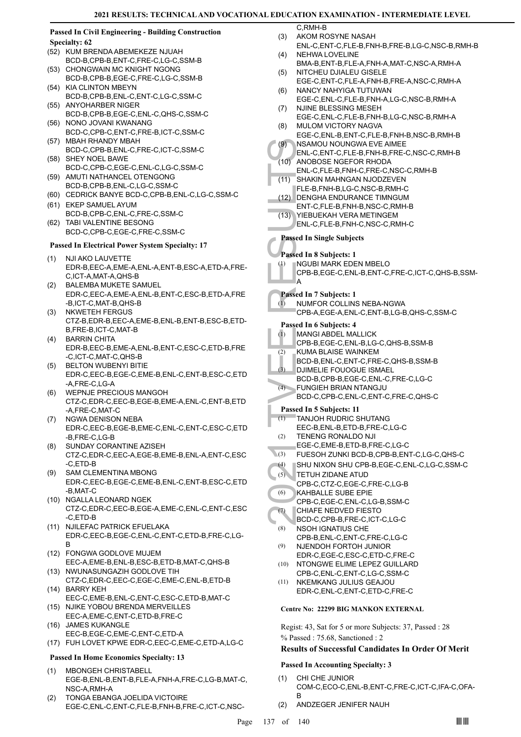### Passed In Civil Engineering - Building Construction Specialty: 62

(52) KUM BRENDA ABEMEKEZE NJUAH
BCD-B,CPB-B,ENT-C,FRE-C,LG-C,SSM-B
(53) CHONGWAIN MC KNIGHT NGONG
BCD-B,CPB-B,EGE-C,FRE-C,LG-C,SSM-B
(54) KIA CLINTON MBEYN
BCD-B,CPB-B,ENL-C,ENT-C,LG-C,SSM-C
(55) ANYOHARBER NIGER
BCD-B,CPB-B,EGE-C,ENL-C,QHS-C,SSM-C
(56) NONO JOVANI KWANANG
BCD-C,CPB-C,ENT-C,FRE-B,ICT-C,SSM-C
(57) MBAH RHANDY MBAH
BCD-C,CPB-B,ENL-C,FRE-C,ICT-C,SSM-C
(58) SHEY NOEL BAWE
BCD-C,CPB-C,EGE-C,ENL-C,LG-C,SSM-C
(59) AMUTI NATHANCEL OTENGONG
BCD-B,CPB-B,ENL-C,LG-C,SSM-C
(60) CEDRICK BANYE BCD-C,CPB-B,ENL-C,LG-C,SSM-C
(61) EKEP SAMUEL AYUM
BCD-B,CPB-C,ENL-C,FRE-C,SSM-C
(62) TABI VALENTINE BESONG
BCD-C,CPB-C,EGE-C,FRE-C,SSM-C

### Passed In Electrical Power System Specialty: 17

(1) NJI AKO LAUVETTE
EDR-B,EEC-A,EME-A,ENL-A,ENT-B,ESC-A,ETD-A,FRE-C,ICT-A,MAT-A,QHS-B
(2) BALEMBA MUKETE SAMUEL
EDR-C,EEC-A,EME-A,ENL-B,ENT-C,ESC-B,ETD-A,FRE-B,ICT-C,MAT-B,QHS-B
(3) NKWETEH FERGUS
CTZ-B,EDR-B,EEC-A,EME-B,ENL-B,ENT-B,ESC-B,ETD-B,FRE-B,ICT-C,MAT-B
(4) BARRIN CHITA
EDR-B,EEC-B,EME-A,ENL-B,ENT-C,ESC-C,ETD-B,FRE-C,ICT-C,MAT-C,QHS-B
(5) BELTON WUBENYI BITIE
EDR-C,EEC-B,EGE-C,EME-B,ENL-C,ENT-B,ESC-C,ETD-A,FRE-C,LG-A
(6) WEPNJE PRECIOUS MANGOH
CTZ-C,EDR-C,EEC-B,EGE-B,EME-A,ENL-C,ENT-B,ETD-A,FRE-C,MAT-C
(7) NGWA DENISON NEBA
EDR-C,EEC-B,EGE-B,EME-C,ENL-C,ENT-C,ESC-C,ETD-B,FRE-C,LG-B
(8) SUNDAY CORANTINE AZISEH
CTZ-C,EDR-C,EEC-A,EGE-B,EME-B,ENL-A,ENT-C,ESC-C,ETD-B
(9) SAM CLEMENTINA MBONG
EDR-C,EEC-B,EGE-C,EME-B,ENL-C,ENT-B,ESC-C,ETD-B,MAT-C
(10) NGALLA LEONARD NGEK
CTZ-C,EDR-C,EEC-B,EGE-A,EME-C,ENL-C,ENT-C,ESC-C,ETD-B
(11) NJILEFAC PATRICK EFUELAKA
EDR-C,EEC-B,EGE-C,ENL-C,ENT-C,ETD-B,FRE-C,LG-B
(12) FONGWA GODLOVE MUJEM
EEC-A,EME-B,ENL-B,ESC-B,ETD-B,MAT-C,QHS-B
(13) NWUNASUNGAZIH GODLOVE TIH
CTZ-C,EDR-C,EEC-C,EGE-C,EME-C,ENL-B,ETD-B
(14) BARRY KEH
EEC-C,EME-B,ENL-C,ENT-C,ESC-C,ETD-B,MAT-C
(15) NJIKE YOBOU BRENDA MERVEILLES
EEC-A,EME-C,ENT-C,ETD-B,FRE-C
(16) JAMES KUKANGLE
EEC-B,EGE-C,EME-C,ENT-C,ETD-A
(17) FUH LOVET KPWE EDR-C,EEC-C,EME-C,ETD-A,LG-C

### Passed In Home Economics Specialty: 13

(1) MBONGEH CHRISTABELL
EGE-B,ENL-B,ENT-B,FLE-A,FNH-A,FRE-C,LG-B,MAT-C,NSC-A,RMH-A
(2) TONGA EBANGA JOELIDA VICTOIRE
EGE-C,ENL-C,ENT-C,FLE-B,FNH-B,FRE-C,ICT-C,NSC-C,RMH-B
(3) AKOM ROSYNE NASAH
ENL-C,ENT-C,FLE-B,FNH-B,FRE-B,LG-C,NSC-B,RMH-B
(4) NEHWA LOVELINE
BMA-B,ENT-B,FLE-A,FNH-A,MAT-C,NSC-A,RMH-A
(5) NITCHEU DJIALEU GISELE
EGE-C,ENT-C,FLE-A,FNH-B,FRE-A,NSC-C,RMH-A
(6) NANCY NAHYIGA TUTUWAN
EGE-C,ENL-C,FLE-B,FNH-A,LG-C,NSC-B,RMH-A
(7) NJINE BLESSING MESEH
EGE-C,ENL-C,FLE-B,FNH-B,LG-C,NSC-B,RMH-A
(8) MULOM VICTORY NAGVA
EGE-C,ENL-B,ENT-C,FLE-B,FNH-B,NSC-B,RMH-B
(9) NSAMOU NOUNGWA EVE AIMEE
ENL-C,ENT-C,FLE-B,FNH-B,FRE-C,NSC-C,RMH-B
(10) ANOBOSE NGEFOR RHODA
ENL-C,FLE-B,FNH-C,FRE-C,NSC-C,RMH-B
(11) SHAKIN MAHNGAN NJODZEVEN
FLE-B,FNH-B,LG-C,NSC-B,RMH-C
(12) DENGHA ENDURANCE TIMNGUM
ENT-C,FLE-B,FNH-B,NSC-C,RMH-B
(13) YIEBUEKAH VERA METINGEM
ENL-C,FLE-B,FNH-C,NSC-C,RMH-C

### Passed In Single Subjects

#### Passed In 8 Subjects: 1

(1) NGUBI MARK EDEN MBELO
CPB-B,EGE-C,ENL-B,ENT-C,FRE-C,ICT-C,QHS-B,SSM-A

#### Passed In 7 Subjects: 1

(1) NUMFOR COLLINS NEBA-NGWA
CPB-A,EGE-A,ENL-C,ENT-B,LG-B,QHS-C,SSM-C

#### Passed In 6 Subjects: 4

(1) MANGI ABDEL MALLICK
CPB-B,EGE-C,ENL-B,LG-C,QHS-B,SSM-B
(2) KUMA BLAISE WAINKEM
BCD-B,ENL-C,ENT-C,FRE-C,QHS-B,SSM-B
(3) DJIMELIE FOUOGUE ISMAEL
BCD-B,CPB-B,EGE-C,ENL-C,FRE-C,LG-C
(4) FUNGIEH BRIAN NTANGJU
BCD-C,CPB-C,ENL-C,ENT-C,FRE-C,QHS-C

#### Passed In 5 Subjects: 11

(1) TANJOH RUDRIC SHUTANG
EEC-B,ENL-B,ETD-B,FRE-C,LG-C
(2) TENENG RONALDO NJI
EGE-C,EME-B,ETD-B,FRE-C,LG-C
(3) FUESOH ZUNKI BCD-B,CPB-B,ENT-C,LG-C,QHS-C
(4) SHU NIXON SHU CPB-B,EGE-C,ENL-C,LG-C,SSM-C
(5) TETUH ZIDANE ATUD
CPB-C,CTZ-C,EGE-C,FRE-C,LG-B
(6) KAHBALLE SUBE EPIE
CPB-C,EGE-C,ENL-C,LG-B,SSM-C
(7) CHIAFE NEDVED FIESTO
BCD-C,CPB-B,FRE-C,ICT-C,LG-C
(8) NSOH IGNATIUS CHE
CPB-B,ENL-C,ENT-C,FRE-C,LG-C
(9) NJENDOH FORTOH JUNIOR
EDR-C,EGE-C,ESC-C,ETD-C,FRE-C
(10) NTONGWE ELIME LEPEZ GUILLARD
CPB-C,ENL-C,ENT-C,LG-C,SSM-C
(11) NKEMKANG JULIUS GEAJOU
EDR-C,ENL-C,ENT-C,ETD-C,FRE-C

## Centre No: 22299 BIG MANKON EXTERNAL

Regist: 43, Sat for 5 or more Subjects: 37, Passed : 28

% Passed : 75.68, Sanctioned : 2

### Results of Successful Candidates In Order Of Merit

#### Passed In Accounting Specialty: 3

(1) CHI CHE JUNIOR
COM-C,ECO-C,ENL-B,ENT-C,FRE-C,ICT-C,IFA-C,OFA-B
(2) ANDZEGER JENIFER NAUH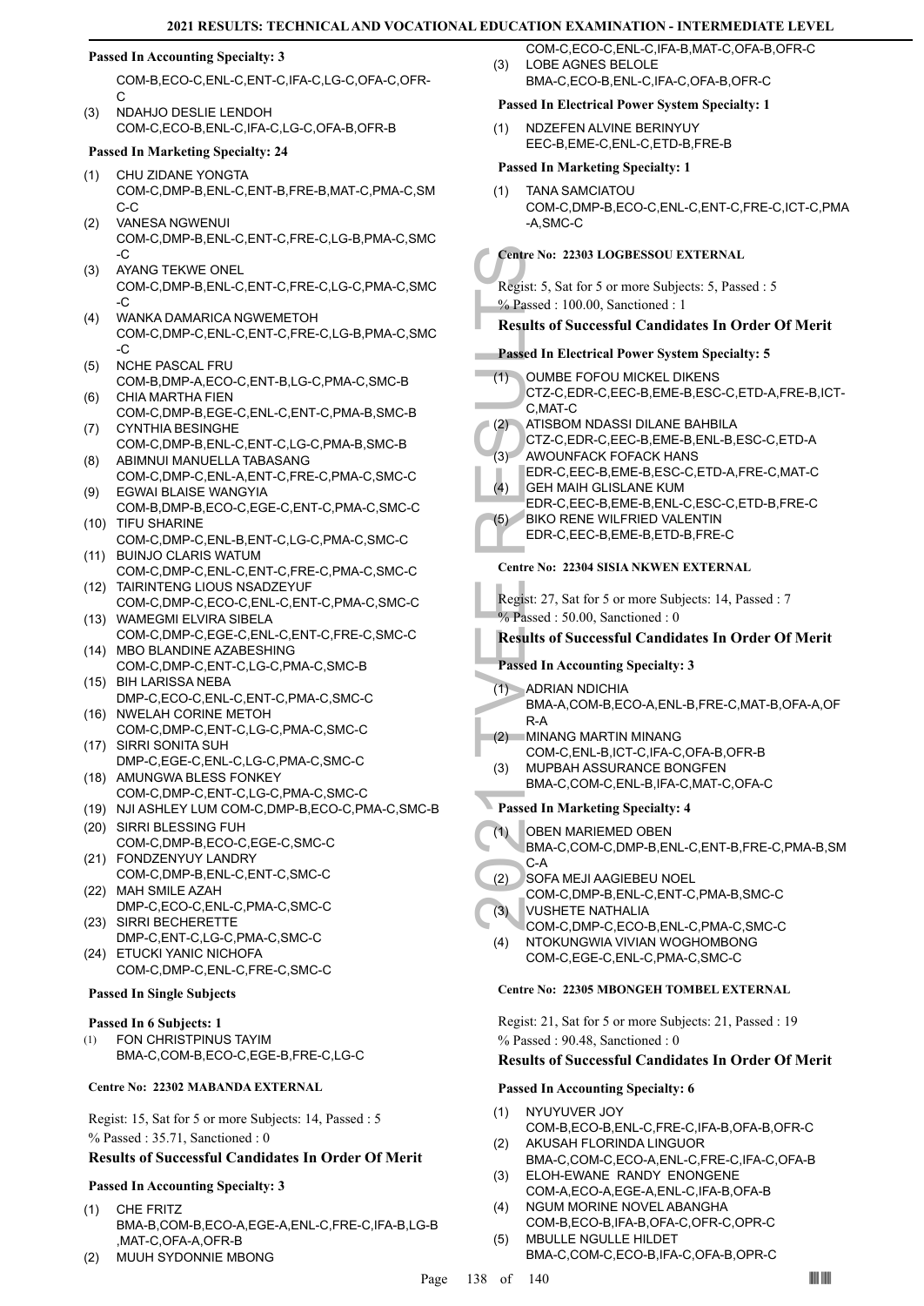**Passed In Accounting Specialty: 3**

COM-B,ECO-C,ENL-C,ENT-C,IFA-C,LG-C,OFA-C,OFR-C

(3) NDAHJO DESLIE LENDOH
COM-C,ECO-B,ENL-C,IFA-C,LG-C,OFA-B,OFR-B

**Passed In Marketing Specialty: 24**

(1) CHU ZIDANE YONGTA
COM-C,DMP-B,ENL-C,ENT-B,FRE-B,MAT-C,PMA-C,SMC-C
(2) VANESA NGWENUI
COM-C,DMP-B,ENL-C,ENT-C,FRE-C,LG-B,PMA-C,SMC-C
(3) AYANG TEKWE ONEL
COM-C,DMP-B,ENL-C,ENT-C,FRE-C,LG-C,PMA-C,SMC-C
(4) WANKA DAMARICA NGWEMETOH
COM-C,DMP-C,ENL-C,ENT-C,FRE-C,LG-B,PMA-C,SMC-C
(5) NCHE PASCAL FRU
COM-B,DMP-A,ECO-C,ENT-B,LG-C,PMA-C,SMC-B
(6) CHIA MARTHA FIEN
COM-C,DMP-B,EGE-C,ENL-C,ENT-C,PMA-B,SMC-B
(7) CYNTHIA BESINGHE
COM-C,DMP-B,ENL-C,ENT-C,LG-C,PMA-B,SMC-B
(8) ABIMNUI MANUELLA TABASANG
COM-C,DMP-C,ENL-A,ENT-C,FRE-C,PMA-C,SMC-C
(9) EGWAI BLAISE WANGYIA
COM-B,DMP-B,ECO-C,EGE-C,ENT-C,PMA-C,SMC-C
(10) TIFU SHARINE
COM-C,DMP-C,ENL-B,ENT-C,LG-C,PMA-C,SMC-C
(11) BUINJO CLARIS WATUM
COM-C,DMP-C,ENL-C,ENT-C,FRE-C,PMA-C,SMC-C
(12) TAIRINTENG LIOUS NSADZEYUF
COM-C,DMP-C,ECO-C,ENL-C,ENT-C,PMA-C,SMC-C
(13) WAMEGMI ELVIRA SIBELA
COM-C,DMP-C,EGE-C,ENL-C,ENT-C,FRE-C,SMC-C
(14) MBO BLANDINE AZABESHING
COM-C,DMP-C,ENT-C,LG-C,PMA-C,SMC-B
(15) BIH LARISSA NEBA
DMP-C,ECO-C,ENL-C,ENT-C,PMA-C,SMC-C
(16) NWELAH CORINE METOH
COM-C,DMP-C,ENT-C,LG-C,PMA-C,SMC-C
(17) SIRRI SONITA SUH
DMP-C,EGE-C,ENL-C,LG-C,PMA-C,SMC-C
(18) AMUNGWA BLESS FONKEY
COM-C,DMP-C,ENT-C,LG-C,PMA-C,SMC-C
(19) NJI ASHLEY LUM COM-C,DMP-B,ECO-C,PMA-C,SMC-B
(20) SIRRI BLESSING FUH
COM-C,DMP-B,ECO-C,EGE-C,SMC-C
(21) FONDZENYUY LANDRY
COM-C,DMP-B,ENL-C,ENT-C,SMC-C
(22) MAH SMILE AZAH
DMP-C,ECO-C,ENL-C,PMA-C,SMC-C
(23) SIRRI BECHERETTE
DMP-C,ENT-C,LG-C,PMA-C,SMC-C
(24) ETUCKI YANIC NICHOFA
COM-C,DMP-C,ENL-C,FRE-C,SMC-C

**Passed In Single Subjects**

**Passed In 6 Subjects: 1**

(1) FON CHRISTPINUS TAYIM
BMA-C,COM-B,ECO-C,EGE-B,FRE-C,LG-C

**Centre No: 22302 MABANDA EXTERNAL**

Regist: 15, Sat for 5 or more Subjects: 14, Passed : 5
% Passed : 35.71, Sanctioned : 0

### Results of Successful Candidates In Order Of Merit

**Passed In Accounting Specialty: 3**

(1) CHE FRITZ
BMA-B,COM-B,ECO-A,EGE-A,ENL-C,FRE-C,IFA-B,LG-B,MAT-C,OFA-A,OFR-B
(2) MUUH SYDONNIE MBONG
COM-C,ECO-C,ENL-C,IFA-B,MAT-C,OFA-B,OFR-C
(3) LOBE AGNES BELOLE
BMA-C,ECO-B,ENL-C,IFA-C,OFA-B,OFR-C

**Passed In Electrical Power System Specialty: 1**

(1) NDZEFEN ALVINE BERINYUY
EEC-B,EME-C,ENL-C,ETD-B,FRE-B

**Passed In Marketing Specialty: 1**

(1) TANA SAMCIATOU
COM-C,DMP-B,ECO-C,ENL-C,ENT-C,FRE-C,ICT-C,PMA-A,SMC-C

**Centre No: 22303 LOGBESSOU EXTERNAL**

Regist: 5, Sat for 5 or more Subjects: 5, Passed : 5
% Passed : 100.00, Sanctioned : 1

### Results of Successful Candidates In Order Of Merit

**Passed In Electrical Power System Specialty: 5**

(1) OUMBE FOFOU MICKEL DIKENS
CTZ-C,EDR-C,EEC-B,EME-B,ESC-C,ETD-A,FRE-B,ICT-C,MAT-C
(2) ATISBOM NDASSI DILANE BAHBILA
CTZ-C,EDR-C,EEC-B,EME-B,ENL-B,ESC-C,ETD-A
(3) AWOUNFACK FOFACK HANS
EDR-C,EEC-B,EME-B,ESC-C,ETD-A,FRE-C,MAT-C
(4) GEH MAIH GLISLANE KUM
EDR-C,EEC-B,EME-B,ENL-C,ESC-C,ETD-B,FRE-C
(5) BIKO RENE WILFRIED VALENTIN
EDR-C,EEC-B,EME-B,ETD-B,FRE-C

**Centre No: 22304 SISIA NKWEN EXTERNAL**

Regist: 27, Sat for 5 or more Subjects: 14, Passed : 7
% Passed : 50.00, Sanctioned : 0

### Results of Successful Candidates In Order Of Merit

**Passed In Accounting Specialty: 3**

(1) ADRIAN NDICHIA
BMA-A,COM-B,ECO-A,ENL-B,FRE-C,MAT-B,OFA-A,OFR-A
(2) MINANG MARTIN MINANG
COM-C,ENL-B,ICT-C,IFA-C,OFA-B,OFR-B
(3) MUPBAH ASSURANCE BONGFEN
BMA-C,COM-C,ENL-B,IFA-C,MAT-C,OFA-C

**Passed In Marketing Specialty: 4**

(1) OBEN MARIEMED OBEN
BMA-C,COM-C,DMP-B,ENL-C,ENT-B,FRE-C,PMA-B,SMC-A
(2) SOFA MEJI AAGIEBEU NOEL
COM-C,DMP-B,ENL-C,ENT-C,PMA-B,SMC-C
(3) VUSHETE NATHALIA
COM-C,DMP-C,ECO-B,ENL-C,PMA-C,SMC-C
(4) NTOKUNGWIA VIVIAN WOGHOMBONG
COM-C,EGE-C,ENL-C,PMA-C,SMC-C

**Centre No: 22305 MBONGEH TOMBEL EXTERNAL**

Regist: 21, Sat for 5 or more Subjects: 21, Passed : 19
% Passed : 90.48, Sanctioned : 0

### Results of Successful Candidates In Order Of Merit

**Passed In Accounting Specialty: 6**

(1) NYUYUVER JOY
COM-B,ECO-B,ENL-C,FRE-C,IFA-B,OFA-B,OFR-C
(2) AKUSAH FLORINDA LINGUOR
BMA-C,COM-C,ECO-A,ENL-C,FRE-C,IFA-C,OFA-B
(3) ELOH-EWANE RANDY ENONGENE
COM-A,ECO-A,EGE-A,ENL-C,IFA-B,OFA-B
(4) NGUM MORINE NOVEL ABANGHA
COM-B,ECO-B,IFA-B,OFA-C,OFR-C,OPR-C
(5) MBULLE NGULLE HILDET
BMA-C,COM-C,ECO-B,IFA-C,OFA-B,OPR-C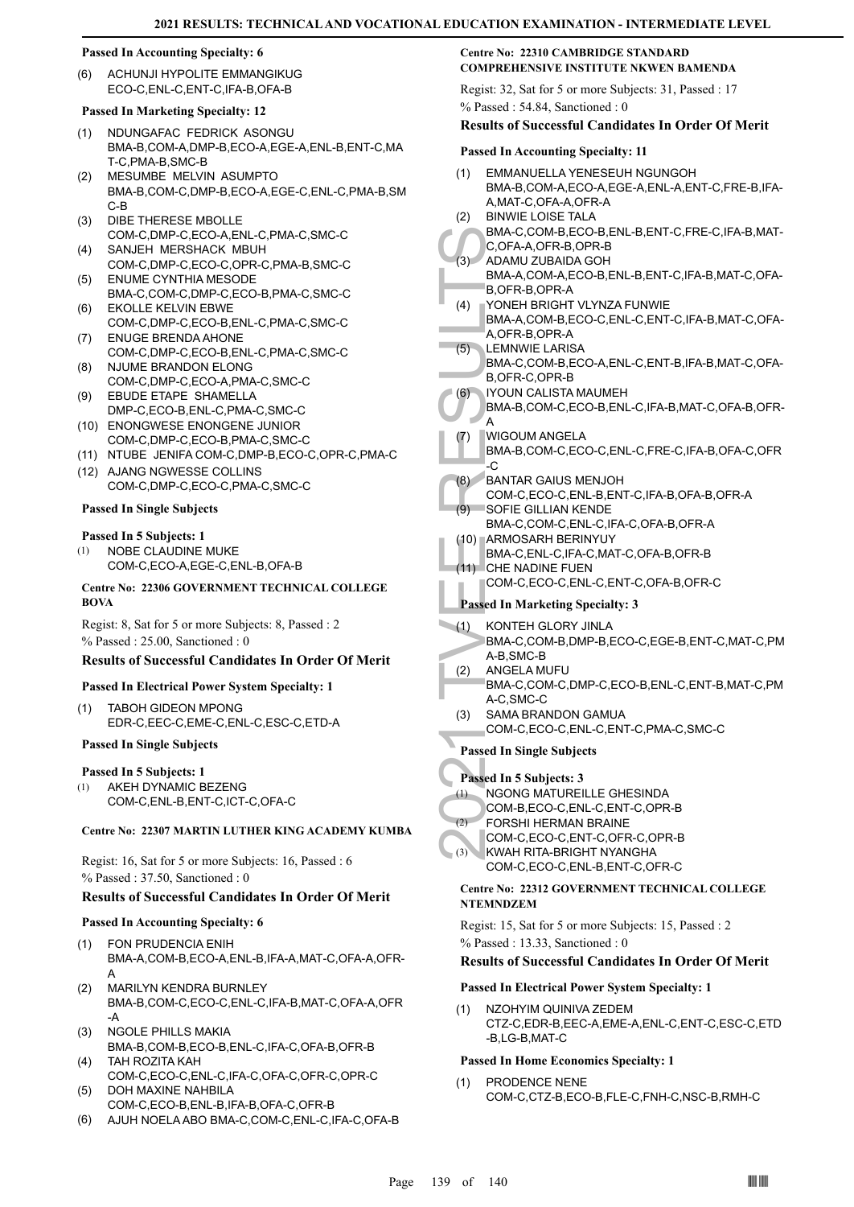### Passed In Accounting Specialty: 6

(6) ACHUNJI HYPOLITE EMMANGIKUG
ECO-C,ENL-C,ENT-C,IFA-B,OFA-B

### Passed In Marketing Specialty: 12

(1) NDUNGAFAC FEDRICK ASONGU
BMA-B,COM-A,DMP-B,ECO-A,EGE-A,ENL-B,ENT-C,MAT-C,PMA-B,SMC-B
(2) MESUMBE MELVIN ASUMPTO
BMA-B,COM-C,DMP-B,ECO-A,EGE-C,ENL-C,PMA-B,SMC-B
(3) DIBE THERESE MBOLLE
COM-C,DMP-C,ECO-A,ENL-C,PMA-C,SMC-C
(4) SANJEH MERSHACK MBUH
COM-C,DMP-C,ECO-C,OPR-C,PMA-B,SMC-C
(5) ENUME CYNTHIA MESODE
BMA-C,COM-C,DMP-C,ECO-B,PMA-C,SMC-C
(6) EKOLLE KELVIN EBWE
COM-C,DMP-C,ECO-B,ENL-C,PMA-C,SMC-C
(7) ENUGE BRENDA AHONE
COM-C,DMP-C,ECO-B,ENL-C,PMA-C,SMC-C
(8) NJUME BRANDON ELONG
COM-C,DMP-C,ECO-A,PMA-C,SMC-C
(9) EBUDE ETAPE SHAMELLA
DMP-C,ECO-B,ENL-C,PMA-C,SMC-C
(10) ENONGWESE ENONGENE JUNIOR
COM-C,DMP-C,ECO-B,PMA-C,SMC-C
(11) NTUBE JENIFA COM-C,DMP-B,ECO-C,OPR-C,PMA-C
(12) AJANG NGWESSE COLLINS
COM-C,DMP-C,ECO-C,PMA-C,SMC-C

### Passed In Single Subjects

#### Passed In 5 Subjects: 1

(1) NOBE CLAUDINE MUKE
COM-C,ECO-A,EGE-C,ENL-B,OFA-B

## Centre No: 22306 GOVERNMENT TECHNICAL COLLEGE BOVA

Regist: 8, Sat for 5 or more Subjects: 8, Passed : 2
% Passed : 25.00, Sanctioned : 0

### Results of Successful Candidates In Order Of Merit

#### Passed In Electrical Power System Specialty: 1

(1) TABOH GIDEON MPONG
EDR-C,EEC-C,EME-C,ENL-C,ESC-C,ETD-A

#### Passed In Single Subjects

#### Passed In 5 Subjects: 1

(1) AKEH DYNAMIC BEZENG
COM-C,ENL-B,ENT-C,ICT-C,OFA-C

## Centre No: 22307 MARTIN LUTHER KING ACADEMY KUMBA

Regist: 16, Sat for 5 or more Subjects: 16, Passed : 6
% Passed : 37.50, Sanctioned : 0

### Results of Successful Candidates In Order Of Merit

#### Passed In Accounting Specialty: 6

(1) FON PRUDENCIA ENIH
BMA-A,COM-B,ECO-A,ENL-B,IFA-A,MAT-C,OFA-A,OFR-A
(2) MARILYN KENDRA BURNLEY
BMA-B,COM-C,ECO-C,ENL-C,IFA-B,MAT-C,OFA-A,OFR-A
(3) NGOLE PHILLS MAKIA
BMA-B,COM-B,ECO-B,ENL-C,IFA-C,OFA-B,OFR-B
(4) TAH ROZITA KAH
COM-C,ECO-C,ENL-C,IFA-C,OFA-C,OFR-C,OPR-C
(5) DOH MAXINE NAHBILA
COM-C,ECO-B,ENL-B,IFA-B,OFA-C,OFR-B
(6) AJUH NOELA ABO BMA-C,COM-C,ENL-C,IFA-C,OFA-B

## Centre No: 22310 CAMBRIDGE STANDARD COMPREHENSIVE INSTITUTE NKWEN BAMENDA

Regist: 32, Sat for 5 or more Subjects: 31, Passed : 17
% Passed : 54.84, Sanctioned : 0

### Results of Successful Candidates In Order Of Merit

#### Passed In Accounting Specialty: 11

(1) EMMANUELLA YENESEUH NGUNGOH
BMA-B,COM-A,ECO-A,EGE-A,ENL-A,ENT-C,FRE-B,IFA-A,MAT-C,OFA-A,OFR-A
(2) BINWIE LOISE TALA
BMA-C,COM-B,ECO-B,ENL-B,ENT-C,FRE-C,IFA-B,MAT-C,OFA-A,OFR-B,OPR-B
(3) ADAMU ZUBAIDA GOH
BMA-A,COM-A,ECO-B,ENL-B,ENT-C,IFA-B,MAT-C,OFA-B,OFR-B,OPR-A
(4) YONEH BRIGHT VLYNZA FUNWIE
BMA-A,COM-B,ECO-C,ENL-C,ENT-C,IFA-B,MAT-C,OFA-A,OFR-B,OPR-A
(5) LEMNWIE LARISA
BMA-C,COM-B,ECO-A,ENL-C,ENT-B,IFA-B,MAT-C,OFA-B,OFR-C,OPR-B
(6) IYOUN CALISTA MAUMEH
BMA-B,COM-C,ECO-B,ENL-C,IFA-B,MAT-C,OFA-B,OFR-A
(7) WIGOUM ANGELA
BMA-B,COM-C,ECO-C,ENL-C,FRE-C,IFA-B,OFA-C,OFR-C
(8) BANTAR GAIUS MENJOH
COM-C,ECO-C,ENL-B,ENT-C,IFA-B,OFA-B,OFR-A
(9) SOFIE GILLIAN KENDE
BMA-C,COM-C,ENL-C,IFA-C,OFA-B,OFR-A
(10) ARMOSARH BERINYUY
BMA-C,ENL-C,IFA-C,MAT-C,OFA-B,OFR-B
(11) CHE NADINE FUEN
COM-C,ECO-C,ENL-C,ENT-C,OFA-B,OFR-C

#### Passed In Marketing Specialty: 3

(1) KONTEH GLORY JINLA
BMA-C,COM-B,DMP-B,ECO-C,EGE-B,ENT-C,MAT-C,PMA-B,SMC-B
(2) ANGELA MUFU
BMA-C,COM-C,DMP-C,ECO-B,ENL-C,ENT-B,MAT-C,PMA-C,SMC-C
(3) SAMA BRANDON GAMUA
COM-C,ECO-C,ENL-C,ENT-C,PMA-C,SMC-C

#### Passed In Single Subjects

#### Passed In 5 Subjects: 3

(1) NGONG MATUREILLE GHESINDA
COM-B,ECO-C,ENL-C,ENT-C,OPR-B
(2) FORSHI HERMAN BRAINE
COM-C,ECO-C,ENT-C,OFR-C,OPR-B
(3) KWAH RITA-BRIGHT NYANGHA
COM-C,ECO-C,ENL-B,ENT-C,OFR-C

## Centre No: 22312 GOVERNMENT TECHNICAL COLLEGE NTEMNDZEM

Regist: 15, Sat for 5 or more Subjects: 15, Passed : 2
% Passed : 13.33, Sanctioned : 0

### Results of Successful Candidates In Order Of Merit

#### Passed In Electrical Power System Specialty: 1

(1) NZOHYIM QUINIVA ZEDEM
CTZ-C,EDR-B,EEC-A,EME-A,ENL-C,ENT-C,ESC-C,ETD-B,LG-B,MAT-C

#### Passed In Home Economics Specialty: 1

(1) PRODENCE NENE
COM-C,CTZ-B,ECO-B,FLE-C,FNH-C,NSC-B,RMH-C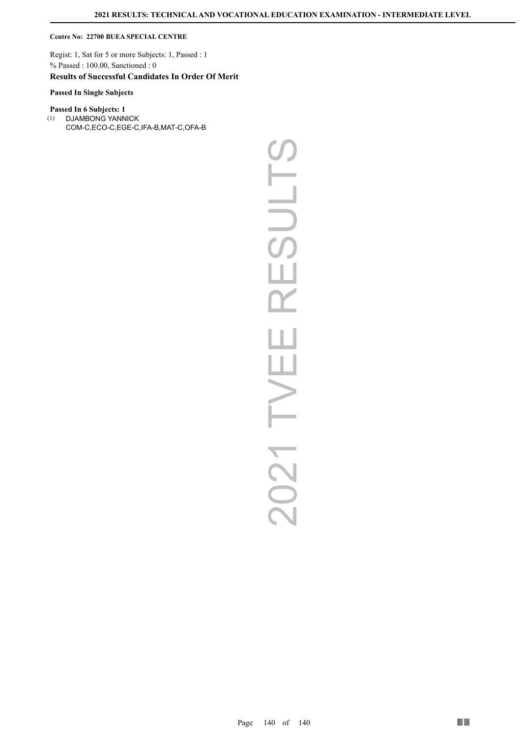**Centre No: 22700 BUEA SPECIAL CENTRE**

Regist: 1, Sat for 5 or more Subjects: 1, Passed : 1
% Passed : 100.00, Sanctioned : 0

**Results of Successful Candidates In Order Of Merit**

**Passed In Single Subjects**

**Passed In 6 Subjects: 1**

(1) DJAMBONG YANNICK
COM-C,ECO-C,EGE-C,IFA-B,MAT-C,OFA-B